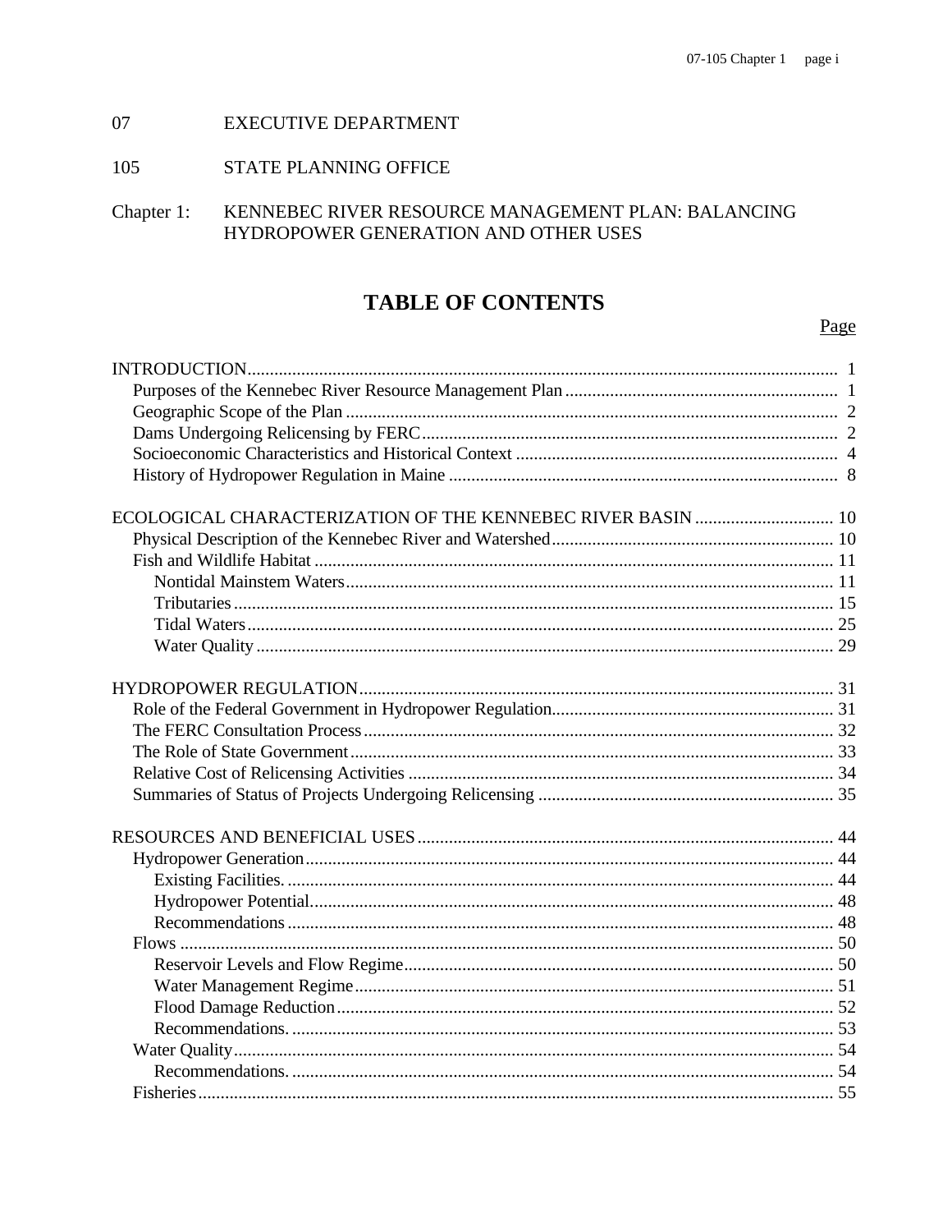07 EXECUTIVE DEPARTMENT

105 STATE PLANNING OFFICE

Chapter 1: KENNEBEC RIVER RESOURCE MANAGEMENT PLAN: BALANCING HYDROPOWER GENERATION AND OTHER USES

# TABLE OF CONTENTS

| | Page |
|---|---|
| INTRODUCTION | 1 |
| Purposes of the Kennebec River Resource Management Plan | 1 |
| Geographic Scope of the Plan | 2 |
| Dams Undergoing Relicensing by FERC | 2 |
| Socioeconomic Characteristics and Historical Context | 4 |
| History of Hydropower Regulation in Maine | 8 |
| | |
| ECOLOGICAL CHARACTERIZATION OF THE KENNEBEC RIVER BASIN | 10 |
| Physical Description of the Kennebec River and Watershed | 10 |
| Fish and Wildlife Habitat | 11 |
| Nontidal Mainstem Waters | 11 |
| Tributaries | 15 |
| Tidal Waters | 25 |
| Water Quality | 29 |
| | |
| HYDROPOWER REGULATION | 31 |
| Role of the Federal Government in Hydropower Regulation | 31 |
| The FERC Consultation Process | 32 |
| The Role of State Government | 33 |
| Relative Cost of Relicensing Activities | 34 |
| Summaries of Status of Projects Undergoing Relicensing | 35 |
| | |
| RESOURCES AND BENEFICIAL USES | 44 |
| Hydropower Generation | 44 |
| Existing Facilities. | 44 |
| Hydropower Potential | 48 |
| Recommendations | 48 |
| Flows | 50 |
| Reservoir Levels and Flow Regime | 50 |
| Water Management Regime | 51 |
| Flood Damage Reduction | 52 |
| Recommendations. | 53 |
| Water Quality | 54 |
| Recommendations. | 54 |
| Fisheries | 55 |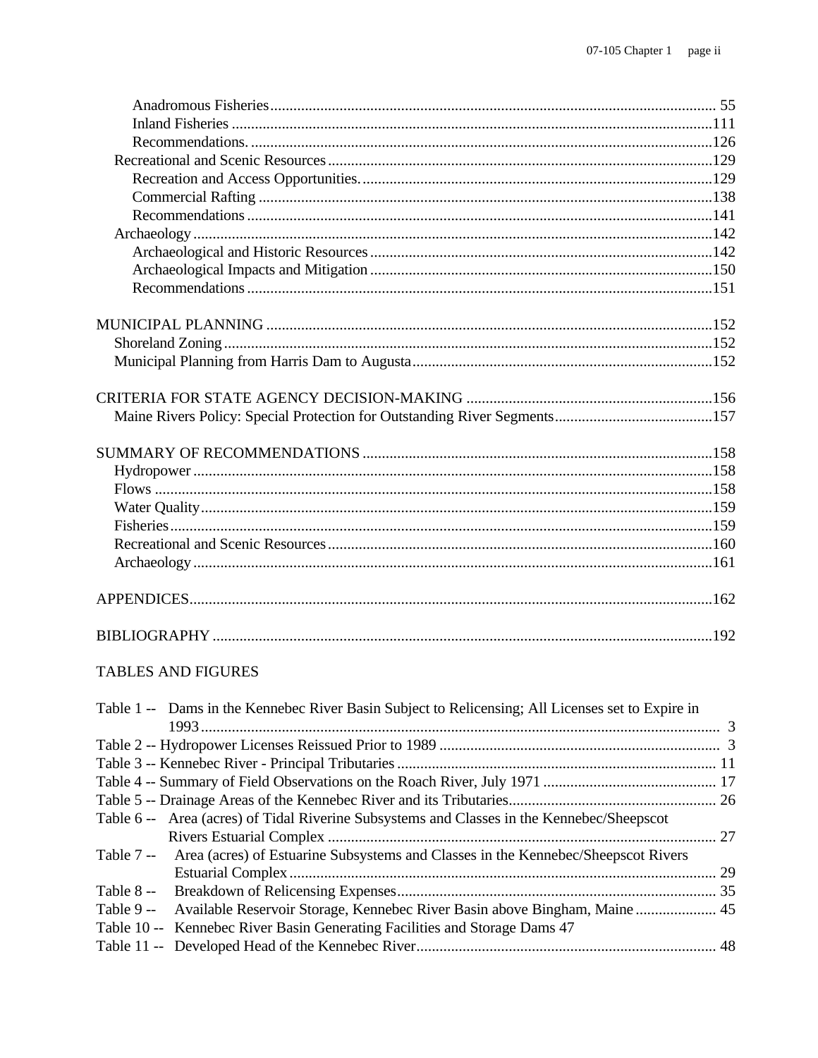- Anadromous Fisheries ..... 55
- Inland Fisheries ..... 111
- Recommendations. ..... 126

Recreational and Scenic Resources ..... 129

- Recreation and Access Opportunities. ..... 129
- Commercial Rafting ..... 138
- Recommendations ..... 141

Archaeology ..... 142

- Archaeological and Historic Resources ..... 142
- Archaeological Impacts and Mitigation ..... 150
- Recommendations ..... 151

MUNICIPAL PLANNING ..... 152

- Shoreland Zoning ..... 152
- Municipal Planning from Harris Dam to Augusta ..... 152

CRITERIA FOR STATE AGENCY DECISION-MAKING ..... 156

- Maine Rivers Policy: Special Protection for Outstanding River Segments ..... 157

SUMMARY OF RECOMMENDATIONS ..... 158

- Hydropower ..... 158
- Flows ..... 158
- Water Quality ..... 159
- Fisheries ..... 159
- Recreational and Scenic Resources ..... 160
- Archaeology ..... 161

APPENDICES ..... 162

BIBLIOGRAPHY ..... 192

TABLES AND FIGURES

- Table 1 -- Dams in the Kennebec River Basin Subject to Relicensing; All Licenses set to Expire in 1993 ..... 3
- Table 2 -- Hydropower Licenses Reissued Prior to 1989 ..... 3
- Table 3 -- Kennebec River - Principal Tributaries ..... 11
- Table 4 -- Summary of Field Observations on the Roach River, July 1971 ..... 17
- Table 5 -- Drainage Areas of the Kennebec River and its Tributaries ..... 26
- Table 6 -- Area (acres) of Tidal Riverine Subsystems and Classes in the Kennebec/Sheepscot Rivers Estuarial Complex ..... 27
- Table 7 -- Area (acres) of Estuarine Subsystems and Classes in the Kennebec/Sheepscot Rivers Estuarial Complex ..... 29
- Table 8 -- Breakdown of Relicensing Expenses ..... 35
- Table 9 -- Available Reservoir Storage, Kennebec River Basin above Bingham, Maine ..... 45
- Table 10 -- Kennebec River Basin Generating Facilities and Storage Dams 47
- Table 11 -- Developed Head of the Kennebec River ..... 48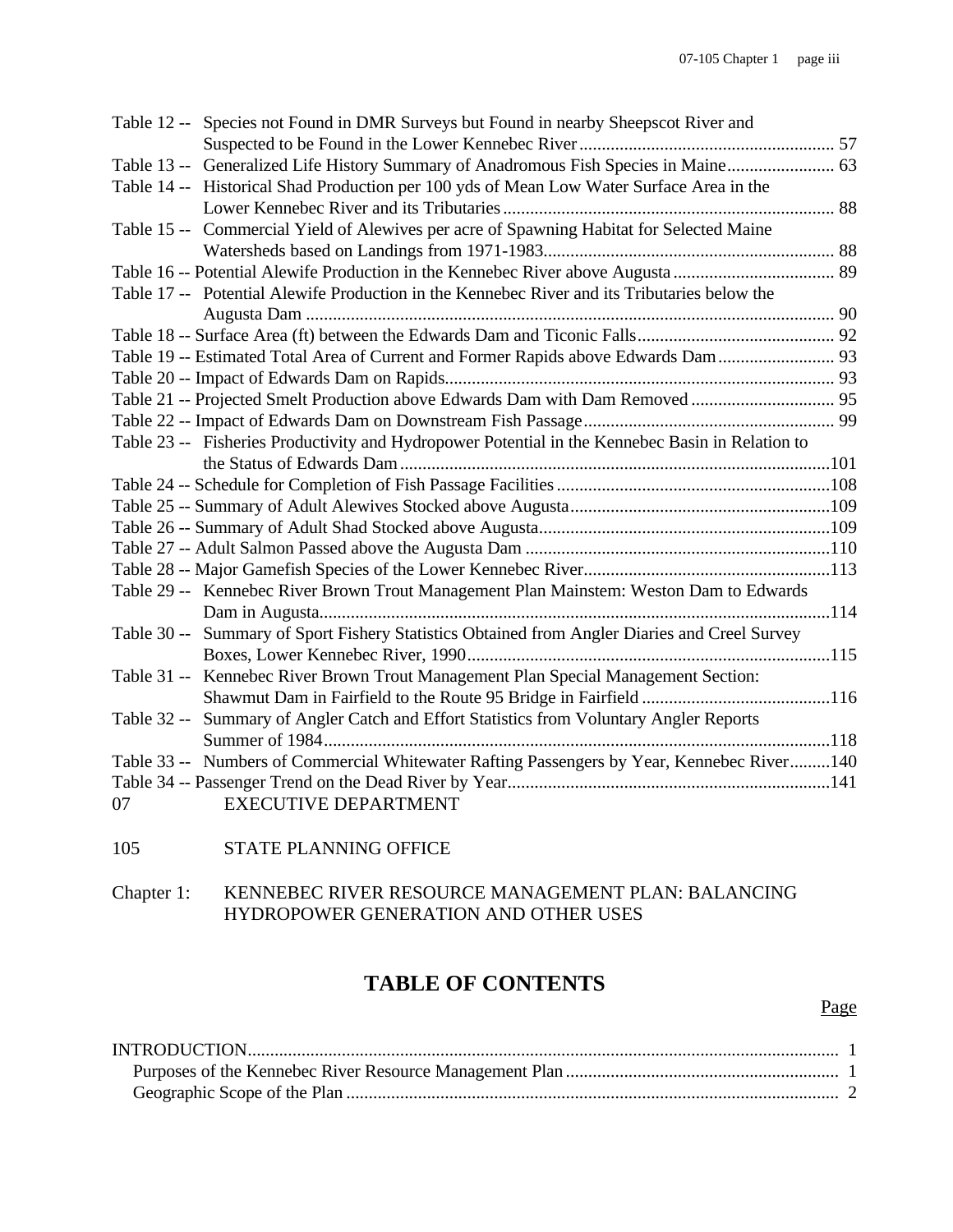Table 12 -- Species not Found in DMR Surveys but Found in nearby Sheepscot River and Suspected to be Found in the Lower Kennebec River ........ 57
Table 13 -- Generalized Life History Summary of Anadromous Fish Species in Maine ........ 63
Table 14 -- Historical Shad Production per 100 yds of Mean Low Water Surface Area in the Lower Kennebec River and its Tributaries ........ 88
Table 15 -- Commercial Yield of Alewives per acre of Spawning Habitat for Selected Maine Watersheds based on Landings from 1971-1983........ 88
Table 16 -- Potential Alewife Production in the Kennebec River above Augusta ........ 89
Table 17 -- Potential Alewife Production in the Kennebec River and its Tributaries below the Augusta Dam ........ 90
Table 18 -- Surface Area (ft) between the Edwards Dam and Ticonic Falls........ 92
Table 19 -- Estimated Total Area of Current and Former Rapids above Edwards Dam........ 93
Table 20 -- Impact of Edwards Dam on Rapids........ 93
Table 21 -- Projected Smelt Production above Edwards Dam with Dam Removed ........ 95
Table 22 -- Impact of Edwards Dam on Downstream Fish Passage........ 99
Table 23 -- Fisheries Productivity and Hydropower Potential in the Kennebec Basin in Relation to the Status of Edwards Dam ........101
Table 24 -- Schedule for Completion of Fish Passage Facilities ........108
Table 25 -- Summary of Adult Alewives Stocked above Augusta........109
Table 26 -- Summary of Adult Shad Stocked above Augusta........109
Table 27 -- Adult Salmon Passed above the Augusta Dam ........110
Table 28 -- Major Gamefish Species of the Lower Kennebec River........113
Table 29 -- Kennebec River Brown Trout Management Plan Mainstem: Weston Dam to Edwards Dam in Augusta........114
Table 30 -- Summary of Sport Fishery Statistics Obtained from Angler Diaries and Creel Survey Boxes, Lower Kennebec River, 1990........115
Table 31 -- Kennebec River Brown Trout Management Plan Special Management Section: Shawmut Dam in Fairfield to the Route 95 Bridge in Fairfield ........116
Table 32 -- Summary of Angler Catch and Effort Statistics from Voluntary Angler Reports Summer of 1984........118
Table 33 -- Numbers of Commercial Whitewater Rafting Passengers by Year, Kennebec River........140
Table 34 -- Passenger Trend on the Dead River by Year........141

07 EXECUTIVE DEPARTMENT

105 STATE PLANNING OFFICE

Chapter 1: KENNEBEC RIVER RESOURCE MANAGEMENT PLAN: BALANCING HYDROPOWER GENERATION AND OTHER USES

# TABLE OF CONTENTS

Page

INTRODUCTION........ 1
- Purposes of the Kennebec River Resource Management Plan ........ 1
- Geographic Scope of the Plan ........ 2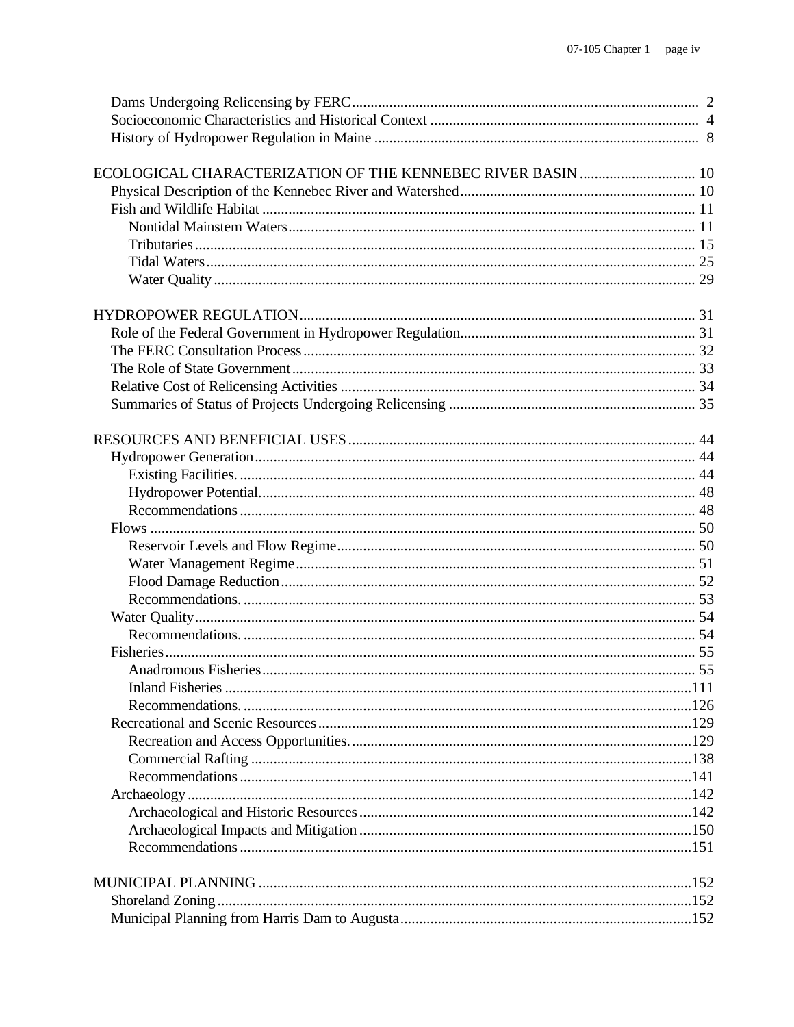Dams Undergoing Relicensing by FERC ........................................................................................ 2
Socioeconomic Characteristics and Historical Context ..................................................................... 4
History of Hydropower Regulation in Maine ................................................................................... 8

ECOLOGICAL CHARACTERIZATION OF THE KENNEBEC RIVER BASIN ............................... 10
Physical Description of the Kennebec River and Watershed ........................................................... 10
Fish and Wildlife Habitat ................................................................................................................. 11
Nontidal Mainstem Waters ........................................................................................................... 11
Tributaries ..................................................................................................................................... 15
Tidal Waters .................................................................................................................................. 25
Water Quality ................................................................................................................................ 29

HYDROPOWER REGULATION ......................................................................................................... 31
Role of the Federal Government in Hydropower Regulation ........................................................... 31
The FERC Consultation Process ...................................................................................................... 32
The Role of State Government ......................................................................................................... 33
Relative Cost of Relicensing Activities ............................................................................................ 34
Summaries of Status of Projects Undergoing Relicensing ............................................................... 35

RESOURCES AND BENEFICIAL USES ............................................................................................ 44
Hydropower Generation ................................................................................................................... 44
Existing Facilities. ......................................................................................................................... 44
Hydropower Potential .................................................................................................................... 48
Recommendations ......................................................................................................................... 48
Flows ............................................................................................................................................... 50
Reservoir Levels and Flow Regime ............................................................................................... 50
Water Management Regime .......................................................................................................... 51
Flood Damage Reduction .............................................................................................................. 52
Recommendations. ........................................................................................................................ 53
Water Quality ................................................................................................................................... 54
Recommendations. ........................................................................................................................ 54
Fisheries ........................................................................................................................................... 55
Anadromous Fisheries ................................................................................................................... 55
Inland Fisheries ............................................................................................................................ 111
Recommendations. ....................................................................................................................... 126
Recreational and Scenic Resources ................................................................................................. 129
Recreation and Access Opportunities. .......................................................................................... 129
Commercial Rafting ..................................................................................................................... 138
Recommendations ........................................................................................................................ 141
Archaeology .................................................................................................................................... 142
Archaeological and Historic Resources ........................................................................................ 142
Archaeological Impacts and Mitigation ........................................................................................ 150
Recommendations ........................................................................................................................ 151

MUNICIPAL PLANNING .................................................................................................................. 152
Shoreland Zoning ............................................................................................................................ 152
Municipal Planning from Harris Dam to Augusta ........................................................................... 152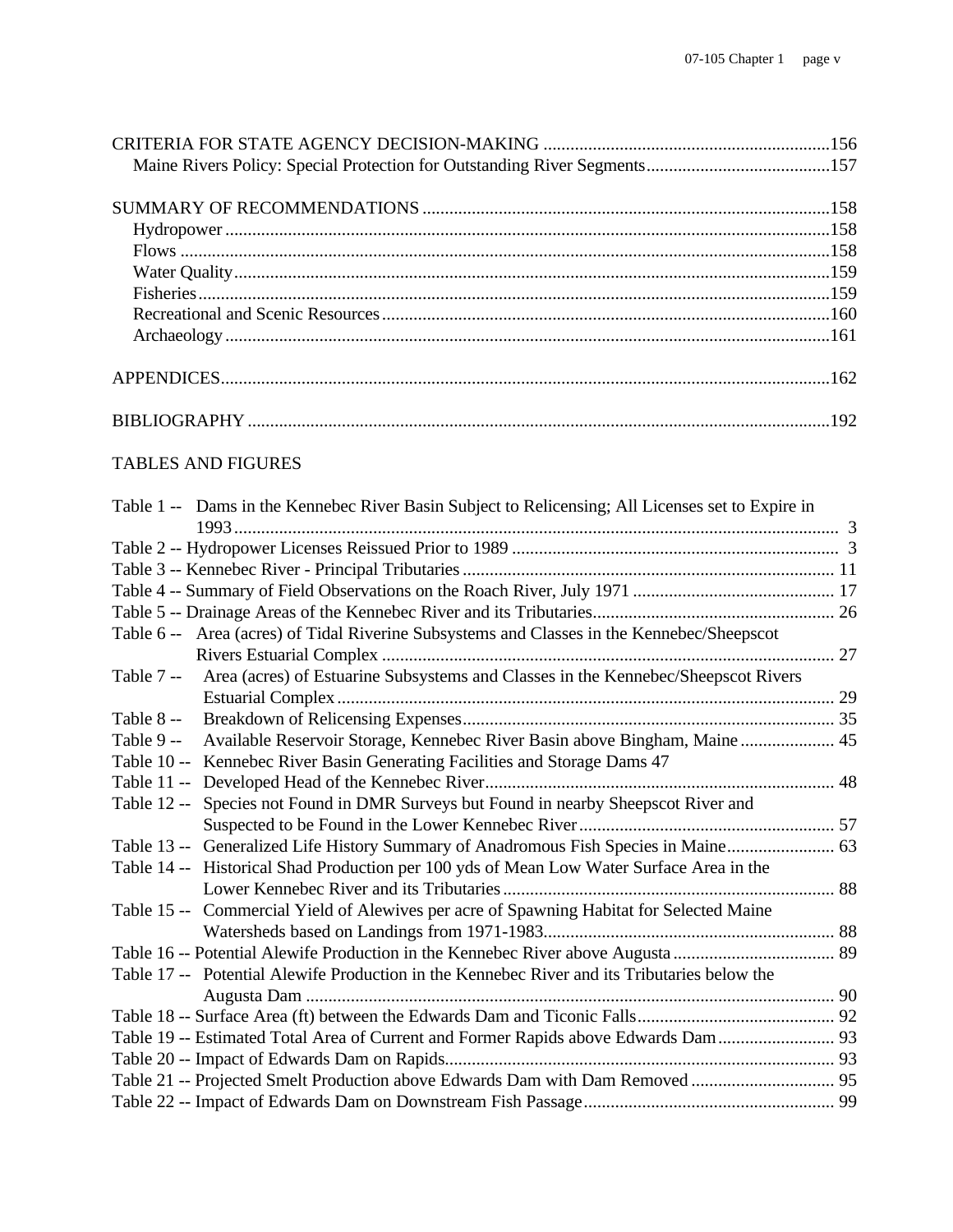CRITERIA FOR STATE AGENCY DECISION-MAKING ................................................................156
Maine Rivers Policy: Special Protection for Outstanding River Segments.........................................157

SUMMARY OF RECOMMENDATIONS ..........................................................................................158
Hydropower .......................................................................................................................158
Flows ................................................................................................................................158
Water Quality.....................................................................................................................159
Fisheries............................................................................................................................159
Recreational and Scenic Resources.......................................................................................160
Archaeology .......................................................................................................................161

APPENDICES......................................................................................................................162

BIBLIOGRAPHY ..................................................................................................................192

TABLES AND FIGURES

Table 1 -- Dams in the Kennebec River Basin Subject to Relicensing; All Licenses set to Expire in 1993 ....................................................................................................................... 3
Table 2 -- Hydropower Licenses Reissued Prior to 1989 ......................................................................... 3
Table 3 -- Kennebec River - Principal Tributaries ................................................................................... 11
Table 4 -- Summary of Field Observations on the Roach River, July 1971 ............................................. 17
Table 5 -- Drainage Areas of the Kennebec River and its Tributaries...................................................... 26
Table 6 -- Area (acres) of Tidal Riverine Subsystems and Classes in the Kennebec/Sheepscot Rivers Estuarial Complex ..................................................................................................... 27
Table 7 -- Area (acres) of Estuarine Subsystems and Classes in the Kennebec/Sheepscot Rivers Estuarial Complex ............................................................................................................... 29
Table 8 -- Breakdown of Relicensing Expenses................................................................................... 35
Table 9 -- Available Reservoir Storage, Kennebec River Basin above Bingham, Maine ..................... 45
Table 10 -- Kennebec River Basin Generating Facilities and Storage Dams 47
Table 11 -- Developed Head of the Kennebec River.............................................................................. 48
Table 12 -- Species not Found in DMR Surveys but Found in nearby Sheepscot River and Suspected to be Found in the Lower Kennebec River......................................................... 57
Table 13 -- Generalized Life History Summary of Anadromous Fish Species in Maine........................ 63
Table 14 -- Historical Shad Production per 100 yds of Mean Low Water Surface Area in the Lower Kennebec River and its Tributaries .......................................................................... 88
Table 15 -- Commercial Yield of Alewives per acre of Spawning Habitat for Selected Maine Watersheds based on Landings from 1971-1983................................................................. 88
Table 16 -- Potential Alewife Production in the Kennebec River above Augusta .................................... 89
Table 17 -- Potential Alewife Production in the Kennebec River and its Tributaries below the Augusta Dam ....................................................................................................................... 90
Table 18 -- Surface Area (ft) between the Edwards Dam and Ticonic Falls............................................ 92
Table 19 -- Estimated Total Area of Current and Former Rapids above Edwards Dam.......................... 93
Table 20 -- Impact of Edwards Dam on Rapids...................................................................................... 93
Table 21 -- Projected Smelt Production above Edwards Dam with Dam Removed ................................ 95
Table 22 -- Impact of Edwards Dam on Downstream Fish Passage........................................................ 99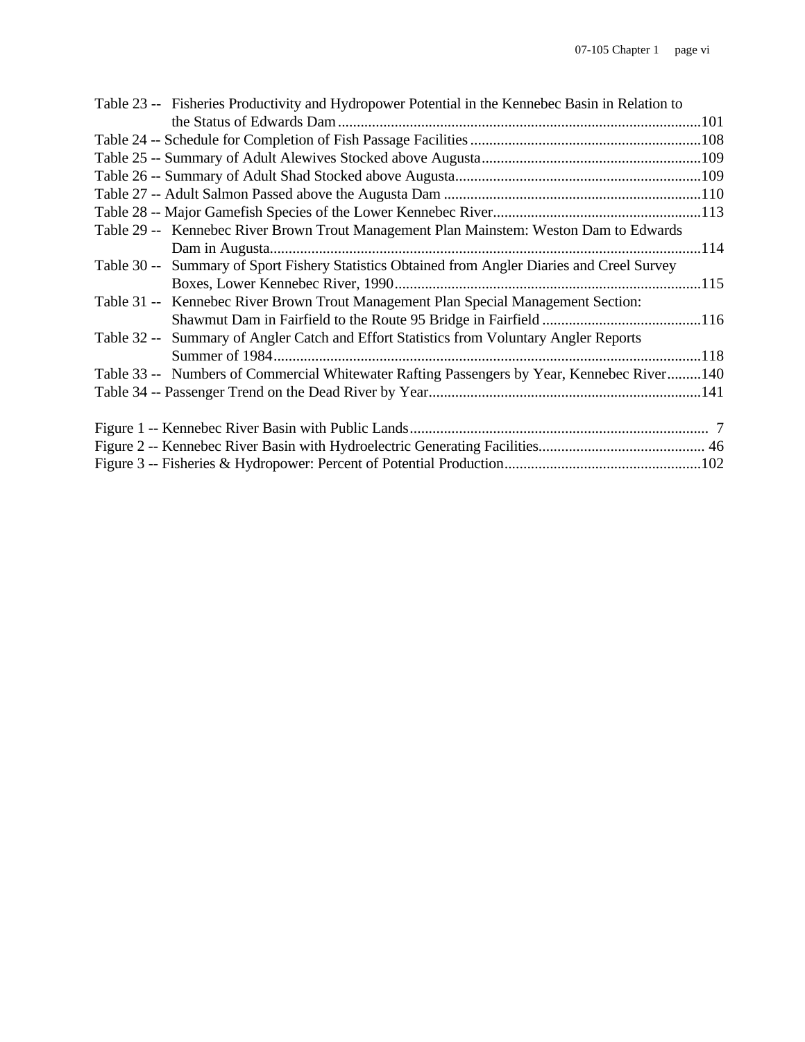Table 23 -- Fisheries Productivity and Hydropower Potential in the Kennebec Basin in Relation to the Status of Edwards Dam ....................................................................................................101
Table 24 -- Schedule for Completion of Fish Passage Facilities ..............................................................108
Table 25 -- Summary of Adult Alewives Stocked above Augusta..........................................................109
Table 26 -- Summary of Adult Shad Stocked above Augusta..................................................................109
Table 27 -- Adult Salmon Passed above the Augusta Dam ....................................................................110
Table 28 -- Major Gamefish Species of the Lower Kennebec River.......................................................113
Table 29 -- Kennebec River Brown Trout Management Plan Mainstem: Weston Dam to Edwards Dam in Augusta...................................................................................................................114
Table 30 -- Summary of Sport Fishery Statistics Obtained from Angler Diaries and Creel Survey Boxes, Lower Kennebec River, 1990..................................................................................115
Table 31 -- Kennebec River Brown Trout Management Plan Special Management Section: Shawmut Dam in Fairfield to the Route 95 Bridge in Fairfield ..........................................116
Table 32 -- Summary of Angler Catch and Effort Statistics from Voluntary Angler Reports Summer of 1984...................................................................................................................118
Table 33 -- Numbers of Commercial Whitewater Rafting Passengers by Year, Kennebec River.........140
Table 34 -- Passenger Trend on the Dead River by Year.........................................................................141

Figure 1 -- Kennebec River Basin with Public Lands............................................................................... 7
Figure 2 -- Kennebec River Basin with Hydroelectric Generating Facilities............................................ 46
Figure 3 -- Fisheries & Hydropower: Percent of Potential Production....................................................102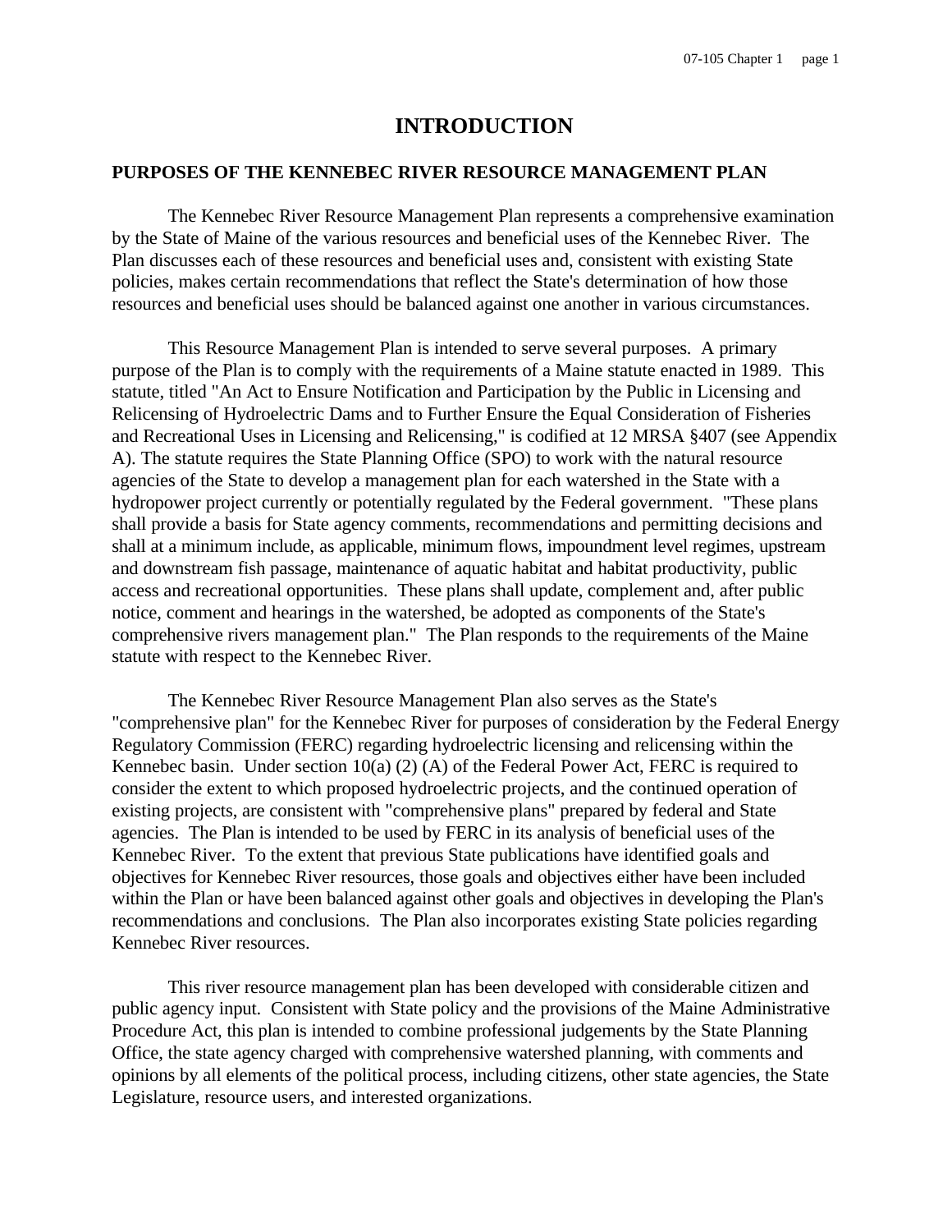# INTRODUCTION

## PURPOSES OF THE KENNEBEC RIVER RESOURCE MANAGEMENT PLAN

The Kennebec River Resource Management Plan represents a comprehensive examination by the State of Maine of the various resources and beneficial uses of the Kennebec River. The Plan discusses each of these resources and beneficial uses and, consistent with existing State policies, makes certain recommendations that reflect the State's determination of how those resources and beneficial uses should be balanced against one another in various circumstances.

This Resource Management Plan is intended to serve several purposes. A primary purpose of the Plan is to comply with the requirements of a Maine statute enacted in 1989. This statute, titled "An Act to Ensure Notification and Participation by the Public in Licensing and Relicensing of Hydroelectric Dams and to Further Ensure the Equal Consideration of Fisheries and Recreational Uses in Licensing and Relicensing," is codified at 12 MRSA §407 (see Appendix A). The statute requires the State Planning Office (SPO) to work with the natural resource agencies of the State to develop a management plan for each watershed in the State with a hydropower project currently or potentially regulated by the Federal government. "These plans shall provide a basis for State agency comments, recommendations and permitting decisions and shall at a minimum include, as applicable, minimum flows, impoundment level regimes, upstream and downstream fish passage, maintenance of aquatic habitat and habitat productivity, public access and recreational opportunities. These plans shall update, complement and, after public notice, comment and hearings in the watershed, be adopted as components of the State's comprehensive rivers management plan." The Plan responds to the requirements of the Maine statute with respect to the Kennebec River.

The Kennebec River Resource Management Plan also serves as the State's "comprehensive plan" for the Kennebec River for purposes of consideration by the Federal Energy Regulatory Commission (FERC) regarding hydroelectric licensing and relicensing within the Kennebec basin. Under section 10(a) (2) (A) of the Federal Power Act, FERC is required to consider the extent to which proposed hydroelectric projects, and the continued operation of existing projects, are consistent with "comprehensive plans" prepared by federal and State agencies. The Plan is intended to be used by FERC in its analysis of beneficial uses of the Kennebec River. To the extent that previous State publications have identified goals and objectives for Kennebec River resources, those goals and objectives either have been included within the Plan or have been balanced against other goals and objectives in developing the Plan's recommendations and conclusions. The Plan also incorporates existing State policies regarding Kennebec River resources.

This river resource management plan has been developed with considerable citizen and public agency input. Consistent with State policy and the provisions of the Maine Administrative Procedure Act, this plan is intended to combine professional judgements by the State Planning Office, the state agency charged with comprehensive watershed planning, with comments and opinions by all elements of the political process, including citizens, other state agencies, the State Legislature, resource users, and interested organizations.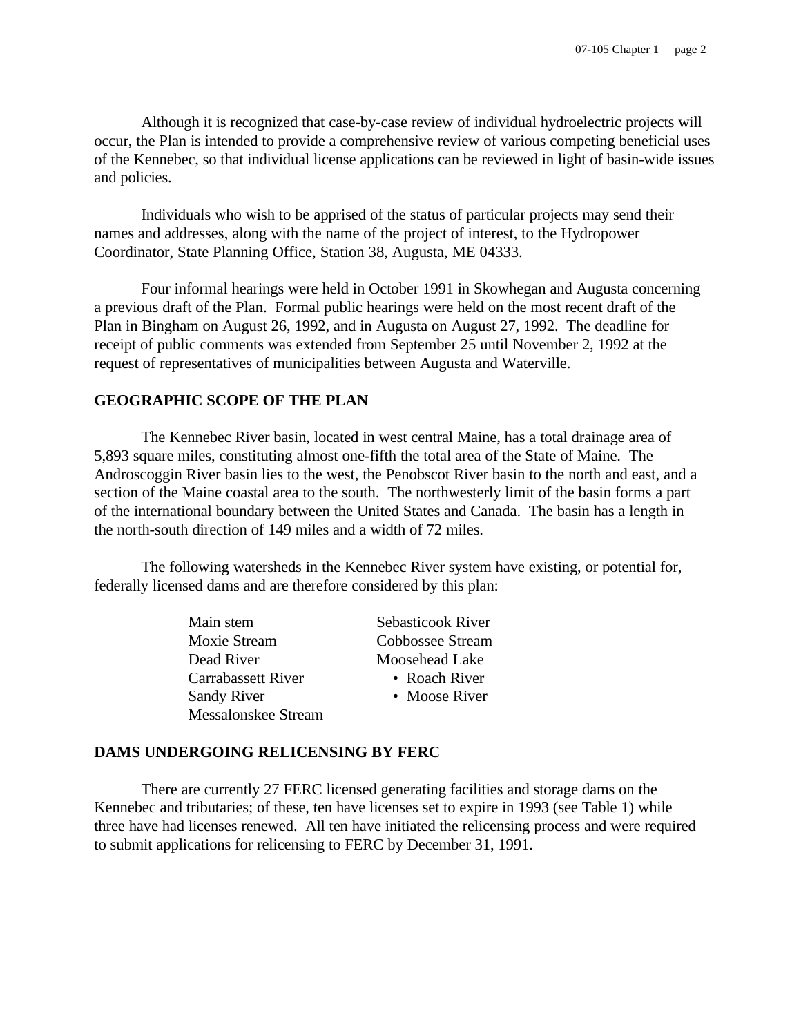Although it is recognized that case-by-case review of individual hydroelectric projects will occur, the Plan is intended to provide a comprehensive review of various competing beneficial uses of the Kennebec, so that individual license applications can be reviewed in light of basin-wide issues and policies.

Individuals who wish to be apprised of the status of particular projects may send their names and addresses, along with the name of the project of interest, to the Hydropower Coordinator, State Planning Office, Station 38, Augusta, ME 04333.

Four informal hearings were held in October 1991 in Skowhegan and Augusta concerning a previous draft of the Plan. Formal public hearings were held on the most recent draft of the Plan in Bingham on August 26, 1992, and in Augusta on August 27, 1992. The deadline for receipt of public comments was extended from September 25 until November 2, 1992 at the request of representatives of municipalities between Augusta and Waterville.

**GEOGRAPHIC SCOPE OF THE PLAN**

The Kennebec River basin, located in west central Maine, has a total drainage area of 5,893 square miles, constituting almost one-fifth the total area of the State of Maine. The Androscoggin River basin lies to the west, the Penobscot River basin to the north and east, and a section of the Maine coastal area to the south. The northwesterly limit of the basin forms a part of the international boundary between the United States and Canada. The basin has a length in the north-south direction of 149 miles and a width of 72 miles.

The following watersheds in the Kennebec River system have existing, or potential for, federally licensed dams and are therefore considered by this plan:

- Main stem
- Moxie Stream
- Dead River
- Carrabassett River
- Sandy River
- Messalonskee Stream
- Sebasticook River
- Cobbossee Stream
- Moosehead Lake
  - Roach River
  - Moose River

**DAMS UNDERGOING RELICENSING BY FERC**

There are currently 27 FERC licensed generating facilities and storage dams on the Kennebec and tributaries; of these, ten have licenses set to expire in 1993 (see Table 1) while three have had licenses renewed. All ten have initiated the relicensing process and were required to submit applications for relicensing to FERC by December 31, 1991.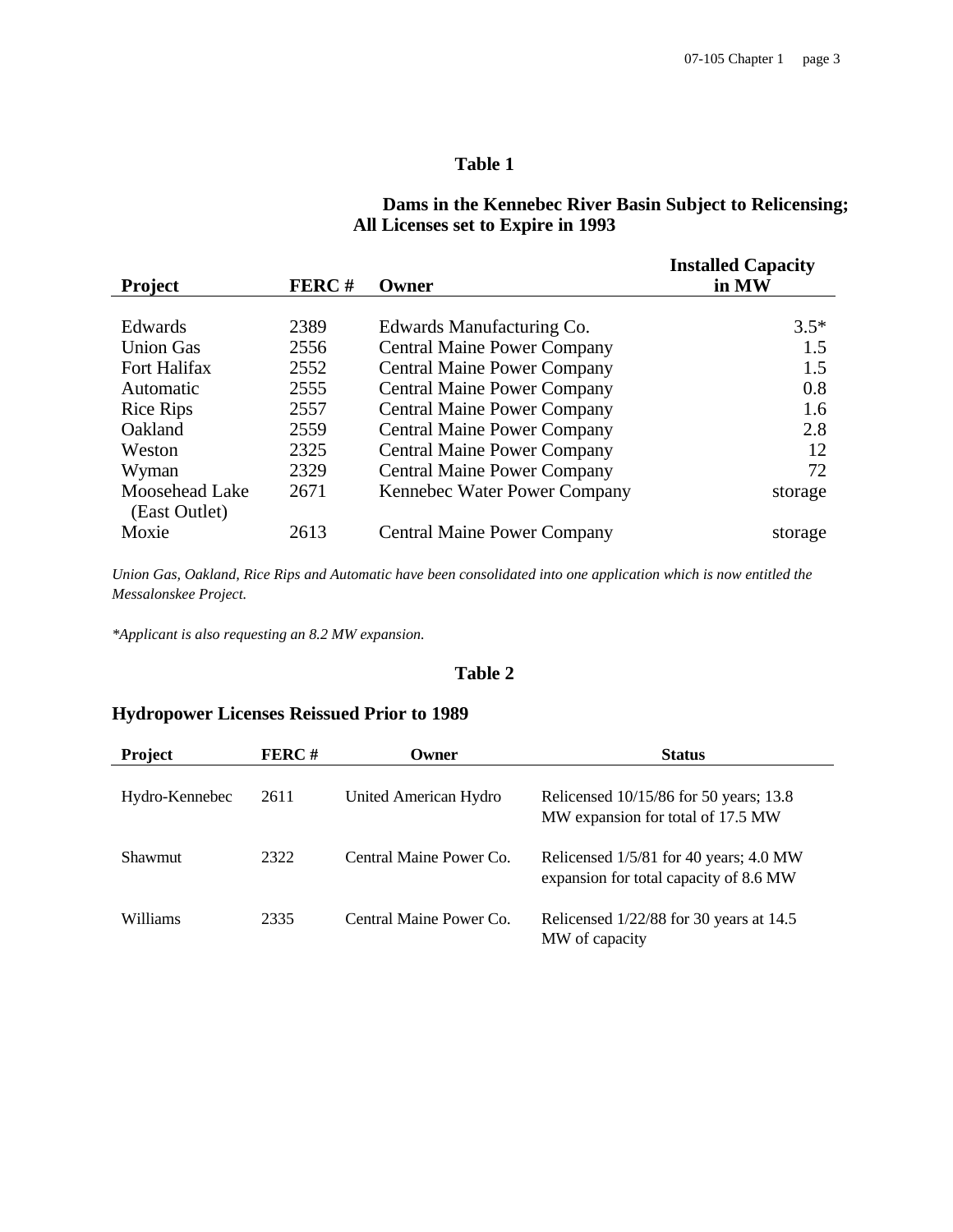**Table 1**

**Dams in the Kennebec River Basin Subject to Relicensing; All Licenses set to Expire in 1993**

| Project | FERC # | Owner | Installed Capacity in MW |
|---|---|---|---|
| Edwards | 2389 | Edwards Manufacturing Co. | 3.5* |
| Union Gas | 2556 | Central Maine Power Company | 1.5 |
| Fort Halifax | 2552 | Central Maine Power Company | 1.5 |
| Automatic | 2555 | Central Maine Power Company | 0.8 |
| Rice Rips | 2557 | Central Maine Power Company | 1.6 |
| Oakland | 2559 | Central Maine Power Company | 2.8 |
| Weston | 2325 | Central Maine Power Company | 12 |
| Wyman | 2329 | Central Maine Power Company | 72 |
| Moosehead Lake (East Outlet) | 2671 | Kennebec Water Power Company | storage |
| Moxie | 2613 | Central Maine Power Company | storage |

*Union Gas, Oakland, Rice Rips and Automatic have been consolidated into one application which is now entitled the Messalonskee Project.*

*\*Applicant is also requesting an 8.2 MW expansion.*

**Table 2**

**Hydropower Licenses Reissued Prior to 1989**

| Project | FERC # | Owner | Status |
|---|---|---|---|
| Hydro-Kennebec | 2611 | United American Hydro | Relicensed 10/15/86 for 50 years; 13.8 MW expansion for total of 17.5 MW |
| Shawmut | 2322 | Central Maine Power Co. | Relicensed 1/5/81 for 40 years; 4.0 MW expansion for total capacity of 8.6 MW |
| Williams | 2335 | Central Maine Power Co. | Relicensed 1/22/88 for 30 years at 14.5 MW of capacity |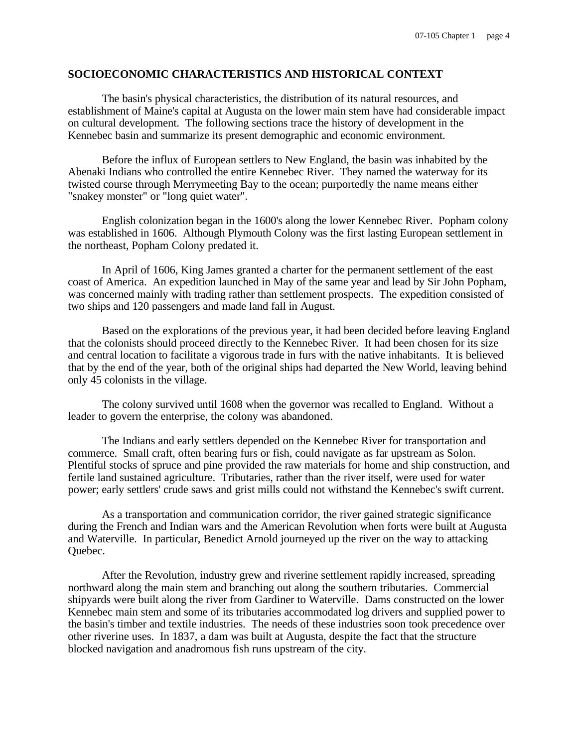## SOCIOECONOMIC CHARACTERISTICS AND HISTORICAL CONTEXT

The basin's physical characteristics, the distribution of its natural resources, and establishment of Maine's capital at Augusta on the lower main stem have had considerable impact on cultural development. The following sections trace the history of development in the Kennebec basin and summarize its present demographic and economic environment.

Before the influx of European settlers to New England, the basin was inhabited by the Abenaki Indians who controlled the entire Kennebec River. They named the waterway for its twisted course through Merrymeeting Bay to the ocean; purportedly the name means either "snakey monster" or "long quiet water".

English colonization began in the 1600's along the lower Kennebec River. Popham colony was established in 1606. Although Plymouth Colony was the first lasting European settlement in the northeast, Popham Colony predated it.

In April of 1606, King James granted a charter for the permanent settlement of the east coast of America. An expedition launched in May of the same year and lead by Sir John Popham, was concerned mainly with trading rather than settlement prospects. The expedition consisted of two ships and 120 passengers and made land fall in August.

Based on the explorations of the previous year, it had been decided before leaving England that the colonists should proceed directly to the Kennebec River. It had been chosen for its size and central location to facilitate a vigorous trade in furs with the native inhabitants. It is believed that by the end of the year, both of the original ships had departed the New World, leaving behind only 45 colonists in the village.

The colony survived until 1608 when the governor was recalled to England. Without a leader to govern the enterprise, the colony was abandoned.

The Indians and early settlers depended on the Kennebec River for transportation and commerce. Small craft, often bearing furs or fish, could navigate as far upstream as Solon. Plentiful stocks of spruce and pine provided the raw materials for home and ship construction, and fertile land sustained agriculture. Tributaries, rather than the river itself, were used for water power; early settlers' crude saws and grist mills could not withstand the Kennebec's swift current.

As a transportation and communication corridor, the river gained strategic significance during the French and Indian wars and the American Revolution when forts were built at Augusta and Waterville. In particular, Benedict Arnold journeyed up the river on the way to attacking Quebec.

After the Revolution, industry grew and riverine settlement rapidly increased, spreading northward along the main stem and branching out along the southern tributaries. Commercial shipyards were built along the river from Gardiner to Waterville. Dams constructed on the lower Kennebec main stem and some of its tributaries accommodated log drivers and supplied power to the basin's timber and textile industries. The needs of these industries soon took precedence over other riverine uses. In 1837, a dam was built at Augusta, despite the fact that the structure blocked navigation and anadromous fish runs upstream of the city.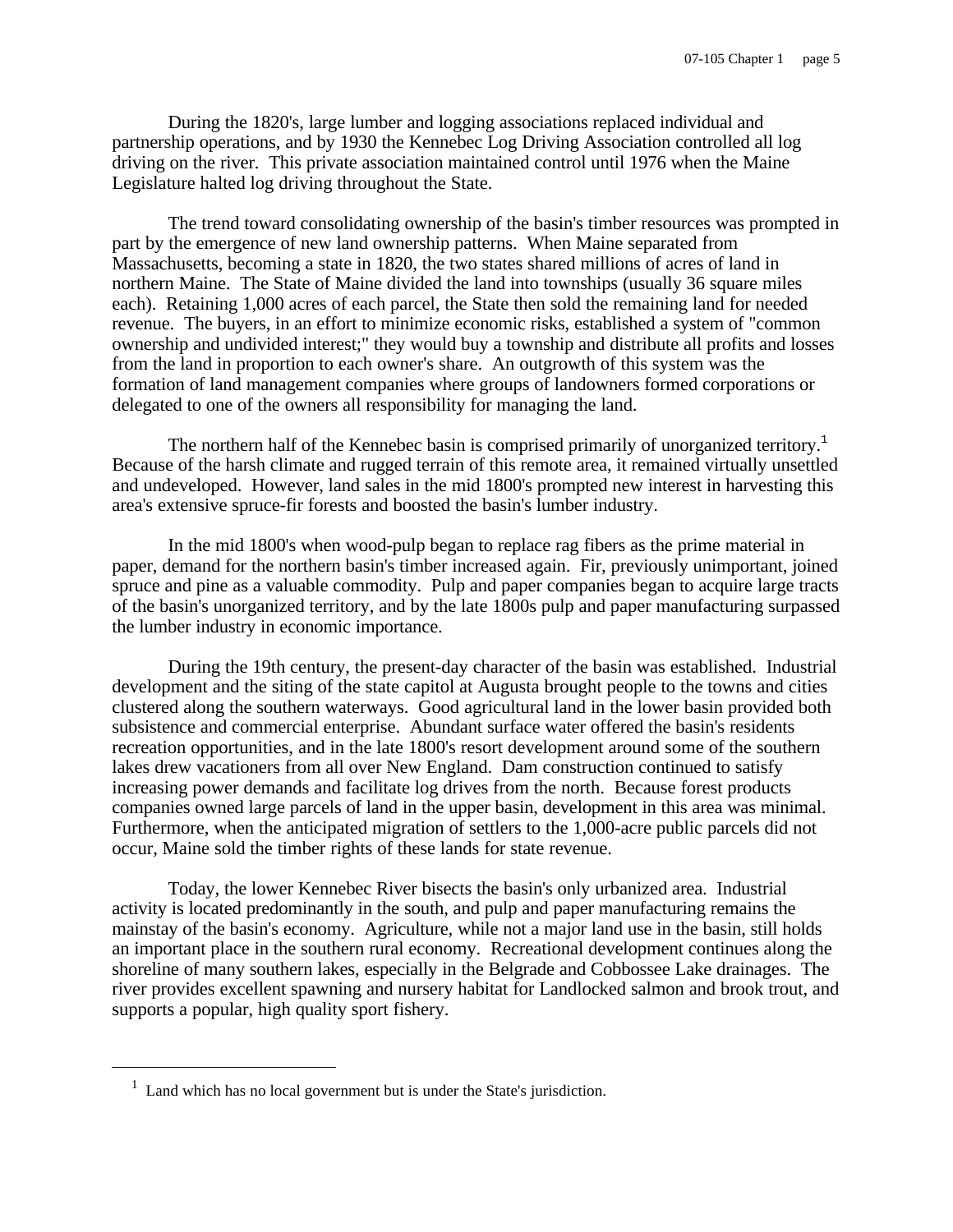During the 1820's, large lumber and logging associations replaced individual and partnership operations, and by 1930 the Kennebec Log Driving Association controlled all log driving on the river. This private association maintained control until 1976 when the Maine Legislature halted log driving throughout the State.

The trend toward consolidating ownership of the basin's timber resources was prompted in part by the emergence of new land ownership patterns. When Maine separated from Massachusetts, becoming a state in 1820, the two states shared millions of acres of land in northern Maine. The State of Maine divided the land into townships (usually 36 square miles each). Retaining 1,000 acres of each parcel, the State then sold the remaining land for needed revenue. The buyers, in an effort to minimize economic risks, established a system of "common ownership and undivided interest;" they would buy a township and distribute all profits and losses from the land in proportion to each owner's share. An outgrowth of this system was the formation of land management companies where groups of landowners formed corporations or delegated to one of the owners all responsibility for managing the land.

The northern half of the Kennebec basin is comprised primarily of unorganized territory.[1] Because of the harsh climate and rugged terrain of this remote area, it remained virtually unsettled and undeveloped. However, land sales in the mid 1800's prompted new interest in harvesting this area's extensive spruce-fir forests and boosted the basin's lumber industry.

In the mid 1800's when wood-pulp began to replace rag fibers as the prime material in paper, demand for the northern basin's timber increased again. Fir, previously unimportant, joined spruce and pine as a valuable commodity. Pulp and paper companies began to acquire large tracts of the basin's unorganized territory, and by the late 1800s pulp and paper manufacturing surpassed the lumber industry in economic importance.

During the 19th century, the present-day character of the basin was established. Industrial development and the siting of the state capitol at Augusta brought people to the towns and cities clustered along the southern waterways. Good agricultural land in the lower basin provided both subsistence and commercial enterprise. Abundant surface water offered the basin's residents recreation opportunities, and in the late 1800's resort development around some of the southern lakes drew vacationers from all over New England. Dam construction continued to satisfy increasing power demands and facilitate log drives from the north. Because forest products companies owned large parcels of land in the upper basin, development in this area was minimal. Furthermore, when the anticipated migration of settlers to the 1,000-acre public parcels did not occur, Maine sold the timber rights of these lands for state revenue.

Today, the lower Kennebec River bisects the basin's only urbanized area. Industrial activity is located predominantly in the south, and pulp and paper manufacturing remains the mainstay of the basin's economy. Agriculture, while not a major land use in the basin, still holds an important place in the southern rural economy. Recreational development continues along the shoreline of many southern lakes, especially in the Belgrade and Cobbossee Lake drainages. The river provides excellent spawning and nursery habitat for Landlocked salmon and brook trout, and supports a popular, high quality sport fishery.

---

[1] Land which has no local government but is under the State's jurisdiction.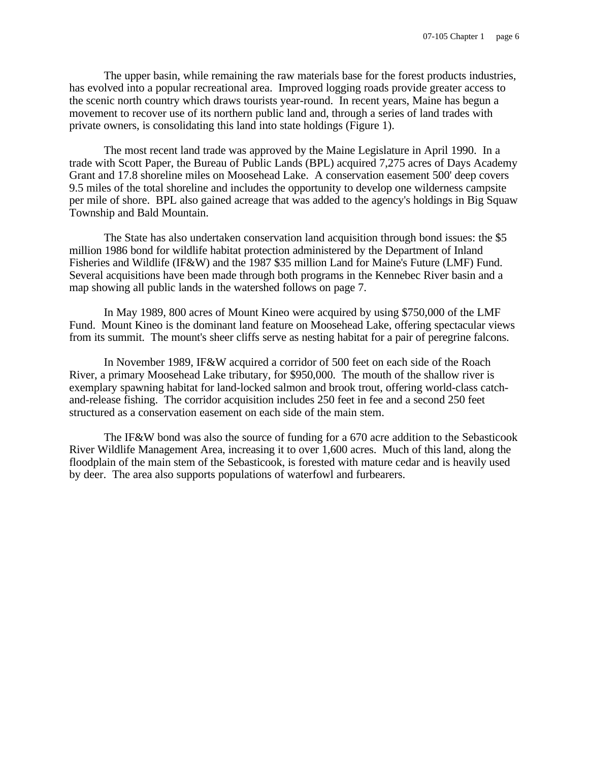The upper basin, while remaining the raw materials base for the forest products industries, has evolved into a popular recreational area. Improved logging roads provide greater access to the scenic north country which draws tourists year-round. In recent years, Maine has begun a movement to recover use of its northern public land and, through a series of land trades with private owners, is consolidating this land into state holdings (Figure 1).

The most recent land trade was approved by the Maine Legislature in April 1990. In a trade with Scott Paper, the Bureau of Public Lands (BPL) acquired 7,275 acres of Days Academy Grant and 17.8 shoreline miles on Moosehead Lake. A conservation easement 500' deep covers 9.5 miles of the total shoreline and includes the opportunity to develop one wilderness campsite per mile of shore. BPL also gained acreage that was added to the agency's holdings in Big Squaw Township and Bald Mountain.

The State has also undertaken conservation land acquisition through bond issues: the $5 million 1986 bond for wildlife habitat protection administered by the Department of Inland Fisheries and Wildlife (IF&W) and the 1987 $35 million Land for Maine's Future (LMF) Fund. Several acquisitions have been made through both programs in the Kennebec River basin and a map showing all public lands in the watershed follows on page 7.

In May 1989, 800 acres of Mount Kineo were acquired by using $750,000 of the LMF Fund. Mount Kineo is the dominant land feature on Moosehead Lake, offering spectacular views from its summit. The mount's sheer cliffs serve as nesting habitat for a pair of peregrine falcons.

In November 1989, IF&W acquired a corridor of 500 feet on each side of the Roach River, a primary Moosehead Lake tributary, for $950,000. The mouth of the shallow river is exemplary spawning habitat for land-locked salmon and brook trout, offering world-class catch-and-release fishing. The corridor acquisition includes 250 feet in fee and a second 250 feet structured as a conservation easement on each side of the main stem.

The IF&W bond was also the source of funding for a 670 acre addition to the Sebasticook River Wildlife Management Area, increasing it to over 1,600 acres. Much of this land, along the floodplain of the main stem of the Sebasticook, is forested with mature cedar and is heavily used by deer. The area also supports populations of waterfowl and furbearers.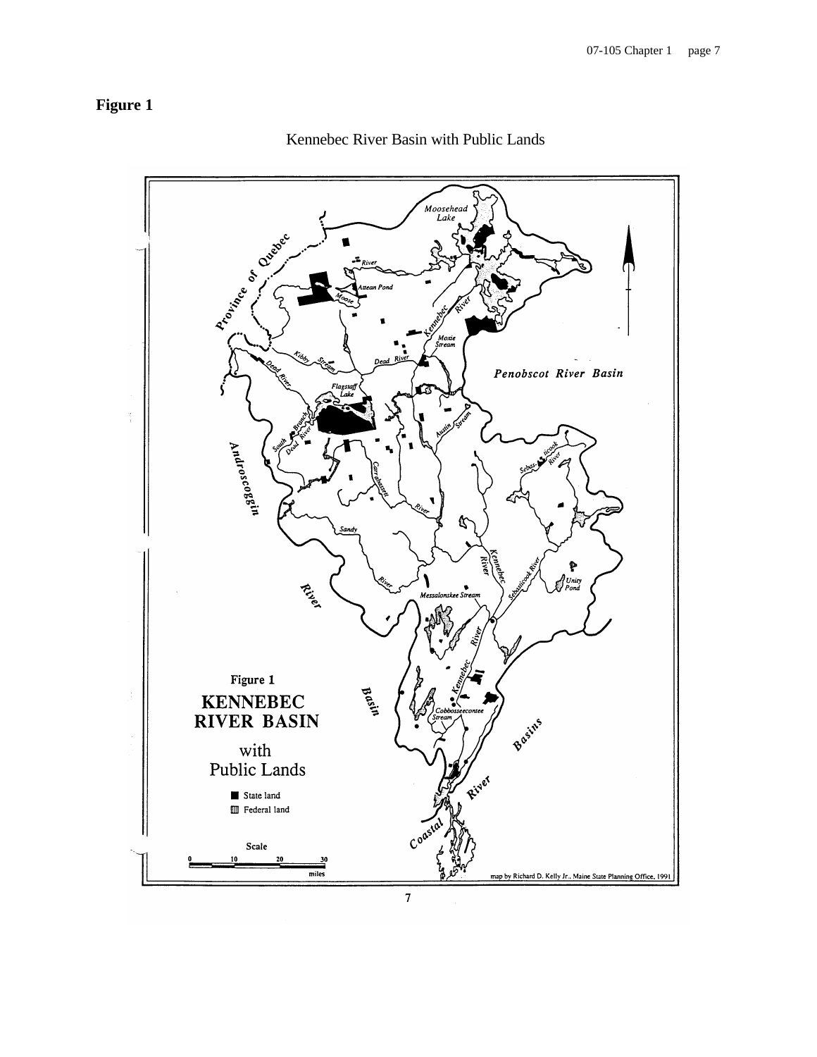**Figure 1**

Kennebec River Basin with Public Lands

Figure 1

**KENNEBEC RIVER BASIN**

with Public Lands

■ State land

▥ Federal land

Scale

0 10 20 30 miles

map by Richard D. Kelly Jr., Maine State Planning Office, 1991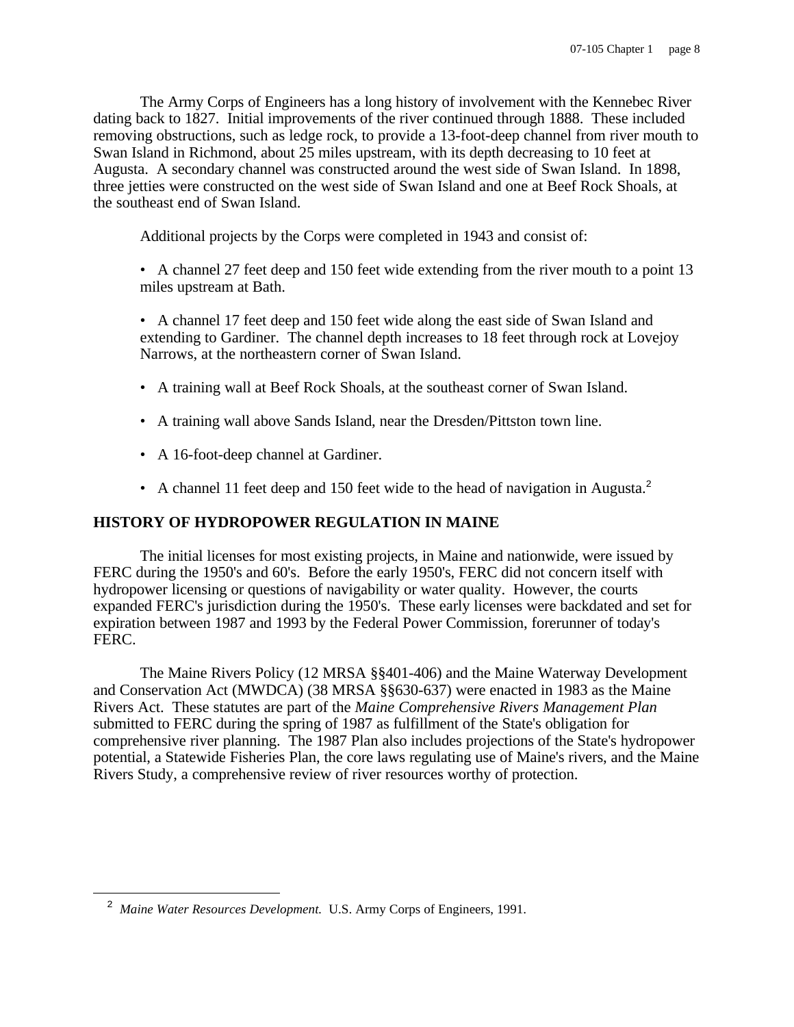The Army Corps of Engineers has a long history of involvement with the Kennebec River dating back to 1827. Initial improvements of the river continued through 1888. These included removing obstructions, such as ledge rock, to provide a 13-foot-deep channel from river mouth to Swan Island in Richmond, about 25 miles upstream, with its depth decreasing to 10 feet at Augusta. A secondary channel was constructed around the west side of Swan Island. In 1898, three jetties were constructed on the west side of Swan Island and one at Beef Rock Shoals, at the southeast end of Swan Island.

Additional projects by the Corps were completed in 1943 and consist of:

- A channel 27 feet deep and 150 feet wide extending from the river mouth to a point 13 miles upstream at Bath.
- A channel 17 feet deep and 150 feet wide along the east side of Swan Island and extending to Gardiner. The channel depth increases to 18 feet through rock at Lovejoy Narrows, at the northeastern corner of Swan Island.
- A training wall at Beef Rock Shoals, at the southeast corner of Swan Island.
- A training wall above Sands Island, near the Dresden/Pittston town line.
- A 16-foot-deep channel at Gardiner.
- A channel 11 feet deep and 150 feet wide to the head of navigation in Augusta.[2]

## HISTORY OF HYDROPOWER REGULATION IN MAINE

The initial licenses for most existing projects, in Maine and nationwide, were issued by FERC during the 1950's and 60's. Before the early 1950's, FERC did not concern itself with hydropower licensing or questions of navigability or water quality. However, the courts expanded FERC's jurisdiction during the 1950's. These early licenses were backdated and set for expiration between 1987 and 1993 by the Federal Power Commission, forerunner of today's FERC.

The Maine Rivers Policy (12 MRSA §§401-406) and the Maine Waterway Development and Conservation Act (MWDCA) (38 MRSA §§630-637) were enacted in 1983 as the Maine Rivers Act. These statutes are part of the *Maine Comprehensive Rivers Management Plan* submitted to FERC during the spring of 1987 as fulfillment of the State's obligation for comprehensive river planning. The 1987 Plan also includes projections of the State's hydropower potential, a Statewide Fisheries Plan, the core laws regulating use of Maine's rivers, and the Maine Rivers Study, a comprehensive review of river resources worthy of protection.

---

[2] *Maine Water Resources Development.* U.S. Army Corps of Engineers, 1991.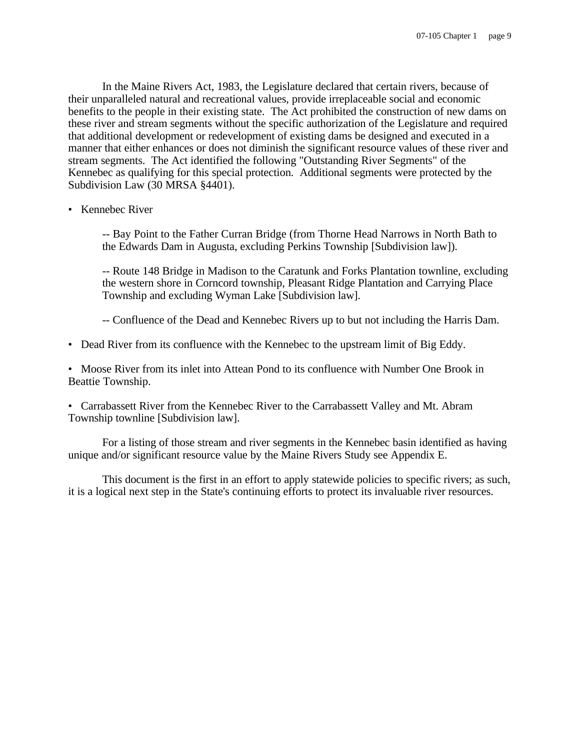In the Maine Rivers Act, 1983, the Legislature declared that certain rivers, because of their unparalleled natural and recreational values, provide irreplaceable social and economic benefits to the people in their existing state. The Act prohibited the construction of new dams on these river and stream segments without the specific authorization of the Legislature and required that additional development or redevelopment of existing dams be designed and executed in a manner that either enhances or does not diminish the significant resource values of these river and stream segments. The Act identified the following "Outstanding River Segments" of the Kennebec as qualifying for this special protection. Additional segments were protected by the Subdivision Law (30 MRSA §4401).

- Kennebec River

  -- Bay Point to the Father Curran Bridge (from Thorne Head Narrows in North Bath to the Edwards Dam in Augusta, excluding Perkins Township [Subdivision law]).

  -- Route 148 Bridge in Madison to the Caratunk and Forks Plantation townline, excluding the western shore in Corncord township, Pleasant Ridge Plantation and Carrying Place Township and excluding Wyman Lake [Subdivision law].

  -- Confluence of the Dead and Kennebec Rivers up to but not including the Harris Dam.

- Dead River from its confluence with the Kennebec to the upstream limit of Big Eddy.

- Moose River from its inlet into Attean Pond to its confluence with Number One Brook in Beattie Township.

- Carrabassett River from the Kennebec River to the Carrabassett Valley and Mt. Abram Township townline [Subdivision law].

For a listing of those stream and river segments in the Kennebec basin identified as having unique and/or significant resource value by the Maine Rivers Study see Appendix E.

This document is the first in an effort to apply statewide policies to specific rivers; as such, it is a logical next step in the State's continuing efforts to protect its invaluable river resources.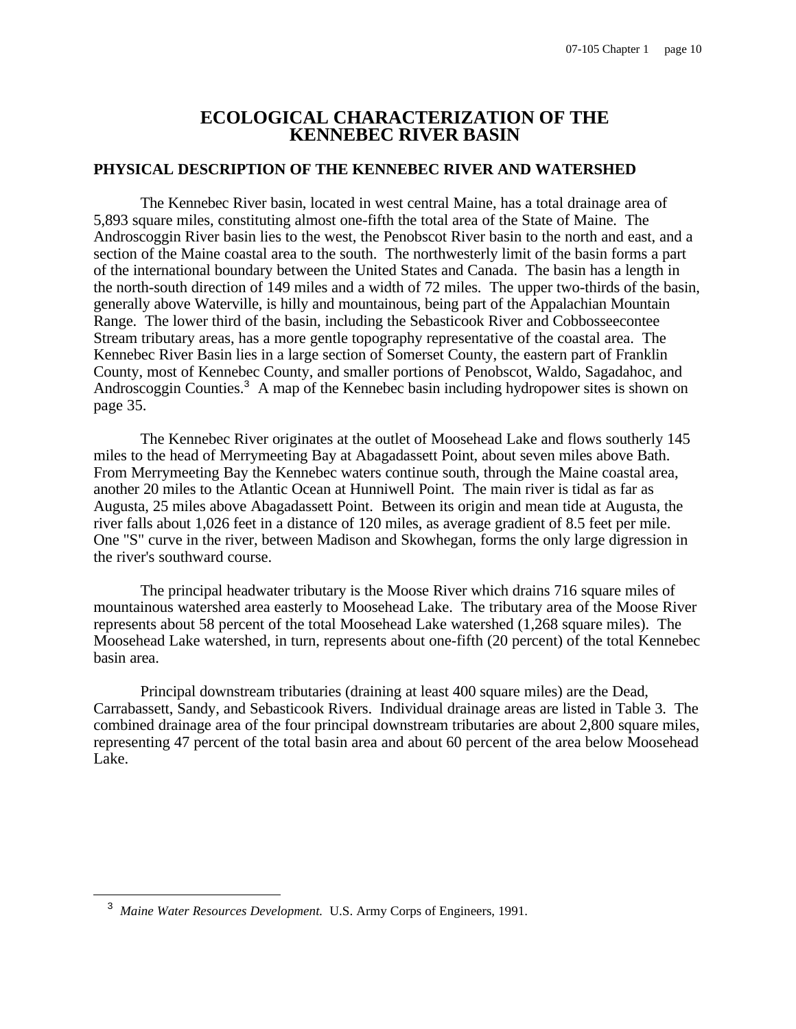# ECOLOGICAL CHARACTERIZATION OF THE KENNEBEC RIVER BASIN

## PHYSICAL DESCRIPTION OF THE KENNEBEC RIVER AND WATERSHED

The Kennebec River basin, located in west central Maine, has a total drainage area of 5,893 square miles, constituting almost one-fifth the total area of the State of Maine. The Androscoggin River basin lies to the west, the Penobscot River basin to the north and east, and a section of the Maine coastal area to the south. The northwesterly limit of the basin forms a part of the international boundary between the United States and Canada. The basin has a length in the north-south direction of 149 miles and a width of 72 miles. The upper two-thirds of the basin, generally above Waterville, is hilly and mountainous, being part of the Appalachian Mountain Range. The lower third of the basin, including the Sebasticook River and Cobbosseecontee Stream tributary areas, has a more gentle topography representative of the coastal area. The Kennebec River Basin lies in a large section of Somerset County, the eastern part of Franklin County, most of Kennebec County, and smaller portions of Penobscot, Waldo, Sagadahoc, and Androscoggin Counties.[3] A map of the Kennebec basin including hydropower sites is shown on page 35.

The Kennebec River originates at the outlet of Moosehead Lake and flows southerly 145 miles to the head of Merrymeeting Bay at Abagadassett Point, about seven miles above Bath. From Merrymeeting Bay the Kennebec waters continue south, through the Maine coastal area, another 20 miles to the Atlantic Ocean at Hunniwell Point. The main river is tidal as far as Augusta, 25 miles above Abagadassett Point. Between its origin and mean tide at Augusta, the river falls about 1,026 feet in a distance of 120 miles, as average gradient of 8.5 feet per mile. One "S" curve in the river, between Madison and Skowhegan, forms the only large digression in the river's southward course.

The principal headwater tributary is the Moose River which drains 716 square miles of mountainous watershed area easterly to Moosehead Lake. The tributary area of the Moose River represents about 58 percent of the total Moosehead Lake watershed (1,268 square miles). The Moosehead Lake watershed, in turn, represents about one-fifth (20 percent) of the total Kennebec basin area.

Principal downstream tributaries (draining at least 400 square miles) are the Dead, Carrabassett, Sandy, and Sebasticook Rivers. Individual drainage areas are listed in Table 3. The combined drainage area of the four principal downstream tributaries are about 2,800 square miles, representing 47 percent of the total basin area and about 60 percent of the area below Moosehead Lake.

---

[3] *Maine Water Resources Development.* U.S. Army Corps of Engineers, 1991.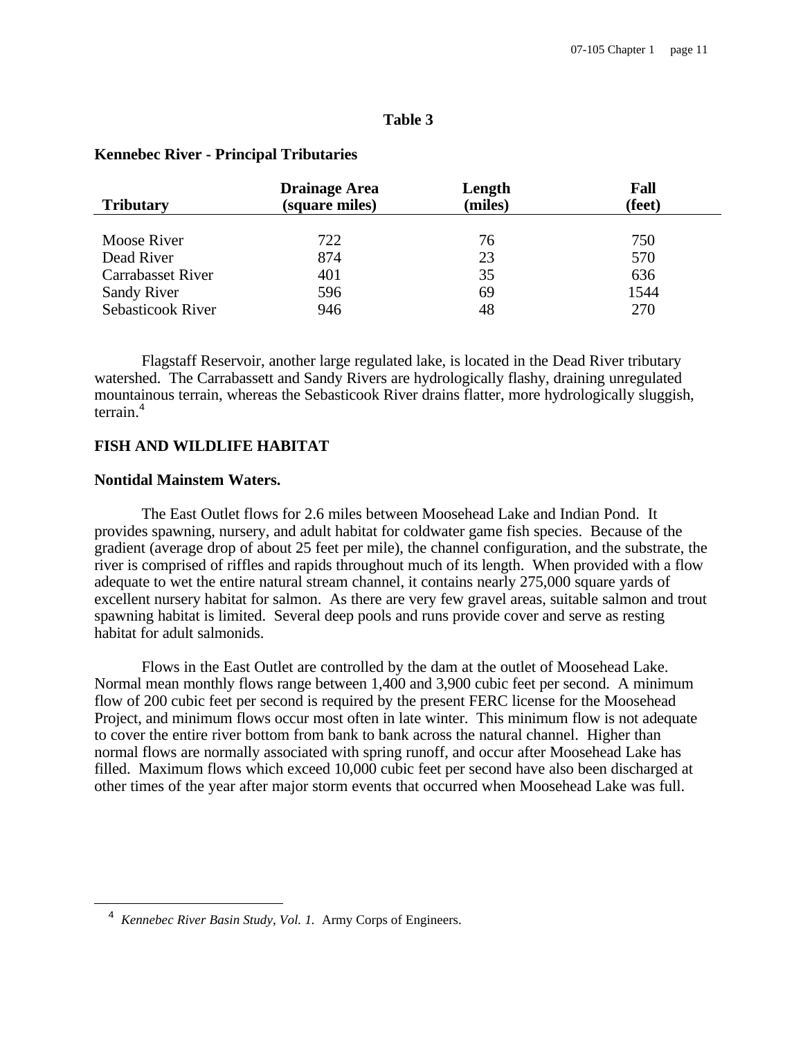**Table 3**

**Kennebec River - Principal Tributaries**

| Tributary | Drainage Area (square miles) | Length (miles) | Fall (feet) |
|---|---|---|---|
| Moose River | 722 | 76 | 750 |
| Dead River | 874 | 23 | 570 |
| Carrabasset River | 401 | 35 | 636 |
| Sandy River | 596 | 69 | 1544 |
| Sebasticook River | 946 | 48 | 270 |

Flagstaff Reservoir, another large regulated lake, is located in the Dead River tributary watershed. The Carrabassett and Sandy Rivers are hydrologically flashy, draining unregulated mountainous terrain, whereas the Sebasticook River drains flatter, more hydrologically sluggish, terrain.[4]

## FISH AND WILDLIFE HABITAT

### Nontidal Mainstem Waters.

The East Outlet flows for 2.6 miles between Moosehead Lake and Indian Pond. It provides spawning, nursery, and adult habitat for coldwater game fish species. Because of the gradient (average drop of about 25 feet per mile), the channel configuration, and the substrate, the river is comprised of riffles and rapids throughout much of its length. When provided with a flow adequate to wet the entire natural stream channel, it contains nearly 275,000 square yards of excellent nursery habitat for salmon. As there are very few gravel areas, suitable salmon and trout spawning habitat is limited. Several deep pools and runs provide cover and serve as resting habitat for adult salmonids.

Flows in the East Outlet are controlled by the dam at the outlet of Moosehead Lake. Normal mean monthly flows range between 1,400 and 3,900 cubic feet per second. A minimum flow of 200 cubic feet per second is required by the present FERC license for the Moosehead Project, and minimum flows occur most often in late winter. This minimum flow is not adequate to cover the entire river bottom from bank to bank across the natural channel. Higher than normal flows are normally associated with spring runoff, and occur after Moosehead Lake has filled. Maximum flows which exceed 10,000 cubic feet per second have also been discharged at other times of the year after major storm events that occurred when Moosehead Lake was full.

---

[4] *Kennebec River Basin Study, Vol. 1.* Army Corps of Engineers.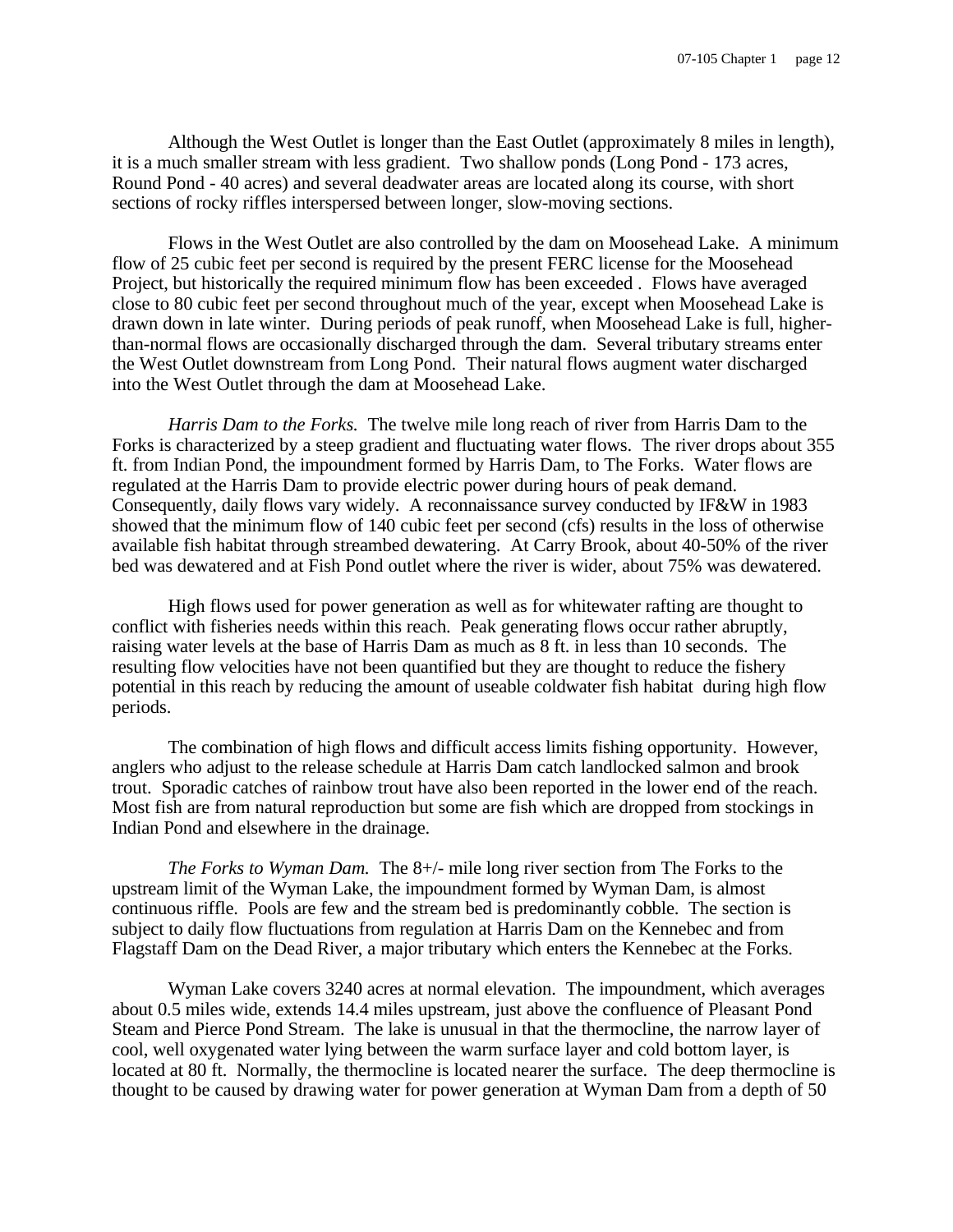Although the West Outlet is longer than the East Outlet (approximately 8 miles in length), it is a much smaller stream with less gradient. Two shallow ponds (Long Pond - 173 acres, Round Pond - 40 acres) and several deadwater areas are located along its course, with short sections of rocky riffles interspersed between longer, slow-moving sections.

Flows in the West Outlet are also controlled by the dam on Moosehead Lake. A minimum flow of 25 cubic feet per second is required by the present FERC license for the Moosehead Project, but historically the required minimum flow has been exceeded . Flows have averaged close to 80 cubic feet per second throughout much of the year, except when Moosehead Lake is drawn down in late winter. During periods of peak runoff, when Moosehead Lake is full, higher-than-normal flows are occasionally discharged through the dam. Several tributary streams enter the West Outlet downstream from Long Pond. Their natural flows augment water discharged into the West Outlet through the dam at Moosehead Lake.

*Harris Dam to the Forks.* The twelve mile long reach of river from Harris Dam to the Forks is characterized by a steep gradient and fluctuating water flows. The river drops about 355 ft. from Indian Pond, the impoundment formed by Harris Dam, to The Forks. Water flows are regulated at the Harris Dam to provide electric power during hours of peak demand. Consequently, daily flows vary widely. A reconnaissance survey conducted by IF&W in 1983 showed that the minimum flow of 140 cubic feet per second (cfs) results in the loss of otherwise available fish habitat through streambed dewatering. At Carry Brook, about 40-50% of the river bed was dewatered and at Fish Pond outlet where the river is wider, about 75% was dewatered.

High flows used for power generation as well as for whitewater rafting are thought to conflict with fisheries needs within this reach. Peak generating flows occur rather abruptly, raising water levels at the base of Harris Dam as much as 8 ft. in less than 10 seconds. The resulting flow velocities have not been quantified but they are thought to reduce the fishery potential in this reach by reducing the amount of useable coldwater fish habitat during high flow periods.

The combination of high flows and difficult access limits fishing opportunity. However, anglers who adjust to the release schedule at Harris Dam catch landlocked salmon and brook trout. Sporadic catches of rainbow trout have also been reported in the lower end of the reach. Most fish are from natural reproduction but some are fish which are dropped from stockings in Indian Pond and elsewhere in the drainage.

*The Forks to Wyman Dam.* The 8+/- mile long river section from The Forks to the upstream limit of the Wyman Lake, the impoundment formed by Wyman Dam, is almost continuous riffle. Pools are few and the stream bed is predominantly cobble. The section is subject to daily flow fluctuations from regulation at Harris Dam on the Kennebec and from Flagstaff Dam on the Dead River, a major tributary which enters the Kennebec at the Forks.

Wyman Lake covers 3240 acres at normal elevation. The impoundment, which averages about 0.5 miles wide, extends 14.4 miles upstream, just above the confluence of Pleasant Pond Steam and Pierce Pond Stream. The lake is unusual in that the thermocline, the narrow layer of cool, well oxygenated water lying between the warm surface layer and cold bottom layer, is located at 80 ft. Normally, the thermocline is located nearer the surface. The deep thermocline is thought to be caused by drawing water for power generation at Wyman Dam from a depth of 50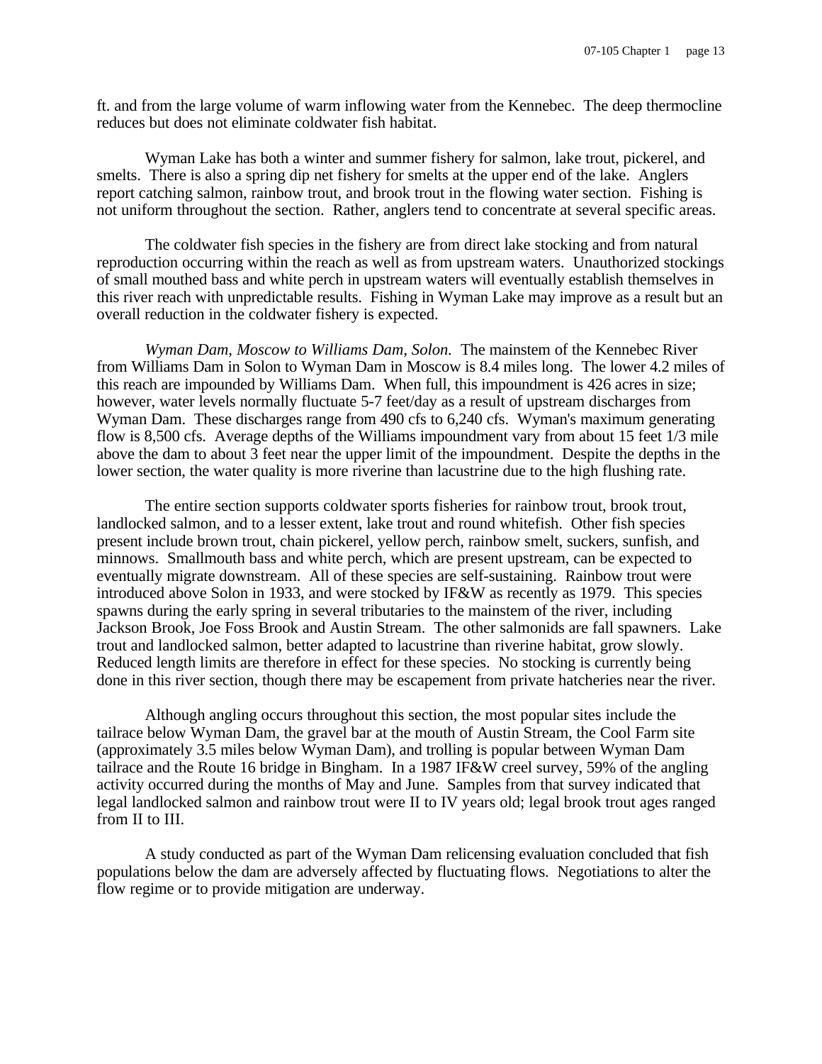ft. and from the large volume of warm inflowing water from the Kennebec. The deep thermocline reduces but does not eliminate coldwater fish habitat.

Wyman Lake has both a winter and summer fishery for salmon, lake trout, pickerel, and smelts. There is also a spring dip net fishery for smelts at the upper end of the lake. Anglers report catching salmon, rainbow trout, and brook trout in the flowing water section. Fishing is not uniform throughout the section. Rather, anglers tend to concentrate at several specific areas.

The coldwater fish species in the fishery are from direct lake stocking and from natural reproduction occurring within the reach as well as from upstream waters. Unauthorized stockings of small mouthed bass and white perch in upstream waters will eventually establish themselves in this river reach with unpredictable results. Fishing in Wyman Lake may improve as a result but an overall reduction in the coldwater fishery is expected.

*Wyman Dam, Moscow to Williams Dam, Solon.* The mainstem of the Kennebec River from Williams Dam in Solon to Wyman Dam in Moscow is 8.4 miles long. The lower 4.2 miles of this reach are impounded by Williams Dam. When full, this impoundment is 426 acres in size; however, water levels normally fluctuate 5-7 feet/day as a result of upstream discharges from Wyman Dam. These discharges range from 490 cfs to 6,240 cfs. Wyman's maximum generating flow is 8,500 cfs. Average depths of the Williams impoundment vary from about 15 feet 1/3 mile above the dam to about 3 feet near the upper limit of the impoundment. Despite the depths in the lower section, the water quality is more riverine than lacustrine due to the high flushing rate.

The entire section supports coldwater sports fisheries for rainbow trout, brook trout, landlocked salmon, and to a lesser extent, lake trout and round whitefish. Other fish species present include brown trout, chain pickerel, yellow perch, rainbow smelt, suckers, sunfish, and minnows. Smallmouth bass and white perch, which are present upstream, can be expected to eventually migrate downstream. All of these species are self-sustaining. Rainbow trout were introduced above Solon in 1933, and were stocked by IF&W as recently as 1979. This species spawns during the early spring in several tributaries to the mainstem of the river, including Jackson Brook, Joe Foss Brook and Austin Stream. The other salmonids are fall spawners. Lake trout and landlocked salmon, better adapted to lacustrine than riverine habitat, grow slowly. Reduced length limits are therefore in effect for these species. No stocking is currently being done in this river section, though there may be escapement from private hatcheries near the river.

Although angling occurs throughout this section, the most popular sites include the tailrace below Wyman Dam, the gravel bar at the mouth of Austin Stream, the Cool Farm site (approximately 3.5 miles below Wyman Dam), and trolling is popular between Wyman Dam tailrace and the Route 16 bridge in Bingham. In a 1987 IF&W creel survey, 59% of the angling activity occurred during the months of May and June. Samples from that survey indicated that legal landlocked salmon and rainbow trout were II to IV years old; legal brook trout ages ranged from II to III.

A study conducted as part of the Wyman Dam relicensing evaluation concluded that fish populations below the dam are adversely affected by fluctuating flows. Negotiations to alter the flow regime or to provide mitigation are underway.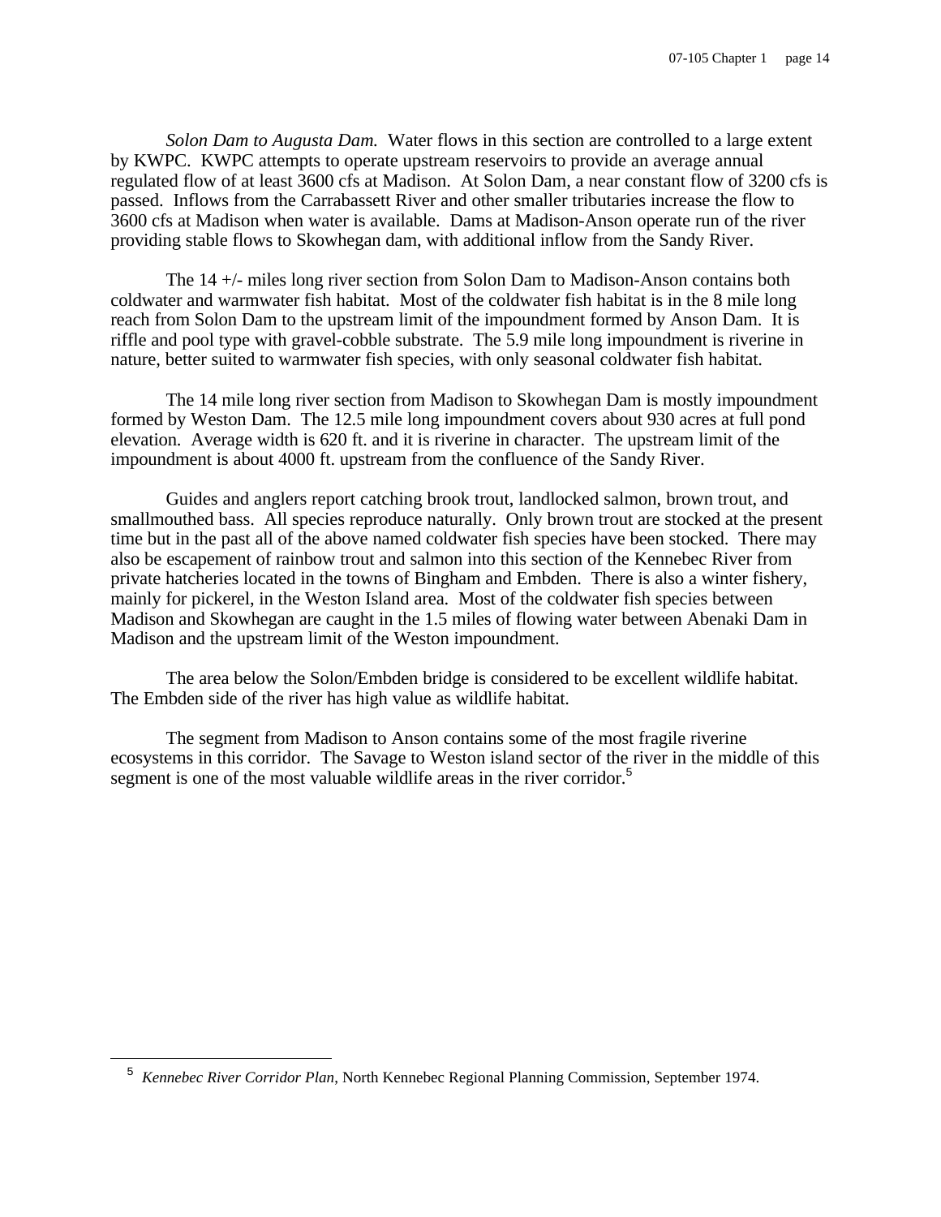*Solon Dam to Augusta Dam.* Water flows in this section are controlled to a large extent by KWPC. KWPC attempts to operate upstream reservoirs to provide an average annual regulated flow of at least 3600 cfs at Madison. At Solon Dam, a near constant flow of 3200 cfs is passed. Inflows from the Carrabassett River and other smaller tributaries increase the flow to 3600 cfs at Madison when water is available. Dams at Madison-Anson operate run of the river providing stable flows to Skowhegan dam, with additional inflow from the Sandy River.

The 14 +/- miles long river section from Solon Dam to Madison-Anson contains both coldwater and warmwater fish habitat. Most of the coldwater fish habitat is in the 8 mile long reach from Solon Dam to the upstream limit of the impoundment formed by Anson Dam. It is riffle and pool type with gravel-cobble substrate. The 5.9 mile long impoundment is riverine in nature, better suited to warmwater fish species, with only seasonal coldwater fish habitat.

The 14 mile long river section from Madison to Skowhegan Dam is mostly impoundment formed by Weston Dam. The 12.5 mile long impoundment covers about 930 acres at full pond elevation. Average width is 620 ft. and it is riverine in character. The upstream limit of the impoundment is about 4000 ft. upstream from the confluence of the Sandy River.

Guides and anglers report catching brook trout, landlocked salmon, brown trout, and smallmouthed bass. All species reproduce naturally. Only brown trout are stocked at the present time but in the past all of the above named coldwater fish species have been stocked. There may also be escapement of rainbow trout and salmon into this section of the Kennebec River from private hatcheries located in the towns of Bingham and Embden. There is also a winter fishery, mainly for pickerel, in the Weston Island area. Most of the coldwater fish species between Madison and Skowhegan are caught in the 1.5 miles of flowing water between Abenaki Dam in Madison and the upstream limit of the Weston impoundment.

The area below the Solon/Embden bridge is considered to be excellent wildlife habitat. The Embden side of the river has high value as wildlife habitat.

The segment from Madison to Anson contains some of the most fragile riverine ecosystems in this corridor. The Savage to Weston island sector of the river in the middle of this segment is one of the most valuable wildlife areas in the river corridor.[5]

---

[5] *Kennebec River Corridor Plan*, North Kennebec Regional Planning Commission, September 1974.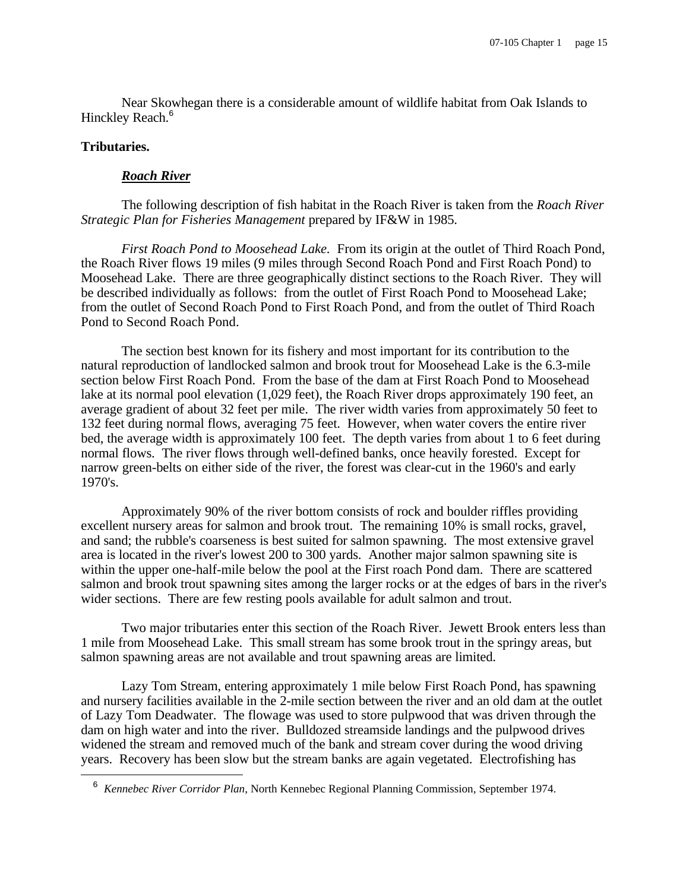Near Skowhegan there is a considerable amount of wildlife habitat from Oak Islands to Hinckley Reach.[6]

**Tributaries.**

***Roach River***

The following description of fish habitat in the Roach River is taken from the *Roach River Strategic Plan for Fisheries Management* prepared by IF&W in 1985.

*First Roach Pond to Moosehead Lake.* From its origin at the outlet of Third Roach Pond, the Roach River flows 19 miles (9 miles through Second Roach Pond and First Roach Pond) to Moosehead Lake. There are three geographically distinct sections to the Roach River. They will be described individually as follows: from the outlet of First Roach Pond to Moosehead Lake; from the outlet of Second Roach Pond to First Roach Pond, and from the outlet of Third Roach Pond to Second Roach Pond.

The section best known for its fishery and most important for its contribution to the natural reproduction of landlocked salmon and brook trout for Moosehead Lake is the 6.3-mile section below First Roach Pond. From the base of the dam at First Roach Pond to Moosehead lake at its normal pool elevation (1,029 feet), the Roach River drops approximately 190 feet, an average gradient of about 32 feet per mile. The river width varies from approximately 50 feet to 132 feet during normal flows, averaging 75 feet. However, when water covers the entire river bed, the average width is approximately 100 feet. The depth varies from about 1 to 6 feet during normal flows. The river flows through well-defined banks, once heavily forested. Except for narrow green-belts on either side of the river, the forest was clear-cut in the 1960's and early 1970's.

Approximately 90% of the river bottom consists of rock and boulder riffles providing excellent nursery areas for salmon and brook trout. The remaining 10% is small rocks, gravel, and sand; the rubble's coarseness is best suited for salmon spawning. The most extensive gravel area is located in the river's lowest 200 to 300 yards. Another major salmon spawning site is within the upper one-half-mile below the pool at the First roach Pond dam. There are scattered salmon and brook trout spawning sites among the larger rocks or at the edges of bars in the river's wider sections. There are few resting pools available for adult salmon and trout.

Two major tributaries enter this section of the Roach River. Jewett Brook enters less than 1 mile from Moosehead Lake. This small stream has some brook trout in the springy areas, but salmon spawning areas are not available and trout spawning areas are limited.

Lazy Tom Stream, entering approximately 1 mile below First Roach Pond, has spawning and nursery facilities available in the 2-mile section between the river and an old dam at the outlet of Lazy Tom Deadwater. The flowage was used to store pulpwood that was driven through the dam on high water and into the river. Bulldozed streamside landings and the pulpwood drives widened the stream and removed much of the bank and stream cover during the wood driving years. Recovery has been slow but the stream banks are again vegetated. Electrofishing has

---

[6] *Kennebec River Corridor Plan*, North Kennebec Regional Planning Commission, September 1974.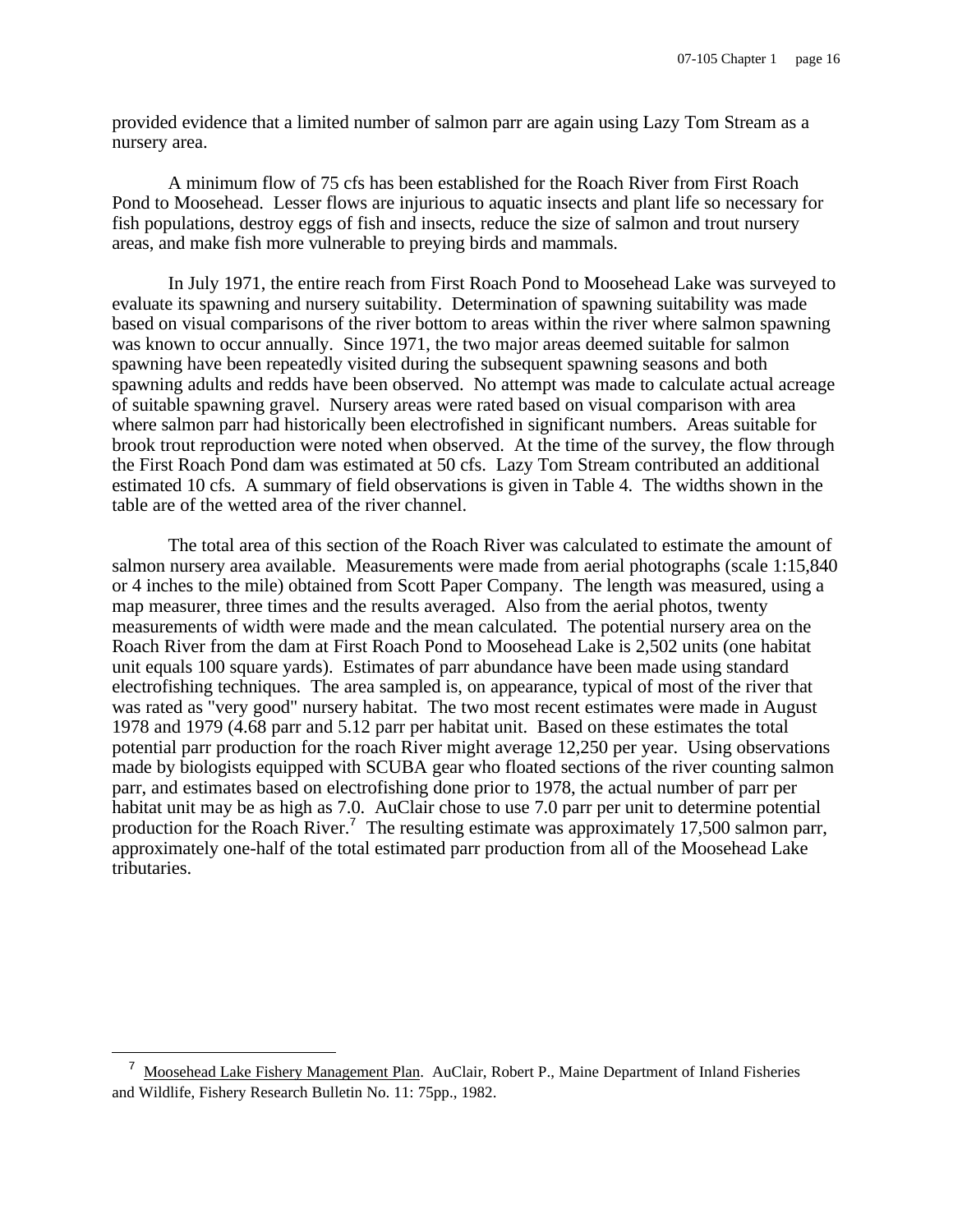provided evidence that a limited number of salmon parr are again using Lazy Tom Stream as a nursery area.

A minimum flow of 75 cfs has been established for the Roach River from First Roach Pond to Moosehead. Lesser flows are injurious to aquatic insects and plant life so necessary for fish populations, destroy eggs of fish and insects, reduce the size of salmon and trout nursery areas, and make fish more vulnerable to preying birds and mammals.

In July 1971, the entire reach from First Roach Pond to Moosehead Lake was surveyed to evaluate its spawning and nursery suitability. Determination of spawning suitability was made based on visual comparisons of the river bottom to areas within the river where salmon spawning was known to occur annually. Since 1971, the two major areas deemed suitable for salmon spawning have been repeatedly visited during the subsequent spawning seasons and both spawning adults and redds have been observed. No attempt was made to calculate actual acreage of suitable spawning gravel. Nursery areas were rated based on visual comparison with area where salmon parr had historically been electrofished in significant numbers. Areas suitable for brook trout reproduction were noted when observed. At the time of the survey, the flow through the First Roach Pond dam was estimated at 50 cfs. Lazy Tom Stream contributed an additional estimated 10 cfs. A summary of field observations is given in Table 4. The widths shown in the table are of the wetted area of the river channel.

The total area of this section of the Roach River was calculated to estimate the amount of salmon nursery area available. Measurements were made from aerial photographs (scale 1:15,840 or 4 inches to the mile) obtained from Scott Paper Company. The length was measured, using a map measurer, three times and the results averaged. Also from the aerial photos, twenty measurements of width were made and the mean calculated. The potential nursery area on the Roach River from the dam at First Roach Pond to Moosehead Lake is 2,502 units (one habitat unit equals 100 square yards). Estimates of parr abundance have been made using standard electrofishing techniques. The area sampled is, on appearance, typical of most of the river that was rated as "very good" nursery habitat. The two most recent estimates were made in August 1978 and 1979 (4.68 parr and 5.12 parr per habitat unit. Based on these estimates the total potential parr production for the roach River might average 12,250 per year. Using observations made by biologists equipped with SCUBA gear who floated sections of the river counting salmon parr, and estimates based on electrofishing done prior to 1978, the actual number of parr per habitat unit may be as high as 7.0. AuClair chose to use 7.0 parr per unit to determine potential production for the Roach River.[7] The resulting estimate was approximately 17,500 salmon parr, approximately one-half of the total estimated parr production from all of the Moosehead Lake tributaries.

---

[7] Moosehead Lake Fishery Management Plan. AuClair, Robert P., Maine Department of Inland Fisheries and Wildlife, Fishery Research Bulletin No. 11: 75pp., 1982.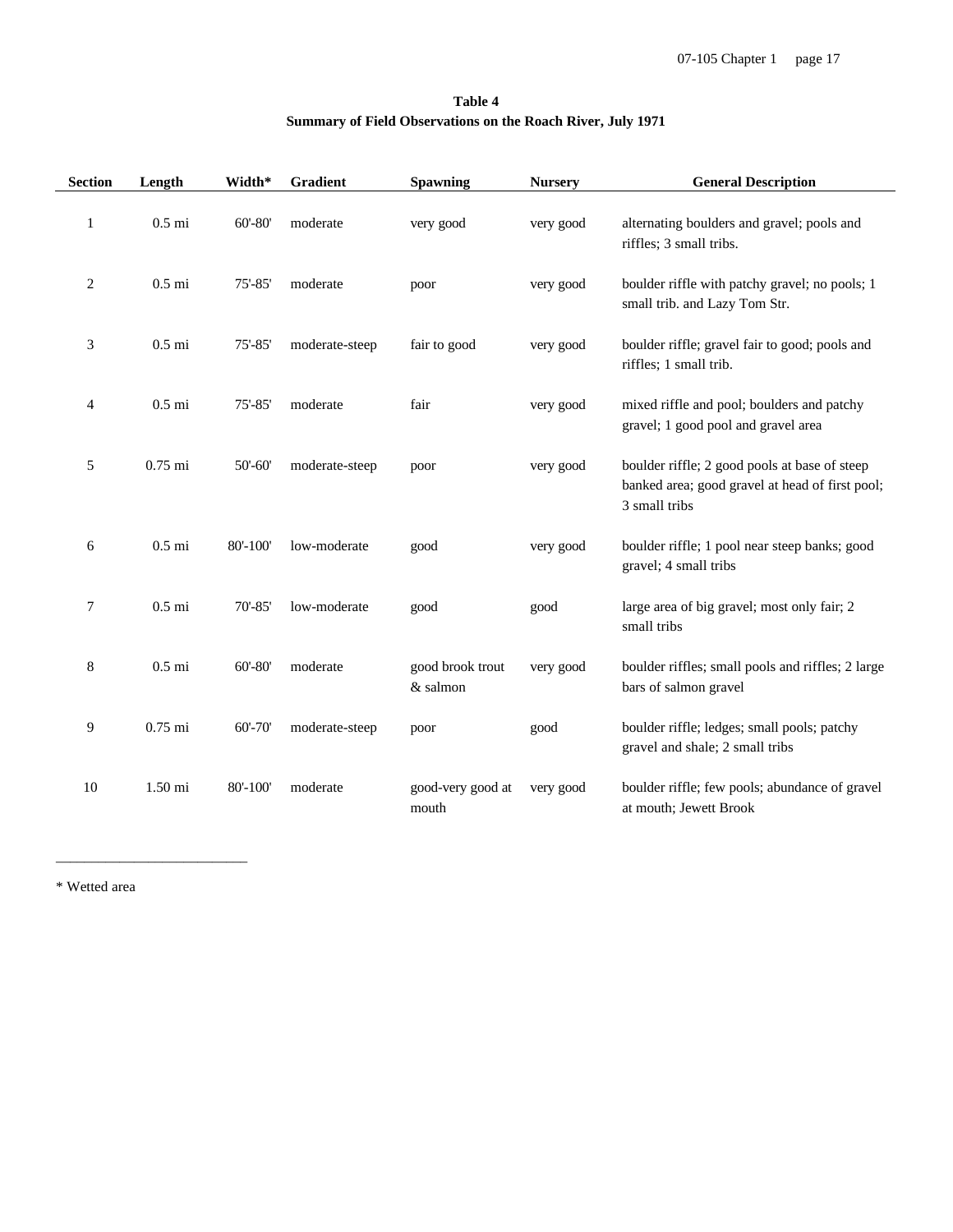**Table 4**
**Summary of Field Observations on the Roach River, July 1971**

| Section | Length | Width* | Gradient | Spawning | Nursery | General Description |
|---|---|---|---|---|---|---|
| 1 | 0.5 mi | 60'-80' | moderate | very good | very good | alternating boulders and gravel; pools and riffles; 3 small tribs. |
| 2 | 0.5 mi | 75'-85' | moderate | poor | very good | boulder riffle with patchy gravel; no pools; 1 small trib. and Lazy Tom Str. |
| 3 | 0.5 mi | 75'-85' | moderate-steep | fair to good | very good | boulder riffle; gravel fair to good; pools and riffles; 1 small trib. |
| 4 | 0.5 mi | 75'-85' | moderate | fair | very good | mixed riffle and pool; boulders and patchy gravel; 1 good pool and gravel area |
| 5 | 0.75 mi | 50'-60' | moderate-steep | poor | very good | boulder riffle; 2 good pools at base of steep banked area; good gravel at head of first pool; 3 small tribs |
| 6 | 0.5 mi | 80'-100' | low-moderate | good | very good | boulder riffle; 1 pool near steep banks; good gravel; 4 small tribs |
| 7 | 0.5 mi | 70'-85' | low-moderate | good | good | large area of big gravel; most only fair; 2 small tribs |
| 8 | 0.5 mi | 60'-80' | moderate | good brook trout & salmon | very good | boulder riffles; small pools and riffles; 2 large bars of salmon gravel |
| 9 | 0.75 mi | 60'-70' | moderate-steep | poor | good | boulder riffle; ledges; small pools; patchy gravel and shale; 2 small tribs |
| 10 | 1.50 mi | 80'-100' | moderate | good-very good at mouth | very good | boulder riffle; few pools; abundance of gravel at mouth; Jewett Brook |

* Wetted area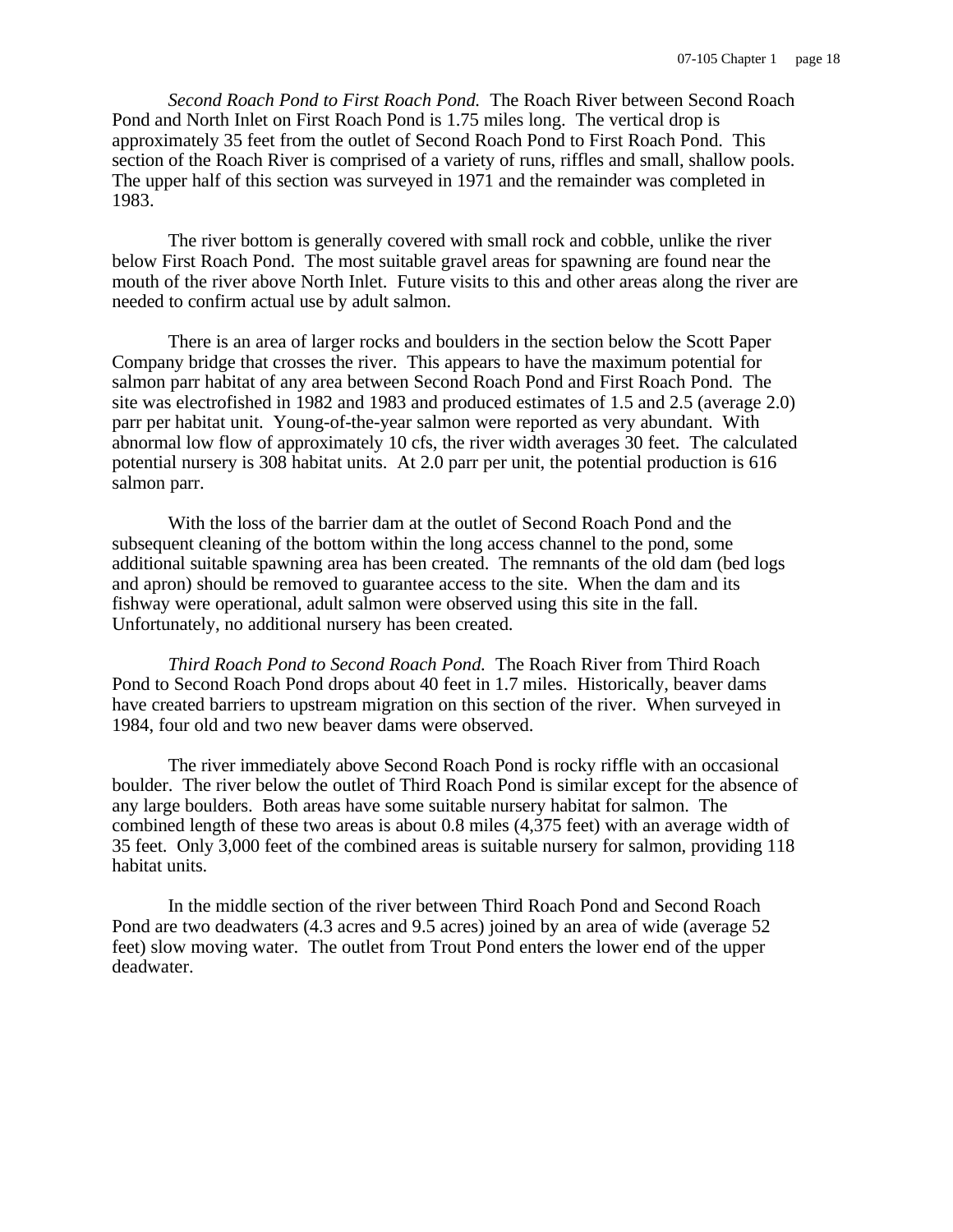*Second Roach Pond to First Roach Pond.* The Roach River between Second Roach Pond and North Inlet on First Roach Pond is 1.75 miles long. The vertical drop is approximately 35 feet from the outlet of Second Roach Pond to First Roach Pond. This section of the Roach River is comprised of a variety of runs, riffles and small, shallow pools. The upper half of this section was surveyed in 1971 and the remainder was completed in 1983.

The river bottom is generally covered with small rock and cobble, unlike the river below First Roach Pond. The most suitable gravel areas for spawning are found near the mouth of the river above North Inlet. Future visits to this and other areas along the river are needed to confirm actual use by adult salmon.

There is an area of larger rocks and boulders in the section below the Scott Paper Company bridge that crosses the river. This appears to have the maximum potential for salmon parr habitat of any area between Second Roach Pond and First Roach Pond. The site was electrofished in 1982 and 1983 and produced estimates of 1.5 and 2.5 (average 2.0) parr per habitat unit. Young-of-the-year salmon were reported as very abundant. With abnormal low flow of approximately 10 cfs, the river width averages 30 feet. The calculated potential nursery is 308 habitat units. At 2.0 parr per unit, the potential production is 616 salmon parr.

With the loss of the barrier dam at the outlet of Second Roach Pond and the subsequent cleaning of the bottom within the long access channel to the pond, some additional suitable spawning area has been created. The remnants of the old dam (bed logs and apron) should be removed to guarantee access to the site. When the dam and its fishway were operational, adult salmon were observed using this site in the fall. Unfortunately, no additional nursery has been created.

*Third Roach Pond to Second Roach Pond.* The Roach River from Third Roach Pond to Second Roach Pond drops about 40 feet in 1.7 miles. Historically, beaver dams have created barriers to upstream migration on this section of the river. When surveyed in 1984, four old and two new beaver dams were observed.

The river immediately above Second Roach Pond is rocky riffle with an occasional boulder. The river below the outlet of Third Roach Pond is similar except for the absence of any large boulders. Both areas have some suitable nursery habitat for salmon. The combined length of these two areas is about 0.8 miles (4,375 feet) with an average width of 35 feet. Only 3,000 feet of the combined areas is suitable nursery for salmon, providing 118 habitat units.

In the middle section of the river between Third Roach Pond and Second Roach Pond are two deadwaters (4.3 acres and 9.5 acres) joined by an area of wide (average 52 feet) slow moving water. The outlet from Trout Pond enters the lower end of the upper deadwater.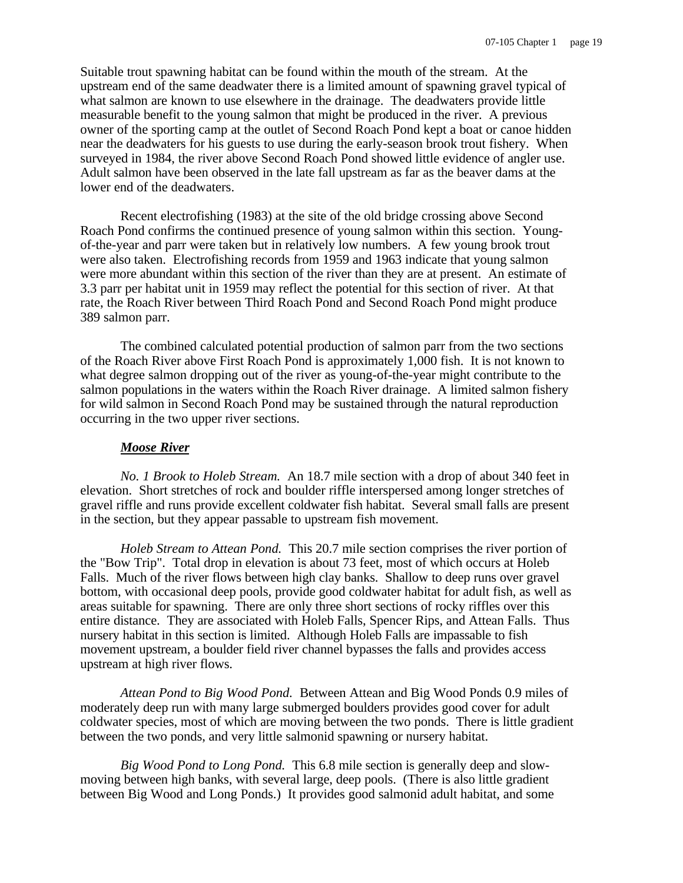Suitable trout spawning habitat can be found within the mouth of the stream. At the upstream end of the same deadwater there is a limited amount of spawning gravel typical of what salmon are known to use elsewhere in the drainage. The deadwaters provide little measurable benefit to the young salmon that might be produced in the river. A previous owner of the sporting camp at the outlet of Second Roach Pond kept a boat or canoe hidden near the deadwaters for his guests to use during the early-season brook trout fishery. When surveyed in 1984, the river above Second Roach Pond showed little evidence of angler use. Adult salmon have been observed in the late fall upstream as far as the beaver dams at the lower end of the deadwaters.

Recent electrofishing (1983) at the site of the old bridge crossing above Second Roach Pond confirms the continued presence of young salmon within this section. Young-of-the-year and parr were taken but in relatively low numbers. A few young brook trout were also taken. Electrofishing records from 1959 and 1963 indicate that young salmon were more abundant within this section of the river than they are at present. An estimate of 3.3 parr per habitat unit in 1959 may reflect the potential for this section of river. At that rate, the Roach River between Third Roach Pond and Second Roach Pond might produce 389 salmon parr.

The combined calculated potential production of salmon parr from the two sections of the Roach River above First Roach Pond is approximately 1,000 fish. It is not known to what degree salmon dropping out of the river as young-of-the-year might contribute to the salmon populations in the waters within the Roach River drainage. A limited salmon fishery for wild salmon in Second Roach Pond may be sustained through the natural reproduction occurring in the two upper river sections.

***Moose River***

*No. 1 Brook to Holeb Stream.* An 18.7 mile section with a drop of about 340 feet in elevation. Short stretches of rock and boulder riffle interspersed among longer stretches of gravel riffle and runs provide excellent coldwater fish habitat. Several small falls are present in the section, but they appear passable to upstream fish movement.

*Holeb Stream to Attean Pond.* This 20.7 mile section comprises the river portion of the "Bow Trip". Total drop in elevation is about 73 feet, most of which occurs at Holeb Falls. Much of the river flows between high clay banks. Shallow to deep runs over gravel bottom, with occasional deep pools, provide good coldwater habitat for adult fish, as well as areas suitable for spawning. There are only three short sections of rocky riffles over this entire distance. They are associated with Holeb Falls, Spencer Rips, and Attean Falls. Thus nursery habitat in this section is limited. Although Holeb Falls are impassable to fish movement upstream, a boulder field river channel bypasses the falls and provides access upstream at high river flows.

*Attean Pond to Big Wood Pond.* Between Attean and Big Wood Ponds 0.9 miles of moderately deep run with many large submerged boulders provides good cover for adult coldwater species, most of which are moving between the two ponds. There is little gradient between the two ponds, and very little salmonid spawning or nursery habitat.

*Big Wood Pond to Long Pond.* This 6.8 mile section is generally deep and slow-moving between high banks, with several large, deep pools. (There is also little gradient between Big Wood and Long Ponds.) It provides good salmonid adult habitat, and some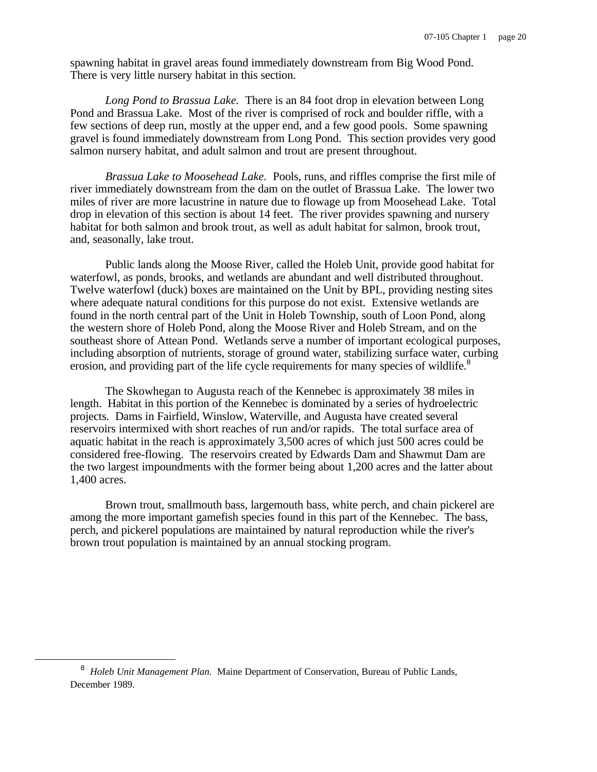spawning habitat in gravel areas found immediately downstream from Big Wood Pond. There is very little nursery habitat in this section.

*Long Pond to Brassua Lake.* There is an 84 foot drop in elevation between Long Pond and Brassua Lake. Most of the river is comprised of rock and boulder riffle, with a few sections of deep run, mostly at the upper end, and a few good pools. Some spawning gravel is found immediately downstream from Long Pond. This section provides very good salmon nursery habitat, and adult salmon and trout are present throughout.

*Brassua Lake to Moosehead Lake.* Pools, runs, and riffles comprise the first mile of river immediately downstream from the dam on the outlet of Brassua Lake. The lower two miles of river are more lacustrine in nature due to flowage up from Moosehead Lake. Total drop in elevation of this section is about 14 feet. The river provides spawning and nursery habitat for both salmon and brook trout, as well as adult habitat for salmon, brook trout, and, seasonally, lake trout.

Public lands along the Moose River, called the Holeb Unit, provide good habitat for waterfowl, as ponds, brooks, and wetlands are abundant and well distributed throughout. Twelve waterfowl (duck) boxes are maintained on the Unit by BPL, providing nesting sites where adequate natural conditions for this purpose do not exist. Extensive wetlands are found in the north central part of the Unit in Holeb Township, south of Loon Pond, along the western shore of Holeb Pond, along the Moose River and Holeb Stream, and on the southeast shore of Attean Pond. Wetlands serve a number of important ecological purposes, including absorption of nutrients, storage of ground water, stabilizing surface water, curbing erosion, and providing part of the life cycle requirements for many species of wildlife.[8]

The Skowhegan to Augusta reach of the Kennebec is approximately 38 miles in length. Habitat in this portion of the Kennebec is dominated by a series of hydroelectric projects. Dams in Fairfield, Winslow, Waterville, and Augusta have created several reservoirs intermixed with short reaches of run and/or rapids. The total surface area of aquatic habitat in the reach is approximately 3,500 acres of which just 500 acres could be considered free-flowing. The reservoirs created by Edwards Dam and Shawmut Dam are the two largest impoundments with the former being about 1,200 acres and the latter about 1,400 acres.

Brown trout, smallmouth bass, largemouth bass, white perch, and chain pickerel are among the more important gamefish species found in this part of the Kennebec. The bass, perch, and pickerel populations are maintained by natural reproduction while the river's brown trout population is maintained by an annual stocking program.

[8] *Holeb Unit Management Plan.* Maine Department of Conservation, Bureau of Public Lands, December 1989.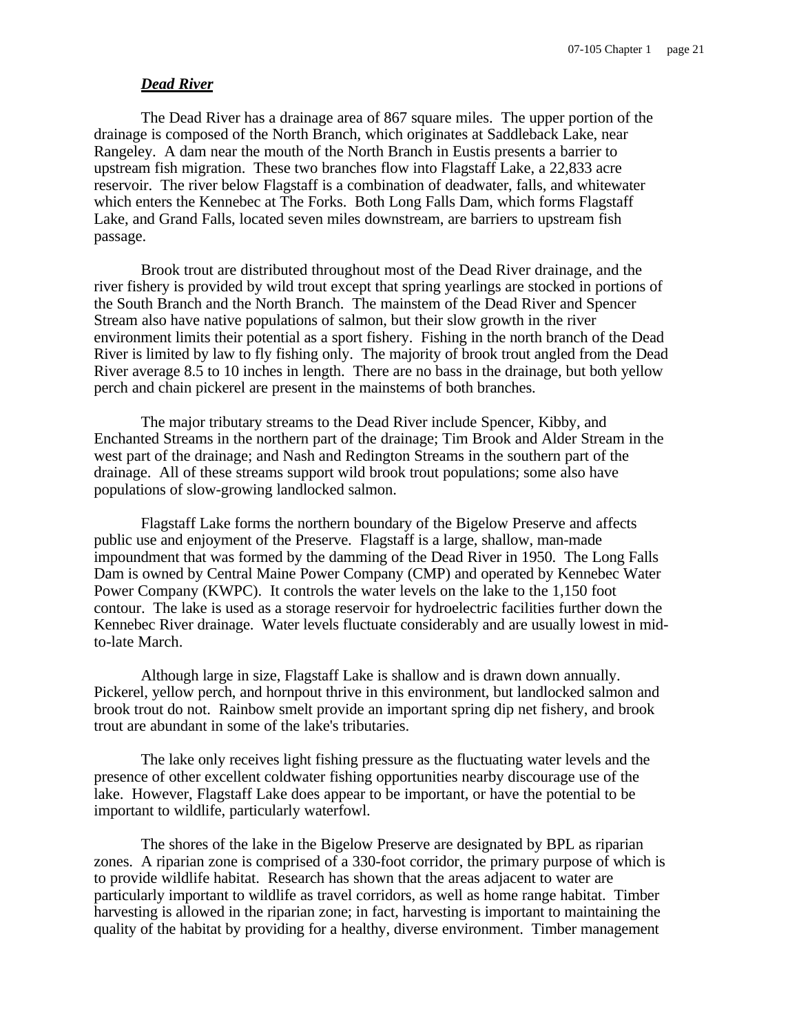***Dead River***

The Dead River has a drainage area of 867 square miles. The upper portion of the drainage is composed of the North Branch, which originates at Saddleback Lake, near Rangeley. A dam near the mouth of the North Branch in Eustis presents a barrier to upstream fish migration. These two branches flow into Flagstaff Lake, a 22,833 acre reservoir. The river below Flagstaff is a combination of deadwater, falls, and whitewater which enters the Kennebec at The Forks. Both Long Falls Dam, which forms Flagstaff Lake, and Grand Falls, located seven miles downstream, are barriers to upstream fish passage.

Brook trout are distributed throughout most of the Dead River drainage, and the river fishery is provided by wild trout except that spring yearlings are stocked in portions of the South Branch and the North Branch. The mainstem of the Dead River and Spencer Stream also have native populations of salmon, but their slow growth in the river environment limits their potential as a sport fishery. Fishing in the north branch of the Dead River is limited by law to fly fishing only. The majority of brook trout angled from the Dead River average 8.5 to 10 inches in length. There are no bass in the drainage, but both yellow perch and chain pickerel are present in the mainstems of both branches.

The major tributary streams to the Dead River include Spencer, Kibby, and Enchanted Streams in the northern part of the drainage; Tim Brook and Alder Stream in the west part of the drainage; and Nash and Redington Streams in the southern part of the drainage. All of these streams support wild brook trout populations; some also have populations of slow-growing landlocked salmon.

Flagstaff Lake forms the northern boundary of the Bigelow Preserve and affects public use and enjoyment of the Preserve. Flagstaff is a large, shallow, man-made impoundment that was formed by the damming of the Dead River in 1950. The Long Falls Dam is owned by Central Maine Power Company (CMP) and operated by Kennebec Water Power Company (KWPC). It controls the water levels on the lake to the 1,150 foot contour. The lake is used as a storage reservoir for hydroelectric facilities further down the Kennebec River drainage. Water levels fluctuate considerably and are usually lowest in mid-to-late March.

Although large in size, Flagstaff Lake is shallow and is drawn down annually. Pickerel, yellow perch, and hornpout thrive in this environment, but landlocked salmon and brook trout do not. Rainbow smelt provide an important spring dip net fishery, and brook trout are abundant in some of the lake's tributaries.

The lake only receives light fishing pressure as the fluctuating water levels and the presence of other excellent coldwater fishing opportunities nearby discourage use of the lake. However, Flagstaff Lake does appear to be important, or have the potential to be important to wildlife, particularly waterfowl.

The shores of the lake in the Bigelow Preserve are designated by BPL as riparian zones. A riparian zone is comprised of a 330-foot corridor, the primary purpose of which is to provide wildlife habitat. Research has shown that the areas adjacent to water are particularly important to wildlife as travel corridors, as well as home range habitat. Timber harvesting is allowed in the riparian zone; in fact, harvesting is important to maintaining the quality of the habitat by providing for a healthy, diverse environment. Timber management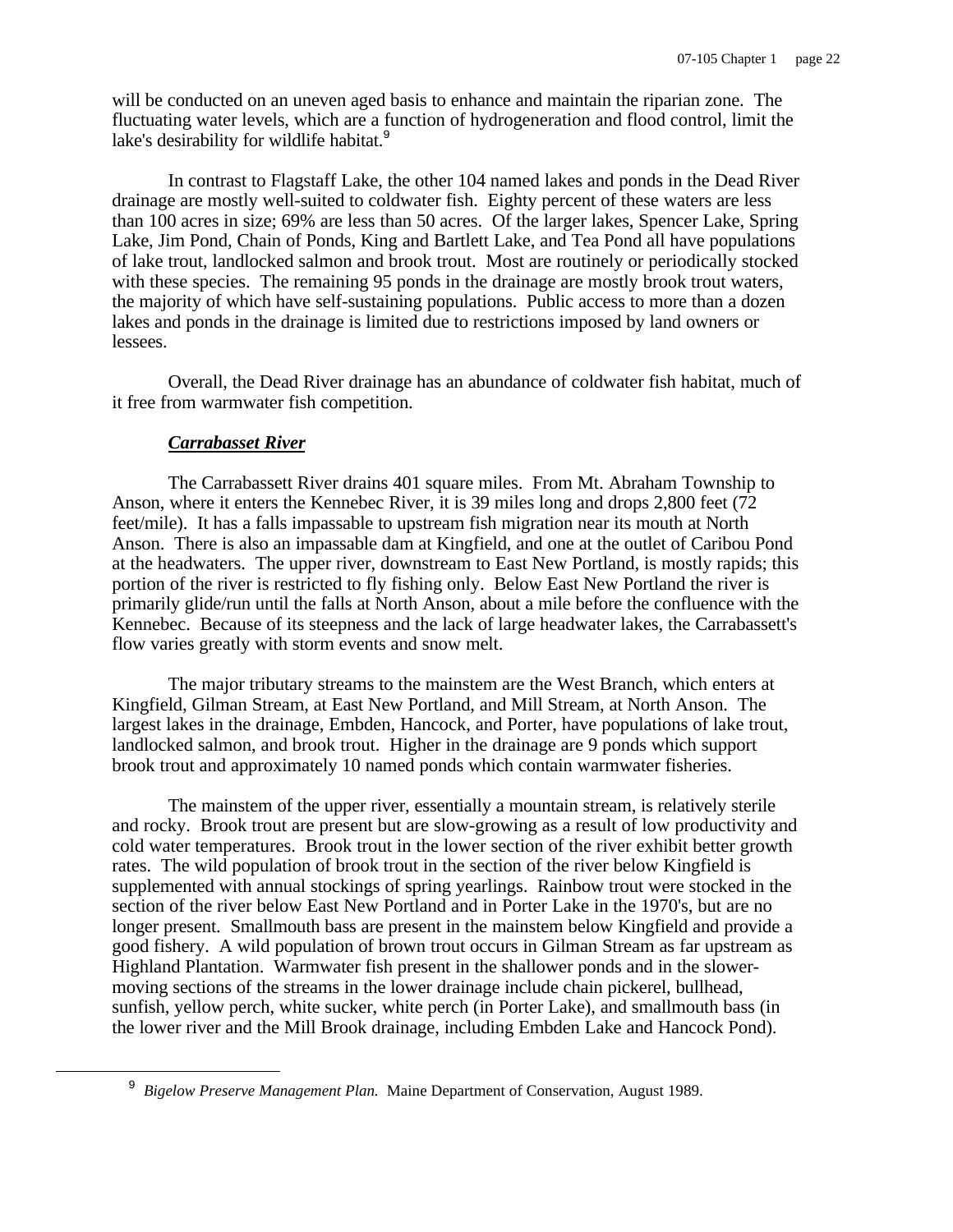will be conducted on an uneven aged basis to enhance and maintain the riparian zone. The fluctuating water levels, which are a function of hydrogeneration and flood control, limit the lake's desirability for wildlife habitat.[9]

In contrast to Flagstaff Lake, the other 104 named lakes and ponds in the Dead River drainage are mostly well-suited to coldwater fish. Eighty percent of these waters are less than 100 acres in size; 69% are less than 50 acres. Of the larger lakes, Spencer Lake, Spring Lake, Jim Pond, Chain of Ponds, King and Bartlett Lake, and Tea Pond all have populations of lake trout, landlocked salmon and brook trout. Most are routinely or periodically stocked with these species. The remaining 95 ponds in the drainage are mostly brook trout waters, the majority of which have self-sustaining populations. Public access to more than a dozen lakes and ponds in the drainage is limited due to restrictions imposed by land owners or lessees.

Overall, the Dead River drainage has an abundance of coldwater fish habitat, much of it free from warmwater fish competition.

***Carrabasset River***

The Carrabassett River drains 401 square miles. From Mt. Abraham Township to Anson, where it enters the Kennebec River, it is 39 miles long and drops 2,800 feet (72 feet/mile). It has a falls impassable to upstream fish migration near its mouth at North Anson. There is also an impassable dam at Kingfield, and one at the outlet of Caribou Pond at the headwaters. The upper river, downstream to East New Portland, is mostly rapids; this portion of the river is restricted to fly fishing only. Below East New Portland the river is primarily glide/run until the falls at North Anson, about a mile before the confluence with the Kennebec. Because of its steepness and the lack of large headwater lakes, the Carrabassett's flow varies greatly with storm events and snow melt.

The major tributary streams to the mainstem are the West Branch, which enters at Kingfield, Gilman Stream, at East New Portland, and Mill Stream, at North Anson. The largest lakes in the drainage, Embden, Hancock, and Porter, have populations of lake trout, landlocked salmon, and brook trout. Higher in the drainage are 9 ponds which support brook trout and approximately 10 named ponds which contain warmwater fisheries.

The mainstem of the upper river, essentially a mountain stream, is relatively sterile and rocky. Brook trout are present but are slow-growing as a result of low productivity and cold water temperatures. Brook trout in the lower section of the river exhibit better growth rates. The wild population of brook trout in the section of the river below Kingfield is supplemented with annual stockings of spring yearlings. Rainbow trout were stocked in the section of the river below East New Portland and in Porter Lake in the 1970's, but are no longer present. Smallmouth bass are present in the mainstem below Kingfield and provide a good fishery. A wild population of brown trout occurs in Gilman Stream as far upstream as Highland Plantation. Warmwater fish present in the shallower ponds and in the slower-moving sections of the streams in the lower drainage include chain pickerel, bullhead, sunfish, yellow perch, white sucker, white perch (in Porter Lake), and smallmouth bass (in the lower river and the Mill Brook drainage, including Embden Lake and Hancock Pond).

---

[9] *Bigelow Preserve Management Plan.* Maine Department of Conservation, August 1989.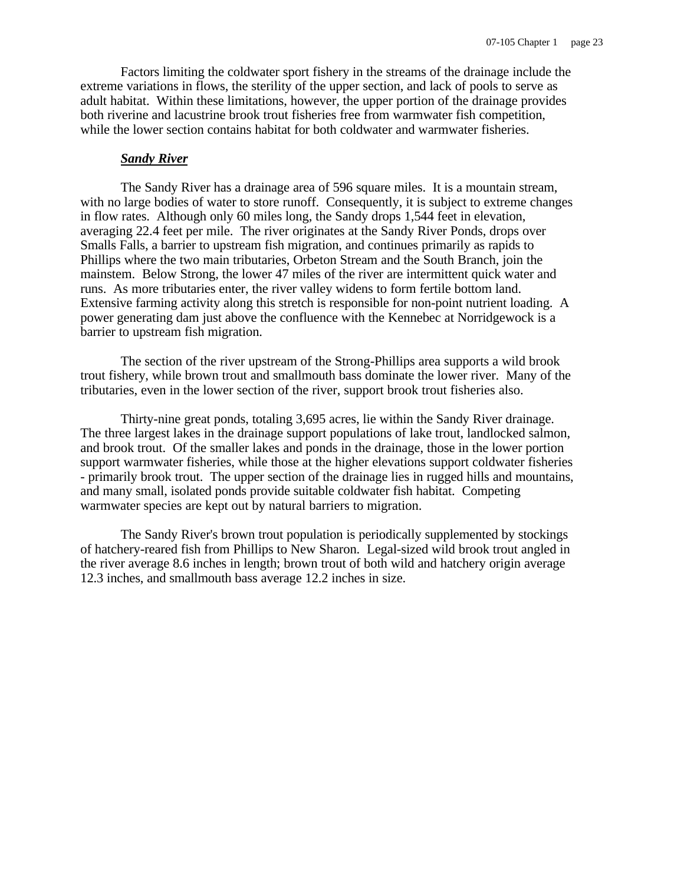Factors limiting the coldwater sport fishery in the streams of the drainage include the extreme variations in flows, the sterility of the upper section, and lack of pools to serve as adult habitat. Within these limitations, however, the upper portion of the drainage provides both riverine and lacustrine brook trout fisheries free from warmwater fish competition, while the lower section contains habitat for both coldwater and warmwater fisheries.

***Sandy River***

The Sandy River has a drainage area of 596 square miles. It is a mountain stream, with no large bodies of water to store runoff. Consequently, it is subject to extreme changes in flow rates. Although only 60 miles long, the Sandy drops 1,544 feet in elevation, averaging 22.4 feet per mile. The river originates at the Sandy River Ponds, drops over Smalls Falls, a barrier to upstream fish migration, and continues primarily as rapids to Phillips where the two main tributaries, Orbeton Stream and the South Branch, join the mainstem. Below Strong, the lower 47 miles of the river are intermittent quick water and runs. As more tributaries enter, the river valley widens to form fertile bottom land. Extensive farming activity along this stretch is responsible for non-point nutrient loading. A power generating dam just above the confluence with the Kennebec at Norridgewock is a barrier to upstream fish migration.

The section of the river upstream of the Strong-Phillips area supports a wild brook trout fishery, while brown trout and smallmouth bass dominate the lower river. Many of the tributaries, even in the lower section of the river, support brook trout fisheries also.

Thirty-nine great ponds, totaling 3,695 acres, lie within the Sandy River drainage. The three largest lakes in the drainage support populations of lake trout, landlocked salmon, and brook trout. Of the smaller lakes and ponds in the drainage, those in the lower portion support warmwater fisheries, while those at the higher elevations support coldwater fisheries - primarily brook trout. The upper section of the drainage lies in rugged hills and mountains, and many small, isolated ponds provide suitable coldwater fish habitat. Competing warmwater species are kept out by natural barriers to migration.

The Sandy River's brown trout population is periodically supplemented by stockings of hatchery-reared fish from Phillips to New Sharon. Legal-sized wild brook trout angled in the river average 8.6 inches in length; brown trout of both wild and hatchery origin average 12.3 inches, and smallmouth bass average 12.2 inches in size.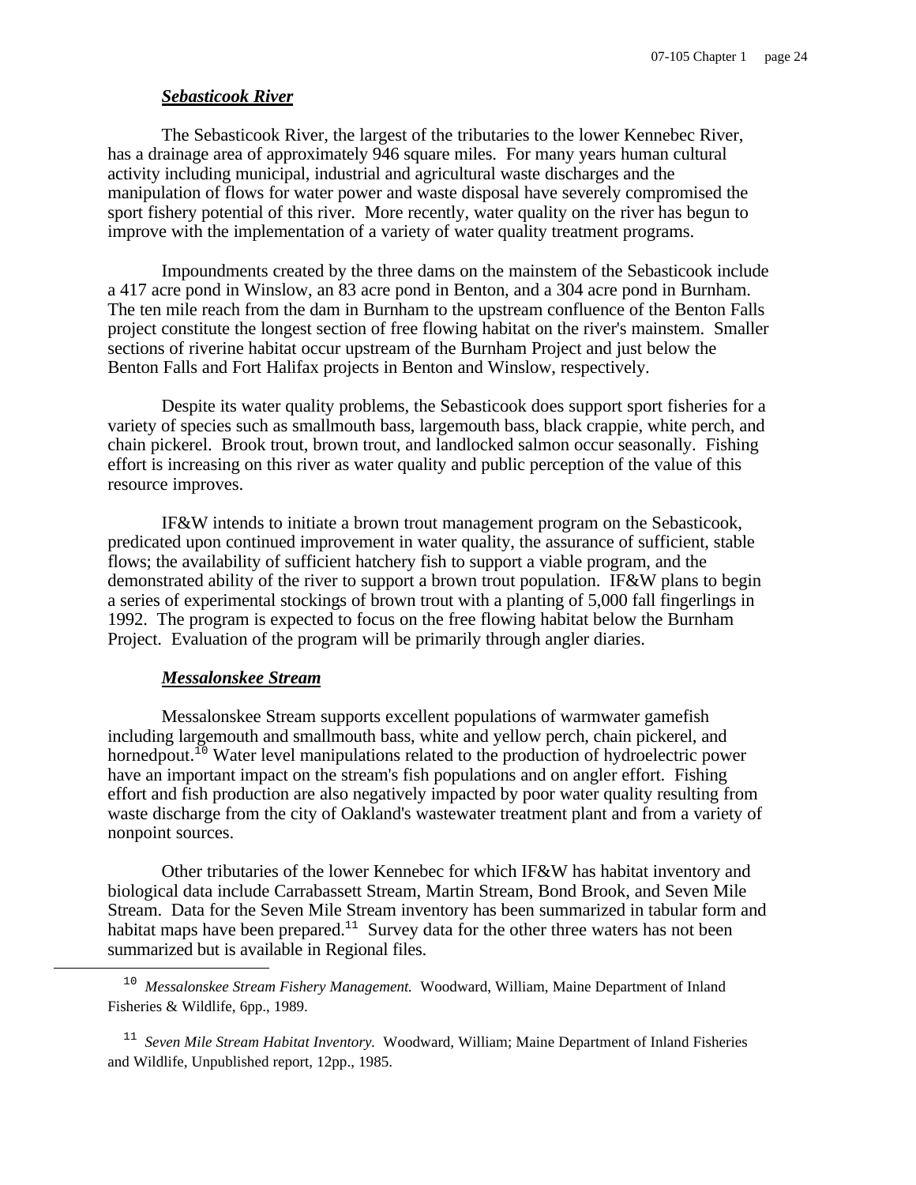***Sebasticook River***

The Sebasticook River, the largest of the tributaries to the lower Kennebec River, has a drainage area of approximately 946 square miles. For many years human cultural activity including municipal, industrial and agricultural waste discharges and the manipulation of flows for water power and waste disposal have severely compromised the sport fishery potential of this river. More recently, water quality on the river has begun to improve with the implementation of a variety of water quality treatment programs.

Impoundments created by the three dams on the mainstem of the Sebasticook include a 417 acre pond in Winslow, an 83 acre pond in Benton, and a 304 acre pond in Burnham. The ten mile reach from the dam in Burnham to the upstream confluence of the Benton Falls project constitute the longest section of free flowing habitat on the river's mainstem. Smaller sections of riverine habitat occur upstream of the Burnham Project and just below the Benton Falls and Fort Halifax projects in Benton and Winslow, respectively.

Despite its water quality problems, the Sebasticook does support sport fisheries for a variety of species such as smallmouth bass, largemouth bass, black crappie, white perch, and chain pickerel. Brook trout, brown trout, and landlocked salmon occur seasonally. Fishing effort is increasing on this river as water quality and public perception of the value of this resource improves.

IF&W intends to initiate a brown trout management program on the Sebasticook, predicated upon continued improvement in water quality, the assurance of sufficient, stable flows; the availability of sufficient hatchery fish to support a viable program, and the demonstrated ability of the river to support a brown trout population. IF&W plans to begin a series of experimental stockings of brown trout with a planting of 5,000 fall fingerlings in 1992. The program is expected to focus on the free flowing habitat below the Burnham Project. Evaluation of the program will be primarily through angler diaries.

***Messalonskee Stream***

Messalonskee Stream supports excellent populations of warmwater gamefish including largemouth and smallmouth bass, white and yellow perch, chain pickerel, and hornedpout.[10] Water level manipulations related to the production of hydroelectric power have an important impact on the stream's fish populations and on angler effort. Fishing effort and fish production are also negatively impacted by poor water quality resulting from waste discharge from the city of Oakland's wastewater treatment plant and from a variety of nonpoint sources.

Other tributaries of the lower Kennebec for which IF&W has habitat inventory and biological data include Carrabassett Stream, Martin Stream, Bond Brook, and Seven Mile Stream. Data for the Seven Mile Stream inventory has been summarized in tabular form and habitat maps have been prepared.[11] Survey data for the other three waters has not been summarized but is available in Regional files.

---

[10] *Messalonskee Stream Fishery Management.* Woodward, William, Maine Department of Inland Fisheries & Wildlife, 6pp., 1989.

[11] *Seven Mile Stream Habitat Inventory.* Woodward, William; Maine Department of Inland Fisheries and Wildlife, Unpublished report, 12pp., 1985.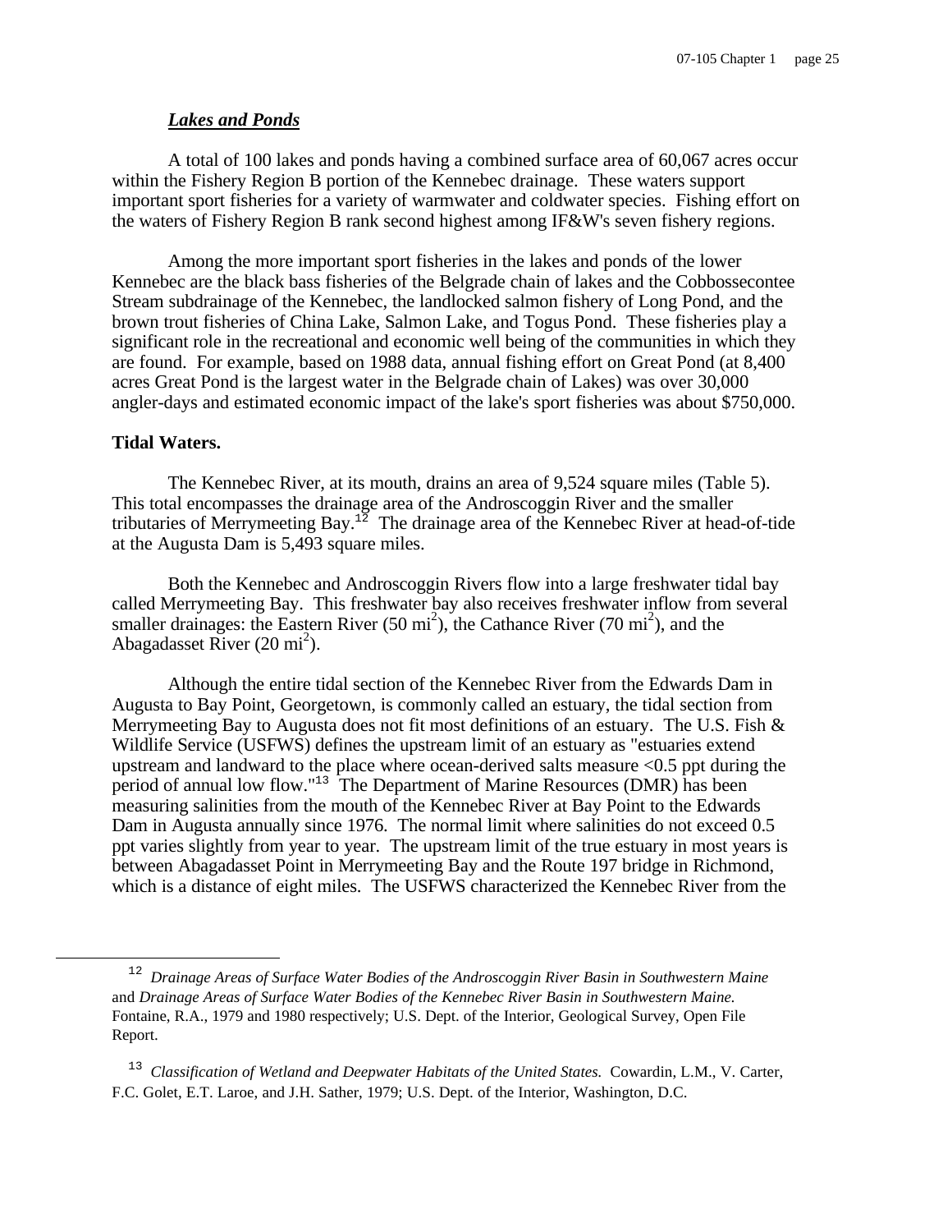### *Lakes and Ponds*

A total of 100 lakes and ponds having a combined surface area of 60,067 acres occur within the Fishery Region B portion of the Kennebec drainage. These waters support important sport fisheries for a variety of warmwater and coldwater species. Fishing effort on the waters of Fishery Region B rank second highest among IF&W's seven fishery regions.

Among the more important sport fisheries in the lakes and ponds of the lower Kennebec are the black bass fisheries of the Belgrade chain of lakes and the Cobbossecontee Stream subdrainage of the Kennebec, the landlocked salmon fishery of Long Pond, and the brown trout fisheries of China Lake, Salmon Lake, and Togus Pond. These fisheries play a significant role in the recreational and economic well being of the communities in which they are found. For example, based on 1988 data, annual fishing effort on Great Pond (at 8,400 acres Great Pond is the largest water in the Belgrade chain of Lakes) was over 30,000 angler-days and estimated economic impact of the lake's sport fisheries was about $750,000.

**Tidal Waters.**

The Kennebec River, at its mouth, drains an area of 9,524 square miles (Table 5). This total encompasses the drainage area of the Androscoggin River and the smaller tributaries of Merrymeeting Bay.[12] The drainage area of the Kennebec River at head-of-tide at the Augusta Dam is 5,493 square miles.

Both the Kennebec and Androscoggin Rivers flow into a large freshwater tidal bay called Merrymeeting Bay. This freshwater bay also receives freshwater inflow from several smaller drainages: the Eastern River (50 $mi^2$), the Cathance River (70 $mi^2$), and the Abagadasset River (20 $mi^2$).

Although the entire tidal section of the Kennebec River from the Edwards Dam in Augusta to Bay Point, Georgetown, is commonly called an estuary, the tidal section from Merrymeeting Bay to Augusta does not fit most definitions of an estuary. The U.S. Fish & Wildlife Service (USFWS) defines the upstream limit of an estuary as "estuaries extend upstream and landward to the place where ocean-derived salts measure <0.5 ppt during the period of annual low flow."[13] The Department of Marine Resources (DMR) has been measuring salinities from the mouth of the Kennebec River at Bay Point to the Edwards Dam in Augusta annually since 1976. The normal limit where salinities do not exceed 0.5 ppt varies slightly from year to year. The upstream limit of the true estuary in most years is between Abagadasset Point in Merrymeeting Bay and the Route 197 bridge in Richmond, which is a distance of eight miles. The USFWS characterized the Kennebec River from the

---

[12] *Drainage Areas of Surface Water Bodies of the Androscoggin River Basin in Southwestern Maine* and *Drainage Areas of Surface Water Bodies of the Kennebec River Basin in Southwestern Maine.* Fontaine, R.A., 1979 and 1980 respectively; U.S. Dept. of the Interior, Geological Survey, Open File Report.

[13] *Classification of Wetland and Deepwater Habitats of the United States.* Cowardin, L.M., V. Carter, F.C. Golet, E.T. Laroe, and J.H. Sather, 1979; U.S. Dept. of the Interior, Washington, D.C.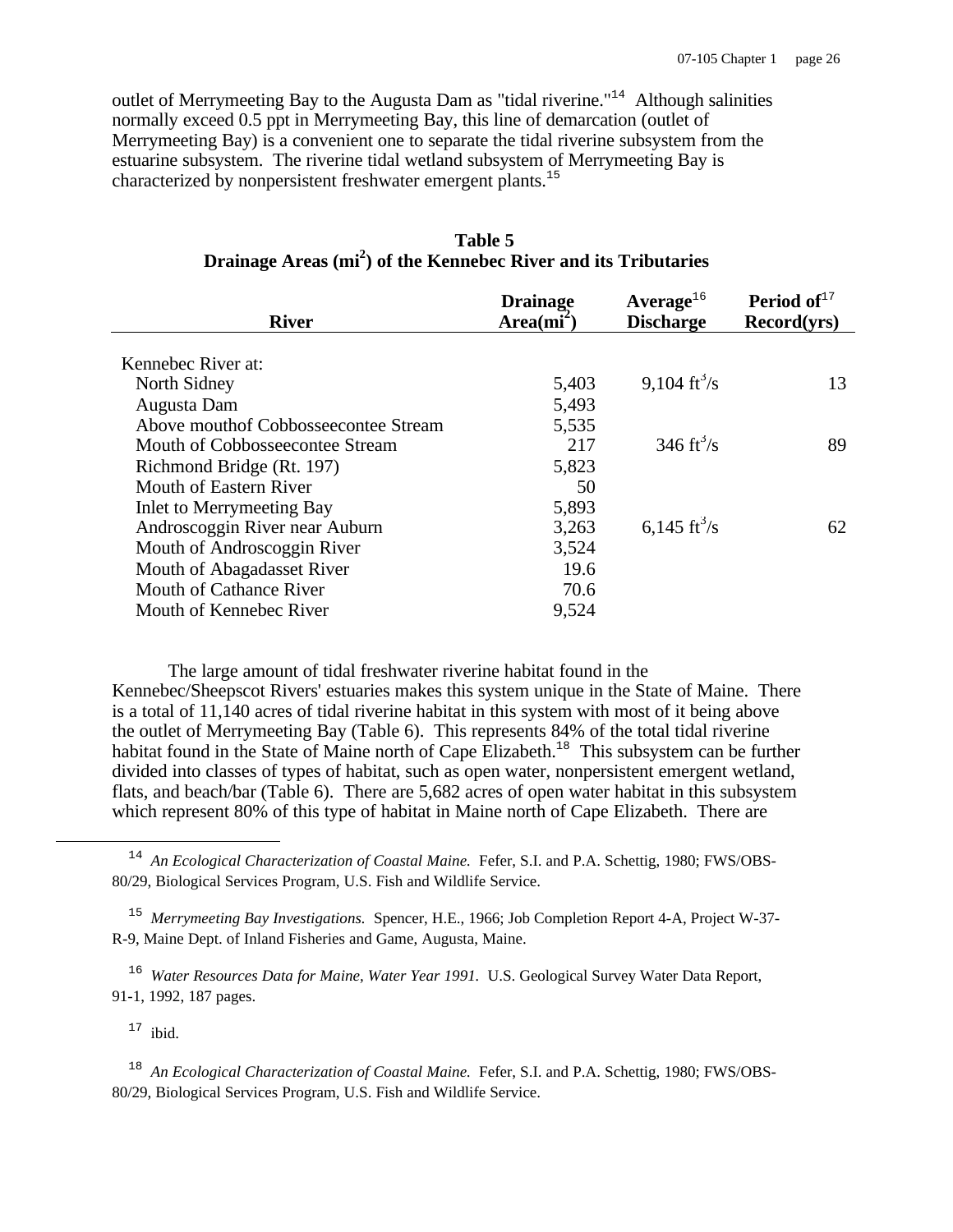outlet of Merrymeeting Bay to the Augusta Dam as "tidal riverine."[14] Although salinities normally exceed 0.5 ppt in Merrymeeting Bay, this line of demarcation (outlet of Merrymeeting Bay) is a convenient one to separate the tidal riverine subsystem from the estuarine subsystem. The riverine tidal wetland subsystem of Merrymeeting Bay is characterized by nonpersistent freshwater emergent plants.[15]

**Table 5**
**Drainage Areas ($mi^2$) of the Kennebec River and its Tributaries**

| River | Drainage Area($mi^2$) | Average[16] Discharge | Period of[17] Record(yrs) |
|---|---|---|---|
| Kennebec River at: | | | |
| North Sidney | 5,403 | 9,104 $ft^3/s$ | 13 |
| Augusta Dam | 5,493 | | |
| Above mouthof Cobbosseecontee Stream | 5,535 | | |
| Mouth of Cobbosseecontee Stream | 217 | 346 $ft^3/s$ | 89 |
| Richmond Bridge (Rt. 197) | 5,823 | | |
| Mouth of Eastern River | 50 | | |
| Inlet to Merrymeeting Bay | 5,893 | | |
| Androscoggin River near Auburn | 3,263 | 6,145 $ft^3/s$ | 62 |
| Mouth of Androscoggin River | 3,524 | | |
| Mouth of Abagadasset River | 19.6 | | |
| Mouth of Cathance River | 70.6 | | |
| Mouth of Kennebec River | 9,524 | | |

The large amount of tidal freshwater riverine habitat found in the Kennebec/Sheepscot Rivers' estuaries makes this system unique in the State of Maine. There is a total of 11,140 acres of tidal riverine habitat in this system with most of it being above the outlet of Merrymeeting Bay (Table 6). This represents 84% of the total tidal riverine habitat found in the State of Maine north of Cape Elizabeth.[18] This subsystem can be further divided into classes of types of habitat, such as open water, nonpersistent emergent wetland, flats, and beach/bar (Table 6). There are 5,682 acres of open water habitat in this subsystem which represent 80% of this type of habitat in Maine north of Cape Elizabeth. There are

---

[14] *An Ecological Characterization of Coastal Maine.* Fefer, S.I. and P.A. Schettig, 1980; FWS/OBS-80/29, Biological Services Program, U.S. Fish and Wildlife Service.

[15] *Merrymeeting Bay Investigations.* Spencer, H.E., 1966; Job Completion Report 4-A, Project W-37-R-9, Maine Dept. of Inland Fisheries and Game, Augusta, Maine.

[16] *Water Resources Data for Maine, Water Year 1991.* U.S. Geological Survey Water Data Report, 91-1, 1992, 187 pages.

[17] ibid.

[18] *An Ecological Characterization of Coastal Maine.* Fefer, S.I. and P.A. Schettig, 1980; FWS/OBS-80/29, Biological Services Program, U.S. Fish and Wildlife Service.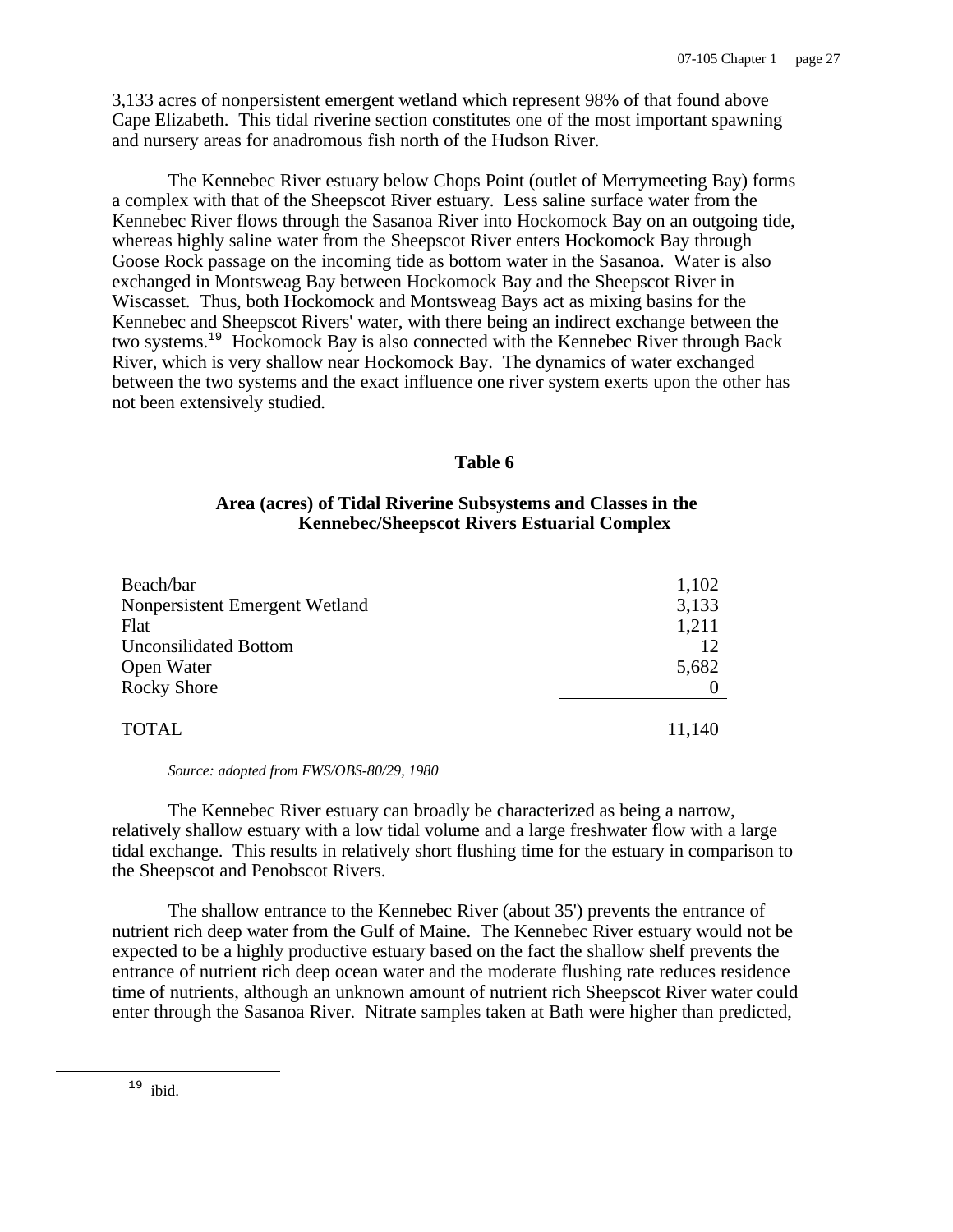3,133 acres of nonpersistent emergent wetland which represent 98% of that found above Cape Elizabeth. This tidal riverine section constitutes one of the most important spawning and nursery areas for anadromous fish north of the Hudson River.

The Kennebec River estuary below Chops Point (outlet of Merrymeeting Bay) forms a complex with that of the Sheepscot River estuary. Less saline surface water from the Kennebec River flows through the Sasanoa River into Hockomock Bay on an outgoing tide, whereas highly saline water from the Sheepscot River enters Hockomock Bay through Goose Rock passage on the incoming tide as bottom water in the Sasanoa. Water is also exchanged in Montsweag Bay between Hockomock Bay and the Sheepscot River in Wiscasset. Thus, both Hockomock and Montsweag Bays act as mixing basins for the Kennebec and Sheepscot Rivers' water, with there being an indirect exchange between the two systems.[19] Hockomock Bay is also connected with the Kennebec River through Back River, which is very shallow near Hockomock Bay. The dynamics of water exchanged between the two systems and the exact influence one river system exerts upon the other has not been extensively studied.

**Table 6**

**Area (acres) of Tidal Riverine Subsystems and Classes in the Kennebec/Sheepscot Rivers Estuarial Complex**

| | |
|---|---:|
| Beach/bar | 1,102 |
| Nonpersistent Emergent Wetland | 3,133 |
| Flat | 1,211 |
| Unconsilidated Bottom | 12 |
| Open Water | 5,682 |
| Rocky Shore | 0 |
| TOTAL | 11,140 |

*Source: adopted from FWS/OBS-80/29, 1980*

The Kennebec River estuary can broadly be characterized as being a narrow, relatively shallow estuary with a low tidal volume and a large freshwater flow with a large tidal exchange. This results in relatively short flushing time for the estuary in comparison to the Sheepscot and Penobscot Rivers.

The shallow entrance to the Kennebec River (about 35') prevents the entrance of nutrient rich deep water from the Gulf of Maine. The Kennebec River estuary would not be expected to be a highly productive estuary based on the fact the shallow shelf prevents the entrance of nutrient rich deep ocean water and the moderate flushing rate reduces residence time of nutrients, although an unknown amount of nutrient rich Sheepscot River water could enter through the Sasanoa River. Nitrate samples taken at Bath were higher than predicted,

[19] ibid.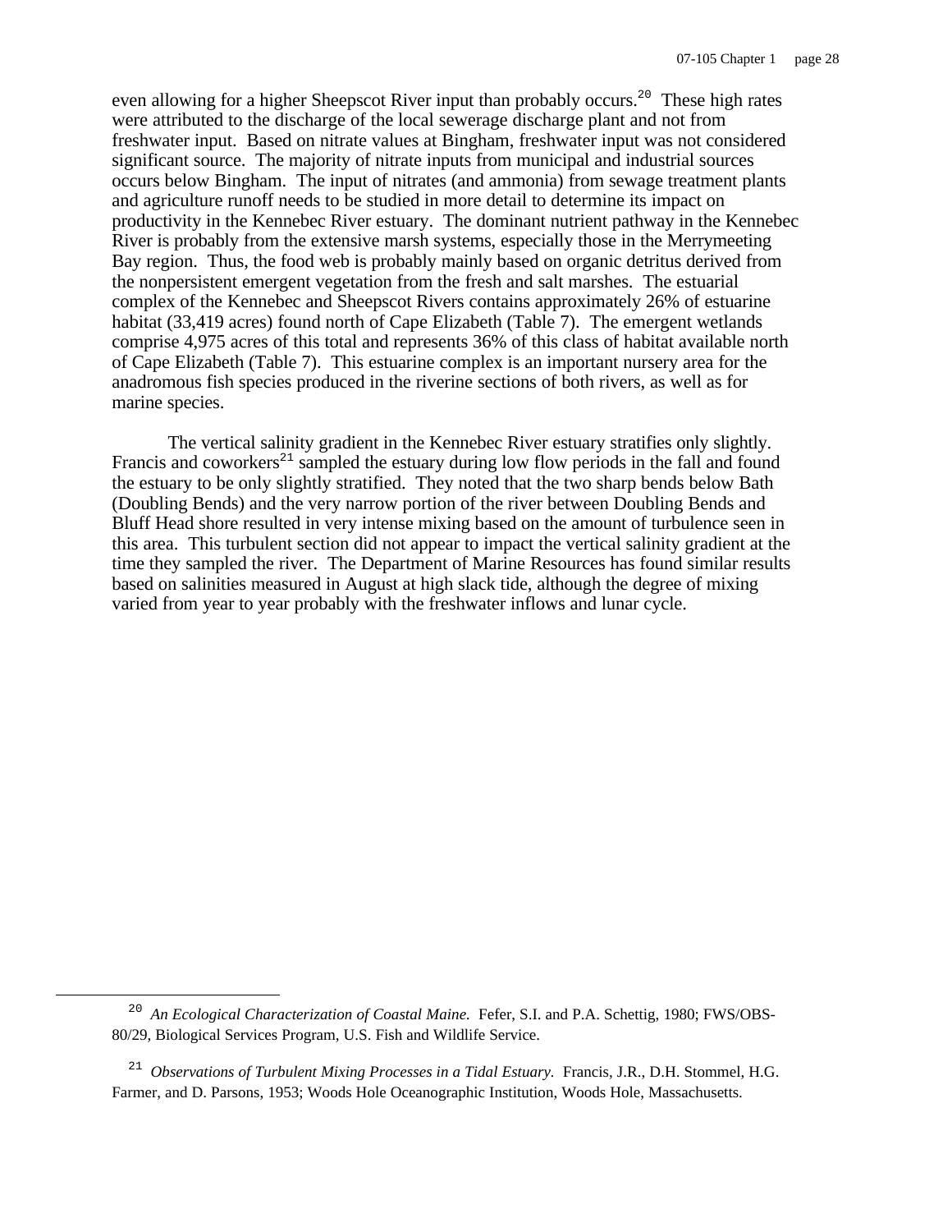even allowing for a higher Sheepscot River input than probably occurs.[20] These high rates were attributed to the discharge of the local sewerage discharge plant and not from freshwater input. Based on nitrate values at Bingham, freshwater input was not considered significant source. The majority of nitrate inputs from municipal and industrial sources occurs below Bingham. The input of nitrates (and ammonia) from sewage treatment plants and agriculture runoff needs to be studied in more detail to determine its impact on productivity in the Kennebec River estuary. The dominant nutrient pathway in the Kennebec River is probably from the extensive marsh systems, especially those in the Merrymeeting Bay region. Thus, the food web is probably mainly based on organic detritus derived from the nonpersistent emergent vegetation from the fresh and salt marshes. The estuarial complex of the Kennebec and Sheepscot Rivers contains approximately 26% of estuarine habitat (33,419 acres) found north of Cape Elizabeth (Table 7). The emergent wetlands comprise 4,975 acres of this total and represents 36% of this class of habitat available north of Cape Elizabeth (Table 7). This estuarine complex is an important nursery area for the anadromous fish species produced in the riverine sections of both rivers, as well as for marine species.

The vertical salinity gradient in the Kennebec River estuary stratifies only slightly. Francis and coworkers[21] sampled the estuary during low flow periods in the fall and found the estuary to be only slightly stratified. They noted that the two sharp bends below Bath (Doubling Bends) and the very narrow portion of the river between Doubling Bends and Bluff Head shore resulted in very intense mixing based on the amount of turbulence seen in this area. This turbulent section did not appear to impact the vertical salinity gradient at the time they sampled the river. The Department of Marine Resources has found similar results based on salinities measured in August at high slack tide, although the degree of mixing varied from year to year probably with the freshwater inflows and lunar cycle.

---

[20] *An Ecological Characterization of Coastal Maine.* Fefer, S.I. and P.A. Schettig, 1980; FWS/OBS-80/29, Biological Services Program, U.S. Fish and Wildlife Service.

[21] *Observations of Turbulent Mixing Processes in a Tidal Estuary.* Francis, J.R., D.H. Stommel, H.G. Farmer, and D. Parsons, 1953; Woods Hole Oceanographic Institution, Woods Hole, Massachusetts.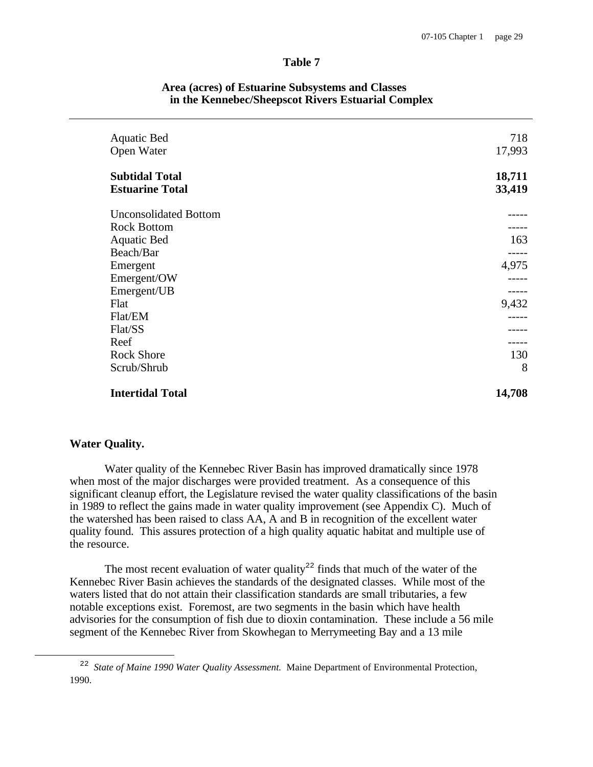**Table 7**

**Area (acres) of Estuarine Subsystems and Classes in the Kennebec/Sheepscot Rivers Estuarial Complex**

| | |
|---|---|
| Aquatic Bed | 718 |
| Open Water | 17,993 |
| **Subtidal Total** | **18,711** |
| **Estuarine Total** | **33,419** |
| Unconsolidated Bottom | ----- |
| Rock Bottom | ----- |
| Aquatic Bed | 163 |
| Beach/Bar | ----- |
| Emergent | 4,975 |
| Emergent/OW | ----- |
| Emergent/UB | ----- |
| Flat | 9,432 |
| Flat/EM | ----- |
| Flat/SS | ----- |
| Reef | ----- |
| Rock Shore | 130 |
| Scrub/Shrub | 8 |
| **Intertidal Total** | **14,708** |

**Water Quality.**

Water quality of the Kennebec River Basin has improved dramatically since 1978 when most of the major discharges were provided treatment. As a consequence of this significant cleanup effort, the Legislature revised the water quality classifications of the basin in 1989 to reflect the gains made in water quality improvement (see Appendix C). Much of the watershed has been raised to class AA, A and B in recognition of the excellent water quality found. This assures protection of a high quality aquatic habitat and multiple use of the resource.

The most recent evaluation of water quality[22] finds that much of the water of the Kennebec River Basin achieves the standards of the designated classes. While most of the waters listed that do not attain their classification standards are small tributaries, a few notable exceptions exist. Foremost, are two segments in the basin which have health advisories for the consumption of fish due to dioxin contamination. These include a 56 mile segment of the Kennebec River from Skowhegan to Merrymeeting Bay and a 13 mile

[22] *State of Maine 1990 Water Quality Assessment.* Maine Department of Environmental Protection, 1990.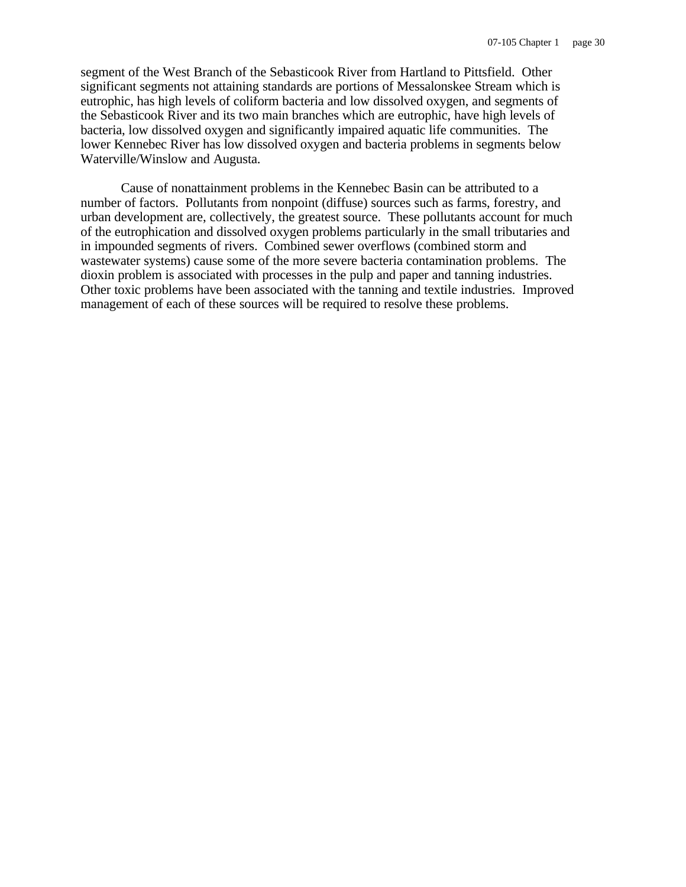segment of the West Branch of the Sebasticook River from Hartland to Pittsfield. Other significant segments not attaining standards are portions of Messalonskee Stream which is eutrophic, has high levels of coliform bacteria and low dissolved oxygen, and segments of the Sebasticook River and its two main branches which are eutrophic, have high levels of bacteria, low dissolved oxygen and significantly impaired aquatic life communities. The lower Kennebec River has low dissolved oxygen and bacteria problems in segments below Waterville/Winslow and Augusta.

Cause of nonattainment problems in the Kennebec Basin can be attributed to a number of factors. Pollutants from nonpoint (diffuse) sources such as farms, forestry, and urban development are, collectively, the greatest source. These pollutants account for much of the eutrophication and dissolved oxygen problems particularly in the small tributaries and in impounded segments of rivers. Combined sewer overflows (combined storm and wastewater systems) cause some of the more severe bacteria contamination problems. The dioxin problem is associated with processes in the pulp and paper and tanning industries. Other toxic problems have been associated with the tanning and textile industries. Improved management of each of these sources will be required to resolve these problems.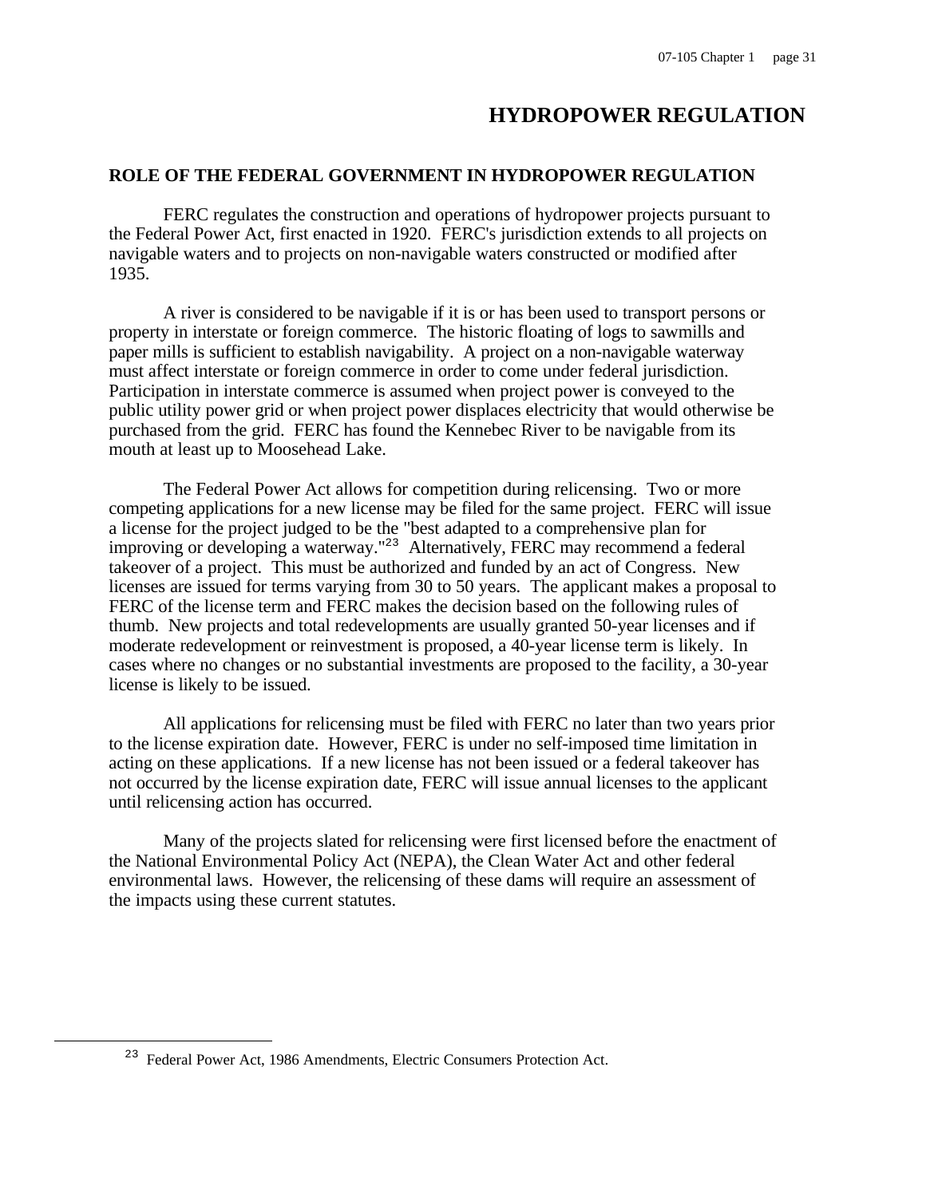# HYDROPOWER REGULATION

## ROLE OF THE FEDERAL GOVERNMENT IN HYDROPOWER REGULATION

FERC regulates the construction and operations of hydropower projects pursuant to the Federal Power Act, first enacted in 1920. FERC's jurisdiction extends to all projects on navigable waters and to projects on non-navigable waters constructed or modified after 1935.

A river is considered to be navigable if it is or has been used to transport persons or property in interstate or foreign commerce. The historic floating of logs to sawmills and paper mills is sufficient to establish navigability. A project on a non-navigable waterway must affect interstate or foreign commerce in order to come under federal jurisdiction. Participation in interstate commerce is assumed when project power is conveyed to the public utility power grid or when project power displaces electricity that would otherwise be purchased from the grid. FERC has found the Kennebec River to be navigable from its mouth at least up to Moosehead Lake.

The Federal Power Act allows for competition during relicensing. Two or more competing applications for a new license may be filed for the same project. FERC will issue a license for the project judged to be the "best adapted to a comprehensive plan for improving or developing a waterway."[23] Alternatively, FERC may recommend a federal takeover of a project. This must be authorized and funded by an act of Congress. New licenses are issued for terms varying from 30 to 50 years. The applicant makes a proposal to FERC of the license term and FERC makes the decision based on the following rules of thumb. New projects and total redevelopments are usually granted 50-year licenses and if moderate redevelopment or reinvestment is proposed, a 40-year license term is likely. In cases where no changes or no substantial investments are proposed to the facility, a 30-year license is likely to be issued.

All applications for relicensing must be filed with FERC no later than two years prior to the license expiration date. However, FERC is under no self-imposed time limitation in acting on these applications. If a new license has not been issued or a federal takeover has not occurred by the license expiration date, FERC will issue annual licenses to the applicant until relicensing action has occurred.

Many of the projects slated for relicensing were first licensed before the enactment of the National Environmental Policy Act (NEPA), the Clean Water Act and other federal environmental laws. However, the relicensing of these dams will require an assessment of the impacts using these current statutes.

---

[23] Federal Power Act, 1986 Amendments, Electric Consumers Protection Act.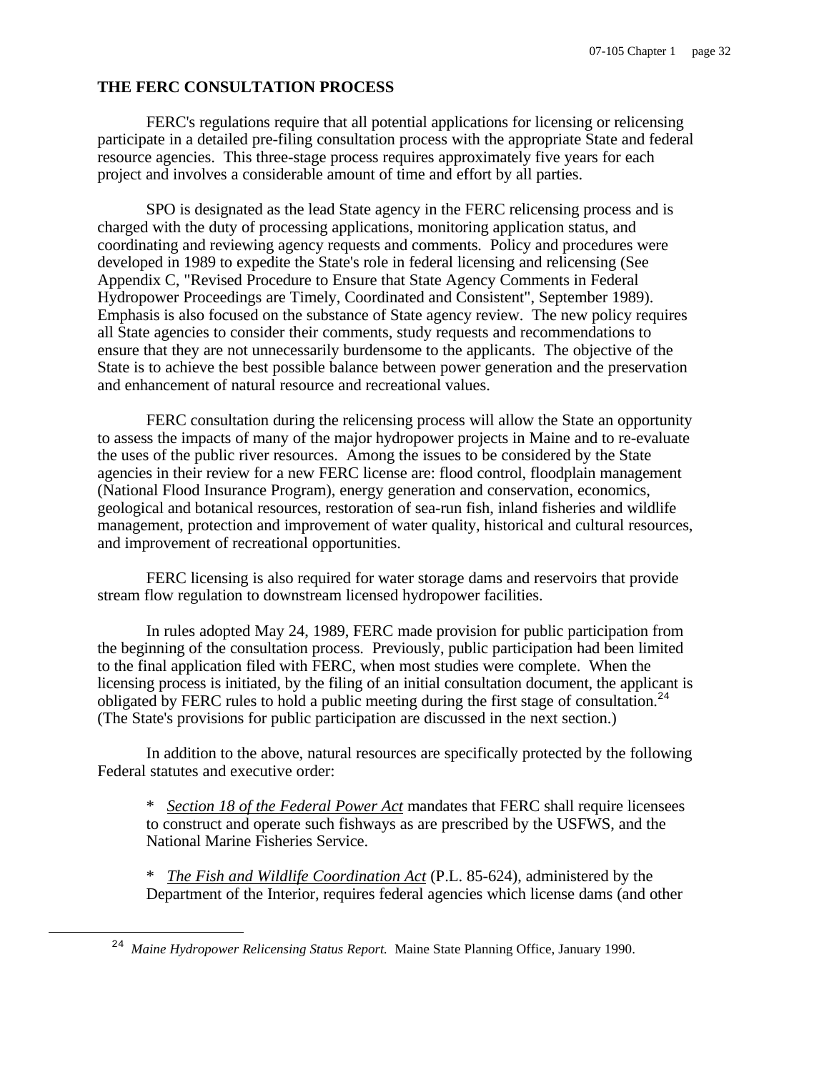## THE FERC CONSULTATION PROCESS

FERC's regulations require that all potential applications for licensing or relicensing participate in a detailed pre-filing consultation process with the appropriate State and federal resource agencies. This three-stage process requires approximately five years for each project and involves a considerable amount of time and effort by all parties.

SPO is designated as the lead State agency in the FERC relicensing process and is charged with the duty of processing applications, monitoring application status, and coordinating and reviewing agency requests and comments. Policy and procedures were developed in 1989 to expedite the State's role in federal licensing and relicensing (See Appendix C, "Revised Procedure to Ensure that State Agency Comments in Federal Hydropower Proceedings are Timely, Coordinated and Consistent", September 1989). Emphasis is also focused on the substance of State agency review. The new policy requires all State agencies to consider their comments, study requests and recommendations to ensure that they are not unnecessarily burdensome to the applicants. The objective of the State is to achieve the best possible balance between power generation and the preservation and enhancement of natural resource and recreational values.

FERC consultation during the relicensing process will allow the State an opportunity to assess the impacts of many of the major hydropower projects in Maine and to re-evaluate the uses of the public river resources. Among the issues to be considered by the State agencies in their review for a new FERC license are: flood control, floodplain management (National Flood Insurance Program), energy generation and conservation, economics, geological and botanical resources, restoration of sea-run fish, inland fisheries and wildlife management, protection and improvement of water quality, historical and cultural resources, and improvement of recreational opportunities.

FERC licensing is also required for water storage dams and reservoirs that provide stream flow regulation to downstream licensed hydropower facilities.

In rules adopted May 24, 1989, FERC made provision for public participation from the beginning of the consultation process. Previously, public participation had been limited to the final application filed with FERC, when most studies were complete. When the licensing process is initiated, by the filing of an initial consultation document, the applicant is obligated by FERC rules to hold a public meeting during the first stage of consultation.[24] (The State's provisions for public participation are discussed in the next section.)

In addition to the above, natural resources are specifically protected by the following Federal statutes and executive order:

* *Section 18 of the Federal Power Act* mandates that FERC shall require licensees to construct and operate such fishways as are prescribed by the USFWS, and the National Marine Fisheries Service.

* *The Fish and Wildlife Coordination Act* (P.L. 85-624), administered by the Department of the Interior, requires federal agencies which license dams (and other

[24] *Maine Hydropower Relicensing Status Report.* Maine State Planning Office, January 1990.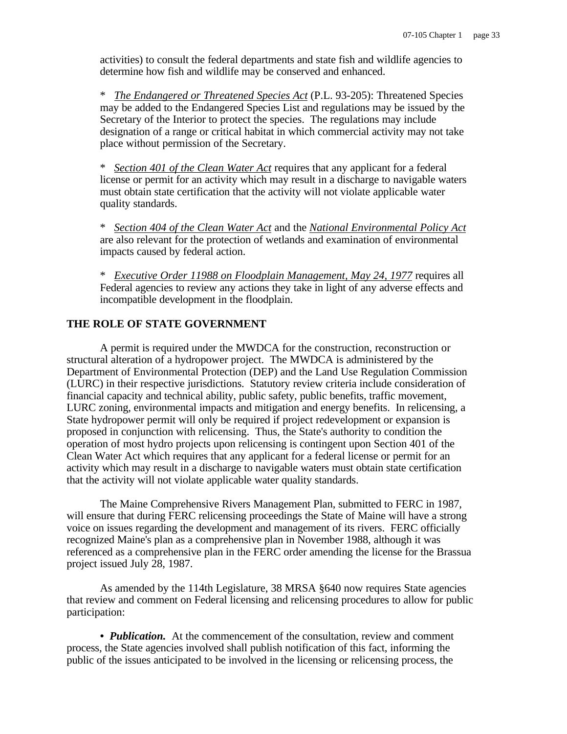activities) to consult the federal departments and state fish and wildlife agencies to determine how fish and wildlife may be conserved and enhanced.

* _The Endangered or Threatened Species Act_ (P.L. 93-205): Threatened Species may be added to the Endangered Species List and regulations may be issued by the Secretary of the Interior to protect the species. The regulations may include designation of a range or critical habitat in which commercial activity may not take place without permission of the Secretary.

* _Section 401 of the Clean Water Act_ requires that any applicant for a federal license or permit for an activity which may result in a discharge to navigable waters must obtain state certification that the activity will not violate applicable water quality standards.

* _Section 404 of the Clean Water Act_ and the _National Environmental Policy Act_ are also relevant for the protection of wetlands and examination of environmental impacts caused by federal action.

* _Executive Order 11988 on Floodplain Management, May 24, 1977_ requires all Federal agencies to review any actions they take in light of any adverse effects and incompatible development in the floodplain.

## THE ROLE OF STATE GOVERNMENT

A permit is required under the MWDCA for the construction, reconstruction or structural alteration of a hydropower project. The MWDCA is administered by the Department of Environmental Protection (DEP) and the Land Use Regulation Commission (LURC) in their respective jurisdictions. Statutory review criteria include consideration of financial capacity and technical ability, public safety, public benefits, traffic movement, LURC zoning, environmental impacts and mitigation and energy benefits. In relicensing, a State hydropower permit will only be required if project redevelopment or expansion is proposed in conjunction with relicensing. Thus, the State's authority to condition the operation of most hydro projects upon relicensing is contingent upon Section 401 of the Clean Water Act which requires that any applicant for a federal license or permit for an activity which may result in a discharge to navigable waters must obtain state certification that the activity will not violate applicable water quality standards.

The Maine Comprehensive Rivers Management Plan, submitted to FERC in 1987, will ensure that during FERC relicensing proceedings the State of Maine will have a strong voice on issues regarding the development and management of its rivers. FERC officially recognized Maine's plan as a comprehensive plan in November 1988, although it was referenced as a comprehensive plan in the FERC order amending the license for the Brassua project issued July 28, 1987.

As amended by the 114th Legislature, 38 MRSA §640 now requires State agencies that review and comment on Federal licensing and relicensing procedures to allow for public participation:

• ***Publication.*** At the commencement of the consultation, review and comment process, the State agencies involved shall publish notification of this fact, informing the public of the issues anticipated to be involved in the licensing or relicensing process, the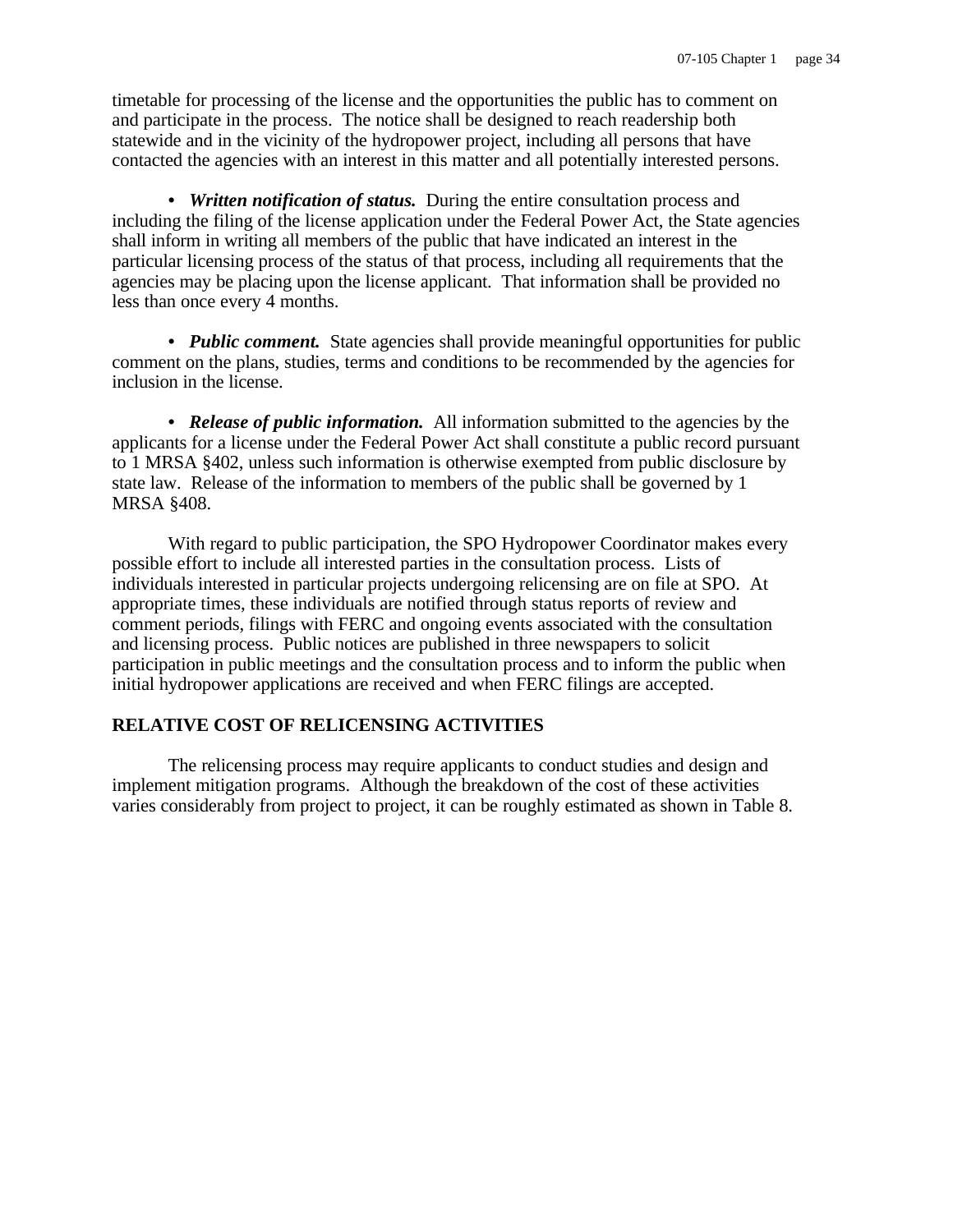timetable for processing of the license and the opportunities the public has to comment on and participate in the process. The notice shall be designed to reach readership both statewide and in the vicinity of the hydropower project, including all persons that have contacted the agencies with an interest in this matter and all potentially interested persons.

- ***Written notification of status.*** During the entire consultation process and including the filing of the license application under the Federal Power Act, the State agencies shall inform in writing all members of the public that have indicated an interest in the particular licensing process of the status of that process, including all requirements that the agencies may be placing upon the license applicant. That information shall be provided no less than once every 4 months.

- ***Public comment.*** State agencies shall provide meaningful opportunities for public comment on the plans, studies, terms and conditions to be recommended by the agencies for inclusion in the license.

- ***Release of public information.*** All information submitted to the agencies by the applicants for a license under the Federal Power Act shall constitute a public record pursuant to 1 MRSA §402, unless such information is otherwise exempted from public disclosure by state law. Release of the information to members of the public shall be governed by 1 MRSA §408.

With regard to public participation, the SPO Hydropower Coordinator makes every possible effort to include all interested parties in the consultation process. Lists of individuals interested in particular projects undergoing relicensing are on file at SPO. At appropriate times, these individuals are notified through status reports of review and comment periods, filings with FERC and ongoing events associated with the consultation and licensing process. Public notices are published in three newspapers to solicit participation in public meetings and the consultation process and to inform the public when initial hydropower applications are received and when FERC filings are accepted.

## RELATIVE COST OF RELICENSING ACTIVITIES

The relicensing process may require applicants to conduct studies and design and implement mitigation programs. Although the breakdown of the cost of these activities varies considerably from project to project, it can be roughly estimated as shown in Table 8.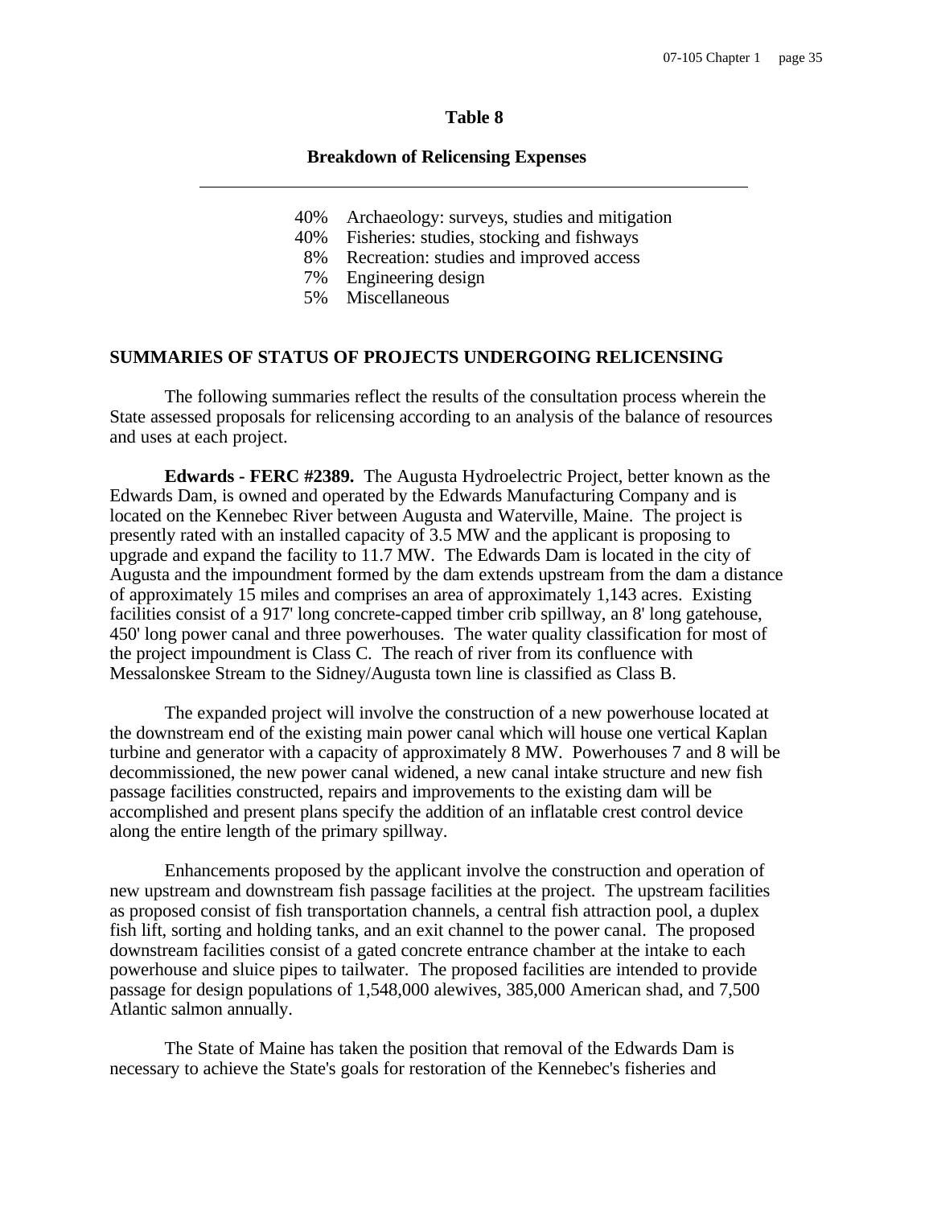**Table 8**

**Breakdown of Relicensing Expenses**

| | |
|---|---|
| 40% | Archaeology: surveys, studies and mitigation |
| 40% | Fisheries: studies, stocking and fishways |
| 8% | Recreation: studies and improved access |
| 7% | Engineering design |
| 5% | Miscellaneous |

## SUMMARIES OF STATUS OF PROJECTS UNDERGOING RELICENSING

The following summaries reflect the results of the consultation process wherein the State assessed proposals for relicensing according to an analysis of the balance of resources and uses at each project.

**Edwards - FERC #2389.** The Augusta Hydroelectric Project, better known as the Edwards Dam, is owned and operated by the Edwards Manufacturing Company and is located on the Kennebec River between Augusta and Waterville, Maine. The project is presently rated with an installed capacity of 3.5 MW and the applicant is proposing to upgrade and expand the facility to 11.7 MW. The Edwards Dam is located in the city of Augusta and the impoundment formed by the dam extends upstream from the dam a distance of approximately 15 miles and comprises an area of approximately 1,143 acres. Existing facilities consist of a 917' long concrete-capped timber crib spillway, an 8' long gatehouse, 450' long power canal and three powerhouses. The water quality classification for most of the project impoundment is Class C. The reach of river from its confluence with Messalonskee Stream to the Sidney/Augusta town line is classified as Class B.

The expanded project will involve the construction of a new powerhouse located at the downstream end of the existing main power canal which will house one vertical Kaplan turbine and generator with a capacity of approximately 8 MW. Powerhouses 7 and 8 will be decommissioned, the new power canal widened, a new canal intake structure and new fish passage facilities constructed, repairs and improvements to the existing dam will be accomplished and present plans specify the addition of an inflatable crest control device along the entire length of the primary spillway.

Enhancements proposed by the applicant involve the construction and operation of new upstream and downstream fish passage facilities at the project. The upstream facilities as proposed consist of fish transportation channels, a central fish attraction pool, a duplex fish lift, sorting and holding tanks, and an exit channel to the power canal. The proposed downstream facilities consist of a gated concrete entrance chamber at the intake to each powerhouse and sluice pipes to tailwater. The proposed facilities are intended to provide passage for design populations of 1,548,000 alewives, 385,000 American shad, and 7,500 Atlantic salmon annually.

The State of Maine has taken the position that removal of the Edwards Dam is necessary to achieve the State's goals for restoration of the Kennebec's fisheries and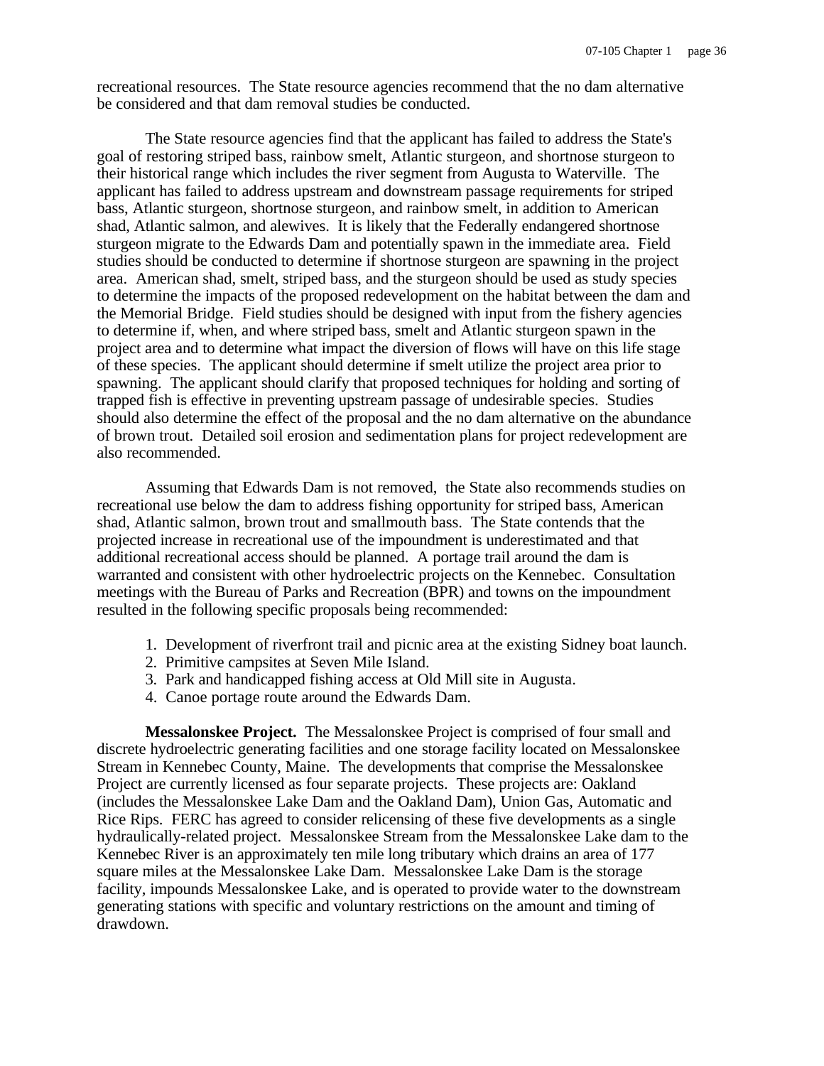recreational resources. The State resource agencies recommend that the no dam alternative be considered and that dam removal studies be conducted.

The State resource agencies find that the applicant has failed to address the State's goal of restoring striped bass, rainbow smelt, Atlantic sturgeon, and shortnose sturgeon to their historical range which includes the river segment from Augusta to Waterville. The applicant has failed to address upstream and downstream passage requirements for striped bass, Atlantic sturgeon, shortnose sturgeon, and rainbow smelt, in addition to American shad, Atlantic salmon, and alewives. It is likely that the Federally endangered shortnose sturgeon migrate to the Edwards Dam and potentially spawn in the immediate area. Field studies should be conducted to determine if shortnose sturgeon are spawning in the project area. American shad, smelt, striped bass, and the sturgeon should be used as study species to determine the impacts of the proposed redevelopment on the habitat between the dam and the Memorial Bridge. Field studies should be designed with input from the fishery agencies to determine if, when, and where striped bass, smelt and Atlantic sturgeon spawn in the project area and to determine what impact the diversion of flows will have on this life stage of these species. The applicant should determine if smelt utilize the project area prior to spawning. The applicant should clarify that proposed techniques for holding and sorting of trapped fish is effective in preventing upstream passage of undesirable species. Studies should also determine the effect of the proposal and the no dam alternative on the abundance of brown trout. Detailed soil erosion and sedimentation plans for project redevelopment are also recommended.

Assuming that Edwards Dam is not removed, the State also recommends studies on recreational use below the dam to address fishing opportunity for striped bass, American shad, Atlantic salmon, brown trout and smallmouth bass. The State contends that the projected increase in recreational use of the impoundment is underestimated and that additional recreational access should be planned. A portage trail around the dam is warranted and consistent with other hydroelectric projects on the Kennebec. Consultation meetings with the Bureau of Parks and Recreation (BPR) and towns on the impoundment resulted in the following specific proposals being recommended:

1. Development of riverfront trail and picnic area at the existing Sidney boat launch.
2. Primitive campsites at Seven Mile Island.
3. Park and handicapped fishing access at Old Mill site in Augusta.
4. Canoe portage route around the Edwards Dam.

**Messalonskee Project.** The Messalonskee Project is comprised of four small and discrete hydroelectric generating facilities and one storage facility located on Messalonskee Stream in Kennebec County, Maine. The developments that comprise the Messalonskee Project are currently licensed as four separate projects. These projects are: Oakland (includes the Messalonskee Lake Dam and the Oakland Dam), Union Gas, Automatic and Rice Rips. FERC has agreed to consider relicensing of these five developments as a single hydraulically-related project. Messalonskee Stream from the Messalonskee Lake dam to the Kennebec River is an approximately ten mile long tributary which drains an area of 177 square miles at the Messalonskee Lake Dam. Messalonskee Lake Dam is the storage facility, impounds Messalonskee Lake, and is operated to provide water to the downstream generating stations with specific and voluntary restrictions on the amount and timing of drawdown.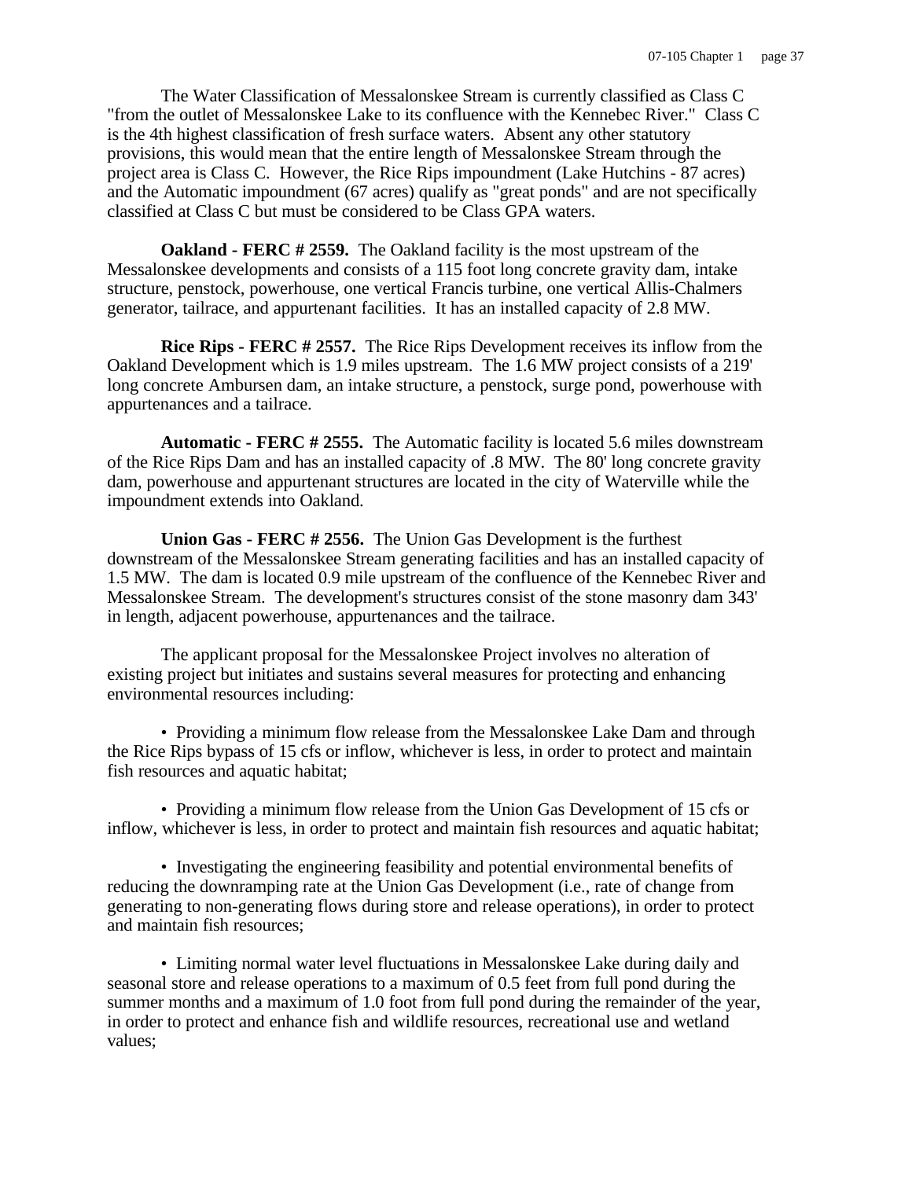The Water Classification of Messalonskee Stream is currently classified as Class C "from the outlet of Messalonskee Lake to its confluence with the Kennebec River." Class C is the 4th highest classification of fresh surface waters. Absent any other statutory provisions, this would mean that the entire length of Messalonskee Stream through the project area is Class C. However, the Rice Rips impoundment (Lake Hutchins - 87 acres) and the Automatic impoundment (67 acres) qualify as "great ponds" and are not specifically classified at Class C but must be considered to be Class GPA waters.

**Oakland - FERC # 2559.** The Oakland facility is the most upstream of the Messalonskee developments and consists of a 115 foot long concrete gravity dam, intake structure, penstock, powerhouse, one vertical Francis turbine, one vertical Allis-Chalmers generator, tailrace, and appurtenant facilities. It has an installed capacity of 2.8 MW.

**Rice Rips - FERC # 2557.** The Rice Rips Development receives its inflow from the Oakland Development which is 1.9 miles upstream. The 1.6 MW project consists of a 219' long concrete Ambursen dam, an intake structure, a penstock, surge pond, powerhouse with appurtenances and a tailrace.

**Automatic - FERC # 2555.** The Automatic facility is located 5.6 miles downstream of the Rice Rips Dam and has an installed capacity of .8 MW. The 80' long concrete gravity dam, powerhouse and appurtenant structures are located in the city of Waterville while the impoundment extends into Oakland.

**Union Gas - FERC # 2556.** The Union Gas Development is the furthest downstream of the Messalonskee Stream generating facilities and has an installed capacity of 1.5 MW. The dam is located 0.9 mile upstream of the confluence of the Kennebec River and Messalonskee Stream. The development's structures consist of the stone masonry dam 343' in length, adjacent powerhouse, appurtenances and the tailrace.

The applicant proposal for the Messalonskee Project involves no alteration of existing project but initiates and sustains several measures for protecting and enhancing environmental resources including:

- Providing a minimum flow release from the Messalonskee Lake Dam and through the Rice Rips bypass of 15 cfs or inflow, whichever is less, in order to protect and maintain fish resources and aquatic habitat;

- Providing a minimum flow release from the Union Gas Development of 15 cfs or inflow, whichever is less, in order to protect and maintain fish resources and aquatic habitat;

- Investigating the engineering feasibility and potential environmental benefits of reducing the downramping rate at the Union Gas Development (i.e., rate of change from generating to non-generating flows during store and release operations), in order to protect and maintain fish resources;

- Limiting normal water level fluctuations in Messalonskee Lake during daily and seasonal store and release operations to a maximum of 0.5 feet from full pond during the summer months and a maximum of 1.0 foot from full pond during the remainder of the year, in order to protect and enhance fish and wildlife resources, recreational use and wetland values;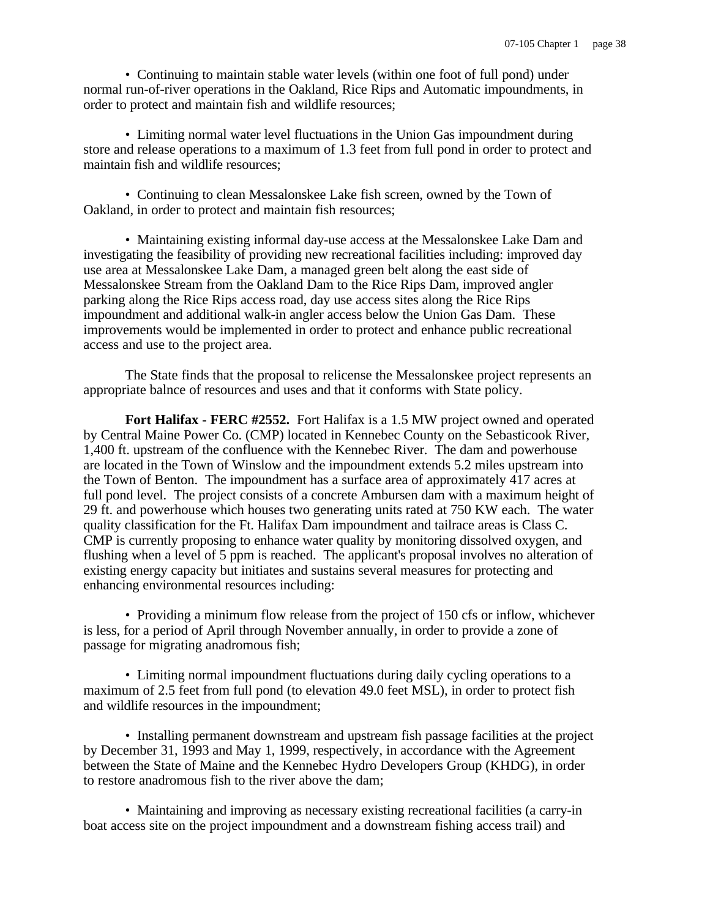• Continuing to maintain stable water levels (within one foot of full pond) under normal run-of-river operations in the Oakland, Rice Rips and Automatic impoundments, in order to protect and maintain fish and wildlife resources;

• Limiting normal water level fluctuations in the Union Gas impoundment during store and release operations to a maximum of 1.3 feet from full pond in order to protect and maintain fish and wildlife resources;

• Continuing to clean Messalonskee Lake fish screen, owned by the Town of Oakland, in order to protect and maintain fish resources;

• Maintaining existing informal day-use access at the Messalonskee Lake Dam and investigating the feasibility of providing new recreational facilities including: improved day use area at Messalonskee Lake Dam, a managed green belt along the east side of Messalonskee Stream from the Oakland Dam to the Rice Rips Dam, improved angler parking along the Rice Rips access road, day use access sites along the Rice Rips impoundment and additional walk-in angler access below the Union Gas Dam. These improvements would be implemented in order to protect and enhance public recreational access and use to the project area.

The State finds that the proposal to relicense the Messalonskee project represents an appropriate balnce of resources and uses and that it conforms with State policy.

**Fort Halifax - FERC #2552.** Fort Halifax is a 1.5 MW project owned and operated by Central Maine Power Co. (CMP) located in Kennebec County on the Sebasticook River, 1,400 ft. upstream of the confluence with the Kennebec River. The dam and powerhouse are located in the Town of Winslow and the impoundment extends 5.2 miles upstream into the Town of Benton. The impoundment has a surface area of approximately 417 acres at full pond level. The project consists of a concrete Ambursen dam with a maximum height of 29 ft. and powerhouse which houses two generating units rated at 750 KW each. The water quality classification for the Ft. Halifax Dam impoundment and tailrace areas is Class C. CMP is currently proposing to enhance water quality by monitoring dissolved oxygen, and flushing when a level of 5 ppm is reached. The applicant's proposal involves no alteration of existing energy capacity but initiates and sustains several measures for protecting and enhancing environmental resources including:

• Providing a minimum flow release from the project of 150 cfs or inflow, whichever is less, for a period of April through November annually, in order to provide a zone of passage for migrating anadromous fish;

• Limiting normal impoundment fluctuations during daily cycling operations to a maximum of 2.5 feet from full pond (to elevation 49.0 feet MSL), in order to protect fish and wildlife resources in the impoundment;

• Installing permanent downstream and upstream fish passage facilities at the project by December 31, 1993 and May 1, 1999, respectively, in accordance with the Agreement between the State of Maine and the Kennebec Hydro Developers Group (KHDG), in order to restore anadromous fish to the river above the dam;

• Maintaining and improving as necessary existing recreational facilities (a carry-in boat access site on the project impoundment and a downstream fishing access trail) and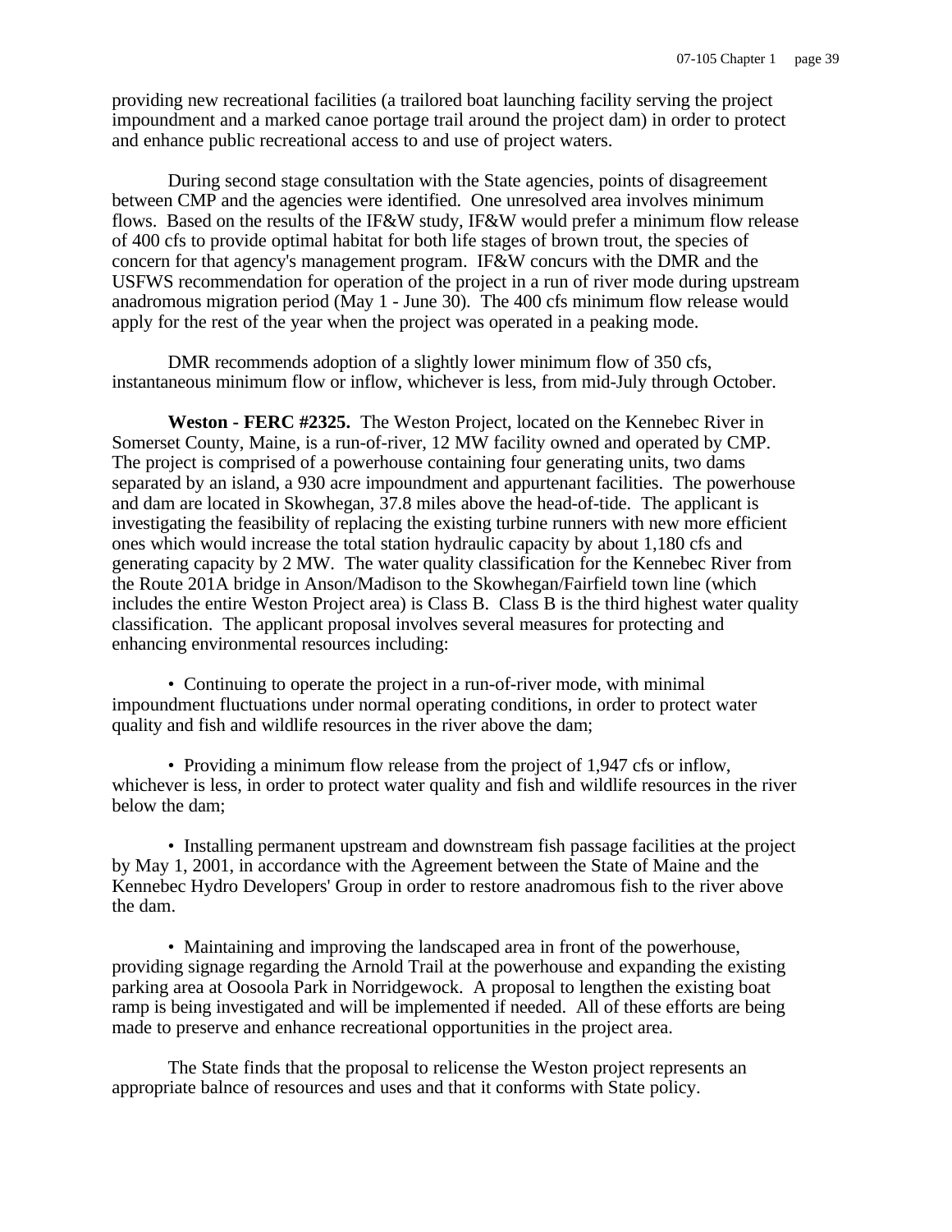providing new recreational facilities (a trailored boat launching facility serving the project impoundment and a marked canoe portage trail around the project dam) in order to protect and enhance public recreational access to and use of project waters.

During second stage consultation with the State agencies, points of disagreement between CMP and the agencies were identified. One unresolved area involves minimum flows. Based on the results of the IF&W study, IF&W would prefer a minimum flow release of 400 cfs to provide optimal habitat for both life stages of brown trout, the species of concern for that agency's management program. IF&W concurs with the DMR and the USFWS recommendation for operation of the project in a run of river mode during upstream anadromous migration period (May 1 - June 30). The 400 cfs minimum flow release would apply for the rest of the year when the project was operated in a peaking mode.

DMR recommends adoption of a slightly lower minimum flow of 350 cfs, instantaneous minimum flow or inflow, whichever is less, from mid-July through October.

**Weston - FERC #2325.** The Weston Project, located on the Kennebec River in Somerset County, Maine, is a run-of-river, 12 MW facility owned and operated by CMP. The project is comprised of a powerhouse containing four generating units, two dams separated by an island, a 930 acre impoundment and appurtenant facilities. The powerhouse and dam are located in Skowhegan, 37.8 miles above the head-of-tide. The applicant is investigating the feasibility of replacing the existing turbine runners with new more efficient ones which would increase the total station hydraulic capacity by about 1,180 cfs and generating capacity by 2 MW. The water quality classification for the Kennebec River from the Route 201A bridge in Anson/Madison to the Skowhegan/Fairfield town line (which includes the entire Weston Project area) is Class B. Class B is the third highest water quality classification. The applicant proposal involves several measures for protecting and enhancing environmental resources including:

• Continuing to operate the project in a run-of-river mode, with minimal impoundment fluctuations under normal operating conditions, in order to protect water quality and fish and wildlife resources in the river above the dam;

• Providing a minimum flow release from the project of 1,947 cfs or inflow, whichever is less, in order to protect water quality and fish and wildlife resources in the river below the dam;

• Installing permanent upstream and downstream fish passage facilities at the project by May 1, 2001, in accordance with the Agreement between the State of Maine and the Kennebec Hydro Developers' Group in order to restore anadromous fish to the river above the dam.

• Maintaining and improving the landscaped area in front of the powerhouse, providing signage regarding the Arnold Trail at the powerhouse and expanding the existing parking area at Oosoola Park in Norridgewock. A proposal to lengthen the existing boat ramp is being investigated and will be implemented if needed. All of these efforts are being made to preserve and enhance recreational opportunities in the project area.

The State finds that the proposal to relicense the Weston project represents an appropriate balnce of resources and uses and that it conforms with State policy.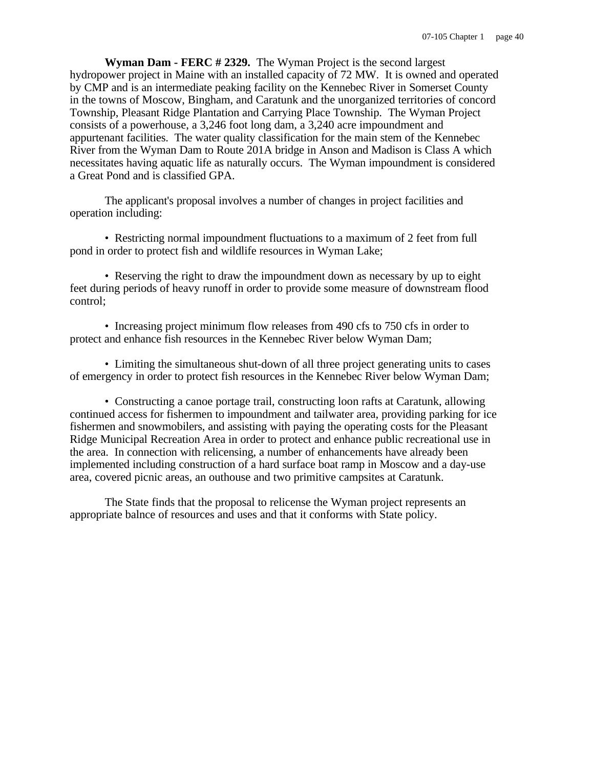**Wyman Dam - FERC # 2329.** The Wyman Project is the second largest hydropower project in Maine with an installed capacity of 72 MW. It is owned and operated by CMP and is an intermediate peaking facility on the Kennebec River in Somerset County in the towns of Moscow, Bingham, and Caratunk and the unorganized territories of concord Township, Pleasant Ridge Plantation and Carrying Place Township. The Wyman Project consists of a powerhouse, a 3,246 foot long dam, a 3,240 acre impoundment and appurtenant facilities. The water quality classification for the main stem of the Kennebec River from the Wyman Dam to Route 201A bridge in Anson and Madison is Class A which necessitates having aquatic life as naturally occurs. The Wyman impoundment is considered a Great Pond and is classified GPA.

The applicant's proposal involves a number of changes in project facilities and operation including:

- Restricting normal impoundment fluctuations to a maximum of 2 feet from full pond in order to protect fish and wildlife resources in Wyman Lake;

- Reserving the right to draw the impoundment down as necessary by up to eight feet during periods of heavy runoff in order to provide some measure of downstream flood control;

- Increasing project minimum flow releases from 490 cfs to 750 cfs in order to protect and enhance fish resources in the Kennebec River below Wyman Dam;

- Limiting the simultaneous shut-down of all three project generating units to cases of emergency in order to protect fish resources in the Kennebec River below Wyman Dam;

- Constructing a canoe portage trail, constructing loon rafts at Caratunk, allowing continued access for fishermen to impoundment and tailwater area, providing parking for ice fishermen and snowmobilers, and assisting with paying the operating costs for the Pleasant Ridge Municipal Recreation Area in order to protect and enhance public recreational use in the area. In connection with relicensing, a number of enhancements have already been implemented including construction of a hard surface boat ramp in Moscow and a day-use area, covered picnic areas, an outhouse and two primitive campsites at Caratunk.

The State finds that the proposal to relicense the Wyman project represents an appropriate balnce of resources and uses and that it conforms with State policy.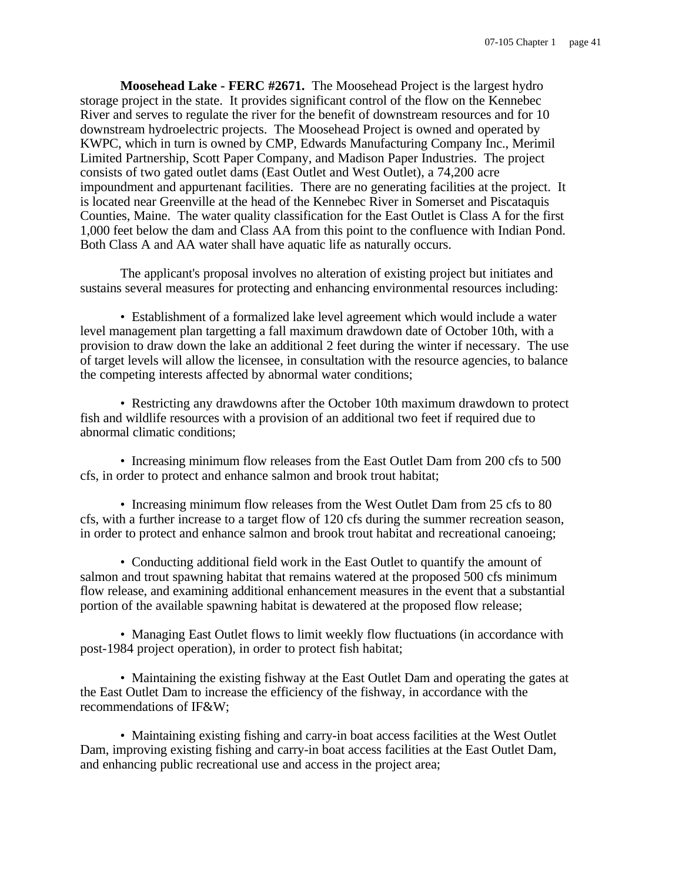**Moosehead Lake - FERC #2671.** The Moosehead Project is the largest hydro storage project in the state. It provides significant control of the flow on the Kennebec River and serves to regulate the river for the benefit of downstream resources and for 10 downstream hydroelectric projects. The Moosehead Project is owned and operated by KWPC, which in turn is owned by CMP, Edwards Manufacturing Company Inc., Merimil Limited Partnership, Scott Paper Company, and Madison Paper Industries. The project consists of two gated outlet dams (East Outlet and West Outlet), a 74,200 acre impoundment and appurtenant facilities. There are no generating facilities at the project. It is located near Greenville at the head of the Kennebec River in Somerset and Piscataquis Counties, Maine. The water quality classification for the East Outlet is Class A for the first 1,000 feet below the dam and Class AA from this point to the confluence with Indian Pond. Both Class A and AA water shall have aquatic life as naturally occurs.

The applicant's proposal involves no alteration of existing project but initiates and sustains several measures for protecting and enhancing environmental resources including:

- Establishment of a formalized lake level agreement which would include a water level management plan targetting a fall maximum drawdown date of October 10th, with a provision to draw down the lake an additional 2 feet during the winter if necessary. The use of target levels will allow the licensee, in consultation with the resource agencies, to balance the competing interests affected by abnormal water conditions;

- Restricting any drawdowns after the October 10th maximum drawdown to protect fish and wildlife resources with a provision of an additional two feet if required due to abnormal climatic conditions;

- Increasing minimum flow releases from the East Outlet Dam from 200 cfs to 500 cfs, in order to protect and enhance salmon and brook trout habitat;

- Increasing minimum flow releases from the West Outlet Dam from 25 cfs to 80 cfs, with a further increase to a target flow of 120 cfs during the summer recreation season, in order to protect and enhance salmon and brook trout habitat and recreational canoeing;

- Conducting additional field work in the East Outlet to quantify the amount of salmon and trout spawning habitat that remains watered at the proposed 500 cfs minimum flow release, and examining additional enhancement measures in the event that a substantial portion of the available spawning habitat is dewatered at the proposed flow release;

- Managing East Outlet flows to limit weekly flow fluctuations (in accordance with post-1984 project operation), in order to protect fish habitat;

- Maintaining the existing fishway at the East Outlet Dam and operating the gates at the East Outlet Dam to increase the efficiency of the fishway, in accordance with the recommendations of IF&W;

- Maintaining existing fishing and carry-in boat access facilities at the West Outlet Dam, improving existing fishing and carry-in boat access facilities at the East Outlet Dam, and enhancing public recreational use and access in the project area;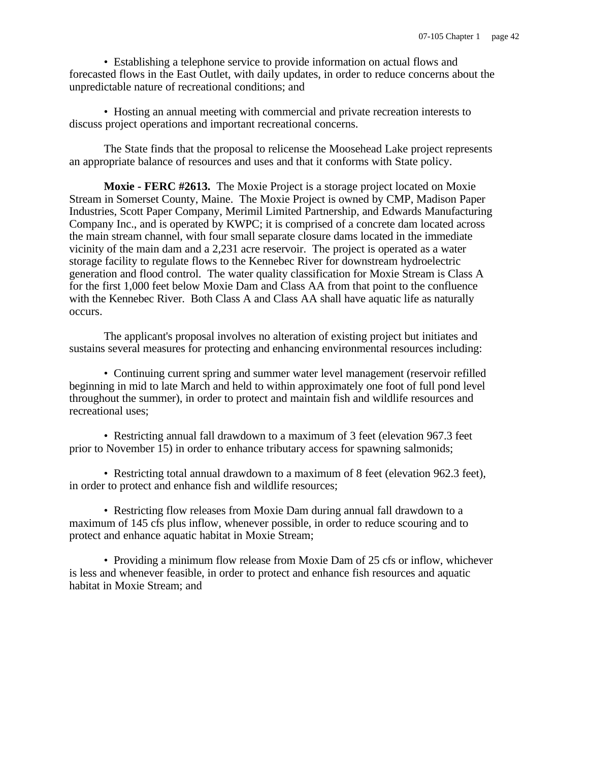• Establishing a telephone service to provide information on actual flows and forecasted flows in the East Outlet, with daily updates, in order to reduce concerns about the unpredictable nature of recreational conditions; and

• Hosting an annual meeting with commercial and private recreation interests to discuss project operations and important recreational concerns.

The State finds that the proposal to relicense the Moosehead Lake project represents an appropriate balance of resources and uses and that it conforms with State policy.

**Moxie - FERC #2613.** The Moxie Project is a storage project located on Moxie Stream in Somerset County, Maine. The Moxie Project is owned by CMP, Madison Paper Industries, Scott Paper Company, Merimil Limited Partnership, and Edwards Manufacturing Company Inc., and is operated by KWPC; it is comprised of a concrete dam located across the main stream channel, with four small separate closure dams located in the immediate vicinity of the main dam and a 2,231 acre reservoir. The project is operated as a water storage facility to regulate flows to the Kennebec River for downstream hydroelectric generation and flood control. The water quality classification for Moxie Stream is Class A for the first 1,000 feet below Moxie Dam and Class AA from that point to the confluence with the Kennebec River. Both Class A and Class AA shall have aquatic life as naturally occurs.

The applicant's proposal involves no alteration of existing project but initiates and sustains several measures for protecting and enhancing environmental resources including:

• Continuing current spring and summer water level management (reservoir refilled beginning in mid to late March and held to within approximately one foot of full pond level throughout the summer), in order to protect and maintain fish and wildlife resources and recreational uses;

• Restricting annual fall drawdown to a maximum of 3 feet (elevation 967.3 feet prior to November 15) in order to enhance tributary access for spawning salmonids;

• Restricting total annual drawdown to a maximum of 8 feet (elevation 962.3 feet), in order to protect and enhance fish and wildlife resources;

• Restricting flow releases from Moxie Dam during annual fall drawdown to a maximum of 145 cfs plus inflow, whenever possible, in order to reduce scouring and to protect and enhance aquatic habitat in Moxie Stream;

• Providing a minimum flow release from Moxie Dam of 25 cfs or inflow, whichever is less and whenever feasible, in order to protect and enhance fish resources and aquatic habitat in Moxie Stream; and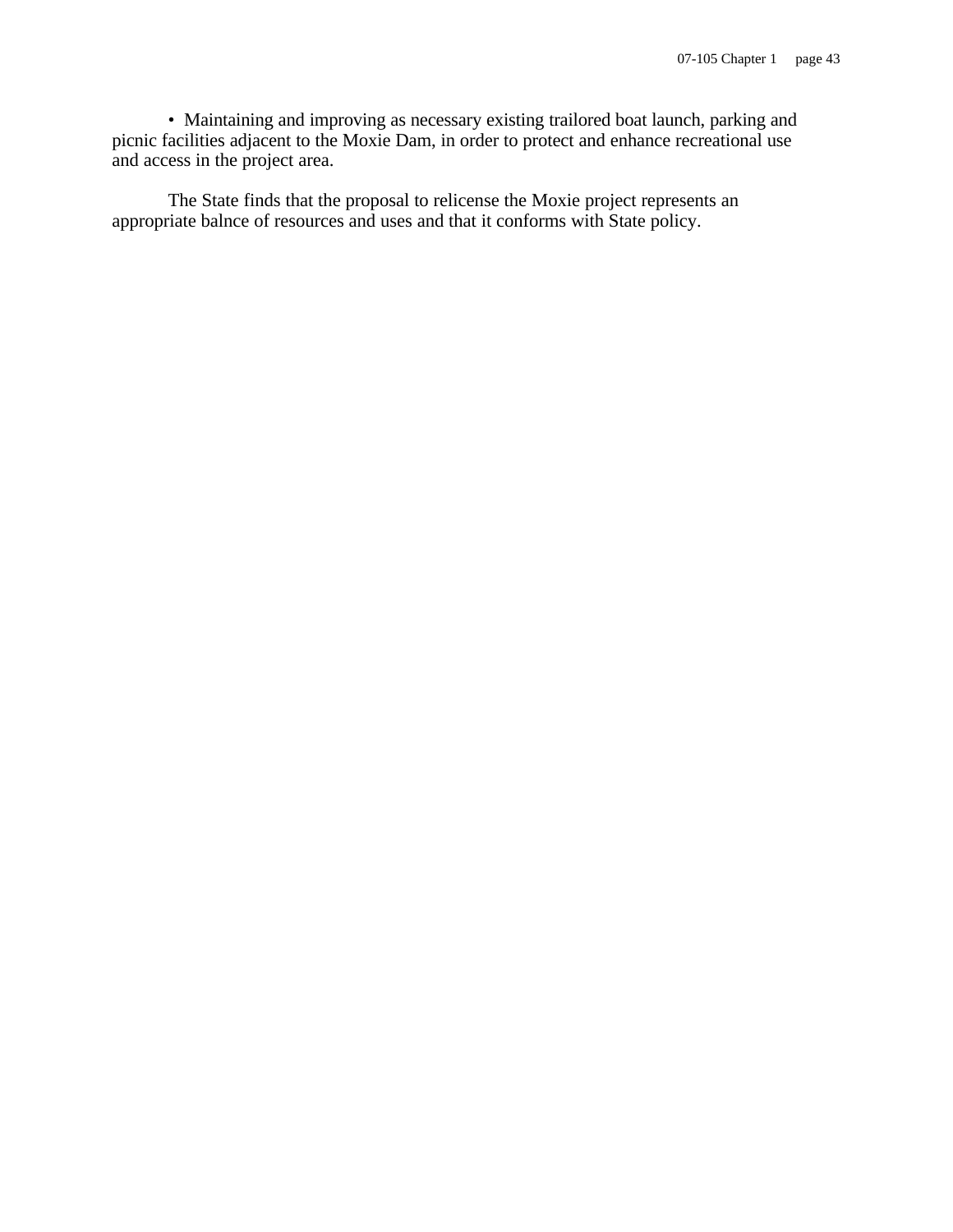• Maintaining and improving as necessary existing trailored boat launch, parking and picnic facilities adjacent to the Moxie Dam, in order to protect and enhance recreational use and access in the project area.

The State finds that the proposal to relicense the Moxie project represents an appropriate balnce of resources and uses and that it conforms with State policy.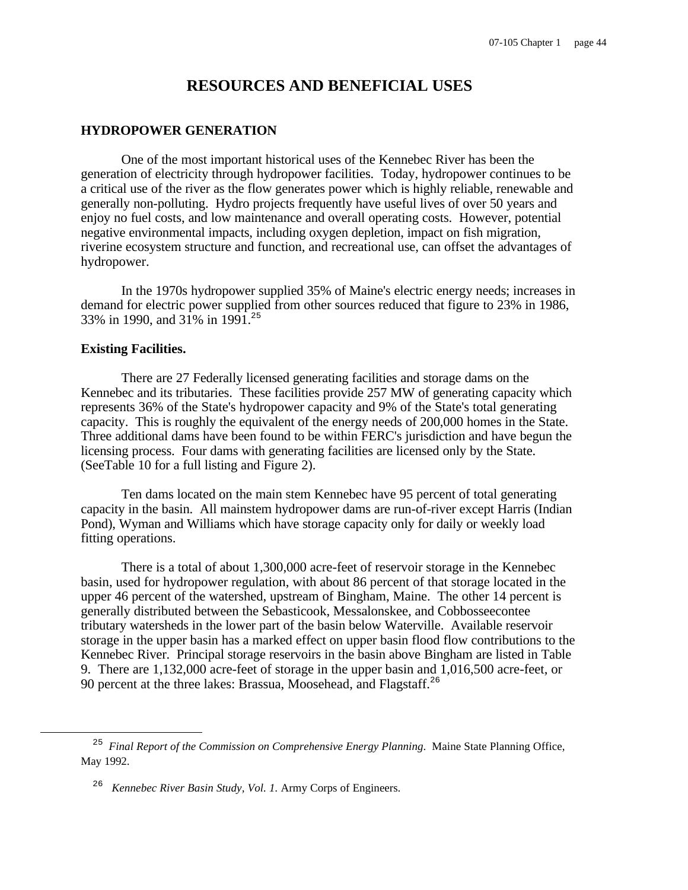# RESOURCES AND BENEFICIAL USES

## HYDROPOWER GENERATION

One of the most important historical uses of the Kennebec River has been the generation of electricity through hydropower facilities. Today, hydropower continues to be a critical use of the river as the flow generates power which is highly reliable, renewable and generally non-polluting. Hydro projects frequently have useful lives of over 50 years and enjoy no fuel costs, and low maintenance and overall operating costs. However, potential negative environmental impacts, including oxygen depletion, impact on fish migration, riverine ecosystem structure and function, and recreational use, can offset the advantages of hydropower.

In the 1970s hydropower supplied 35% of Maine's electric energy needs; increases in demand for electric power supplied from other sources reduced that figure to 23% in 1986, 33% in 1990, and 31% in 1991.[25]

### Existing Facilities.

There are 27 Federally licensed generating facilities and storage dams on the Kennebec and its tributaries. These facilities provide 257 MW of generating capacity which represents 36% of the State's hydropower capacity and 9% of the State's total generating capacity. This is roughly the equivalent of the energy needs of 200,000 homes in the State. Three additional dams have been found to be within FERC's jurisdiction and have begun the licensing process. Four dams with generating facilities are licensed only by the State. (SeeTable 10 for a full listing and Figure 2).

Ten dams located on the main stem Kennebec have 95 percent of total generating capacity in the basin. All mainstem hydropower dams are run-of-river except Harris (Indian Pond), Wyman and Williams which have storage capacity only for daily or weekly load fitting operations.

There is a total of about 1,300,000 acre-feet of reservoir storage in the Kennebec basin, used for hydropower regulation, with about 86 percent of that storage located in the upper 46 percent of the watershed, upstream of Bingham, Maine. The other 14 percent is generally distributed between the Sebasticook, Messalonskee, and Cobbosseecontee tributary watersheds in the lower part of the basin below Waterville. Available reservoir storage in the upper basin has a marked effect on upper basin flood flow contributions to the Kennebec River. Principal storage reservoirs in the basin above Bingham are listed in Table 9. There are 1,132,000 acre-feet of storage in the upper basin and 1,016,500 acre-feet, or 90 percent at the three lakes: Brassua, Moosehead, and Flagstaff.[26]

---

[25] *Final Report of the Commission on Comprehensive Energy Planning*. Maine State Planning Office, May 1992.

[26] *Kennebec River Basin Study, Vol. 1.* Army Corps of Engineers.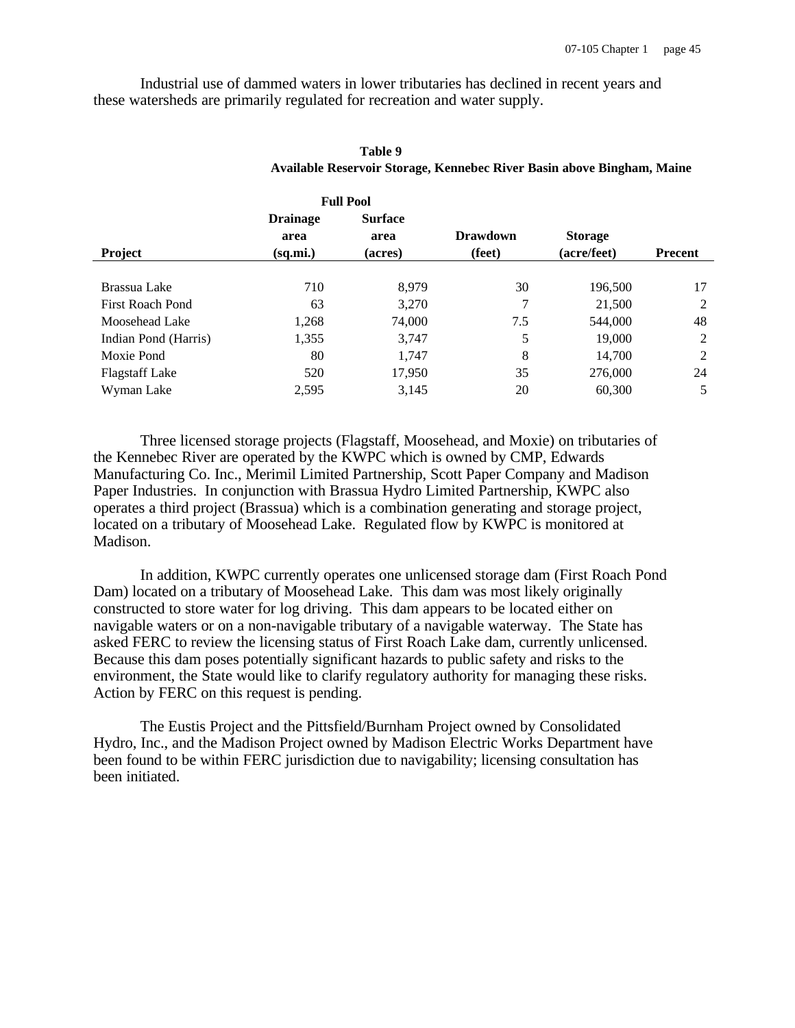Industrial use of dammed waters in lower tributaries has declined in recent years and these watersheds are primarily regulated for recreation and water supply.

**Table 9**
**Available Reservoir Storage, Kennebec River Basin above Bingham, Maine**

| Project | Drainage area (sq.mi.) | Full Pool Surface area (acres) | Drawdown (feet) | Storage (acre/feet) | Precent |
|---|---|---|---|---|---|
| Brassua Lake | 710 | 8,979 | 30 | 196,500 | 17 |
| First Roach Pond | 63 | 3,270 | 7 | 21,500 | 2 |
| Moosehead Lake | 1,268 | 74,000 | 7.5 | 544,000 | 48 |
| Indian Pond (Harris) | 1,355 | 3,747 | 5 | 19,000 | 2 |
| Moxie Pond | 80 | 1,747 | 8 | 14,700 | 2 |
| Flagstaff Lake | 520 | 17,950 | 35 | 276,000 | 24 |
| Wyman Lake | 2,595 | 3,145 | 20 | 60,300 | 5 |

Three licensed storage projects (Flagstaff, Moosehead, and Moxie) on tributaries of the Kennebec River are operated by the KWPC which is owned by CMP, Edwards Manufacturing Co. Inc., Merimil Limited Partnership, Scott Paper Company and Madison Paper Industries. In conjunction with Brassua Hydro Limited Partnership, KWPC also operates a third project (Brassua) which is a combination generating and storage project, located on a tributary of Moosehead Lake. Regulated flow by KWPC is monitored at Madison.

In addition, KWPC currently operates one unlicensed storage dam (First Roach Pond Dam) located on a tributary of Moosehead Lake. This dam was most likely originally constructed to store water for log driving. This dam appears to be located either on navigable waters or on a non-navigable tributary of a navigable waterway. The State has asked FERC to review the licensing status of First Roach Lake dam, currently unlicensed. Because this dam poses potentially significant hazards to public safety and risks to the environment, the State would like to clarify regulatory authority for managing these risks. Action by FERC on this request is pending.

The Eustis Project and the Pittsfield/Burnham Project owned by Consolidated Hydro, Inc., and the Madison Project owned by Madison Electric Works Department have been found to be within FERC jurisdiction due to navigability; licensing consultation has been initiated.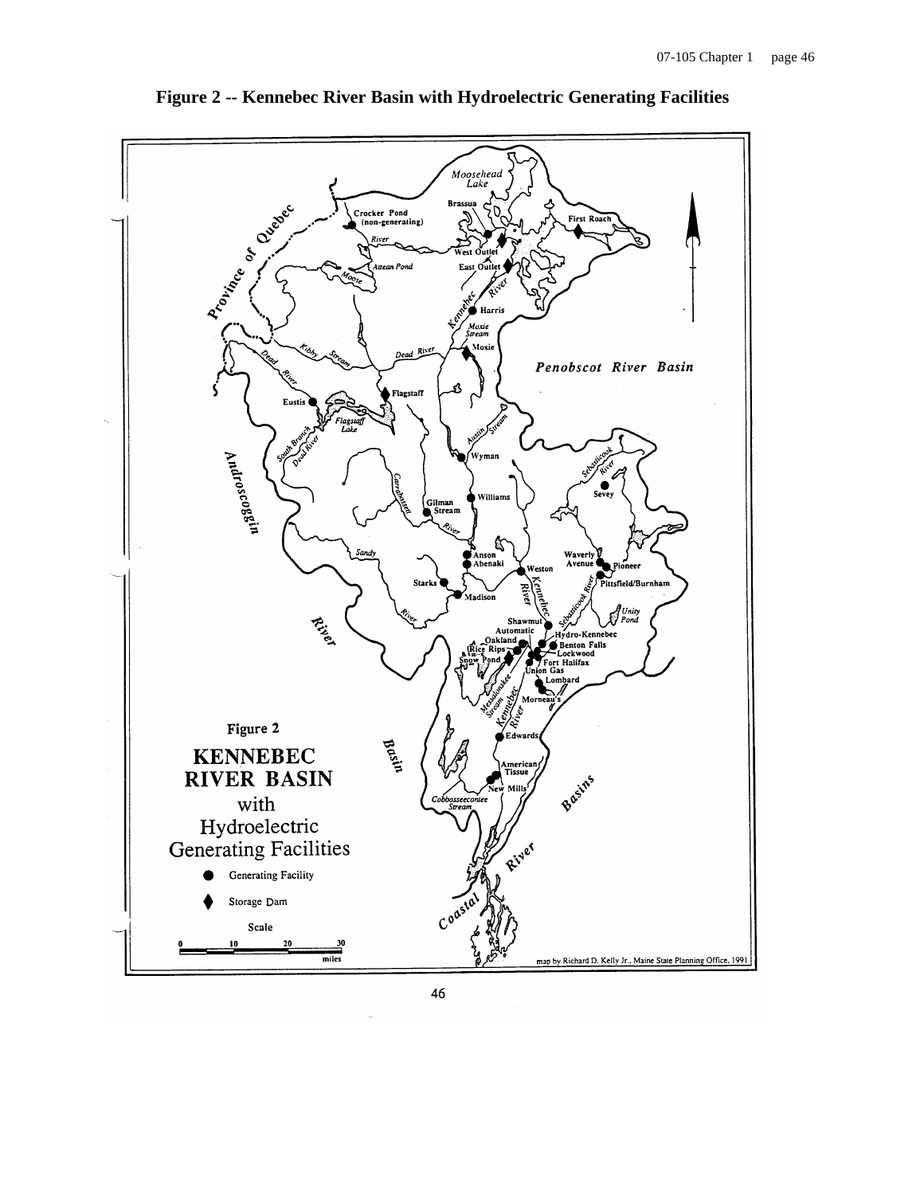**Figure 2 -- Kennebec River Basin with Hydroelectric Generating Facilities**

Figure 2

KENNEBEC RIVER BASIN with Hydroelectric Generating Facilities

- Generating Facility
- Storage Dam

Scale

0 10 20 30 miles

map by Richard D. Kelly Jr., Maine State Planning Office, 1991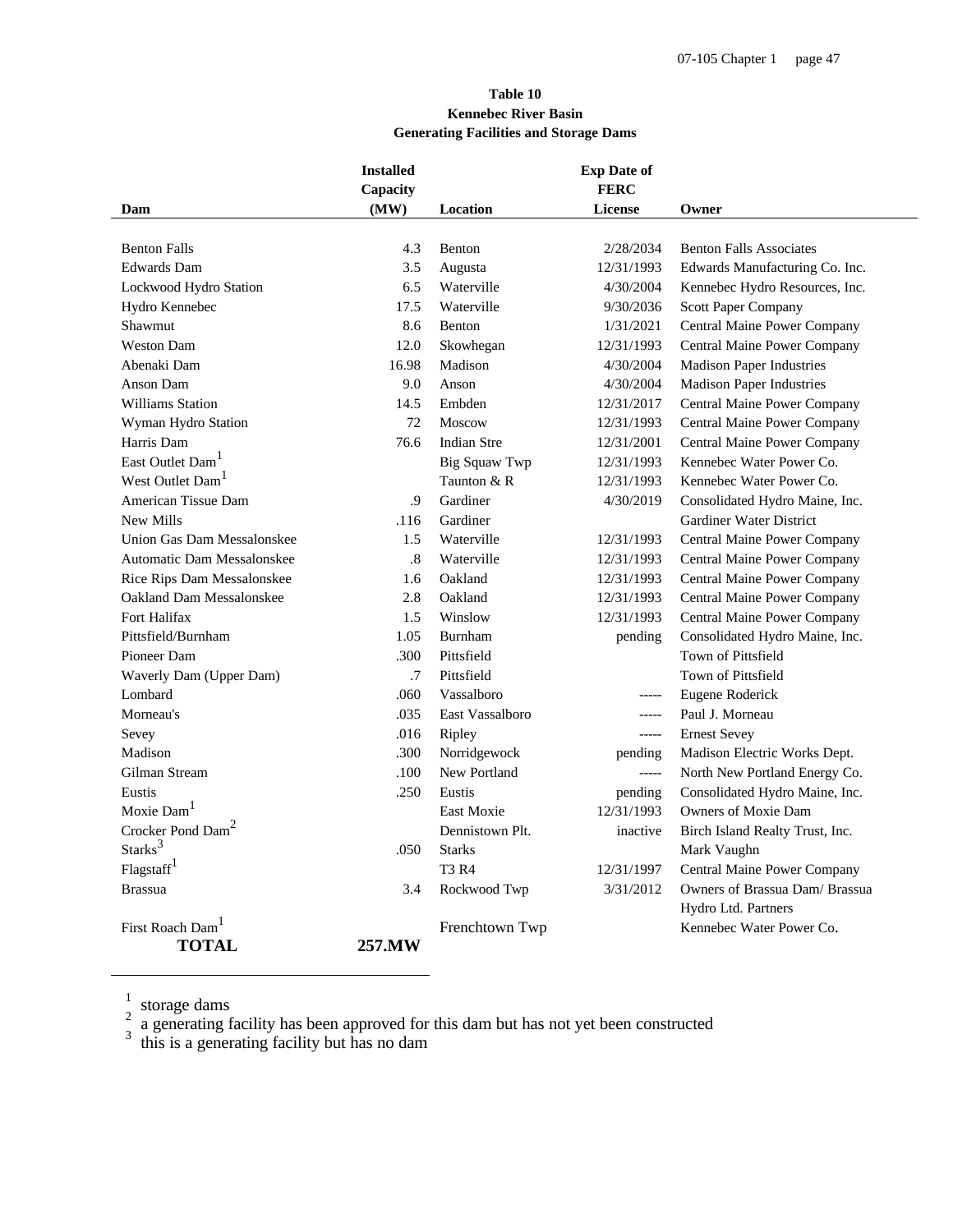**Table 10**
**Kennebec River Basin**
**Generating Facilities and Storage Dams**

| Dam | Installed Capacity (MW) | Location | Exp Date of FERC License | Owner |
|---|---|---|---|---|
| Benton Falls | 4.3 | Benton | 2/28/2034 | Benton Falls Associates |
| Edwards Dam | 3.5 | Augusta | 12/31/1993 | Edwards Manufacturing Co. Inc. |
| Lockwood Hydro Station | 6.5 | Waterville | 4/30/2004 | Kennebec Hydro Resources, Inc. |
| Hydro Kennebec | 17.5 | Waterville | 9/30/2036 | Scott Paper Company |
| Shawmut | 8.6 | Benton | 1/31/2021 | Central Maine Power Company |
| Weston Dam | 12.0 | Skowhegan | 12/31/1993 | Central Maine Power Company |
| Abenaki Dam | 16.98 | Madison | 4/30/2004 | Madison Paper Industries |
| Anson Dam | 9.0 | Anson | 4/30/2004 | Madison Paper Industries |
| Williams Station | 14.5 | Embden | 12/31/2017 | Central Maine Power Company |
| Wyman Hydro Station | 72 | Moscow | 12/31/1993 | Central Maine Power Company |
| Harris Dam | 76.6 | Indian Stre | 12/31/2001 | Central Maine Power Company |
| East Outlet Dam[1] | | Big Squaw Twp | 12/31/1993 | Kennebec Water Power Co. |
| West Outlet Dam[1] | | Taunton & R | 12/31/1993 | Kennebec Water Power Co. |
| American Tissue Dam | .9 | Gardiner | 4/30/2019 | Consolidated Hydro Maine, Inc. |
| New Mills | .116 | Gardiner | | Gardiner Water District |
| Union Gas Dam Messalonskee | 1.5 | Waterville | 12/31/1993 | Central Maine Power Company |
| Automatic Dam Messalonskee | .8 | Waterville | 12/31/1993 | Central Maine Power Company |
| Rice Rips Dam Messalonskee | 1.6 | Oakland | 12/31/1993 | Central Maine Power Company |
| Oakland Dam Messalonskee | 2.8 | Oakland | 12/31/1993 | Central Maine Power Company |
| Fort Halifax | 1.5 | Winslow | 12/31/1993 | Central Maine Power Company |
| Pittsfield/Burnham | 1.05 | Burnham | pending | Consolidated Hydro Maine, Inc. |
| Pioneer Dam | .300 | Pittsfield | | Town of Pittsfield |
| Waverly Dam (Upper Dam) | .7 | Pittsfield | | Town of Pittsfield |
| Lombard | .060 | Vassalboro | ----- | Eugene Roderick |
| Morneau's | .035 | East Vassalboro | ----- | Paul J. Morneau |
| Sevey | .016 | Ripley | ----- | Ernest Sevey |
| Madison | .300 | Norridgewock | pending | Madison Electric Works Dept. |
| Gilman Stream | .100 | New Portland | ----- | North New Portland Energy Co. |
| Eustis | .250 | Eustis | pending | Consolidated Hydro Maine, Inc. |
| Moxie Dam[1] | | East Moxie | 12/31/1993 | Owners of Moxie Dam |
| Crocker Pond Dam[2] | | Dennistown Plt. | inactive | Birch Island Realty Trust, Inc. |
| Starks[3] | .050 | Starks | | Mark Vaughn |
| Flagstaff[1] | | T3 R4 | 12/31/1997 | Central Maine Power Company |
| Brassua | 3.4 | Rockwood Twp | 3/31/2012 | Owners of Brassua Dam/ Brassua Hydro Ltd. Partners |
| First Roach Dam[1] | | Frenchtown Twp | | Kennebec Water Power Co. |
| **TOTAL** | **257.MW** | | | |

[1] storage dams
[2] a generating facility has been approved for this dam but has not yet been constructed
[3] this is a generating facility but has no dam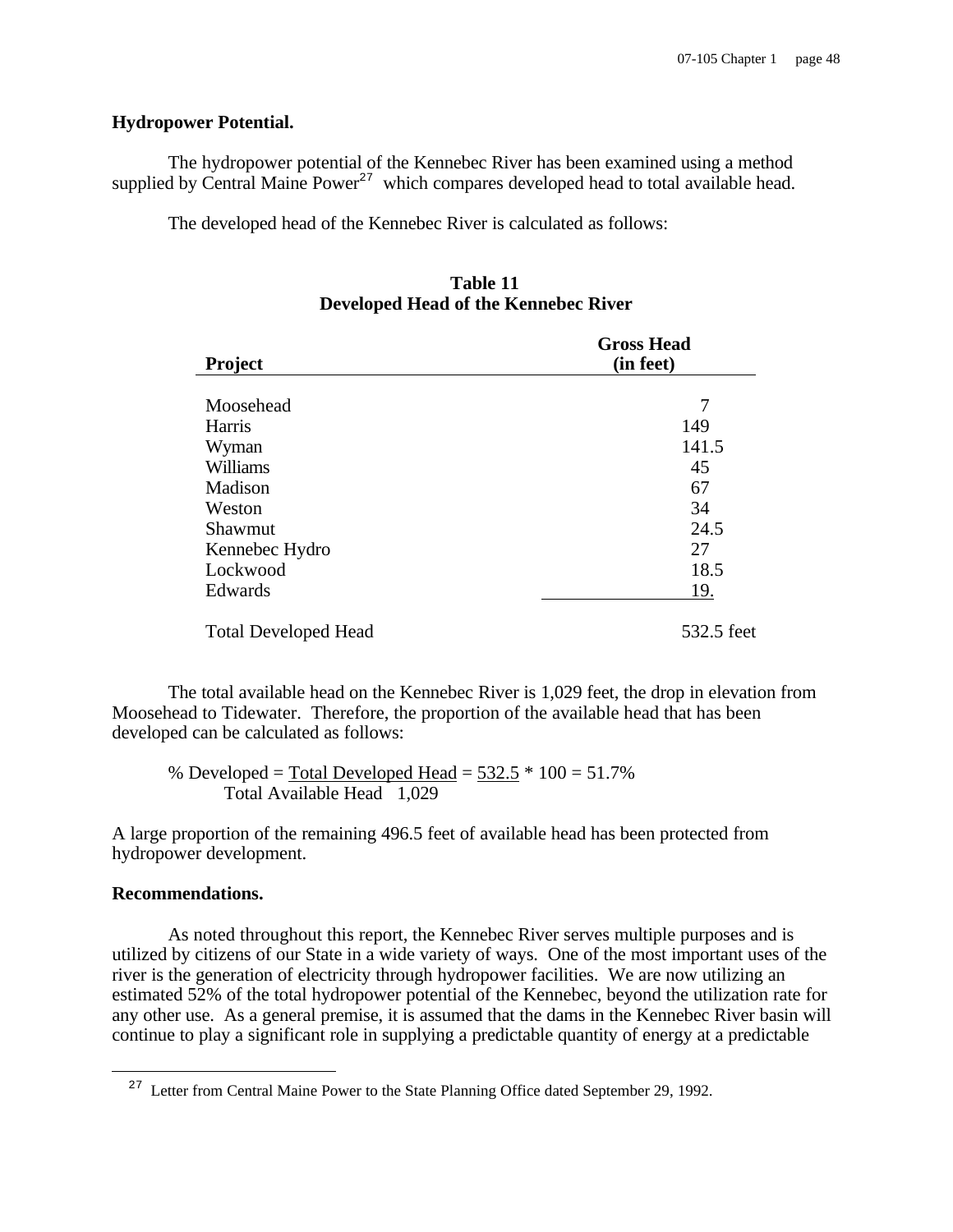**Hydropower Potential.**

The hydropower potential of the Kennebec River has been examined using a method supplied by Central Maine Power[27] which compares developed head to total available head.

The developed head of the Kennebec River is calculated as follows:

**Table 11**
**Developed Head of the Kennebec River**

| Project | Gross Head (in feet) |
|---|---|
| Moosehead | 7 |
| Harris | 149 |
| Wyman | 141.5 |
| Williams | 45 |
| Madison | 67 |
| Weston | 34 |
| Shawmut | 24.5 |
| Kennebec Hydro | 27 |
| Lockwood | 18.5 |
| Edwards | 19. |
| Total Developed Head | 532.5 feet |

The total available head on the Kennebec River is 1,029 feet, the drop in elevation from Moosehead to Tidewater. Therefore, the proportion of the available head that has been developed can be calculated as follows:

$$\% \text{ Developed} = \frac{\text{Total Developed Head}}{\text{Total Available Head}} = \frac{532.5}{1,029} * 100 = 51.7\%$$

A large proportion of the remaining 496.5 feet of available head has been protected from hydropower development.

**Recommendations.**

As noted throughout this report, the Kennebec River serves multiple purposes and is utilized by citizens of our State in a wide variety of ways. One of the most important uses of the river is the generation of electricity through hydropower facilities. We are now utilizing an estimated 52% of the total hydropower potential of the Kennebec, beyond the utilization rate for any other use. As a general premise, it is assumed that the dams in the Kennebec River basin will continue to play a significant role in supplying a predictable quantity of energy at a predictable

[27] Letter from Central Maine Power to the State Planning Office dated September 29, 1992.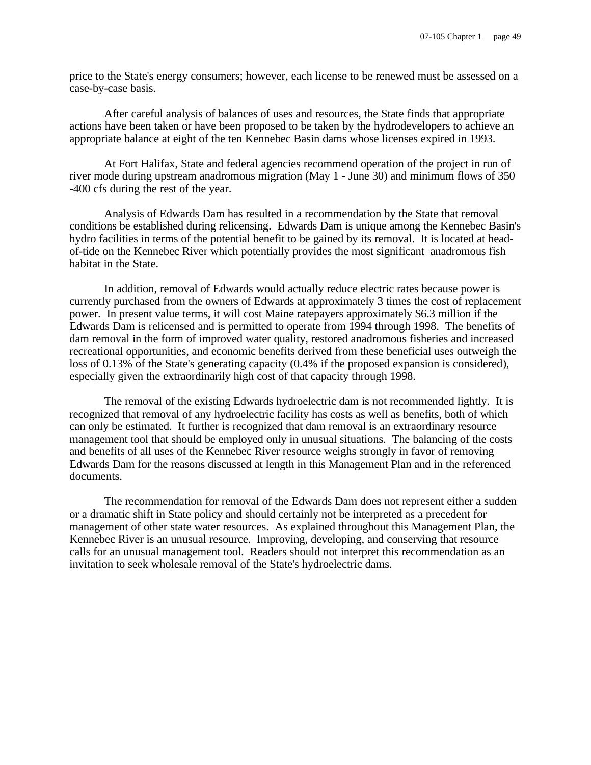price to the State's energy consumers; however, each license to be renewed must be assessed on a case-by-case basis.

After careful analysis of balances of uses and resources, the State finds that appropriate actions have been taken or have been proposed to be taken by the hydrodevelopers to achieve an appropriate balance at eight of the ten Kennebec Basin dams whose licenses expired in 1993.

At Fort Halifax, State and federal agencies recommend operation of the project in run of river mode during upstream anadromous migration (May 1 - June 30) and minimum flows of 350 -400 cfs during the rest of the year.

Analysis of Edwards Dam has resulted in a recommendation by the State that removal conditions be established during relicensing. Edwards Dam is unique among the Kennebec Basin's hydro facilities in terms of the potential benefit to be gained by its removal. It is located at head-of-tide on the Kennebec River which potentially provides the most significant anadromous fish habitat in the State.

In addition, removal of Edwards would actually reduce electric rates because power is currently purchased from the owners of Edwards at approximately 3 times the cost of replacement power. In present value terms, it will cost Maine ratepayers approximately $6.3 million if the Edwards Dam is relicensed and is permitted to operate from 1994 through 1998. The benefits of dam removal in the form of improved water quality, restored anadromous fisheries and increased recreational opportunities, and economic benefits derived from these beneficial uses outweigh the loss of 0.13% of the State's generating capacity (0.4% if the proposed expansion is considered), especially given the extraordinarily high cost of that capacity through 1998.

The removal of the existing Edwards hydroelectric dam is not recommended lightly. It is recognized that removal of any hydroelectric facility has costs as well as benefits, both of which can only be estimated. It further is recognized that dam removal is an extraordinary resource management tool that should be employed only in unusual situations. The balancing of the costs and benefits of all uses of the Kennebec River resource weighs strongly in favor of removing Edwards Dam for the reasons discussed at length in this Management Plan and in the referenced documents.

The recommendation for removal of the Edwards Dam does not represent either a sudden or a dramatic shift in State policy and should certainly not be interpreted as a precedent for management of other state water resources. As explained throughout this Management Plan, the Kennebec River is an unusual resource. Improving, developing, and conserving that resource calls for an unusual management tool. Readers should not interpret this recommendation as an invitation to seek wholesale removal of the State's hydroelectric dams.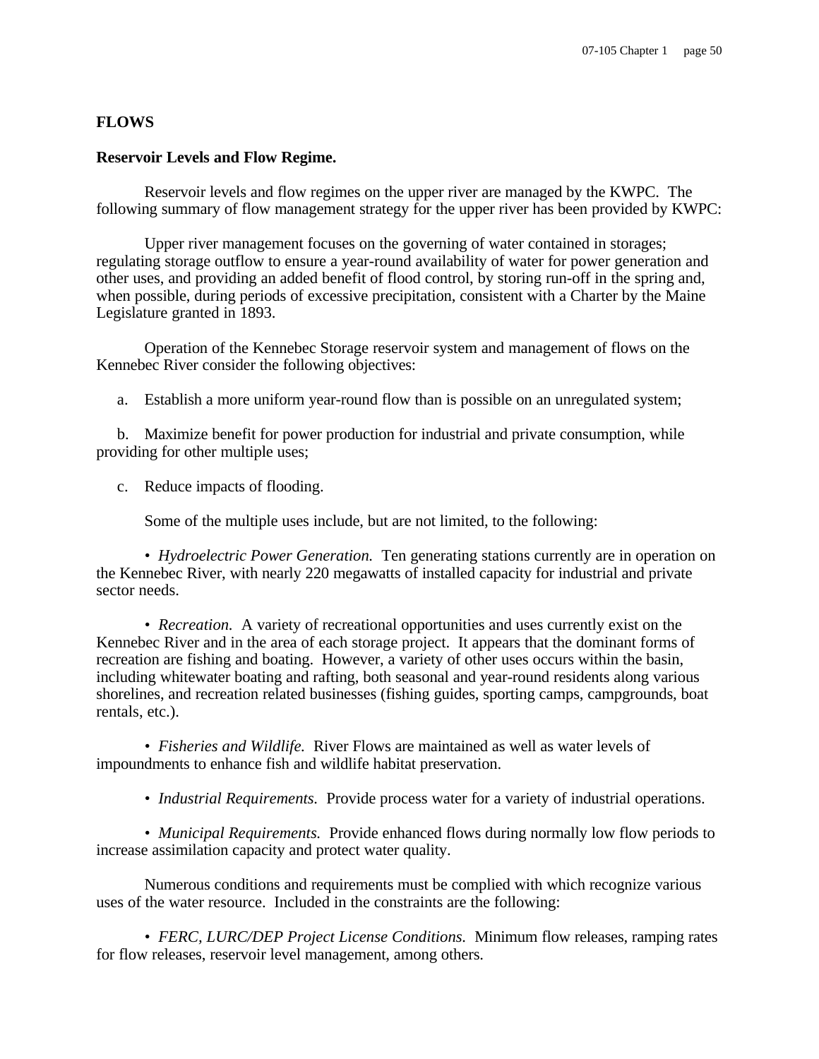## FLOWS

### Reservoir Levels and Flow Regime.

Reservoir levels and flow regimes on the upper river are managed by the KWPC. The following summary of flow management strategy for the upper river has been provided by KWPC:

Upper river management focuses on the governing of water contained in storages; regulating storage outflow to ensure a year-round availability of water for power generation and other uses, and providing an added benefit of flood control, by storing run-off in the spring and, when possible, during periods of excessive precipitation, consistent with a Charter by the Maine Legislature granted in 1893.

Operation of the Kennebec Storage reservoir system and management of flows on the Kennebec River consider the following objectives:

a. Establish a more uniform year-round flow than is possible on an unregulated system;

b. Maximize benefit for power production for industrial and private consumption, while providing for other multiple uses;

c. Reduce impacts of flooding.

Some of the multiple uses include, but are not limited, to the following:

- *Hydroelectric Power Generation.* Ten generating stations currently are in operation on the Kennebec River, with nearly 220 megawatts of installed capacity for industrial and private sector needs.

- *Recreation.* A variety of recreational opportunities and uses currently exist on the Kennebec River and in the area of each storage project. It appears that the dominant forms of recreation are fishing and boating. However, a variety of other uses occurs within the basin, including whitewater boating and rafting, both seasonal and year-round residents along various shorelines, and recreation related businesses (fishing guides, sporting camps, campgrounds, boat rentals, etc.).

- *Fisheries and Wildlife.* River Flows are maintained as well as water levels of impoundments to enhance fish and wildlife habitat preservation.

- *Industrial Requirements.* Provide process water for a variety of industrial operations.

- *Municipal Requirements.* Provide enhanced flows during normally low flow periods to increase assimilation capacity and protect water quality.

Numerous conditions and requirements must be complied with which recognize various uses of the water resource. Included in the constraints are the following:

- *FERC, LURC/DEP Project License Conditions.* Minimum flow releases, ramping rates for flow releases, reservoir level management, among others.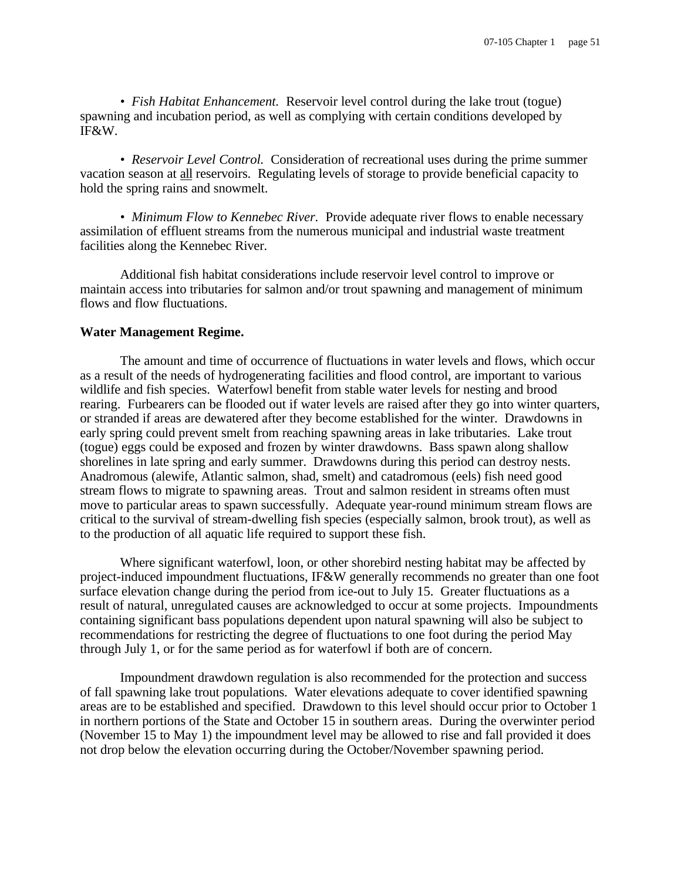• *Fish Habitat Enhancement.* Reservoir level control during the lake trout (togue) spawning and incubation period, as well as complying with certain conditions developed by IF&W.

• *Reservoir Level Control.* Consideration of recreational uses during the prime summer vacation season at <u>all</u> reservoirs. Regulating levels of storage to provide beneficial capacity to hold the spring rains and snowmelt.

• *Minimum Flow to Kennebec River.* Provide adequate river flows to enable necessary assimilation of effluent streams from the numerous municipal and industrial waste treatment facilities along the Kennebec River.

Additional fish habitat considerations include reservoir level control to improve or maintain access into tributaries for salmon and/or trout spawning and management of minimum flows and flow fluctuations.

**Water Management Regime.**

The amount and time of occurrence of fluctuations in water levels and flows, which occur as a result of the needs of hydrogenerating facilities and flood control, are important to various wildlife and fish species. Waterfowl benefit from stable water levels for nesting and brood rearing. Furbearers can be flooded out if water levels are raised after they go into winter quarters, or stranded if areas are dewatered after they become established for the winter. Drawdowns in early spring could prevent smelt from reaching spawning areas in lake tributaries. Lake trout (togue) eggs could be exposed and frozen by winter drawdowns. Bass spawn along shallow shorelines in late spring and early summer. Drawdowns during this period can destroy nests. Anadromous (alewife, Atlantic salmon, shad, smelt) and catadromous (eels) fish need good stream flows to migrate to spawning areas. Trout and salmon resident in streams often must move to particular areas to spawn successfully. Adequate year-round minimum stream flows are critical to the survival of stream-dwelling fish species (especially salmon, brook trout), as well as to the production of all aquatic life required to support these fish.

Where significant waterfowl, loon, or other shorebird nesting habitat may be affected by project-induced impoundment fluctuations, IF&W generally recommends no greater than one foot surface elevation change during the period from ice-out to July 15. Greater fluctuations as a result of natural, unregulated causes are acknowledged to occur at some projects. Impoundments containing significant bass populations dependent upon natural spawning will also be subject to recommendations for restricting the degree of fluctuations to one foot during the period May through July 1, or for the same period as for waterfowl if both are of concern.

Impoundment drawdown regulation is also recommended for the protection and success of fall spawning lake trout populations. Water elevations adequate to cover identified spawning areas are to be established and specified. Drawdown to this level should occur prior to October 1 in northern portions of the State and October 15 in southern areas. During the overwinter period (November 15 to May 1) the impoundment level may be allowed to rise and fall provided it does not drop below the elevation occurring during the October/November spawning period.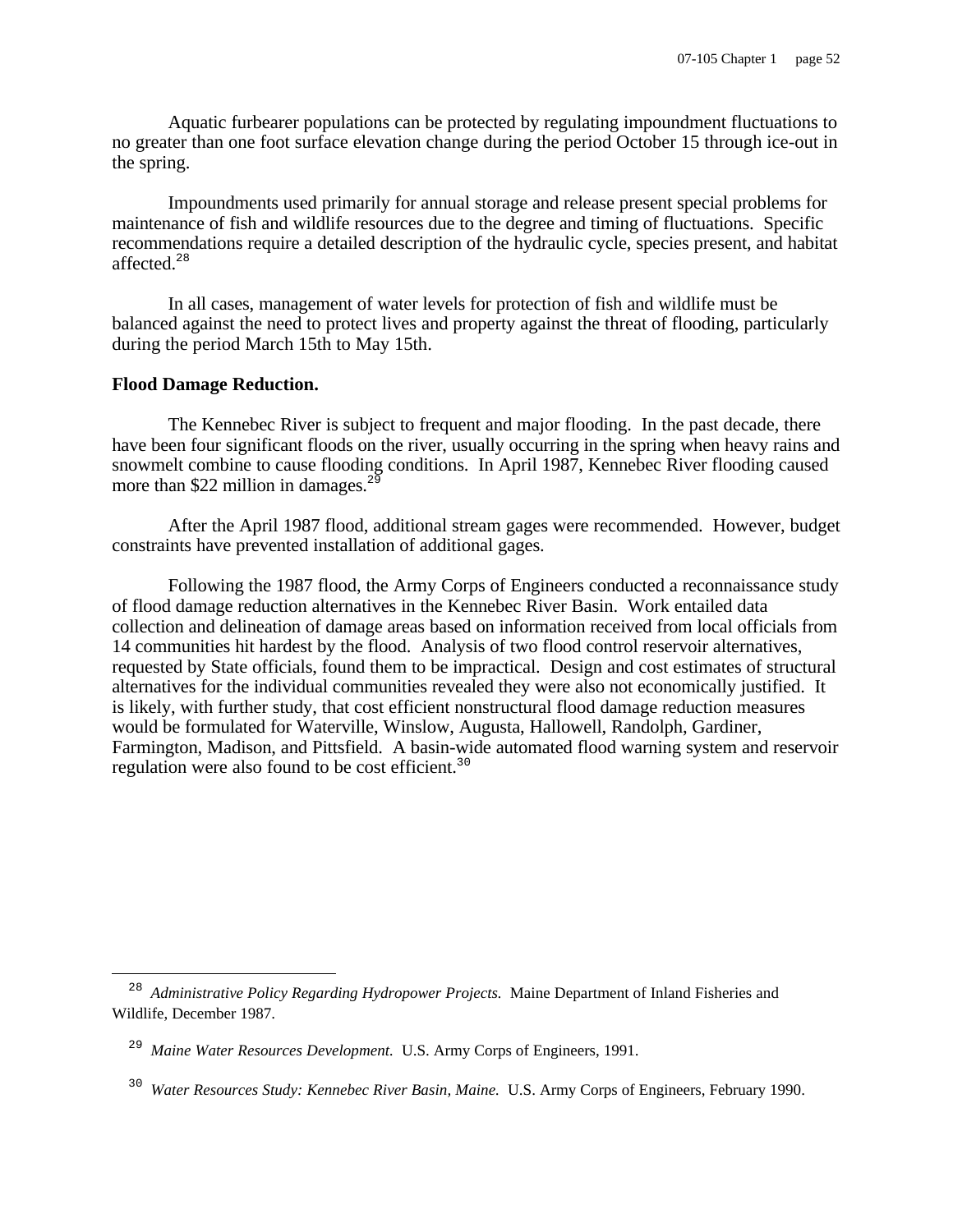Aquatic furbearer populations can be protected by regulating impoundment fluctuations to no greater than one foot surface elevation change during the period October 15 through ice-out in the spring.

Impoundments used primarily for annual storage and release present special problems for maintenance of fish and wildlife resources due to the degree and timing of fluctuations. Specific recommendations require a detailed description of the hydraulic cycle, species present, and habitat affected.[28]

In all cases, management of water levels for protection of fish and wildlife must be balanced against the need to protect lives and property against the threat of flooding, particularly during the period March 15th to May 15th.

**Flood Damage Reduction.**

The Kennebec River is subject to frequent and major flooding. In the past decade, there have been four significant floods on the river, usually occurring in the spring when heavy rains and snowmelt combine to cause flooding conditions. In April 1987, Kennebec River flooding caused more than $22 million in damages.[29]

After the April 1987 flood, additional stream gages were recommended. However, budget constraints have prevented installation of additional gages.

Following the 1987 flood, the Army Corps of Engineers conducted a reconnaissance study of flood damage reduction alternatives in the Kennebec River Basin. Work entailed data collection and delineation of damage areas based on information received from local officials from 14 communities hit hardest by the flood. Analysis of two flood control reservoir alternatives, requested by State officials, found them to be impractical. Design and cost estimates of structural alternatives for the individual communities revealed they were also not economically justified. It is likely, with further study, that cost efficient nonstructural flood damage reduction measures would be formulated for Waterville, Winslow, Augusta, Hallowell, Randolph, Gardiner, Farmington, Madison, and Pittsfield. A basin-wide automated flood warning system and reservoir regulation were also found to be cost efficient.[30]

---

[28] *Administrative Policy Regarding Hydropower Projects.* Maine Department of Inland Fisheries and Wildlife, December 1987.

[29] *Maine Water Resources Development.* U.S. Army Corps of Engineers, 1991.

[30] *Water Resources Study: Kennebec River Basin, Maine.* U.S. Army Corps of Engineers, February 1990.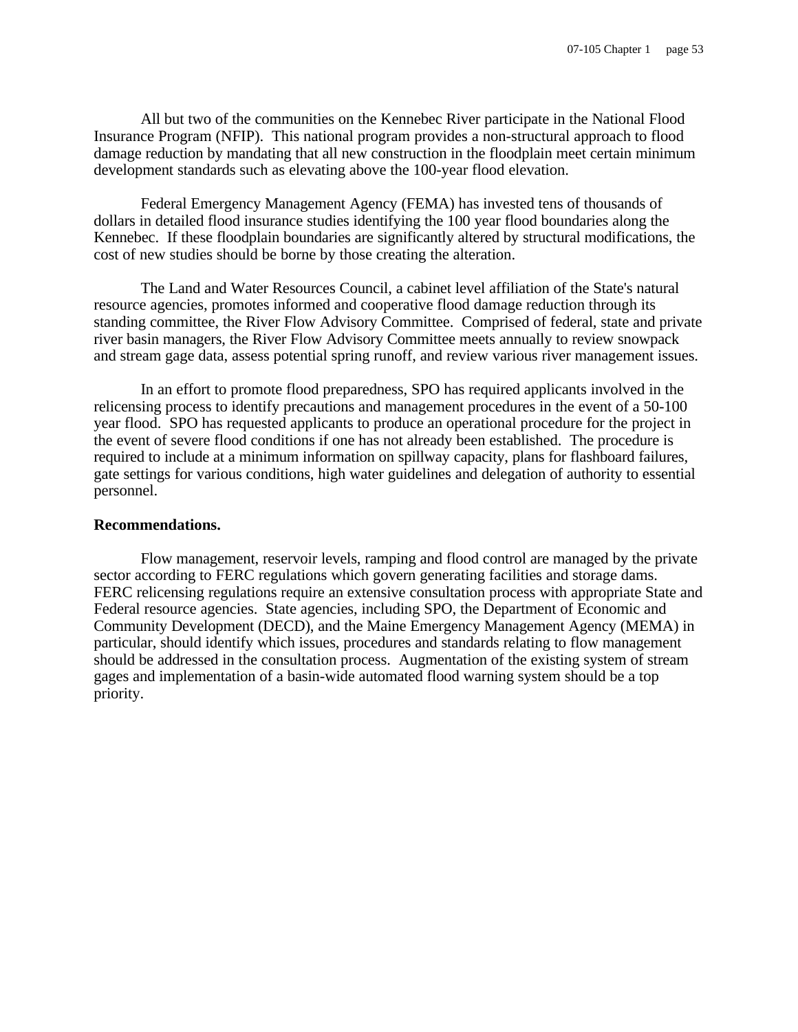All but two of the communities on the Kennebec River participate in the National Flood Insurance Program (NFIP). This national program provides a non-structural approach to flood damage reduction by mandating that all new construction in the floodplain meet certain minimum development standards such as elevating above the 100-year flood elevation.

Federal Emergency Management Agency (FEMA) has invested tens of thousands of dollars in detailed flood insurance studies identifying the 100 year flood boundaries along the Kennebec. If these floodplain boundaries are significantly altered by structural modifications, the cost of new studies should be borne by those creating the alteration.

The Land and Water Resources Council, a cabinet level affiliation of the State's natural resource agencies, promotes informed and cooperative flood damage reduction through its standing committee, the River Flow Advisory Committee. Comprised of federal, state and private river basin managers, the River Flow Advisory Committee meets annually to review snowpack and stream gage data, assess potential spring runoff, and review various river management issues.

In an effort to promote flood preparedness, SPO has required applicants involved in the relicensing process to identify precautions and management procedures in the event of a 50-100 year flood. SPO has requested applicants to produce an operational procedure for the project in the event of severe flood conditions if one has not already been established. The procedure is required to include at a minimum information on spillway capacity, plans for flashboard failures, gate settings for various conditions, high water guidelines and delegation of authority to essential personnel.

**Recommendations.**

Flow management, reservoir levels, ramping and flood control are managed by the private sector according to FERC regulations which govern generating facilities and storage dams. FERC relicensing regulations require an extensive consultation process with appropriate State and Federal resource agencies. State agencies, including SPO, the Department of Economic and Community Development (DECD), and the Maine Emergency Management Agency (MEMA) in particular, should identify which issues, procedures and standards relating to flow management should be addressed in the consultation process. Augmentation of the existing system of stream gages and implementation of a basin-wide automated flood warning system should be a top priority.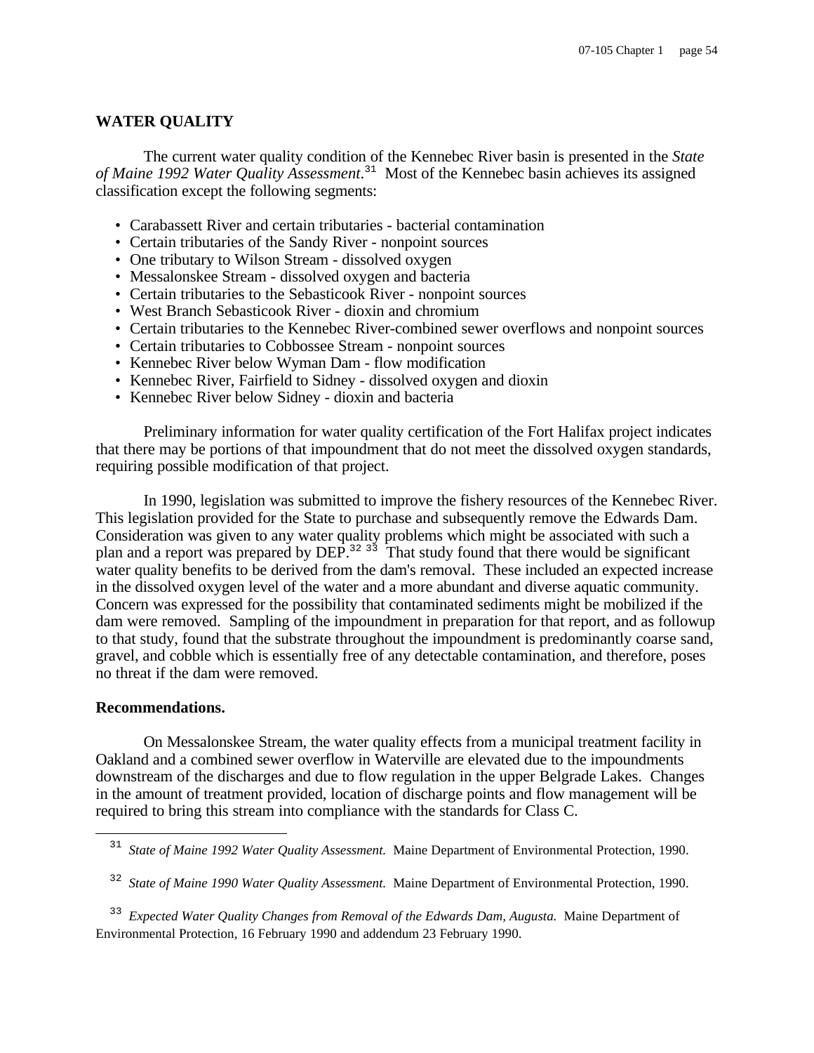## WATER QUALITY

The current water quality condition of the Kennebec River basin is presented in the *State of Maine 1992 Water Quality Assessment*.[31] Most of the Kennebec basin achieves its assigned classification except the following segments:

- Carabassett River and certain tributaries - bacterial contamination
- Certain tributaries of the Sandy River - nonpoint sources
- One tributary to Wilson Stream - dissolved oxygen
- Messalonskee Stream - dissolved oxygen and bacteria
- Certain tributaries to the Sebasticook River - nonpoint sources
- West Branch Sebasticook River - dioxin and chromium
- Certain tributaries to the Kennebec River-combined sewer overflows and nonpoint sources
- Certain tributaries to Cobbossee Stream - nonpoint sources
- Kennebec River below Wyman Dam - flow modification
- Kennebec River, Fairfield to Sidney - dissolved oxygen and dioxin
- Kennebec River below Sidney - dioxin and bacteria

Preliminary information for water quality certification of the Fort Halifax project indicates that there may be portions of that impoundment that do not meet the dissolved oxygen standards, requiring possible modification of that project.

In 1990, legislation was submitted to improve the fishery resources of the Kennebec River. This legislation provided for the State to purchase and subsequently remove the Edwards Dam. Consideration was given to any water quality problems which might be associated with such a plan and a report was prepared by DEP.[32] [33] That study found that there would be significant water quality benefits to be derived from the dam's removal. These included an expected increase in the dissolved oxygen level of the water and a more abundant and diverse aquatic community. Concern was expressed for the possibility that contaminated sediments might be mobilized if the dam were removed. Sampling of the impoundment in preparation for that report, and as followup to that study, found that the substrate throughout the impoundment is predominantly coarse sand, gravel, and cobble which is essentially free of any detectable contamination, and therefore, poses no threat if the dam were removed.

**Recommendations.**

On Messalonskee Stream, the water quality effects from a municipal treatment facility in Oakland and a combined sewer overflow in Waterville are elevated due to the impoundments downstream of the discharges and due to flow regulation in the upper Belgrade Lakes. Changes in the amount of treatment provided, location of discharge points and flow management will be required to bring this stream into compliance with the standards for Class C.

---

[31] *State of Maine 1992 Water Quality Assessment.* Maine Department of Environmental Protection, 1990.

[32] *State of Maine 1990 Water Quality Assessment.* Maine Department of Environmental Protection, 1990.

[33] *Expected Water Quality Changes from Removal of the Edwards Dam, Augusta.* Maine Department of Environmental Protection, 16 February 1990 and addendum 23 February 1990.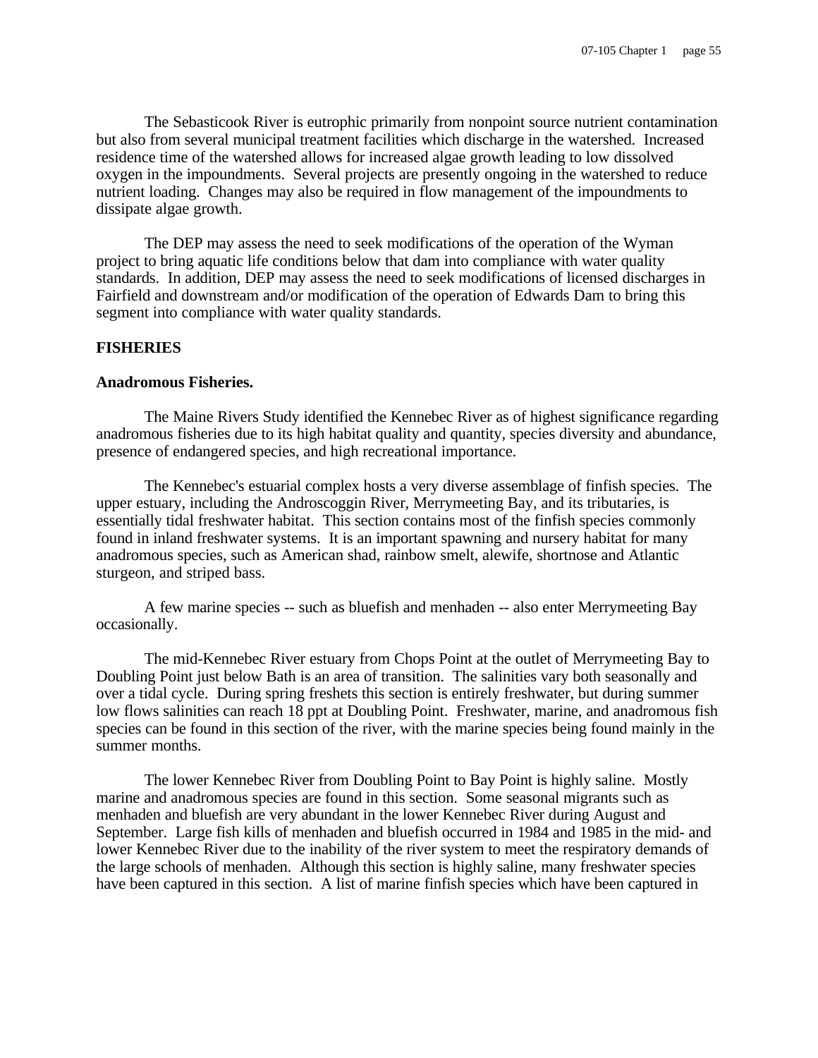The Sebasticook River is eutrophic primarily from nonpoint source nutrient contamination but also from several municipal treatment facilities which discharge in the watershed. Increased residence time of the watershed allows for increased algae growth leading to low dissolved oxygen in the impoundments. Several projects are presently ongoing in the watershed to reduce nutrient loading. Changes may also be required in flow management of the impoundments to dissipate algae growth.

The DEP may assess the need to seek modifications of the operation of the Wyman project to bring aquatic life conditions below that dam into compliance with water quality standards. In addition, DEP may assess the need to seek modifications of licensed discharges in Fairfield and downstream and/or modification of the operation of Edwards Dam to bring this segment into compliance with water quality standards.

## FISHERIES

### Anadromous Fisheries.

The Maine Rivers Study identified the Kennebec River as of highest significance regarding anadromous fisheries due to its high habitat quality and quantity, species diversity and abundance, presence of endangered species, and high recreational importance.

The Kennebec's estuarial complex hosts a very diverse assemblage of finfish species. The upper estuary, including the Androscoggin River, Merrymeeting Bay, and its tributaries, is essentially tidal freshwater habitat. This section contains most of the finfish species commonly found in inland freshwater systems. It is an important spawning and nursery habitat for many anadromous species, such as American shad, rainbow smelt, alewife, shortnose and Atlantic sturgeon, and striped bass.

A few marine species -- such as bluefish and menhaden -- also enter Merrymeeting Bay occasionally.

The mid-Kennebec River estuary from Chops Point at the outlet of Merrymeeting Bay to Doubling Point just below Bath is an area of transition. The salinities vary both seasonally and over a tidal cycle. During spring freshets this section is entirely freshwater, but during summer low flows salinities can reach 18 ppt at Doubling Point. Freshwater, marine, and anadromous fish species can be found in this section of the river, with the marine species being found mainly in the summer months.

The lower Kennebec River from Doubling Point to Bay Point is highly saline. Mostly marine and anadromous species are found in this section. Some seasonal migrants such as menhaden and bluefish are very abundant in the lower Kennebec River during August and September. Large fish kills of menhaden and bluefish occurred in 1984 and 1985 in the mid- and lower Kennebec River due to the inability of the river system to meet the respiratory demands of the large schools of menhaden. Although this section is highly saline, many freshwater species have been captured in this section. A list of marine finfish species which have been captured in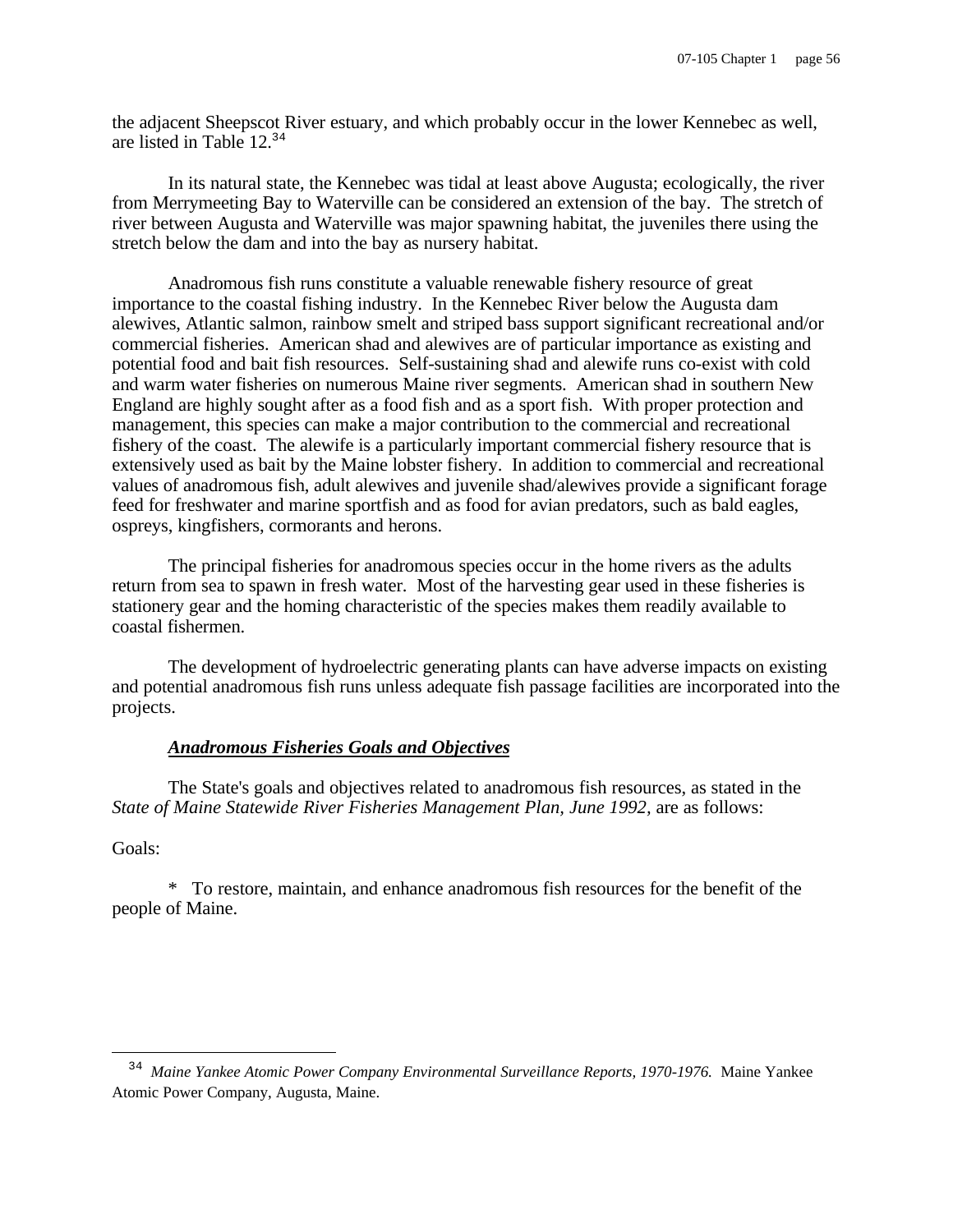the adjacent Sheepscot River estuary, and which probably occur in the lower Kennebec as well, are listed in Table 12.[34]

In its natural state, the Kennebec was tidal at least above Augusta; ecologically, the river from Merrymeeting Bay to Waterville can be considered an extension of the bay. The stretch of river between Augusta and Waterville was major spawning habitat, the juveniles there using the stretch below the dam and into the bay as nursery habitat.

Anadromous fish runs constitute a valuable renewable fishery resource of great importance to the coastal fishing industry. In the Kennebec River below the Augusta dam alewives, Atlantic salmon, rainbow smelt and striped bass support significant recreational and/or commercial fisheries. American shad and alewives are of particular importance as existing and potential food and bait fish resources. Self-sustaining shad and alewife runs co-exist with cold and warm water fisheries on numerous Maine river segments. American shad in southern New England are highly sought after as a food fish and as a sport fish. With proper protection and management, this species can make a major contribution to the commercial and recreational fishery of the coast. The alewife is a particularly important commercial fishery resource that is extensively used as bait by the Maine lobster fishery. In addition to commercial and recreational values of anadromous fish, adult alewives and juvenile shad/alewives provide a significant forage feed for freshwater and marine sportfish and as food for avian predators, such as bald eagles, ospreys, kingfishers, cormorants and herons.

The principal fisheries for anadromous species occur in the home rivers as the adults return from sea to spawn in fresh water. Most of the harvesting gear used in these fisheries is stationery gear and the homing characteristic of the species makes them readily available to coastal fishermen.

The development of hydroelectric generating plants can have adverse impacts on existing and potential anadromous fish runs unless adequate fish passage facilities are incorporated into the projects.

***Anadromous Fisheries Goals and Objectives***

The State's goals and objectives related to anadromous fish resources, as stated in the *State of Maine Statewide River Fisheries Management Plan, June 1992,* are as follows:

Goals:

* To restore, maintain, and enhance anadromous fish resources for the benefit of the people of Maine.

---

[34] *Maine Yankee Atomic Power Company Environmental Surveillance Reports, 1970-1976.* Maine Yankee Atomic Power Company, Augusta, Maine.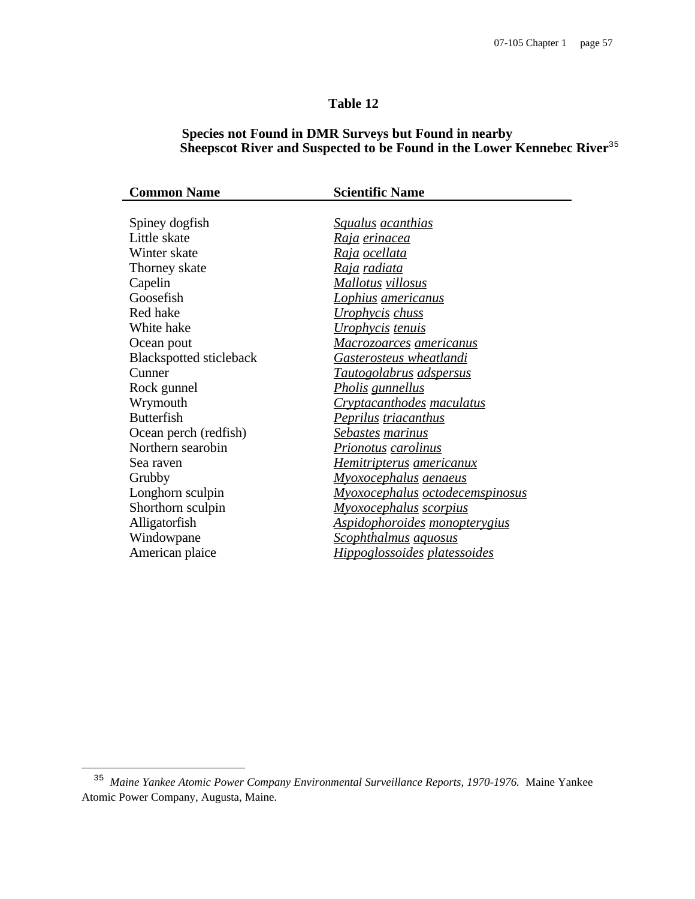**Table 12**

**Species not Found in DMR Surveys but Found in nearby Sheepscot River and Suspected to be Found in the Lower Kennebec River**[35]

| Common Name | Scientific Name |
|---|---|
| Spiney dogfish | *Squalus acanthias* |
| Little skate | *Raja erinacea* |
| Winter skate | *Raja ocellata* |
| Thorney skate | *Raja radiata* |
| Capelin | *Mallotus villosus* |
| Goosefish | *Lophius americanus* |
| Red hake | *Urophycis chuss* |
| White hake | *Urophycis tenuis* |
| Ocean pout | *Macrozoarces americanus* |
| Blackspotted sticleback | *Gasterosteus wheatlandi* |
| Cunner | *Tautogolabrus adspersus* |
| Rock gunnel | *Pholis gunnellus* |
| Wrymouth | *Cryptacanthodes maculatus* |
| Butterfish | *Peprilus triacanthus* |
| Ocean perch (redfish) | *Sebastes marinus* |
| Northern searobin | *Prionotus carolinus* |
| Sea raven | *Hemitripterus americanux* |
| Grubby | *Myoxocephalus aenaeus* |
| Longhorn sculpin | *Myoxocephalus octodecemspinosus* |
| Shorthorn sculpin | *Myoxocephalus scorpius* |
| Alligatorfish | *Aspidophoroides monopterygius* |
| Windowpane | *Scophthalmus aquosus* |
| American plaice | *Hippoglossoides platessoides* |

[35] *Maine Yankee Atomic Power Company Environmental Surveillance Reports, 1970-1976.* Maine Yankee Atomic Power Company, Augusta, Maine.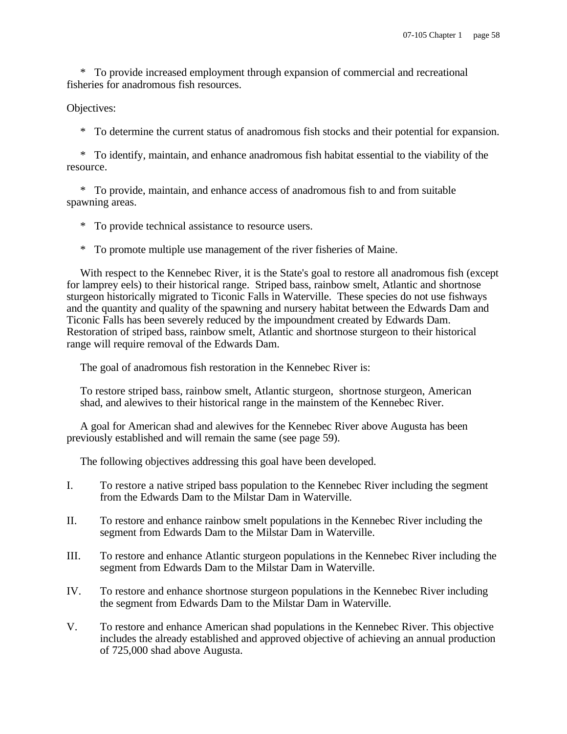* To provide increased employment through expansion of commercial and recreational fisheries for anadromous fish resources.

Objectives:

* To determine the current status of anadromous fish stocks and their potential for expansion.

* To identify, maintain, and enhance anadromous fish habitat essential to the viability of the resource.

* To provide, maintain, and enhance access of anadromous fish to and from suitable spawning areas.

* To provide technical assistance to resource users.

* To promote multiple use management of the river fisheries of Maine.

With respect to the Kennebec River, it is the State's goal to restore all anadromous fish (except for lamprey eels) to their historical range. Striped bass, rainbow smelt, Atlantic and shortnose sturgeon historically migrated to Ticonic Falls in Waterville. These species do not use fishways and the quantity and quality of the spawning and nursery habitat between the Edwards Dam and Ticonic Falls has been severely reduced by the impoundment created by Edwards Dam. Restoration of striped bass, rainbow smelt, Atlantic and shortnose sturgeon to their historical range will require removal of the Edwards Dam.

The goal of anadromous fish restoration in the Kennebec River is:

To restore striped bass, rainbow smelt, Atlantic sturgeon, shortnose sturgeon, American shad, and alewives to their historical range in the mainstem of the Kennebec River.

A goal for American shad and alewives for the Kennebec River above Augusta has been previously established and will remain the same (see page 59).

The following objectives addressing this goal have been developed.

I. To restore a native striped bass population to the Kennebec River including the segment from the Edwards Dam to the Milstar Dam in Waterville.

II. To restore and enhance rainbow smelt populations in the Kennebec River including the segment from Edwards Dam to the Milstar Dam in Waterville.

III. To restore and enhance Atlantic sturgeon populations in the Kennebec River including the segment from Edwards Dam to the Milstar Dam in Waterville.

IV. To restore and enhance shortnose sturgeon populations in the Kennebec River including the segment from Edwards Dam to the Milstar Dam in Waterville.

V. To restore and enhance American shad populations in the Kennebec River. This objective includes the already established and approved objective of achieving an annual production of 725,000 shad above Augusta.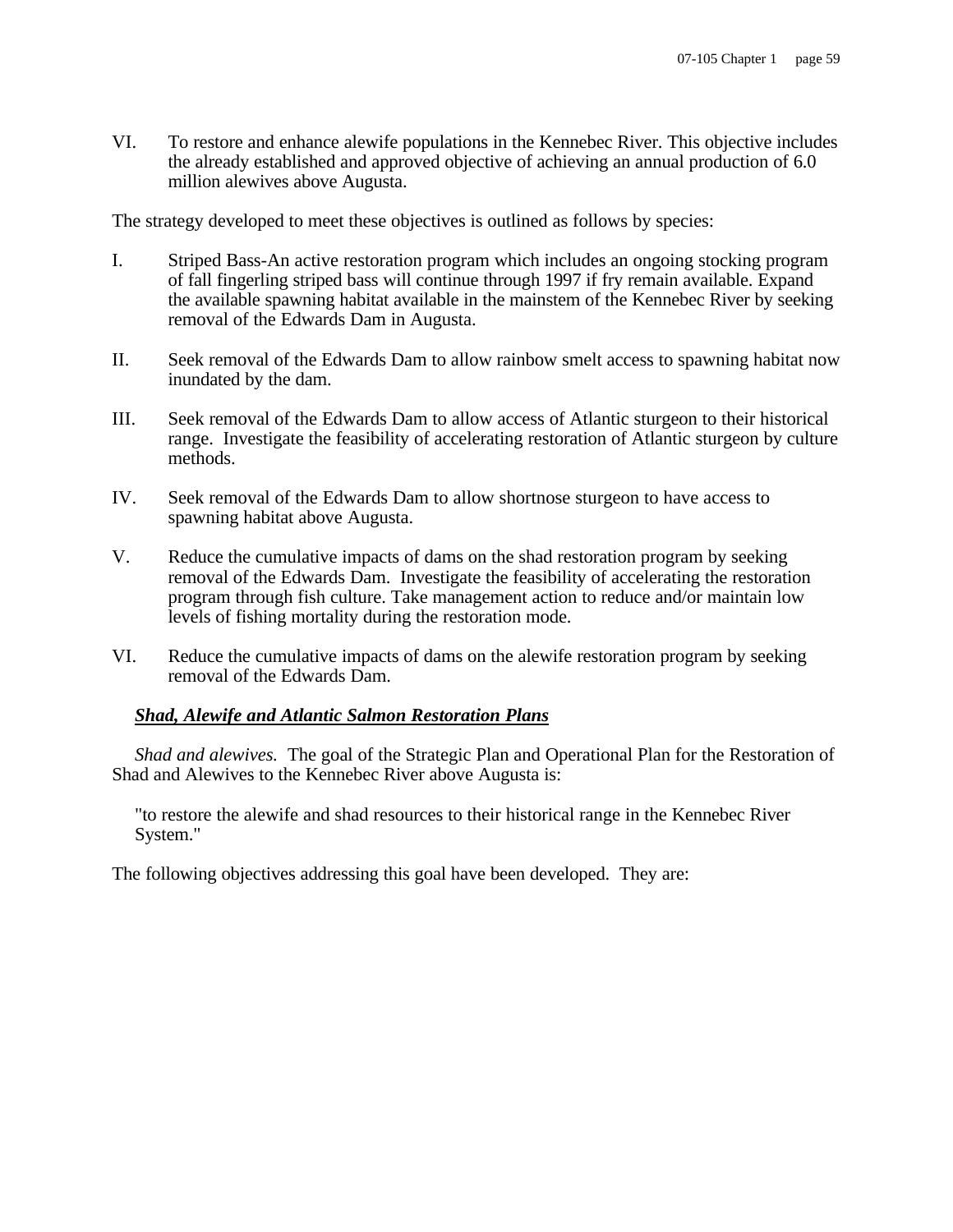VI. To restore and enhance alewife populations in the Kennebec River. This objective includes the already established and approved objective of achieving an annual production of 6.0 million alewives above Augusta.

The strategy developed to meet these objectives is outlined as follows by species:

I. Striped Bass-An active restoration program which includes an ongoing stocking program of fall fingerling striped bass will continue through 1997 if fry remain available. Expand the available spawning habitat available in the mainstem of the Kennebec River by seeking removal of the Edwards Dam in Augusta.

II. Seek removal of the Edwards Dam to allow rainbow smelt access to spawning habitat now inundated by the dam.

III. Seek removal of the Edwards Dam to allow access of Atlantic sturgeon to their historical range. Investigate the feasibility of accelerating restoration of Atlantic sturgeon by culture methods.

IV. Seek removal of the Edwards Dam to allow shortnose sturgeon to have access to spawning habitat above Augusta.

V. Reduce the cumulative impacts of dams on the shad restoration program by seeking removal of the Edwards Dam. Investigate the feasibility of accelerating the restoration program through fish culture. Take management action to reduce and/or maintain low levels of fishing mortality during the restoration mode.

VI. Reduce the cumulative impacts of dams on the alewife restoration program by seeking removal of the Edwards Dam.

***Shad, Alewife and Atlantic Salmon Restoration Plans***

*Shad and alewives.* The goal of the Strategic Plan and Operational Plan for the Restoration of Shad and Alewives to the Kennebec River above Augusta is:

"to restore the alewife and shad resources to their historical range in the Kennebec River System."

The following objectives addressing this goal have been developed. They are: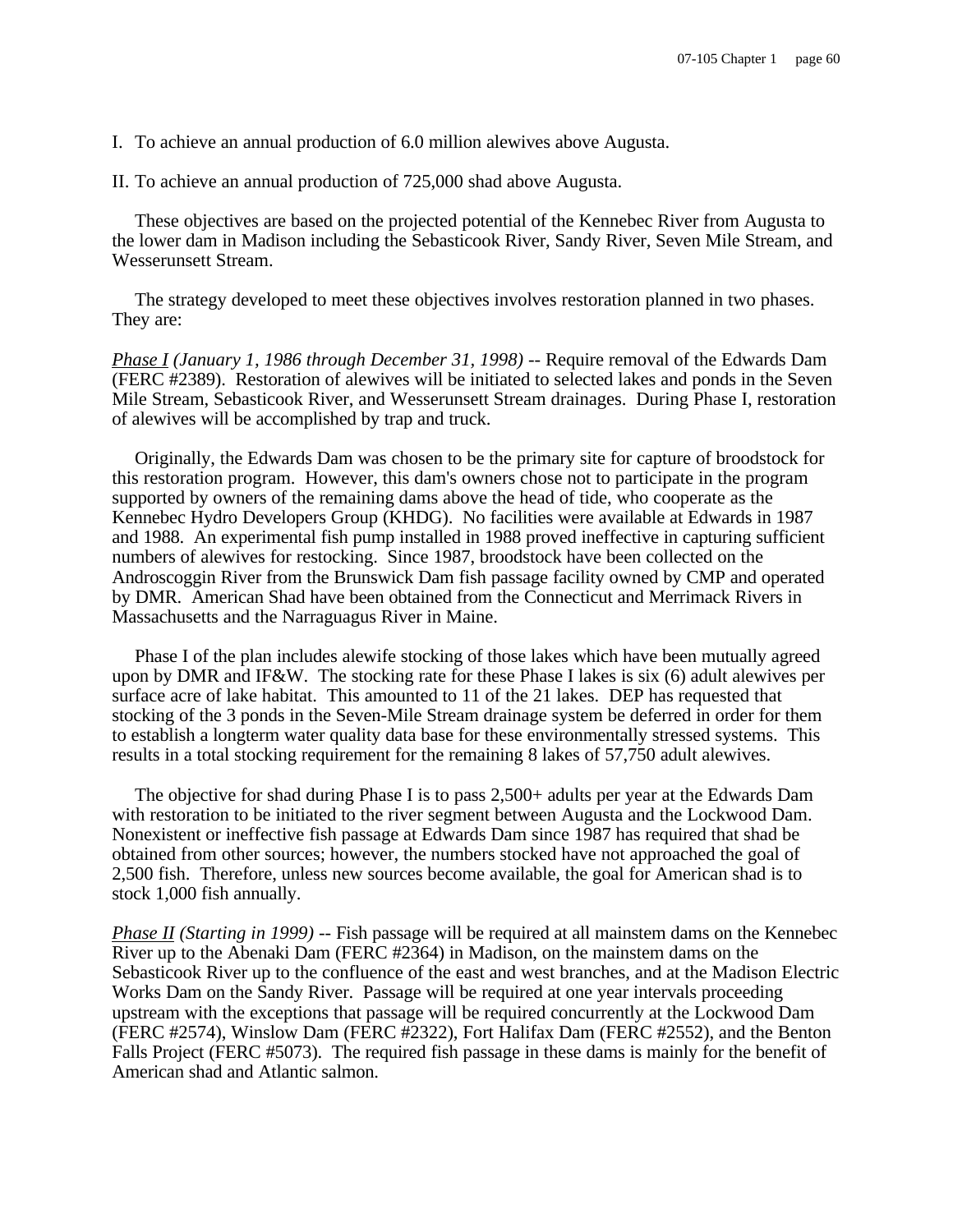I. To achieve an annual production of 6.0 million alewives above Augusta.

II. To achieve an annual production of 725,000 shad above Augusta.

These objectives are based on the projected potential of the Kennebec River from Augusta to the lower dam in Madison including the Sebasticook River, Sandy River, Seven Mile Stream, and Wesserunsett Stream.

The strategy developed to meet these objectives involves restoration planned in two phases. They are:

*Phase I (January 1, 1986 through December 31, 1998)* -- Require removal of the Edwards Dam (FERC #2389). Restoration of alewives will be initiated to selected lakes and ponds in the Seven Mile Stream, Sebasticook River, and Wesserunsett Stream drainages. During Phase I, restoration of alewives will be accomplished by trap and truck.

Originally, the Edwards Dam was chosen to be the primary site for capture of broodstock for this restoration program. However, this dam's owners chose not to participate in the program supported by owners of the remaining dams above the head of tide, who cooperate as the Kennebec Hydro Developers Group (KHDG). No facilities were available at Edwards in 1987 and 1988. An experimental fish pump installed in 1988 proved ineffective in capturing sufficient numbers of alewives for restocking. Since 1987, broodstock have been collected on the Androscoggin River from the Brunswick Dam fish passage facility owned by CMP and operated by DMR. American Shad have been obtained from the Connecticut and Merrimack Rivers in Massachusetts and the Narraguagus River in Maine.

Phase I of the plan includes alewife stocking of those lakes which have been mutually agreed upon by DMR and IF&W. The stocking rate for these Phase I lakes is six (6) adult alewives per surface acre of lake habitat. This amounted to 11 of the 21 lakes. DEP has requested that stocking of the 3 ponds in the Seven-Mile Stream drainage system be deferred in order for them to establish a longterm water quality data base for these environmentally stressed systems. This results in a total stocking requirement for the remaining 8 lakes of 57,750 adult alewives.

The objective for shad during Phase I is to pass 2,500+ adults per year at the Edwards Dam with restoration to be initiated to the river segment between Augusta and the Lockwood Dam. Nonexistent or ineffective fish passage at Edwards Dam since 1987 has required that shad be obtained from other sources; however, the numbers stocked have not approached the goal of 2,500 fish. Therefore, unless new sources become available, the goal for American shad is to stock 1,000 fish annually.

*Phase II (Starting in 1999)* -- Fish passage will be required at all mainstem dams on the Kennebec River up to the Abenaki Dam (FERC #2364) in Madison, on the mainstem dams on the Sebasticook River up to the confluence of the east and west branches, and at the Madison Electric Works Dam on the Sandy River. Passage will be required at one year intervals proceeding upstream with the exceptions that passage will be required concurrently at the Lockwood Dam (FERC #2574), Winslow Dam (FERC #2322), Fort Halifax Dam (FERC #2552), and the Benton Falls Project (FERC #5073). The required fish passage in these dams is mainly for the benefit of American shad and Atlantic salmon.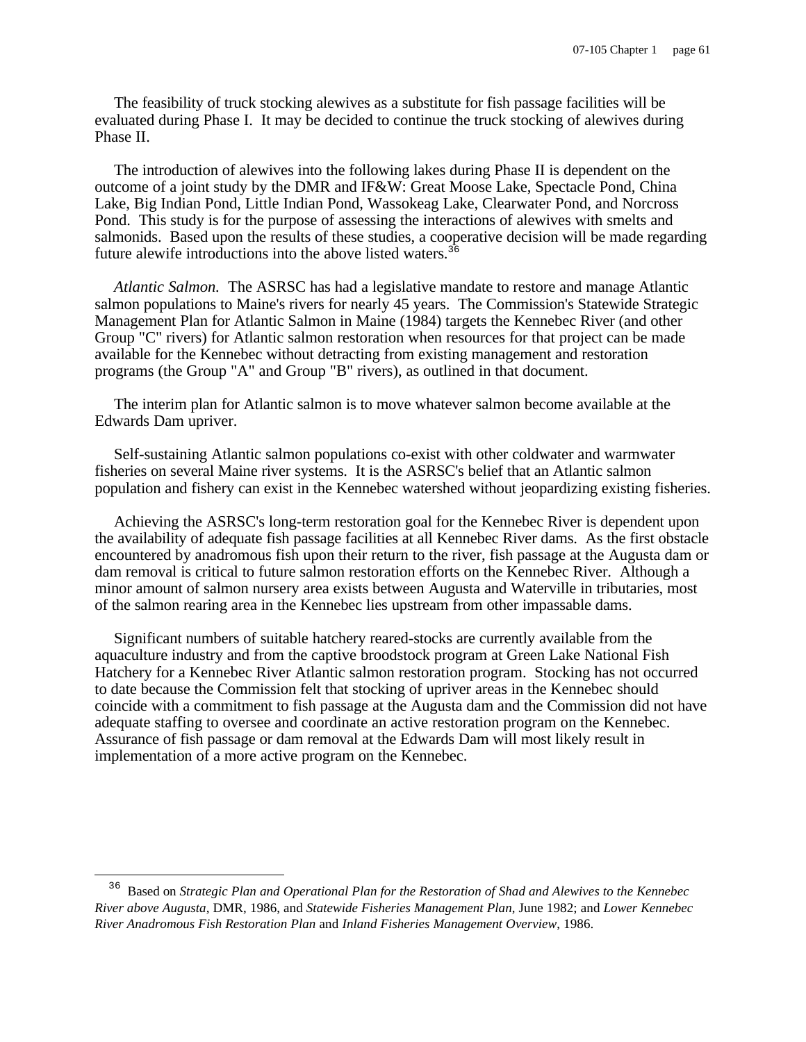The feasibility of truck stocking alewives as a substitute for fish passage facilities will be evaluated during Phase I. It may be decided to continue the truck stocking of alewives during Phase II.

The introduction of alewives into the following lakes during Phase II is dependent on the outcome of a joint study by the DMR and IF&W: Great Moose Lake, Spectacle Pond, China Lake, Big Indian Pond, Little Indian Pond, Wassokeag Lake, Clearwater Pond, and Norcross Pond. This study is for the purpose of assessing the interactions of alewives with smelts and salmonids. Based upon the results of these studies, a cooperative decision will be made regarding future alewife introductions into the above listed waters.[36]

*Atlantic Salmon.* The ASRSC has had a legislative mandate to restore and manage Atlantic salmon populations to Maine's rivers for nearly 45 years. The Commission's Statewide Strategic Management Plan for Atlantic Salmon in Maine (1984) targets the Kennebec River (and other Group "C" rivers) for Atlantic salmon restoration when resources for that project can be made available for the Kennebec without detracting from existing management and restoration programs (the Group "A" and Group "B" rivers), as outlined in that document.

The interim plan for Atlantic salmon is to move whatever salmon become available at the Edwards Dam upriver.

Self-sustaining Atlantic salmon populations co-exist with other coldwater and warmwater fisheries on several Maine river systems. It is the ASRSC's belief that an Atlantic salmon population and fishery can exist in the Kennebec watershed without jeopardizing existing fisheries.

Achieving the ASRSC's long-term restoration goal for the Kennebec River is dependent upon the availability of adequate fish passage facilities at all Kennebec River dams. As the first obstacle encountered by anadromous fish upon their return to the river, fish passage at the Augusta dam or dam removal is critical to future salmon restoration efforts on the Kennebec River. Although a minor amount of salmon nursery area exists between Augusta and Waterville in tributaries, most of the salmon rearing area in the Kennebec lies upstream from other impassable dams.

Significant numbers of suitable hatchery reared-stocks are currently available from the aquaculture industry and from the captive broodstock program at Green Lake National Fish Hatchery for a Kennebec River Atlantic salmon restoration program. Stocking has not occurred to date because the Commission felt that stocking of upriver areas in the Kennebec should coincide with a commitment to fish passage at the Augusta dam and the Commission did not have adequate staffing to oversee and coordinate an active restoration program on the Kennebec. Assurance of fish passage or dam removal at the Edwards Dam will most likely result in implementation of a more active program on the Kennebec.

---

[36] Based on *Strategic Plan and Operational Plan for the Restoration of Shad and Alewives to the Kennebec River above Augusta*, DMR, 1986, and *Statewide Fisheries Management Plan*, June 1982; and *Lower Kennebec River Anadromous Fish Restoration Plan* and *Inland Fisheries Management Overview*, 1986.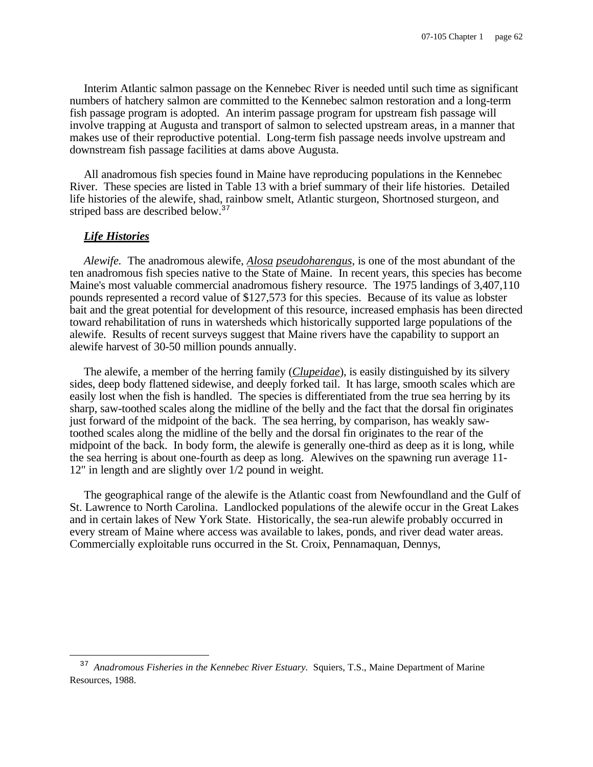Interim Atlantic salmon passage on the Kennebec River is needed until such time as significant numbers of hatchery salmon are committed to the Kennebec salmon restoration and a long-term fish passage program is adopted. An interim passage program for upstream fish passage will involve trapping at Augusta and transport of salmon to selected upstream areas, in a manner that makes use of their reproductive potential. Long-term fish passage needs involve upstream and downstream fish passage facilities at dams above Augusta.

All anadromous fish species found in Maine have reproducing populations in the Kennebec River. These species are listed in Table 13 with a brief summary of their life histories. Detailed life histories of the alewife, shad, rainbow smelt, Atlantic sturgeon, Shortnosed sturgeon, and striped bass are described below.[37]

### ***Life Histories***

*Alewife.* The anadromous alewife, *Alosa pseudoharengus*, is one of the most abundant of the ten anadromous fish species native to the State of Maine. In recent years, this species has become Maine's most valuable commercial anadromous fishery resource. The 1975 landings of 3,407,110 pounds represented a record value of $127,573 for this species. Because of its value as lobster bait and the great potential for development of this resource, increased emphasis has been directed toward rehabilitation of runs in watersheds which historically supported large populations of the alewife. Results of recent surveys suggest that Maine rivers have the capability to support an alewife harvest of 30-50 million pounds annually.

The alewife, a member of the herring family (*Clupeidae*), is easily distinguished by its silvery sides, deep body flattened sidewise, and deeply forked tail. It has large, smooth scales which are easily lost when the fish is handled. The species is differentiated from the true sea herring by its sharp, saw-toothed scales along the midline of the belly and the fact that the dorsal fin originates just forward of the midpoint of the back. The sea herring, by comparison, has weakly saw-toothed scales along the midline of the belly and the dorsal fin originates to the rear of the midpoint of the back. In body form, the alewife is generally one-third as deep as it is long, while the sea herring is about one-fourth as deep as long. Alewives on the spawning run average 11-12" in length and are slightly over 1/2 pound in weight.

The geographical range of the alewife is the Atlantic coast from Newfoundland and the Gulf of St. Lawrence to North Carolina. Landlocked populations of the alewife occur in the Great Lakes and in certain lakes of New York State. Historically, the sea-run alewife probably occurred in every stream of Maine where access was available to lakes, ponds, and river dead water areas. Commercially exploitable runs occurred in the St. Croix, Pennamaquan, Dennys,

---

[37] *Anadromous Fisheries in the Kennebec River Estuary.* Squiers, T.S., Maine Department of Marine Resources, 1988.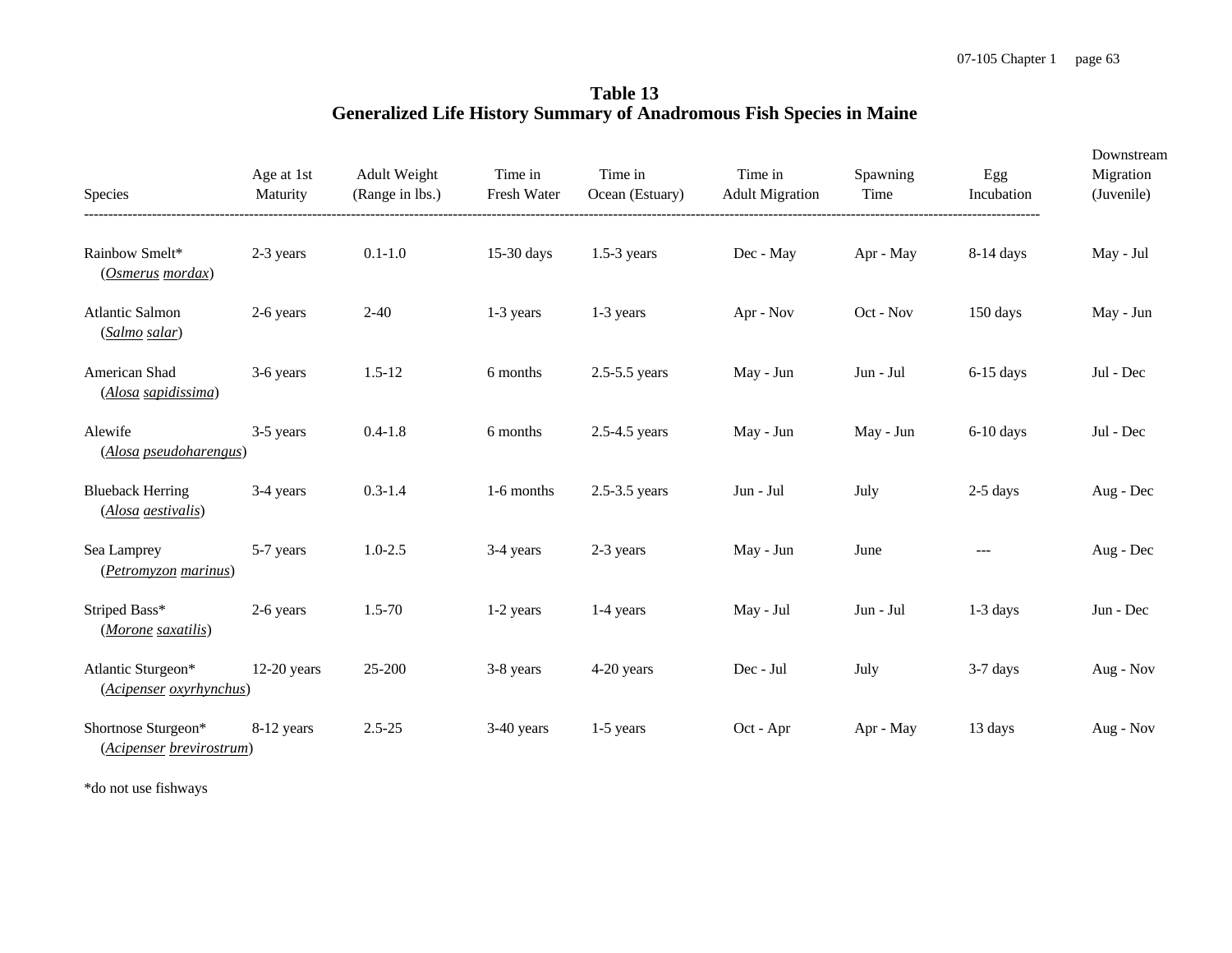# Table 13
## Generalized Life History Summary of Anadromous Fish Species in Maine

| Species | Age at 1st Maturity | Adult Weight (Range in lbs.) | Time in Fresh Water | Time in Ocean (Estuary) | Time in Adult Migration | Spawning Time | Egg Incubation | Downstream Migration (Juvenile) |
|---|---|---|---|---|---|---|---|---|
| Rainbow Smelt* (*Osmerus mordax*) | 2-3 years | 0.1-1.0 | 15-30 days | 1.5-3 years | Dec - May | Apr - May | 8-14 days | May - Jul |
| Atlantic Salmon (*Salmo salar*) | 2-6 years | 2-40 | 1-3 years | 1-3 years | Apr - Nov | Oct - Nov | 150 days | May - Jun |
| American Shad (*Alosa sapidissima*) | 3-6 years | 1.5-12 | 6 months | 2.5-5.5 years | May - Jun | Jun - Jul | 6-15 days | Jul - Dec |
| Alewife (*Alosa pseudoharengus*) | 3-5 years | 0.4-1.8 | 6 months | 2.5-4.5 years | May - Jun | May - Jun | 6-10 days | Jul - Dec |
| Blueback Herring (*Alosa aestivalis*) | 3-4 years | 0.3-1.4 | 1-6 months | 2.5-3.5 years | Jun - Jul | July | 2-5 days | Aug - Dec |
| Sea Lamprey (*Petromyzon marinus*) | 5-7 years | 1.0-2.5 | 3-4 years | 2-3 years | May - Jun | June | --- | Aug - Dec |
| Striped Bass* (*Morone saxatilis*) | 2-6 years | 1.5-70 | 1-2 years | 1-4 years | May - Jul | Jun - Jul | 1-3 days | Jun - Dec |
| Atlantic Sturgeon* (*Acipenser oxyrhynchus*) | 12-20 years | 25-200 | 3-8 years | 4-20 years | Dec - Jul | July | 3-7 days | Aug - Nov |
| Shortnose Sturgeon* (*Acipenser brevirostrum*) | 8-12 years | 2.5-25 | 3-40 years | 1-5 years | Oct - Apr | Apr - May | 13 days | Aug - Nov |

*do not use fishways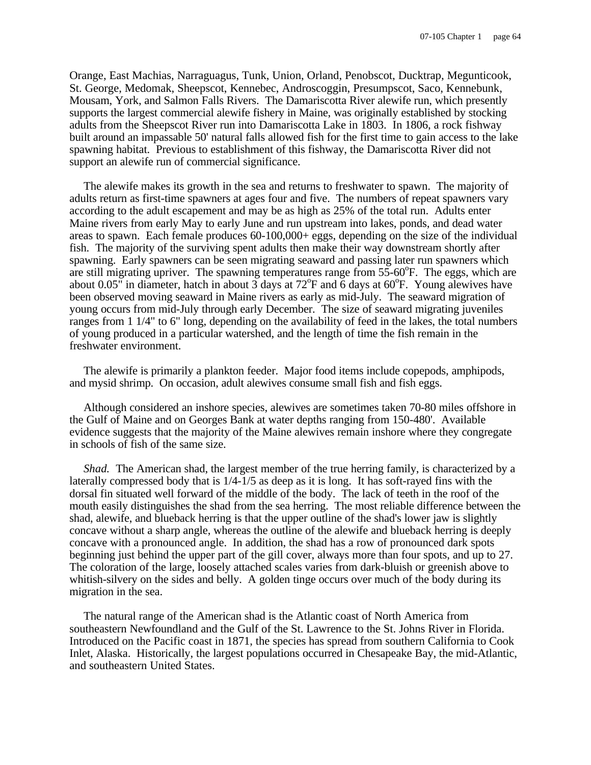Orange, East Machias, Narraguagus, Tunk, Union, Orland, Penobscot, Ducktrap, Megunticook, St. George, Medomak, Sheepscot, Kennebec, Androscoggin, Presumpscot, Saco, Kennebunk, Mousam, York, and Salmon Falls Rivers. The Damariscotta River alewife run, which presently supports the largest commercial alewife fishery in Maine, was originally established by stocking adults from the Sheepscot River run into Damariscotta Lake in 1803. In 1806, a rock fishway built around an impassable 50' natural falls allowed fish for the first time to gain access to the lake spawning habitat. Previous to establishment of this fishway, the Damariscotta River did not support an alewife run of commercial significance.

The alewife makes its growth in the sea and returns to freshwater to spawn. The majority of adults return as first-time spawners at ages four and five. The numbers of repeat spawners vary according to the adult escapement and may be as high as 25% of the total run. Adults enter Maine rivers from early May to early June and run upstream into lakes, ponds, and dead water areas to spawn. Each female produces 60-100,000+ eggs, depending on the size of the individual fish. The majority of the surviving spent adults then make their way downstream shortly after spawning. Early spawners can be seen migrating seaward and passing later run spawners which are still migrating upriver. The spawning temperatures range from 55-60°F. The eggs, which are about 0.05" in diameter, hatch in about 3 days at 72°F and 6 days at 60°F. Young alewives have been observed moving seaward in Maine rivers as early as mid-July. The seaward migration of young occurs from mid-July through early December. The size of seaward migrating juveniles ranges from 1 1/4" to 6" long, depending on the availability of feed in the lakes, the total numbers of young produced in a particular watershed, and the length of time the fish remain in the freshwater environment.

The alewife is primarily a plankton feeder. Major food items include copepods, amphipods, and mysid shrimp. On occasion, adult alewives consume small fish and fish eggs.

Although considered an inshore species, alewives are sometimes taken 70-80 miles offshore in the Gulf of Maine and on Georges Bank at water depths ranging from 150-480'. Available evidence suggests that the majority of the Maine alewives remain inshore where they congregate in schools of fish of the same size.

*Shad.* The American shad, the largest member of the true herring family, is characterized by a laterally compressed body that is 1/4-1/5 as deep as it is long. It has soft-rayed fins with the dorsal fin situated well forward of the middle of the body. The lack of teeth in the roof of the mouth easily distinguishes the shad from the sea herring. The most reliable difference between the shad, alewife, and blueback herring is that the upper outline of the shad's lower jaw is slightly concave without a sharp angle, whereas the outline of the alewife and blueback herring is deeply concave with a pronounced angle. In addition, the shad has a row of pronounced dark spots beginning just behind the upper part of the gill cover, always more than four spots, and up to 27. The coloration of the large, loosely attached scales varies from dark-bluish or greenish above to whitish-silvery on the sides and belly. A golden tinge occurs over much of the body during its migration in the sea.

The natural range of the American shad is the Atlantic coast of North America from southeastern Newfoundland and the Gulf of the St. Lawrence to the St. Johns River in Florida. Introduced on the Pacific coast in 1871, the species has spread from southern California to Cook Inlet, Alaska. Historically, the largest populations occurred in Chesapeake Bay, the mid-Atlantic, and southeastern United States.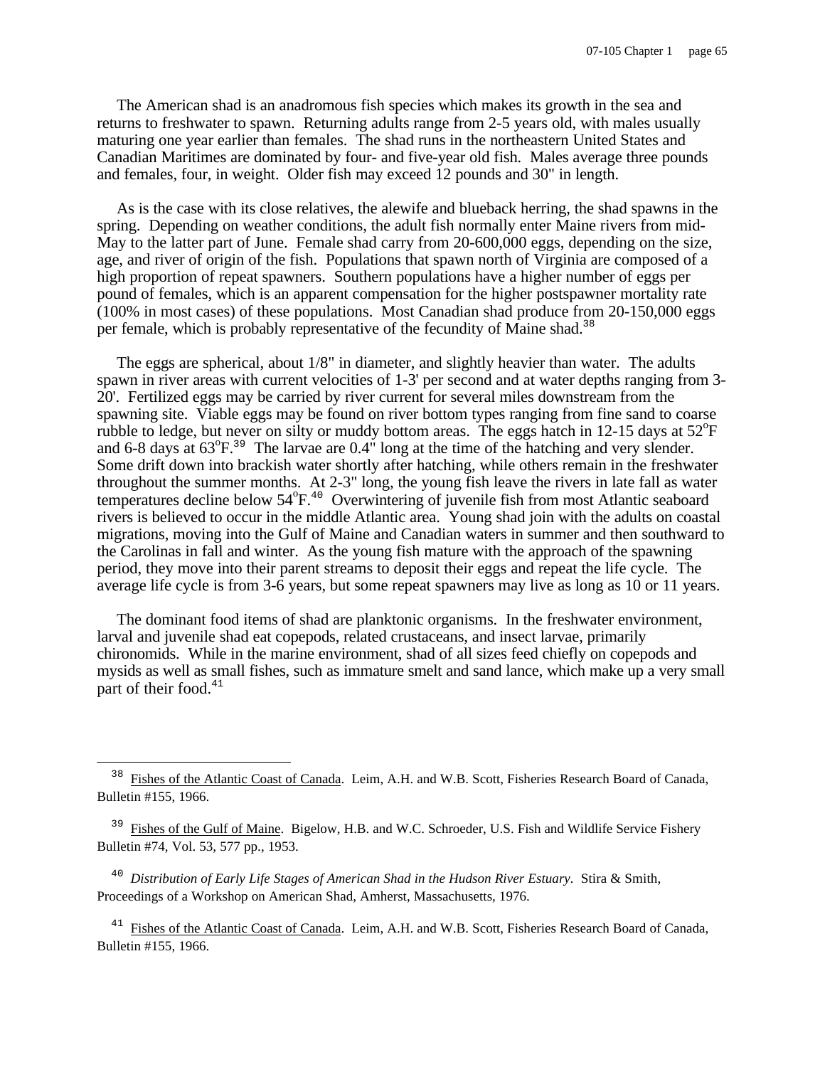The American shad is an anadromous fish species which makes its growth in the sea and returns to freshwater to spawn. Returning adults range from 2-5 years old, with males usually maturing one year earlier than females. The shad runs in the northeastern United States and Canadian Maritimes are dominated by four- and five-year old fish. Males average three pounds and females, four, in weight. Older fish may exceed 12 pounds and 30" in length.

As is the case with its close relatives, the alewife and blueback herring, the shad spawns in the spring. Depending on weather conditions, the adult fish normally enter Maine rivers from mid-May to the latter part of June. Female shad carry from 20-600,000 eggs, depending on the size, age, and river of origin of the fish. Populations that spawn north of Virginia are composed of a high proportion of repeat spawners. Southern populations have a higher number of eggs per pound of females, which is an apparent compensation for the higher postspawner mortality rate (100% in most cases) of these populations. Most Canadian shad produce from 20-150,000 eggs per female, which is probably representative of the fecundity of Maine shad.[38]

The eggs are spherical, about 1/8" in diameter, and slightly heavier than water. The adults spawn in river areas with current velocities of 1-3' per second and at water depths ranging from 3-20'. Fertilized eggs may be carried by river current for several miles downstream from the spawning site. Viable eggs may be found on river bottom types ranging from fine sand to coarse rubble to ledge, but never on silty or muddy bottom areas. The eggs hatch in 12-15 days at 52°F and 6-8 days at 63°F.[39] The larvae are 0.4" long at the time of the hatching and very slender. Some drift down into brackish water shortly after hatching, while others remain in the freshwater throughout the summer months. At 2-3" long, the young fish leave the rivers in late fall as water temperatures decline below 54°F.[40] Overwintering of juvenile fish from most Atlantic seaboard rivers is believed to occur in the middle Atlantic area. Young shad join with the adults on coastal migrations, moving into the Gulf of Maine and Canadian waters in summer and then southward to the Carolinas in fall and winter. As the young fish mature with the approach of the spawning period, they move into their parent streams to deposit their eggs and repeat the life cycle. The average life cycle is from 3-6 years, but some repeat spawners may live as long as 10 or 11 years.

The dominant food items of shad are planktonic organisms. In the freshwater environment, larval and juvenile shad eat copepods, related crustaceans, and insect larvae, primarily chironomids. While in the marine environment, shad of all sizes feed chiefly on copepods and mysids as well as small fishes, such as immature smelt and sand lance, which make up a very small part of their food.[41]

---

[38] Fishes of the Atlantic Coast of Canada. Leim, A.H. and W.B. Scott, Fisheries Research Board of Canada, Bulletin #155, 1966.

[39] Fishes of the Gulf of Maine. Bigelow, H.B. and W.C. Schroeder, U.S. Fish and Wildlife Service Fishery Bulletin #74, Vol. 53, 577 pp., 1953.

[40] *Distribution of Early Life Stages of American Shad in the Hudson River Estuary*. Stira & Smith, Proceedings of a Workshop on American Shad, Amherst, Massachusetts, 1976.

[41] Fishes of the Atlantic Coast of Canada. Leim, A.H. and W.B. Scott, Fisheries Research Board of Canada, Bulletin #155, 1966.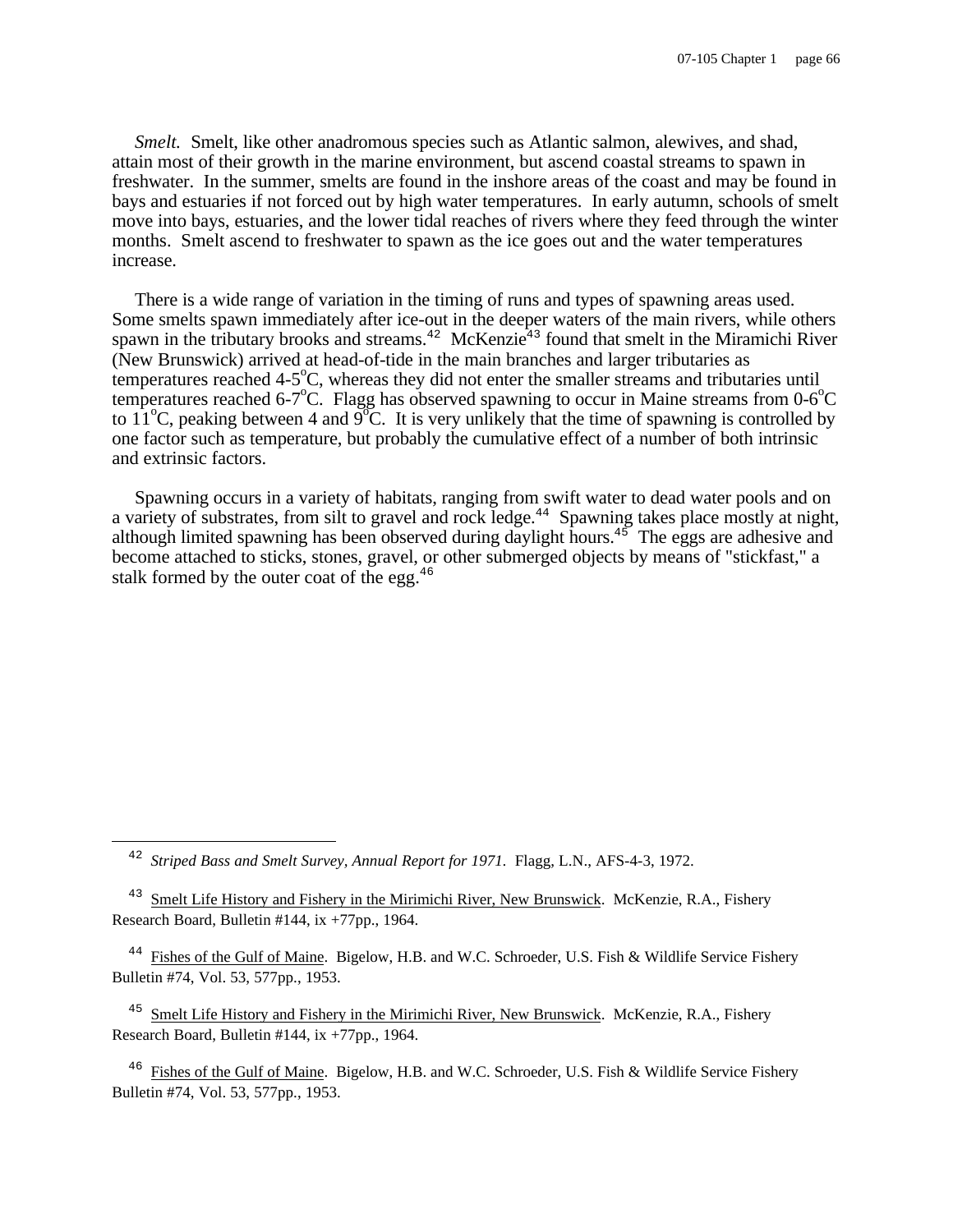*Smelt.* Smelt, like other anadromous species such as Atlantic salmon, alewives, and shad, attain most of their growth in the marine environment, but ascend coastal streams to spawn in freshwater. In the summer, smelts are found in the inshore areas of the coast and may be found in bays and estuaries if not forced out by high water temperatures. In early autumn, schools of smelt move into bays, estuaries, and the lower tidal reaches of rivers where they feed through the winter months. Smelt ascend to freshwater to spawn as the ice goes out and the water temperatures increase.

There is a wide range of variation in the timing of runs and types of spawning areas used. Some smelts spawn immediately after ice-out in the deeper waters of the main rivers, while others spawn in the tributary brooks and streams.[42] McKenzie[43] found that smelt in the Miramichi River (New Brunswick) arrived at head-of-tide in the main branches and larger tributaries as temperatures reached 4-5$^{o}$C, whereas they did not enter the smaller streams and tributaries until temperatures reached 6-7$^{o}$C. Flagg has observed spawning to occur in Maine streams from 0-6$^{o}$C to 11$^{o}$C, peaking between 4 and 9$^{o}$C. It is very unlikely that the time of spawning is controlled by one factor such as temperature, but probably the cumulative effect of a number of both intrinsic and extrinsic factors.

Spawning occurs in a variety of habitats, ranging from swift water to dead water pools and on a variety of substrates, from silt to gravel and rock ledge.[44] Spawning takes place mostly at night, although limited spawning has been observed during daylight hours.[45] The eggs are adhesive and become attached to sticks, stones, gravel, or other submerged objects by means of "stickfast," a stalk formed by the outer coat of the egg.[46]

---

[42] *Striped Bass and Smelt Survey, Annual Report for 1971.* Flagg, L.N., AFS-4-3, 1972.

[43] Smelt Life History and Fishery in the Mirimichi River, New Brunswick. McKenzie, R.A., Fishery Research Board, Bulletin #144, ix +77pp., 1964.

[44] Fishes of the Gulf of Maine. Bigelow, H.B. and W.C. Schroeder, U.S. Fish & Wildlife Service Fishery Bulletin #74, Vol. 53, 577pp., 1953.

[45] Smelt Life History and Fishery in the Mirimichi River, New Brunswick. McKenzie, R.A., Fishery Research Board, Bulletin #144, ix +77pp., 1964.

[46] Fishes of the Gulf of Maine. Bigelow, H.B. and W.C. Schroeder, U.S. Fish & Wildlife Service Fishery Bulletin #74, Vol. 53, 577pp., 1953.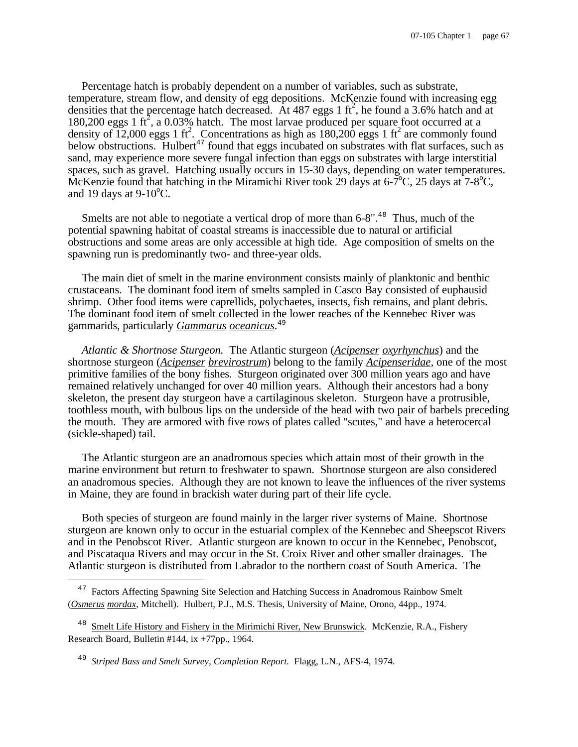Percentage hatch is probably dependent on a number of variables, such as substrate, temperature, stream flow, and density of egg depositions. McKenzie found with increasing egg densities that the percentage hatch decreased. At 487 eggs 1 $ft^2$, he found a 3.6% hatch and at 180,200 eggs 1 $ft^2$, a 0.03% hatch. The most larvae produced per square foot occurred at a density of 12,000 eggs 1 $ft^2$. Concentrations as high as 180,200 eggs 1 $ft^2$ are commonly found below obstructions. Hulbert[47] found that eggs incubated on substrates with flat surfaces, such as sand, may experience more severe fungal infection than eggs on substrates with large interstitial spaces, such as gravel. Hatching usually occurs in 15-30 days, depending on water temperatures. McKenzie found that hatching in the Miramichi River took 29 days at 6-7$^{o}$C, 25 days at 7-8$^{o}$C, and 19 days at 9-10$^{o}$C.

Smelts are not able to negotiate a vertical drop of more than 6-8".[48] Thus, much of the potential spawning habitat of coastal streams is inaccessible due to natural or artificial obstructions and some areas are only accessible at high tide. Age composition of smelts on the spawning run is predominantly two- and three-year olds.

The main diet of smelt in the marine environment consists mainly of planktonic and benthic crustaceans. The dominant food item of smelts sampled in Casco Bay consisted of euphausid shrimp. Other food items were caprellids, polychaetes, insects, fish remains, and plant debris. The dominant food item of smelt collected in the lower reaches of the Kennebec River was gammarids, particularly *Gammarus oceanicus*.[49]

*Atlantic & Shortnose Sturgeon.* The Atlantic sturgeon (*Acipenser oxyrhynchus*) and the shortnose sturgeon (*Acipenser brevirostrum*) belong to the family *Acipenseridae*, one of the most primitive families of the bony fishes. Sturgeon originated over 300 million years ago and have remained relatively unchanged for over 40 million years. Although their ancestors had a bony skeleton, the present day sturgeon have a cartilaginous skeleton. Sturgeon have a protrusible, toothless mouth, with bulbous lips on the underside of the head with two pair of barbels preceding the mouth. They are armored with five rows of plates called "scutes," and have a heterocercal (sickle-shaped) tail.

The Atlantic sturgeon are an anadromous species which attain most of their growth in the marine environment but return to freshwater to spawn. Shortnose sturgeon are also considered an anadromous species. Although they are not known to leave the influences of the river systems in Maine, they are found in brackish water during part of their life cycle.

Both species of sturgeon are found mainly in the larger river systems of Maine. Shortnose sturgeon are known only to occur in the estuarial complex of the Kennebec and Sheepscot Rivers and in the Penobscot River. Atlantic sturgeon are known to occur in the Kennebec, Penobscot, and Piscataqua Rivers and may occur in the St. Croix River and other smaller drainages. The Atlantic sturgeon is distributed from Labrador to the northern coast of South America. The

---

[47] Factors Affecting Spawning Site Selection and Hatching Success in Anadromous Rainbow Smelt (*Osmerus mordax*, Mitchell). Hulbert, P.J., M.S. Thesis, University of Maine, Orono, 44pp., 1974.

[48] Smelt Life History and Fishery in the Mirimichi River, New Brunswick. McKenzie, R.A., Fishery Research Board, Bulletin #144, ix +77pp., 1964.

[49] *Striped Bass and Smelt Survey, Completion Report.* Flagg, L.N., AFS-4, 1974.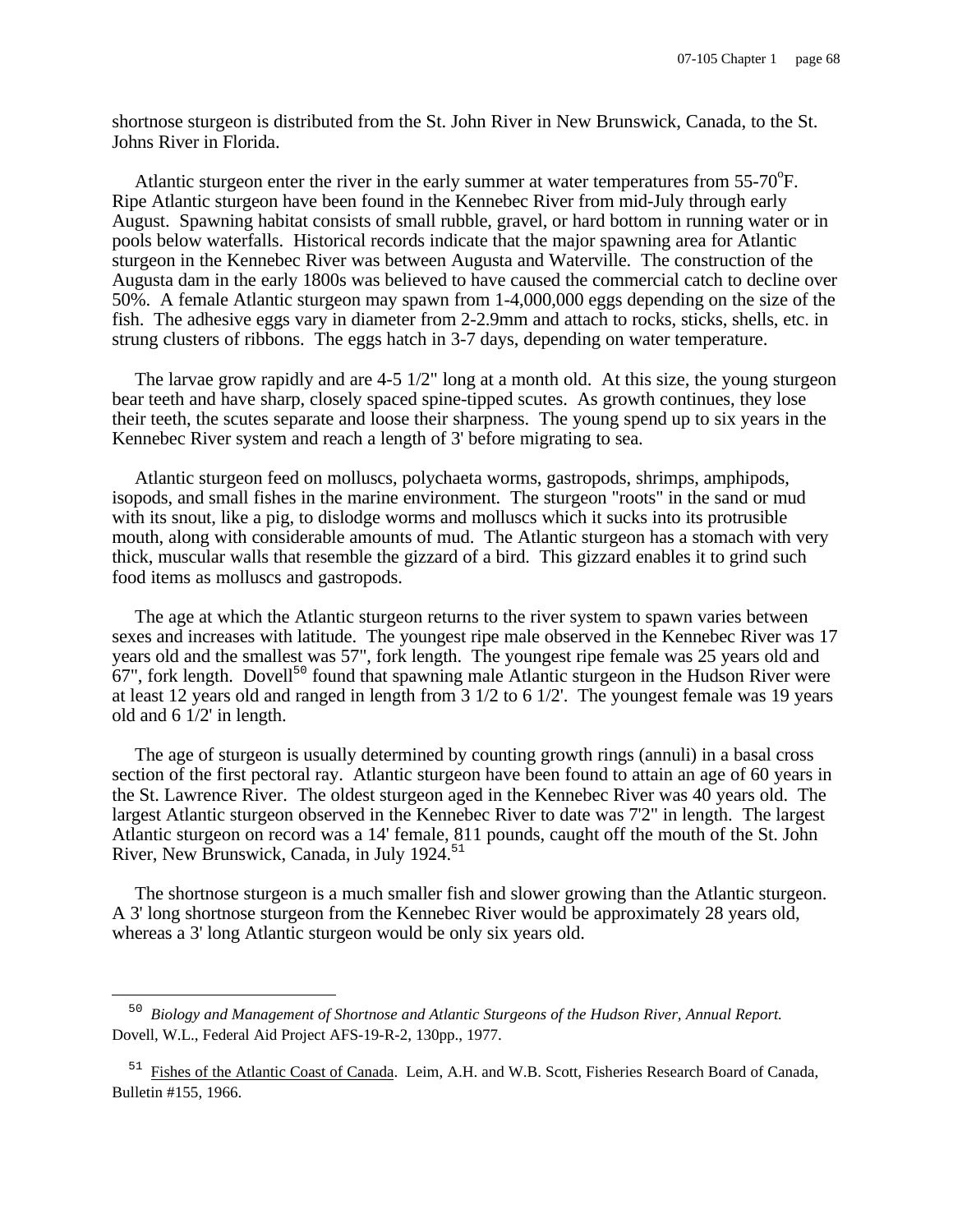shortnose sturgeon is distributed from the St. John River in New Brunswick, Canada, to the St. Johns River in Florida.

Atlantic sturgeon enter the river in the early summer at water temperatures from 55-70$^{o}$F. Ripe Atlantic sturgeon have been found in the Kennebec River from mid-July through early August. Spawning habitat consists of small rubble, gravel, or hard bottom in running water or in pools below waterfalls. Historical records indicate that the major spawning area for Atlantic sturgeon in the Kennebec River was between Augusta and Waterville. The construction of the Augusta dam in the early 1800s was believed to have caused the commercial catch to decline over 50%. A female Atlantic sturgeon may spawn from 1-4,000,000 eggs depending on the size of the fish. The adhesive eggs vary in diameter from 2-2.9mm and attach to rocks, sticks, shells, etc. in strung clusters of ribbons. The eggs hatch in 3-7 days, depending on water temperature.

The larvae grow rapidly and are 4-5 1/2" long at a month old. At this size, the young sturgeon bear teeth and have sharp, closely spaced spine-tipped scutes. As growth continues, they lose their teeth, the scutes separate and loose their sharpness. The young spend up to six years in the Kennebec River system and reach a length of 3' before migrating to sea.

Atlantic sturgeon feed on molluscs, polychaeta worms, gastropods, shrimps, amphipods, isopods, and small fishes in the marine environment. The sturgeon "roots" in the sand or mud with its snout, like a pig, to dislodge worms and molluscs which it sucks into its protrusible mouth, along with considerable amounts of mud. The Atlantic sturgeon has a stomach with very thick, muscular walls that resemble the gizzard of a bird. This gizzard enables it to grind such food items as molluscs and gastropods.

The age at which the Atlantic sturgeon returns to the river system to spawn varies between sexes and increases with latitude. The youngest ripe male observed in the Kennebec River was 17 years old and the smallest was 57", fork length. The youngest ripe female was 25 years old and 67", fork length. Dovell[50] found that spawning male Atlantic sturgeon in the Hudson River were at least 12 years old and ranged in length from 3 1/2 to 6 1/2'. The youngest female was 19 years old and 6 1/2' in length.

The age of sturgeon is usually determined by counting growth rings (annuli) in a basal cross section of the first pectoral ray. Atlantic sturgeon have been found to attain an age of 60 years in the St. Lawrence River. The oldest sturgeon aged in the Kennebec River was 40 years old. The largest Atlantic sturgeon observed in the Kennebec River to date was 7'2" in length. The largest Atlantic sturgeon on record was a 14' female, 811 pounds, caught off the mouth of the St. John River, New Brunswick, Canada, in July 1924.[51]

The shortnose sturgeon is a much smaller fish and slower growing than the Atlantic sturgeon. A 3' long shortnose sturgeon from the Kennebec River would be approximately 28 years old, whereas a 3' long Atlantic sturgeon would be only six years old.

---

[50] *Biology and Management of Shortnose and Atlantic Sturgeons of the Hudson River, Annual Report.* Dovell, W.L., Federal Aid Project AFS-19-R-2, 130pp., 1977.

[51] Fishes of the Atlantic Coast of Canada. Leim, A.H. and W.B. Scott, Fisheries Research Board of Canada, Bulletin #155, 1966.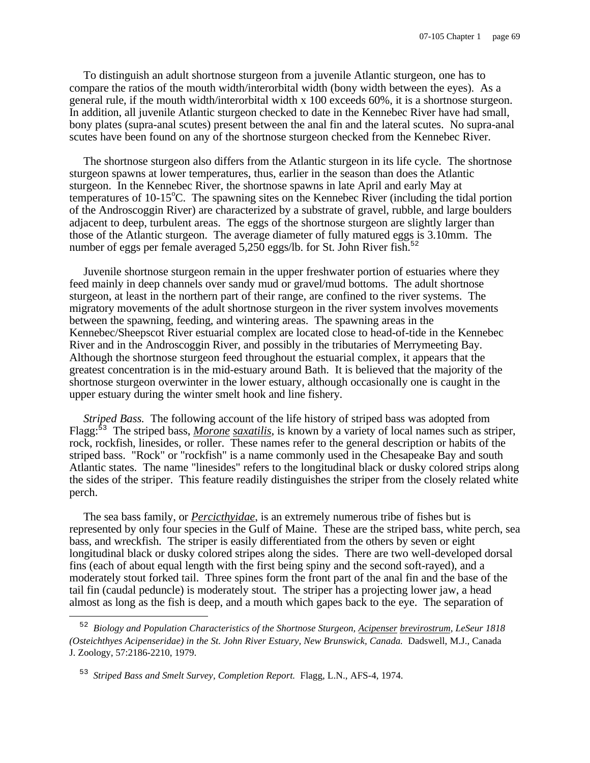To distinguish an adult shortnose sturgeon from a juvenile Atlantic sturgeon, one has to compare the ratios of the mouth width/interorbital width (bony width between the eyes). As a general rule, if the mouth width/interorbital width x 100 exceeds 60%, it is a shortnose sturgeon. In addition, all juvenile Atlantic sturgeon checked to date in the Kennebec River have had small, bony plates (supra-anal scutes) present between the anal fin and the lateral scutes. No supra-anal scutes have been found on any of the shortnose sturgeon checked from the Kennebec River.

The shortnose sturgeon also differs from the Atlantic sturgeon in its life cycle. The shortnose sturgeon spawns at lower temperatures, thus, earlier in the season than does the Atlantic sturgeon. In the Kennebec River, the shortnose spawns in late April and early May at temperatures of 10-15$^{o}$C. The spawning sites on the Kennebec River (including the tidal portion of the Androscoggin River) are characterized by a substrate of gravel, rubble, and large boulders adjacent to deep, turbulent areas. The eggs of the shortnose sturgeon are slightly larger than those of the Atlantic sturgeon. The average diameter of fully matured eggs is 3.10mm. The number of eggs per female averaged 5,250 eggs/lb. for St. John River fish.[52]

Juvenile shortnose sturgeon remain in the upper freshwater portion of estuaries where they feed mainly in deep channels over sandy mud or gravel/mud bottoms. The adult shortnose sturgeon, at least in the northern part of their range, are confined to the river systems. The migratory movements of the adult shortnose sturgeon in the river system involves movements between the spawning, feeding, and wintering areas. The spawning areas in the Kennebec/Sheepscot River estuarial complex are located close to head-of-tide in the Kennebec River and in the Androscoggin River, and possibly in the tributaries of Merrymeeting Bay. Although the shortnose sturgeon feed throughout the estuarial complex, it appears that the greatest concentration is in the mid-estuary around Bath. It is believed that the majority of the shortnose sturgeon overwinter in the lower estuary, although occasionally one is caught in the upper estuary during the winter smelt hook and line fishery.

*Striped Bass.* The following account of the life history of striped bass was adopted from Flagg:[53] The striped bass, *Morone saxatilis*, is known by a variety of local names such as striper, rock, rockfish, linesides, or roller. These names refer to the general description or habits of the striped bass. "Rock" or "rockfish" is a name commonly used in the Chesapeake Bay and south Atlantic states. The name "linesides" refers to the longitudinal black or dusky colored strips along the sides of the striper. This feature readily distinguishes the striper from the closely related white perch.

The sea bass family, or *Percicthyidae*, is an extremely numerous tribe of fishes but is represented by only four species in the Gulf of Maine. These are the striped bass, white perch, sea bass, and wreckfish. The striper is easily differentiated from the others by seven or eight longitudinal black or dusky colored stripes along the sides. There are two well-developed dorsal fins (each of about equal length with the first being spiny and the second soft-rayed), and a moderately stout forked tail. Three spines form the front part of the anal fin and the base of the tail fin (caudal peduncle) is moderately stout. The striper has a projecting lower jaw, a head almost as long as the fish is deep, and a mouth which gapes back to the eye. The separation of

---

[52] *Biology and Population Characteristics of the Shortnose Sturgeon, Acipenser brevirostrum, LeSeur 1818 (Osteichthyes Acipenseridae) in the St. John River Estuary, New Brunswick, Canada.* Dadswell, M.J., Canada J. Zoology, 57:2186-2210, 1979.

[53] *Striped Bass and Smelt Survey, Completion Report.* Flagg, L.N., AFS-4, 1974.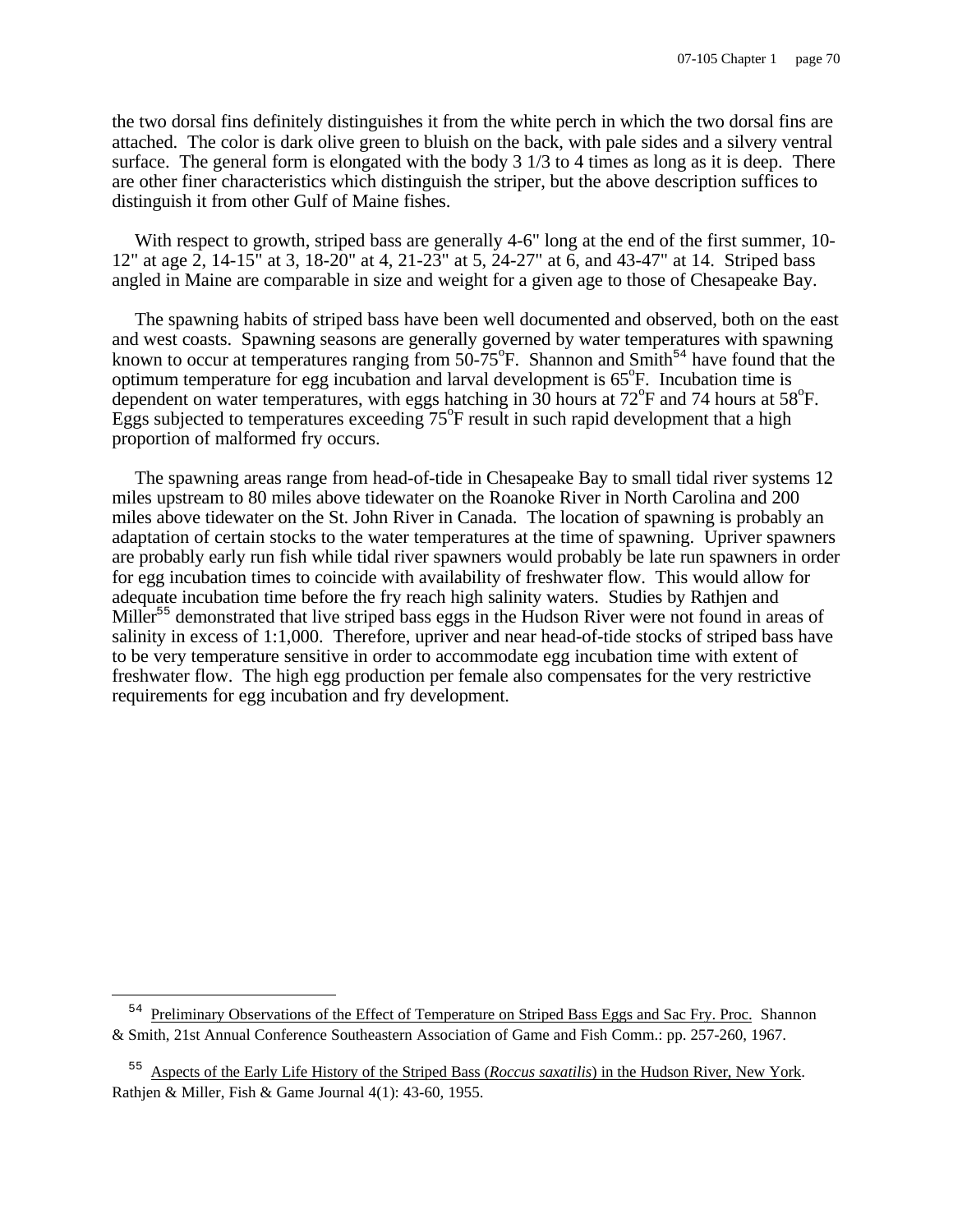the two dorsal fins definitely distinguishes it from the white perch in which the two dorsal fins are attached. The color is dark olive green to bluish on the back, with pale sides and a silvery ventral surface. The general form is elongated with the body 3 1/3 to 4 times as long as it is deep. There are other finer characteristics which distinguish the striper, but the above description suffices to distinguish it from other Gulf of Maine fishes.

With respect to growth, striped bass are generally 4-6" long at the end of the first summer, 10-12" at age 2, 14-15" at 3, 18-20" at 4, 21-23" at 5, 24-27" at 6, and 43-47" at 14. Striped bass angled in Maine are comparable in size and weight for a given age to those of Chesapeake Bay.

The spawning habits of striped bass have been well documented and observed, both on the east and west coasts. Spawning seasons are generally governed by water temperatures with spawning known to occur at temperatures ranging from 50-75°F. Shannon and Smith[54] have found that the optimum temperature for egg incubation and larval development is 65°F. Incubation time is dependent on water temperatures, with eggs hatching in 30 hours at 72°F and 74 hours at 58°F. Eggs subjected to temperatures exceeding 75°F result in such rapid development that a high proportion of malformed fry occurs.

The spawning areas range from head-of-tide in Chesapeake Bay to small tidal river systems 12 miles upstream to 80 miles above tidewater on the Roanoke River in North Carolina and 200 miles above tidewater on the St. John River in Canada. The location of spawning is probably an adaptation of certain stocks to the water temperatures at the time of spawning. Upriver spawners are probably early run fish while tidal river spawners would probably be late run spawners in order for egg incubation times to coincide with availability of freshwater flow. This would allow for adequate incubation time before the fry reach high salinity waters. Studies by Rathjen and Miller[55] demonstrated that live striped bass eggs in the Hudson River were not found in areas of salinity in excess of 1:1,000. Therefore, upriver and near head-of-tide stocks of striped bass have to be very temperature sensitive in order to accommodate egg incubation time with extent of freshwater flow. The high egg production per female also compensates for the very restrictive requirements for egg incubation and fry development.

---

[54] Preliminary Observations of the Effect of Temperature on Striped Bass Eggs and Sac Fry. Proc. Shannon & Smith, 21st Annual Conference Southeastern Association of Game and Fish Comm.: pp. 257-260, 1967.

[55] Aspects of the Early Life History of the Striped Bass (*Roccus saxatilis*) in the Hudson River, New York. Rathjen & Miller, Fish & Game Journal 4(1): 43-60, 1955.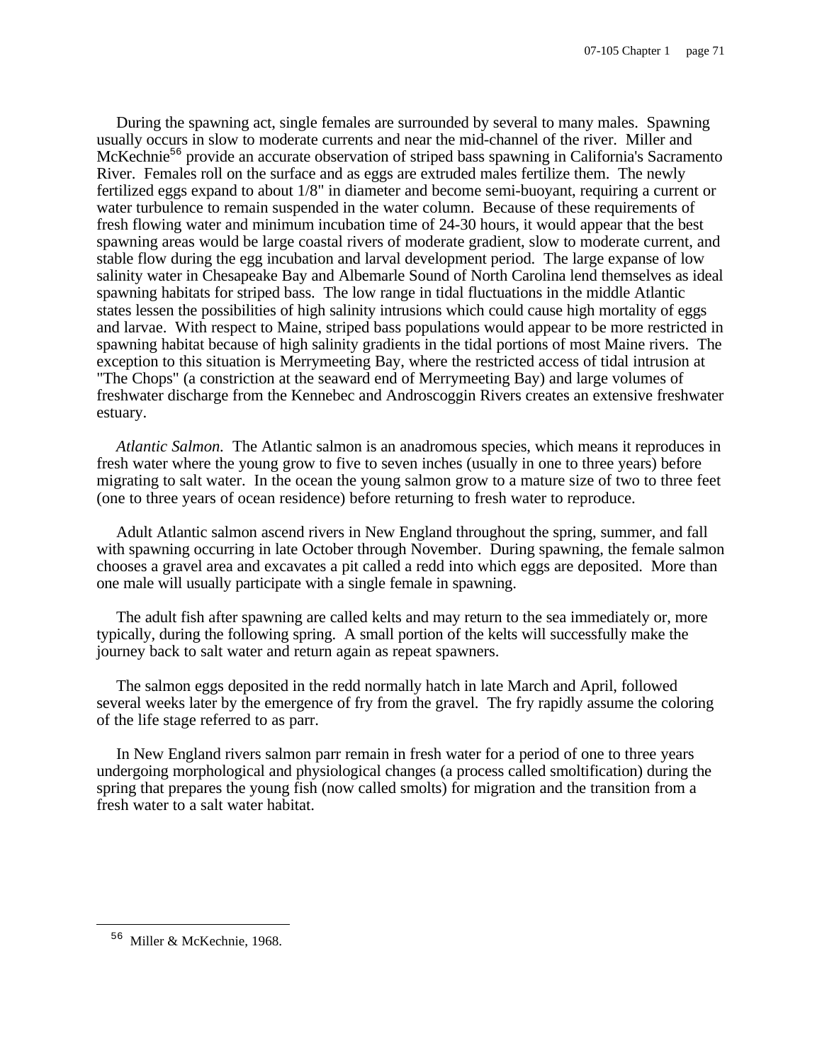During the spawning act, single females are surrounded by several to many males. Spawning usually occurs in slow to moderate currents and near the mid-channel of the river. Miller and McKechnie[56] provide an accurate observation of striped bass spawning in California's Sacramento River. Females roll on the surface and as eggs are extruded males fertilize them. The newly fertilized eggs expand to about 1/8" in diameter and become semi-buoyant, requiring a current or water turbulence to remain suspended in the water column. Because of these requirements of fresh flowing water and minimum incubation time of 24-30 hours, it would appear that the best spawning areas would be large coastal rivers of moderate gradient, slow to moderate current, and stable flow during the egg incubation and larval development period. The large expanse of low salinity water in Chesapeake Bay and Albemarle Sound of North Carolina lend themselves as ideal spawning habitats for striped bass. The low range in tidal fluctuations in the middle Atlantic states lessen the possibilities of high salinity intrusions which could cause high mortality of eggs and larvae. With respect to Maine, striped bass populations would appear to be more restricted in spawning habitat because of high salinity gradients in the tidal portions of most Maine rivers. The exception to this situation is Merrymeeting Bay, where the restricted access of tidal intrusion at "The Chops" (a constriction at the seaward end of Merrymeeting Bay) and large volumes of freshwater discharge from the Kennebec and Androscoggin Rivers creates an extensive freshwater estuary.

*Atlantic Salmon.* The Atlantic salmon is an anadromous species, which means it reproduces in fresh water where the young grow to five to seven inches (usually in one to three years) before migrating to salt water. In the ocean the young salmon grow to a mature size of two to three feet (one to three years of ocean residence) before returning to fresh water to reproduce.

Adult Atlantic salmon ascend rivers in New England throughout the spring, summer, and fall with spawning occurring in late October through November. During spawning, the female salmon chooses a gravel area and excavates a pit called a redd into which eggs are deposited. More than one male will usually participate with a single female in spawning.

The adult fish after spawning are called kelts and may return to the sea immediately or, more typically, during the following spring. A small portion of the kelts will successfully make the journey back to salt water and return again as repeat spawners.

The salmon eggs deposited in the redd normally hatch in late March and April, followed several weeks later by the emergence of fry from the gravel. The fry rapidly assume the coloring of the life stage referred to as parr.

In New England rivers salmon parr remain in fresh water for a period of one to three years undergoing morphological and physiological changes (a process called smoltification) during the spring that prepares the young fish (now called smolts) for migration and the transition from a fresh water to a salt water habitat.

---

[56] Miller & McKechnie, 1968.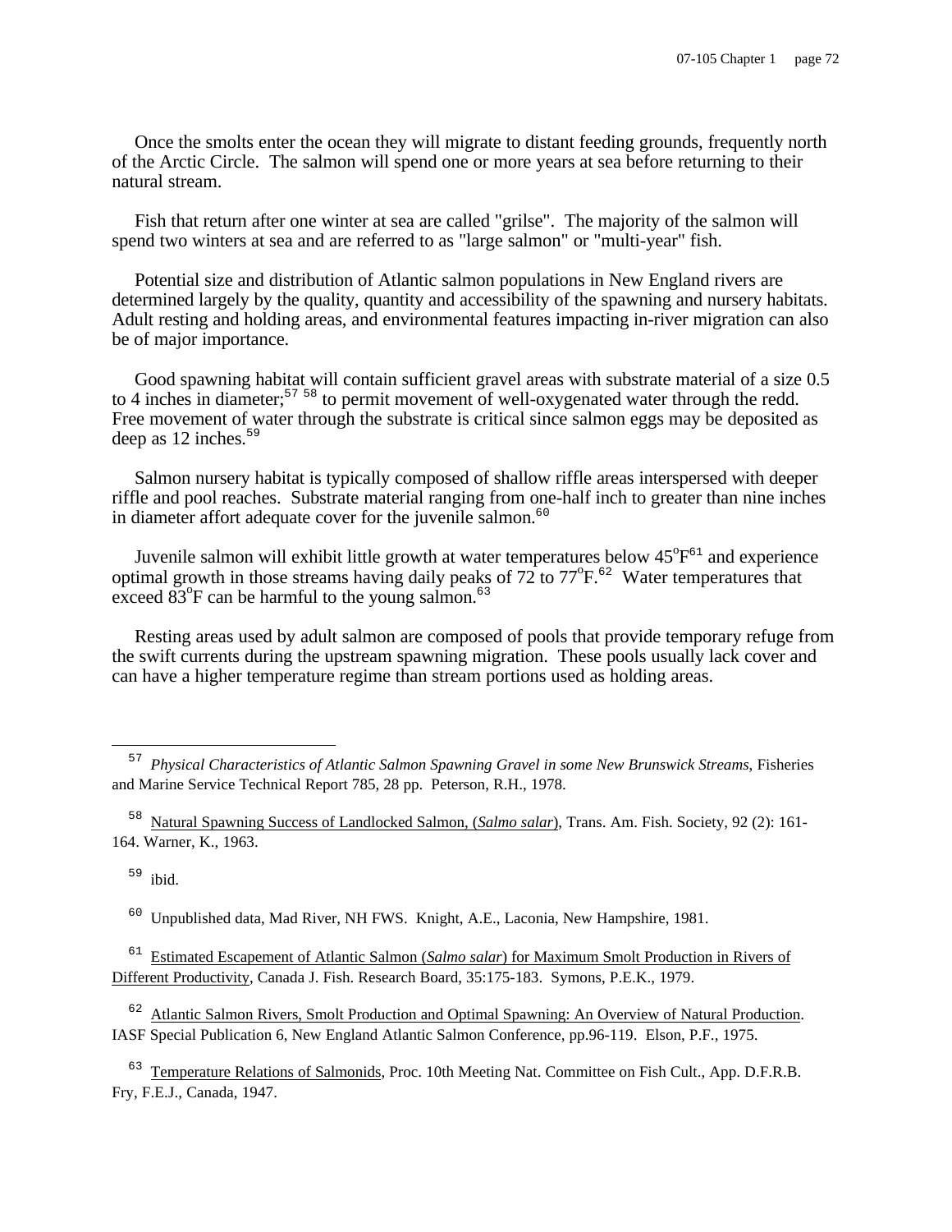Once the smolts enter the ocean they will migrate to distant feeding grounds, frequently north of the Arctic Circle. The salmon will spend one or more years at sea before returning to their natural stream.

Fish that return after one winter at sea are called "grilse". The majority of the salmon will spend two winters at sea and are referred to as "large salmon" or "multi-year" fish.

Potential size and distribution of Atlantic salmon populations in New England rivers are determined largely by the quality, quantity and accessibility of the spawning and nursery habitats. Adult resting and holding areas, and environmental features impacting in-river migration can also be of major importance.

Good spawning habitat will contain sufficient gravel areas with substrate material of a size 0.5 to 4 inches in diameter;[57] [58] to permit movement of well-oxygenated water through the redd. Free movement of water through the substrate is critical since salmon eggs may be deposited as deep as 12 inches.[59]

Salmon nursery habitat is typically composed of shallow riffle areas interspersed with deeper riffle and pool reaches. Substrate material ranging from one-half inch to greater than nine inches in diameter affort adequate cover for the juvenile salmon.[60]

Juvenile salmon will exhibit little growth at water temperatures below 45°F[61] and experience optimal growth in those streams having daily peaks of 72 to 77°F.[62] Water temperatures that exceed 83°F can be harmful to the young salmon.[63]

Resting areas used by adult salmon are composed of pools that provide temporary refuge from the swift currents during the upstream spawning migration. These pools usually lack cover and can have a higher temperature regime than stream portions used as holding areas.

---

[57] *Physical Characteristics of Atlantic Salmon Spawning Gravel in some New Brunswick Streams*, Fisheries and Marine Service Technical Report 785, 28 pp. Peterson, R.H., 1978.

[58] Natural Spawning Success of Landlocked Salmon, (*Salmo salar*), Trans. Am. Fish. Society, 92 (2): 161-164. Warner, K., 1963.

[59] ibid.

[60] Unpublished data, Mad River, NH FWS. Knight, A.E., Laconia, New Hampshire, 1981.

[61] Estimated Escapement of Atlantic Salmon (*Salmo salar*) for Maximum Smolt Production in Rivers of Different Productivity, Canada J. Fish. Research Board, 35:175-183. Symons, P.E.K., 1979.

[62] Atlantic Salmon Rivers, Smolt Production and Optimal Spawning: An Overview of Natural Production. IASF Special Publication 6, New England Atlantic Salmon Conference, pp.96-119. Elson, P.F., 1975.

[63] Temperature Relations of Salmonids, Proc. 10th Meeting Nat. Committee on Fish Cult., App. D.F.R.B. Fry, F.E.J., Canada, 1947.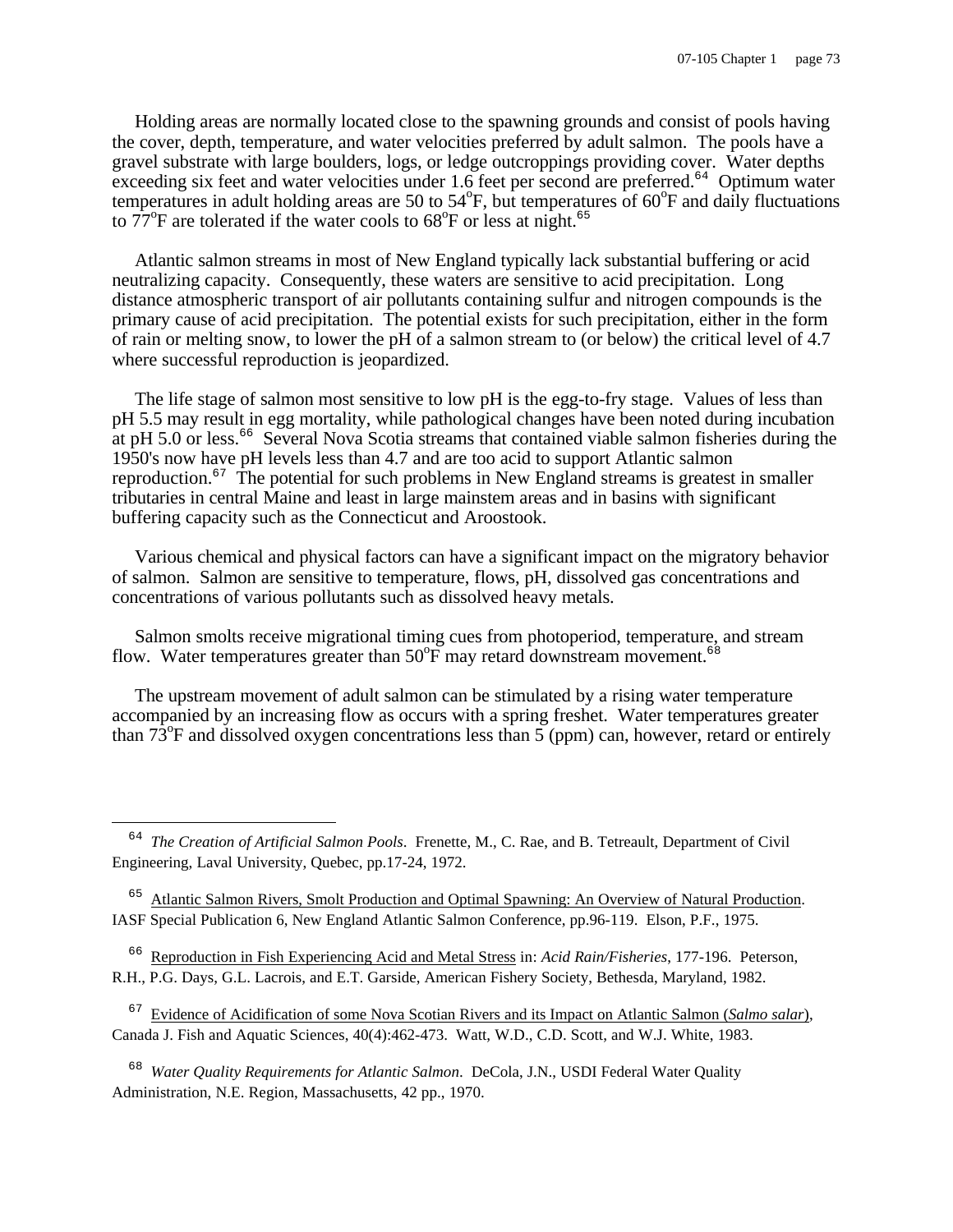Holding areas are normally located close to the spawning grounds and consist of pools having the cover, depth, temperature, and water velocities preferred by adult salmon. The pools have a gravel substrate with large boulders, logs, or ledge outcroppings providing cover. Water depths exceeding six feet and water velocities under 1.6 feet per second are preferred.[64] Optimum water temperatures in adult holding areas are 50 to 54°F, but temperatures of 60°F and daily fluctuations to 77°F are tolerated if the water cools to 68°F or less at night.[65]

Atlantic salmon streams in most of New England typically lack substantial buffering or acid neutralizing capacity. Consequently, these waters are sensitive to acid precipitation. Long distance atmospheric transport of air pollutants containing sulfur and nitrogen compounds is the primary cause of acid precipitation. The potential exists for such precipitation, either in the form of rain or melting snow, to lower the pH of a salmon stream to (or below) the critical level of 4.7 where successful reproduction is jeopardized.

The life stage of salmon most sensitive to low pH is the egg-to-fry stage. Values of less than pH 5.5 may result in egg mortality, while pathological changes have been noted during incubation at pH 5.0 or less.[66] Several Nova Scotia streams that contained viable salmon fisheries during the 1950's now have pH levels less than 4.7 and are too acid to support Atlantic salmon reproduction.[67] The potential for such problems in New England streams is greatest in smaller tributaries in central Maine and least in large mainstem areas and in basins with significant buffering capacity such as the Connecticut and Aroostook.

Various chemical and physical factors can have a significant impact on the migratory behavior of salmon. Salmon are sensitive to temperature, flows, pH, dissolved gas concentrations and concentrations of various pollutants such as dissolved heavy metals.

Salmon smolts receive migrational timing cues from photoperiod, temperature, and stream flow. Water temperatures greater than 50°F may retard downstream movement.[68]

The upstream movement of adult salmon can be stimulated by a rising water temperature accompanied by an increasing flow as occurs with a spring freshet. Water temperatures greater than 73°F and dissolved oxygen concentrations less than 5 (ppm) can, however, retard or entirely

---

[64] *The Creation of Artificial Salmon Pools*. Frenette, M., C. Rae, and B. Tetreault, Department of Civil Engineering, Laval University, Quebec, pp.17-24, 1972.

[65] Atlantic Salmon Rivers, Smolt Production and Optimal Spawning: An Overview of Natural Production. IASF Special Publication 6, New England Atlantic Salmon Conference, pp.96-119. Elson, P.F., 1975.

[66] Reproduction in Fish Experiencing Acid and Metal Stress in: *Acid Rain/Fisheries*, 177-196. Peterson, R.H., P.G. Days, G.L. Lacrois, and E.T. Garside, American Fishery Society, Bethesda, Maryland, 1982.

[67] Evidence of Acidification of some Nova Scotian Rivers and its Impact on Atlantic Salmon (*Salmo salar*), Canada J. Fish and Aquatic Sciences, 40(4):462-473. Watt, W.D., C.D. Scott, and W.J. White, 1983.

[68] *Water Quality Requirements for Atlantic Salmon*. DeCola, J.N., USDI Federal Water Quality Administration, N.E. Region, Massachusetts, 42 pp., 1970.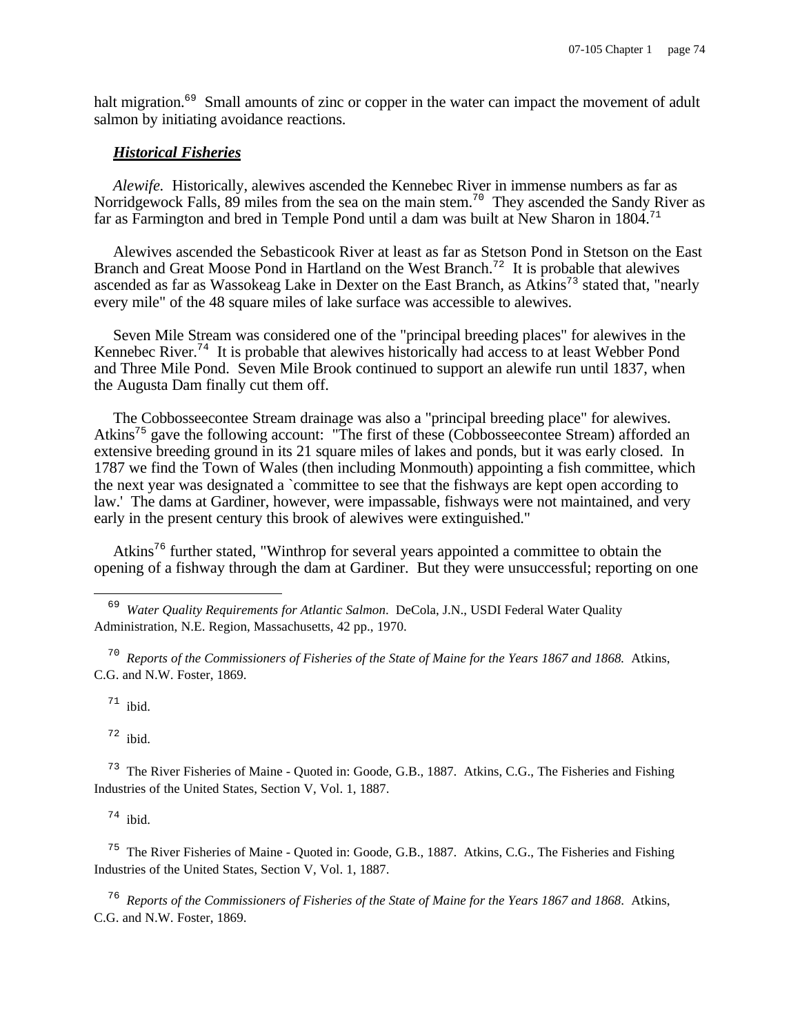halt migration.[69] Small amounts of zinc or copper in the water can impact the movement of adult salmon by initiating avoidance reactions.

***Historical Fisheries***

*Alewife.* Historically, alewives ascended the Kennebec River in immense numbers as far as Norridgewock Falls, 89 miles from the sea on the main stem.[70] They ascended the Sandy River as far as Farmington and bred in Temple Pond until a dam was built at New Sharon in 1804.[71]

Alewives ascended the Sebasticook River at least as far as Stetson Pond in Stetson on the East Branch and Great Moose Pond in Hartland on the West Branch.[72] It is probable that alewives ascended as far as Wassokeag Lake in Dexter on the East Branch, as Atkins[73] stated that, "nearly every mile" of the 48 square miles of lake surface was accessible to alewives.

Seven Mile Stream was considered one of the "principal breeding places" for alewives in the Kennebec River.[74] It is probable that alewives historically had access to at least Webber Pond and Three Mile Pond. Seven Mile Brook continued to support an alewife run until 1837, when the Augusta Dam finally cut them off.

The Cobbosseecontee Stream drainage was also a "principal breeding place" for alewives. Atkins[75] gave the following account: "The first of these (Cobbosseecontee Stream) afforded an extensive breeding ground in its 21 square miles of lakes and ponds, but it was early closed. In 1787 we find the Town of Wales (then including Monmouth) appointing a fish committee, which the next year was designated a `committee to see that the fishways are kept open according to law.' The dams at Gardiner, however, were impassable, fishways were not maintained, and very early in the present century this brook of alewives were extinguished."

Atkins[76] further stated, "Winthrop for several years appointed a committee to obtain the opening of a fishway through the dam at Gardiner. But they were unsuccessful; reporting on one

---

[69] *Water Quality Requirements for Atlantic Salmon*. DeCola, J.N., USDI Federal Water Quality Administration, N.E. Region, Massachusetts, 42 pp., 1970.

[70] *Reports of the Commissioners of Fisheries of the State of Maine for the Years 1867 and 1868.* Atkins, C.G. and N.W. Foster, 1869.

[71] ibid.

[72] ibid.

[73] The River Fisheries of Maine - Quoted in: Goode, G.B., 1887. Atkins, C.G., The Fisheries and Fishing Industries of the United States, Section V, Vol. 1, 1887.

[74] ibid.

[75] The River Fisheries of Maine - Quoted in: Goode, G.B., 1887. Atkins, C.G., The Fisheries and Fishing Industries of the United States, Section V, Vol. 1, 1887.

[76] *Reports of the Commissioners of Fisheries of the State of Maine for the Years 1867 and 1868*. Atkins, C.G. and N.W. Foster, 1869.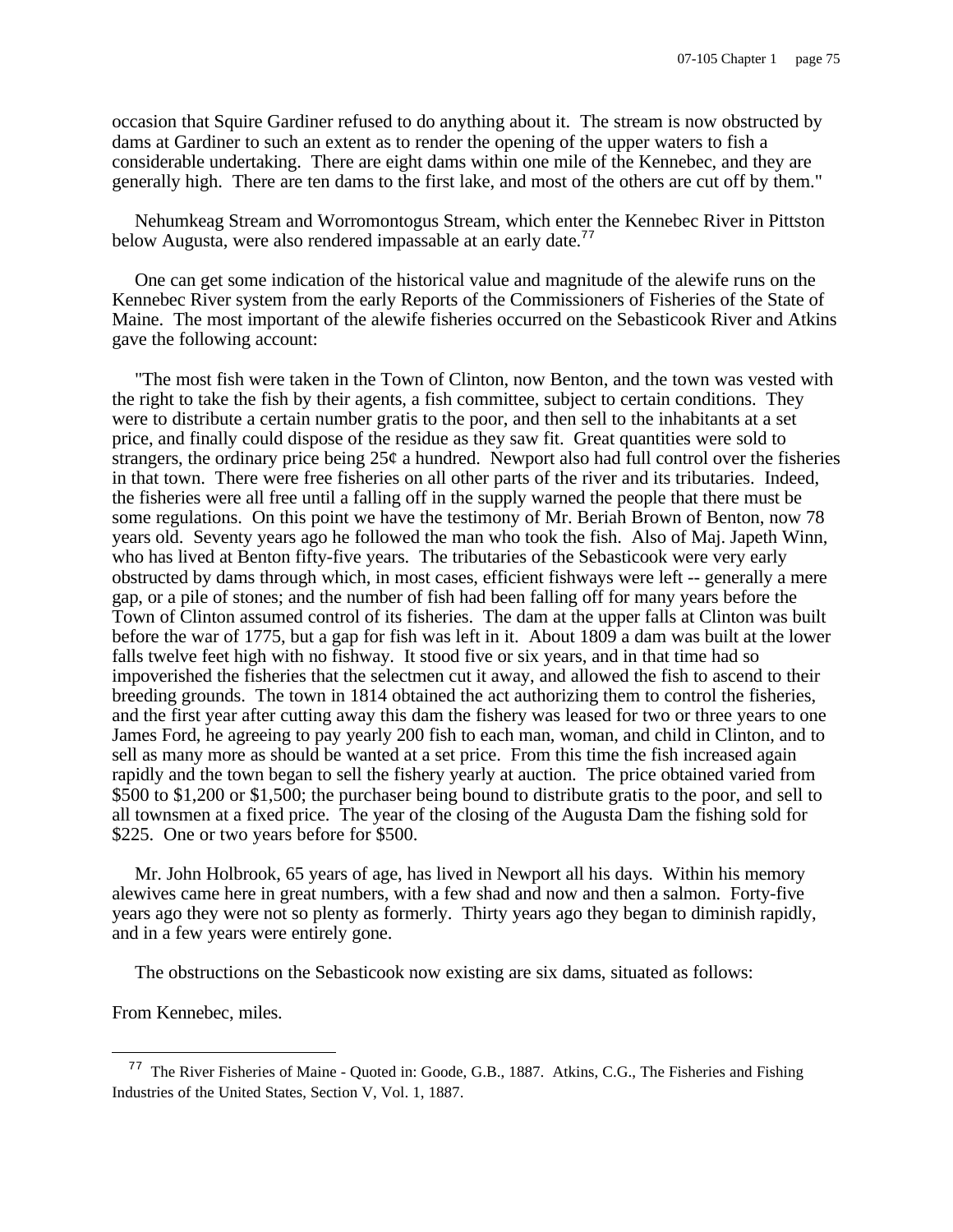occasion that Squire Gardiner refused to do anything about it. The stream is now obstructed by dams at Gardiner to such an extent as to render the opening of the upper waters to fish a considerable undertaking. There are eight dams within one mile of the Kennebec, and they are generally high. There are ten dams to the first lake, and most of the others are cut off by them."

Nehumkeag Stream and Worromontogus Stream, which enter the Kennebec River in Pittston below Augusta, were also rendered impassable at an early date.[77]

One can get some indication of the historical value and magnitude of the alewife runs on the Kennebec River system from the early Reports of the Commissioners of Fisheries of the State of Maine. The most important of the alewife fisheries occurred on the Sebasticook River and Atkins gave the following account:

"The most fish were taken in the Town of Clinton, now Benton, and the town was vested with the right to take the fish by their agents, a fish committee, subject to certain conditions. They were to distribute a certain number gratis to the poor, and then sell to the inhabitants at a set price, and finally could dispose of the residue as they saw fit. Great quantities were sold to strangers, the ordinary price being 25¢ a hundred. Newport also had full control over the fisheries in that town. There were free fisheries on all other parts of the river and its tributaries. Indeed, the fisheries were all free until a falling off in the supply warned the people that there must be some regulations. On this point we have the testimony of Mr. Beriah Brown of Benton, now 78 years old. Seventy years ago he followed the man who took the fish. Also of Maj. Japeth Winn, who has lived at Benton fifty-five years. The tributaries of the Sebasticook were very early obstructed by dams through which, in most cases, efficient fishways were left -- generally a mere gap, or a pile of stones; and the number of fish had been falling off for many years before the Town of Clinton assumed control of its fisheries. The dam at the upper falls at Clinton was built before the war of 1775, but a gap for fish was left in it. About 1809 a dam was built at the lower falls twelve feet high with no fishway. It stood five or six years, and in that time had so impoverished the fisheries that the selectmen cut it away, and allowed the fish to ascend to their breeding grounds. The town in 1814 obtained the act authorizing them to control the fisheries, and the first year after cutting away this dam the fishery was leased for two or three years to one James Ford, he agreeing to pay yearly 200 fish to each man, woman, and child in Clinton, and to sell as many more as should be wanted at a set price. From this time the fish increased again rapidly and the town began to sell the fishery yearly at auction. The price obtained varied from $500 to $1,200 or $1,500; the purchaser being bound to distribute gratis to the poor, and sell to all townsmen at a fixed price. The year of the closing of the Augusta Dam the fishing sold for $225. One or two years before for $500.

Mr. John Holbrook, 65 years of age, has lived in Newport all his days. Within his memory alewives came here in great numbers, with a few shad and now and then a salmon. Forty-five years ago they were not so plenty as formerly. Thirty years ago they began to diminish rapidly, and in a few years were entirely gone.

The obstructions on the Sebasticook now existing are six dams, situated as follows:

From Kennebec, miles.

---

[77] The River Fisheries of Maine - Quoted in: Goode, G.B., 1887. Atkins, C.G., The Fisheries and Fishing Industries of the United States, Section V, Vol. 1, 1887.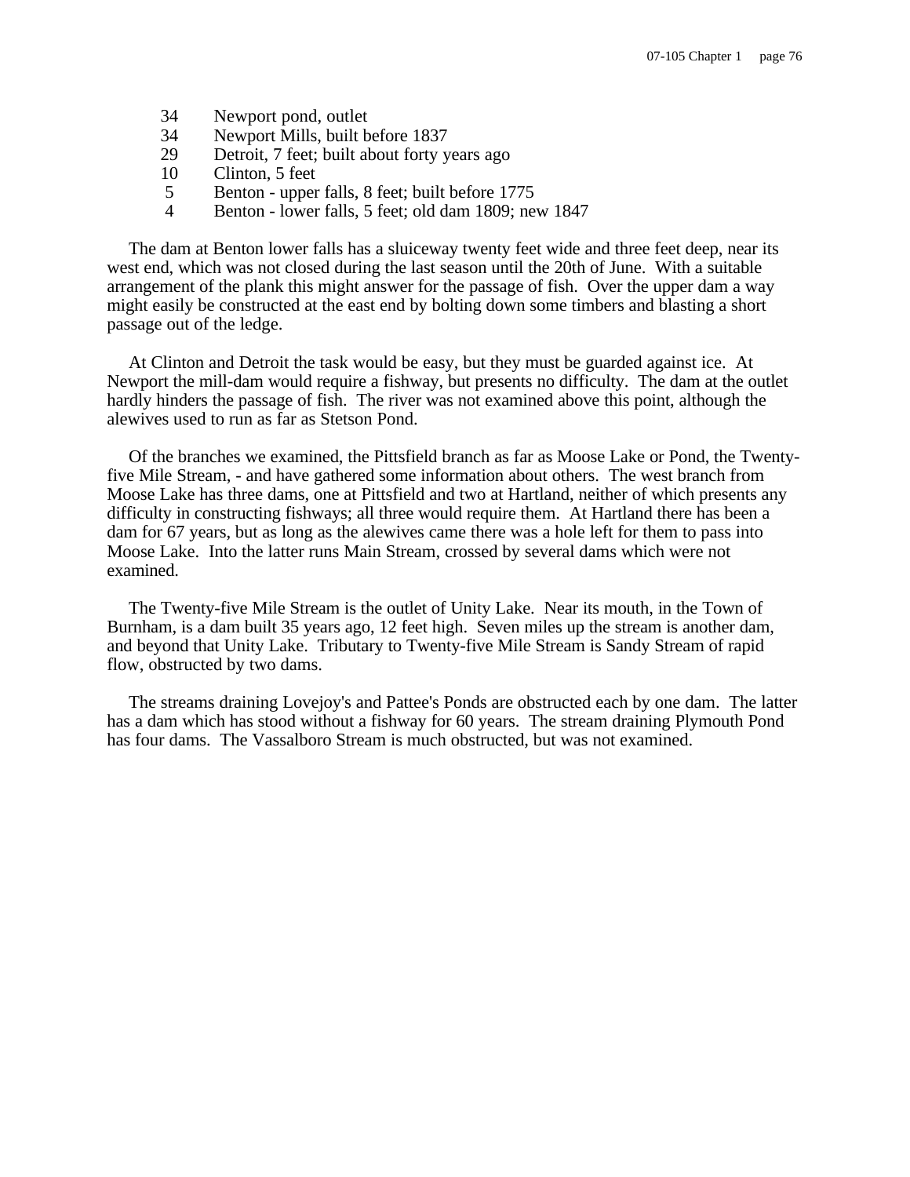| | |
|---|---|
| 34 | Newport pond, outlet |
| 34 | Newport Mills, built before 1837 |
| 29 | Detroit, 7 feet; built about forty years ago |
| 10 | Clinton, 5 feet |
| 5 | Benton - upper falls, 8 feet; built before 1775 |
| 4 | Benton - lower falls, 5 feet; old dam 1809; new 1847 |

The dam at Benton lower falls has a sluiceway twenty feet wide and three feet deep, near its west end, which was not closed during the last season until the 20th of June. With a suitable arrangement of the plank this might answer for the passage of fish. Over the upper dam a way might easily be constructed at the east end by bolting down some timbers and blasting a short passage out of the ledge.

At Clinton and Detroit the task would be easy, but they must be guarded against ice. At Newport the mill-dam would require a fishway, but presents no difficulty. The dam at the outlet hardly hinders the passage of fish. The river was not examined above this point, although the alewives used to run as far as Stetson Pond.

Of the branches we examined, the Pittsfield branch as far as Moose Lake or Pond, the Twenty-five Mile Stream, - and have gathered some information about others. The west branch from Moose Lake has three dams, one at Pittsfield and two at Hartland, neither of which presents any difficulty in constructing fishways; all three would require them. At Hartland there has been a dam for 67 years, but as long as the alewives came there was a hole left for them to pass into Moose Lake. Into the latter runs Main Stream, crossed by several dams which were not examined.

The Twenty-five Mile Stream is the outlet of Unity Lake. Near its mouth, in the Town of Burnham, is a dam built 35 years ago, 12 feet high. Seven miles up the stream is another dam, and beyond that Unity Lake. Tributary to Twenty-five Mile Stream is Sandy Stream of rapid flow, obstructed by two dams.

The streams draining Lovejoy's and Pattee's Ponds are obstructed each by one dam. The latter has a dam which has stood without a fishway for 60 years. The stream draining Plymouth Pond has four dams. The Vassalboro Stream is much obstructed, but was not examined.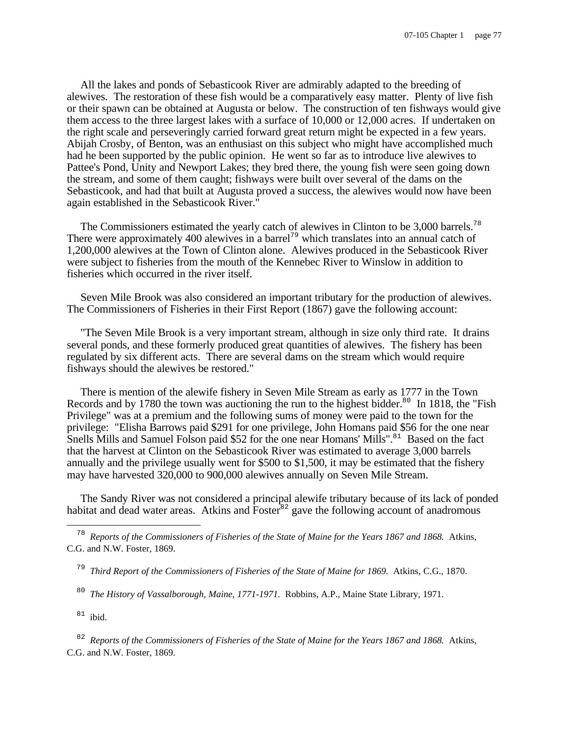All the lakes and ponds of Sebasticook River are admirably adapted to the breeding of alewives. The restoration of these fish would be a comparatively easy matter. Plenty of live fish or their spawn can be obtained at Augusta or below. The construction of ten fishways would give them access to the three largest lakes with a surface of 10,000 or 12,000 acres. If undertaken on the right scale and perseveringly carried forward great return might be expected in a few years. Abijah Crosby, of Benton, was an enthusiast on this subject who might have accomplished much had he been supported by the public opinion. He went so far as to introduce live alewives to Pattee's Pond, Unity and Newport Lakes; they bred there, the young fish were seen going down the stream, and some of them caught; fishways were built over several of the dams on the Sebasticook, and had that built at Augusta proved a success, the alewives would now have been again established in the Sebasticook River."

The Commissioners estimated the yearly catch of alewives in Clinton to be 3,000 barrels.[78] There were approximately 400 alewives in a barrel[79] which translates into an annual catch of 1,200,000 alewives at the Town of Clinton alone. Alewives produced in the Sebasticook River were subject to fisheries from the mouth of the Kennebec River to Winslow in addition to fisheries which occurred in the river itself.

Seven Mile Brook was also considered an important tributary for the production of alewives. The Commissioners of Fisheries in their First Report (1867) gave the following account:

"The Seven Mile Brook is a very important stream, although in size only third rate. It drains several ponds, and these formerly produced great quantities of alewives. The fishery has been regulated by six different acts. There are several dams on the stream which would require fishways should the alewives be restored."

There is mention of the alewife fishery in Seven Mile Stream as early as 1777 in the Town Records and by 1780 the town was auctioning the run to the highest bidder.[80] In 1818, the "Fish Privilege" was at a premium and the following sums of money were paid to the town for the privilege: "Elisha Barrows paid $291 for one privilege, John Homans paid $56 for the one near Snells Mills and Samuel Folson paid $52 for the one near Homans' Mills".[81] Based on the fact that the harvest at Clinton on the Sebasticook River was estimated to average 3,000 barrels annually and the privilege usually went for $500 to $1,500, it may be estimated that the fishery may have harvested 320,000 to 900,000 alewives annually on Seven Mile Stream.

The Sandy River was not considered a principal alewife tributary because of its lack of ponded habitat and dead water areas. Atkins and Foster[82] gave the following account of anadromous

---

[78] *Reports of the Commissioners of Fisheries of the State of Maine for the Years 1867 and 1868.* Atkins, C.G. and N.W. Foster, 1869.

[79] *Third Report of the Commissioners of Fisheries of the State of Maine for 1869.* Atkins, C.G., 1870.

[80] *The History of Vassalborough, Maine, 1771-1971.* Robbins, A.P., Maine State Library, 1971.

[81] ibid.

[82] *Reports of the Commissioners of Fisheries of the State of Maine for the Years 1867 and 1868.* Atkins, C.G. and N.W. Foster, 1869.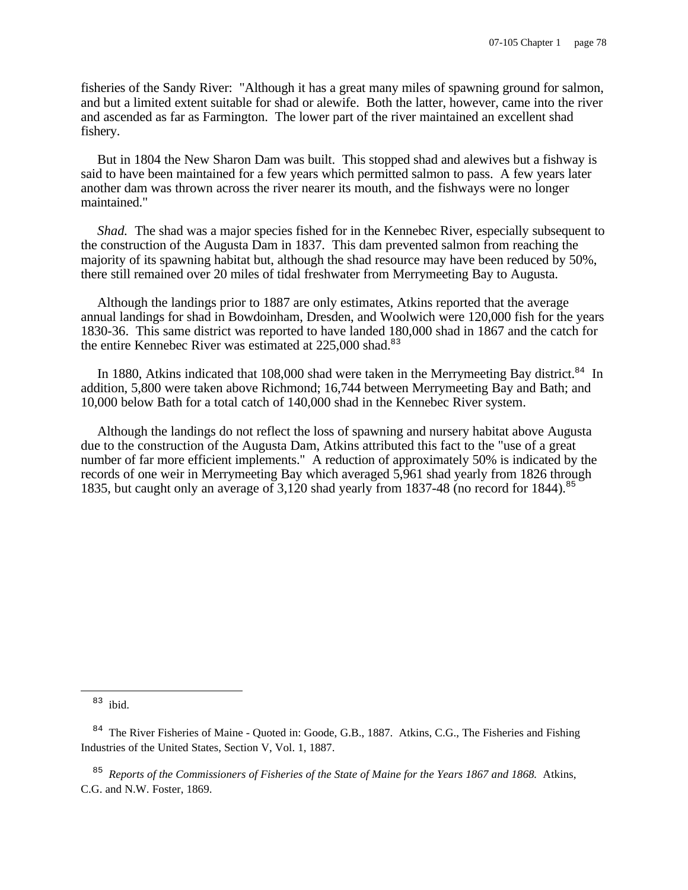fisheries of the Sandy River: "Although it has a great many miles of spawning ground for salmon, and but a limited extent suitable for shad or alewife. Both the latter, however, came into the river and ascended as far as Farmington. The lower part of the river maintained an excellent shad fishery.

But in 1804 the New Sharon Dam was built. This stopped shad and alewives but a fishway is said to have been maintained for a few years which permitted salmon to pass. A few years later another dam was thrown across the river nearer its mouth, and the fishways were no longer maintained."

*Shad.* The shad was a major species fished for in the Kennebec River, especially subsequent to the construction of the Augusta Dam in 1837. This dam prevented salmon from reaching the majority of its spawning habitat but, although the shad resource may have been reduced by 50%, there still remained over 20 miles of tidal freshwater from Merrymeeting Bay to Augusta.

Although the landings prior to 1887 are only estimates, Atkins reported that the average annual landings for shad in Bowdoinham, Dresden, and Woolwich were 120,000 fish for the years 1830-36. This same district was reported to have landed 180,000 shad in 1867 and the catch for the entire Kennebec River was estimated at 225,000 shad.[83]

In 1880, Atkins indicated that 108,000 shad were taken in the Merrymeeting Bay district.[84] In addition, 5,800 were taken above Richmond; 16,744 between Merrymeeting Bay and Bath; and 10,000 below Bath for a total catch of 140,000 shad in the Kennebec River system.

Although the landings do not reflect the loss of spawning and nursery habitat above Augusta due to the construction of the Augusta Dam, Atkins attributed this fact to the "use of a great number of far more efficient implements." A reduction of approximately 50% is indicated by the records of one weir in Merrymeeting Bay which averaged 5,961 shad yearly from 1826 through 1835, but caught only an average of 3,120 shad yearly from 1837-48 (no record for 1844).[85]

---

[83] ibid.

[84] The River Fisheries of Maine - Quoted in: Goode, G.B., 1887. Atkins, C.G., The Fisheries and Fishing Industries of the United States, Section V, Vol. 1, 1887.

[85] *Reports of the Commissioners of Fisheries of the State of Maine for the Years 1867 and 1868.* Atkins, C.G. and N.W. Foster, 1869.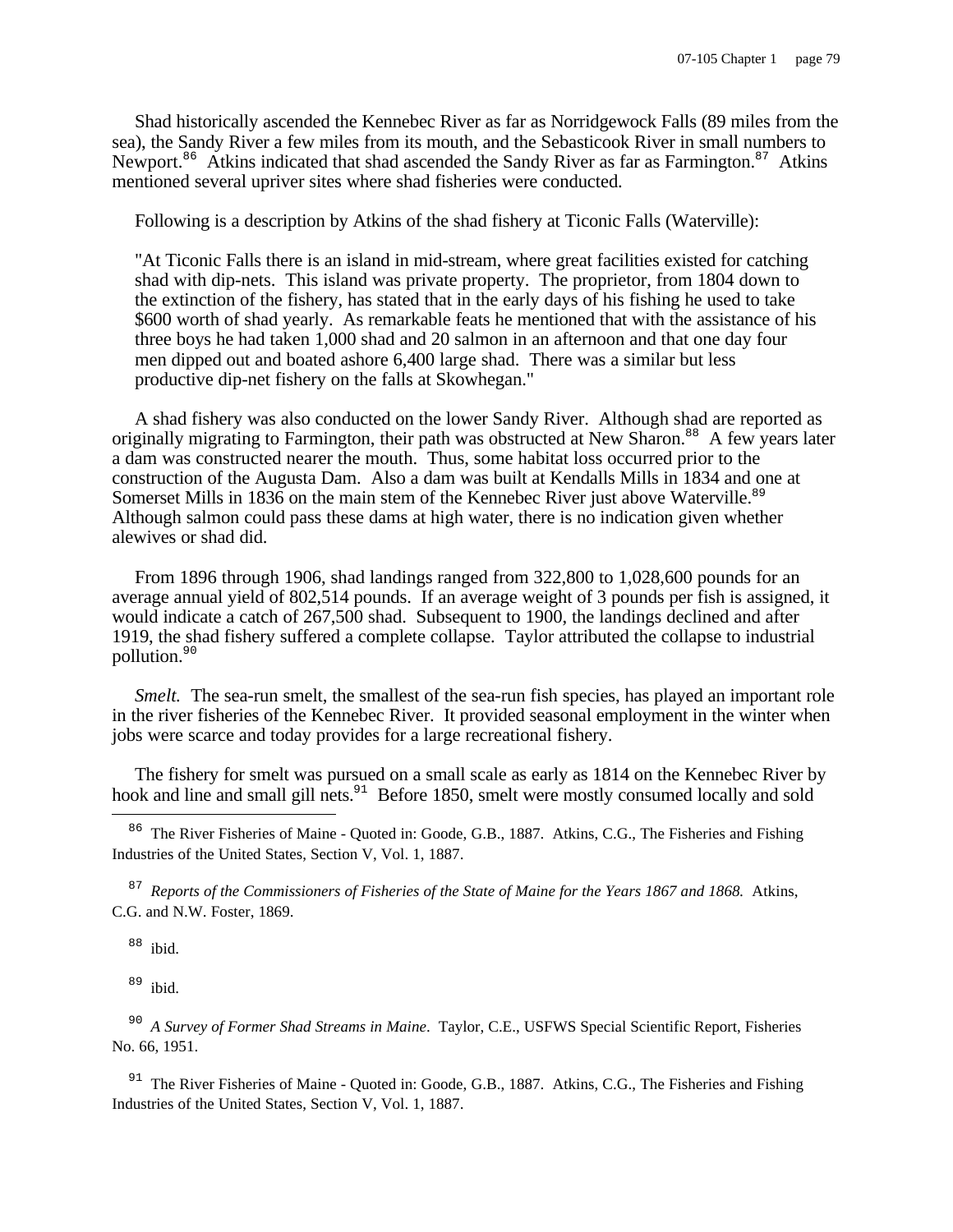Shad historically ascended the Kennebec River as far as Norridgewock Falls (89 miles from the sea), the Sandy River a few miles from its mouth, and the Sebasticook River in small numbers to Newport.[86] Atkins indicated that shad ascended the Sandy River as far as Farmington.[87] Atkins mentioned several upriver sites where shad fisheries were conducted.

Following is a description by Atkins of the shad fishery at Ticonic Falls (Waterville):

> "At Ticonic Falls there is an island in mid-stream, where great facilities existed for catching shad with dip-nets. This island was private property. The proprietor, from 1804 down to the extinction of the fishery, has stated that in the early days of his fishing he used to take $600 worth of shad yearly. As remarkable feats he mentioned that with the assistance of his three boys he had taken 1,000 shad and 20 salmon in an afternoon and that one day four men dipped out and boated ashore 6,400 large shad. There was a similar but less productive dip-net fishery on the falls at Skowhegan."

A shad fishery was also conducted on the lower Sandy River. Although shad are reported as originally migrating to Farmington, their path was obstructed at New Sharon.[88] A few years later a dam was constructed nearer the mouth. Thus, some habitat loss occurred prior to the construction of the Augusta Dam. Also a dam was built at Kendalls Mills in 1834 and one at Somerset Mills in 1836 on the main stem of the Kennebec River just above Waterville.[89] Although salmon could pass these dams at high water, there is no indication given whether alewives or shad did.

From 1896 through 1906, shad landings ranged from 322,800 to 1,028,600 pounds for an average annual yield of 802,514 pounds. If an average weight of 3 pounds per fish is assigned, it would indicate a catch of 267,500 shad. Subsequent to 1900, the landings declined and after 1919, the shad fishery suffered a complete collapse. Taylor attributed the collapse to industrial pollution.[90]

*Smelt.* The sea-run smelt, the smallest of the sea-run fish species, has played an important role in the river fisheries of the Kennebec River. It provided seasonal employment in the winter when jobs were scarce and today provides for a large recreational fishery.

The fishery for smelt was pursued on a small scale as early as 1814 on the Kennebec River by hook and line and small gill nets.[91] Before 1850, smelt were mostly consumed locally and sold

---

[86] The River Fisheries of Maine - Quoted in: Goode, G.B., 1887. Atkins, C.G., The Fisheries and Fishing Industries of the United States, Section V, Vol. 1, 1887.

[87] *Reports of the Commissioners of Fisheries of the State of Maine for the Years 1867 and 1868.* Atkins, C.G. and N.W. Foster, 1869.

[88] ibid.

[89] ibid.

[90] *A Survey of Former Shad Streams in Maine*. Taylor, C.E., USFWS Special Scientific Report, Fisheries No. 66, 1951.

[91] The River Fisheries of Maine - Quoted in: Goode, G.B., 1887. Atkins, C.G., The Fisheries and Fishing Industries of the United States, Section V, Vol. 1, 1887.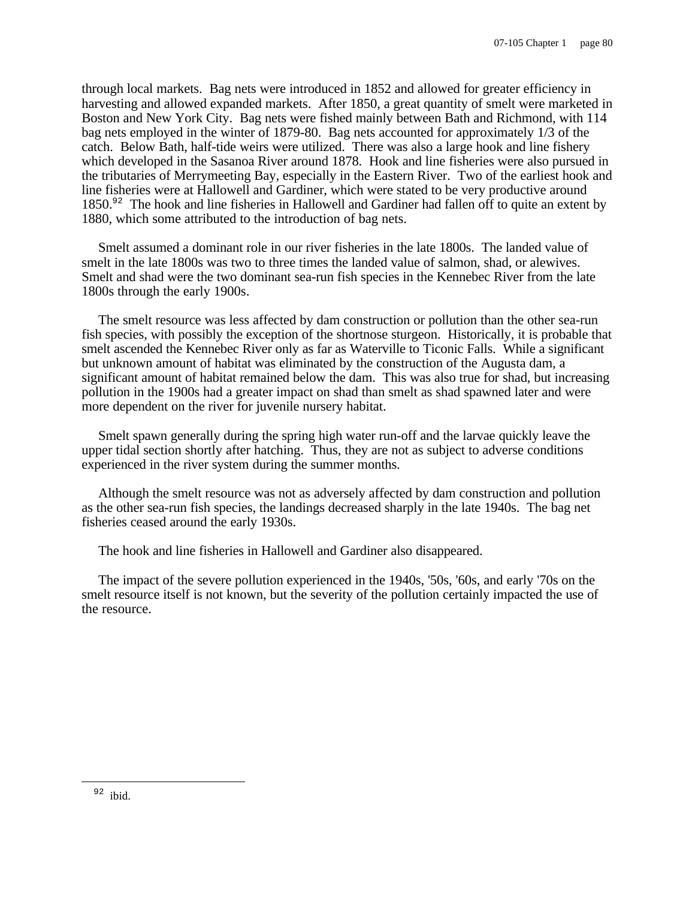through local markets. Bag nets were introduced in 1852 and allowed for greater efficiency in harvesting and allowed expanded markets. After 1850, a great quantity of smelt were marketed in Boston and New York City. Bag nets were fished mainly between Bath and Richmond, with 114 bag nets employed in the winter of 1879-80. Bag nets accounted for approximately 1/3 of the catch. Below Bath, half-tide weirs were utilized. There was also a large hook and line fishery which developed in the Sasanoa River around 1878. Hook and line fisheries were also pursued in the tributaries of Merrymeeting Bay, especially in the Eastern River. Two of the earliest hook and line fisheries were at Hallowell and Gardiner, which were stated to be very productive around 1850.[92] The hook and line fisheries in Hallowell and Gardiner had fallen off to quite an extent by 1880, which some attributed to the introduction of bag nets.

Smelt assumed a dominant role in our river fisheries in the late 1800s. The landed value of smelt in the late 1800s was two to three times the landed value of salmon, shad, or alewives. Smelt and shad were the two dominant sea-run fish species in the Kennebec River from the late 1800s through the early 1900s.

The smelt resource was less affected by dam construction or pollution than the other sea-run fish species, with possibly the exception of the shortnose sturgeon. Historically, it is probable that smelt ascended the Kennebec River only as far as Waterville to Ticonic Falls. While a significant but unknown amount of habitat was eliminated by the construction of the Augusta dam, a significant amount of habitat remained below the dam. This was also true for shad, but increasing pollution in the 1900s had a greater impact on shad than smelt as shad spawned later and were more dependent on the river for juvenile nursery habitat.

Smelt spawn generally during the spring high water run-off and the larvae quickly leave the upper tidal section shortly after hatching. Thus, they are not as subject to adverse conditions experienced in the river system during the summer months.

Although the smelt resource was not as adversely affected by dam construction and pollution as the other sea-run fish species, the landings decreased sharply in the late 1940s. The bag net fisheries ceased around the early 1930s.

The hook and line fisheries in Hallowell and Gardiner also disappeared.

The impact of the severe pollution experienced in the 1940s, '50s, '60s, and early '70s on the smelt resource itself is not known, but the severity of the pollution certainly impacted the use of the resource.

---

[92] ibid.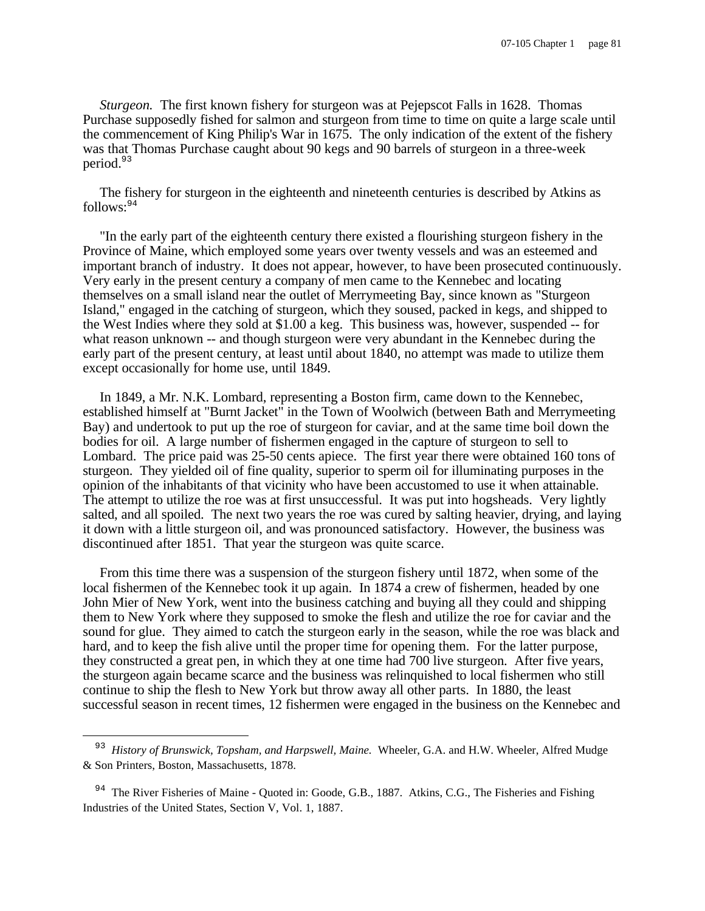*Sturgeon.* The first known fishery for sturgeon was at Pejepscot Falls in 1628. Thomas Purchase supposedly fished for salmon and sturgeon from time to time on quite a large scale until the commencement of King Philip's War in 1675. The only indication of the extent of the fishery was that Thomas Purchase caught about 90 kegs and 90 barrels of sturgeon in a three-week period.[93]

The fishery for sturgeon in the eighteenth and nineteenth centuries is described by Atkins as follows:[94]

"In the early part of the eighteenth century there existed a flourishing sturgeon fishery in the Province of Maine, which employed some years over twenty vessels and was an esteemed and important branch of industry. It does not appear, however, to have been prosecuted continuously. Very early in the present century a company of men came to the Kennebec and locating themselves on a small island near the outlet of Merrymeeting Bay, since known as "Sturgeon Island," engaged in the catching of sturgeon, which they soused, packed in kegs, and shipped to the West Indies where they sold at $1.00 a keg. This business was, however, suspended -- for what reason unknown -- and though sturgeon were very abundant in the Kennebec during the early part of the present century, at least until about 1840, no attempt was made to utilize them except occasionally for home use, until 1849.

In 1849, a Mr. N.K. Lombard, representing a Boston firm, came down to the Kennebec, established himself at "Burnt Jacket" in the Town of Woolwich (between Bath and Merrymeeting Bay) and undertook to put up the roe of sturgeon for caviar, and at the same time boil down the bodies for oil. A large number of fishermen engaged in the capture of sturgeon to sell to Lombard. The price paid was 25-50 cents apiece. The first year there were obtained 160 tons of sturgeon. They yielded oil of fine quality, superior to sperm oil for illuminating purposes in the opinion of the inhabitants of that vicinity who have been accustomed to use it when attainable. The attempt to utilize the roe was at first unsuccessful. It was put into hogsheads. Very lightly salted, and all spoiled. The next two years the roe was cured by salting heavier, drying, and laying it down with a little sturgeon oil, and was pronounced satisfactory. However, the business was discontinued after 1851. That year the sturgeon was quite scarce.

From this time there was a suspension of the sturgeon fishery until 1872, when some of the local fishermen of the Kennebec took it up again. In 1874 a crew of fishermen, headed by one John Mier of New York, went into the business catching and buying all they could and shipping them to New York where they supposed to smoke the flesh and utilize the roe for caviar and the sound for glue. They aimed to catch the sturgeon early in the season, while the roe was black and hard, and to keep the fish alive until the proper time for opening them. For the latter purpose, they constructed a great pen, in which they at one time had 700 live sturgeon. After five years, the sturgeon again became scarce and the business was relinquished to local fishermen who still continue to ship the flesh to New York but throw away all other parts. In 1880, the least successful season in recent times, 12 fishermen were engaged in the business on the Kennebec and

---

[93] *History of Brunswick, Topsham, and Harpswell, Maine.* Wheeler, G.A. and H.W. Wheeler, Alfred Mudge & Son Printers, Boston, Massachusetts, 1878.

[94] The River Fisheries of Maine - Quoted in: Goode, G.B., 1887. Atkins, C.G., The Fisheries and Fishing Industries of the United States, Section V, Vol. 1, 1887.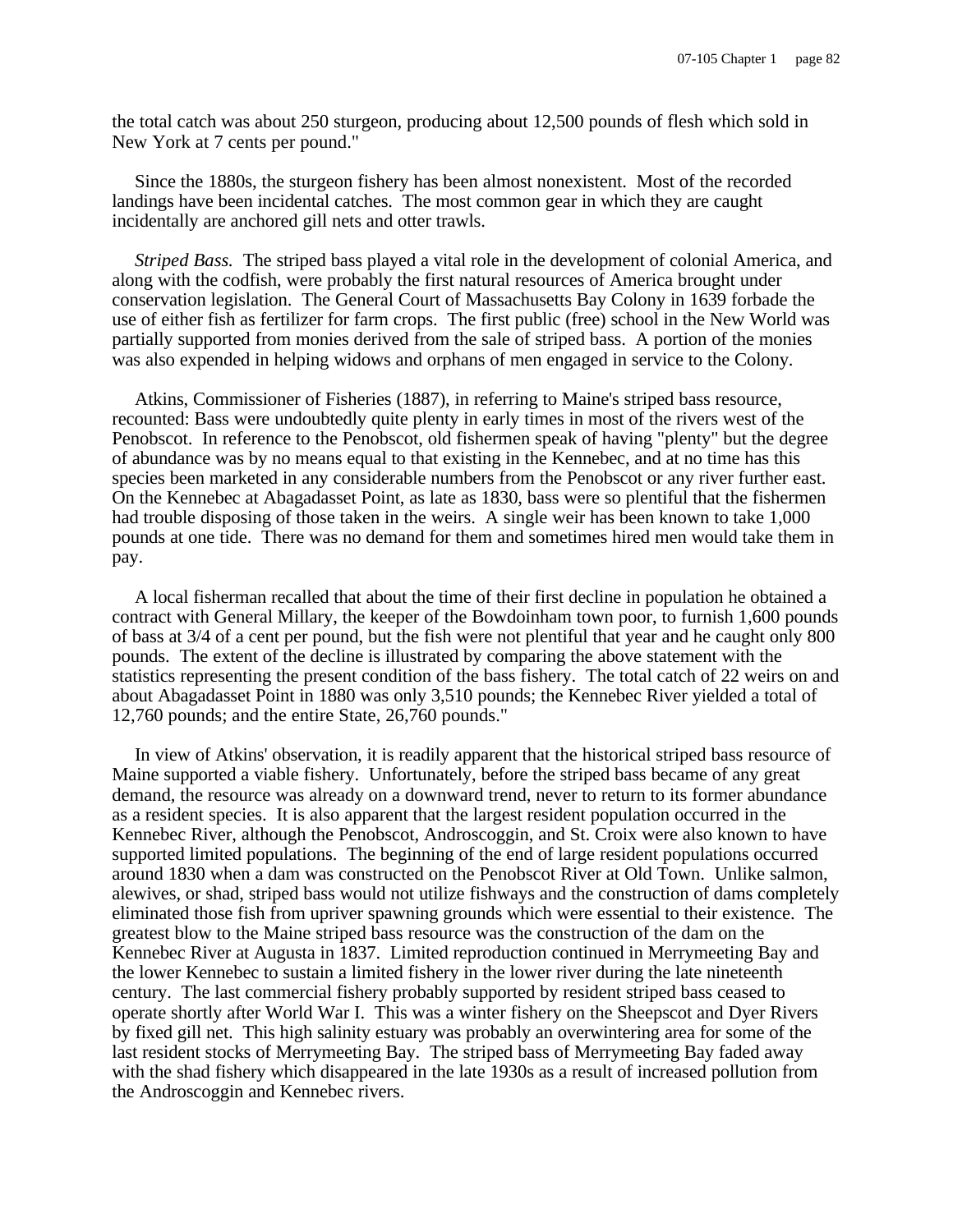the total catch was about 250 sturgeon, producing about 12,500 pounds of flesh which sold in New York at 7 cents per pound."

Since the 1880s, the sturgeon fishery has been almost nonexistent. Most of the recorded landings have been incidental catches. The most common gear in which they are caught incidentally are anchored gill nets and otter trawls.

*Striped Bass.* The striped bass played a vital role in the development of colonial America, and along with the codfish, were probably the first natural resources of America brought under conservation legislation. The General Court of Massachusetts Bay Colony in 1639 forbade the use of either fish as fertilizer for farm crops. The first public (free) school in the New World was partially supported from monies derived from the sale of striped bass. A portion of the monies was also expended in helping widows and orphans of men engaged in service to the Colony.

Atkins, Commissioner of Fisheries (1887), in referring to Maine's striped bass resource, recounted: Bass were undoubtedly quite plenty in early times in most of the rivers west of the Penobscot. In reference to the Penobscot, old fishermen speak of having "plenty" but the degree of abundance was by no means equal to that existing in the Kennebec, and at no time has this species been marketed in any considerable numbers from the Penobscot or any river further east. On the Kennebec at Abagadasset Point, as late as 1830, bass were so plentiful that the fishermen had trouble disposing of those taken in the weirs. A single weir has been known to take 1,000 pounds at one tide. There was no demand for them and sometimes hired men would take them in pay.

A local fisherman recalled that about the time of their first decline in population he obtained a contract with General Millary, the keeper of the Bowdoinham town poor, to furnish 1,600 pounds of bass at 3/4 of a cent per pound, but the fish were not plentiful that year and he caught only 800 pounds. The extent of the decline is illustrated by comparing the above statement with the statistics representing the present condition of the bass fishery. The total catch of 22 weirs on and about Abagadasset Point in 1880 was only 3,510 pounds; the Kennebec River yielded a total of 12,760 pounds; and the entire State, 26,760 pounds."

In view of Atkins' observation, it is readily apparent that the historical striped bass resource of Maine supported a viable fishery. Unfortunately, before the striped bass became of any great demand, the resource was already on a downward trend, never to return to its former abundance as a resident species. It is also apparent that the largest resident population occurred in the Kennebec River, although the Penobscot, Androscoggin, and St. Croix were also known to have supported limited populations. The beginning of the end of large resident populations occurred around 1830 when a dam was constructed on the Penobscot River at Old Town. Unlike salmon, alewives, or shad, striped bass would not utilize fishways and the construction of dams completely eliminated those fish from upriver spawning grounds which were essential to their existence. The greatest blow to the Maine striped bass resource was the construction of the dam on the Kennebec River at Augusta in 1837. Limited reproduction continued in Merrymeeting Bay and the lower Kennebec to sustain a limited fishery in the lower river during the late nineteenth century. The last commercial fishery probably supported by resident striped bass ceased to operate shortly after World War I. This was a winter fishery on the Sheepscot and Dyer Rivers by fixed gill net. This high salinity estuary was probably an overwintering area for some of the last resident stocks of Merrymeeting Bay. The striped bass of Merrymeeting Bay faded away with the shad fishery which disappeared in the late 1930s as a result of increased pollution from the Androscoggin and Kennebec rivers.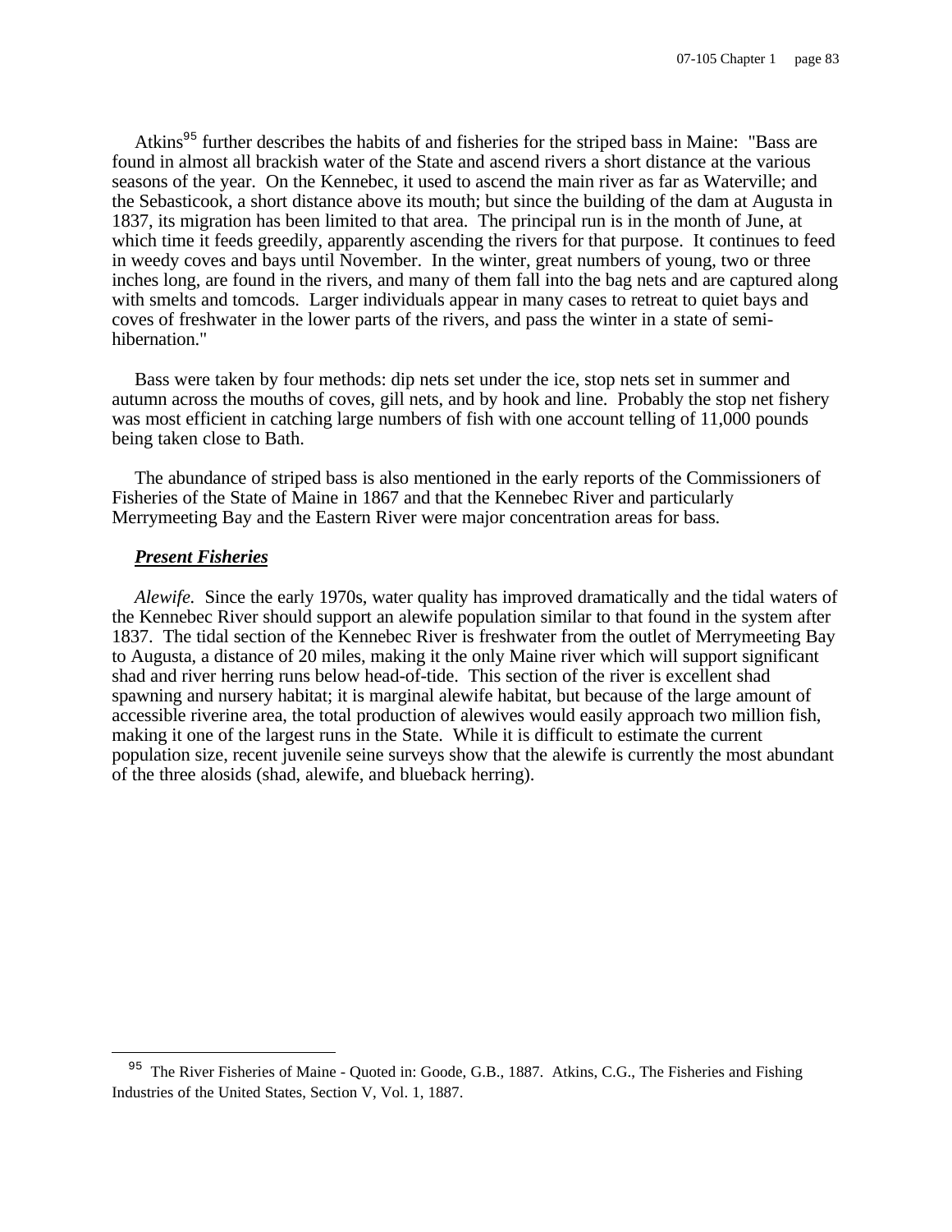Atkins[95] further describes the habits of and fisheries for the striped bass in Maine: "Bass are found in almost all brackish water of the State and ascend rivers a short distance at the various seasons of the year. On the Kennebec, it used to ascend the main river as far as Waterville; and the Sebasticook, a short distance above its mouth; but since the building of the dam at Augusta in 1837, its migration has been limited to that area. The principal run is in the month of June, at which time it feeds greedily, apparently ascending the rivers for that purpose. It continues to feed in weedy coves and bays until November. In the winter, great numbers of young, two or three inches long, are found in the rivers, and many of them fall into the bag nets and are captured along with smelts and tomcods. Larger individuals appear in many cases to retreat to quiet bays and coves of freshwater in the lower parts of the rivers, and pass the winter in a state of semi-hibernation."

Bass were taken by four methods: dip nets set under the ice, stop nets set in summer and autumn across the mouths of coves, gill nets, and by hook and line. Probably the stop net fishery was most efficient in catching large numbers of fish with one account telling of 11,000 pounds being taken close to Bath.

The abundance of striped bass is also mentioned in the early reports of the Commissioners of Fisheries of the State of Maine in 1867 and that the Kennebec River and particularly Merrymeeting Bay and the Eastern River were major concentration areas for bass.

***Present Fisheries***

*Alewife.* Since the early 1970s, water quality has improved dramatically and the tidal waters of the Kennebec River should support an alewife population similar to that found in the system after 1837. The tidal section of the Kennebec River is freshwater from the outlet of Merrymeeting Bay to Augusta, a distance of 20 miles, making it the only Maine river which will support significant shad and river herring runs below head-of-tide. This section of the river is excellent shad spawning and nursery habitat; it is marginal alewife habitat, but because of the large amount of accessible riverine area, the total production of alewives would easily approach two million fish, making it one of the largest runs in the State. While it is difficult to estimate the current population size, recent juvenile seine surveys show that the alewife is currently the most abundant of the three alosids (shad, alewife, and blueback herring).

---

[95] The River Fisheries of Maine - Quoted in: Goode, G.B., 1887. Atkins, C.G., The Fisheries and Fishing Industries of the United States, Section V, Vol. 1, 1887.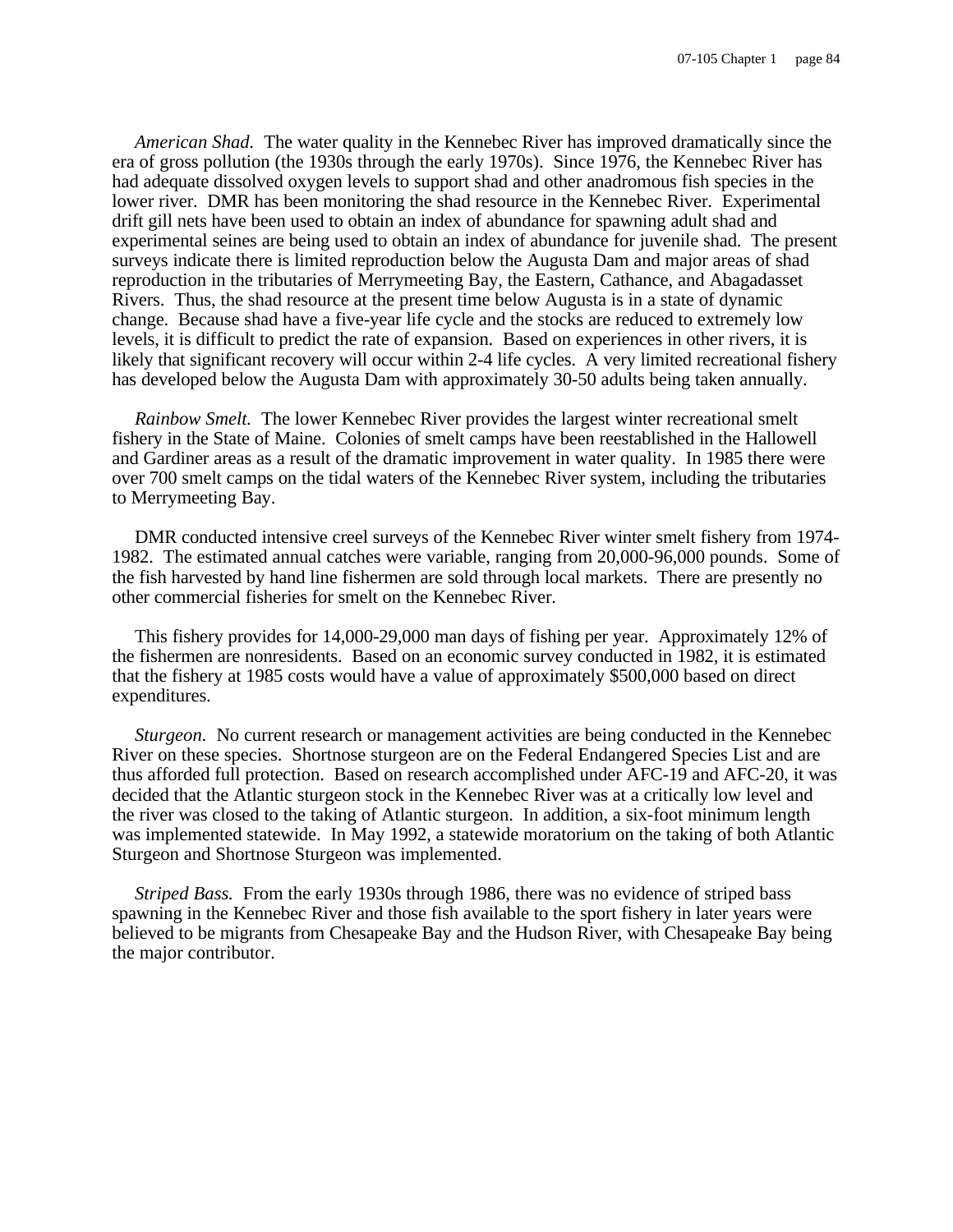*American Shad.* The water quality in the Kennebec River has improved dramatically since the era of gross pollution (the 1930s through the early 1970s). Since 1976, the Kennebec River has had adequate dissolved oxygen levels to support shad and other anadromous fish species in the lower river. DMR has been monitoring the shad resource in the Kennebec River. Experimental drift gill nets have been used to obtain an index of abundance for spawning adult shad and experimental seines are being used to obtain an index of abundance for juvenile shad. The present surveys indicate there is limited reproduction below the Augusta Dam and major areas of shad reproduction in the tributaries of Merrymeeting Bay, the Eastern, Cathance, and Abagadasset Rivers. Thus, the shad resource at the present time below Augusta is in a state of dynamic change. Because shad have a five-year life cycle and the stocks are reduced to extremely low levels, it is difficult to predict the rate of expansion. Based on experiences in other rivers, it is likely that significant recovery will occur within 2-4 life cycles. A very limited recreational fishery has developed below the Augusta Dam with approximately 30-50 adults being taken annually.

*Rainbow Smelt.* The lower Kennebec River provides the largest winter recreational smelt fishery in the State of Maine. Colonies of smelt camps have been reestablished in the Hallowell and Gardiner areas as a result of the dramatic improvement in water quality. In 1985 there were over 700 smelt camps on the tidal waters of the Kennebec River system, including the tributaries to Merrymeeting Bay.

DMR conducted intensive creel surveys of the Kennebec River winter smelt fishery from 1974-1982. The estimated annual catches were variable, ranging from 20,000-96,000 pounds. Some of the fish harvested by hand line fishermen are sold through local markets. There are presently no other commercial fisheries for smelt on the Kennebec River.

This fishery provides for 14,000-29,000 man days of fishing per year. Approximately 12% of the fishermen are nonresidents. Based on an economic survey conducted in 1982, it is estimated that the fishery at 1985 costs would have a value of approximately $500,000 based on direct expenditures.

*Sturgeon.* No current research or management activities are being conducted in the Kennebec River on these species. Shortnose sturgeon are on the Federal Endangered Species List and are thus afforded full protection. Based on research accomplished under AFC-19 and AFC-20, it was decided that the Atlantic sturgeon stock in the Kennebec River was at a critically low level and the river was closed to the taking of Atlantic sturgeon. In addition, a six-foot minimum length was implemented statewide. In May 1992, a statewide moratorium on the taking of both Atlantic Sturgeon and Shortnose Sturgeon was implemented.

*Striped Bass.* From the early 1930s through 1986, there was no evidence of striped bass spawning in the Kennebec River and those fish available to the sport fishery in later years were believed to be migrants from Chesapeake Bay and the Hudson River, with Chesapeake Bay being the major contributor.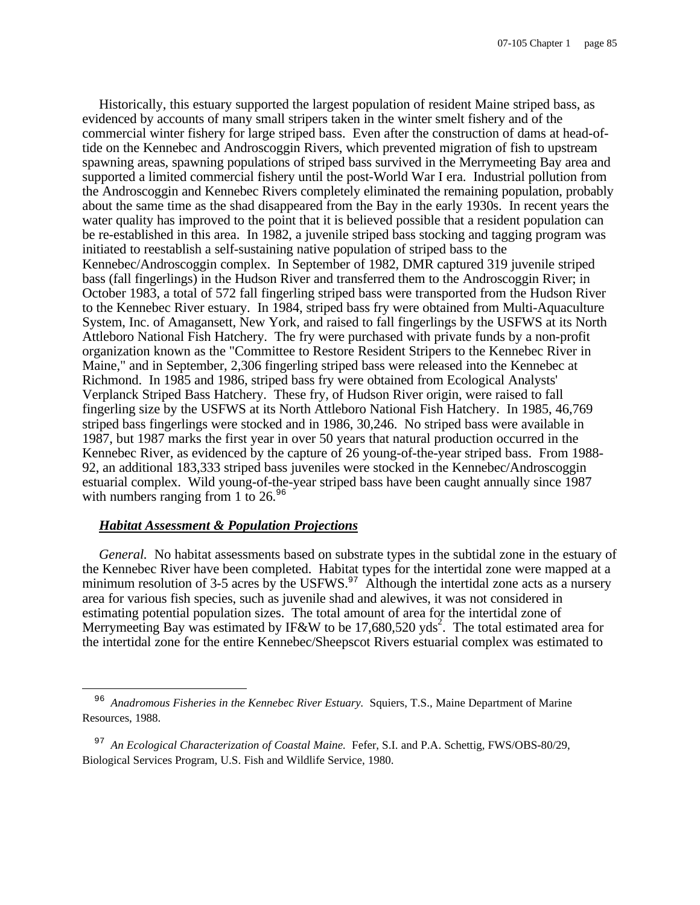Historically, this estuary supported the largest population of resident Maine striped bass, as evidenced by accounts of many small stripers taken in the winter smelt fishery and of the commercial winter fishery for large striped bass. Even after the construction of dams at head-of-tide on the Kennebec and Androscoggin Rivers, which prevented migration of fish to upstream spawning areas, spawning populations of striped bass survived in the Merrymeeting Bay area and supported a limited commercial fishery until the post-World War I era. Industrial pollution from the Androscoggin and Kennebec Rivers completely eliminated the remaining population, probably about the same time as the shad disappeared from the Bay in the early 1930s. In recent years the water quality has improved to the point that it is believed possible that a resident population can be re-established in this area. In 1982, a juvenile striped bass stocking and tagging program was initiated to reestablish a self-sustaining native population of striped bass to the Kennebec/Androscoggin complex. In September of 1982, DMR captured 319 juvenile striped bass (fall fingerlings) in the Hudson River and transferred them to the Androscoggin River; in October 1983, a total of 572 fall fingerling striped bass were transported from the Hudson River to the Kennebec River estuary. In 1984, striped bass fry were obtained from Multi-Aquaculture System, Inc. of Amagansett, New York, and raised to fall fingerlings by the USFWS at its North Attleboro National Fish Hatchery. The fry were purchased with private funds by a non-profit organization known as the "Committee to Restore Resident Stripers to the Kennebec River in Maine," and in September, 2,306 fingerling striped bass were released into the Kennebec at Richmond. In 1985 and 1986, striped bass fry were obtained from Ecological Analysts' Verplanck Striped Bass Hatchery. These fry, of Hudson River origin, were raised to fall fingerling size by the USFWS at its North Attleboro National Fish Hatchery. In 1985, 46,769 striped bass fingerlings were stocked and in 1986, 30,246. No striped bass were available in 1987, but 1987 marks the first year in over 50 years that natural production occurred in the Kennebec River, as evidenced by the capture of 26 young-of-the-year striped bass. From 1988-92, an additional 183,333 striped bass juveniles were stocked in the Kennebec/Androscoggin estuarial complex. Wild young-of-the-year striped bass have been caught annually since 1987 with numbers ranging from 1 to 26.[96]

### ***Habitat Assessment & Population Projections***

*General.* No habitat assessments based on substrate types in the subtidal zone in the estuary of the Kennebec River have been completed. Habitat types for the intertidal zone were mapped at a minimum resolution of 3-5 acres by the USFWS.[97] Although the intertidal zone acts as a nursery area for various fish species, such as juvenile shad and alewives, it was not considered in estimating potential population sizes. The total amount of area for the intertidal zone of Merrymeeting Bay was estimated by IF&W to be 17,680,520 yds$^2$. The total estimated area for the intertidal zone for the entire Kennebec/Sheepscot Rivers estuarial complex was estimated to

---

[96] *Anadromous Fisheries in the Kennebec River Estuary.* Squiers, T.S., Maine Department of Marine Resources, 1988.

[97] *An Ecological Characterization of Coastal Maine.* Fefer, S.I. and P.A. Schettig, FWS/OBS-80/29, Biological Services Program, U.S. Fish and Wildlife Service, 1980.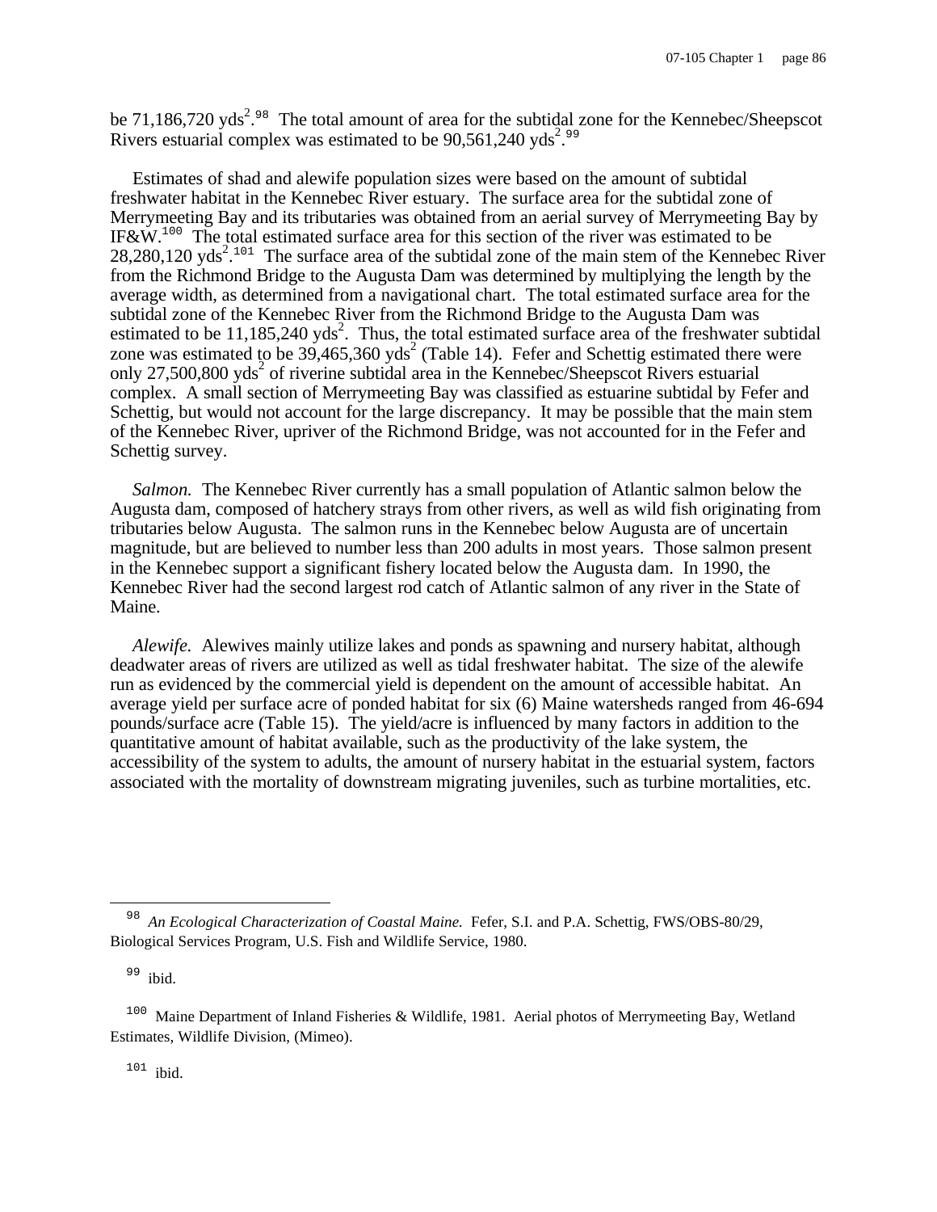be 71,186,720 $yds^2$.[98] The total amount of area for the subtidal zone for the Kennebec/Sheepscot Rivers estuarial complex was estimated to be 90,561,240 $yds^2$.[99]

Estimates of shad and alewife population sizes were based on the amount of subtidal freshwater habitat in the Kennebec River estuary. The surface area for the subtidal zone of Merrymeeting Bay and its tributaries was obtained from an aerial survey of Merrymeeting Bay by IF&W.[100] The total estimated surface area for this section of the river was estimated to be 28,280,120 $yds^2$.[101] The surface area of the subtidal zone of the main stem of the Kennebec River from the Richmond Bridge to the Augusta Dam was determined by multiplying the length by the average width, as determined from a navigational chart. The total estimated surface area for the subtidal zone of the Kennebec River from the Richmond Bridge to the Augusta Dam was estimated to be 11,185,240 $yds^2$. Thus, the total estimated surface area of the freshwater subtidal zone was estimated to be 39,465,360 $yds^2$ (Table 14). Fefer and Schettig estimated there were only 27,500,800 $yds^2$ of riverine subtidal area in the Kennebec/Sheepscot Rivers estuarial complex. A small section of Merrymeeting Bay was classified as estuarine subtidal by Fefer and Schettig, but would not account for the large discrepancy. It may be possible that the main stem of the Kennebec River, upriver of the Richmond Bridge, was not accounted for in the Fefer and Schettig survey.

*Salmon.* The Kennebec River currently has a small population of Atlantic salmon below the Augusta dam, composed of hatchery strays from other rivers, as well as wild fish originating from tributaries below Augusta. The salmon runs in the Kennebec below Augusta are of uncertain magnitude, but are believed to number less than 200 adults in most years. Those salmon present in the Kennebec support a significant fishery located below the Augusta dam. In 1990, the Kennebec River had the second largest rod catch of Atlantic salmon of any river in the State of Maine.

*Alewife.* Alewives mainly utilize lakes and ponds as spawning and nursery habitat, although deadwater areas of rivers are utilized as well as tidal freshwater habitat. The size of the alewife run as evidenced by the commercial yield is dependent on the amount of accessible habitat. An average yield per surface acre of ponded habitat for six (6) Maine watersheds ranged from 46-694 pounds/surface acre (Table 15). The yield/acre is influenced by many factors in addition to the quantitative amount of habitat available, such as the productivity of the lake system, the accessibility of the system to adults, the amount of nursery habitat in the estuarial system, factors associated with the mortality of downstream migrating juveniles, such as turbine mortalities, etc.

---

[98] *An Ecological Characterization of Coastal Maine.* Fefer, S.I. and P.A. Schettig, FWS/OBS-80/29, Biological Services Program, U.S. Fish and Wildlife Service, 1980.

[99] ibid.

[100] Maine Department of Inland Fisheries & Wildlife, 1981. Aerial photos of Merrymeeting Bay, Wetland Estimates, Wildlife Division, (Mimeo).

[101] ibid.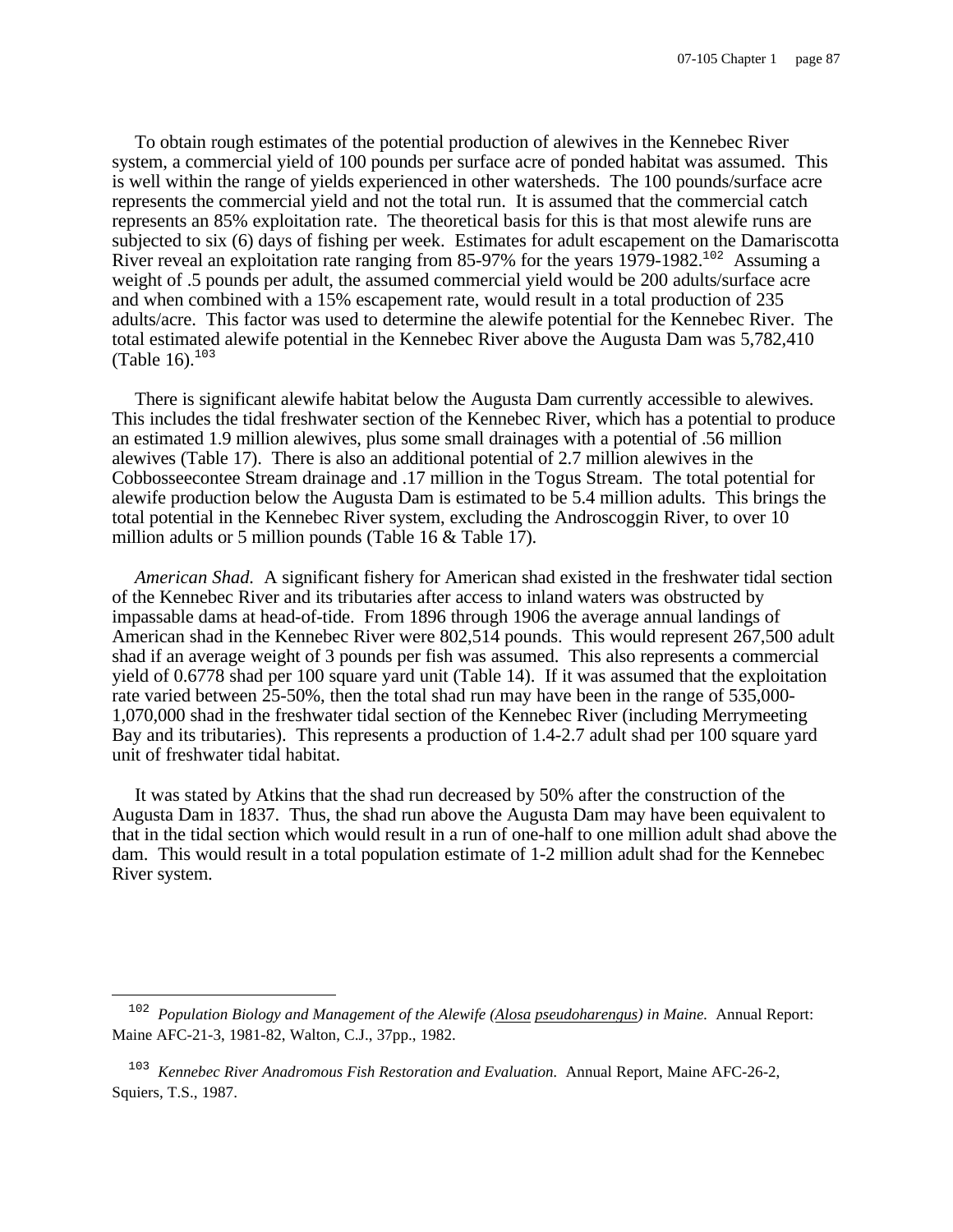To obtain rough estimates of the potential production of alewives in the Kennebec River system, a commercial yield of 100 pounds per surface acre of ponded habitat was assumed. This is well within the range of yields experienced in other watersheds. The 100 pounds/surface acre represents the commercial yield and not the total run. It is assumed that the commercial catch represents an 85% exploitation rate. The theoretical basis for this is that most alewife runs are subjected to six (6) days of fishing per week. Estimates for adult escapement on the Damariscotta River reveal an exploitation rate ranging from 85-97% for the years 1979-1982.[102] Assuming a weight of .5 pounds per adult, the assumed commercial yield would be 200 adults/surface acre and when combined with a 15% escapement rate, would result in a total production of 235 adults/acre. This factor was used to determine the alewife potential for the Kennebec River. The total estimated alewife potential in the Kennebec River above the Augusta Dam was 5,782,410 (Table 16).[103]

There is significant alewife habitat below the Augusta Dam currently accessible to alewives. This includes the tidal freshwater section of the Kennebec River, which has a potential to produce an estimated 1.9 million alewives, plus some small drainages with a potential of .56 million alewives (Table 17). There is also an additional potential of 2.7 million alewives in the Cobbosseecontee Stream drainage and .17 million in the Togus Stream. The total potential for alewife production below the Augusta Dam is estimated to be 5.4 million adults. This brings the total potential in the Kennebec River system, excluding the Androscoggin River, to over 10 million adults or 5 million pounds (Table 16 & Table 17).

*American Shad.* A significant fishery for American shad existed in the freshwater tidal section of the Kennebec River and its tributaries after access to inland waters was obstructed by impassable dams at head-of-tide. From 1896 through 1906 the average annual landings of American shad in the Kennebec River were 802,514 pounds. This would represent 267,500 adult shad if an average weight of 3 pounds per fish was assumed. This also represents a commercial yield of 0.6778 shad per 100 square yard unit (Table 14). If it was assumed that the exploitation rate varied between 25-50%, then the total shad run may have been in the range of 535,000-1,070,000 shad in the freshwater tidal section of the Kennebec River (including Merrymeeting Bay and its tributaries). This represents a production of 1.4-2.7 adult shad per 100 square yard unit of freshwater tidal habitat.

It was stated by Atkins that the shad run decreased by 50% after the construction of the Augusta Dam in 1837. Thus, the shad run above the Augusta Dam may have been equivalent to that in the tidal section which would result in a run of one-half to one million adult shad above the dam. This would result in a total population estimate of 1-2 million adult shad for the Kennebec River system.

---

[102] *Population Biology and Management of the Alewife (Alosa pseudoharengus) in Maine.* Annual Report: Maine AFC-21-3, 1981-82, Walton, C.J., 37pp., 1982.

[103] *Kennebec River Anadromous Fish Restoration and Evaluation.* Annual Report, Maine AFC-26-2, Squiers, T.S., 1987.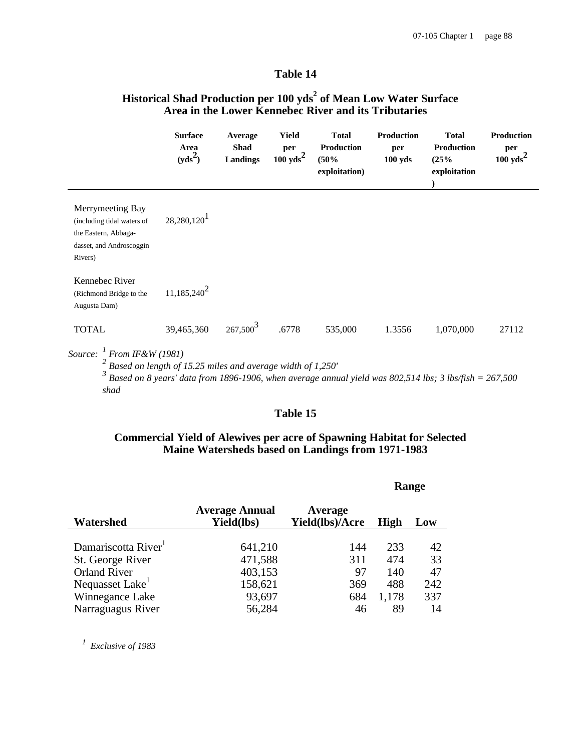## Table 14

### Historical Shad Production per 100 yds$^2$ of Mean Low Water Surface Area in the Lower Kennebec River and its Tributaries

| | Surface Area (yds$^2$) | Average Shad Landings | Yield per 100 yds$^2$ | Total Production (50% exploitation) | Production per 100 yds | Total Production (25% exploitation) | Production per 100 yds$^2$ |
|---|---|---|---|---|---|---|---|
| Merrymeeting Bay (including tidal waters of the Eastern, Abbagadasset, and Androscoggin Rivers) | 28,280,120[1] | | | | | | |
| Kennebec River (Richmond Bridge to the Augusta Dam) | 11,185,240[2] | | | | | | |
| TOTAL | 39,465,360 | 267,500[3] | .6778 | 535,000 | 1.3556 | 1,070,000 | 27112 |

*Source:* [1] *From IF&W (1981)*
[2] *Based on length of 15.25 miles and average width of 1,250'*
[3] *Based on 8 years' data from 1896-1906, when average annual yield was 802,514 lbs; 3 lbs/fish = 267,500 shad*

## Table 15

### Commercial Yield of Alewives per acre of Spawning Habitat for Selected Maine Watersheds based on Landings from 1971-1983

| Watershed | Average Annual Yield(lbs) | Average Yield(lbs)/Acre | Range High | Range Low |
|---|---|---|---|---|
| Damariscotta River[1] | 641,210 | 144 | 233 | 42 |
| St. George River | 471,588 | 311 | 474 | 33 |
| Orland River | 403,153 | 97 | 140 | 47 |
| Nequasset Lake[1] | 158,621 | 369 | 488 | 242 |
| Winnegance Lake | 93,697 | 684 | 1,178 | 337 |
| Narraguagus River | 56,284 | 46 | 89 | 14 |

[1] *Exclusive of 1983*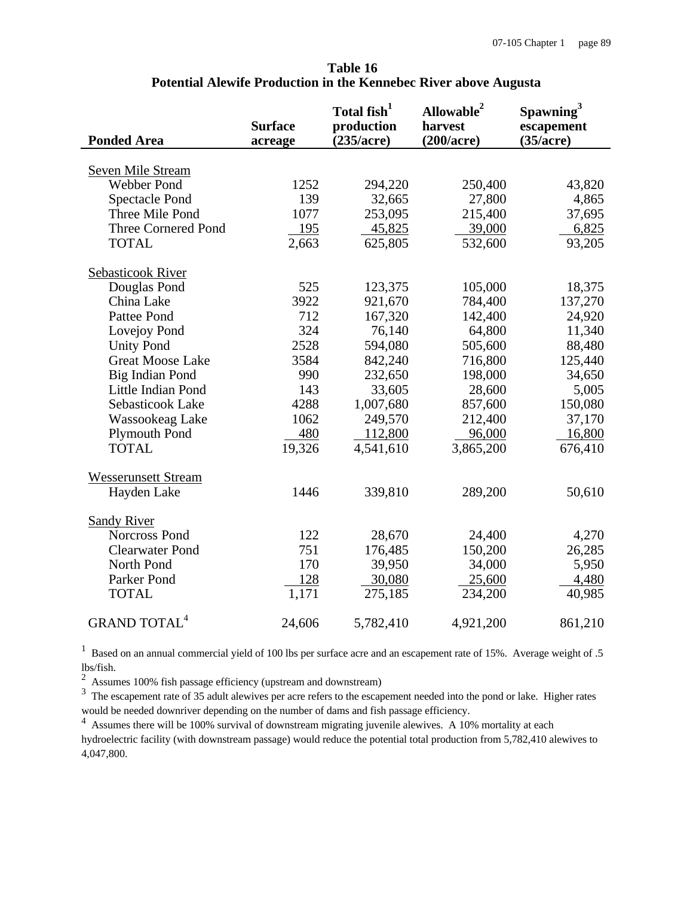**Table 16**
**Potential Alewife Production in the Kennebec River above Augusta**

| Ponded Area | Surface acreage | Total fish[1] production (235/acre) | Allowable[2] harvest (200/acre) | Spawning[3] escapement (35/acre) |
|---|---|---|---|---|
| Seven Mile Stream | | | | |
| Webber Pond | 1252 | 294,220 | 250,400 | 43,820 |
| Spectacle Pond | 139 | 32,665 | 27,800 | 4,865 |
| Three Mile Pond | 1077 | 253,095 | 215,400 | 37,695 |
| Three Cornered Pond | 195 | 45,825 | 39,000 | 6,825 |
| TOTAL | 2,663 | 625,805 | 532,600 | 93,205 |
| Sebasticook River | | | | |
| Douglas Pond | 525 | 123,375 | 105,000 | 18,375 |
| China Lake | 3922 | 921,670 | 784,400 | 137,270 |
| Pattee Pond | 712 | 167,320 | 142,400 | 24,920 |
| Lovejoy Pond | 324 | 76,140 | 64,800 | 11,340 |
| Unity Pond | 2528 | 594,080 | 505,600 | 88,480 |
| Great Moose Lake | 3584 | 842,240 | 716,800 | 125,440 |
| Big Indian Pond | 990 | 232,650 | 198,000 | 34,650 |
| Little Indian Pond | 143 | 33,605 | 28,600 | 5,005 |
| Sebasticook Lake | 4288 | 1,007,680 | 857,600 | 150,080 |
| Wassookeag Lake | 1062 | 249,570 | 212,400 | 37,170 |
| Plymouth Pond | 480 | 112,800 | 96,000 | 16,800 |
| TOTAL | 19,326 | 4,541,610 | 3,865,200 | 676,410 |
| Wesserunsett Stream | | | | |
| Hayden Lake | 1446 | 339,810 | 289,200 | 50,610 |
| Sandy River | | | | |
| Norcross Pond | 122 | 28,670 | 24,400 | 4,270 |
| Clearwater Pond | 751 | 176,485 | 150,200 | 26,285 |
| North Pond | 170 | 39,950 | 34,000 | 5,950 |
| Parker Pond | 128 | 30,080 | 25,600 | 4,480 |
| TOTAL | 1,171 | 275,185 | 234,200 | 40,985 |
| GRAND TOTAL[4] | 24,606 | 5,782,410 | 4,921,200 | 861,210 |

[1] Based on an annual commercial yield of 100 lbs per surface acre and an escapement rate of 15%. Average weight of .5 lbs/fish.

[2] Assumes 100% fish passage efficiency (upstream and downstream)

[3] The escapement rate of 35 adult alewives per acre refers to the escapement needed into the pond or lake. Higher rates would be needed downriver depending on the number of dams and fish passage efficiency.

[4] Assumes there will be 100% survival of downstream migrating juvenile alewives. A 10% mortality at each hydroelectric facility (with downstream passage) would reduce the potential total production from 5,782,410 alewives to 4,047,800.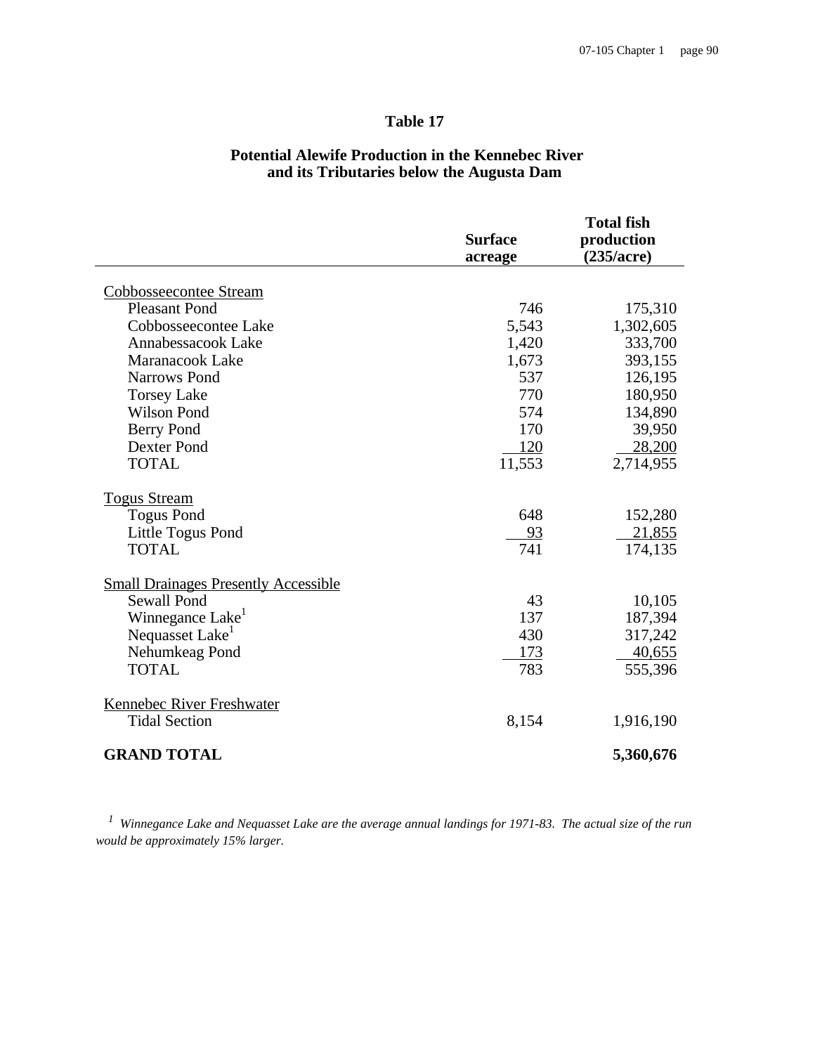## Table 17

### Potential Alewife Production in the Kennebec River and its Tributaries below the Augusta Dam

| | Surface acreage | Total fish production (235/acre) |
|---|---|---|
| Cobbosseecontee Stream | | |
| Pleasant Pond | 746 | 175,310 |
| Cobbosseecontee Lake | 5,543 | 1,302,605 |
| Annabessacook Lake | 1,420 | 333,700 |
| Maranacook Lake | 1,673 | 393,155 |
| Narrows Pond | 537 | 126,195 |
| Torsey Lake | 770 | 180,950 |
| Wilson Pond | 574 | 134,890 |
| Berry Pond | 170 | 39,950 |
| Dexter Pond | 120 | 28,200 |
| TOTAL | 11,553 | 2,714,955 |
| Togus Stream | | |
| Togus Pond | 648 | 152,280 |
| Little Togus Pond | 93 | 21,855 |
| TOTAL | 741 | 174,135 |
| Small Drainages Presently Accessible | | |
| Sewall Pond | 43 | 10,105 |
| Winnegance Lake[1] | 137 | 187,394 |
| Nequasset Lake[1] | 430 | 317,242 |
| Nehumkeag Pond | 173 | 40,655 |
| TOTAL | 783 | 555,396 |
| Kennebec River Freshwater | | |
| Tidal Section | 8,154 | 1,916,190 |
| **GRAND TOTAL** | | **5,360,676** |

*[1] Winnegance Lake and Nequasset Lake are the average annual landings for 1971-83. The actual size of the run would be approximately 15% larger.*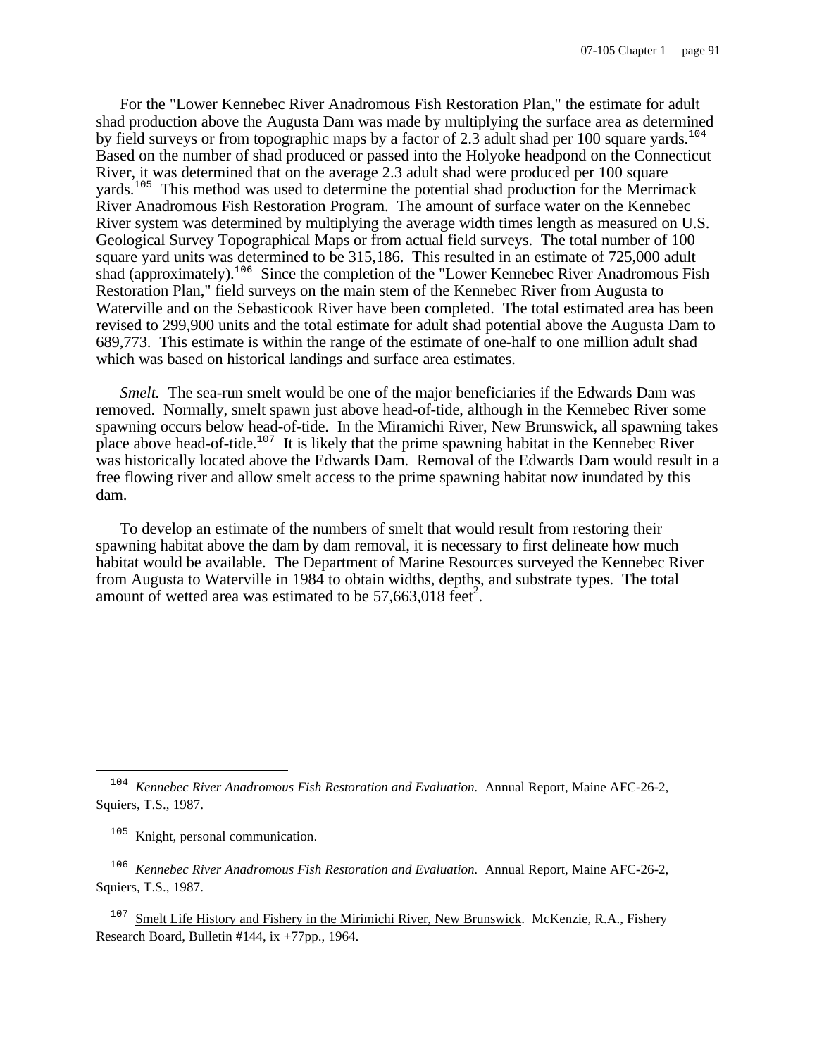For the "Lower Kennebec River Anadromous Fish Restoration Plan," the estimate for adult shad production above the Augusta Dam was made by multiplying the surface area as determined by field surveys or from topographic maps by a factor of 2.3 adult shad per 100 square yards.[104] Based on the number of shad produced or passed into the Holyoke headpond on the Connecticut River, it was determined that on the average 2.3 adult shad were produced per 100 square yards.[105] This method was used to determine the potential shad production for the Merrimack River Anadromous Fish Restoration Program. The amount of surface water on the Kennebec River system was determined by multiplying the average width times length as measured on U.S. Geological Survey Topographical Maps or from actual field surveys. The total number of 100 square yard units was determined to be 315,186. This resulted in an estimate of 725,000 adult shad (approximately).[106] Since the completion of the "Lower Kennebec River Anadromous Fish Restoration Plan," field surveys on the main stem of the Kennebec River from Augusta to Waterville and on the Sebasticook River have been completed. The total estimated area has been revised to 299,900 units and the total estimate for adult shad potential above the Augusta Dam to 689,773. This estimate is within the range of the estimate of one-half to one million adult shad which was based on historical landings and surface area estimates.

*Smelt.* The sea-run smelt would be one of the major beneficiaries if the Edwards Dam was removed. Normally, smelt spawn just above head-of-tide, although in the Kennebec River some spawning occurs below head-of-tide. In the Miramichi River, New Brunswick, all spawning takes place above head-of-tide.[107] It is likely that the prime spawning habitat in the Kennebec River was historically located above the Edwards Dam. Removal of the Edwards Dam would result in a free flowing river and allow smelt access to the prime spawning habitat now inundated by this dam.

To develop an estimate of the numbers of smelt that would result from restoring their spawning habitat above the dam by dam removal, it is necessary to first delineate how much habitat would be available. The Department of Marine Resources surveyed the Kennebec River from Augusta to Waterville in 1984 to obtain widths, depths, and substrate types. The total amount of wetted area was estimated to be 57,663,018 $feet^2$.

---

[104] *Kennebec River Anadromous Fish Restoration and Evaluation.* Annual Report, Maine AFC-26-2, Squiers, T.S., 1987.

[105] Knight, personal communication.

[106] *Kennebec River Anadromous Fish Restoration and Evaluation.* Annual Report, Maine AFC-26-2, Squiers, T.S., 1987.

[107] Smelt Life History and Fishery in the Mirimichi River, New Brunswick. McKenzie, R.A., Fishery Research Board, Bulletin #144, ix +77pp., 1964.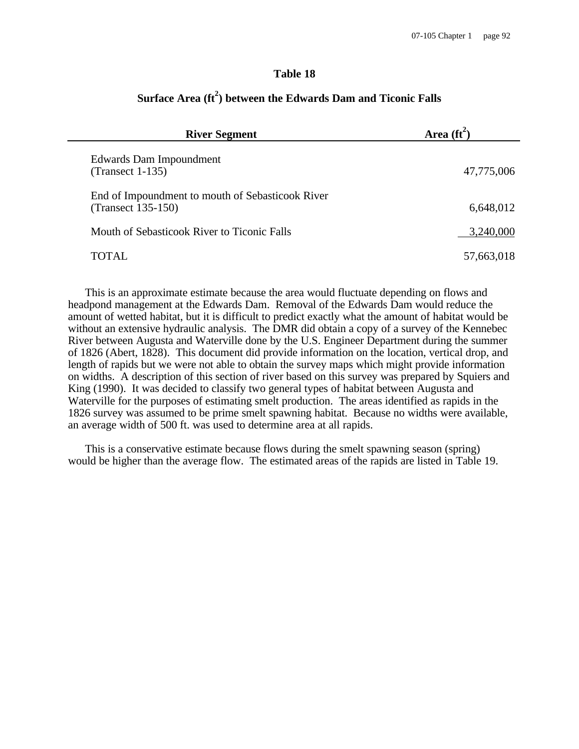**Table 18**

**Surface Area ($ft^2$) between the Edwards Dam and Ticonic Falls**

| River Segment | Area ($ft^2$) |
|---|---|
| Edwards Dam Impoundment (Transect 1-135) | 47,775,006 |
| End of Impoundment to mouth of Sebasticook River (Transect 135-150) | 6,648,012 |
| Mouth of Sebasticook River to Ticonic Falls | 3,240,000 |
| TOTAL | 57,663,018 |

This is an approximate estimate because the area would fluctuate depending on flows and headpond management at the Edwards Dam. Removal of the Edwards Dam would reduce the amount of wetted habitat, but it is difficult to predict exactly what the amount of habitat would be without an extensive hydraulic analysis. The DMR did obtain a copy of a survey of the Kennebec River between Augusta and Waterville done by the U.S. Engineer Department during the summer of 1826 (Abert, 1828). This document did provide information on the location, vertical drop, and length of rapids but we were not able to obtain the survey maps which might provide information on widths. A description of this section of river based on this survey was prepared by Squiers and King (1990). It was decided to classify two general types of habitat between Augusta and Waterville for the purposes of estimating smelt production. The areas identified as rapids in the 1826 survey was assumed to be prime smelt spawning habitat. Because no widths were available, an average width of 500 ft. was used to determine area at all rapids.

This is a conservative estimate because flows during the smelt spawning season (spring) would be higher than the average flow. The estimated areas of the rapids are listed in Table 19.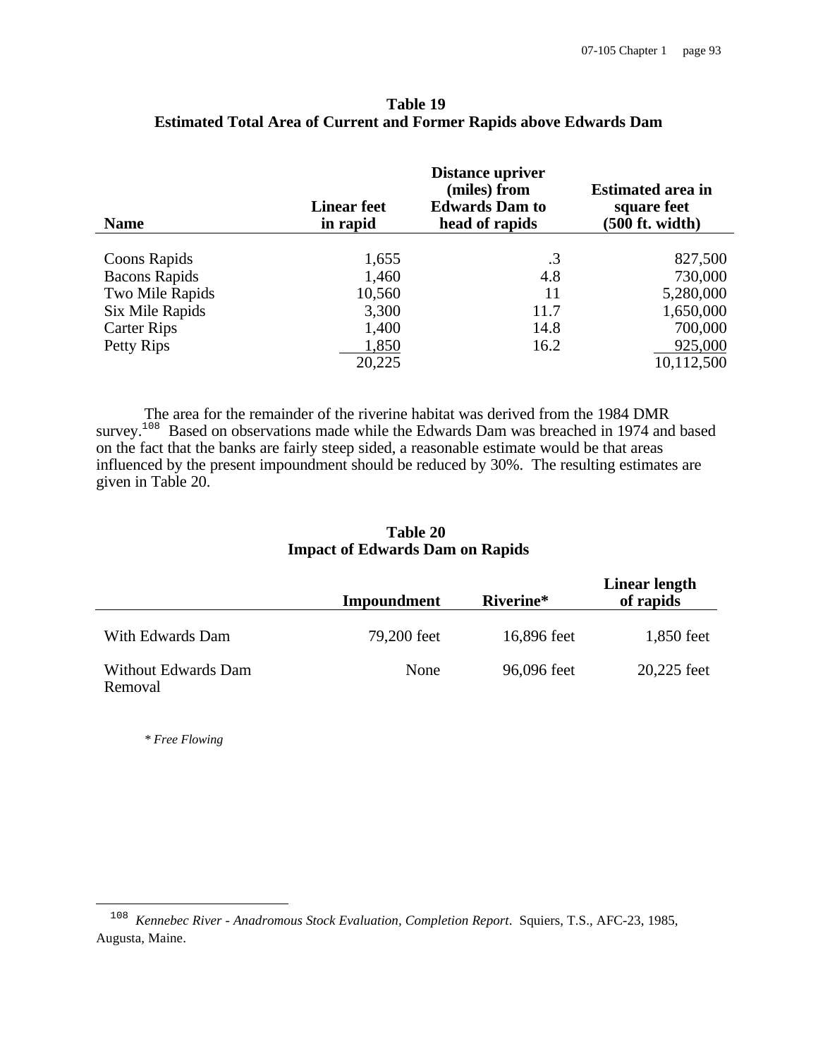**Table 19**
**Estimated Total Area of Current and Former Rapids above Edwards Dam**

| Name | Linear feet in rapid | Distance upriver (miles) from Edwards Dam to head of rapids | Estimated area in square feet (500 ft. width) |
|---|---|---|---|
| Coons Rapids | 1,655 | .3 | 827,500 |
| Bacons Rapids | 1,460 | 4.8 | 730,000 |
| Two Mile Rapids | 10,560 | 11 | 5,280,000 |
| Six Mile Rapids | 3,300 | 11.7 | 1,650,000 |
| Carter Rips | 1,400 | 14.8 | 700,000 |
| Petty Rips | 1,850 | 16.2 | 925,000 |
| | 20,225 | | 10,112,500 |

The area for the remainder of the riverine habitat was derived from the 1984 DMR survey.[108] Based on observations made while the Edwards Dam was breached in 1974 and based on the fact that the banks are fairly steep sided, a reasonable estimate would be that areas influenced by the present impoundment should be reduced by 30%. The resulting estimates are given in Table 20.

**Table 20**
**Impact of Edwards Dam on Rapids**

| | Impoundment | Riverine* | Linear length of rapids |
|---|---|---|---|
| With Edwards Dam | 79,200 feet | 16,896 feet | 1,850 feet |
| Without Edwards Dam Removal | None | 96,096 feet | 20,225 feet |

*\* Free Flowing*

---

[108] *Kennebec River - Anadromous Stock Evaluation, Completion Report*. Squiers, T.S., AFC-23, 1985, Augusta, Maine.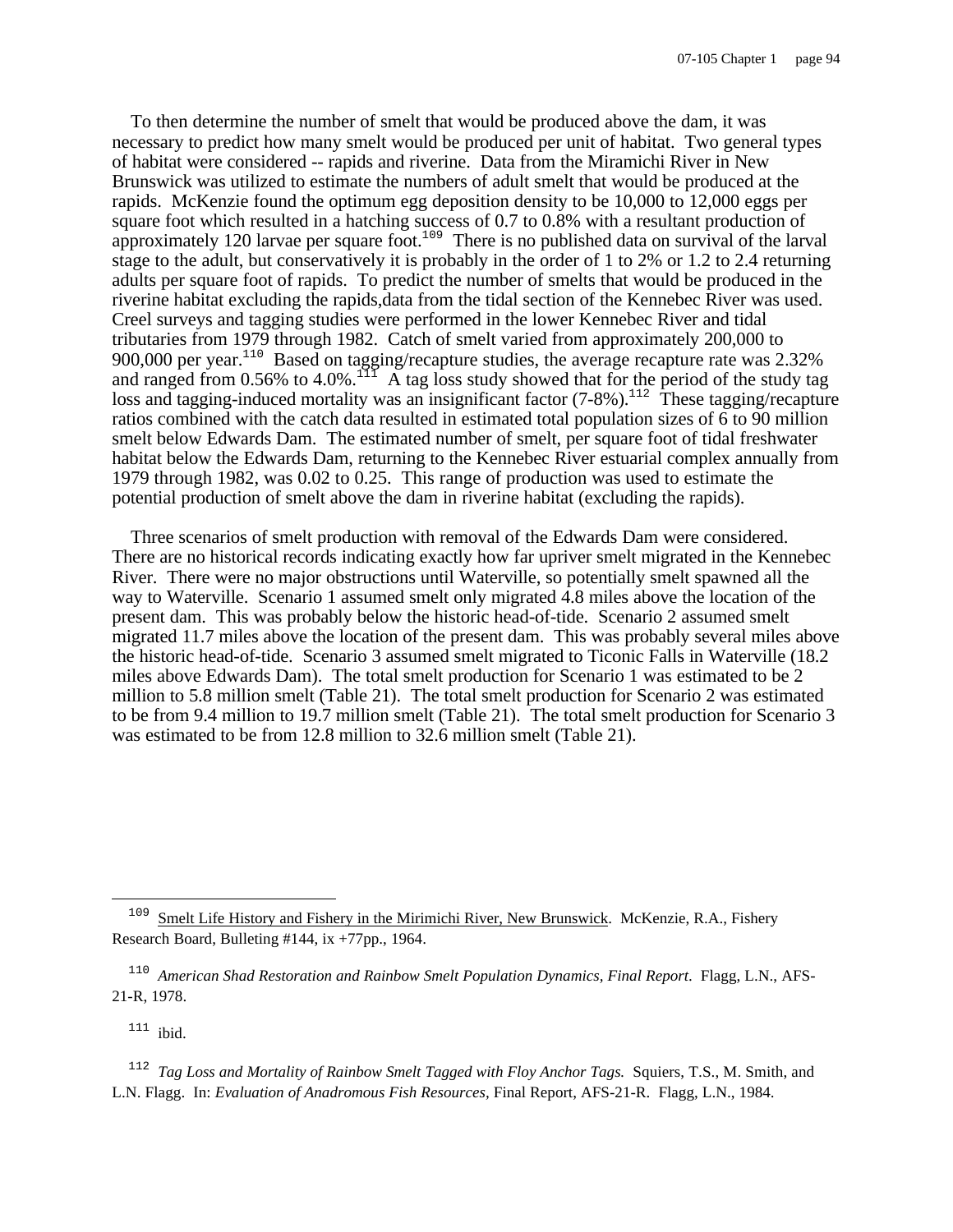To then determine the number of smelt that would be produced above the dam, it was necessary to predict how many smelt would be produced per unit of habitat. Two general types of habitat were considered -- rapids and riverine. Data from the Miramichi River in New Brunswick was utilized to estimate the numbers of adult smelt that would be produced at the rapids. McKenzie found the optimum egg deposition density to be 10,000 to 12,000 eggs per square foot which resulted in a hatching success of 0.7 to 0.8% with a resultant production of approximately 120 larvae per square foot.[109] There is no published data on survival of the larval stage to the adult, but conservatively it is probably in the order of 1 to 2% or 1.2 to 2.4 returning adults per square foot of rapids. To predict the number of smelts that would be produced in the riverine habitat excluding the rapids,data from the tidal section of the Kennebec River was used. Creel surveys and tagging studies were performed in the lower Kennebec River and tidal tributaries from 1979 through 1982. Catch of smelt varied from approximately 200,000 to 900,000 per year.[110] Based on tagging/recapture studies, the average recapture rate was 2.32% and ranged from 0.56% to 4.0%.[111] A tag loss study showed that for the period of the study tag loss and tagging-induced mortality was an insignificant factor (7-8%).[112] These tagging/recapture ratios combined with the catch data resulted in estimated total population sizes of 6 to 90 million smelt below Edwards Dam. The estimated number of smelt, per square foot of tidal freshwater habitat below the Edwards Dam, returning to the Kennebec River estuarial complex annually from 1979 through 1982, was 0.02 to 0.25. This range of production was used to estimate the potential production of smelt above the dam in riverine habitat (excluding the rapids).

Three scenarios of smelt production with removal of the Edwards Dam were considered. There are no historical records indicating exactly how far upriver smelt migrated in the Kennebec River. There were no major obstructions until Waterville, so potentially smelt spawned all the way to Waterville. Scenario 1 assumed smelt only migrated 4.8 miles above the location of the present dam. This was probably below the historic head-of-tide. Scenario 2 assumed smelt migrated 11.7 miles above the location of the present dam. This was probably several miles above the historic head-of-tide. Scenario 3 assumed smelt migrated to Ticonic Falls in Waterville (18.2 miles above Edwards Dam). The total smelt production for Scenario 1 was estimated to be 2 million to 5.8 million smelt (Table 21). The total smelt production for Scenario 2 was estimated to be from 9.4 million to 19.7 million smelt (Table 21). The total smelt production for Scenario 3 was estimated to be from 12.8 million to 32.6 million smelt (Table 21).

---

[109] Smelt Life History and Fishery in the Mirimichi River, New Brunswick. McKenzie, R.A., Fishery Research Board, Bulleting #144, ix +77pp., 1964.

[110] *American Shad Restoration and Rainbow Smelt Population Dynamics, Final Report.* Flagg, L.N., AFS-21-R, 1978.

[111] ibid.

[112] *Tag Loss and Mortality of Rainbow Smelt Tagged with Floy Anchor Tags.* Squiers, T.S., M. Smith, and L.N. Flagg. In: *Evaluation of Anadromous Fish Resources,* Final Report, AFS-21-R. Flagg, L.N., 1984.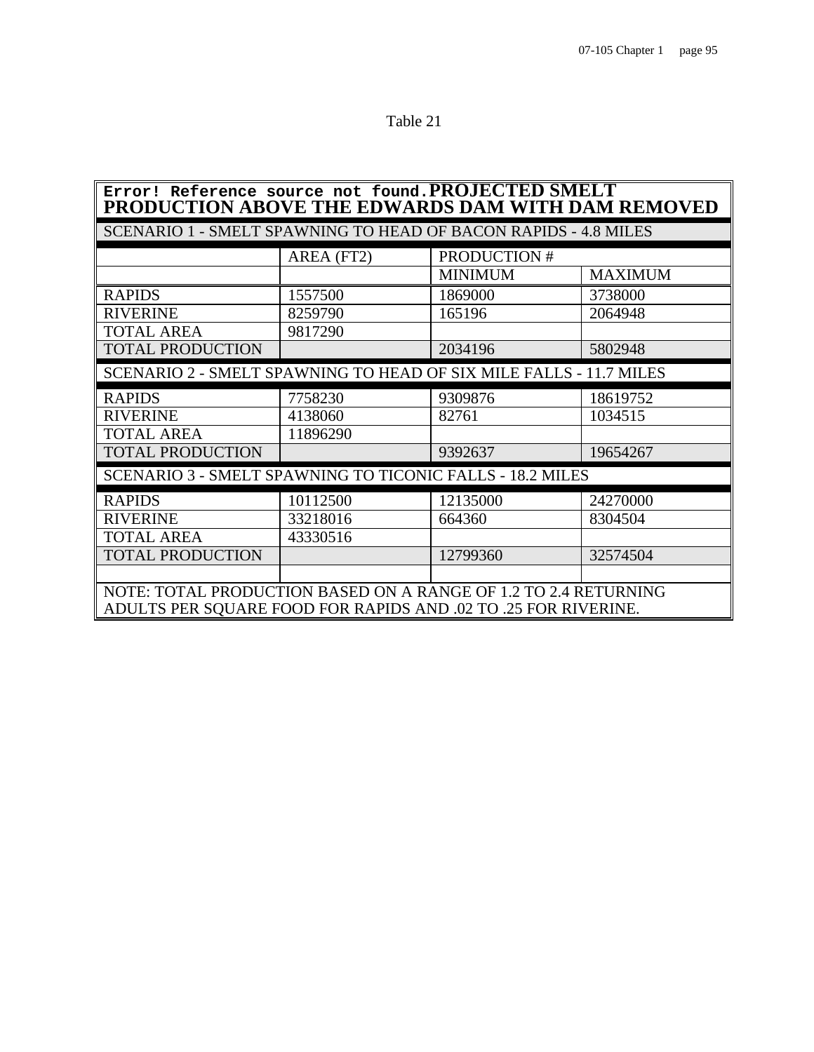Table 21

| Error! Reference source not found.PROJECTED SMELT PRODUCTION ABOVE THE EDWARDS DAM WITH DAM REMOVED | | | |
|---|---|---|---|
| SCENARIO 1 - SMELT SPAWNING TO HEAD OF BACON RAPIDS - 4.8 MILES | | | |
| | AREA (FT2) | PRODUCTION # | |
| | | MINIMUM | MAXIMUM |
| RAPIDS | 1557500 | 1869000 | 3738000 |
| RIVERINE | 8259790 | 165196 | 2064948 |
| TOTAL AREA | 9817290 | | |
| TOTAL PRODUCTION | | 2034196 | 5802948 |
| SCENARIO 2 - SMELT SPAWNING TO HEAD OF SIX MILE FALLS - 11.7 MILES | | | |
| RAPIDS | 7758230 | 9309876 | 18619752 |
| RIVERINE | 4138060 | 82761 | 1034515 |
| TOTAL AREA | 11896290 | | |
| TOTAL PRODUCTION | | 9392637 | 19654267 |
| SCENARIO 3 - SMELT SPAWNING TO TICONIC FALLS - 18.2 MILES | | | |
| RAPIDS | 10112500 | 12135000 | 24270000 |
| RIVERINE | 33218016 | 664360 | 8304504 |
| TOTAL AREA | 43330516 | | |
| TOTAL PRODUCTION | | 12799360 | 32574504 |
| | | | |
| NOTE: TOTAL PRODUCTION BASED ON A RANGE OF 1.2 TO 2.4 RETURNING ADULTS PER SQUARE FOOD FOR RAPIDS AND .02 TO .25 FOR RIVERINE. | | | |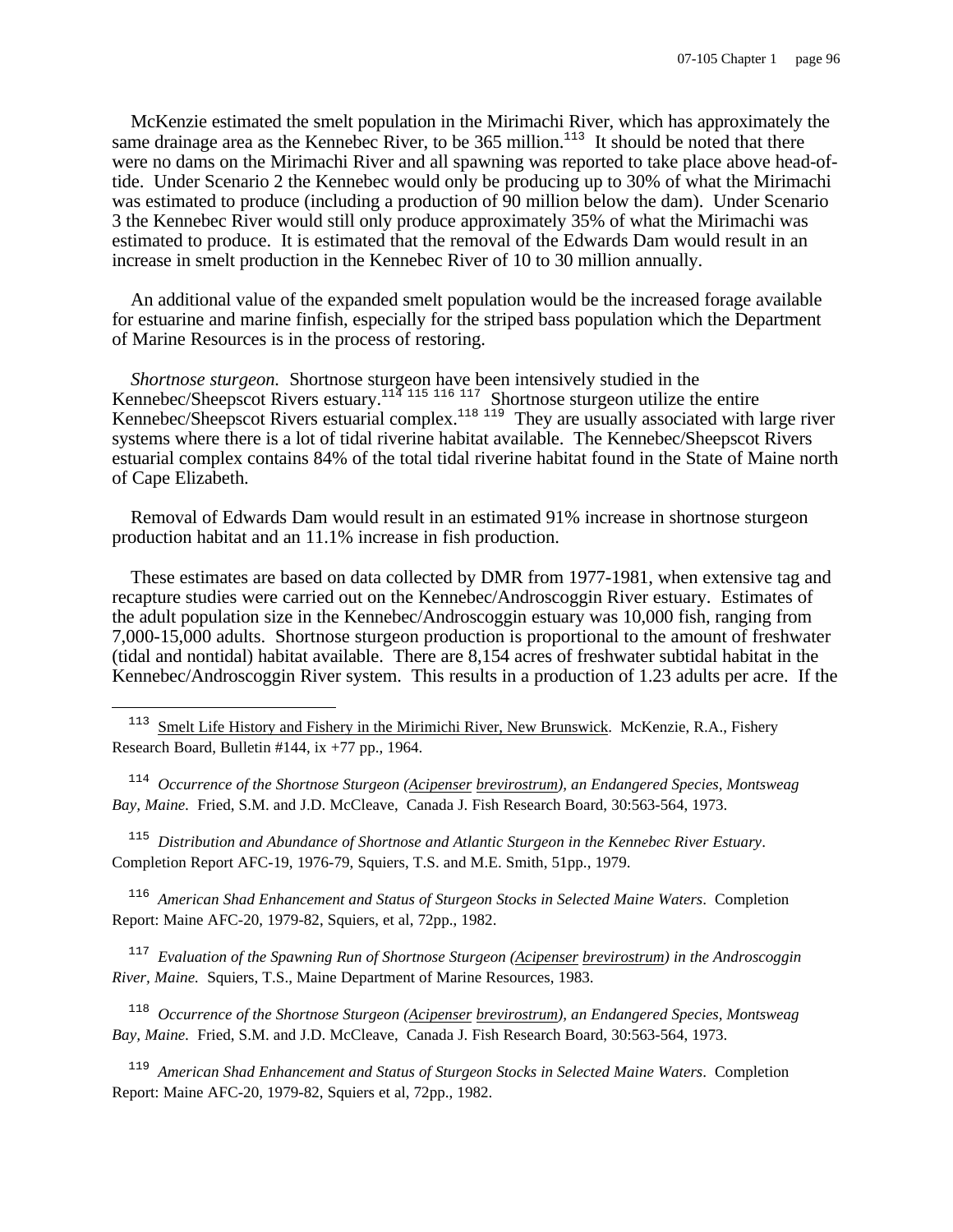McKenzie estimated the smelt population in the Mirimachi River, which has approximately the same drainage area as the Kennebec River, to be 365 million.[113] It should be noted that there were no dams on the Mirimachi River and all spawning was reported to take place above head-of-tide. Under Scenario 2 the Kennebec would only be producing up to 30% of what the Mirimachi was estimated to produce (including a production of 90 million below the dam). Under Scenario 3 the Kennebec River would still only produce approximately 35% of what the Mirimachi was estimated to produce. It is estimated that the removal of the Edwards Dam would result in an increase in smelt production in the Kennebec River of 10 to 30 million annually.

An additional value of the expanded smelt population would be the increased forage available for estuarine and marine finfish, especially for the striped bass population which the Department of Marine Resources is in the process of restoring.

*Shortnose sturgeon.* Shortnose sturgeon have been intensively studied in the Kennebec/Sheepscot Rivers estuary.[114] [115] [116] [117] Shortnose sturgeon utilize the entire Kennebec/Sheepscot Rivers estuarial complex.[118] [119] They are usually associated with large river systems where there is a lot of tidal riverine habitat available. The Kennebec/Sheepscot Rivers estuarial complex contains 84% of the total tidal riverine habitat found in the State of Maine north of Cape Elizabeth.

Removal of Edwards Dam would result in an estimated 91% increase in shortnose sturgeon production habitat and an 11.1% increase in fish production.

These estimates are based on data collected by DMR from 1977-1981, when extensive tag and recapture studies were carried out on the Kennebec/Androscoggin River estuary. Estimates of the adult population size in the Kennebec/Androscoggin estuary was 10,000 fish, ranging from 7,000-15,000 adults. Shortnose sturgeon production is proportional to the amount of freshwater (tidal and nontidal) habitat available. There are 8,154 acres of freshwater subtidal habitat in the Kennebec/Androscoggin River system. This results in a production of 1.23 adults per acre. If the

---

[113] Smelt Life History and Fishery in the Mirimichi River, New Brunswick. McKenzie, R.A., Fishery Research Board, Bulletin #144, ix +77 pp., 1964.

[114] *Occurrence of the Shortnose Sturgeon (Acipenser brevirostrum), an Endangered Species, Montsweag Bay, Maine.* Fried, S.M. and J.D. McCleave, Canada J. Fish Research Board, 30:563-564, 1973.

[115] *Distribution and Abundance of Shortnose and Atlantic Sturgeon in the Kennebec River Estuary*. Completion Report AFC-19, 1976-79, Squiers, T.S. and M.E. Smith, 51pp., 1979.

[116] *American Shad Enhancement and Status of Sturgeon Stocks in Selected Maine Waters*. Completion Report: Maine AFC-20, 1979-82, Squiers, et al, 72pp., 1982.

[117] *Evaluation of the Spawning Run of Shortnose Sturgeon (Acipenser brevirostrum) in the Androscoggin River, Maine.* Squiers, T.S., Maine Department of Marine Resources, 1983.

[118] *Occurrence of the Shortnose Sturgeon (Acipenser brevirostrum), an Endangered Species, Montsweag Bay, Maine.* Fried, S.M. and J.D. McCleave, Canada J. Fish Research Board, 30:563-564, 1973.

[119] *American Shad Enhancement and Status of Sturgeon Stocks in Selected Maine Waters*. Completion Report: Maine AFC-20, 1979-82, Squiers et al, 72pp., 1982.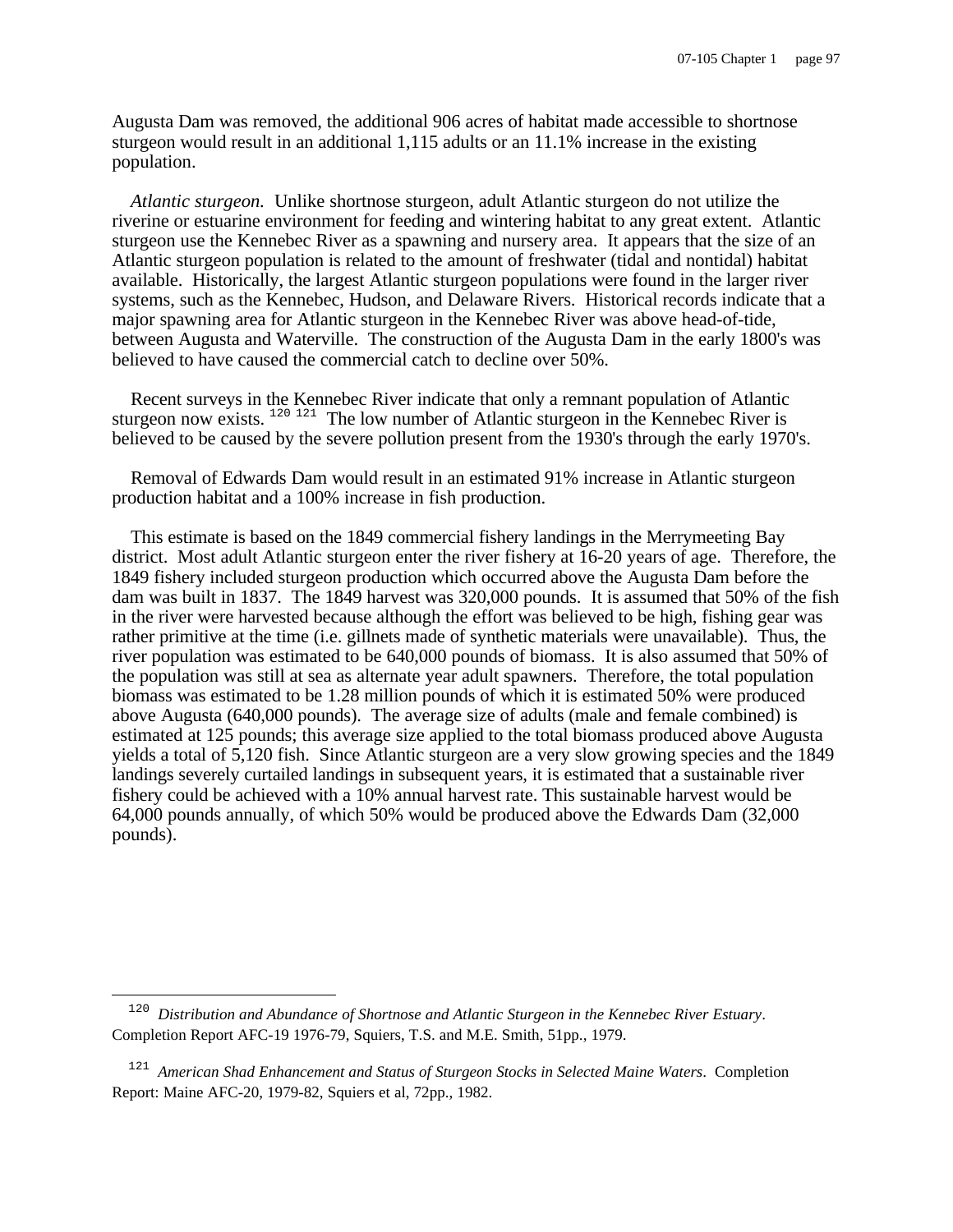Augusta Dam was removed, the additional 906 acres of habitat made accessible to shortnose sturgeon would result in an additional 1,115 adults or an 11.1% increase in the existing population.

*Atlantic sturgeon.* Unlike shortnose sturgeon, adult Atlantic sturgeon do not utilize the riverine or estuarine environment for feeding and wintering habitat to any great extent. Atlantic sturgeon use the Kennebec River as a spawning and nursery area. It appears that the size of an Atlantic sturgeon population is related to the amount of freshwater (tidal and nontidal) habitat available. Historically, the largest Atlantic sturgeon populations were found in the larger river systems, such as the Kennebec, Hudson, and Delaware Rivers. Historical records indicate that a major spawning area for Atlantic sturgeon in the Kennebec River was above head-of-tide, between Augusta and Waterville. The construction of the Augusta Dam in the early 1800's was believed to have caused the commercial catch to decline over 50%.

Recent surveys in the Kennebec River indicate that only a remnant population of Atlantic sturgeon now exists. [120] [121] The low number of Atlantic sturgeon in the Kennebec River is believed to be caused by the severe pollution present from the 1930's through the early 1970's.

Removal of Edwards Dam would result in an estimated 91% increase in Atlantic sturgeon production habitat and a 100% increase in fish production.

This estimate is based on the 1849 commercial fishery landings in the Merrymeeting Bay district. Most adult Atlantic sturgeon enter the river fishery at 16-20 years of age. Therefore, the 1849 fishery included sturgeon production which occurred above the Augusta Dam before the dam was built in 1837. The 1849 harvest was 320,000 pounds. It is assumed that 50% of the fish in the river were harvested because although the effort was believed to be high, fishing gear was rather primitive at the time (i.e. gillnets made of synthetic materials were unavailable). Thus, the river population was estimated to be 640,000 pounds of biomass. It is also assumed that 50% of the population was still at sea as alternate year adult spawners. Therefore, the total population biomass was estimated to be 1.28 million pounds of which it is estimated 50% were produced above Augusta (640,000 pounds). The average size of adults (male and female combined) is estimated at 125 pounds; this average size applied to the total biomass produced above Augusta yields a total of 5,120 fish. Since Atlantic sturgeon are a very slow growing species and the 1849 landings severely curtailed landings in subsequent years, it is estimated that a sustainable river fishery could be achieved with a 10% annual harvest rate. This sustainable harvest would be 64,000 pounds annually, of which 50% would be produced above the Edwards Dam (32,000 pounds).

---

[120] *Distribution and Abundance of Shortnose and Atlantic Sturgeon in the Kennebec River Estuary*. Completion Report AFC-19 1976-79, Squiers, T.S. and M.E. Smith, 51pp., 1979.

[121] *American Shad Enhancement and Status of Sturgeon Stocks in Selected Maine Waters*. Completion Report: Maine AFC-20, 1979-82, Squiers et al, 72pp., 1982.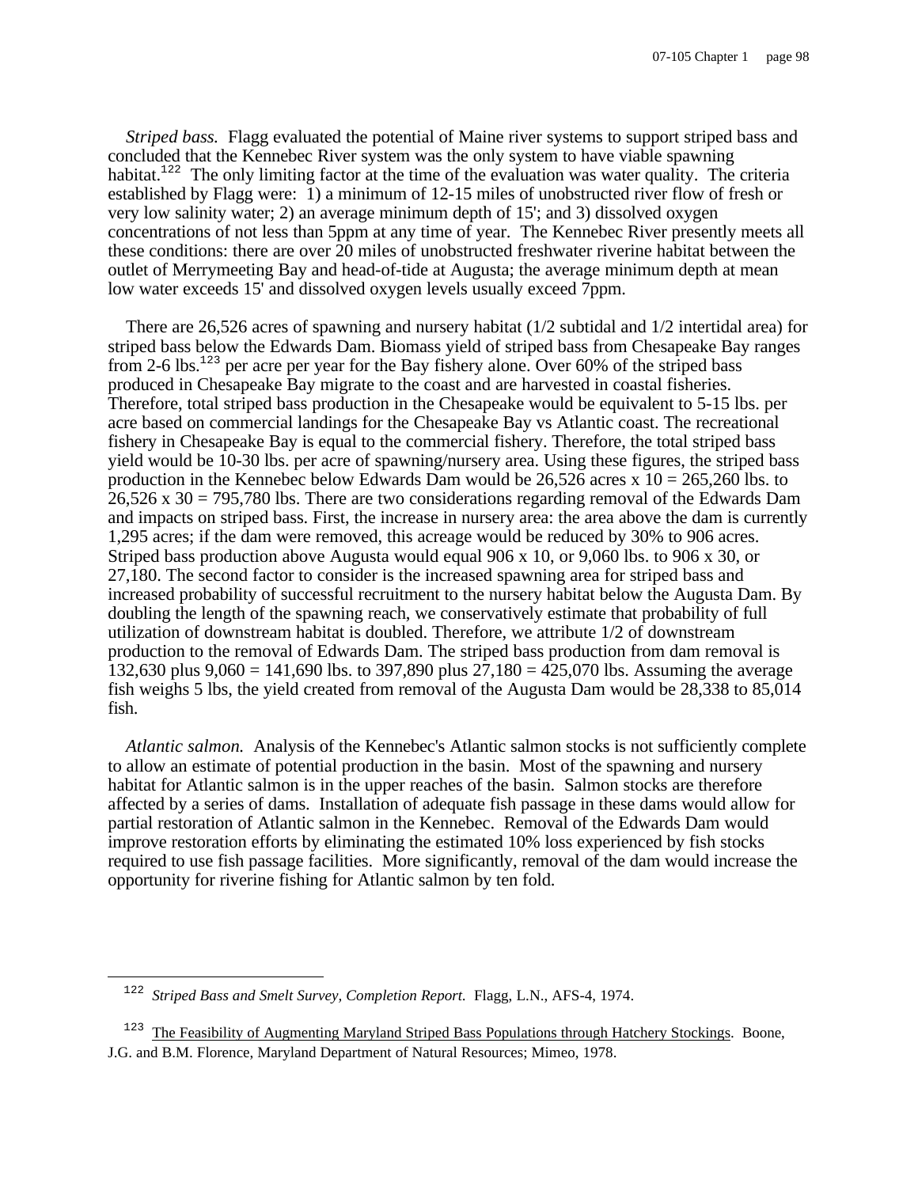*Striped bass.* Flagg evaluated the potential of Maine river systems to support striped bass and concluded that the Kennebec River system was the only system to have viable spawning habitat.[122] The only limiting factor at the time of the evaluation was water quality. The criteria established by Flagg were: 1) a minimum of 12-15 miles of unobstructed river flow of fresh or very low salinity water; 2) an average minimum depth of 15'; and 3) dissolved oxygen concentrations of not less than 5ppm at any time of year. The Kennebec River presently meets all these conditions: there are over 20 miles of unobstructed freshwater riverine habitat between the outlet of Merrymeeting Bay and head-of-tide at Augusta; the average minimum depth at mean low water exceeds 15' and dissolved oxygen levels usually exceed 7ppm.

There are 26,526 acres of spawning and nursery habitat (1/2 subtidal and 1/2 intertidal area) for striped bass below the Edwards Dam. Biomass yield of striped bass from Chesapeake Bay ranges from 2-6 lbs.[123] per acre per year for the Bay fishery alone. Over 60% of the striped bass produced in Chesapeake Bay migrate to the coast and are harvested in coastal fisheries. Therefore, total striped bass production in the Chesapeake would be equivalent to 5-15 lbs. per acre based on commercial landings for the Chesapeake Bay vs Atlantic coast. The recreational fishery in Chesapeake Bay is equal to the commercial fishery. Therefore, the total striped bass yield would be 10-30 lbs. per acre of spawning/nursery area. Using these figures, the striped bass production in the Kennebec below Edwards Dam would be 26,526 acres x 10 = 265,260 lbs. to 26,526 x 30 = 795,780 lbs. There are two considerations regarding removal of the Edwards Dam and impacts on striped bass. First, the increase in nursery area: the area above the dam is currently 1,295 acres; if the dam were removed, this acreage would be reduced by 30% to 906 acres. Striped bass production above Augusta would equal 906 x 10, or 9,060 lbs. to 906 x 30, or 27,180. The second factor to consider is the increased spawning area for striped bass and increased probability of successful recruitment to the nursery habitat below the Augusta Dam. By doubling the length of the spawning reach, we conservatively estimate that probability of full utilization of downstream habitat is doubled. Therefore, we attribute 1/2 of downstream production to the removal of Edwards Dam. The striped bass production from dam removal is 132,630 plus 9,060 = 141,690 lbs. to 397,890 plus 27,180 = 425,070 lbs. Assuming the average fish weighs 5 lbs, the yield created from removal of the Augusta Dam would be 28,338 to 85,014 fish.

*Atlantic salmon.* Analysis of the Kennebec's Atlantic salmon stocks is not sufficiently complete to allow an estimate of potential production in the basin. Most of the spawning and nursery habitat for Atlantic salmon is in the upper reaches of the basin. Salmon stocks are therefore affected by a series of dams. Installation of adequate fish passage in these dams would allow for partial restoration of Atlantic salmon in the Kennebec. Removal of the Edwards Dam would improve restoration efforts by eliminating the estimated 10% loss experienced by fish stocks required to use fish passage facilities. More significantly, removal of the dam would increase the opportunity for riverine fishing for Atlantic salmon by ten fold.

---

[122] *Striped Bass and Smelt Survey, Completion Report.* Flagg, L.N., AFS-4, 1974.

[123] The Feasibility of Augmenting Maryland Striped Bass Populations through Hatchery Stockings. Boone, J.G. and B.M. Florence, Maryland Department of Natural Resources; Mimeo, 1978.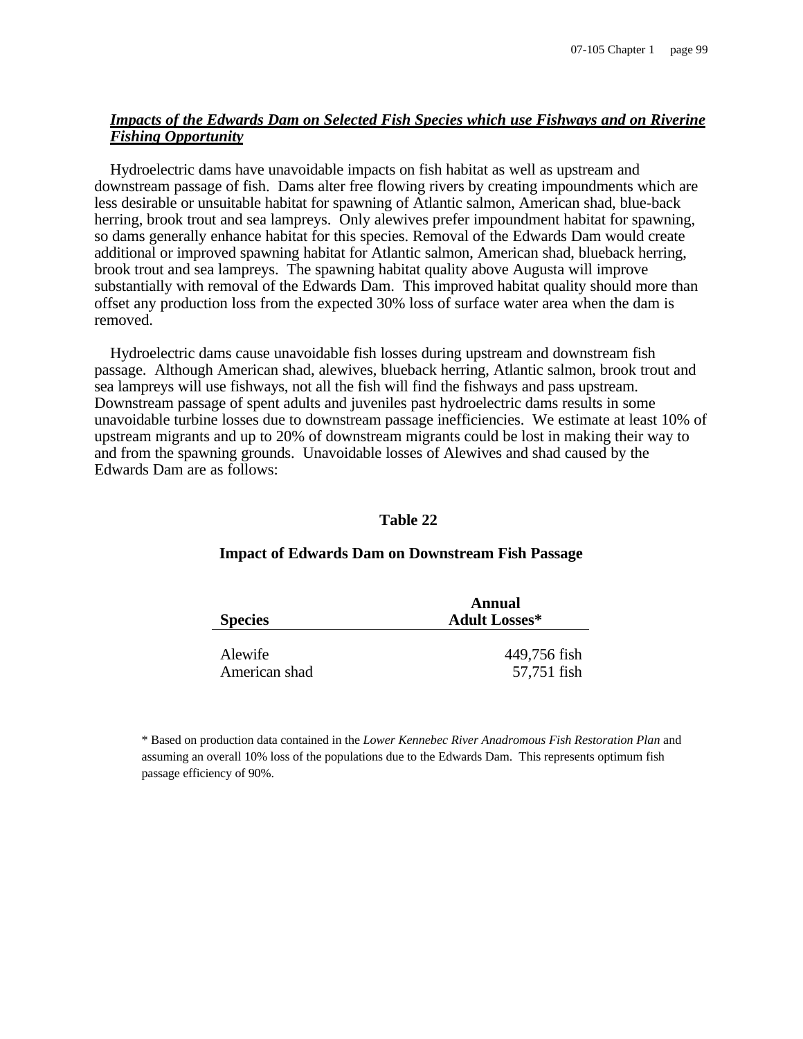***Impacts of the Edwards Dam on Selected Fish Species which use Fishways and on Riverine Fishing Opportunity***

Hydroelectric dams have unavoidable impacts on fish habitat as well as upstream and downstream passage of fish. Dams alter free flowing rivers by creating impoundments which are less desirable or unsuitable habitat for spawning of Atlantic salmon, American shad, blue-back herring, brook trout and sea lampreys. Only alewives prefer impoundment habitat for spawning, so dams generally enhance habitat for this species. Removal of the Edwards Dam would create additional or improved spawning habitat for Atlantic salmon, American shad, blueback herring, brook trout and sea lampreys. The spawning habitat quality above Augusta will improve substantially with removal of the Edwards Dam. This improved habitat quality should more than offset any production loss from the expected 30% loss of surface water area when the dam is removed.

Hydroelectric dams cause unavoidable fish losses during upstream and downstream fish passage. Although American shad, alewives, blueback herring, Atlantic salmon, brook trout and sea lampreys will use fishways, not all the fish will find the fishways and pass upstream. Downstream passage of spent adults and juveniles past hydroelectric dams results in some unavoidable turbine losses due to downstream passage inefficiencies. We estimate at least 10% of upstream migrants and up to 20% of downstream migrants could be lost in making their way to and from the spawning grounds. Unavoidable losses of Alewives and shad caused by the Edwards Dam are as follows:

**Table 22**

**Impact of Edwards Dam on Downstream Fish Passage**

| **Species** | **Annual Adult Losses*** |
|---|---|
| Alewife | 449,756 fish |
| American shad | 57,751 fish |

* Based on production data contained in the *Lower Kennebec River Anadromous Fish Restoration Plan* and assuming an overall 10% loss of the populations due to the Edwards Dam. This represents optimum fish passage efficiency of 90%.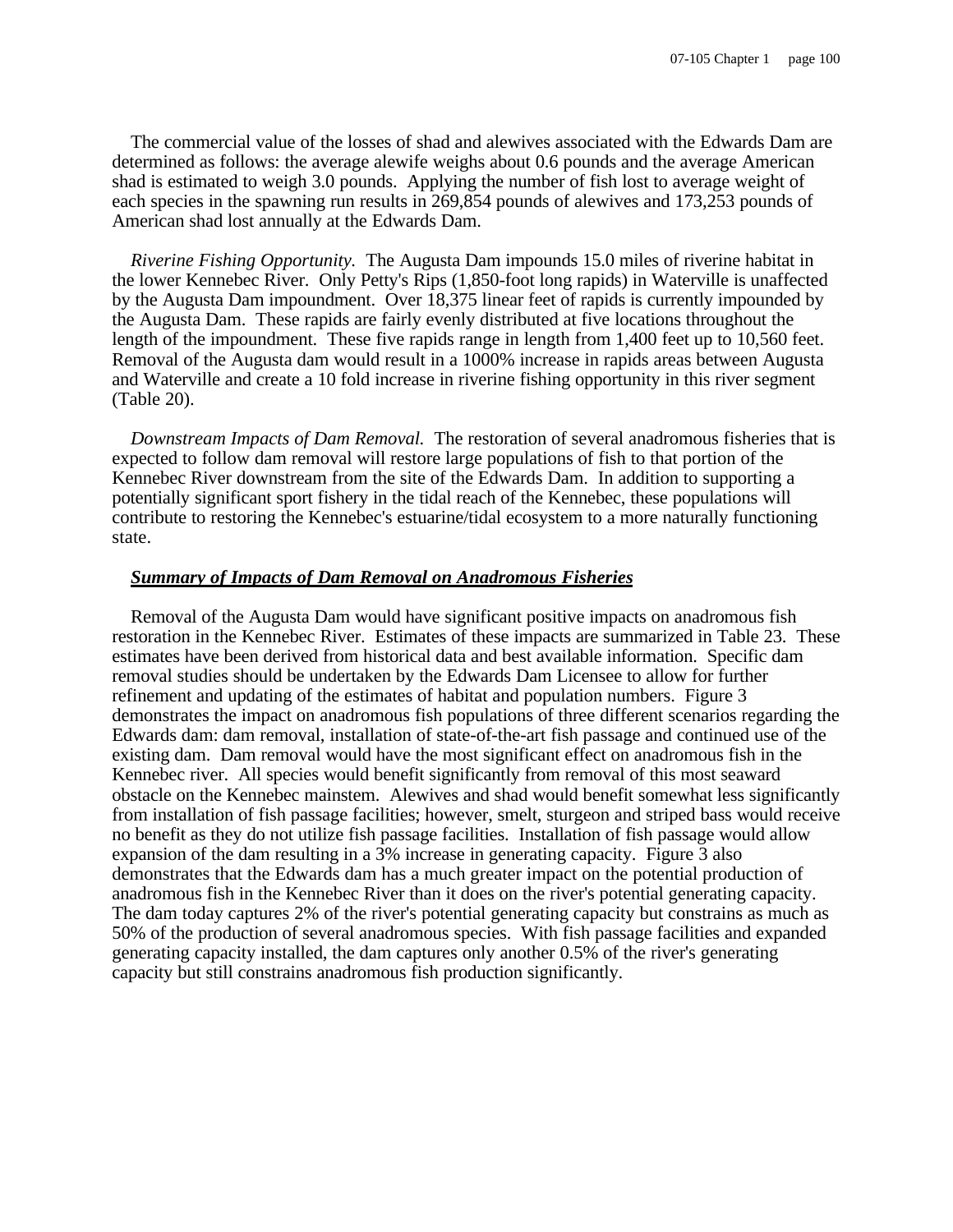The commercial value of the losses of shad and alewives associated with the Edwards Dam are determined as follows: the average alewife weighs about 0.6 pounds and the average American shad is estimated to weigh 3.0 pounds. Applying the number of fish lost to average weight of each species in the spawning run results in 269,854 pounds of alewives and 173,253 pounds of American shad lost annually at the Edwards Dam.

*Riverine Fishing Opportunity.* The Augusta Dam impounds 15.0 miles of riverine habitat in the lower Kennebec River. Only Petty's Rips (1,850-foot long rapids) in Waterville is unaffected by the Augusta Dam impoundment. Over 18,375 linear feet of rapids is currently impounded by the Augusta Dam. These rapids are fairly evenly distributed at five locations throughout the length of the impoundment. These five rapids range in length from 1,400 feet up to 10,560 feet. Removal of the Augusta dam would result in a 1000% increase in rapids areas between Augusta and Waterville and create a 10 fold increase in riverine fishing opportunity in this river segment (Table 20).

*Downstream Impacts of Dam Removal.* The restoration of several anadromous fisheries that is expected to follow dam removal will restore large populations of fish to that portion of the Kennebec River downstream from the site of the Edwards Dam. In addition to supporting a potentially significant sport fishery in the tidal reach of the Kennebec, these populations will contribute to restoring the Kennebec's estuarine/tidal ecosystem to a more naturally functioning state.

***Summary of Impacts of Dam Removal on Anadromous Fisheries***

Removal of the Augusta Dam would have significant positive impacts on anadromous fish restoration in the Kennebec River. Estimates of these impacts are summarized in Table 23. These estimates have been derived from historical data and best available information. Specific dam removal studies should be undertaken by the Edwards Dam Licensee to allow for further refinement and updating of the estimates of habitat and population numbers. Figure 3 demonstrates the impact on anadromous fish populations of three different scenarios regarding the Edwards dam: dam removal, installation of state-of-the-art fish passage and continued use of the existing dam. Dam removal would have the most significant effect on anadromous fish in the Kennebec river. All species would benefit significantly from removal of this most seaward obstacle on the Kennebec mainstem. Alewives and shad would benefit somewhat less significantly from installation of fish passage facilities; however, smelt, sturgeon and striped bass would receive no benefit as they do not utilize fish passage facilities. Installation of fish passage would allow expansion of the dam resulting in a 3% increase in generating capacity. Figure 3 also demonstrates that the Edwards dam has a much greater impact on the potential production of anadromous fish in the Kennebec River than it does on the river's potential generating capacity. The dam today captures 2% of the river's potential generating capacity but constrains as much as 50% of the production of several anadromous species. With fish passage facilities and expanded generating capacity installed, the dam captures only another 0.5% of the river's generating capacity but still constrains anadromous fish production significantly.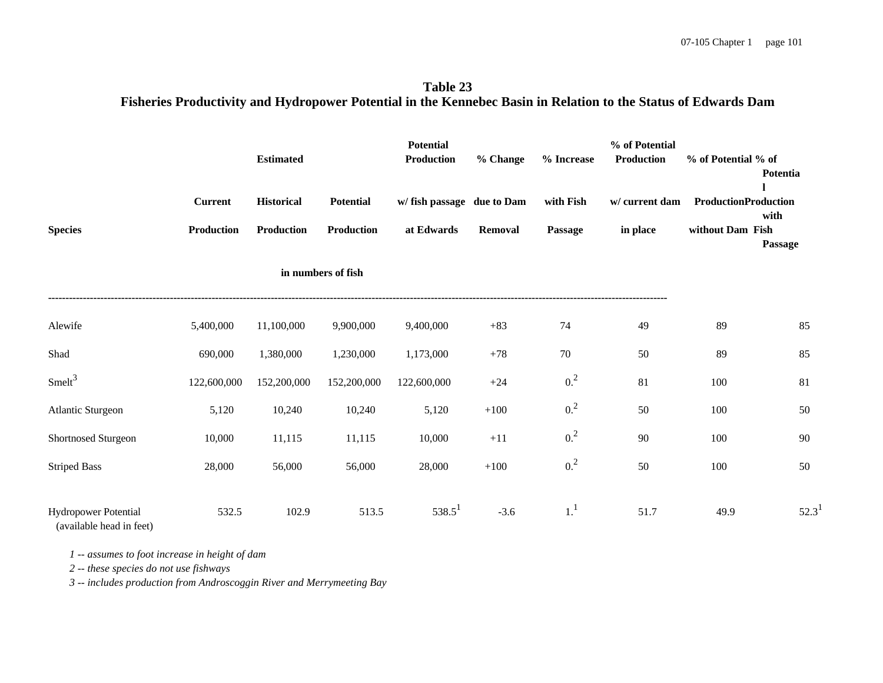**Table 23**
**Fisheries Productivity and Hydropower Potential in the Kennebec Basin in Relation to the Status of Edwards Dam**

| Species | Current Production | Estimated Historical Production | Potential Production | Potential Production w/ fish passage at Edwards | % Change due to Dam Removal | % Increase with Fish Passage | % of Potential Production w/ current dam in place | % of Potential Production without Dam | % of Potential Production with Fish Passage |
|---|---|---|---|---|---|---|---|---|---|
| | *in numbers of fish* | | | | | | | | |
| Alewife | 5,400,000 | 11,100,000 | 9,900,000 | 9,400,000 | +83 | 74 | 49 | 89 | 85 |
| Shad | 690,000 | 1,380,000 | 1,230,000 | 1,173,000 | +78 | 70 | 50 | 89 | 85 |
| Smelt[3] | 122,600,000 | 152,200,000 | 152,200,000 | 122,600,000 | +24 | 0.[2] | 81 | 100 | 81 |
| Atlantic Sturgeon | 5,120 | 10,240 | 10,240 | 5,120 | +100 | 0.[2] | 50 | 100 | 50 |
| Shortnosed Sturgeon | 10,000 | 11,115 | 11,115 | 10,000 | +11 | 0.[2] | 90 | 100 | 90 |
| Striped Bass | 28,000 | 56,000 | 56,000 | 28,000 | +100 | 0.[2] | 50 | 100 | 50 |
| Hydropower Potential (available head in feet) | 532.5 | 102.9 | 513.5 | 538.5[1] | -3.6 | 1.[1] | 51.7 | 49.9 | 52.3[1] |

*1 -- assumes to foot increase in height of dam*
*2 -- these species do not use fishways*
*3 -- includes production from Androscoggin River and Merrymeeting Bay*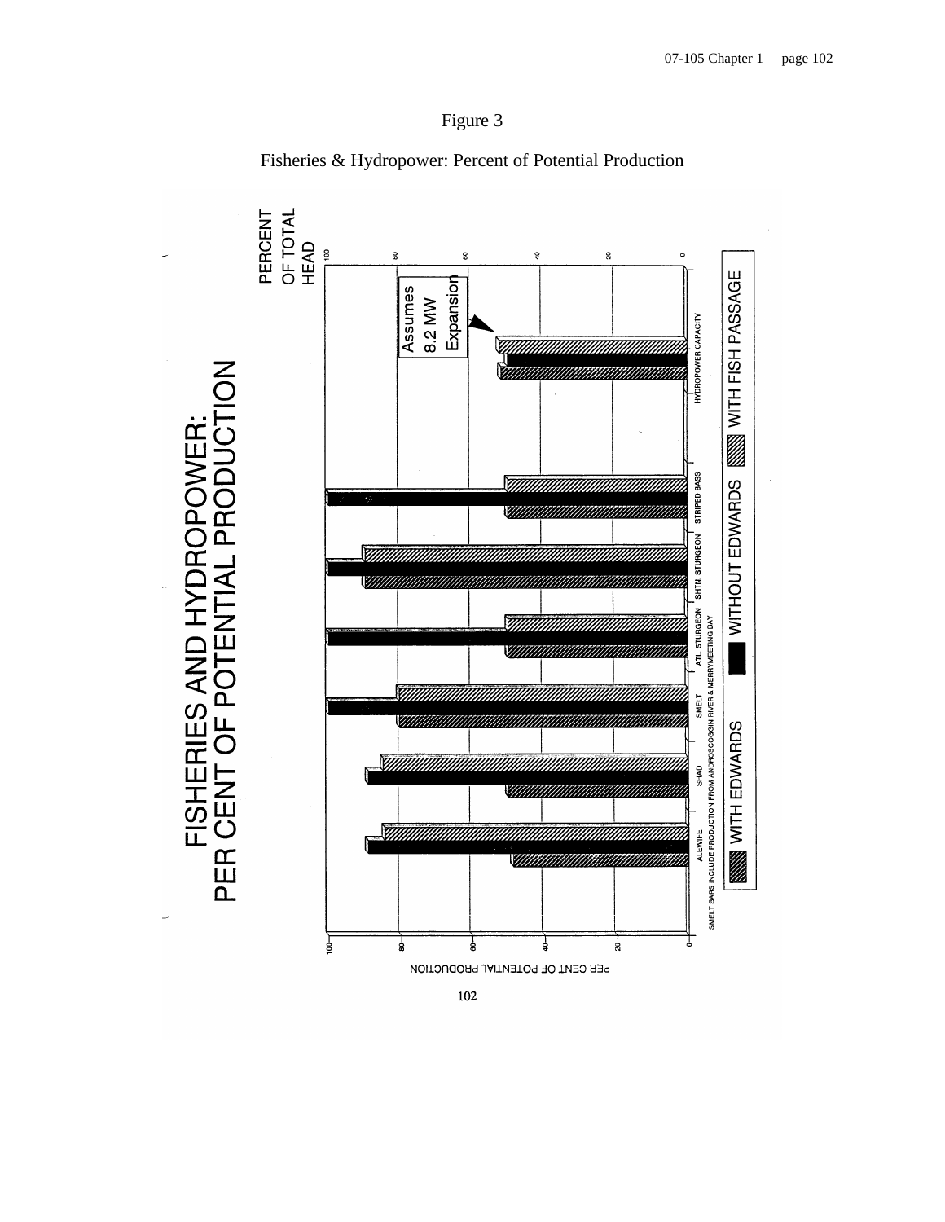Figure 3

Fisheries & Hydropower: Percent of Potential Production

FISHERIES AND HYDROPOWER:
PER CENT OF POTENTIAL PRODUCTION

PERCENT OF TOTAL HEAD

100 80 60 40 20 0

Assumes 8.2 MW Expansion

ALEWIFE SHAD SMELT ATL. STURGEON SHTN. STURGEON STRIPED BASS HYDROPOWER CAPACITY

SMELT BARS INCLUDE PRODUCTION FROM ANDROSCOGGIN RIVER & MERRYMEETING BAY

PER CENT OF POTENTIAL PRODUCTION

0 20 40 60 80 100

WITH EDWARDS — WITHOUT EDWARDS — WITH FISH PASSAGE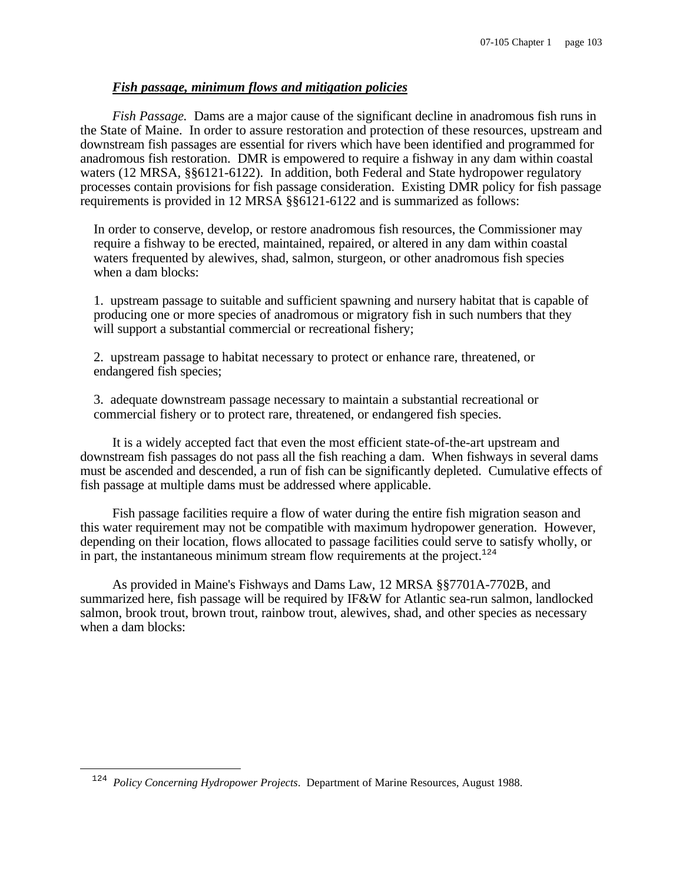***Fish passage, minimum flows and mitigation policies***

*Fish Passage.* Dams are a major cause of the significant decline in anadromous fish runs in the State of Maine. In order to assure restoration and protection of these resources, upstream and downstream fish passages are essential for rivers which have been identified and programmed for anadromous fish restoration. DMR is empowered to require a fishway in any dam within coastal waters (12 MRSA, §§6121-6122). In addition, both Federal and State hydropower regulatory processes contain provisions for fish passage consideration. Existing DMR policy for fish passage requirements is provided in 12 MRSA §§6121-6122 and is summarized as follows:

> In order to conserve, develop, or restore anadromous fish resources, the Commissioner may require a fishway to be erected, maintained, repaired, or altered in any dam within coastal waters frequented by alewives, shad, salmon, sturgeon, or other anadromous fish species when a dam blocks:
>
> 1. upstream passage to suitable and sufficient spawning and nursery habitat that is capable of producing one or more species of anadromous or migratory fish in such numbers that they will support a substantial commercial or recreational fishery;
>
> 2. upstream passage to habitat necessary to protect or enhance rare, threatened, or endangered fish species;
>
> 3. adequate downstream passage necessary to maintain a substantial recreational or commercial fishery or to protect rare, threatened, or endangered fish species.

It is a widely accepted fact that even the most efficient state-of-the-art upstream and downstream fish passages do not pass all the fish reaching a dam. When fishways in several dams must be ascended and descended, a run of fish can be significantly depleted. Cumulative effects of fish passage at multiple dams must be addressed where applicable.

Fish passage facilities require a flow of water during the entire fish migration season and this water requirement may not be compatible with maximum hydropower generation. However, depending on their location, flows allocated to passage facilities could serve to satisfy wholly, or in part, the instantaneous minimum stream flow requirements at the project.[124]

As provided in Maine's Fishways and Dams Law, 12 MRSA §§7701A-7702B, and summarized here, fish passage will be required by IF&W for Atlantic sea-run salmon, landlocked salmon, brook trout, brown trout, rainbow trout, alewives, shad, and other species as necessary when a dam blocks:

---

[124] *Policy Concerning Hydropower Projects*. Department of Marine Resources, August 1988.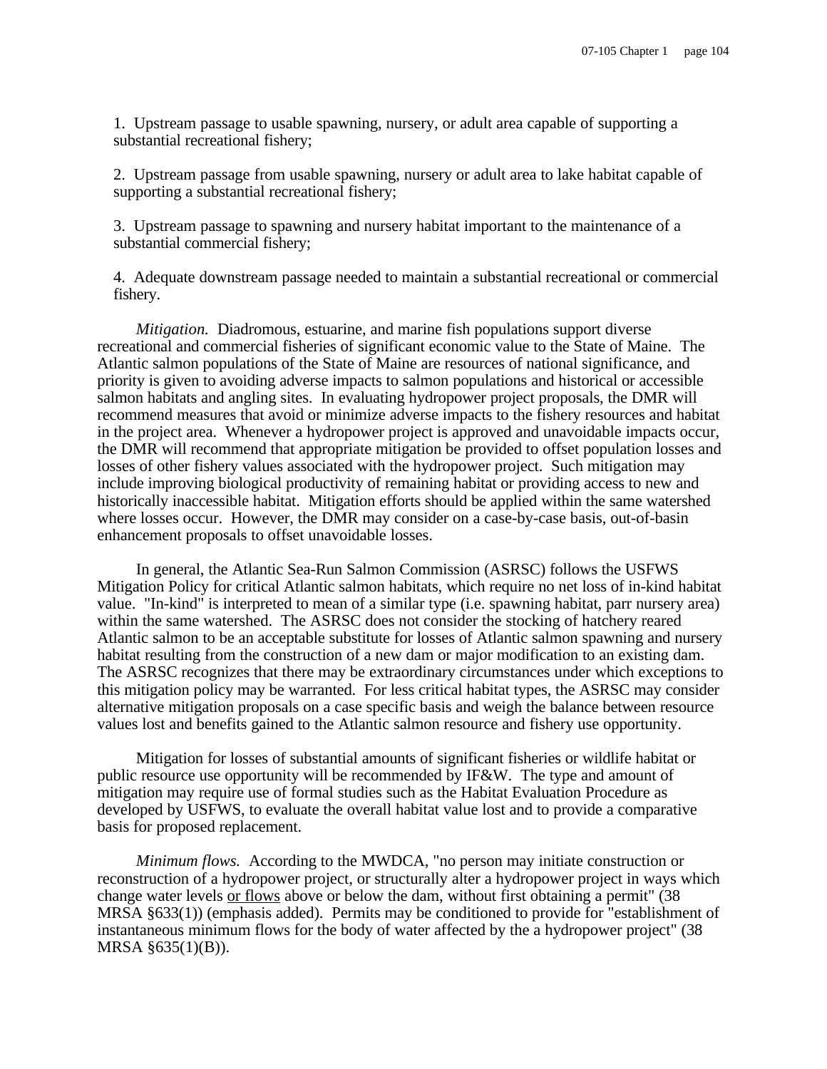1. Upstream passage to usable spawning, nursery, or adult area capable of supporting a substantial recreational fishery;

2. Upstream passage from usable spawning, nursery or adult area to lake habitat capable of supporting a substantial recreational fishery;

3. Upstream passage to spawning and nursery habitat important to the maintenance of a substantial commercial fishery;

4. Adequate downstream passage needed to maintain a substantial recreational or commercial fishery.

*Mitigation.* Diadromous, estuarine, and marine fish populations support diverse recreational and commercial fisheries of significant economic value to the State of Maine. The Atlantic salmon populations of the State of Maine are resources of national significance, and priority is given to avoiding adverse impacts to salmon populations and historical or accessible salmon habitats and angling sites. In evaluating hydropower project proposals, the DMR will recommend measures that avoid or minimize adverse impacts to the fishery resources and habitat in the project area. Whenever a hydropower project is approved and unavoidable impacts occur, the DMR will recommend that appropriate mitigation be provided to offset population losses and losses of other fishery values associated with the hydropower project. Such mitigation may include improving biological productivity of remaining habitat or providing access to new and historically inaccessible habitat. Mitigation efforts should be applied within the same watershed where losses occur. However, the DMR may consider on a case-by-case basis, out-of-basin enhancement proposals to offset unavoidable losses.

In general, the Atlantic Sea-Run Salmon Commission (ASRSC) follows the USFWS Mitigation Policy for critical Atlantic salmon habitats, which require no net loss of in-kind habitat value. "In-kind" is interpreted to mean of a similar type (i.e. spawning habitat, parr nursery area) within the same watershed. The ASRSC does not consider the stocking of hatchery reared Atlantic salmon to be an acceptable substitute for losses of Atlantic salmon spawning and nursery habitat resulting from the construction of a new dam or major modification to an existing dam. The ASRSC recognizes that there may be extraordinary circumstances under which exceptions to this mitigation policy may be warranted. For less critical habitat types, the ASRSC may consider alternative mitigation proposals on a case specific basis and weigh the balance between resource values lost and benefits gained to the Atlantic salmon resource and fishery use opportunity.

Mitigation for losses of substantial amounts of significant fisheries or wildlife habitat or public resource use opportunity will be recommended by IF&W. The type and amount of mitigation may require use of formal studies such as the Habitat Evaluation Procedure as developed by USFWS, to evaluate the overall habitat value lost and to provide a comparative basis for proposed replacement.

*Minimum flows.* According to the MWDCA, "no person may initiate construction or reconstruction of a hydropower project, or structurally alter a hydropower project in ways which change water levels <u>or flows</u> above or below the dam, without first obtaining a permit" (38 MRSA §633(1)) (emphasis added). Permits may be conditioned to provide for "establishment of instantaneous minimum flows for the body of water affected by the a hydropower project" (38 MRSA §635(1)(B)).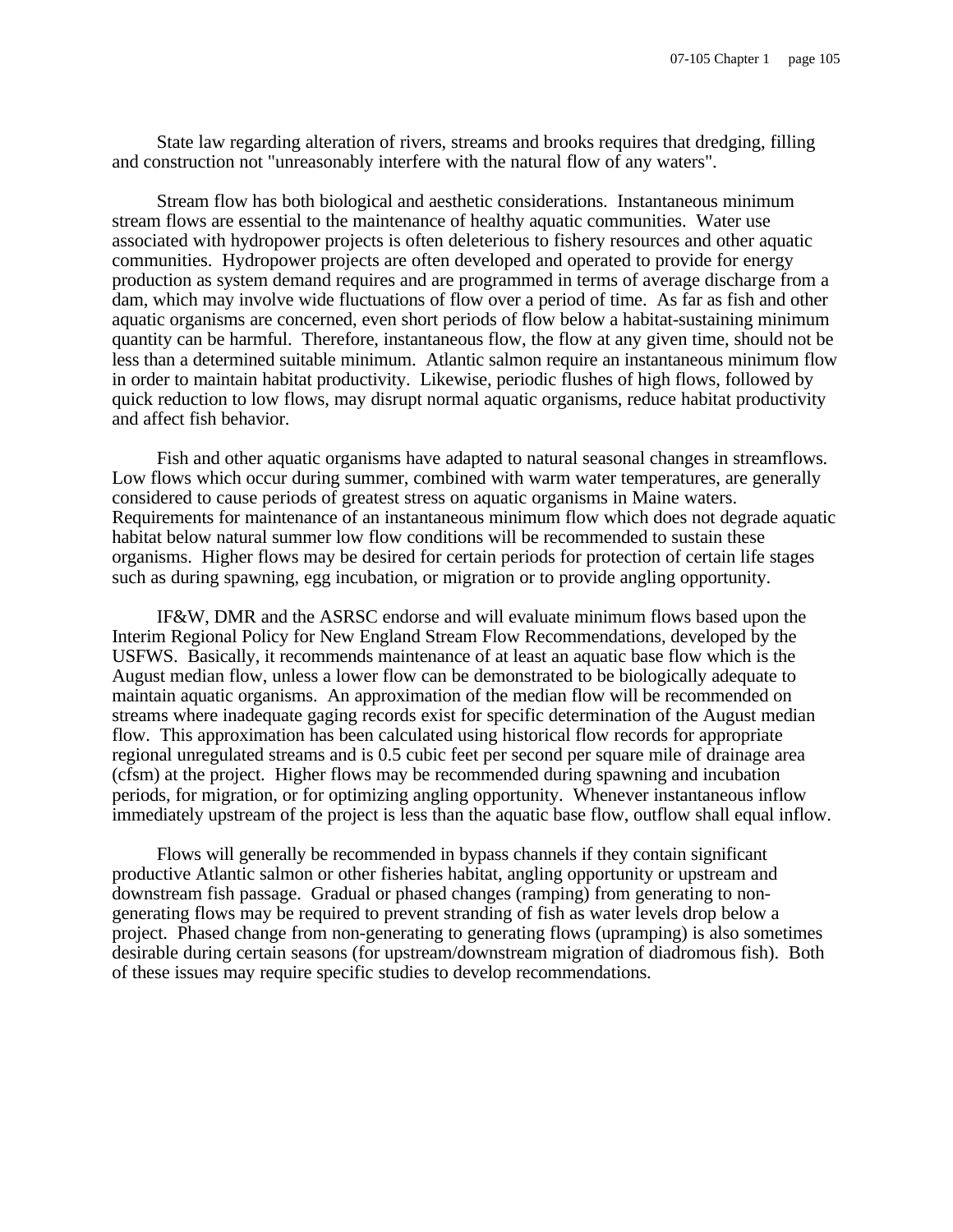State law regarding alteration of rivers, streams and brooks requires that dredging, filling and construction not "unreasonably interfere with the natural flow of any waters".

Stream flow has both biological and aesthetic considerations. Instantaneous minimum stream flows are essential to the maintenance of healthy aquatic communities. Water use associated with hydropower projects is often deleterious to fishery resources and other aquatic communities. Hydropower projects are often developed and operated to provide for energy production as system demand requires and are programmed in terms of average discharge from a dam, which may involve wide fluctuations of flow over a period of time. As far as fish and other aquatic organisms are concerned, even short periods of flow below a habitat-sustaining minimum quantity can be harmful. Therefore, instantaneous flow, the flow at any given time, should not be less than a determined suitable minimum. Atlantic salmon require an instantaneous minimum flow in order to maintain habitat productivity. Likewise, periodic flushes of high flows, followed by quick reduction to low flows, may disrupt normal aquatic organisms, reduce habitat productivity and affect fish behavior.

Fish and other aquatic organisms have adapted to natural seasonal changes in streamflows. Low flows which occur during summer, combined with warm water temperatures, are generally considered to cause periods of greatest stress on aquatic organisms in Maine waters. Requirements for maintenance of an instantaneous minimum flow which does not degrade aquatic habitat below natural summer low flow conditions will be recommended to sustain these organisms. Higher flows may be desired for certain periods for protection of certain life stages such as during spawning, egg incubation, or migration or to provide angling opportunity.

IF&W, DMR and the ASRSC endorse and will evaluate minimum flows based upon the Interim Regional Policy for New England Stream Flow Recommendations, developed by the USFWS. Basically, it recommends maintenance of at least an aquatic base flow which is the August median flow, unless a lower flow can be demonstrated to be biologically adequate to maintain aquatic organisms. An approximation of the median flow will be recommended on streams where inadequate gaging records exist for specific determination of the August median flow. This approximation has been calculated using historical flow records for appropriate regional unregulated streams and is 0.5 cubic feet per second per square mile of drainage area (cfsm) at the project. Higher flows may be recommended during spawning and incubation periods, for migration, or for optimizing angling opportunity. Whenever instantaneous inflow immediately upstream of the project is less than the aquatic base flow, outflow shall equal inflow.

Flows will generally be recommended in bypass channels if they contain significant productive Atlantic salmon or other fisheries habitat, angling opportunity or upstream and downstream fish passage. Gradual or phased changes (ramping) from generating to non-generating flows may be required to prevent stranding of fish as water levels drop below a project. Phased change from non-generating to generating flows (upramping) is also sometimes desirable during certain seasons (for upstream/downstream migration of diadromous fish). Both of these issues may require specific studies to develop recommendations.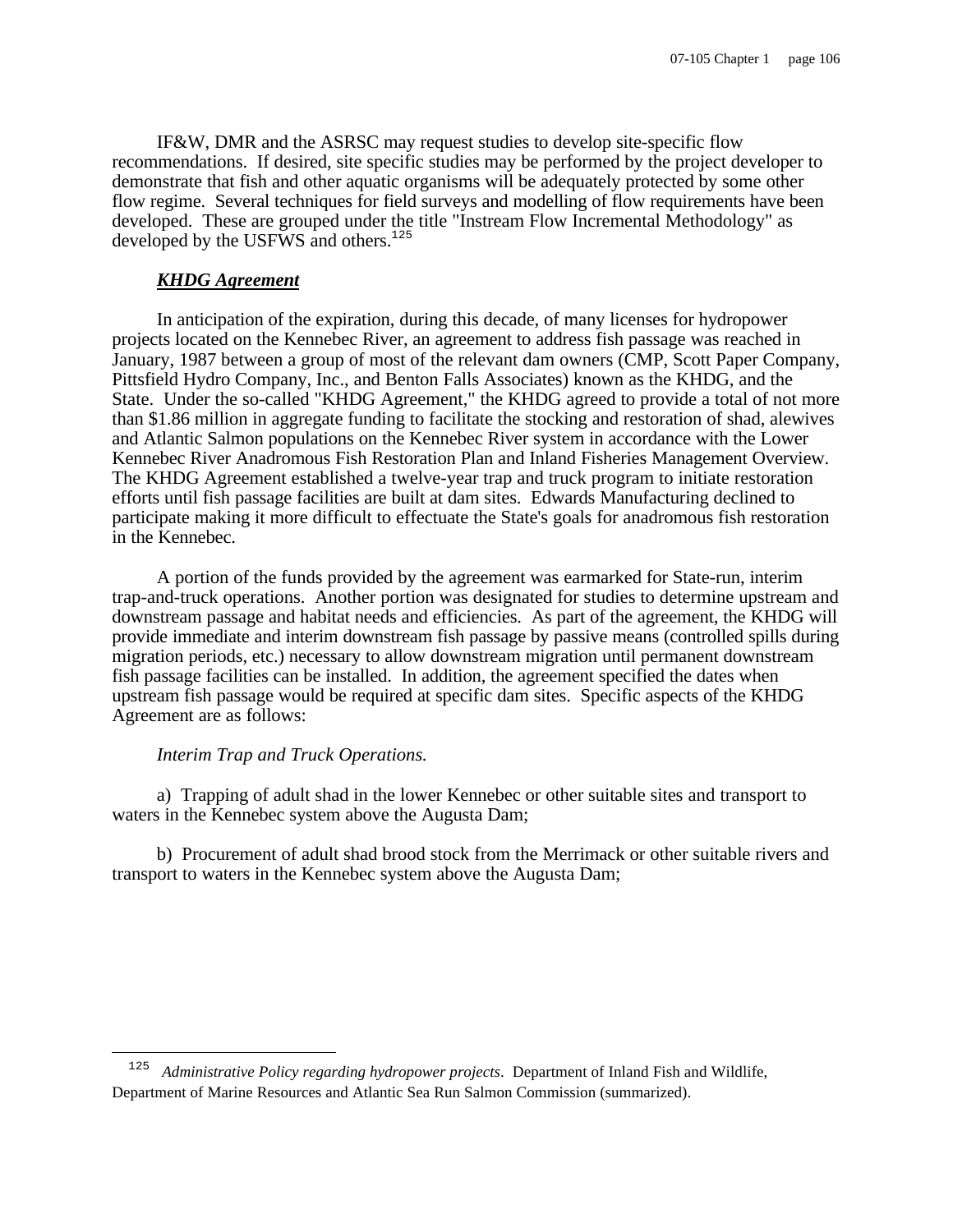IF&W, DMR and the ASRSC may request studies to develop site-specific flow recommendations. If desired, site specific studies may be performed by the project developer to demonstrate that fish and other aquatic organisms will be adequately protected by some other flow regime. Several techniques for field surveys and modelling of flow requirements have been developed. These are grouped under the title "Instream Flow Incremental Methodology" as developed by the USFWS and others.[125]

***KHDG Agreement***

In anticipation of the expiration, during this decade, of many licenses for hydropower projects located on the Kennebec River, an agreement to address fish passage was reached in January, 1987 between a group of most of the relevant dam owners (CMP, Scott Paper Company, Pittsfield Hydro Company, Inc., and Benton Falls Associates) known as the KHDG, and the State. Under the so-called "KHDG Agreement," the KHDG agreed to provide a total of not more than $1.86 million in aggregate funding to facilitate the stocking and restoration of shad, alewives and Atlantic Salmon populations on the Kennebec River system in accordance with the Lower Kennebec River Anadromous Fish Restoration Plan and Inland Fisheries Management Overview. The KHDG Agreement established a twelve-year trap and truck program to initiate restoration efforts until fish passage facilities are built at dam sites. Edwards Manufacturing declined to participate making it more difficult to effectuate the State's goals for anadromous fish restoration in the Kennebec.

A portion of the funds provided by the agreement was earmarked for State-run, interim trap-and-truck operations. Another portion was designated for studies to determine upstream and downstream passage and habitat needs and efficiencies. As part of the agreement, the KHDG will provide immediate and interim downstream fish passage by passive means (controlled spills during migration periods, etc.) necessary to allow downstream migration until permanent downstream fish passage facilities can be installed. In addition, the agreement specified the dates when upstream fish passage would be required at specific dam sites. Specific aspects of the KHDG Agreement are as follows:

*Interim Trap and Truck Operations.*

a) Trapping of adult shad in the lower Kennebec or other suitable sites and transport to waters in the Kennebec system above the Augusta Dam;

b) Procurement of adult shad brood stock from the Merrimack or other suitable rivers and transport to waters in the Kennebec system above the Augusta Dam;

---

[125] *Administrative Policy regarding hydropower projects*. Department of Inland Fish and Wildlife, Department of Marine Resources and Atlantic Sea Run Salmon Commission (summarized).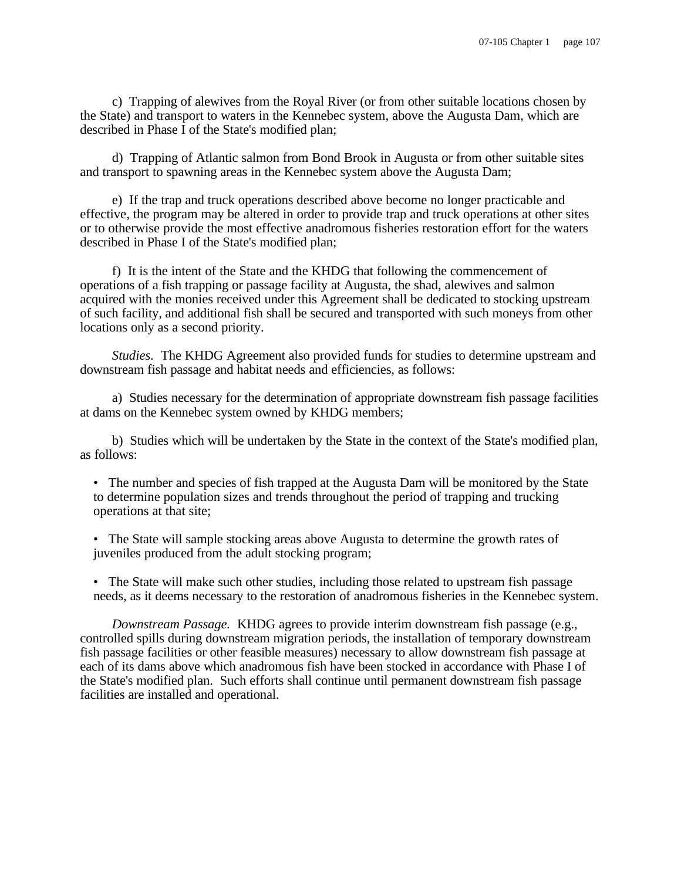c) Trapping of alewives from the Royal River (or from other suitable locations chosen by the State) and transport to waters in the Kennebec system, above the Augusta Dam, which are described in Phase I of the State's modified plan;

d) Trapping of Atlantic salmon from Bond Brook in Augusta or from other suitable sites and transport to spawning areas in the Kennebec system above the Augusta Dam;

e) If the trap and truck operations described above become no longer practicable and effective, the program may be altered in order to provide trap and truck operations at other sites or to otherwise provide the most effective anadromous fisheries restoration effort for the waters described in Phase I of the State's modified plan;

f) It is the intent of the State and the KHDG that following the commencement of operations of a fish trapping or passage facility at Augusta, the shad, alewives and salmon acquired with the monies received under this Agreement shall be dedicated to stocking upstream of such facility, and additional fish shall be secured and transported with such moneys from other locations only as a second priority.

*Studies.* The KHDG Agreement also provided funds for studies to determine upstream and downstream fish passage and habitat needs and efficiencies, as follows:

a) Studies necessary for the determination of appropriate downstream fish passage facilities at dams on the Kennebec system owned by KHDG members;

b) Studies which will be undertaken by the State in the context of the State's modified plan, as follows:

- The number and species of fish trapped at the Augusta Dam will be monitored by the State to determine population sizes and trends throughout the period of trapping and trucking operations at that site;
- The State will sample stocking areas above Augusta to determine the growth rates of juveniles produced from the adult stocking program;
- The State will make such other studies, including those related to upstream fish passage needs, as it deems necessary to the restoration of anadromous fisheries in the Kennebec system.

*Downstream Passage.* KHDG agrees to provide interim downstream fish passage (e.g., controlled spills during downstream migration periods, the installation of temporary downstream fish passage facilities or other feasible measures) necessary to allow downstream fish passage at each of its dams above which anadromous fish have been stocked in accordance with Phase I of the State's modified plan. Such efforts shall continue until permanent downstream fish passage facilities are installed and operational.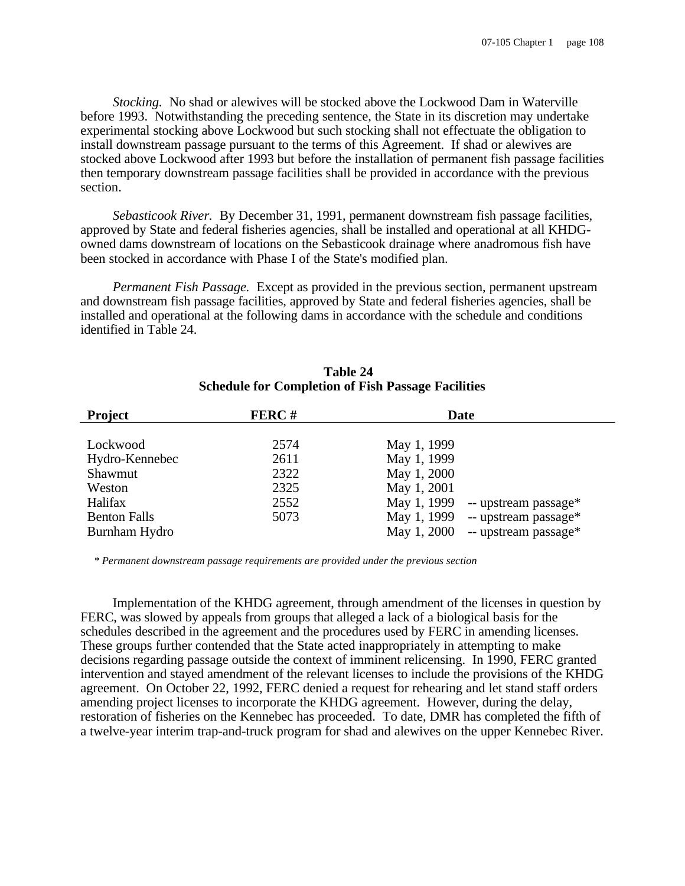*Stocking.* No shad or alewives will be stocked above the Lockwood Dam in Waterville before 1993. Notwithstanding the preceding sentence, the State in its discretion may undertake experimental stocking above Lockwood but such stocking shall not effectuate the obligation to install downstream passage pursuant to the terms of this Agreement. If shad or alewives are stocked above Lockwood after 1993 but before the installation of permanent fish passage facilities then temporary downstream passage facilities shall be provided in accordance with the previous section.

*Sebasticook River.* By December 31, 1991, permanent downstream fish passage facilities, approved by State and federal fisheries agencies, shall be installed and operational at all KHDG-owned dams downstream of locations on the Sebasticook drainage where anadromous fish have been stocked in accordance with Phase I of the State's modified plan.

*Permanent Fish Passage.* Except as provided in the previous section, permanent upstream and downstream fish passage facilities, approved by State and federal fisheries agencies, shall be installed and operational at the following dams in accordance with the schedule and conditions identified in Table 24.

**Table 24**
**Schedule for Completion of Fish Passage Facilities**

| Project | FERC # | Date |
|---|---|---|
| Lockwood | 2574 | May 1, 1999 |
| Hydro-Kennebec | 2611 | May 1, 1999 |
| Shawmut | 2322 | May 1, 2000 |
| Weston | 2325 | May 1, 2001 |
| Halifax | 2552 | May 1, 1999 -- upstream passage* |
| Benton Falls | 5073 | May 1, 1999 -- upstream passage* |
| Burnham Hydro | | May 1, 2000 -- upstream passage* |

\* *Permanent downstream passage requirements are provided under the previous section*

Implementation of the KHDG agreement, through amendment of the licenses in question by FERC, was slowed by appeals from groups that alleged a lack of a biological basis for the schedules described in the agreement and the procedures used by FERC in amending licenses. These groups further contended that the State acted inappropriately in attempting to make decisions regarding passage outside the context of imminent relicensing. In 1990, FERC granted intervention and stayed amendment of the relevant licenses to include the provisions of the KHDG agreement. On October 22, 1992, FERC denied a request for rehearing and let stand staff orders amending project licenses to incorporate the KHDG agreement. However, during the delay, restoration of fisheries on the Kennebec has proceeded. To date, DMR has completed the fifth of a twelve-year interim trap-and-truck program for shad and alewives on the upper Kennebec River.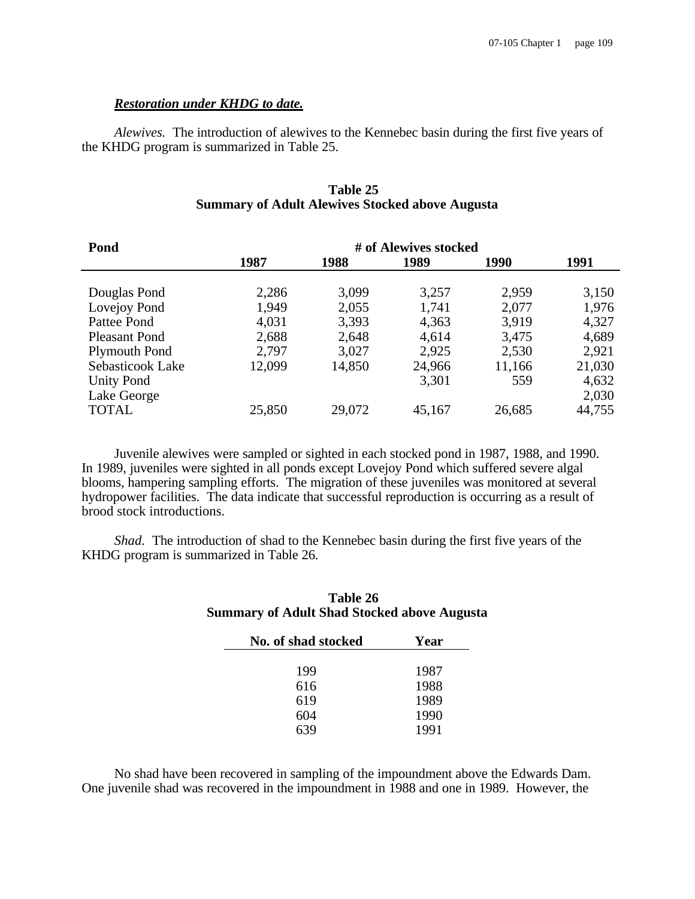***Restoration under KHDG to date.***

*Alewives.* The introduction of alewives to the Kennebec basin during the first five years of the KHDG program is summarized in Table 25.

**Table 25**
**Summary of Adult Alewives Stocked above Augusta**

| Pond | # of Alewives stocked | | | | |
|---|---|---|---|---|---|
| | 1987 | 1988 | 1989 | 1990 | 1991 |
| Douglas Pond | 2,286 | 3,099 | 3,257 | 2,959 | 3,150 |
| Lovejoy Pond | 1,949 | 2,055 | 1,741 | 2,077 | 1,976 |
| Pattee Pond | 4,031 | 3,393 | 4,363 | 3,919 | 4,327 |
| Pleasant Pond | 2,688 | 2,648 | 4,614 | 3,475 | 4,689 |
| Plymouth Pond | 2,797 | 3,027 | 2,925 | 2,530 | 2,921 |
| Sebasticook Lake | 12,099 | 14,850 | 24,966 | 11,166 | 21,030 |
| Unity Pond | | | 3,301 | 559 | 4,632 |
| Lake George | | | | | 2,030 |
| TOTAL | 25,850 | 29,072 | 45,167 | 26,685 | 44,755 |

Juvenile alewives were sampled or sighted in each stocked pond in 1987, 1988, and 1990. In 1989, juveniles were sighted in all ponds except Lovejoy Pond which suffered severe algal blooms, hampering sampling efforts. The migration of these juveniles was monitored at several hydropower facilities. The data indicate that successful reproduction is occurring as a result of brood stock introductions.

*Shad.* The introduction of shad to the Kennebec basin during the first five years of the KHDG program is summarized in Table 26.

**Table 26**
**Summary of Adult Shad Stocked above Augusta**

| No. of shad stocked | Year |
|---|---|
| 199 | 1987 |
| 616 | 1988 |
| 619 | 1989 |
| 604 | 1990 |
| 639 | 1991 |

No shad have been recovered in sampling of the impoundment above the Edwards Dam. One juvenile shad was recovered in the impoundment in 1988 and one in 1989. However, the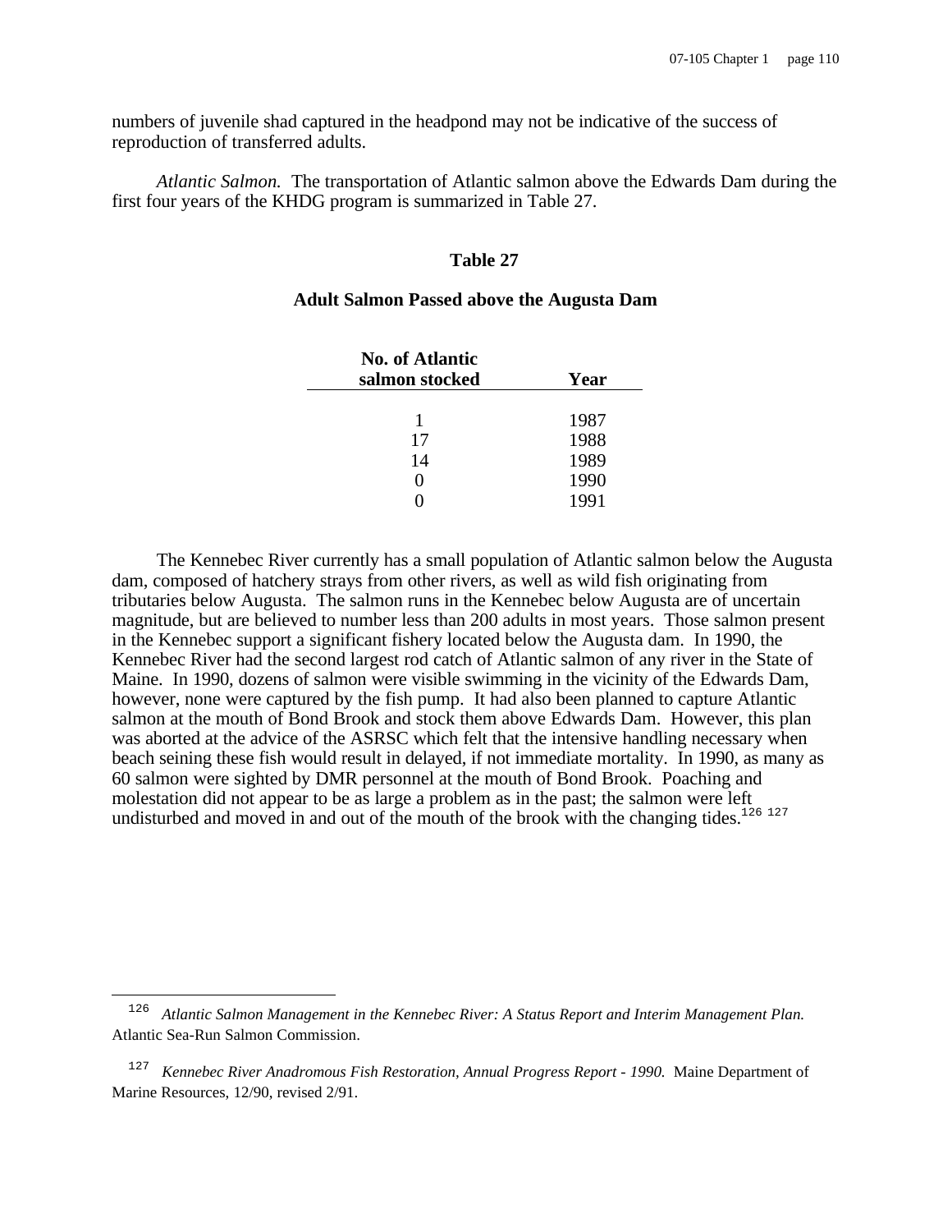numbers of juvenile shad captured in the headpond may not be indicative of the success of reproduction of transferred adults.

*Atlantic Salmon.* The transportation of Atlantic salmon above the Edwards Dam during the first four years of the KHDG program is summarized in Table 27.

**Table 27**

**Adult Salmon Passed above the Augusta Dam**

| No. of Atlantic salmon stocked | Year |
|---|---|
| 1 | 1987 |
| 17 | 1988 |
| 14 | 1989 |
| 0 | 1990 |
| 0 | 1991 |

The Kennebec River currently has a small population of Atlantic salmon below the Augusta dam, composed of hatchery strays from other rivers, as well as wild fish originating from tributaries below Augusta. The salmon runs in the Kennebec below Augusta are of uncertain magnitude, but are believed to number less than 200 adults in most years. Those salmon present in the Kennebec support a significant fishery located below the Augusta dam. In 1990, the Kennebec River had the second largest rod catch of Atlantic salmon of any river in the State of Maine. In 1990, dozens of salmon were visible swimming in the vicinity of the Edwards Dam, however, none were captured by the fish pump. It had also been planned to capture Atlantic salmon at the mouth of Bond Brook and stock them above Edwards Dam. However, this plan was aborted at the advice of the ASRSC which felt that the intensive handling necessary when beach seining these fish would result in delayed, if not immediate mortality. In 1990, as many as 60 salmon were sighted by DMR personnel at the mouth of Bond Brook. Poaching and molestation did not appear to be as large a problem as in the past; the salmon were left undisturbed and moved in and out of the mouth of the brook with the changing tides.[126] [127]

---

[126] *Atlantic Salmon Management in the Kennebec River: A Status Report and Interim Management Plan.* Atlantic Sea-Run Salmon Commission.

[127] *Kennebec River Anadromous Fish Restoration, Annual Progress Report - 1990.* Maine Department of Marine Resources, 12/90, revised 2/91.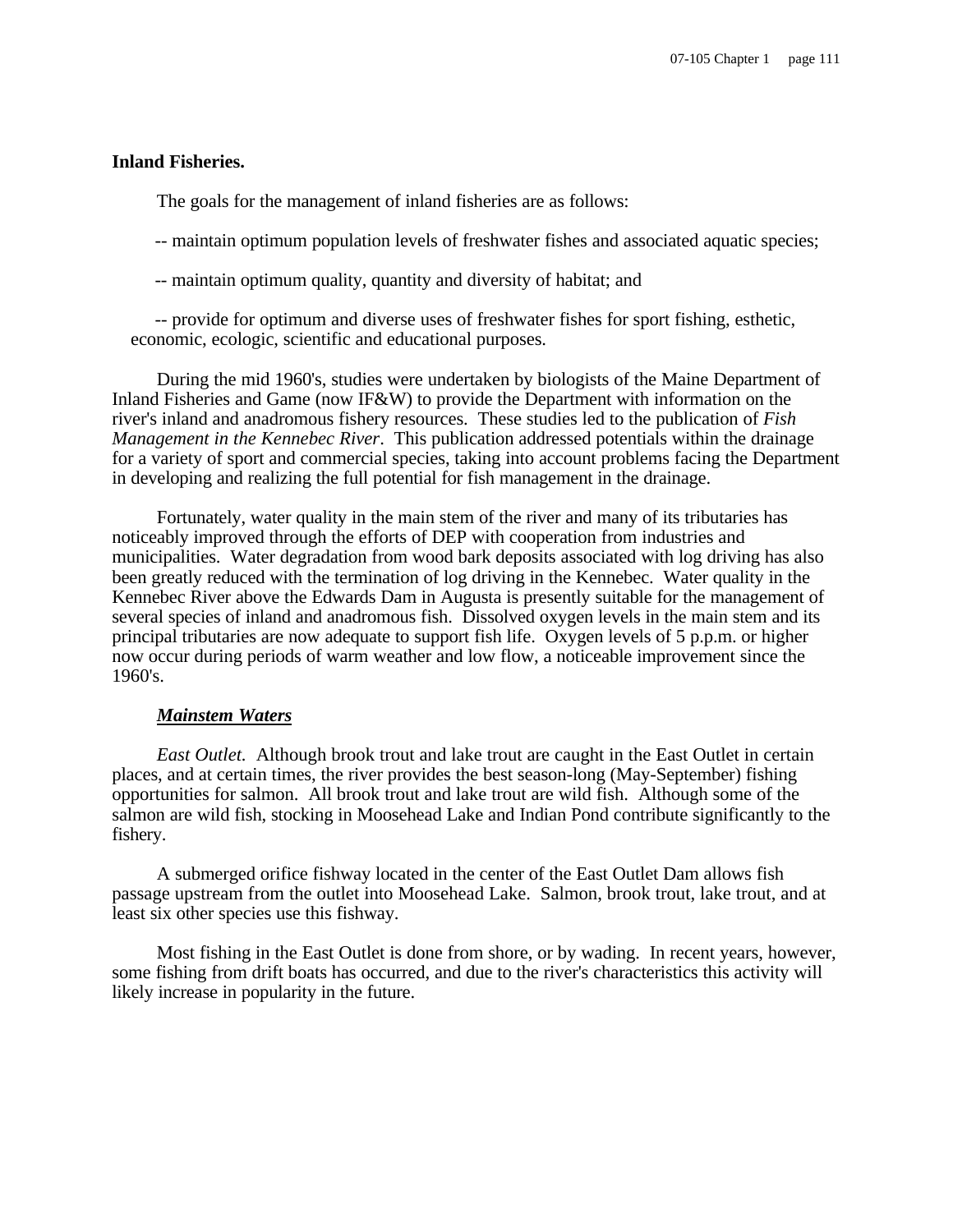**Inland Fisheries.**

The goals for the management of inland fisheries are as follows:

-- maintain optimum population levels of freshwater fishes and associated aquatic species;

-- maintain optimum quality, quantity and diversity of habitat; and

-- provide for optimum and diverse uses of freshwater fishes for sport fishing, esthetic, economic, ecologic, scientific and educational purposes.

During the mid 1960's, studies were undertaken by biologists of the Maine Department of Inland Fisheries and Game (now IF&W) to provide the Department with information on the river's inland and anadromous fishery resources. These studies led to the publication of *Fish Management in the Kennebec River*. This publication addressed potentials within the drainage for a variety of sport and commercial species, taking into account problems facing the Department in developing and realizing the full potential for fish management in the drainage.

Fortunately, water quality in the main stem of the river and many of its tributaries has noticeably improved through the efforts of DEP with cooperation from industries and municipalities. Water degradation from wood bark deposits associated with log driving has also been greatly reduced with the termination of log driving in the Kennebec. Water quality in the Kennebec River above the Edwards Dam in Augusta is presently suitable for the management of several species of inland and anadromous fish. Dissolved oxygen levels in the main stem and its principal tributaries are now adequate to support fish life. Oxygen levels of 5 p.p.m. or higher now occur during periods of warm weather and low flow, a noticeable improvement since the 1960's.

***Mainstem Waters***

*East Outlet.* Although brook trout and lake trout are caught in the East Outlet in certain places, and at certain times, the river provides the best season-long (May-September) fishing opportunities for salmon. All brook trout and lake trout are wild fish. Although some of the salmon are wild fish, stocking in Moosehead Lake and Indian Pond contribute significantly to the fishery.

A submerged orifice fishway located in the center of the East Outlet Dam allows fish passage upstream from the outlet into Moosehead Lake. Salmon, brook trout, lake trout, and at least six other species use this fishway.

Most fishing in the East Outlet is done from shore, or by wading. In recent years, however, some fishing from drift boats has occurred, and due to the river's characteristics this activity will likely increase in popularity in the future.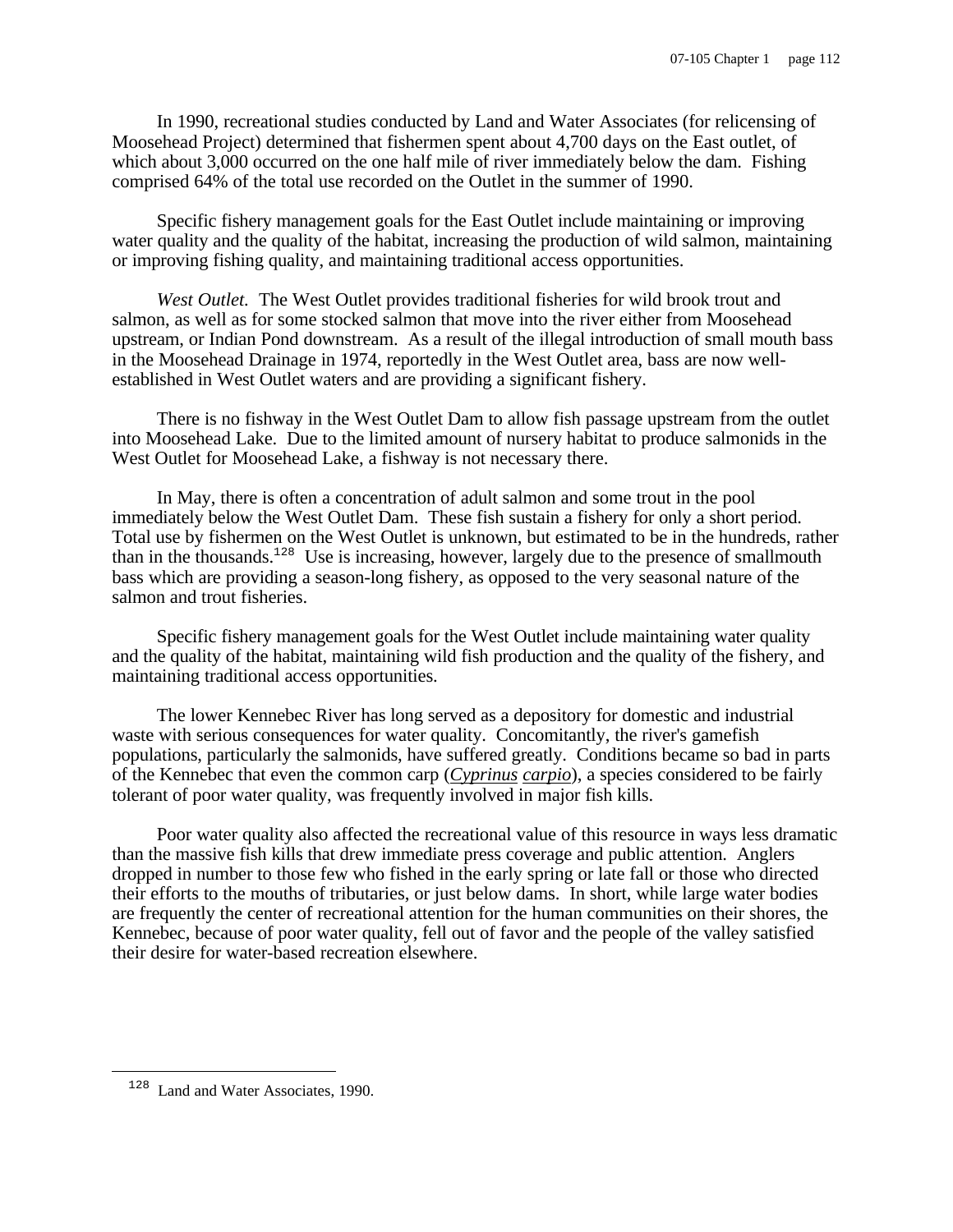In 1990, recreational studies conducted by Land and Water Associates (for relicensing of Moosehead Project) determined that fishermen spent about 4,700 days on the East outlet, of which about 3,000 occurred on the one half mile of river immediately below the dam. Fishing comprised 64% of the total use recorded on the Outlet in the summer of 1990.

Specific fishery management goals for the East Outlet include maintaining or improving water quality and the quality of the habitat, increasing the production of wild salmon, maintaining or improving fishing quality, and maintaining traditional access opportunities.

*West Outlet.* The West Outlet provides traditional fisheries for wild brook trout and salmon, as well as for some stocked salmon that move into the river either from Moosehead upstream, or Indian Pond downstream. As a result of the illegal introduction of small mouth bass in the Moosehead Drainage in 1974, reportedly in the West Outlet area, bass are now well-established in West Outlet waters and are providing a significant fishery.

There is no fishway in the West Outlet Dam to allow fish passage upstream from the outlet into Moosehead Lake. Due to the limited amount of nursery habitat to produce salmonids in the West Outlet for Moosehead Lake, a fishway is not necessary there.

In May, there is often a concentration of adult salmon and some trout in the pool immediately below the West Outlet Dam. These fish sustain a fishery for only a short period. Total use by fishermen on the West Outlet is unknown, but estimated to be in the hundreds, rather than in the thousands.[128] Use is increasing, however, largely due to the presence of smallmouth bass which are providing a season-long fishery, as opposed to the very seasonal nature of the salmon and trout fisheries.

Specific fishery management goals for the West Outlet include maintaining water quality and the quality of the habitat, maintaining wild fish production and the quality of the fishery, and maintaining traditional access opportunities.

The lower Kennebec River has long served as a depository for domestic and industrial waste with serious consequences for water quality. Concomitantly, the river's gamefish populations, particularly the salmonids, have suffered greatly. Conditions became so bad in parts of the Kennebec that even the common carp (*Cyprinus carpio*), a species considered to be fairly tolerant of poor water quality, was frequently involved in major fish kills.

Poor water quality also affected the recreational value of this resource in ways less dramatic than the massive fish kills that drew immediate press coverage and public attention. Anglers dropped in number to those few who fished in the early spring or late fall or those who directed their efforts to the mouths of tributaries, or just below dams. In short, while large water bodies are frequently the center of recreational attention for the human communities on their shores, the Kennebec, because of poor water quality, fell out of favor and the people of the valley satisfied their desire for water-based recreation elsewhere.

---

[128] Land and Water Associates, 1990.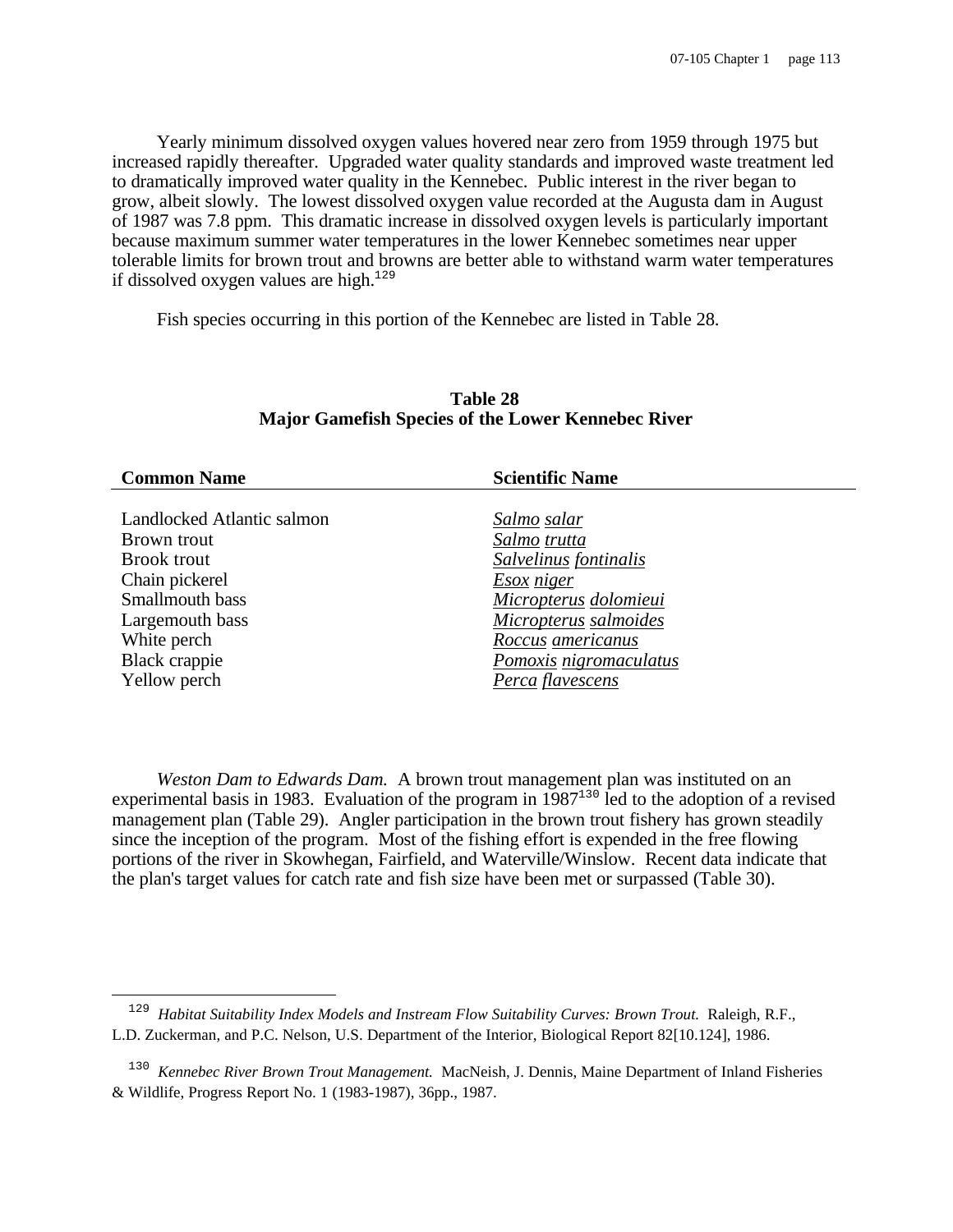Yearly minimum dissolved oxygen values hovered near zero from 1959 through 1975 but increased rapidly thereafter. Upgraded water quality standards and improved waste treatment led to dramatically improved water quality in the Kennebec. Public interest in the river began to grow, albeit slowly. The lowest dissolved oxygen value recorded at the Augusta dam in August of 1987 was 7.8 ppm. This dramatic increase in dissolved oxygen levels is particularly important because maximum summer water temperatures in the lower Kennebec sometimes near upper tolerable limits for brown trout and browns are better able to withstand warm water temperatures if dissolved oxygen values are high.[129]

Fish species occurring in this portion of the Kennebec are listed in Table 28.

**Table 28**
**Major Gamefish Species of the Lower Kennebec River**

| Common Name | Scientific Name |
|---|---|
| Landlocked Atlantic salmon | *Salmo salar* |
| Brown trout | *Salmo trutta* |
| Brook trout | *Salvelinus fontinalis* |
| Chain pickerel | *Esox niger* |
| Smallmouth bass | *Micropterus dolomieui* |
| Largemouth bass | *Micropterus salmoides* |
| White perch | *Roccus americanus* |
| Black crappie | *Pomoxis nigromaculatus* |
| Yellow perch | *Perca flavescens* |

*Weston Dam to Edwards Dam.* A brown trout management plan was instituted on an experimental basis in 1983. Evaluation of the program in 1987[130] led to the adoption of a revised management plan (Table 29). Angler participation in the brown trout fishery has grown steadily since the inception of the program. Most of the fishing effort is expended in the free flowing portions of the river in Skowhegan, Fairfield, and Waterville/Winslow. Recent data indicate that the plan's target values for catch rate and fish size have been met or surpassed (Table 30).

---

[129] *Habitat Suitability Index Models and Instream Flow Suitability Curves: Brown Trout.* Raleigh, R.F., L.D. Zuckerman, and P.C. Nelson, U.S. Department of the Interior, Biological Report 82[10.124], 1986.

[130] *Kennebec River Brown Trout Management.* MacNeish, J. Dennis, Maine Department of Inland Fisheries & Wildlife, Progress Report No. 1 (1983-1987), 36pp., 1987.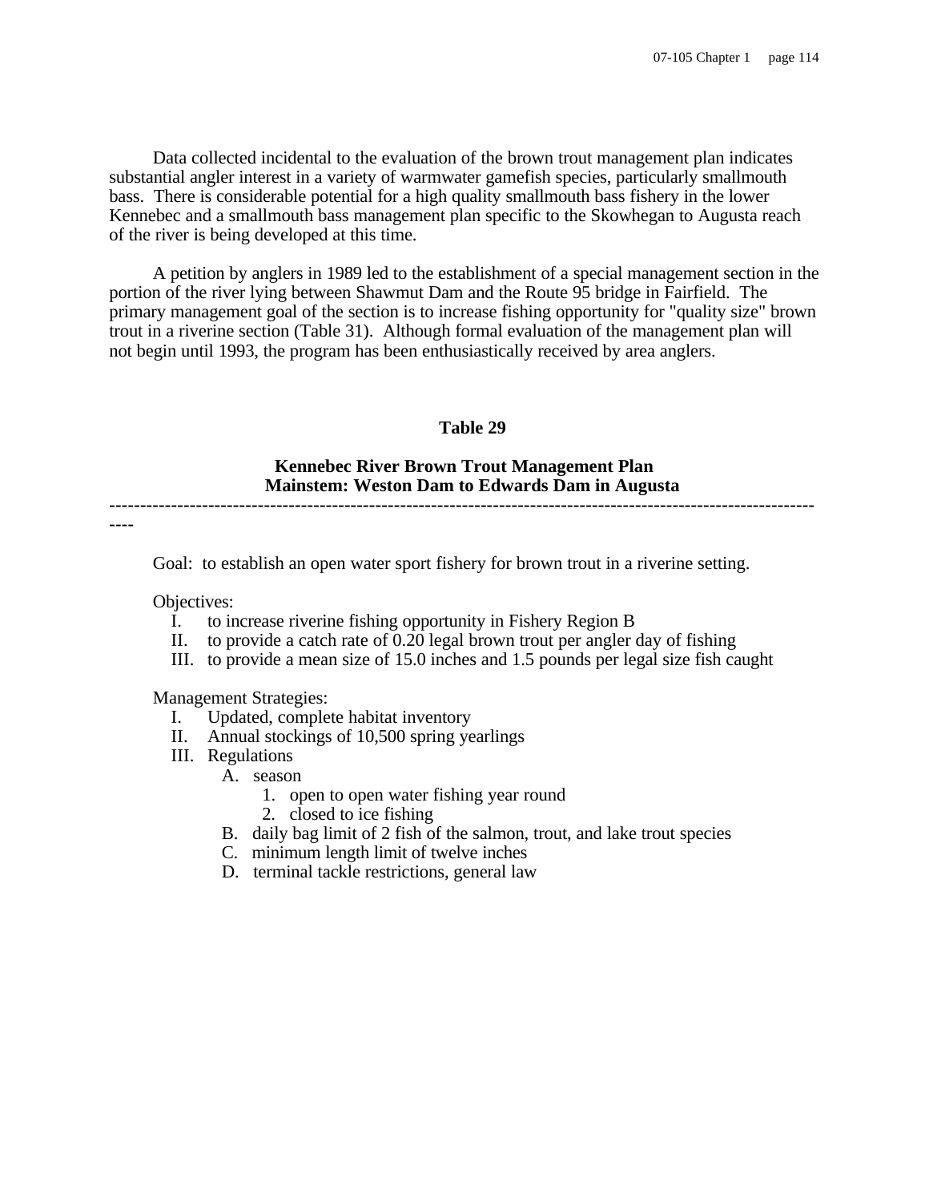Data collected incidental to the evaluation of the brown trout management plan indicates substantial angler interest in a variety of warmwater gamefish species, particularly smallmouth bass. There is considerable potential for a high quality smallmouth bass fishery in the lower Kennebec and a smallmouth bass management plan specific to the Skowhegan to Augusta reach of the river is being developed at this time.

A petition by anglers in 1989 led to the establishment of a special management section in the portion of the river lying between Shawmut Dam and the Route 95 bridge in Fairfield. The primary management goal of the section is to increase fishing opportunity for "quality size" brown trout in a riverine section (Table 31). Although formal evaluation of the management plan will not begin until 1993, the program has been enthusiastically received by area anglers.

**Table 29**

**Kennebec River Brown Trout Management Plan**
**Mainstem: Weston Dam to Edwards Dam in Augusta**

---

Goal: to establish an open water sport fishery for brown trout in a riverine setting.

Objectives:
- I. to increase riverine fishing opportunity in Fishery Region B
- II. to provide a catch rate of 0.20 legal brown trout per angler day of fishing
- III. to provide a mean size of 15.0 inches and 1.5 pounds per legal size fish caught

Management Strategies:
- I. Updated, complete habitat inventory
- II. Annual stockings of 10,500 spring yearlings
- III. Regulations
  - A. season
    1. open to open water fishing year round
    2. closed to ice fishing
  - B. daily bag limit of 2 fish of the salmon, trout, and lake trout species
  - C. minimum length limit of twelve inches
  - D. terminal tackle restrictions, general law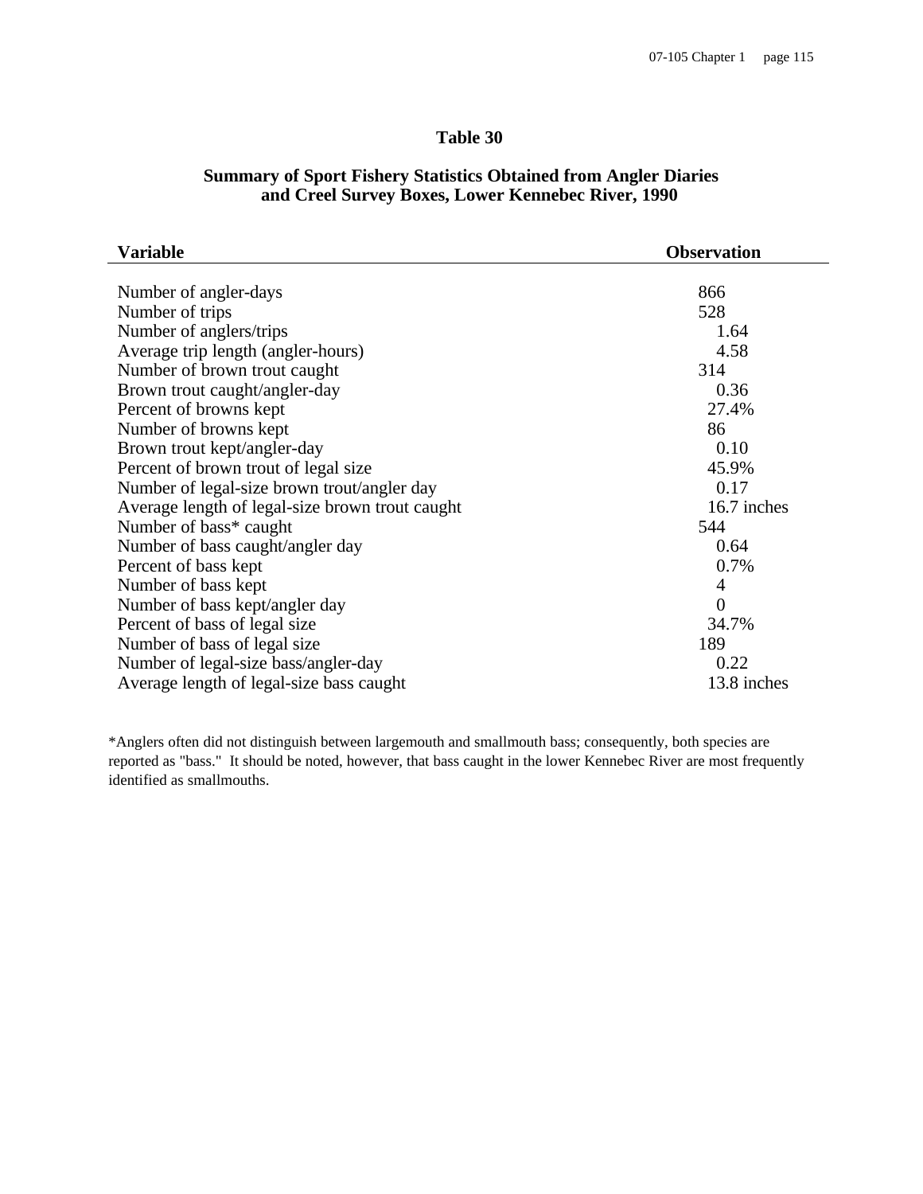# Table 30

## Summary of Sport Fishery Statistics Obtained from Angler Diaries and Creel Survey Boxes, Lower Kennebec River, 1990

| Variable | Observation |
|---|---|
| Number of angler-days | 866 |
| Number of trips | 528 |
| Number of anglers/trips | 1.64 |
| Average trip length (angler-hours) | 4.58 |
| Number of brown trout caught | 314 |
| Brown trout caught/angler-day | 0.36 |
| Percent of browns kept | 27.4% |
| Number of browns kept | 86 |
| Brown trout kept/angler-day | 0.10 |
| Percent of brown trout of legal size | 45.9% |
| Number of legal-size brown trout/angler day | 0.17 |
| Average length of legal-size brown trout caught | 16.7 inches |
| Number of bass* caught | 544 |
| Number of bass caught/angler day | 0.64 |
| Percent of bass kept | 0.7% |
| Number of bass kept | 4 |
| Number of bass kept/angler day | 0 |
| Percent of bass of legal size | 34.7% |
| Number of bass of legal size | 189 |
| Number of legal-size bass/angler-day | 0.22 |
| Average length of legal-size bass caught | 13.8 inches |

*Anglers often did not distinguish between largemouth and smallmouth bass; consequently, both species are reported as "bass." It should be noted, however, that bass caught in the lower Kennebec River are most frequently identified as smallmouths.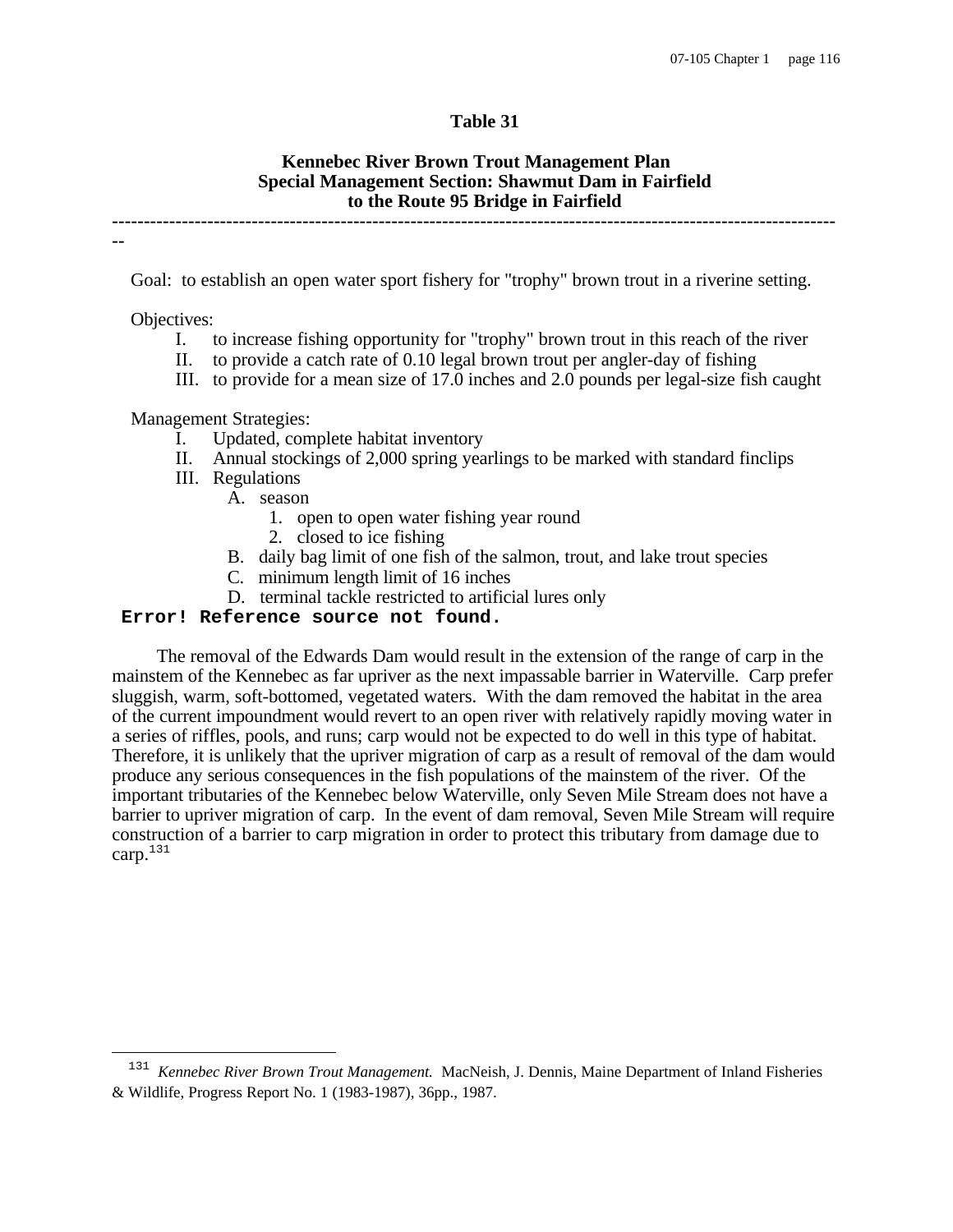**Table 31**

**Kennebec River Brown Trout Management Plan**
**Special Management Section: Shawmut Dam in Fairfield to the Route 95 Bridge in Fairfield**

---

Goal: to establish an open water sport fishery for "trophy" brown trout in a riverine setting.

Objectives:

I. to increase fishing opportunity for "trophy" brown trout in this reach of the river
II. to provide a catch rate of 0.10 legal brown trout per angler-day of fishing
III. to provide for a mean size of 17.0 inches and 2.0 pounds per legal-size fish caught

Management Strategies:

I. Updated, complete habitat inventory
II. Annual stockings of 2,000 spring yearlings to be marked with standard finclips
III. Regulations
   A. season
      1. open to open water fishing year round
      2. closed to ice fishing
   B. daily bag limit of one fish of the salmon, trout, and lake trout species
   C. minimum length limit of 16 inches
   D. terminal tackle restricted to artificial lures only

**Error! Reference source not found.**

The removal of the Edwards Dam would result in the extension of the range of carp in the mainstem of the Kennebec as far upriver as the next impassable barrier in Waterville. Carp prefer sluggish, warm, soft-bottomed, vegetated waters. With the dam removed the habitat in the area of the current impoundment would revert to an open river with relatively rapidly moving water in a series of riffles, pools, and runs; carp would not be expected to do well in this type of habitat. Therefore, it is unlikely that the upriver migration of carp as a result of removal of the dam would produce any serious consequences in the fish populations of the mainstem of the river. Of the important tributaries of the Kennebec below Waterville, only Seven Mile Stream does not have a barrier to upriver migration of carp. In the event of dam removal, Seven Mile Stream will require construction of a barrier to carp migration in order to protect this tributary from damage due to carp.[131]

---

[131] *Kennebec River Brown Trout Management.* MacNeish, J. Dennis, Maine Department of Inland Fisheries & Wildlife, Progress Report No. 1 (1983-1987), 36pp., 1987.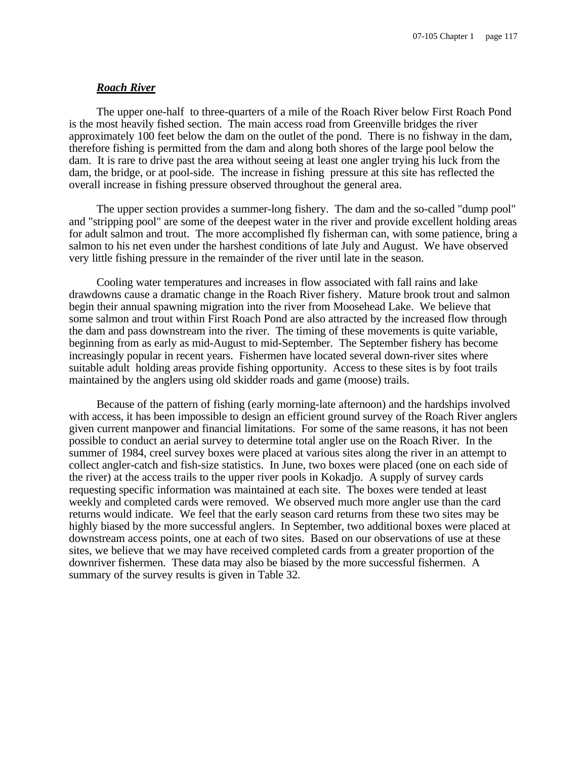### ***Roach River***

The upper one-half to three-quarters of a mile of the Roach River below First Roach Pond is the most heavily fished section. The main access road from Greenville bridges the river approximately 100 feet below the dam on the outlet of the pond. There is no fishway in the dam, therefore fishing is permitted from the dam and along both shores of the large pool below the dam. It is rare to drive past the area without seeing at least one angler trying his luck from the dam, the bridge, or at pool-side. The increase in fishing pressure at this site has reflected the overall increase in fishing pressure observed throughout the general area.

The upper section provides a summer-long fishery. The dam and the so-called "dump pool" and "stripping pool" are some of the deepest water in the river and provide excellent holding areas for adult salmon and trout. The more accomplished fly fisherman can, with some patience, bring a salmon to his net even under the harshest conditions of late July and August. We have observed very little fishing pressure in the remainder of the river until late in the season.

Cooling water temperatures and increases in flow associated with fall rains and lake drawdowns cause a dramatic change in the Roach River fishery. Mature brook trout and salmon begin their annual spawning migration into the river from Moosehead Lake. We believe that some salmon and trout within First Roach Pond are also attracted by the increased flow through the dam and pass downstream into the river. The timing of these movements is quite variable, beginning from as early as mid-August to mid-September. The September fishery has become increasingly popular in recent years. Fishermen have located several down-river sites where suitable adult holding areas provide fishing opportunity. Access to these sites is by foot trails maintained by the anglers using old skidder roads and game (moose) trails.

Because of the pattern of fishing (early morning-late afternoon) and the hardships involved with access, it has been impossible to design an efficient ground survey of the Roach River anglers given current manpower and financial limitations. For some of the same reasons, it has not been possible to conduct an aerial survey to determine total angler use on the Roach River. In the summer of 1984, creel survey boxes were placed at various sites along the river in an attempt to collect angler-catch and fish-size statistics. In June, two boxes were placed (one on each side of the river) at the access trails to the upper river pools in Kokadjo. A supply of survey cards requesting specific information was maintained at each site. The boxes were tended at least weekly and completed cards were removed. We observed much more angler use than the card returns would indicate. We feel that the early season card returns from these two sites may be highly biased by the more successful anglers. In September, two additional boxes were placed at downstream access points, one at each of two sites. Based on our observations of use at these sites, we believe that we may have received completed cards from a greater proportion of the downriver fishermen. These data may also be biased by the more successful fishermen. A summary of the survey results is given in Table 32.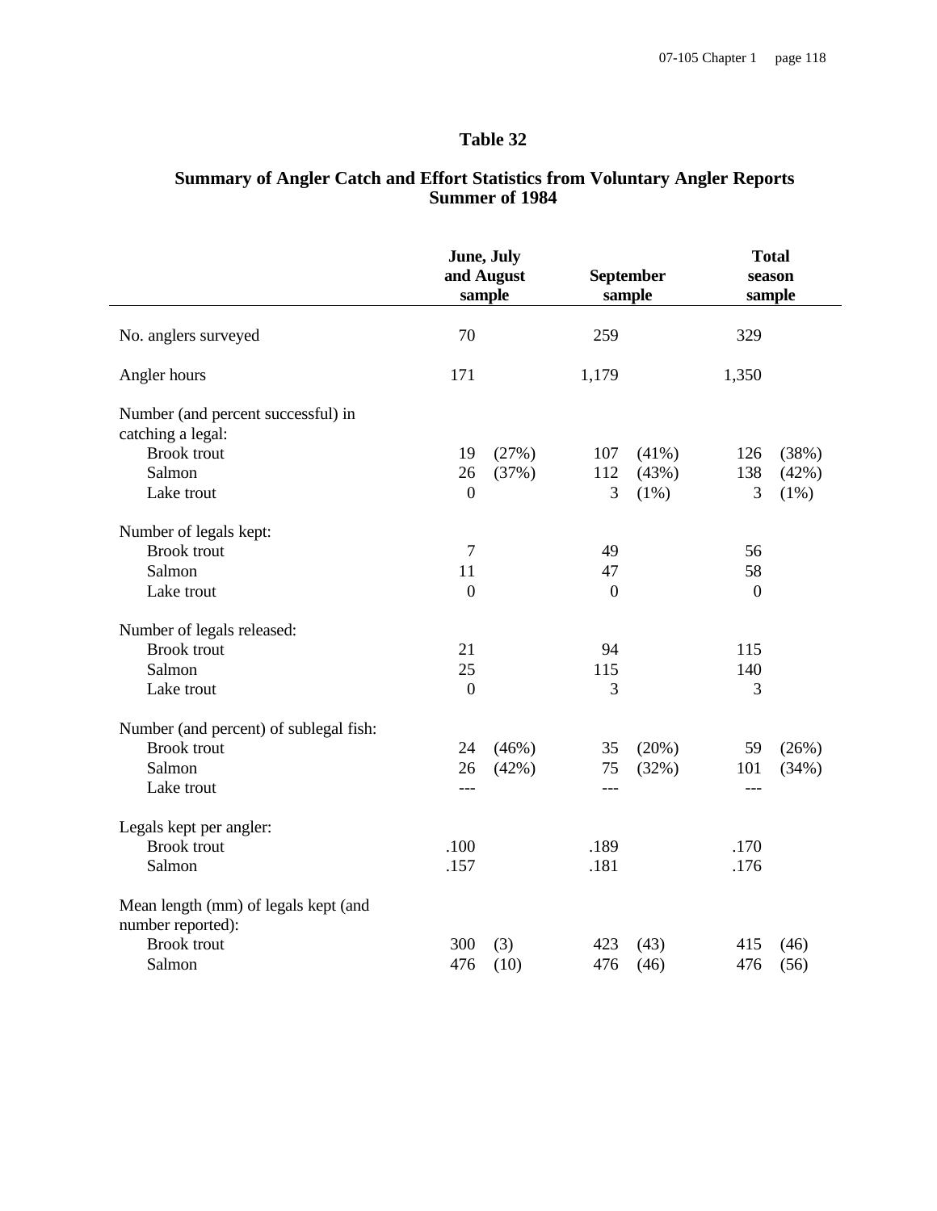# Table 32

## Summary of Angler Catch and Effort Statistics from Voluntary Angler Reports Summer of 1984

| | June, July and August sample | | September sample | | Total season sample | |
|---|---|---|---|---|---|---|
| No. anglers surveyed | 70 | | 259 | | 329 | |
| Angler hours | 171 | | 1,179 | | 1,350 | |
| Number (and percent successful) in catching a legal: | | | | | | |
| Brook trout | 19 | (27%) | 107 | (41%) | 126 | (38%) |
| Salmon | 26 | (37%) | 112 | (43%) | 138 | (42%) |
| Lake trout | 0 | | 3 | (1%) | 3 | (1%) |
| Number of legals kept: | | | | | | |
| Brook trout | 7 | | 49 | | 56 | |
| Salmon | 11 | | 47 | | 58 | |
| Lake trout | 0 | | 0 | | 0 | |
| Number of legals released: | | | | | | |
| Brook trout | 21 | | 94 | | 115 | |
| Salmon | 25 | | 115 | | 140 | |
| Lake trout | 0 | | 3 | | 3 | |
| Number (and percent) of sublegal fish: | | | | | | |
| Brook trout | 24 | (46%) | 35 | (20%) | 59 | (26%) |
| Salmon | 26 | (42%) | 75 | (32%) | 101 | (34%) |
| Lake trout | --- | | --- | | --- | |
| Legals kept per angler: | | | | | | |
| Brook trout | .100 | | .189 | | .170 | |
| Salmon | .157 | | .181 | | .176 | |
| Mean length (mm) of legals kept (and number reported): | | | | | | |
| Brook trout | 300 | (3) | 423 | (43) | 415 | (46) |
| Salmon | 476 | (10) | 476 | (46) | 476 | (56) |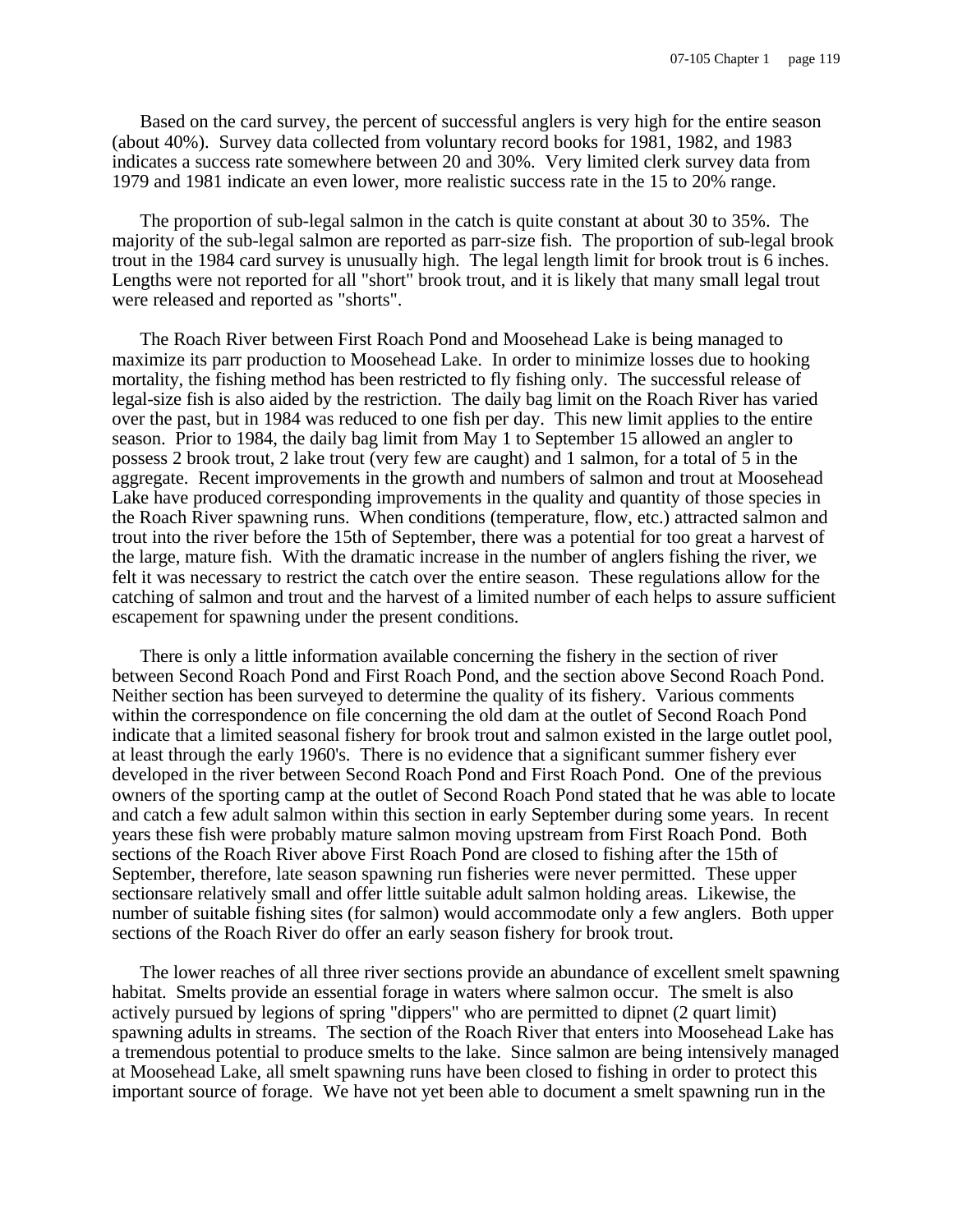Based on the card survey, the percent of successful anglers is very high for the entire season (about 40%). Survey data collected from voluntary record books for 1981, 1982, and 1983 indicates a success rate somewhere between 20 and 30%. Very limited clerk survey data from 1979 and 1981 indicate an even lower, more realistic success rate in the 15 to 20% range.

The proportion of sub-legal salmon in the catch is quite constant at about 30 to 35%. The majority of the sub-legal salmon are reported as parr-size fish. The proportion of sub-legal brook trout in the 1984 card survey is unusually high. The legal length limit for brook trout is 6 inches. Lengths were not reported for all "short" brook trout, and it is likely that many small legal trout were released and reported as "shorts".

The Roach River between First Roach Pond and Moosehead Lake is being managed to maximize its parr production to Moosehead Lake. In order to minimize losses due to hooking mortality, the fishing method has been restricted to fly fishing only. The successful release of legal-size fish is also aided by the restriction. The daily bag limit on the Roach River has varied over the past, but in 1984 was reduced to one fish per day. This new limit applies to the entire season. Prior to 1984, the daily bag limit from May 1 to September 15 allowed an angler to possess 2 brook trout, 2 lake trout (very few are caught) and 1 salmon, for a total of 5 in the aggregate. Recent improvements in the growth and numbers of salmon and trout at Moosehead Lake have produced corresponding improvements in the quality and quantity of those species in the Roach River spawning runs. When conditions (temperature, flow, etc.) attracted salmon and trout into the river before the 15th of September, there was a potential for too great a harvest of the large, mature fish. With the dramatic increase in the number of anglers fishing the river, we felt it was necessary to restrict the catch over the entire season. These regulations allow for the catching of salmon and trout and the harvest of a limited number of each helps to assure sufficient escapement for spawning under the present conditions.

There is only a little information available concerning the fishery in the section of river between Second Roach Pond and First Roach Pond, and the section above Second Roach Pond. Neither section has been surveyed to determine the quality of its fishery. Various comments within the correspondence on file concerning the old dam at the outlet of Second Roach Pond indicate that a limited seasonal fishery for brook trout and salmon existed in the large outlet pool, at least through the early 1960's. There is no evidence that a significant summer fishery ever developed in the river between Second Roach Pond and First Roach Pond. One of the previous owners of the sporting camp at the outlet of Second Roach Pond stated that he was able to locate and catch a few adult salmon within this section in early September during some years. In recent years these fish were probably mature salmon moving upstream from First Roach Pond. Both sections of the Roach River above First Roach Pond are closed to fishing after the 15th of September, therefore, late season spawning run fisheries were never permitted. These upper sectionsare relatively small and offer little suitable adult salmon holding areas. Likewise, the number of suitable fishing sites (for salmon) would accommodate only a few anglers. Both upper sections of the Roach River do offer an early season fishery for brook trout.

The lower reaches of all three river sections provide an abundance of excellent smelt spawning habitat. Smelts provide an essential forage in waters where salmon occur. The smelt is also actively pursued by legions of spring "dippers" who are permitted to dipnet (2 quart limit) spawning adults in streams. The section of the Roach River that enters into Moosehead Lake has a tremendous potential to produce smelts to the lake. Since salmon are being intensively managed at Moosehead Lake, all smelt spawning runs have been closed to fishing in order to protect this important source of forage. We have not yet been able to document a smelt spawning run in the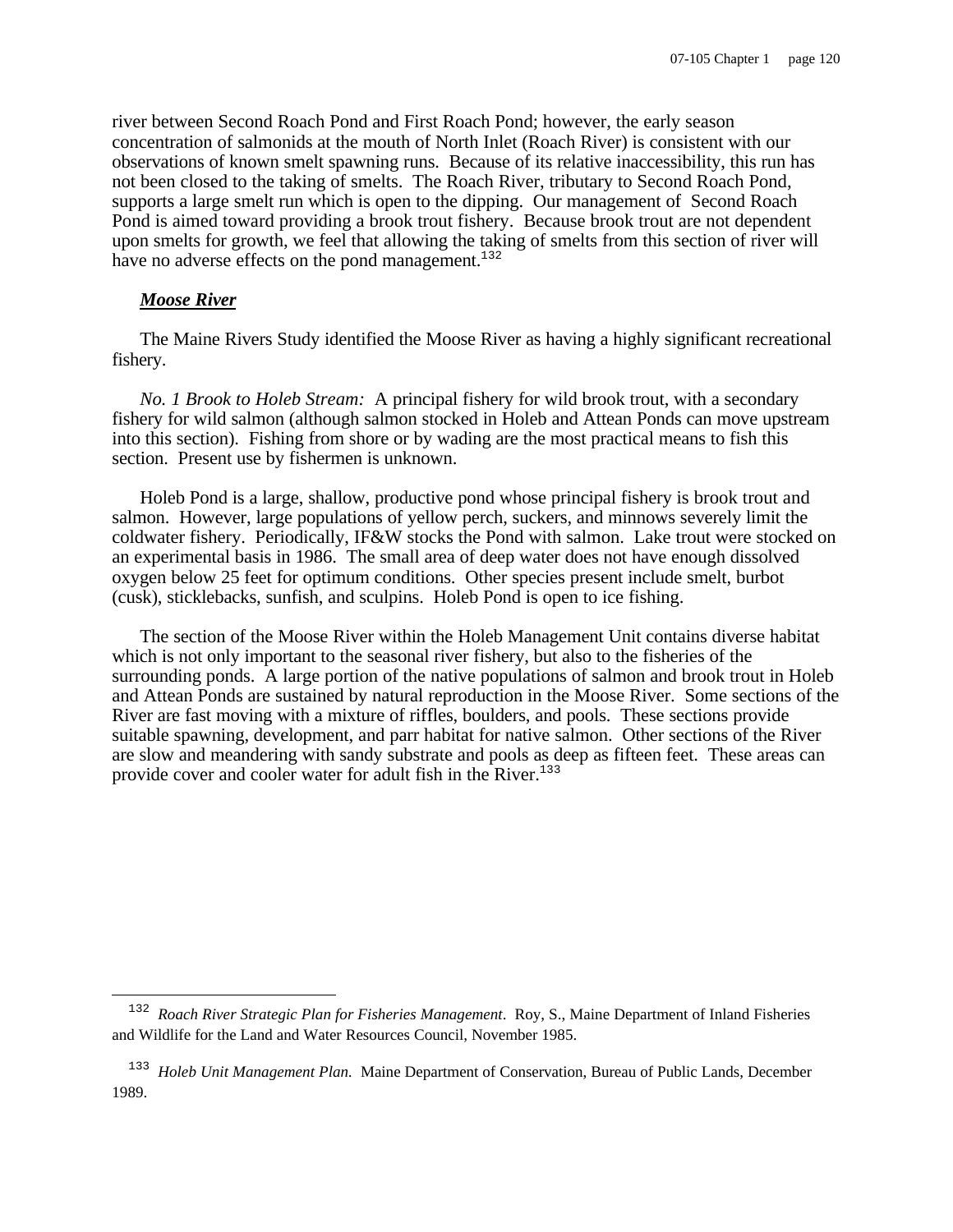river between Second Roach Pond and First Roach Pond; however, the early season concentration of salmonids at the mouth of North Inlet (Roach River) is consistent with our observations of known smelt spawning runs. Because of its relative inaccessibility, this run has not been closed to the taking of smelts. The Roach River, tributary to Second Roach Pond, supports a large smelt run which is open to the dipping. Our management of Second Roach Pond is aimed toward providing a brook trout fishery. Because brook trout are not dependent upon smelts for growth, we feel that allowing the taking of smelts from this section of river will have no adverse effects on the pond management.[132]

***Moose River***

The Maine Rivers Study identified the Moose River as having a highly significant recreational fishery.

*No. 1 Brook to Holeb Stream:* A principal fishery for wild brook trout, with a secondary fishery for wild salmon (although salmon stocked in Holeb and Attean Ponds can move upstream into this section). Fishing from shore or by wading are the most practical means to fish this section. Present use by fishermen is unknown.

Holeb Pond is a large, shallow, productive pond whose principal fishery is brook trout and salmon. However, large populations of yellow perch, suckers, and minnows severely limit the coldwater fishery. Periodically, IF&W stocks the Pond with salmon. Lake trout were stocked on an experimental basis in 1986. The small area of deep water does not have enough dissolved oxygen below 25 feet for optimum conditions. Other species present include smelt, burbot (cusk), sticklebacks, sunfish, and sculpins. Holeb Pond is open to ice fishing.

The section of the Moose River within the Holeb Management Unit contains diverse habitat which is not only important to the seasonal river fishery, but also to the fisheries of the surrounding ponds. A large portion of the native populations of salmon and brook trout in Holeb and Attean Ponds are sustained by natural reproduction in the Moose River. Some sections of the River are fast moving with a mixture of riffles, boulders, and pools. These sections provide suitable spawning, development, and parr habitat for native salmon. Other sections of the River are slow and meandering with sandy substrate and pools as deep as fifteen feet. These areas can provide cover and cooler water for adult fish in the River.[133]

---

[132] *Roach River Strategic Plan for Fisheries Management*. Roy, S., Maine Department of Inland Fisheries and Wildlife for the Land and Water Resources Council, November 1985.

[133] *Holeb Unit Management Plan.* Maine Department of Conservation, Bureau of Public Lands, December 1989.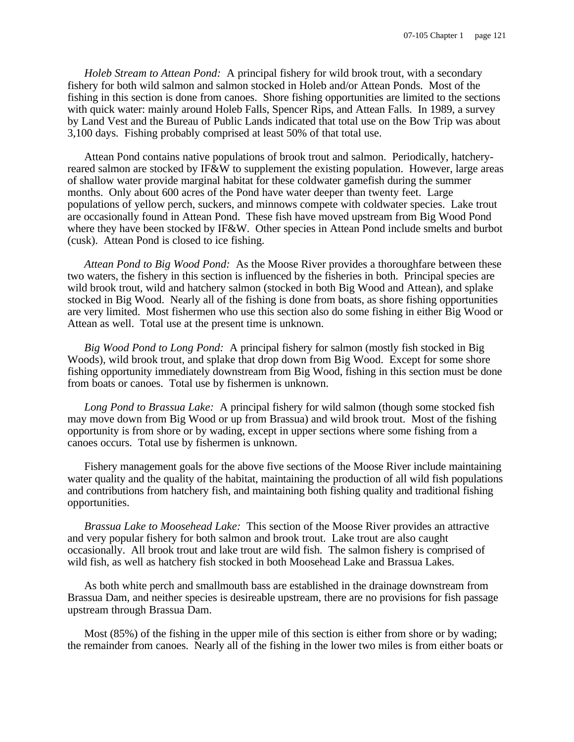*Holeb Stream to Attean Pond:* A principal fishery for wild brook trout, with a secondary fishery for both wild salmon and salmon stocked in Holeb and/or Attean Ponds. Most of the fishing in this section is done from canoes. Shore fishing opportunities are limited to the sections with quick water: mainly around Holeb Falls, Spencer Rips, and Attean Falls. In 1989, a survey by Land Vest and the Bureau of Public Lands indicated that total use on the Bow Trip was about 3,100 days. Fishing probably comprised at least 50% of that total use.

Attean Pond contains native populations of brook trout and salmon. Periodically, hatchery-reared salmon are stocked by IF&W to supplement the existing population. However, large areas of shallow water provide marginal habitat for these coldwater gamefish during the summer months. Only about 600 acres of the Pond have water deeper than twenty feet. Large populations of yellow perch, suckers, and minnows compete with coldwater species. Lake trout are occasionally found in Attean Pond. These fish have moved upstream from Big Wood Pond where they have been stocked by IF&W. Other species in Attean Pond include smelts and burbot (cusk). Attean Pond is closed to ice fishing.

*Attean Pond to Big Wood Pond:* As the Moose River provides a thoroughfare between these two waters, the fishery in this section is influenced by the fisheries in both. Principal species are wild brook trout, wild and hatchery salmon (stocked in both Big Wood and Attean), and splake stocked in Big Wood. Nearly all of the fishing is done from boats, as shore fishing opportunities are very limited. Most fishermen who use this section also do some fishing in either Big Wood or Attean as well. Total use at the present time is unknown.

*Big Wood Pond to Long Pond:* A principal fishery for salmon (mostly fish stocked in Big Woods), wild brook trout, and splake that drop down from Big Wood. Except for some shore fishing opportunity immediately downstream from Big Wood, fishing in this section must be done from boats or canoes. Total use by fishermen is unknown.

*Long Pond to Brassua Lake:* A principal fishery for wild salmon (though some stocked fish may move down from Big Wood or up from Brassua) and wild brook trout. Most of the fishing opportunity is from shore or by wading, except in upper sections where some fishing from a canoes occurs. Total use by fishermen is unknown.

Fishery management goals for the above five sections of the Moose River include maintaining water quality and the quality of the habitat, maintaining the production of all wild fish populations and contributions from hatchery fish, and maintaining both fishing quality and traditional fishing opportunities.

*Brassua Lake to Moosehead Lake:* This section of the Moose River provides an attractive and very popular fishery for both salmon and brook trout. Lake trout are also caught occasionally. All brook trout and lake trout are wild fish. The salmon fishery is comprised of wild fish, as well as hatchery fish stocked in both Moosehead Lake and Brassua Lakes.

As both white perch and smallmouth bass are established in the drainage downstream from Brassua Dam, and neither species is desireable upstream, there are no provisions for fish passage upstream through Brassua Dam.

Most (85%) of the fishing in the upper mile of this section is either from shore or by wading; the remainder from canoes. Nearly all of the fishing in the lower two miles is from either boats or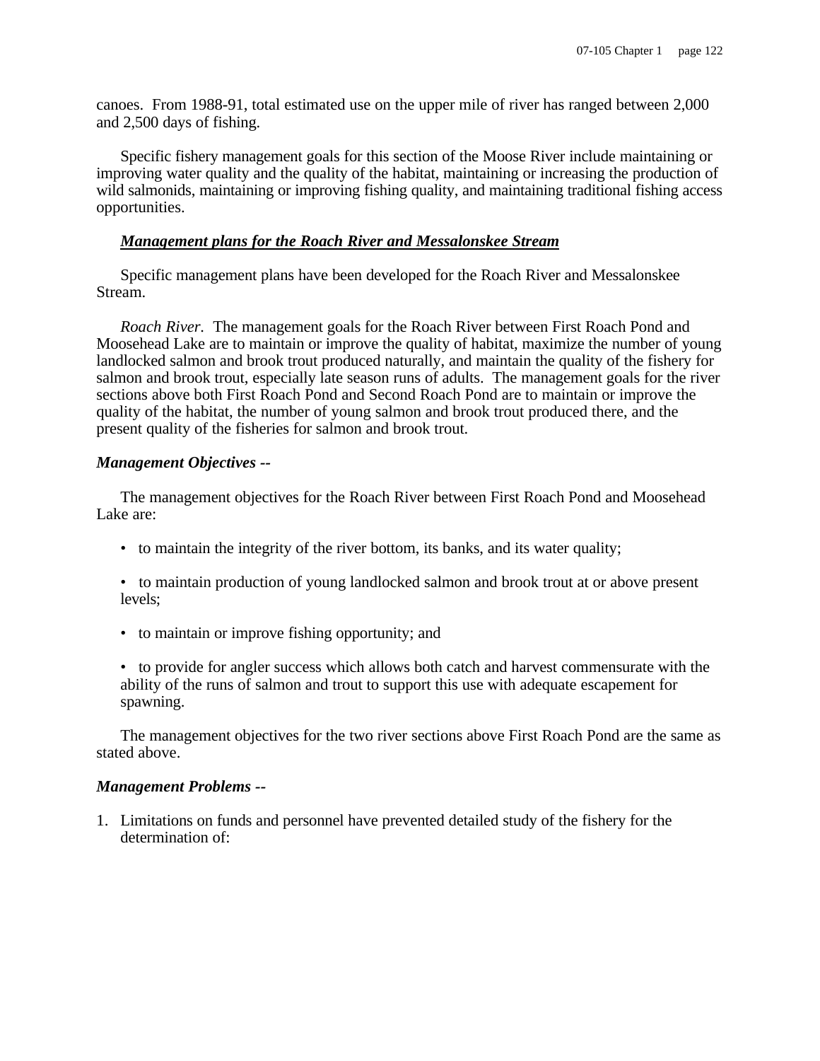canoes. From 1988-91, total estimated use on the upper mile of river has ranged between 2,000 and 2,500 days of fishing.

Specific fishery management goals for this section of the Moose River include maintaining or improving water quality and the quality of the habitat, maintaining or increasing the production of wild salmonids, maintaining or improving fishing quality, and maintaining traditional fishing access opportunities.

***Management plans for the Roach River and Messalonskee Stream***

Specific management plans have been developed for the Roach River and Messalonskee Stream.

*Roach River.* The management goals for the Roach River between First Roach Pond and Moosehead Lake are to maintain or improve the quality of habitat, maximize the number of young landlocked salmon and brook trout produced naturally, and maintain the quality of the fishery for salmon and brook trout, especially late season runs of adults. The management goals for the river sections above both First Roach Pond and Second Roach Pond are to maintain or improve the quality of the habitat, the number of young salmon and brook trout produced there, and the present quality of the fisheries for salmon and brook trout.

***Management Objectives --***

The management objectives for the Roach River between First Roach Pond and Moosehead Lake are:

- to maintain the integrity of the river bottom, its banks, and its water quality;
- to maintain production of young landlocked salmon and brook trout at or above present levels;
- to maintain or improve fishing opportunity; and
- to provide for angler success which allows both catch and harvest commensurate with the ability of the runs of salmon and trout to support this use with adequate escapement for spawning.

The management objectives for the two river sections above First Roach Pond are the same as stated above.

***Management Problems --***

1. Limitations on funds and personnel have prevented detailed study of the fishery for the determination of: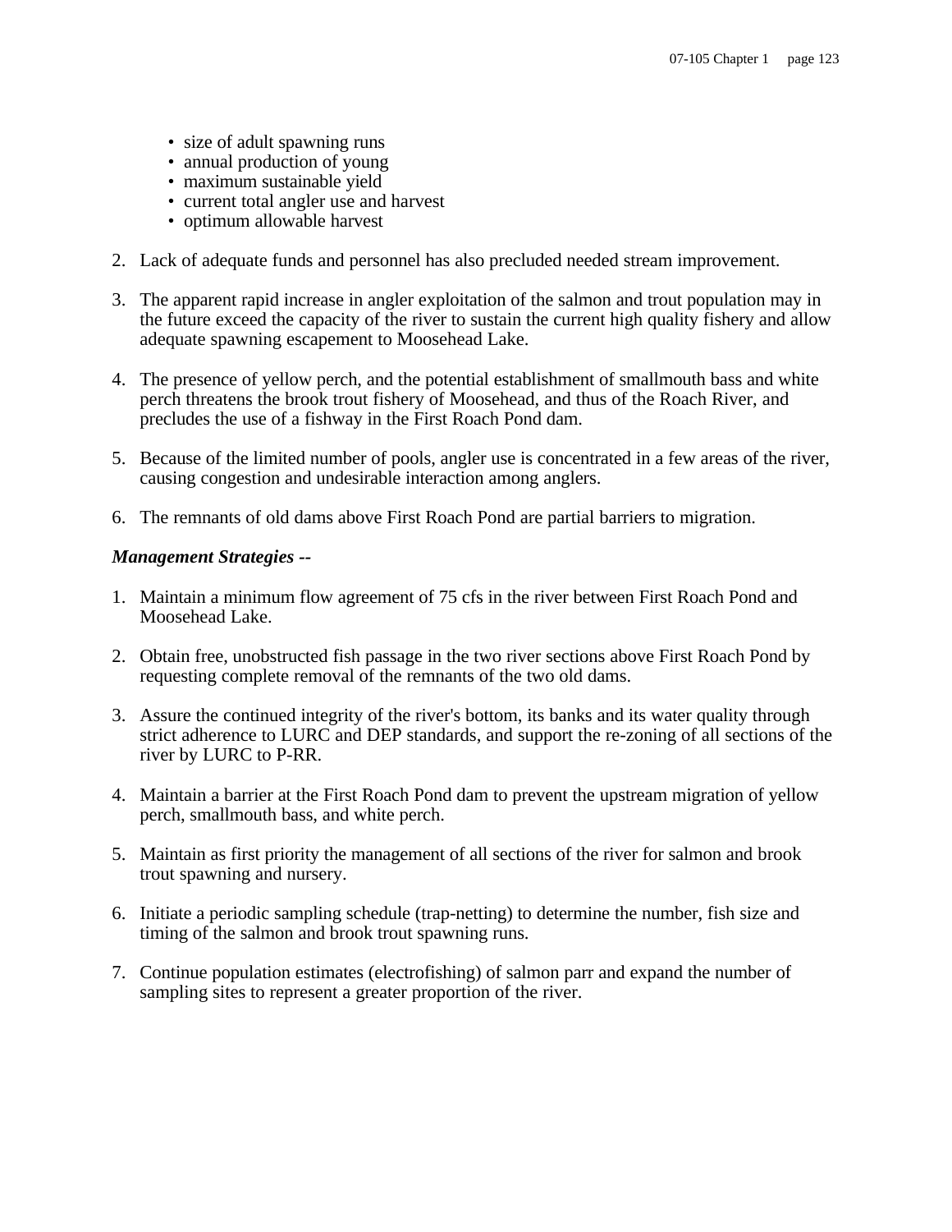- size of adult spawning runs
- annual production of young
- maximum sustainable yield
- current total angler use and harvest
- optimum allowable harvest

2. Lack of adequate funds and personnel has also precluded needed stream improvement.

3. The apparent rapid increase in angler exploitation of the salmon and trout population may in the future exceed the capacity of the river to sustain the current high quality fishery and allow adequate spawning escapement to Moosehead Lake.

4. The presence of yellow perch, and the potential establishment of smallmouth bass and white perch threatens the brook trout fishery of Moosehead, and thus of the Roach River, and precludes the use of a fishway in the First Roach Pond dam.

5. Because of the limited number of pools, angler use is concentrated in a few areas of the river, causing congestion and undesirable interaction among anglers.

6. The remnants of old dams above First Roach Pond are partial barriers to migration.

***Management Strategies --***

1. Maintain a minimum flow agreement of 75 cfs in the river between First Roach Pond and Moosehead Lake.

2. Obtain free, unobstructed fish passage in the two river sections above First Roach Pond by requesting complete removal of the remnants of the two old dams.

3. Assure the continued integrity of the river's bottom, its banks and its water quality through strict adherence to LURC and DEP standards, and support the re-zoning of all sections of the river by LURC to P-RR.

4. Maintain a barrier at the First Roach Pond dam to prevent the upstream migration of yellow perch, smallmouth bass, and white perch.

5. Maintain as first priority the management of all sections of the river for salmon and brook trout spawning and nursery.

6. Initiate a periodic sampling schedule (trap-netting) to determine the number, fish size and timing of the salmon and brook trout spawning runs.

7. Continue population estimates (electrofishing) of salmon parr and expand the number of sampling sites to represent a greater proportion of the river.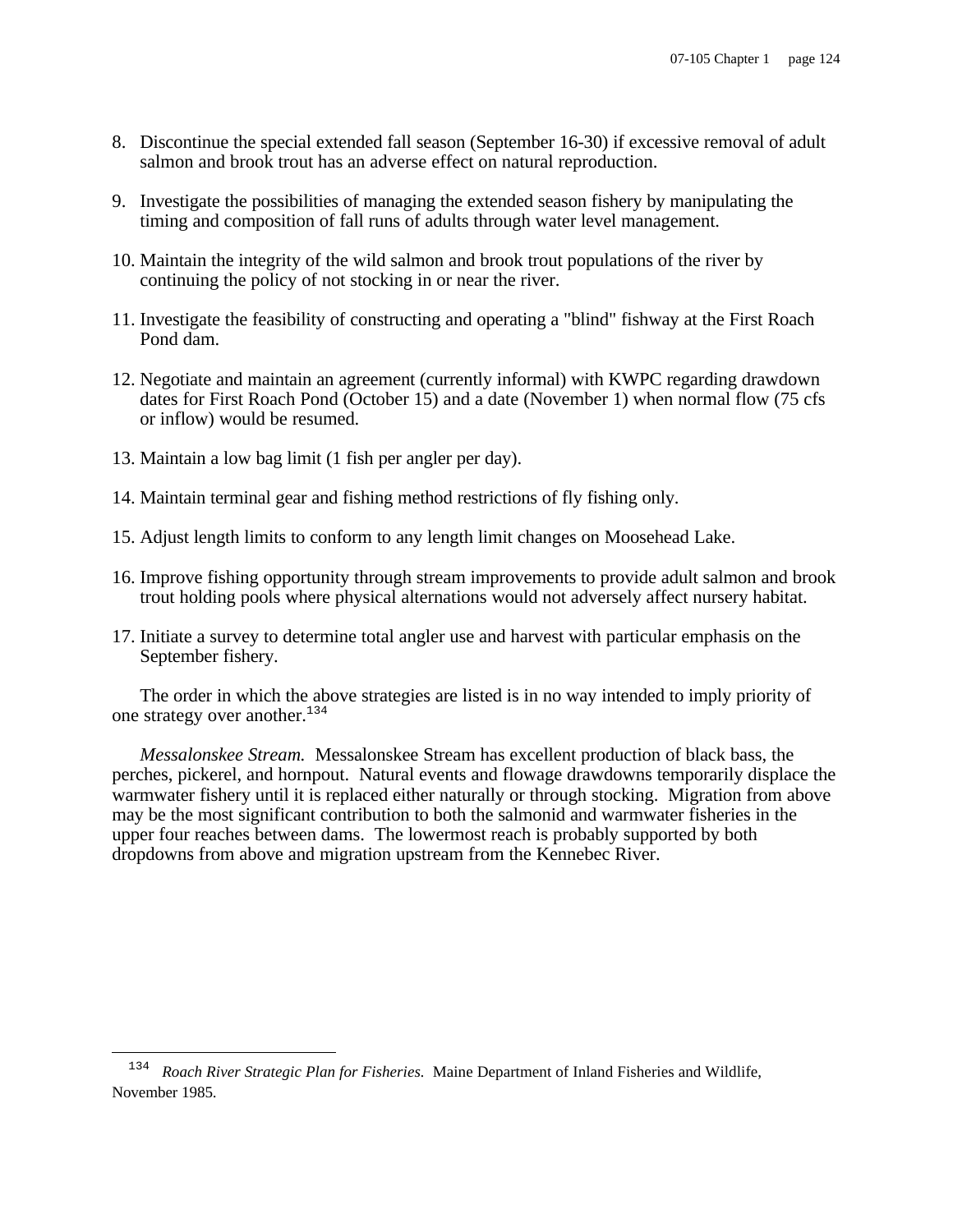8. Discontinue the special extended fall season (September 16-30) if excessive removal of adult salmon and brook trout has an adverse effect on natural reproduction.

9. Investigate the possibilities of managing the extended season fishery by manipulating the timing and composition of fall runs of adults through water level management.

10. Maintain the integrity of the wild salmon and brook trout populations of the river by continuing the policy of not stocking in or near the river.

11. Investigate the feasibility of constructing and operating a "blind" fishway at the First Roach Pond dam.

12. Negotiate and maintain an agreement (currently informal) with KWPC regarding drawdown dates for First Roach Pond (October 15) and a date (November 1) when normal flow (75 cfs or inflow) would be resumed.

13. Maintain a low bag limit (1 fish per angler per day).

14. Maintain terminal gear and fishing method restrictions of fly fishing only.

15. Adjust length limits to conform to any length limit changes on Moosehead Lake.

16. Improve fishing opportunity through stream improvements to provide adult salmon and brook trout holding pools where physical alternations would not adversely affect nursery habitat.

17. Initiate a survey to determine total angler use and harvest with particular emphasis on the September fishery.

The order in which the above strategies are listed is in no way intended to imply priority of one strategy over another.[134]

*Messalonskee Stream.* Messalonskee Stream has excellent production of black bass, the perches, pickerel, and hornpout. Natural events and flowage drawdowns temporarily displace the warmwater fishery until it is replaced either naturally or through stocking. Migration from above may be the most significant contribution to both the salmonid and warmwater fisheries in the upper four reaches between dams. The lowermost reach is probably supported by both dropdowns from above and migration upstream from the Kennebec River.

---

[134] *Roach River Strategic Plan for Fisheries.* Maine Department of Inland Fisheries and Wildlife, November 1985.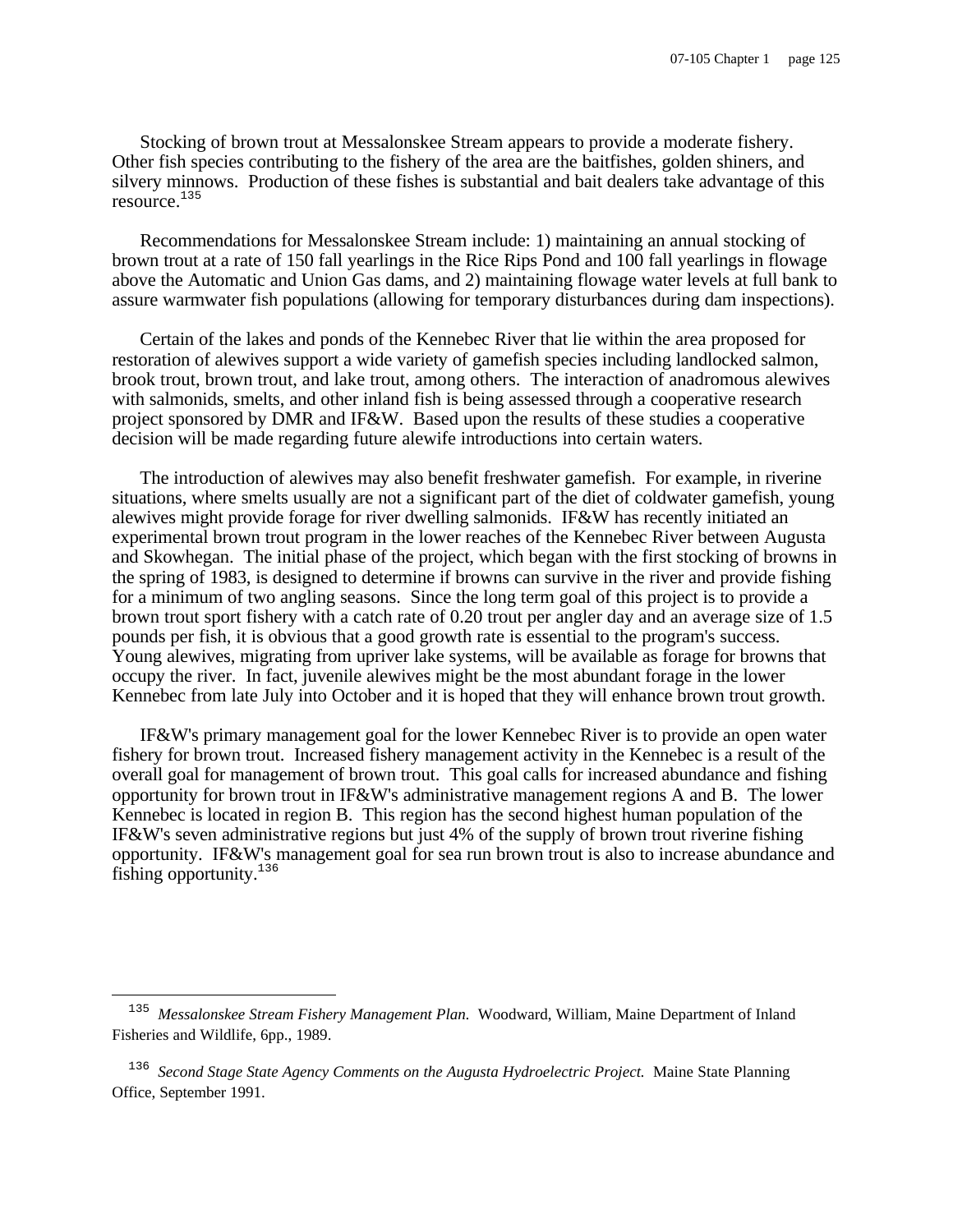Stocking of brown trout at Messalonskee Stream appears to provide a moderate fishery. Other fish species contributing to the fishery of the area are the baitfishes, golden shiners, and silvery minnows. Production of these fishes is substantial and bait dealers take advantage of this resource.[135]

Recommendations for Messalonskee Stream include: 1) maintaining an annual stocking of brown trout at a rate of 150 fall yearlings in the Rice Rips Pond and 100 fall yearlings in flowage above the Automatic and Union Gas dams, and 2) maintaining flowage water levels at full bank to assure warmwater fish populations (allowing for temporary disturbances during dam inspections).

Certain of the lakes and ponds of the Kennebec River that lie within the area proposed for restoration of alewives support a wide variety of gamefish species including landlocked salmon, brook trout, brown trout, and lake trout, among others. The interaction of anadromous alewives with salmonids, smelts, and other inland fish is being assessed through a cooperative research project sponsored by DMR and IF&W. Based upon the results of these studies a cooperative decision will be made regarding future alewife introductions into certain waters.

The introduction of alewives may also benefit freshwater gamefish. For example, in riverine situations, where smelts usually are not a significant part of the diet of coldwater gamefish, young alewives might provide forage for river dwelling salmonids. IF&W has recently initiated an experimental brown trout program in the lower reaches of the Kennebec River between Augusta and Skowhegan. The initial phase of the project, which began with the first stocking of browns in the spring of 1983, is designed to determine if browns can survive in the river and provide fishing for a minimum of two angling seasons. Since the long term goal of this project is to provide a brown trout sport fishery with a catch rate of 0.20 trout per angler day and an average size of 1.5 pounds per fish, it is obvious that a good growth rate is essential to the program's success. Young alewives, migrating from upriver lake systems, will be available as forage for browns that occupy the river. In fact, juvenile alewives might be the most abundant forage in the lower Kennebec from late July into October and it is hoped that they will enhance brown trout growth.

IF&W's primary management goal for the lower Kennebec River is to provide an open water fishery for brown trout. Increased fishery management activity in the Kennebec is a result of the overall goal for management of brown trout. This goal calls for increased abundance and fishing opportunity for brown trout in IF&W's administrative management regions A and B. The lower Kennebec is located in region B. This region has the second highest human population of the IF&W's seven administrative regions but just 4% of the supply of brown trout riverine fishing opportunity. IF&W's management goal for sea run brown trout is also to increase abundance and fishing opportunity.[136]

---

[135] *Messalonskee Stream Fishery Management Plan.* Woodward, William, Maine Department of Inland Fisheries and Wildlife, 6pp., 1989.

[136] *Second Stage State Agency Comments on the Augusta Hydroelectric Project.* Maine State Planning Office, September 1991.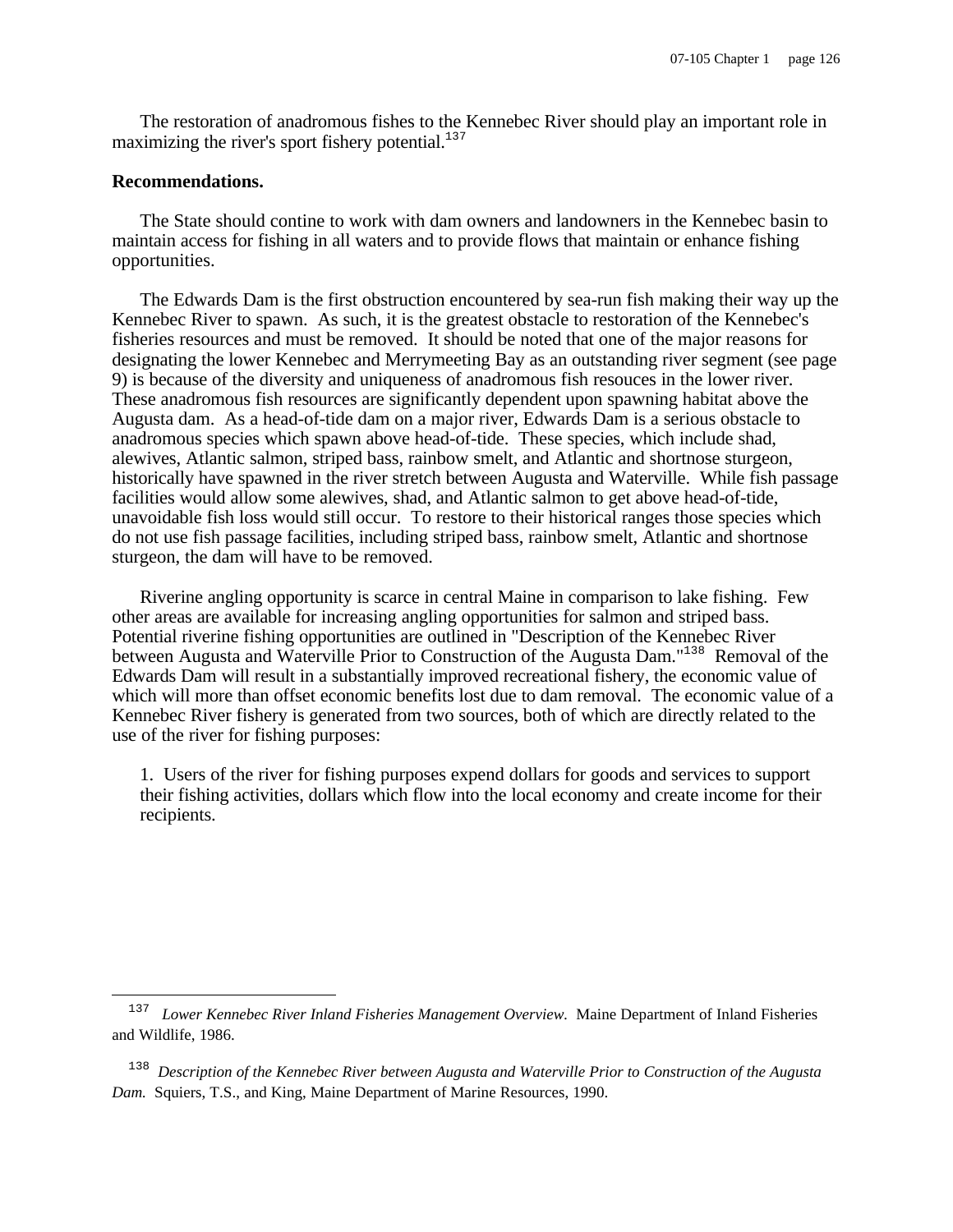The restoration of anadromous fishes to the Kennebec River should play an important role in maximizing the river's sport fishery potential.[137]

**Recommendations.**

The State should contine to work with dam owners and landowners in the Kennebec basin to maintain access for fishing in all waters and to provide flows that maintain or enhance fishing opportunities.

The Edwards Dam is the first obstruction encountered by sea-run fish making their way up the Kennebec River to spawn. As such, it is the greatest obstacle to restoration of the Kennebec's fisheries resources and must be removed. It should be noted that one of the major reasons for designating the lower Kennebec and Merrymeeting Bay as an outstanding river segment (see page 9) is because of the diversity and uniqueness of anadromous fish resouces in the lower river. These anadromous fish resources are significantly dependent upon spawning habitat above the Augusta dam. As a head-of-tide dam on a major river, Edwards Dam is a serious obstacle to anadromous species which spawn above head-of-tide. These species, which include shad, alewives, Atlantic salmon, striped bass, rainbow smelt, and Atlantic and shortnose sturgeon, historically have spawned in the river stretch between Augusta and Waterville. While fish passage facilities would allow some alewives, shad, and Atlantic salmon to get above head-of-tide, unavoidable fish loss would still occur. To restore to their historical ranges those species which do not use fish passage facilities, including striped bass, rainbow smelt, Atlantic and shortnose sturgeon, the dam will have to be removed.

Riverine angling opportunity is scarce in central Maine in comparison to lake fishing. Few other areas are available for increasing angling opportunities for salmon and striped bass. Potential riverine fishing opportunities are outlined in "Description of the Kennebec River between Augusta and Waterville Prior to Construction of the Augusta Dam."[138] Removal of the Edwards Dam will result in a substantially improved recreational fishery, the economic value of which will more than offset economic benefits lost due to dam removal. The economic value of a Kennebec River fishery is generated from two sources, both of which are directly related to the use of the river for fishing purposes:

1. Users of the river for fishing purposes expend dollars for goods and services to support their fishing activities, dollars which flow into the local economy and create income for their recipients.

---

[137] *Lower Kennebec River Inland Fisheries Management Overview.* Maine Department of Inland Fisheries and Wildlife, 1986.

[138] *Description of the Kennebec River between Augusta and Waterville Prior to Construction of the Augusta Dam.* Squiers, T.S., and King, Maine Department of Marine Resources, 1990.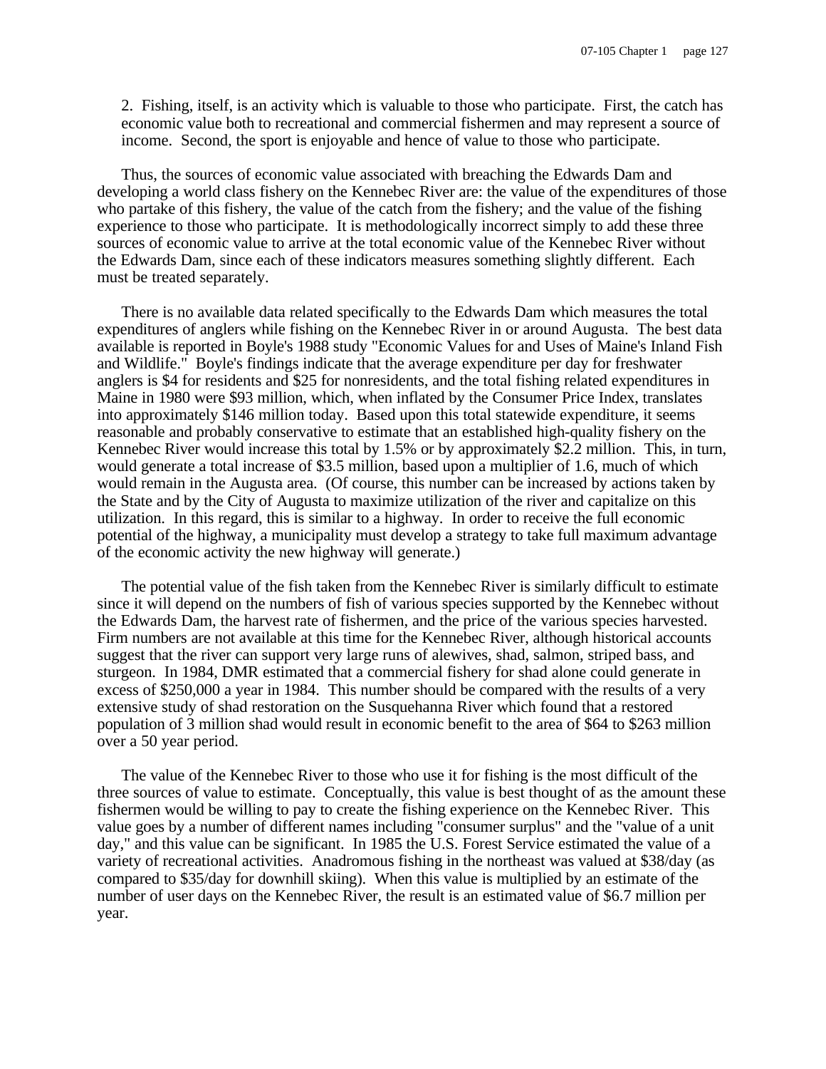2. Fishing, itself, is an activity which is valuable to those who participate. First, the catch has economic value both to recreational and commercial fishermen and may represent a source of income. Second, the sport is enjoyable and hence of value to those who participate.

Thus, the sources of economic value associated with breaching the Edwards Dam and developing a world class fishery on the Kennebec River are: the value of the expenditures of those who partake of this fishery, the value of the catch from the fishery; and the value of the fishing experience to those who participate. It is methodologically incorrect simply to add these three sources of economic value to arrive at the total economic value of the Kennebec River without the Edwards Dam, since each of these indicators measures something slightly different. Each must be treated separately.

There is no available data related specifically to the Edwards Dam which measures the total expenditures of anglers while fishing on the Kennebec River in or around Augusta. The best data available is reported in Boyle's 1988 study "Economic Values for and Uses of Maine's Inland Fish and Wildlife." Boyle's findings indicate that the average expenditure per day for freshwater anglers is $4 for residents and $25 for nonresidents, and the total fishing related expenditures in Maine in 1980 were $93 million, which, when inflated by the Consumer Price Index, translates into approximately $146 million today. Based upon this total statewide expenditure, it seems reasonable and probably conservative to estimate that an established high-quality fishery on the Kennebec River would increase this total by 1.5% or by approximately $2.2 million. This, in turn, would generate a total increase of $3.5 million, based upon a multiplier of 1.6, much of which would remain in the Augusta area. (Of course, this number can be increased by actions taken by the State and by the City of Augusta to maximize utilization of the river and capitalize on this utilization. In this regard, this is similar to a highway. In order to receive the full economic potential of the highway, a municipality must develop a strategy to take full maximum advantage of the economic activity the new highway will generate.)

The potential value of the fish taken from the Kennebec River is similarly difficult to estimate since it will depend on the numbers of fish of various species supported by the Kennebec without the Edwards Dam, the harvest rate of fishermen, and the price of the various species harvested. Firm numbers are not available at this time for the Kennebec River, although historical accounts suggest that the river can support very large runs of alewives, shad, salmon, striped bass, and sturgeon. In 1984, DMR estimated that a commercial fishery for shad alone could generate in excess of $250,000 a year in 1984. This number should be compared with the results of a very extensive study of shad restoration on the Susquehanna River which found that a restored population of 3 million shad would result in economic benefit to the area of $64 to $263 million over a 50 year period.

The value of the Kennebec River to those who use it for fishing is the most difficult of the three sources of value to estimate. Conceptually, this value is best thought of as the amount these fishermen would be willing to pay to create the fishing experience on the Kennebec River. This value goes by a number of different names including "consumer surplus" and the "value of a unit day," and this value can be significant. In 1985 the U.S. Forest Service estimated the value of a variety of recreational activities. Anadromous fishing in the northeast was valued at $38/day (as compared to $35/day for downhill skiing). When this value is multiplied by an estimate of the number of user days on the Kennebec River, the result is an estimated value of $6.7 million per year.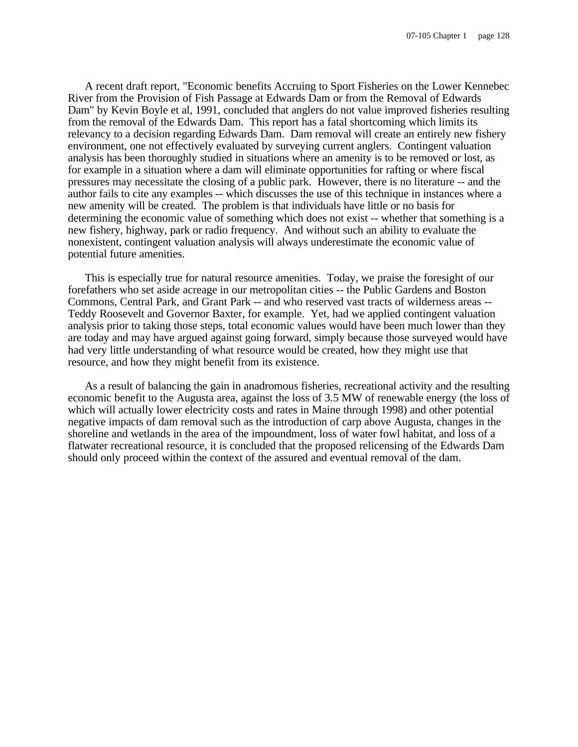A recent draft report, "Economic benefits Accruing to Sport Fisheries on the Lower Kennebec River from the Provision of Fish Passage at Edwards Dam or from the Removal of Edwards Dam" by Kevin Boyle et al, 1991, concluded that anglers do not value improved fisheries resulting from the removal of the Edwards Dam. This report has a fatal shortcoming which limits its relevancy to a decision regarding Edwards Dam. Dam removal will create an entirely new fishery environment, one not effectively evaluated by surveying current anglers. Contingent valuation analysis has been thoroughly studied in situations where an amenity is to be removed or lost, as for example in a situation where a dam will eliminate opportunities for rafting or where fiscal pressures may necessitate the closing of a public park. However, there is no literature -- and the author fails to cite any examples -- which discusses the use of this technique in instances where a new amenity will be created. The problem is that individuals have little or no basis for determining the economic value of something which does not exist -- whether that something is a new fishery, highway, park or radio frequency. And without such an ability to evaluate the nonexistent, contingent valuation analysis will always underestimate the economic value of potential future amenities.

This is especially true for natural resource amenities. Today, we praise the foresight of our forefathers who set aside acreage in our metropolitan cities -- the Public Gardens and Boston Commons, Central Park, and Grant Park -- and who reserved vast tracts of wilderness areas -- Teddy Roosevelt and Governor Baxter, for example. Yet, had we applied contingent valuation analysis prior to taking those steps, total economic values would have been much lower than they are today and may have argued against going forward, simply because those surveyed would have had very little understanding of what resource would be created, how they might use that resource, and how they might benefit from its existence.

As a result of balancing the gain in anadromous fisheries, recreational activity and the resulting economic benefit to the Augusta area, against the loss of 3.5 MW of renewable energy (the loss of which will actually lower electricity costs and rates in Maine through 1998) and other potential negative impacts of dam removal such as the introduction of carp above Augusta, changes in the shoreline and wetlands in the area of the impoundment, loss of water fowl habitat, and loss of a flatwater recreational resource, it is concluded that the proposed relicensing of the Edwards Dam should only proceed within the context of the assured and eventual removal of the dam.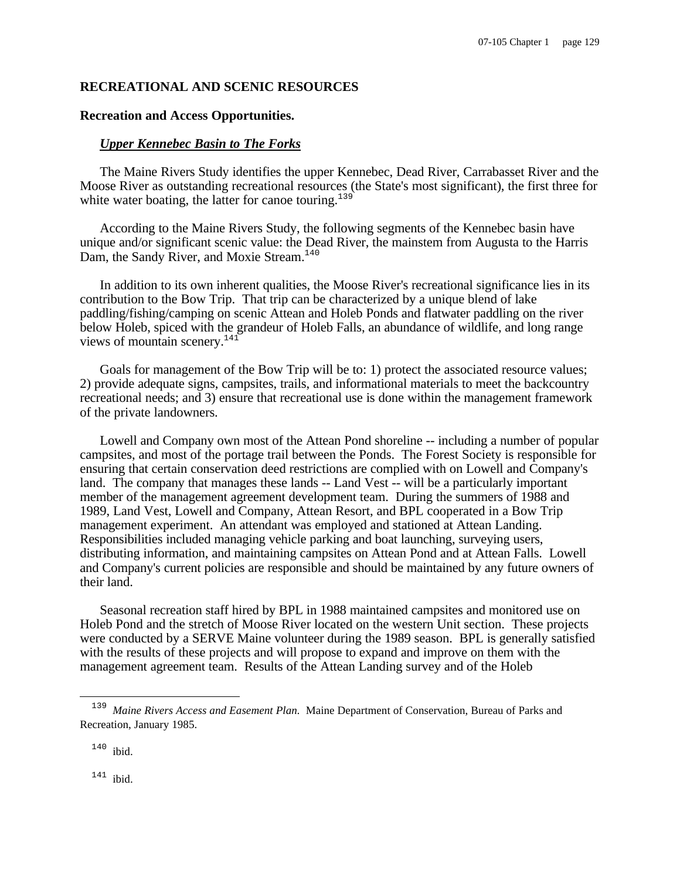## RECREATIONAL AND SCENIC RESOURCES

### Recreation and Access Opportunities.

#### ***Upper Kennebec Basin to The Forks***

The Maine Rivers Study identifies the upper Kennebec, Dead River, Carrabasset River and the Moose River as outstanding recreational resources (the State's most significant), the first three for white water boating, the latter for canoe touring.[139]

According to the Maine Rivers Study, the following segments of the Kennebec basin have unique and/or significant scenic value: the Dead River, the mainstem from Augusta to the Harris Dam, the Sandy River, and Moxie Stream.[140]

In addition to its own inherent qualities, the Moose River's recreational significance lies in its contribution to the Bow Trip. That trip can be characterized by a unique blend of lake paddling/fishing/camping on scenic Attean and Holeb Ponds and flatwater paddling on the river below Holeb, spiced with the grandeur of Holeb Falls, an abundance of wildlife, and long range views of mountain scenery.[141]

Goals for management of the Bow Trip will be to: 1) protect the associated resource values; 2) provide adequate signs, campsites, trails, and informational materials to meet the backcountry recreational needs; and 3) ensure that recreational use is done within the management framework of the private landowners.

Lowell and Company own most of the Attean Pond shoreline -- including a number of popular campsites, and most of the portage trail between the Ponds. The Forest Society is responsible for ensuring that certain conservation deed restrictions are complied with on Lowell and Company's land. The company that manages these lands -- Land Vest -- will be a particularly important member of the management agreement development team. During the summers of 1988 and 1989, Land Vest, Lowell and Company, Attean Resort, and BPL cooperated in a Bow Trip management experiment. An attendant was employed and stationed at Attean Landing. Responsibilities included managing vehicle parking and boat launching, surveying users, distributing information, and maintaining campsites on Attean Pond and at Attean Falls. Lowell and Company's current policies are responsible and should be maintained by any future owners of their land.

Seasonal recreation staff hired by BPL in 1988 maintained campsites and monitored use on Holeb Pond and the stretch of Moose River located on the western Unit section. These projects were conducted by a SERVE Maine volunteer during the 1989 season. BPL is generally satisfied with the results of these projects and will propose to expand and improve on them with the management agreement team. Results of the Attean Landing survey and of the Holeb

---

[139] *Maine Rivers Access and Easement Plan.* Maine Department of Conservation, Bureau of Parks and Recreation, January 1985.

[140] ibid.

[141] ibid.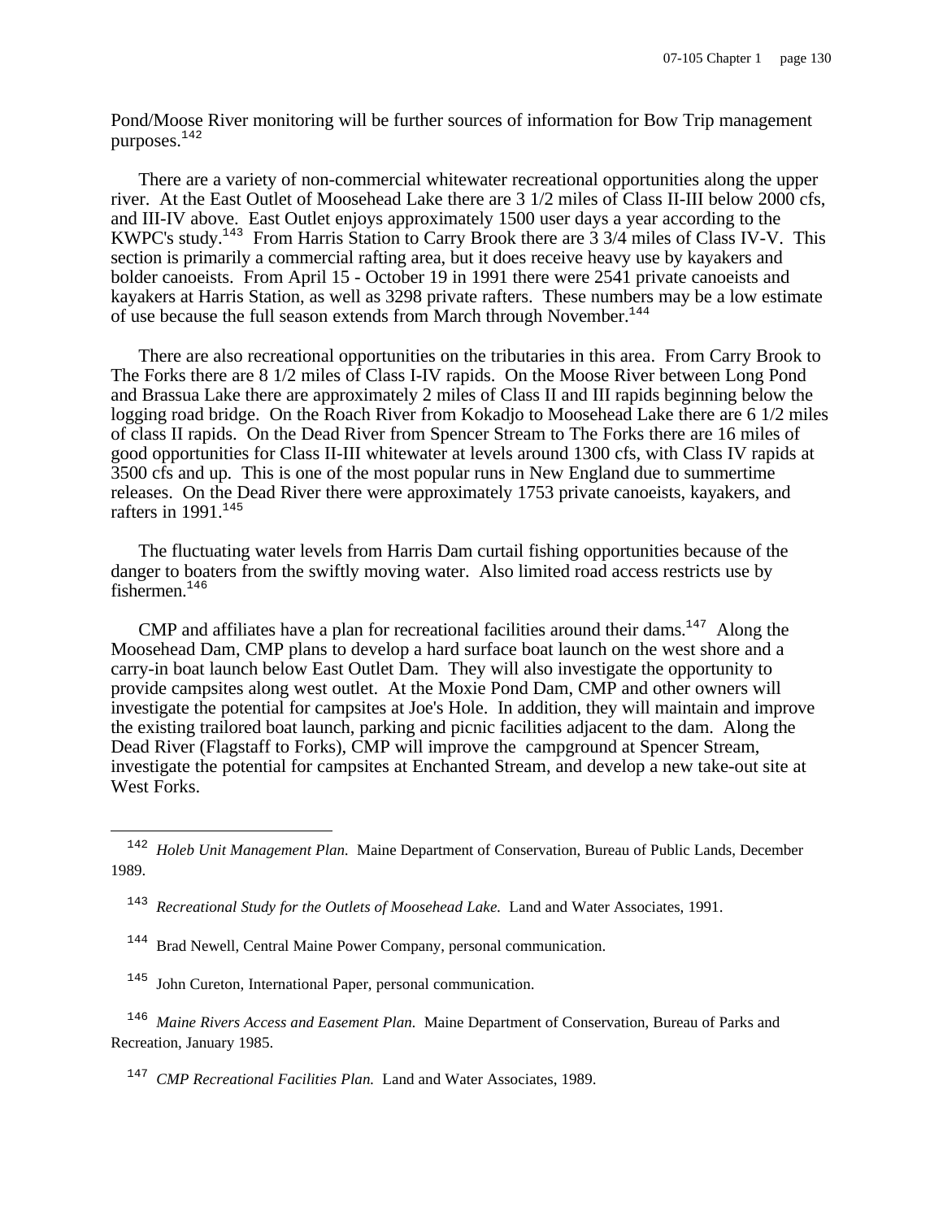Pond/Moose River monitoring will be further sources of information for Bow Trip management purposes.[142]

There are a variety of non-commercial whitewater recreational opportunities along the upper river. At the East Outlet of Moosehead Lake there are 3 1/2 miles of Class II-III below 2000 cfs, and III-IV above. East Outlet enjoys approximately 1500 user days a year according to the KWPC's study.[143] From Harris Station to Carry Brook there are 3 3/4 miles of Class IV-V. This section is primarily a commercial rafting area, but it does receive heavy use by kayakers and bolder canoeists. From April 15 - October 19 in 1991 there were 2541 private canoeists and kayakers at Harris Station, as well as 3298 private rafters. These numbers may be a low estimate of use because the full season extends from March through November.[144]

There are also recreational opportunities on the tributaries in this area. From Carry Brook to The Forks there are 8 1/2 miles of Class I-IV rapids. On the Moose River between Long Pond and Brassua Lake there are approximately 2 miles of Class II and III rapids beginning below the logging road bridge. On the Roach River from Kokadjo to Moosehead Lake there are 6 1/2 miles of class II rapids. On the Dead River from Spencer Stream to The Forks there are 16 miles of good opportunities for Class II-III whitewater at levels around 1300 cfs, with Class IV rapids at 3500 cfs and up. This is one of the most popular runs in New England due to summertime releases. On the Dead River there were approximately 1753 private canoeists, kayakers, and rafters in 1991.[145]

The fluctuating water levels from Harris Dam curtail fishing opportunities because of the danger to boaters from the swiftly moving water. Also limited road access restricts use by fishermen.[146]

CMP and affiliates have a plan for recreational facilities around their dams.[147] Along the Moosehead Dam, CMP plans to develop a hard surface boat launch on the west shore and a carry-in boat launch below East Outlet Dam. They will also investigate the opportunity to provide campsites along west outlet. At the Moxie Pond Dam, CMP and other owners will investigate the potential for campsites at Joe's Hole. In addition, they will maintain and improve the existing trailored boat launch, parking and picnic facilities adjacent to the dam. Along the Dead River (Flagstaff to Forks), CMP will improve the campground at Spencer Stream, investigate the potential for campsites at Enchanted Stream, and develop a new take-out site at West Forks.

---

[142] *Holeb Unit Management Plan.* Maine Department of Conservation, Bureau of Public Lands, December 1989.

[143] *Recreational Study for the Outlets of Moosehead Lake.* Land and Water Associates, 1991.

[144] Brad Newell, Central Maine Power Company, personal communication.

[145] John Cureton, International Paper, personal communication.

[146] *Maine Rivers Access and Easement Plan.* Maine Department of Conservation, Bureau of Parks and Recreation, January 1985.

[147] *CMP Recreational Facilities Plan.* Land and Water Associates, 1989.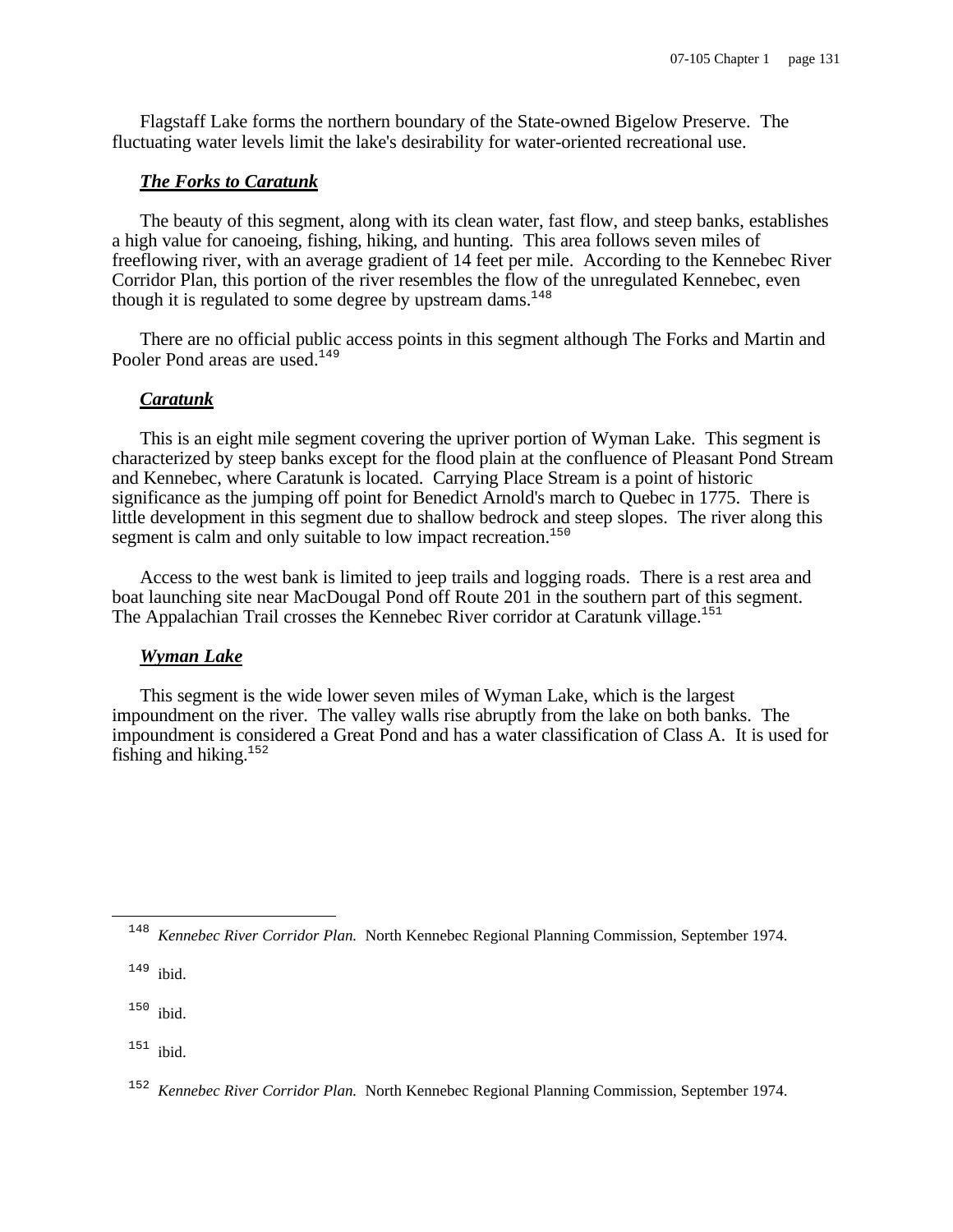Flagstaff Lake forms the northern boundary of the State-owned Bigelow Preserve. The fluctuating water levels limit the lake's desirability for water-oriented recreational use.

### ***The Forks to Caratunk***

The beauty of this segment, along with its clean water, fast flow, and steep banks, establishes a high value for canoeing, fishing, hiking, and hunting. This area follows seven miles of freeflowing river, with an average gradient of 14 feet per mile. According to the Kennebec River Corridor Plan, this portion of the river resembles the flow of the unregulated Kennebec, even though it is regulated to some degree by upstream dams.[148]

There are no official public access points in this segment although The Forks and Martin and Pooler Pond areas are used.[149]

### ***Caratunk***

This is an eight mile segment covering the upriver portion of Wyman Lake. This segment is characterized by steep banks except for the flood plain at the confluence of Pleasant Pond Stream and Kennebec, where Caratunk is located. Carrying Place Stream is a point of historic significance as the jumping off point for Benedict Arnold's march to Quebec in 1775. There is little development in this segment due to shallow bedrock and steep slopes. The river along this segment is calm and only suitable to low impact recreation.[150]

Access to the west bank is limited to jeep trails and logging roads. There is a rest area and boat launching site near MacDougal Pond off Route 201 in the southern part of this segment. The Appalachian Trail crosses the Kennebec River corridor at Caratunk village.[151]

### ***Wyman Lake***

This segment is the wide lower seven miles of Wyman Lake, which is the largest impoundment on the river. The valley walls rise abruptly from the lake on both banks. The impoundment is considered a Great Pond and has a water classification of Class A. It is used for fishing and hiking.[152]

---

[148] *Kennebec River Corridor Plan.* North Kennebec Regional Planning Commission, September 1974.

[149] ibid.

[150] ibid.

[151] ibid.

[152] *Kennebec River Corridor Plan.* North Kennebec Regional Planning Commission, September 1974.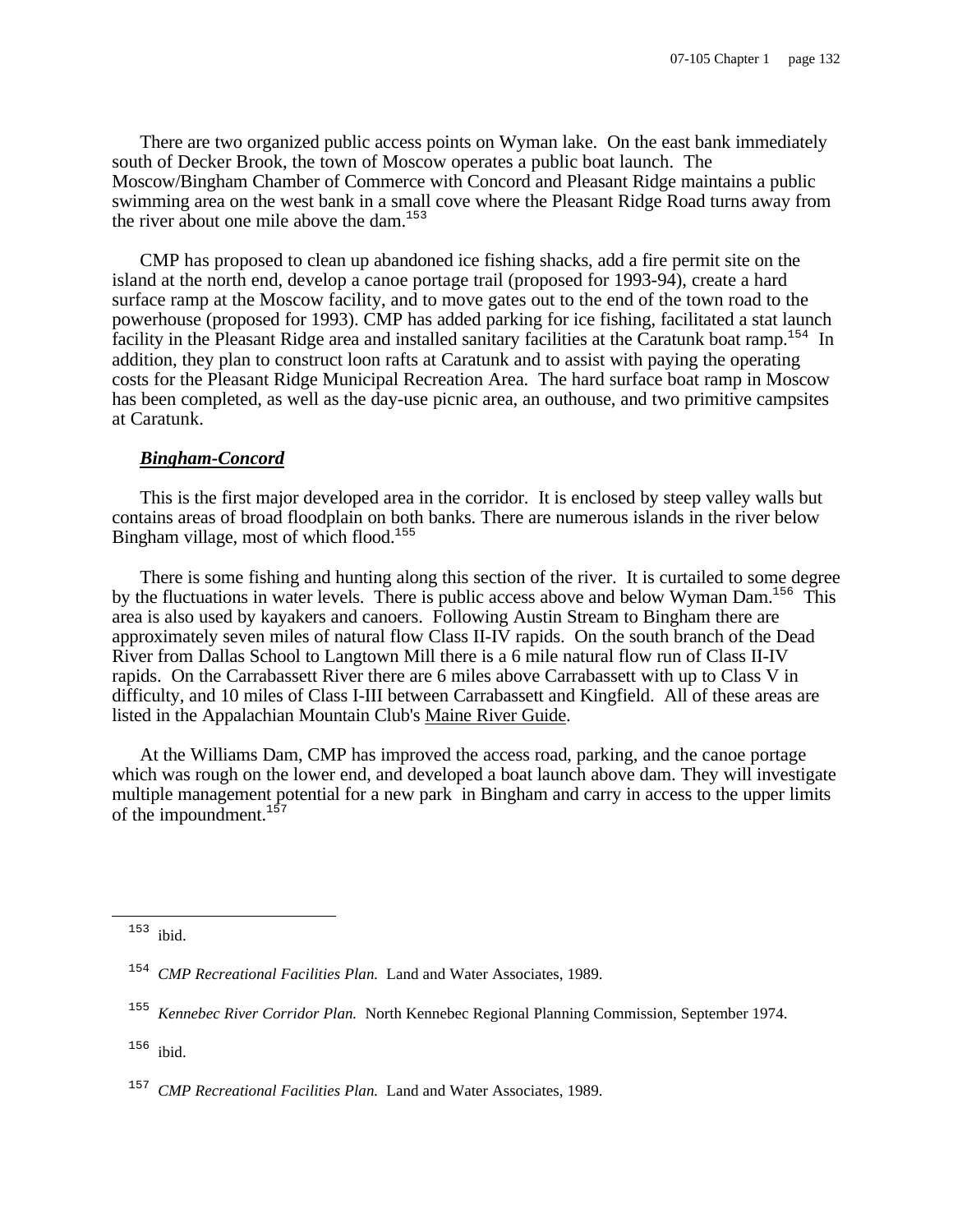There are two organized public access points on Wyman lake. On the east bank immediately south of Decker Brook, the town of Moscow operates a public boat launch. The Moscow/Bingham Chamber of Commerce with Concord and Pleasant Ridge maintains a public swimming area on the west bank in a small cove where the Pleasant Ridge Road turns away from the river about one mile above the dam.[153]

CMP has proposed to clean up abandoned ice fishing shacks, add a fire permit site on the island at the north end, develop a canoe portage trail (proposed for 1993-94), create a hard surface ramp at the Moscow facility, and to move gates out to the end of the town road to the powerhouse (proposed for 1993). CMP has added parking for ice fishing, facilitated a stat launch facility in the Pleasant Ridge area and installed sanitary facilities at the Caratunk boat ramp.[154] In addition, they plan to construct loon rafts at Caratunk and to assist with paying the operating costs for the Pleasant Ridge Municipal Recreation Area. The hard surface boat ramp in Moscow has been completed, as well as the day-use picnic area, an outhouse, and two primitive campsites at Caratunk.

***Bingham-Concord***

This is the first major developed area in the corridor. It is enclosed by steep valley walls but contains areas of broad floodplain on both banks. There are numerous islands in the river below Bingham village, most of which flood.[155]

There is some fishing and hunting along this section of the river. It is curtailed to some degree by the fluctuations in water levels. There is public access above and below Wyman Dam.[156] This area is also used by kayakers and canoers. Following Austin Stream to Bingham there are approximately seven miles of natural flow Class II-IV rapids. On the south branch of the Dead River from Dallas School to Langtown Mill there is a 6 mile natural flow run of Class II-IV rapids. On the Carrabassett River there are 6 miles above Carrabassett with up to Class V in difficulty, and 10 miles of Class I-III between Carrabassett and Kingfield. All of these areas are listed in the Appalachian Mountain Club's Maine River Guide.

At the Williams Dam, CMP has improved the access road, parking, and the canoe portage which was rough on the lower end, and developed a boat launch above dam. They will investigate multiple management potential for a new park in Bingham and carry in access to the upper limits of the impoundment.[157]

---

[153] ibid.

[154] *CMP Recreational Facilities Plan.* Land and Water Associates, 1989.

[155] *Kennebec River Corridor Plan.* North Kennebec Regional Planning Commission, September 1974.

[156] ibid.

[157] *CMP Recreational Facilities Plan.* Land and Water Associates, 1989.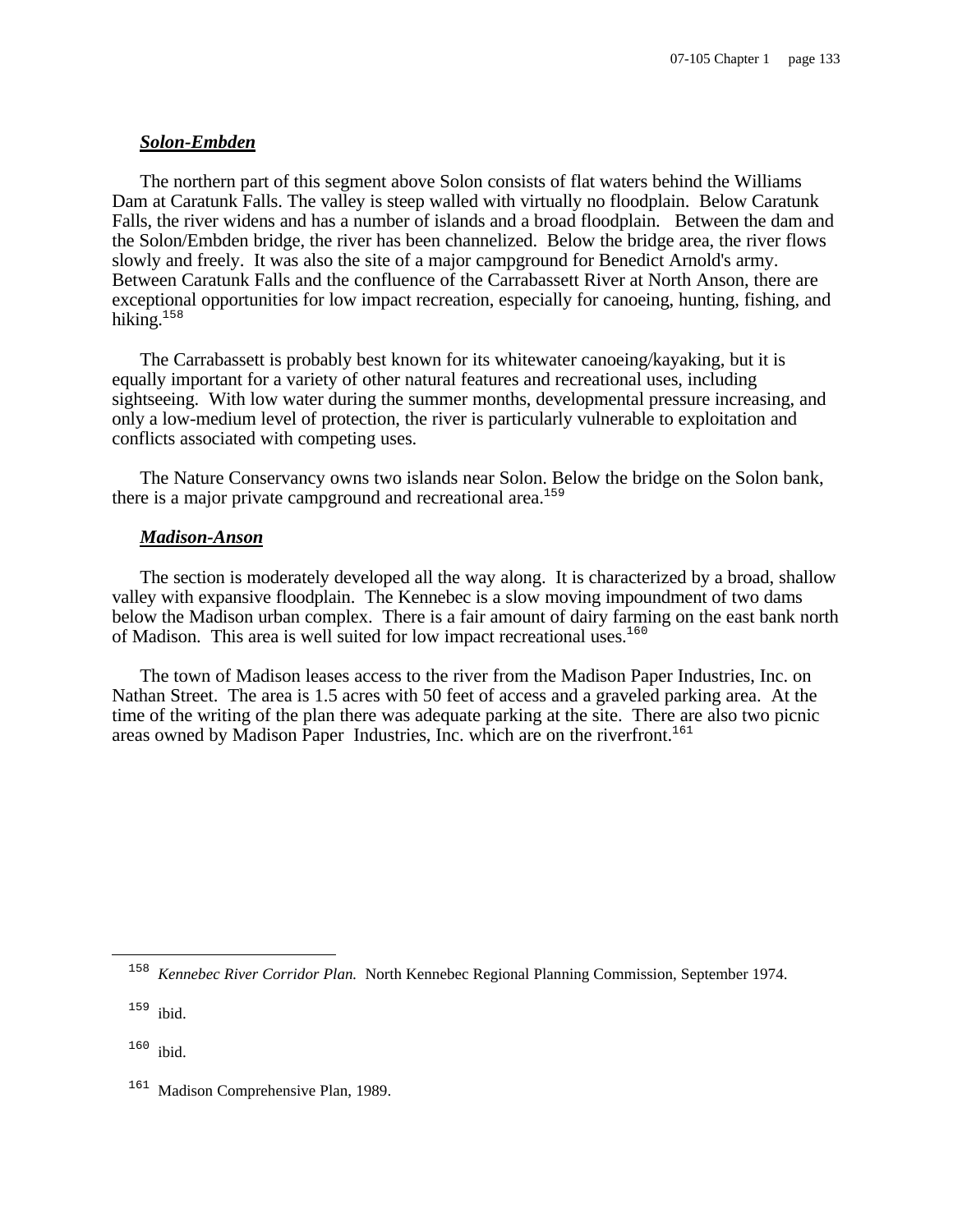### ***Solon-Embden***

The northern part of this segment above Solon consists of flat waters behind the Williams Dam at Caratunk Falls. The valley is steep walled with virtually no floodplain. Below Caratunk Falls, the river widens and has a number of islands and a broad floodplain. Between the dam and the Solon/Embden bridge, the river has been channelized. Below the bridge area, the river flows slowly and freely. It was also the site of a major campground for Benedict Arnold's army. Between Caratunk Falls and the confluence of the Carrabassett River at North Anson, there are exceptional opportunities for low impact recreation, especially for canoeing, hunting, fishing, and hiking.[158]

The Carrabassett is probably best known for its whitewater canoeing/kayaking, but it is equally important for a variety of other natural features and recreational uses, including sightseeing. With low water during the summer months, developmental pressure increasing, and only a low-medium level of protection, the river is particularly vulnerable to exploitation and conflicts associated with competing uses.

The Nature Conservancy owns two islands near Solon. Below the bridge on the Solon bank, there is a major private campground and recreational area.[159]

### ***Madison-Anson***

The section is moderately developed all the way along. It is characterized by a broad, shallow valley with expansive floodplain. The Kennebec is a slow moving impoundment of two dams below the Madison urban complex. There is a fair amount of dairy farming on the east bank north of Madison. This area is well suited for low impact recreational uses.[160]

The town of Madison leases access to the river from the Madison Paper Industries, Inc. on Nathan Street. The area is 1.5 acres with 50 feet of access and a graveled parking area. At the time of the writing of the plan there was adequate parking at the site. There are also two picnic areas owned by Madison Paper Industries, Inc. which are on the riverfront.[161]

---

[158] *Kennebec River Corridor Plan.* North Kennebec Regional Planning Commission, September 1974.

[159] ibid.

[160] ibid.

[161] Madison Comprehensive Plan, 1989.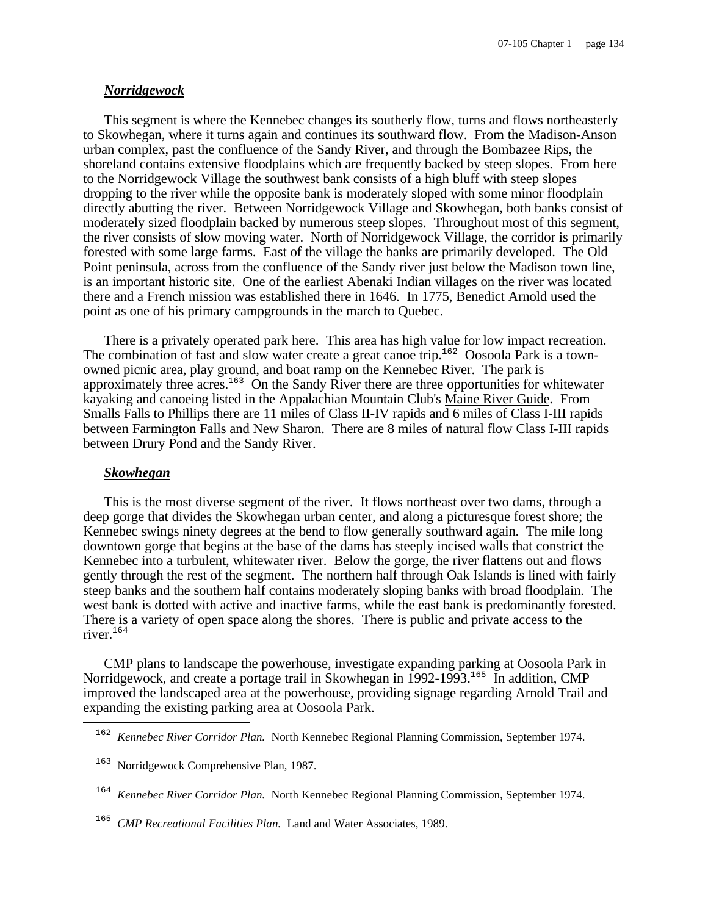***Norridgewock***

This segment is where the Kennebec changes its southerly flow, turns and flows northeasterly to Skowhegan, where it turns again and continues its southward flow. From the Madison-Anson urban complex, past the confluence of the Sandy River, and through the Bombazee Rips, the shoreland contains extensive floodplains which are frequently backed by steep slopes. From here to the Norridgewock Village the southwest bank consists of a high bluff with steep slopes dropping to the river while the opposite bank is moderately sloped with some minor floodplain directly abutting the river. Between Norridgewock Village and Skowhegan, both banks consist of moderately sized floodplain backed by numerous steep slopes. Throughout most of this segment, the river consists of slow moving water. North of Norridgewock Village, the corridor is primarily forested with some large farms. East of the village the banks are primarily developed. The Old Point peninsula, across from the confluence of the Sandy river just below the Madison town line, is an important historic site. One of the earliest Abenaki Indian villages on the river was located there and a French mission was established there in 1646. In 1775, Benedict Arnold used the point as one of his primary campgrounds in the march to Quebec.

There is a privately operated park here. This area has high value for low impact recreation. The combination of fast and slow water create a great canoe trip.[162] Oosoola Park is a town-owned picnic area, play ground, and boat ramp on the Kennebec River. The park is approximately three acres.[163] On the Sandy River there are three opportunities for whitewater kayaking and canoeing listed in the Appalachian Mountain Club's Maine River Guide. From Smalls Falls to Phillips there are 11 miles of Class II-IV rapids and 6 miles of Class I-III rapids between Farmington Falls and New Sharon. There are 8 miles of natural flow Class I-III rapids between Drury Pond and the Sandy River.

***Skowhegan***

This is the most diverse segment of the river. It flows northeast over two dams, through a deep gorge that divides the Skowhegan urban center, and along a picturesque forest shore; the Kennebec swings ninety degrees at the bend to flow generally southward again. The mile long downtown gorge that begins at the base of the dams has steeply incised walls that constrict the Kennebec into a turbulent, whitewater river. Below the gorge, the river flattens out and flows gently through the rest of the segment. The northern half through Oak Islands is lined with fairly steep banks and the southern half contains moderately sloping banks with broad floodplain. The west bank is dotted with active and inactive farms, while the east bank is predominantly forested. There is a variety of open space along the shores. There is public and private access to the river.[164]

CMP plans to landscape the powerhouse, investigate expanding parking at Oosoola Park in Norridgewock, and create a portage trail in Skowhegan in 1992-1993.[165] In addition, CMP improved the landscaped area at the powerhouse, providing signage regarding Arnold Trail and expanding the existing parking area at Oosoola Park.

---

[162] *Kennebec River Corridor Plan.* North Kennebec Regional Planning Commission, September 1974.

[163] Norridgewock Comprehensive Plan, 1987.

[164] *Kennebec River Corridor Plan.* North Kennebec Regional Planning Commission, September 1974.

[165] *CMP Recreational Facilities Plan.* Land and Water Associates, 1989.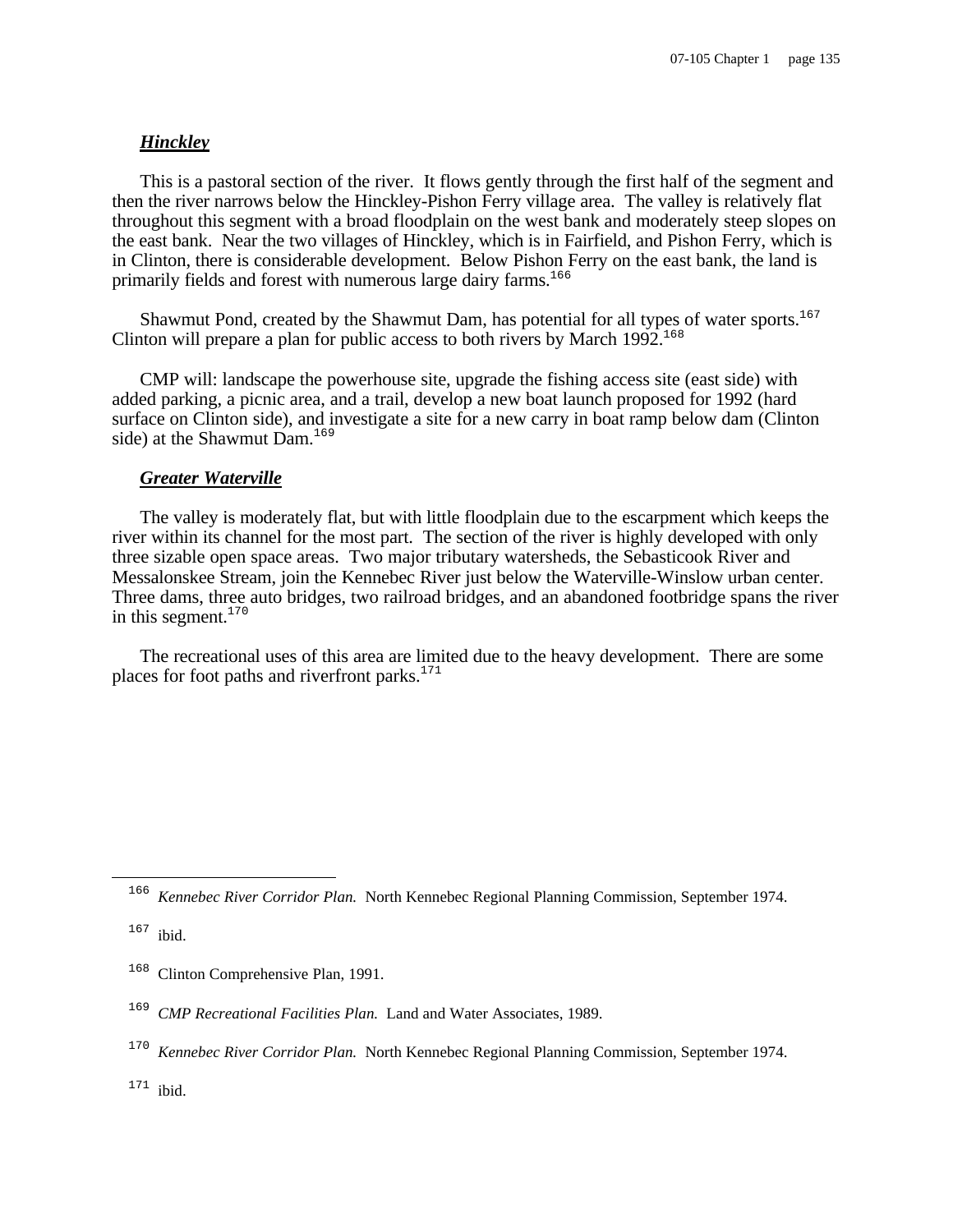***Hinckley***

This is a pastoral section of the river. It flows gently through the first half of the segment and then the river narrows below the Hinckley-Pishon Ferry village area. The valley is relatively flat throughout this segment with a broad floodplain on the west bank and moderately steep slopes on the east bank. Near the two villages of Hinckley, which is in Fairfield, and Pishon Ferry, which is in Clinton, there is considerable development. Below Pishon Ferry on the east bank, the land is primarily fields and forest with numerous large dairy farms.[166]

Shawmut Pond, created by the Shawmut Dam, has potential for all types of water sports.[167] Clinton will prepare a plan for public access to both rivers by March 1992.[168]

CMP will: landscape the powerhouse site, upgrade the fishing access site (east side) with added parking, a picnic area, and a trail, develop a new boat launch proposed for 1992 (hard surface on Clinton side), and investigate a site for a new carry in boat ramp below dam (Clinton side) at the Shawmut Dam.[169]

***Greater Waterville***

The valley is moderately flat, but with little floodplain due to the escarpment which keeps the river within its channel for the most part. The section of the river is highly developed with only three sizable open space areas. Two major tributary watersheds, the Sebasticook River and Messalonskee Stream, join the Kennebec River just below the Waterville-Winslow urban center. Three dams, three auto bridges, two railroad bridges, and an abandoned footbridge spans the river in this segment.[170]

The recreational uses of this area are limited due to the heavy development. There are some places for foot paths and riverfront parks.[171]

---

[166] *Kennebec River Corridor Plan.* North Kennebec Regional Planning Commission, September 1974.

[167] ibid.

[168] Clinton Comprehensive Plan, 1991.

[169] *CMP Recreational Facilities Plan.* Land and Water Associates, 1989.

[170] *Kennebec River Corridor Plan.* North Kennebec Regional Planning Commission, September 1974.

[171] ibid.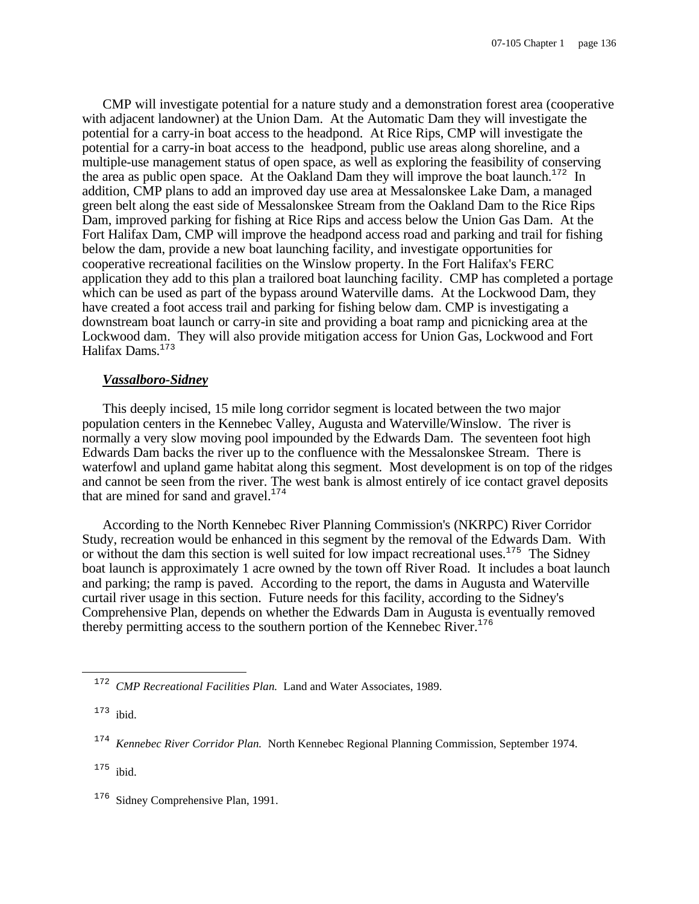CMP will investigate potential for a nature study and a demonstration forest area (cooperative with adjacent landowner) at the Union Dam. At the Automatic Dam they will investigate the potential for a carry-in boat access to the headpond. At Rice Rips, CMP will investigate the potential for a carry-in boat access to the headpond, public use areas along shoreline, and a multiple-use management status of open space, as well as exploring the feasibility of conserving the area as public open space. At the Oakland Dam they will improve the boat launch.[172] In addition, CMP plans to add an improved day use area at Messalonskee Lake Dam, a managed green belt along the east side of Messalonskee Stream from the Oakland Dam to the Rice Rips Dam, improved parking for fishing at Rice Rips and access below the Union Gas Dam. At the Fort Halifax Dam, CMP will improve the headpond access road and parking and trail for fishing below the dam, provide a new boat launching facility, and investigate opportunities for cooperative recreational facilities on the Winslow property. In the Fort Halifax's FERC application they add to this plan a trailored boat launching facility. CMP has completed a portage which can be used as part of the bypass around Waterville dams. At the Lockwood Dam, they have created a foot access trail and parking for fishing below dam. CMP is investigating a downstream boat launch or carry-in site and providing a boat ramp and picnicking area at the Lockwood dam. They will also provide mitigation access for Union Gas, Lockwood and Fort Halifax Dams.[173]

***Vassalboro-Sidney***

This deeply incised, 15 mile long corridor segment is located between the two major population centers in the Kennebec Valley, Augusta and Waterville/Winslow. The river is normally a very slow moving pool impounded by the Edwards Dam. The seventeen foot high Edwards Dam backs the river up to the confluence with the Messalonskee Stream. There is waterfowl and upland game habitat along this segment. Most development is on top of the ridges and cannot be seen from the river. The west bank is almost entirely of ice contact gravel deposits that are mined for sand and gravel.[174]

According to the North Kennebec River Planning Commission's (NKRPC) River Corridor Study, recreation would be enhanced in this segment by the removal of the Edwards Dam. With or without the dam this section is well suited for low impact recreational uses.[175] The Sidney boat launch is approximately 1 acre owned by the town off River Road. It includes a boat launch and parking; the ramp is paved. According to the report, the dams in Augusta and Waterville curtail river usage in this section. Future needs for this facility, according to the Sidney's Comprehensive Plan, depends on whether the Edwards Dam in Augusta is eventually removed thereby permitting access to the southern portion of the Kennebec River.[176]

---

[172] *CMP Recreational Facilities Plan.* Land and Water Associates, 1989.

[173] ibid.

[174] *Kennebec River Corridor Plan.* North Kennebec Regional Planning Commission, September 1974.

[175] ibid.

[176] Sidney Comprehensive Plan, 1991.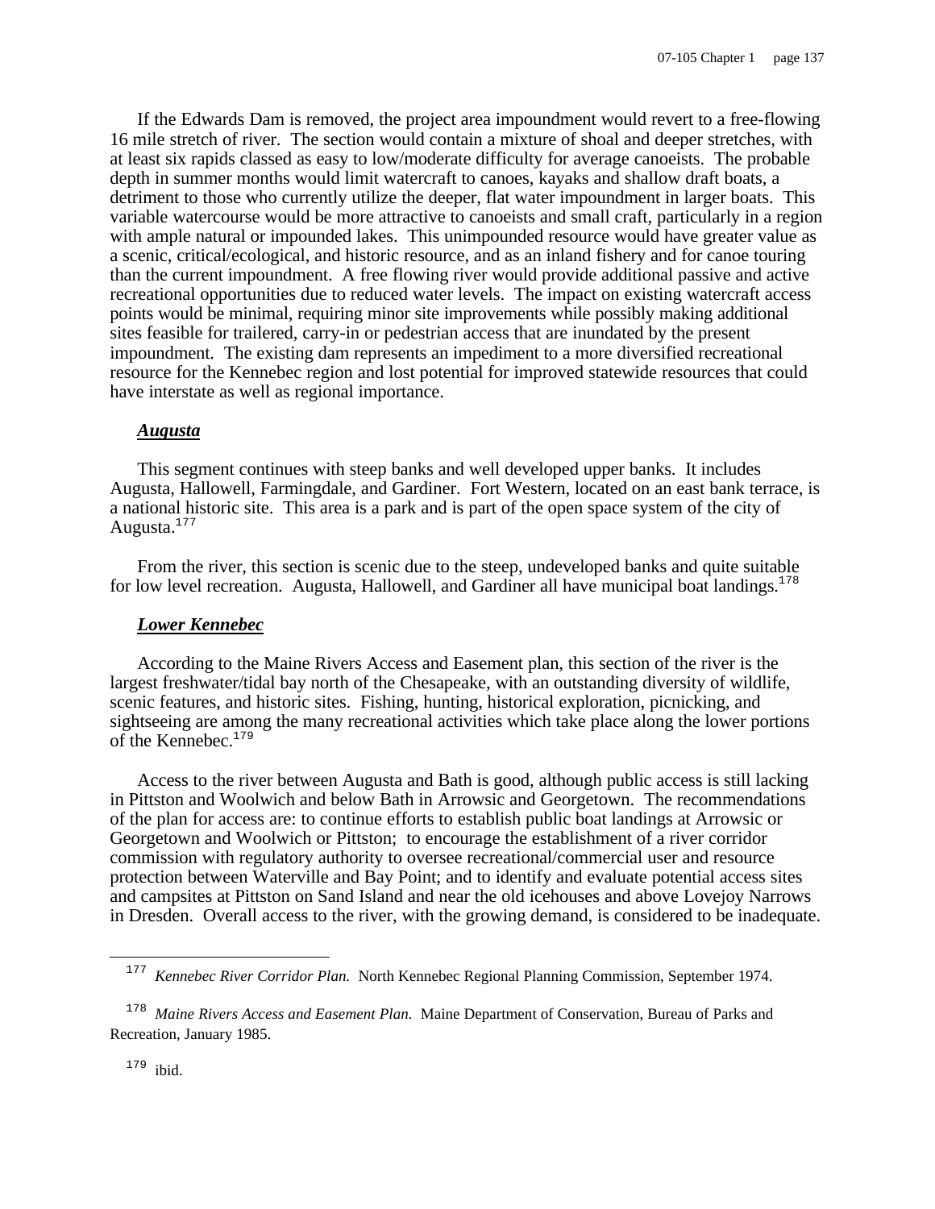If the Edwards Dam is removed, the project area impoundment would revert to a free-flowing 16 mile stretch of river. The section would contain a mixture of shoal and deeper stretches, with at least six rapids classed as easy to low/moderate difficulty for average canoeists. The probable depth in summer months would limit watercraft to canoes, kayaks and shallow draft boats, a detriment to those who currently utilize the deeper, flat water impoundment in larger boats. This variable watercourse would be more attractive to canoeists and small craft, particularly in a region with ample natural or impounded lakes. This unimpounded resource would have greater value as a scenic, critical/ecological, and historic resource, and as an inland fishery and for canoe touring than the current impoundment. A free flowing river would provide additional passive and active recreational opportunities due to reduced water levels. The impact on existing watercraft access points would be minimal, requiring minor site improvements while possibly making additional sites feasible for trailered, carry-in or pedestrian access that are inundated by the present impoundment. The existing dam represents an impediment to a more diversified recreational resource for the Kennebec region and lost potential for improved statewide resources that could have interstate as well as regional importance.

***Augusta***

This segment continues with steep banks and well developed upper banks. It includes Augusta, Hallowell, Farmingdale, and Gardiner. Fort Western, located on an east bank terrace, is a national historic site. This area is a park and is part of the open space system of the city of Augusta.[177]

From the river, this section is scenic due to the steep, undeveloped banks and quite suitable for low level recreation. Augusta, Hallowell, and Gardiner all have municipal boat landings.[178]

***Lower Kennebec***

According to the Maine Rivers Access and Easement plan, this section of the river is the largest freshwater/tidal bay north of the Chesapeake, with an outstanding diversity of wildlife, scenic features, and historic sites. Fishing, hunting, historical exploration, picnicking, and sightseeing are among the many recreational activities which take place along the lower portions of the Kennebec.[179]

Access to the river between Augusta and Bath is good, although public access is still lacking in Pittston and Woolwich and below Bath in Arrowsic and Georgetown. The recommendations of the plan for access are: to continue efforts to establish public boat landings at Arrowsic or Georgetown and Woolwich or Pittston; to encourage the establishment of a river corridor commission with regulatory authority to oversee recreational/commercial user and resource protection between Waterville and Bay Point; and to identify and evaluate potential access sites and campsites at Pittston on Sand Island and near the old icehouses and above Lovejoy Narrows in Dresden. Overall access to the river, with the growing demand, is considered to be inadequate.

---

[177] *Kennebec River Corridor Plan.* North Kennebec Regional Planning Commission, September 1974.

[178] *Maine Rivers Access and Easement Plan.* Maine Department of Conservation, Bureau of Parks and Recreation, January 1985.

[179] ibid.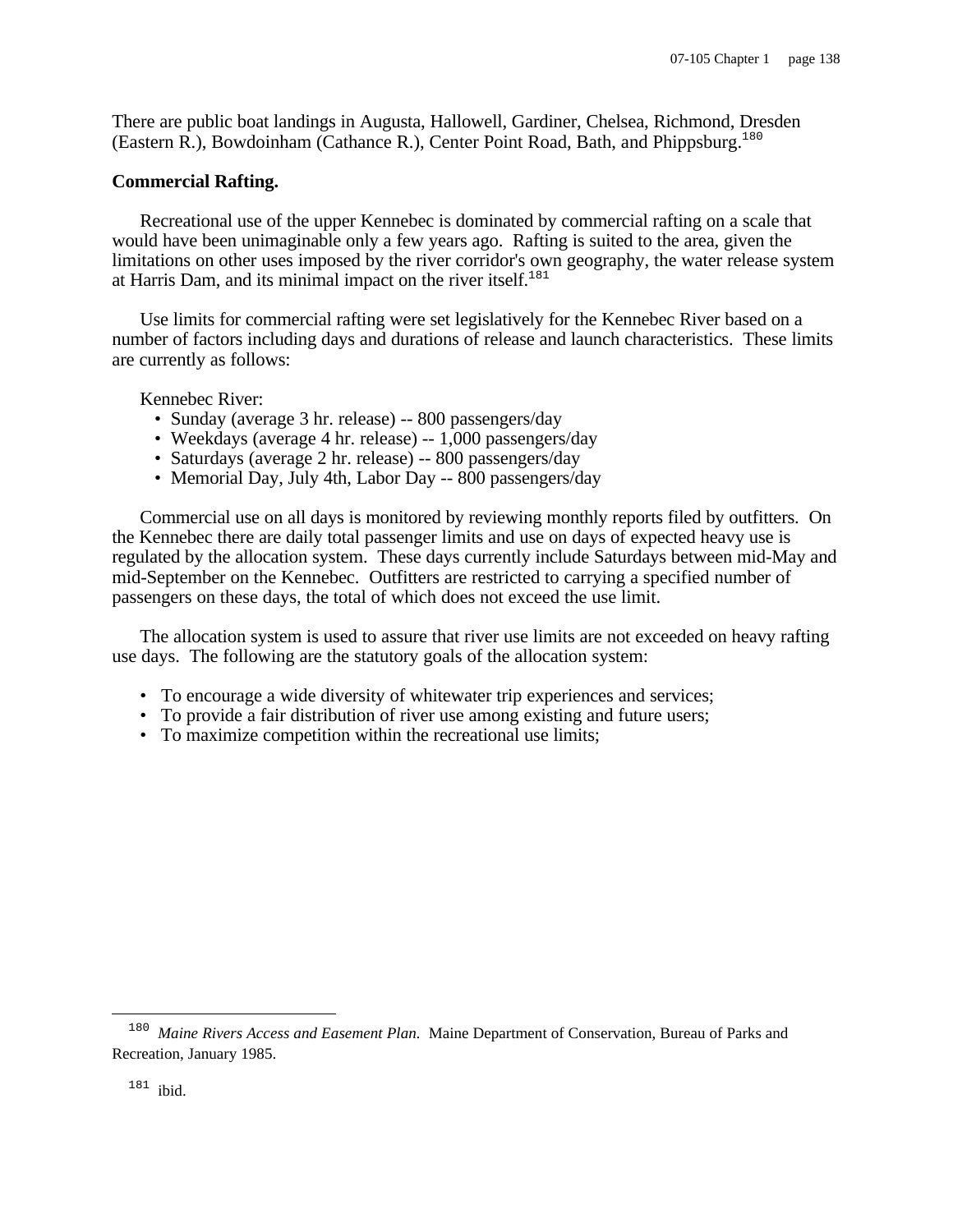There are public boat landings in Augusta, Hallowell, Gardiner, Chelsea, Richmond, Dresden (Eastern R.), Bowdoinham (Cathance R.), Center Point Road, Bath, and Phippsburg.[180]

**Commercial Rafting.**

Recreational use of the upper Kennebec is dominated by commercial rafting on a scale that would have been unimaginable only a few years ago. Rafting is suited to the area, given the limitations on other uses imposed by the river corridor's own geography, the water release system at Harris Dam, and its minimal impact on the river itself.[181]

Use limits for commercial rafting were set legislatively for the Kennebec River based on a number of factors including days and durations of release and launch characteristics. These limits are currently as follows:

Kennebec River:

- Sunday (average 3 hr. release) -- 800 passengers/day
- Weekdays (average 4 hr. release) -- 1,000 passengers/day
- Saturdays (average 2 hr. release) -- 800 passengers/day
- Memorial Day, July 4th, Labor Day -- 800 passengers/day

Commercial use on all days is monitored by reviewing monthly reports filed by outfitters. On the Kennebec there are daily total passenger limits and use on days of expected heavy use is regulated by the allocation system. These days currently include Saturdays between mid-May and mid-September on the Kennebec. Outfitters are restricted to carrying a specified number of passengers on these days, the total of which does not exceed the use limit.

The allocation system is used to assure that river use limits are not exceeded on heavy rafting use days. The following are the statutory goals of the allocation system:

- To encourage a wide diversity of whitewater trip experiences and services;
- To provide a fair distribution of river use among existing and future users;
- To maximize competition within the recreational use limits;

---

[180] *Maine Rivers Access and Easement Plan.* Maine Department of Conservation, Bureau of Parks and Recreation, January 1985.

[181] ibid.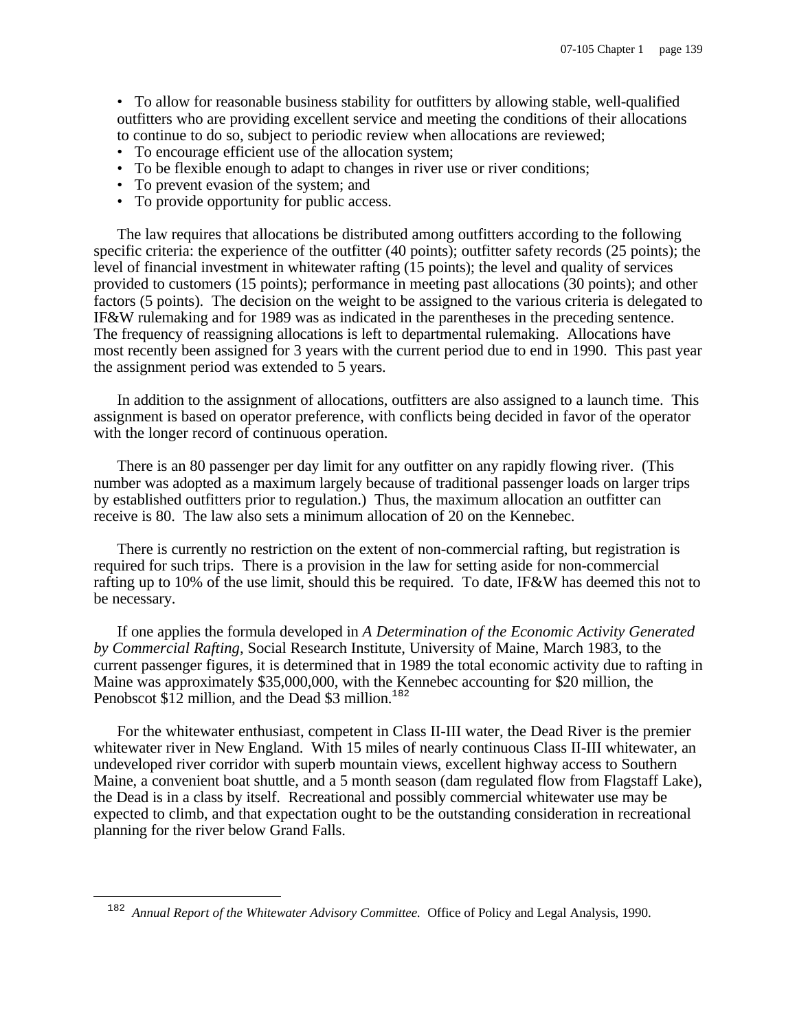- To allow for reasonable business stability for outfitters by allowing stable, well-qualified outfitters who are providing excellent service and meeting the conditions of their allocations to continue to do so, subject to periodic review when allocations are reviewed;
- To encourage efficient use of the allocation system;
- To be flexible enough to adapt to changes in river use or river conditions;
- To prevent evasion of the system; and
- To provide opportunity for public access.

The law requires that allocations be distributed among outfitters according to the following specific criteria: the experience of the outfitter (40 points); outfitter safety records (25 points); the level of financial investment in whitewater rafting (15 points); the level and quality of services provided to customers (15 points); performance in meeting past allocations (30 points); and other factors (5 points). The decision on the weight to be assigned to the various criteria is delegated to IF&W rulemaking and for 1989 was as indicated in the parentheses in the preceding sentence. The frequency of reassigning allocations is left to departmental rulemaking. Allocations have most recently been assigned for 3 years with the current period due to end in 1990. This past year the assignment period was extended to 5 years.

In addition to the assignment of allocations, outfitters are also assigned to a launch time. This assignment is based on operator preference, with conflicts being decided in favor of the operator with the longer record of continuous operation.

There is an 80 passenger per day limit for any outfitter on any rapidly flowing river. (This number was adopted as a maximum largely because of traditional passenger loads on larger trips by established outfitters prior to regulation.) Thus, the maximum allocation an outfitter can receive is 80. The law also sets a minimum allocation of 20 on the Kennebec.

There is currently no restriction on the extent of non-commercial rafting, but registration is required for such trips. There is a provision in the law for setting aside for non-commercial rafting up to 10% of the use limit, should this be required. To date, IF&W has deemed this not to be necessary.

If one applies the formula developed in *A Determination of the Economic Activity Generated by Commercial Rafting*, Social Research Institute, University of Maine, March 1983, to the current passenger figures, it is determined that in 1989 the total economic activity due to rafting in Maine was approximately $35,000,000, with the Kennebec accounting for $20 million, the Penobscot $12 million, and the Dead $3 million.[182]

For the whitewater enthusiast, competent in Class II-III water, the Dead River is the premier whitewater river in New England. With 15 miles of nearly continuous Class II-III whitewater, an undeveloped river corridor with superb mountain views, excellent highway access to Southern Maine, a convenient boat shuttle, and a 5 month season (dam regulated flow from Flagstaff Lake), the Dead is in a class by itself. Recreational and possibly commercial whitewater use may be expected to climb, and that expectation ought to be the outstanding consideration in recreational planning for the river below Grand Falls.

---

[182] *Annual Report of the Whitewater Advisory Committee.* Office of Policy and Legal Analysis, 1990.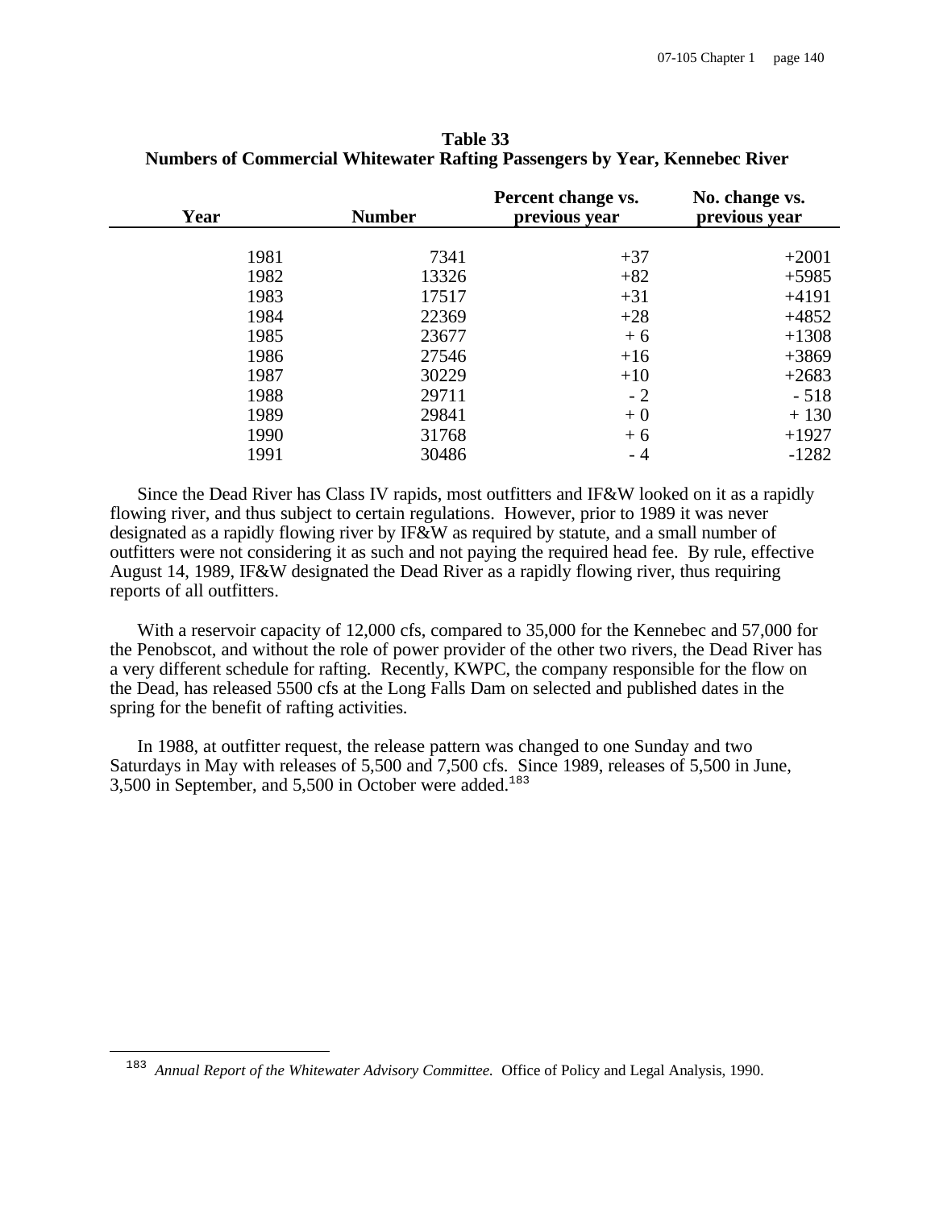**Table 33**
**Numbers of Commercial Whitewater Rafting Passengers by Year, Kennebec River**

| Year | Number | Percent change vs. previous year | No. change vs. previous year |
|---|---|---|---|
| 1981 | 7341 | +37 | +2001 |
| 1982 | 13326 | +82 | +5985 |
| 1983 | 17517 | +31 | +4191 |
| 1984 | 22369 | +28 | +4852 |
| 1985 | 23677 | + 6 | +1308 |
| 1986 | 27546 | +16 | +3869 |
| 1987 | 30229 | +10 | +2683 |
| 1988 | 29711 | - 2 | - 518 |
| 1989 | 29841 | + 0 | + 130 |
| 1990 | 31768 | + 6 | +1927 |
| 1991 | 30486 | - 4 | -1282 |

Since the Dead River has Class IV rapids, most outfitters and IF&W looked on it as a rapidly flowing river, and thus subject to certain regulations. However, prior to 1989 it was never designated as a rapidly flowing river by IF&W as required by statute, and a small number of outfitters were not considering it as such and not paying the required head fee. By rule, effective August 14, 1989, IF&W designated the Dead River as a rapidly flowing river, thus requiring reports of all outfitters.

With a reservoir capacity of 12,000 cfs, compared to 35,000 for the Kennebec and 57,000 for the Penobscot, and without the role of power provider of the other two rivers, the Dead River has a very different schedule for rafting. Recently, KWPC, the company responsible for the flow on the Dead, has released 5500 cfs at the Long Falls Dam on selected and published dates in the spring for the benefit of rafting activities.

In 1988, at outfitter request, the release pattern was changed to one Sunday and two Saturdays in May with releases of 5,500 and 7,500 cfs. Since 1989, releases of 5,500 in June, 3,500 in September, and 5,500 in October were added.[183]

---

[183] *Annual Report of the Whitewater Advisory Committee.* Office of Policy and Legal Analysis, 1990.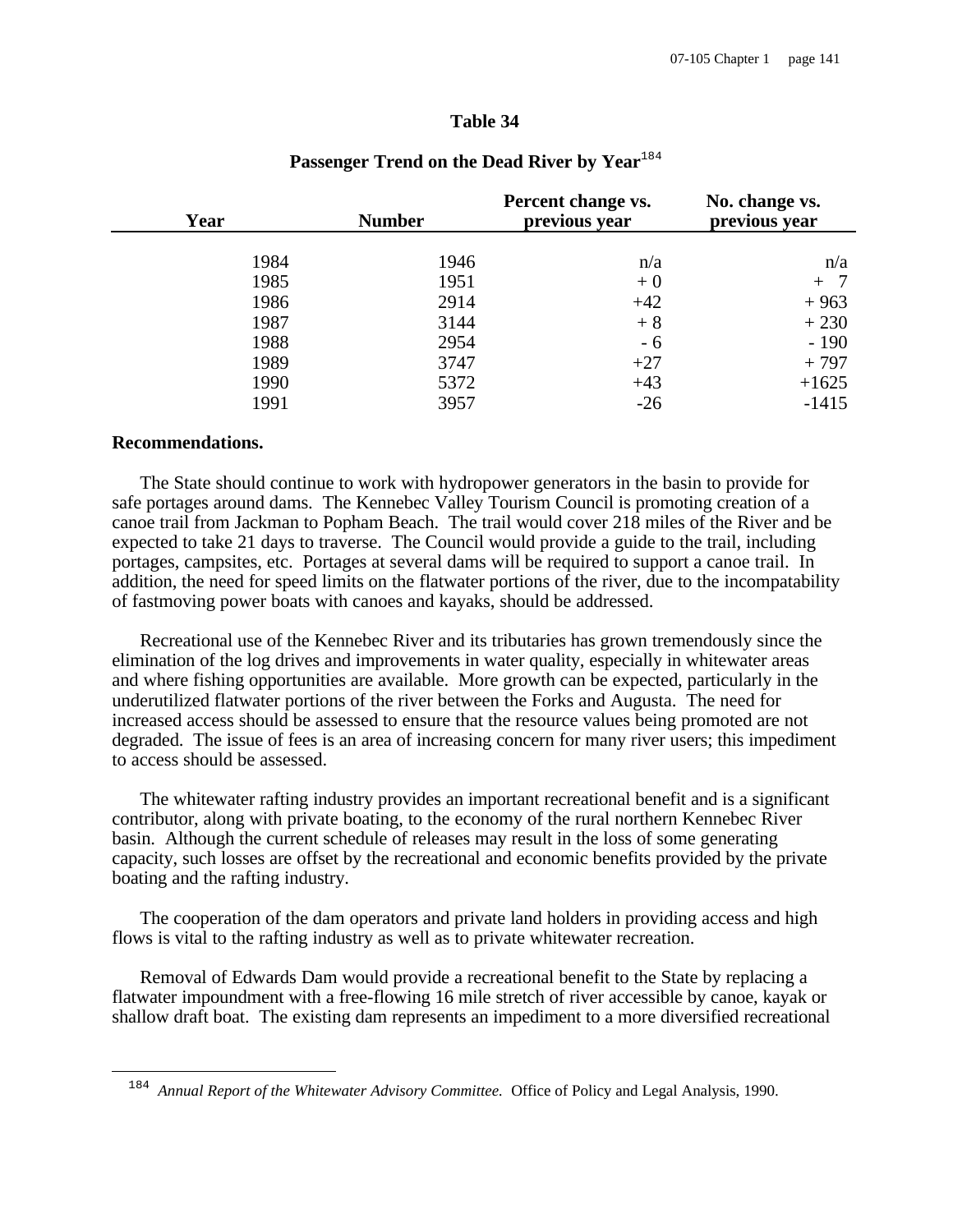**Table 34**

**Passenger Trend on the Dead River by Year**[184]

| Year | Number | Percent change vs. previous year | No. change vs. previous year |
|---|---|---|---|
| 1984 | 1946 | n/a | n/a |
| 1985 | 1951 | + 0 | + 7 |
| 1986 | 2914 | +42 | + 963 |
| 1987 | 3144 | + 8 | + 230 |
| 1988 | 2954 | - 6 | - 190 |
| 1989 | 3747 | +27 | + 797 |
| 1990 | 5372 | +43 | +1625 |
| 1991 | 3957 | -26 | -1415 |

**Recommendations.**

The State should continue to work with hydropower generators in the basin to provide for safe portages around dams. The Kennebec Valley Tourism Council is promoting creation of a canoe trail from Jackman to Popham Beach. The trail would cover 218 miles of the River and be expected to take 21 days to traverse. The Council would provide a guide to the trail, including portages, campsites, etc. Portages at several dams will be required to support a canoe trail. In addition, the need for speed limits on the flatwater portions of the river, due to the incompatability of fastmoving power boats with canoes and kayaks, should be addressed.

Recreational use of the Kennebec River and its tributaries has grown tremendously since the elimination of the log drives and improvements in water quality, especially in whitewater areas and where fishing opportunities are available. More growth can be expected, particularly in the underutilized flatwater portions of the river between the Forks and Augusta. The need for increased access should be assessed to ensure that the resource values being promoted are not degraded. The issue of fees is an area of increasing concern for many river users; this impediment to access should be assessed.

The whitewater rafting industry provides an important recreational benefit and is a significant contributor, along with private boating, to the economy of the rural northern Kennebec River basin. Although the current schedule of releases may result in the loss of some generating capacity, such losses are offset by the recreational and economic benefits provided by the private boating and the rafting industry.

The cooperation of the dam operators and private land holders in providing access and high flows is vital to the rafting industry as well as to private whitewater recreation.

Removal of Edwards Dam would provide a recreational benefit to the State by replacing a flatwater impoundment with a free-flowing 16 mile stretch of river accessible by canoe, kayak or shallow draft boat. The existing dam represents an impediment to a more diversified recreational

---

[184] *Annual Report of the Whitewater Advisory Committee.* Office of Policy and Legal Analysis, 1990.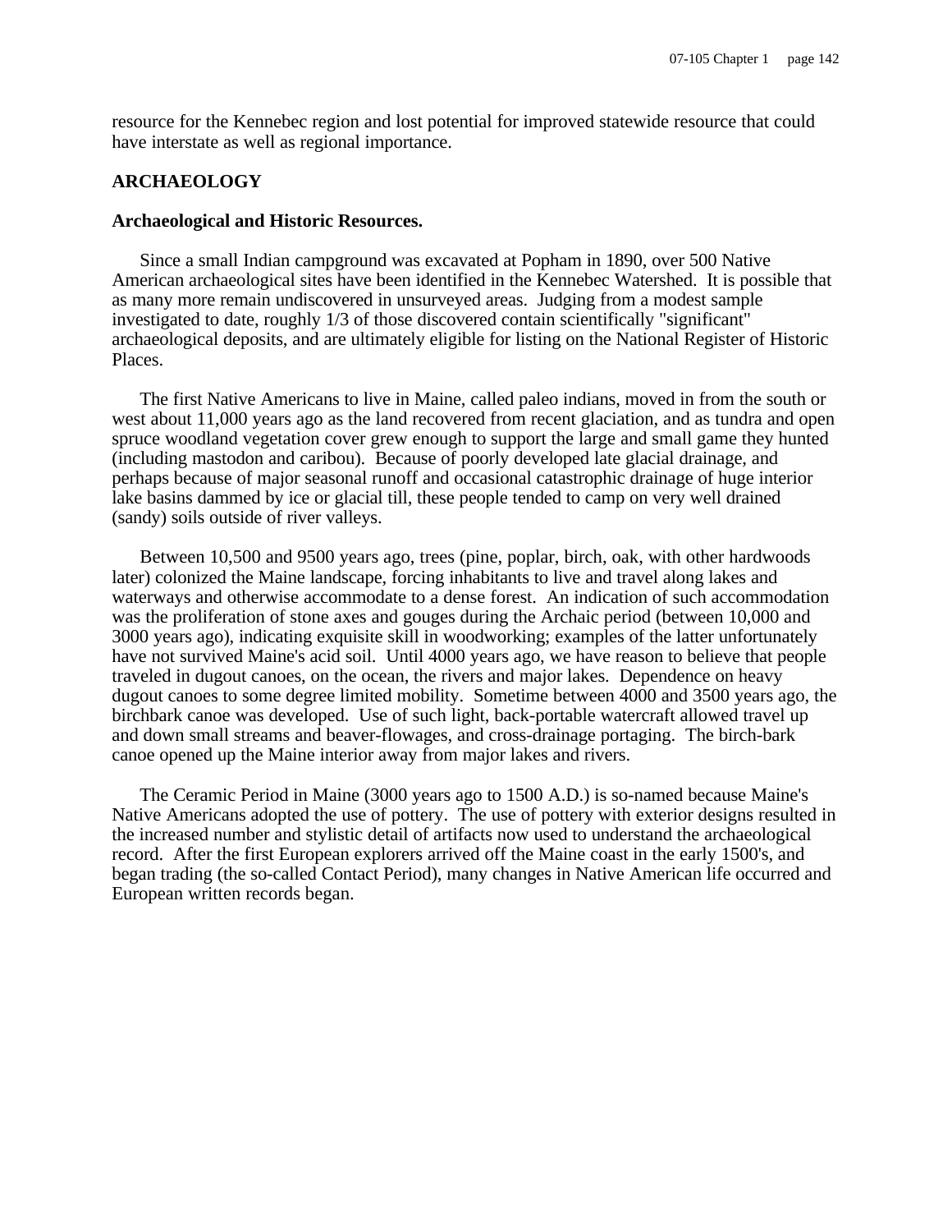resource for the Kennebec region and lost potential for improved statewide resource that could have interstate as well as regional importance.

## ARCHAEOLOGY

### Archaeological and Historic Resources.

Since a small Indian campground was excavated at Popham in 1890, over 500 Native American archaeological sites have been identified in the Kennebec Watershed. It is possible that as many more remain undiscovered in unsurveyed areas. Judging from a modest sample investigated to date, roughly 1/3 of those discovered contain scientifically "significant" archaeological deposits, and are ultimately eligible for listing on the National Register of Historic Places.

The first Native Americans to live in Maine, called paleo indians, moved in from the south or west about 11,000 years ago as the land recovered from recent glaciation, and as tundra and open spruce woodland vegetation cover grew enough to support the large and small game they hunted (including mastodon and caribou). Because of poorly developed late glacial drainage, and perhaps because of major seasonal runoff and occasional catastrophic drainage of huge interior lake basins dammed by ice or glacial till, these people tended to camp on very well drained (sandy) soils outside of river valleys.

Between 10,500 and 9500 years ago, trees (pine, poplar, birch, oak, with other hardwoods later) colonized the Maine landscape, forcing inhabitants to live and travel along lakes and waterways and otherwise accommodate to a dense forest. An indication of such accommodation was the proliferation of stone axes and gouges during the Archaic period (between 10,000 and 3000 years ago), indicating exquisite skill in woodworking; examples of the latter unfortunately have not survived Maine's acid soil. Until 4000 years ago, we have reason to believe that people traveled in dugout canoes, on the ocean, the rivers and major lakes. Dependence on heavy dugout canoes to some degree limited mobility. Sometime between 4000 and 3500 years ago, the birchbark canoe was developed. Use of such light, back-portable watercraft allowed travel up and down small streams and beaver-flowages, and cross-drainage portaging. The birch-bark canoe opened up the Maine interior away from major lakes and rivers.

The Ceramic Period in Maine (3000 years ago to 1500 A.D.) is so-named because Maine's Native Americans adopted the use of pottery. The use of pottery with exterior designs resulted in the increased number and stylistic detail of artifacts now used to understand the archaeological record. After the first European explorers arrived off the Maine coast in the early 1500's, and began trading (the so-called Contact Period), many changes in Native American life occurred and European written records began.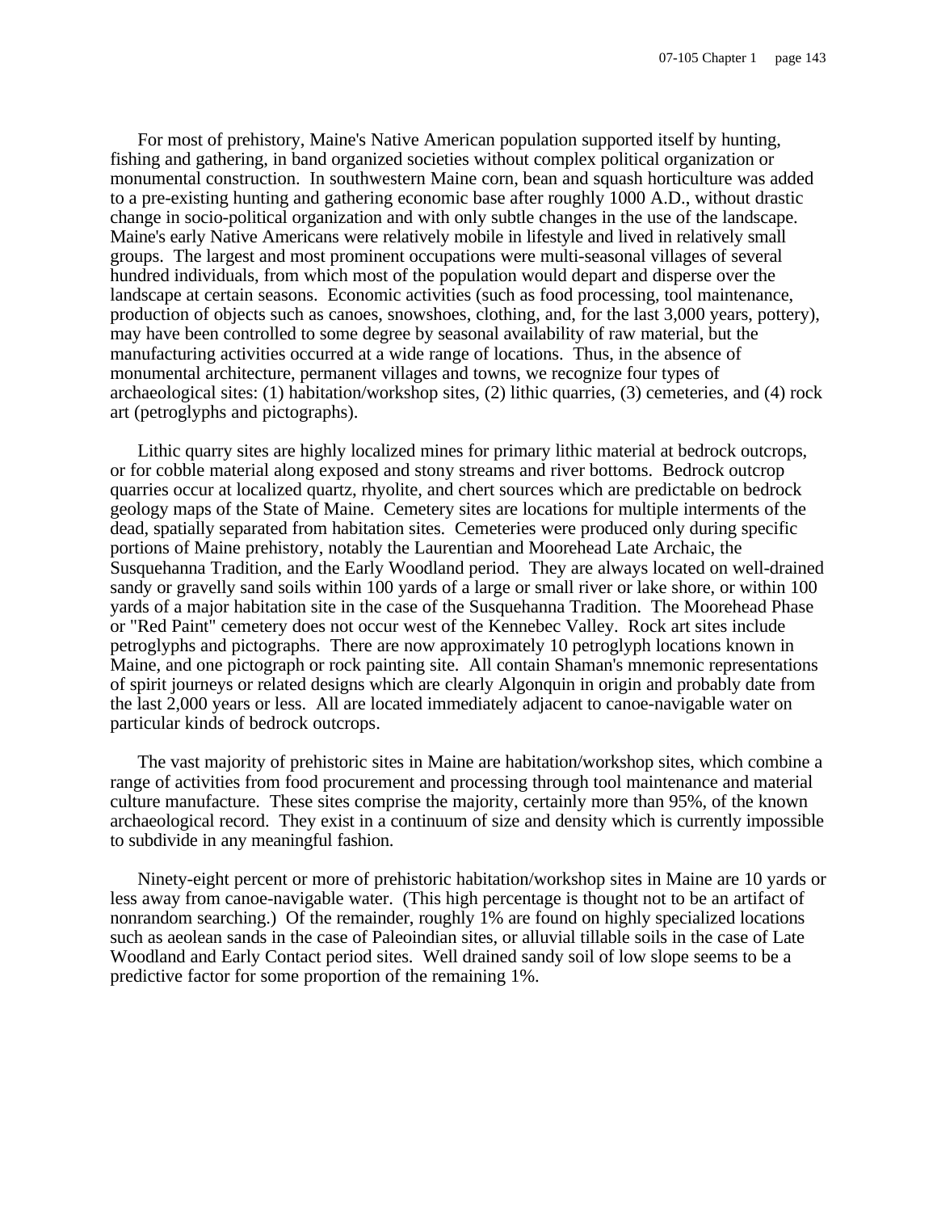For most of prehistory, Maine's Native American population supported itself by hunting, fishing and gathering, in band organized societies without complex political organization or monumental construction. In southwestern Maine corn, bean and squash horticulture was added to a pre-existing hunting and gathering economic base after roughly 1000 A.D., without drastic change in socio-political organization and with only subtle changes in the use of the landscape. Maine's early Native Americans were relatively mobile in lifestyle and lived in relatively small groups. The largest and most prominent occupations were multi-seasonal villages of several hundred individuals, from which most of the population would depart and disperse over the landscape at certain seasons. Economic activities (such as food processing, tool maintenance, production of objects such as canoes, snowshoes, clothing, and, for the last 3,000 years, pottery), may have been controlled to some degree by seasonal availability of raw material, but the manufacturing activities occurred at a wide range of locations. Thus, in the absence of monumental architecture, permanent villages and towns, we recognize four types of archaeological sites: (1) habitation/workshop sites, (2) lithic quarries, (3) cemeteries, and (4) rock art (petroglyphs and pictographs).

Lithic quarry sites are highly localized mines for primary lithic material at bedrock outcrops, or for cobble material along exposed and stony streams and river bottoms. Bedrock outcrop quarries occur at localized quartz, rhyolite, and chert sources which are predictable on bedrock geology maps of the State of Maine. Cemetery sites are locations for multiple interments of the dead, spatially separated from habitation sites. Cemeteries were produced only during specific portions of Maine prehistory, notably the Laurentian and Moorehead Late Archaic, the Susquehanna Tradition, and the Early Woodland period. They are always located on well-drained sandy or gravelly sand soils within 100 yards of a large or small river or lake shore, or within 100 yards of a major habitation site in the case of the Susquehanna Tradition. The Moorehead Phase or "Red Paint" cemetery does not occur west of the Kennebec Valley. Rock art sites include petroglyphs and pictographs. There are now approximately 10 petroglyph locations known in Maine, and one pictograph or rock painting site. All contain Shaman's mnemonic representations of spirit journeys or related designs which are clearly Algonquin in origin and probably date from the last 2,000 years or less. All are located immediately adjacent to canoe-navigable water on particular kinds of bedrock outcrops.

The vast majority of prehistoric sites in Maine are habitation/workshop sites, which combine a range of activities from food procurement and processing through tool maintenance and material culture manufacture. These sites comprise the majority, certainly more than 95%, of the known archaeological record. They exist in a continuum of size and density which is currently impossible to subdivide in any meaningful fashion.

Ninety-eight percent or more of prehistoric habitation/workshop sites in Maine are 10 yards or less away from canoe-navigable water. (This high percentage is thought not to be an artifact of nonrandom searching.) Of the remainder, roughly 1% are found on highly specialized locations such as aeolean sands in the case of Paleoindian sites, or alluvial tillable soils in the case of Late Woodland and Early Contact period sites. Well drained sandy soil of low slope seems to be a predictive factor for some proportion of the remaining 1%.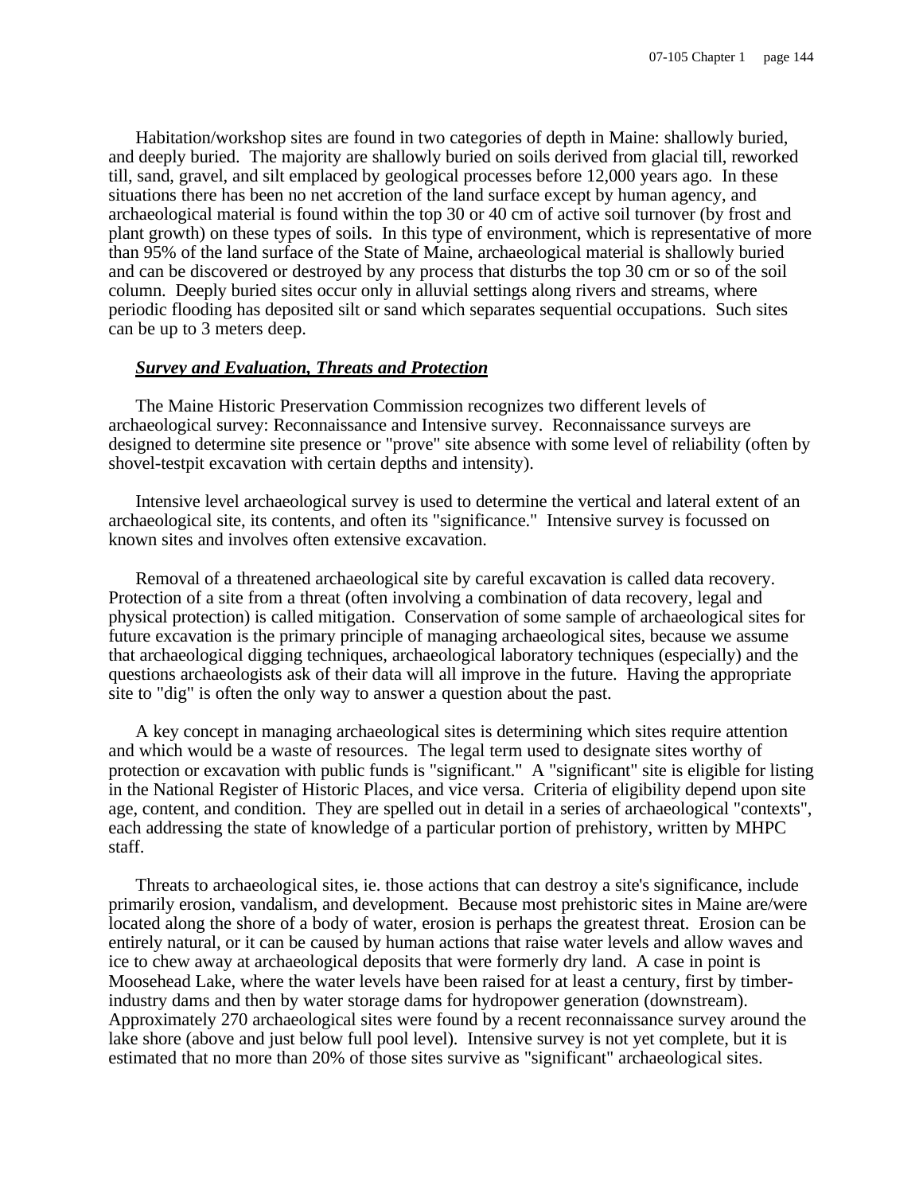Habitation/workshop sites are found in two categories of depth in Maine: shallowly buried, and deeply buried. The majority are shallowly buried on soils derived from glacial till, reworked till, sand, gravel, and silt emplaced by geological processes before 12,000 years ago. In these situations there has been no net accretion of the land surface except by human agency, and archaeological material is found within the top 30 or 40 cm of active soil turnover (by frost and plant growth) on these types of soils. In this type of environment, which is representative of more than 95% of the land surface of the State of Maine, archaeological material is shallowly buried and can be discovered or destroyed by any process that disturbs the top 30 cm or so of the soil column. Deeply buried sites occur only in alluvial settings along rivers and streams, where periodic flooding has deposited silt or sand which separates sequential occupations. Such sites can be up to 3 meters deep.

***Survey and Evaluation, Threats and Protection***

The Maine Historic Preservation Commission recognizes two different levels of archaeological survey: Reconnaissance and Intensive survey. Reconnaissance surveys are designed to determine site presence or "prove" site absence with some level of reliability (often by shovel-testpit excavation with certain depths and intensity).

Intensive level archaeological survey is used to determine the vertical and lateral extent of an archaeological site, its contents, and often its "significance." Intensive survey is focussed on known sites and involves often extensive excavation.

Removal of a threatened archaeological site by careful excavation is called data recovery. Protection of a site from a threat (often involving a combination of data recovery, legal and physical protection) is called mitigation. Conservation of some sample of archaeological sites for future excavation is the primary principle of managing archaeological sites, because we assume that archaeological digging techniques, archaeological laboratory techniques (especially) and the questions archaeologists ask of their data will all improve in the future. Having the appropriate site to "dig" is often the only way to answer a question about the past.

A key concept in managing archaeological sites is determining which sites require attention and which would be a waste of resources. The legal term used to designate sites worthy of protection or excavation with public funds is "significant." A "significant" site is eligible for listing in the National Register of Historic Places, and vice versa. Criteria of eligibility depend upon site age, content, and condition. They are spelled out in detail in a series of archaeological "contexts", each addressing the state of knowledge of a particular portion of prehistory, written by MHPC staff.

Threats to archaeological sites, ie. those actions that can destroy a site's significance, include primarily erosion, vandalism, and development. Because most prehistoric sites in Maine are/were located along the shore of a body of water, erosion is perhaps the greatest threat. Erosion can be entirely natural, or it can be caused by human actions that raise water levels and allow waves and ice to chew away at archaeological deposits that were formerly dry land. A case in point is Moosehead Lake, where the water levels have been raised for at least a century, first by timber-industry dams and then by water storage dams for hydropower generation (downstream). Approximately 270 archaeological sites were found by a recent reconnaissance survey around the lake shore (above and just below full pool level). Intensive survey is not yet complete, but it is estimated that no more than 20% of those sites survive as "significant" archaeological sites.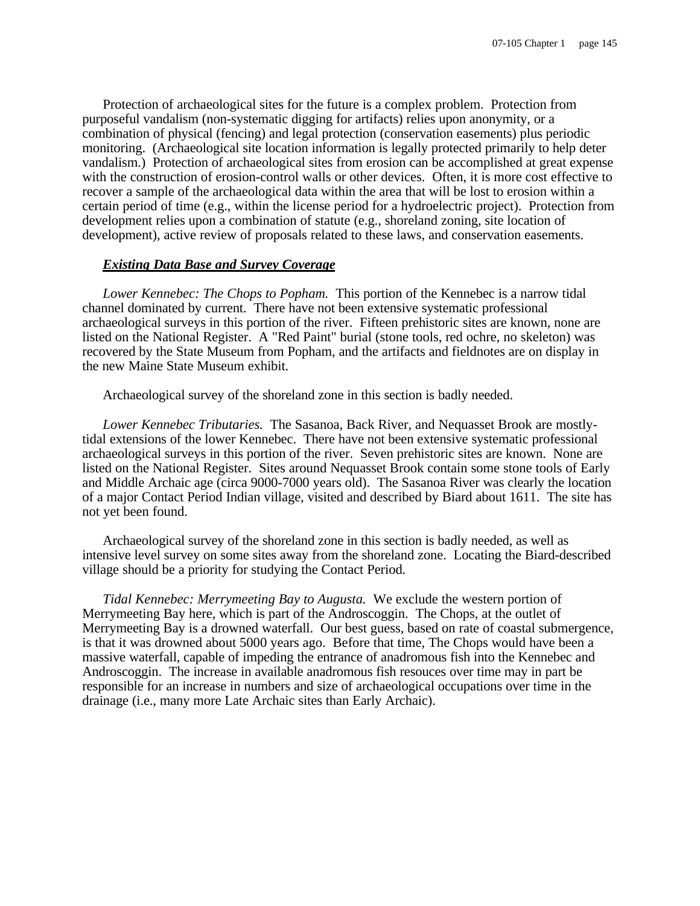Protection of archaeological sites for the future is a complex problem. Protection from purposeful vandalism (non-systematic digging for artifacts) relies upon anonymity, or a combination of physical (fencing) and legal protection (conservation easements) plus periodic monitoring. (Archaeological site location information is legally protected primarily to help deter vandalism.) Protection of archaeological sites from erosion can be accomplished at great expense with the construction of erosion-control walls or other devices. Often, it is more cost effective to recover a sample of the archaeological data within the area that will be lost to erosion within a certain period of time (e.g., within the license period for a hydroelectric project). Protection from development relies upon a combination of statute (e.g., shoreland zoning, site location of development), active review of proposals related to these laws, and conservation easements.

***Existing Data Base and Survey Coverage***

*Lower Kennebec: The Chops to Popham.* This portion of the Kennebec is a narrow tidal channel dominated by current. There have not been extensive systematic professional archaeological surveys in this portion of the river. Fifteen prehistoric sites are known, none are listed on the National Register. A "Red Paint" burial (stone tools, red ochre, no skeleton) was recovered by the State Museum from Popham, and the artifacts and fieldnotes are on display in the new Maine State Museum exhibit.

Archaeological survey of the shoreland zone in this section is badly needed.

*Lower Kennebec Tributaries.* The Sasanoa, Back River, and Nequasset Brook are mostly-tidal extensions of the lower Kennebec. There have not been extensive systematic professional archaeological surveys in this portion of the river. Seven prehistoric sites are known. None are listed on the National Register. Sites around Nequasset Brook contain some stone tools of Early and Middle Archaic age (circa 9000-7000 years old). The Sasanoa River was clearly the location of a major Contact Period Indian village, visited and described by Biard about 1611. The site has not yet been found.

Archaeological survey of the shoreland zone in this section is badly needed, as well as intensive level survey on some sites away from the shoreland zone. Locating the Biard-described village should be a priority for studying the Contact Period.

*Tidal Kennebec: Merrymeeting Bay to Augusta.* We exclude the western portion of Merrymeeting Bay here, which is part of the Androscoggin. The Chops, at the outlet of Merrymeeting Bay is a drowned waterfall. Our best guess, based on rate of coastal submergence, is that it was drowned about 5000 years ago. Before that time, The Chops would have been a massive waterfall, capable of impeding the entrance of anadromous fish into the Kennebec and Androscoggin. The increase in available anadromous fish resouces over time may in part be responsible for an increase in numbers and size of archaeological occupations over time in the drainage (i.e., many more Late Archaic sites than Early Archaic).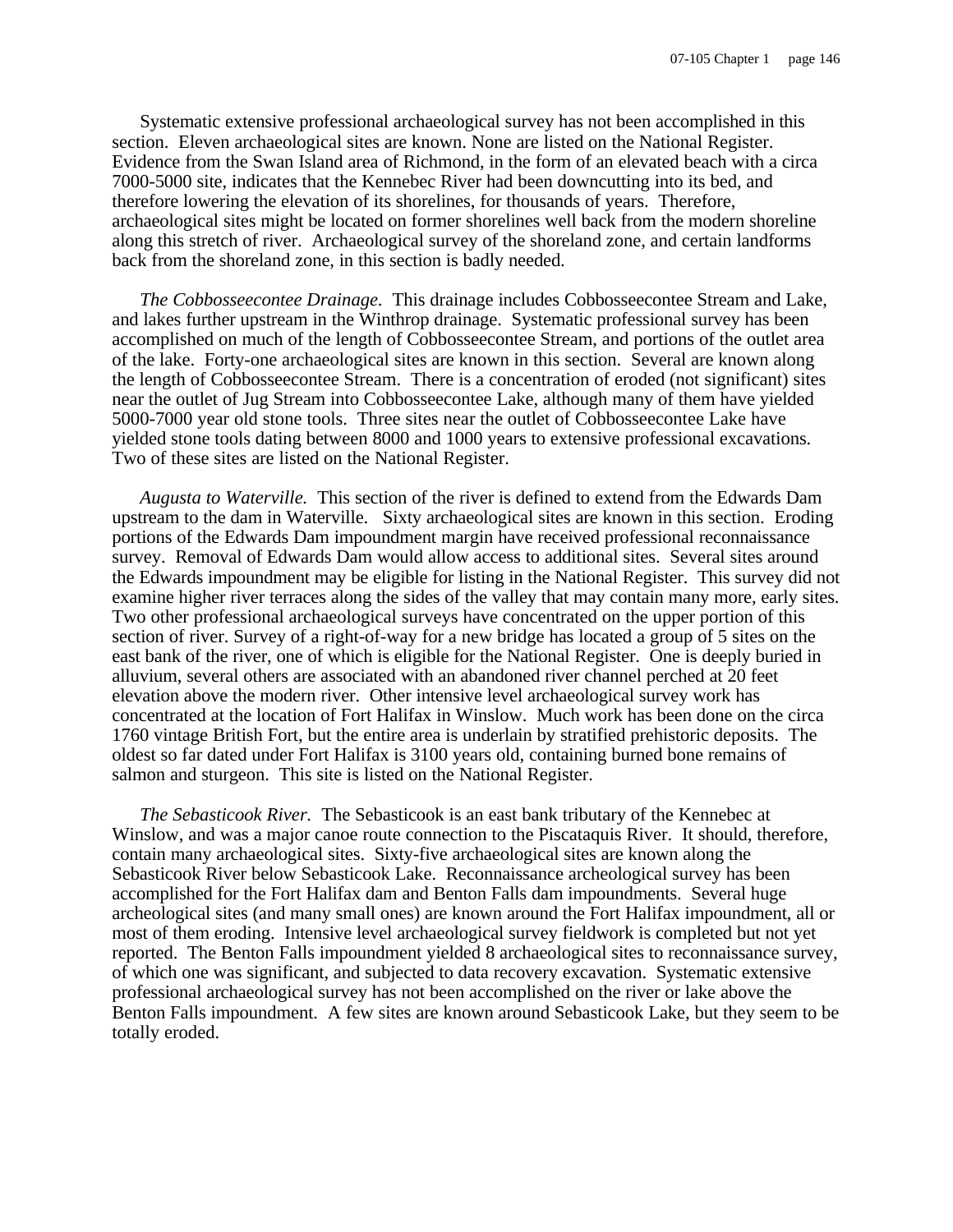Systematic extensive professional archaeological survey has not been accomplished in this section. Eleven archaeological sites are known. None are listed on the National Register. Evidence from the Swan Island area of Richmond, in the form of an elevated beach with a circa 7000-5000 site, indicates that the Kennebec River had been downcutting into its bed, and therefore lowering the elevation of its shorelines, for thousands of years. Therefore, archaeological sites might be located on former shorelines well back from the modern shoreline along this stretch of river. Archaeological survey of the shoreland zone, and certain landforms back from the shoreland zone, in this section is badly needed.

*The Cobbosseecontee Drainage.* This drainage includes Cobbosseecontee Stream and Lake, and lakes further upstream in the Winthrop drainage. Systematic professional survey has been accomplished on much of the length of Cobbosseecontee Stream, and portions of the outlet area of the lake. Forty-one archaeological sites are known in this section. Several are known along the length of Cobbosseecontee Stream. There is a concentration of eroded (not significant) sites near the outlet of Jug Stream into Cobbosseecontee Lake, although many of them have yielded 5000-7000 year old stone tools. Three sites near the outlet of Cobbosseecontee Lake have yielded stone tools dating between 8000 and 1000 years to extensive professional excavations. Two of these sites are listed on the National Register.

*Augusta to Waterville.* This section of the river is defined to extend from the Edwards Dam upstream to the dam in Waterville. Sixty archaeological sites are known in this section. Eroding portions of the Edwards Dam impoundment margin have received professional reconnaissance survey. Removal of Edwards Dam would allow access to additional sites. Several sites around the Edwards impoundment may be eligible for listing in the National Register. This survey did not examine higher river terraces along the sides of the valley that may contain many more, early sites. Two other professional archaeological surveys have concentrated on the upper portion of this section of river. Survey of a right-of-way for a new bridge has located a group of 5 sites on the east bank of the river, one of which is eligible for the National Register. One is deeply buried in alluvium, several others are associated with an abandoned river channel perched at 20 feet elevation above the modern river. Other intensive level archaeological survey work has concentrated at the location of Fort Halifax in Winslow. Much work has been done on the circa 1760 vintage British Fort, but the entire area is underlain by stratified prehistoric deposits. The oldest so far dated under Fort Halifax is 3100 years old, containing burned bone remains of salmon and sturgeon. This site is listed on the National Register.

*The Sebasticook River.* The Sebasticook is an east bank tributary of the Kennebec at Winslow, and was a major canoe route connection to the Piscataquis River. It should, therefore, contain many archaeological sites. Sixty-five archaeological sites are known along the Sebasticook River below Sebasticook Lake. Reconnaissance archeological survey has been accomplished for the Fort Halifax dam and Benton Falls dam impoundments. Several huge archeological sites (and many small ones) are known around the Fort Halifax impoundment, all or most of them eroding. Intensive level archaeological survey fieldwork is completed but not yet reported. The Benton Falls impoundment yielded 8 archaeological sites to reconnaissance survey, of which one was significant, and subjected to data recovery excavation. Systematic extensive professional archaeological survey has not been accomplished on the river or lake above the Benton Falls impoundment. A few sites are known around Sebasticook Lake, but they seem to be totally eroded.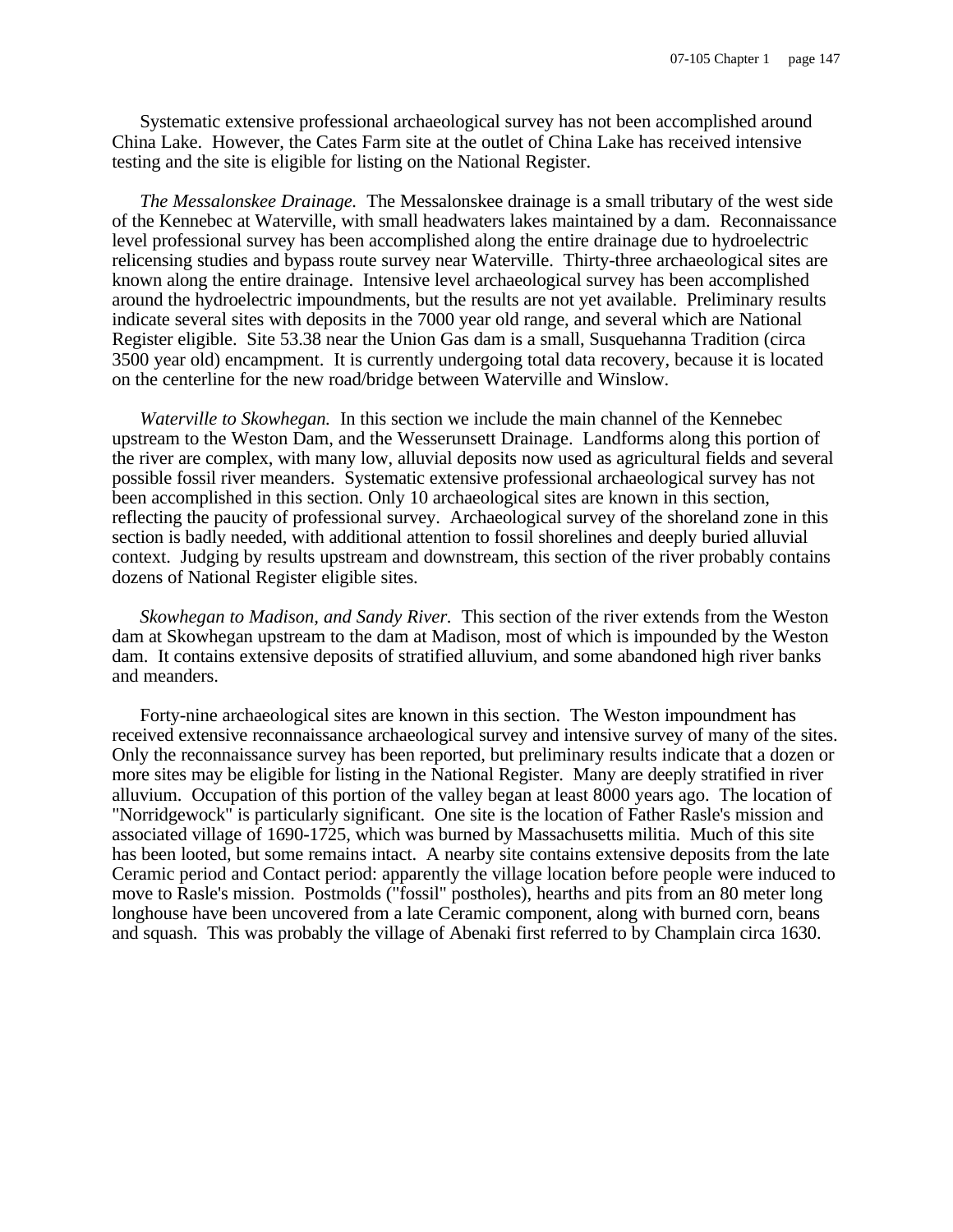Systematic extensive professional archaeological survey has not been accomplished around China Lake. However, the Cates Farm site at the outlet of China Lake has received intensive testing and the site is eligible for listing on the National Register.

*The Messalonskee Drainage.* The Messalonskee drainage is a small tributary of the west side of the Kennebec at Waterville, with small headwaters lakes maintained by a dam. Reconnaissance level professional survey has been accomplished along the entire drainage due to hydroelectric relicensing studies and bypass route survey near Waterville. Thirty-three archaeological sites are known along the entire drainage. Intensive level archaeological survey has been accomplished around the hydroelectric impoundments, but the results are not yet available. Preliminary results indicate several sites with deposits in the 7000 year old range, and several which are National Register eligible. Site 53.38 near the Union Gas dam is a small, Susquehanna Tradition (circa 3500 year old) encampment. It is currently undergoing total data recovery, because it is located on the centerline for the new road/bridge between Waterville and Winslow.

*Waterville to Skowhegan.* In this section we include the main channel of the Kennebec upstream to the Weston Dam, and the Wesserunsett Drainage. Landforms along this portion of the river are complex, with many low, alluvial deposits now used as agricultural fields and several possible fossil river meanders. Systematic extensive professional archaeological survey has not been accomplished in this section. Only 10 archaeological sites are known in this section, reflecting the paucity of professional survey. Archaeological survey of the shoreland zone in this section is badly needed, with additional attention to fossil shorelines and deeply buried alluvial context. Judging by results upstream and downstream, this section of the river probably contains dozens of National Register eligible sites.

*Skowhegan to Madison, and Sandy River.* This section of the river extends from the Weston dam at Skowhegan upstream to the dam at Madison, most of which is impounded by the Weston dam. It contains extensive deposits of stratified alluvium, and some abandoned high river banks and meanders.

Forty-nine archaeological sites are known in this section. The Weston impoundment has received extensive reconnaissance archaeological survey and intensive survey of many of the sites. Only the reconnaissance survey has been reported, but preliminary results indicate that a dozen or more sites may be eligible for listing in the National Register. Many are deeply stratified in river alluvium. Occupation of this portion of the valley began at least 8000 years ago. The location of "Norridgewock" is particularly significant. One site is the location of Father Rasle's mission and associated village of 1690-1725, which was burned by Massachusetts militia. Much of this site has been looted, but some remains intact. A nearby site contains extensive deposits from the late Ceramic period and Contact period: apparently the village location before people were induced to move to Rasle's mission. Postmolds ("fossil" postholes), hearths and pits from an 80 meter long longhouse have been uncovered from a late Ceramic component, along with burned corn, beans and squash. This was probably the village of Abenaki first referred to by Champlain circa 1630.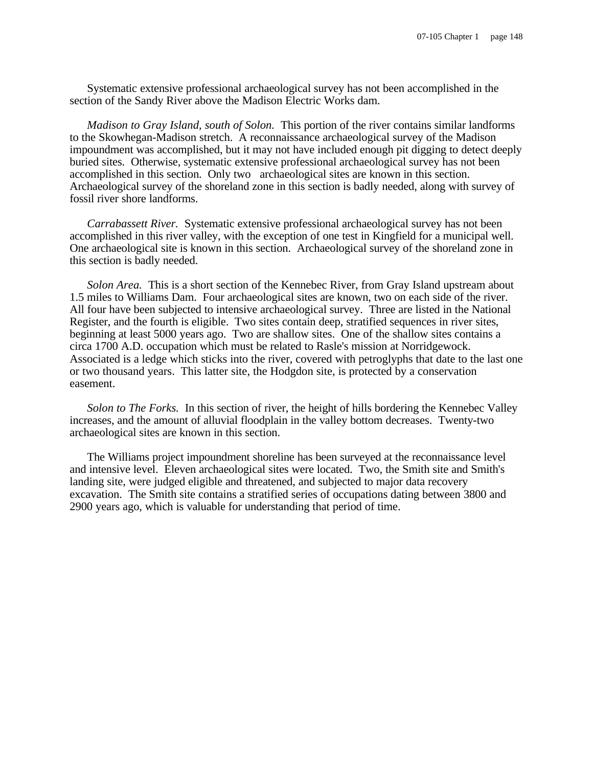Systematic extensive professional archaeological survey has not been accomplished in the section of the Sandy River above the Madison Electric Works dam.

*Madison to Gray Island, south of Solon.* This portion of the river contains similar landforms to the Skowhegan-Madison stretch. A reconnaissance archaeological survey of the Madison impoundment was accomplished, but it may not have included enough pit digging to detect deeply buried sites. Otherwise, systematic extensive professional archaeological survey has not been accomplished in this section. Only two archaeological sites are known in this section. Archaeological survey of the shoreland zone in this section is badly needed, along with survey of fossil river shore landforms.

*Carrabassett River.* Systematic extensive professional archaeological survey has not been accomplished in this river valley, with the exception of one test in Kingfield for a municipal well. One archaeological site is known in this section. Archaeological survey of the shoreland zone in this section is badly needed.

*Solon Area.* This is a short section of the Kennebec River, from Gray Island upstream about 1.5 miles to Williams Dam. Four archaeological sites are known, two on each side of the river. All four have been subjected to intensive archaeological survey. Three are listed in the National Register, and the fourth is eligible. Two sites contain deep, stratified sequences in river sites, beginning at least 5000 years ago. Two are shallow sites. One of the shallow sites contains a circa 1700 A.D. occupation which must be related to Rasle's mission at Norridgewock. Associated is a ledge which sticks into the river, covered with petroglyphs that date to the last one or two thousand years. This latter site, the Hodgdon site, is protected by a conservation easement.

*Solon to The Forks.* In this section of river, the height of hills bordering the Kennebec Valley increases, and the amount of alluvial floodplain in the valley bottom decreases. Twenty-two archaeological sites are known in this section.

The Williams project impoundment shoreline has been surveyed at the reconnaissance level and intensive level. Eleven archaeological sites were located. Two, the Smith site and Smith's landing site, were judged eligible and threatened, and subjected to major data recovery excavation. The Smith site contains a stratified series of occupations dating between 3800 and 2900 years ago, which is valuable for understanding that period of time.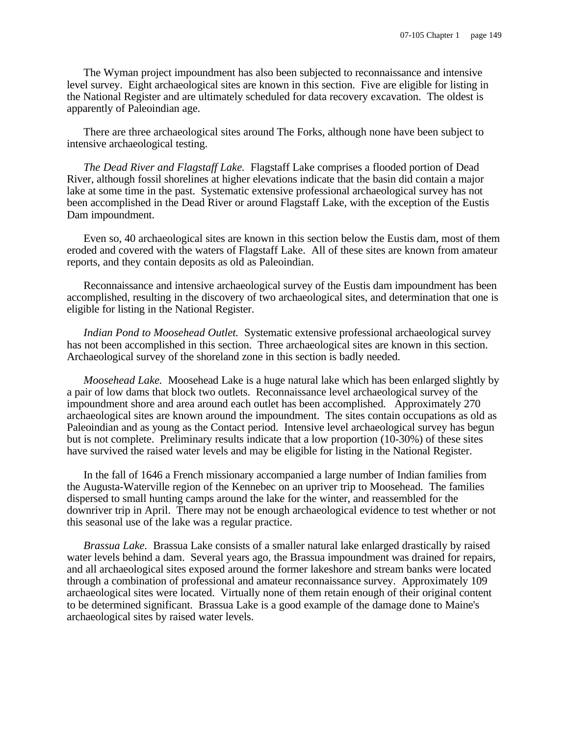The Wyman project impoundment has also been subjected to reconnaissance and intensive level survey. Eight archaeological sites are known in this section. Five are eligible for listing in the National Register and are ultimately scheduled for data recovery excavation. The oldest is apparently of Paleoindian age.

There are three archaeological sites around The Forks, although none have been subject to intensive archaeological testing.

*The Dead River and Flagstaff Lake.* Flagstaff Lake comprises a flooded portion of Dead River, although fossil shorelines at higher elevations indicate that the basin did contain a major lake at some time in the past. Systematic extensive professional archaeological survey has not been accomplished in the Dead River or around Flagstaff Lake, with the exception of the Eustis Dam impoundment.

Even so, 40 archaeological sites are known in this section below the Eustis dam, most of them eroded and covered with the waters of Flagstaff Lake. All of these sites are known from amateur reports, and they contain deposits as old as Paleoindian.

Reconnaissance and intensive archaeological survey of the Eustis dam impoundment has been accomplished, resulting in the discovery of two archaeological sites, and determination that one is eligible for listing in the National Register.

*Indian Pond to Moosehead Outlet.* Systematic extensive professional archaeological survey has not been accomplished in this section. Three archaeological sites are known in this section. Archaeological survey of the shoreland zone in this section is badly needed.

*Moosehead Lake.* Moosehead Lake is a huge natural lake which has been enlarged slightly by a pair of low dams that block two outlets. Reconnaissance level archaeological survey of the impoundment shore and area around each outlet has been accomplished. Approximately 270 archaeological sites are known around the impoundment. The sites contain occupations as old as Paleoindian and as young as the Contact period. Intensive level archaeological survey has begun but is not complete. Preliminary results indicate that a low proportion (10-30%) of these sites have survived the raised water levels and may be eligible for listing in the National Register.

In the fall of 1646 a French missionary accompanied a large number of Indian families from the Augusta-Waterville region of the Kennebec on an upriver trip to Moosehead. The families dispersed to small hunting camps around the lake for the winter, and reassembled for the downriver trip in April. There may not be enough archaeological evidence to test whether or not this seasonal use of the lake was a regular practice.

*Brassua Lake.* Brassua Lake consists of a smaller natural lake enlarged drastically by raised water levels behind a dam. Several years ago, the Brassua impoundment was drained for repairs, and all archaeological sites exposed around the former lakeshore and stream banks were located through a combination of professional and amateur reconnaissance survey. Approximately 109 archaeological sites were located. Virtually none of them retain enough of their original content to be determined significant. Brassua Lake is a good example of the damage done to Maine's archaeological sites by raised water levels.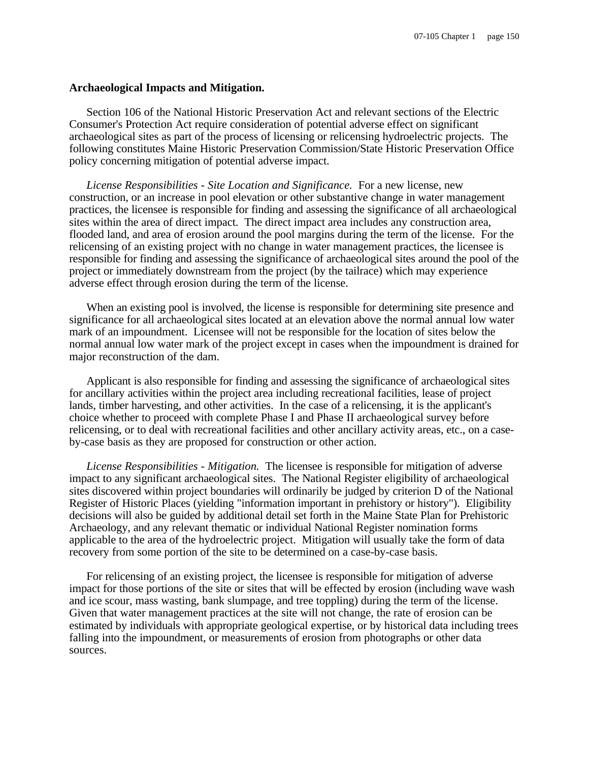**Archaeological Impacts and Mitigation.**

Section 106 of the National Historic Preservation Act and relevant sections of the Electric Consumer's Protection Act require consideration of potential adverse effect on significant archaeological sites as part of the process of licensing or relicensing hydroelectric projects. The following constitutes Maine Historic Preservation Commission/State Historic Preservation Office policy concerning mitigation of potential adverse impact.

*License Responsibilities - Site Location and Significance.* For a new license, new construction, or an increase in pool elevation or other substantive change in water management practices, the licensee is responsible for finding and assessing the significance of all archaeological sites within the area of direct impact. The direct impact area includes any construction area, flooded land, and area of erosion around the pool margins during the term of the license. For the relicensing of an existing project with no change in water management practices, the licensee is responsible for finding and assessing the significance of archaeological sites around the pool of the project or immediately downstream from the project (by the tailrace) which may experience adverse effect through erosion during the term of the license.

When an existing pool is involved, the license is responsible for determining site presence and significance for all archaeological sites located at an elevation above the normal annual low water mark of an impoundment. Licensee will not be responsible for the location of sites below the normal annual low water mark of the project except in cases when the impoundment is drained for major reconstruction of the dam.

Applicant is also responsible for finding and assessing the significance of archaeological sites for ancillary activities within the project area including recreational facilities, lease of project lands, timber harvesting, and other activities. In the case of a relicensing, it is the applicant's choice whether to proceed with complete Phase I and Phase II archaeological survey before relicensing, or to deal with recreational facilities and other ancillary activity areas, etc., on a case-by-case basis as they are proposed for construction or other action.

*License Responsibilities - Mitigation.* The licensee is responsible for mitigation of adverse impact to any significant archaeological sites. The National Register eligibility of archaeological sites discovered within project boundaries will ordinarily be judged by criterion D of the National Register of Historic Places (yielding "information important in prehistory or history"). Eligibility decisions will also be guided by additional detail set forth in the Maine State Plan for Prehistoric Archaeology, and any relevant thematic or individual National Register nomination forms applicable to the area of the hydroelectric project. Mitigation will usually take the form of data recovery from some portion of the site to be determined on a case-by-case basis.

For relicensing of an existing project, the licensee is responsible for mitigation of adverse impact for those portions of the site or sites that will be effected by erosion (including wave wash and ice scour, mass wasting, bank slumpage, and tree toppling) during the term of the license. Given that water management practices at the site will not change, the rate of erosion can be estimated by individuals with appropriate geological expertise, or by historical data including trees falling into the impoundment, or measurements of erosion from photographs or other data sources.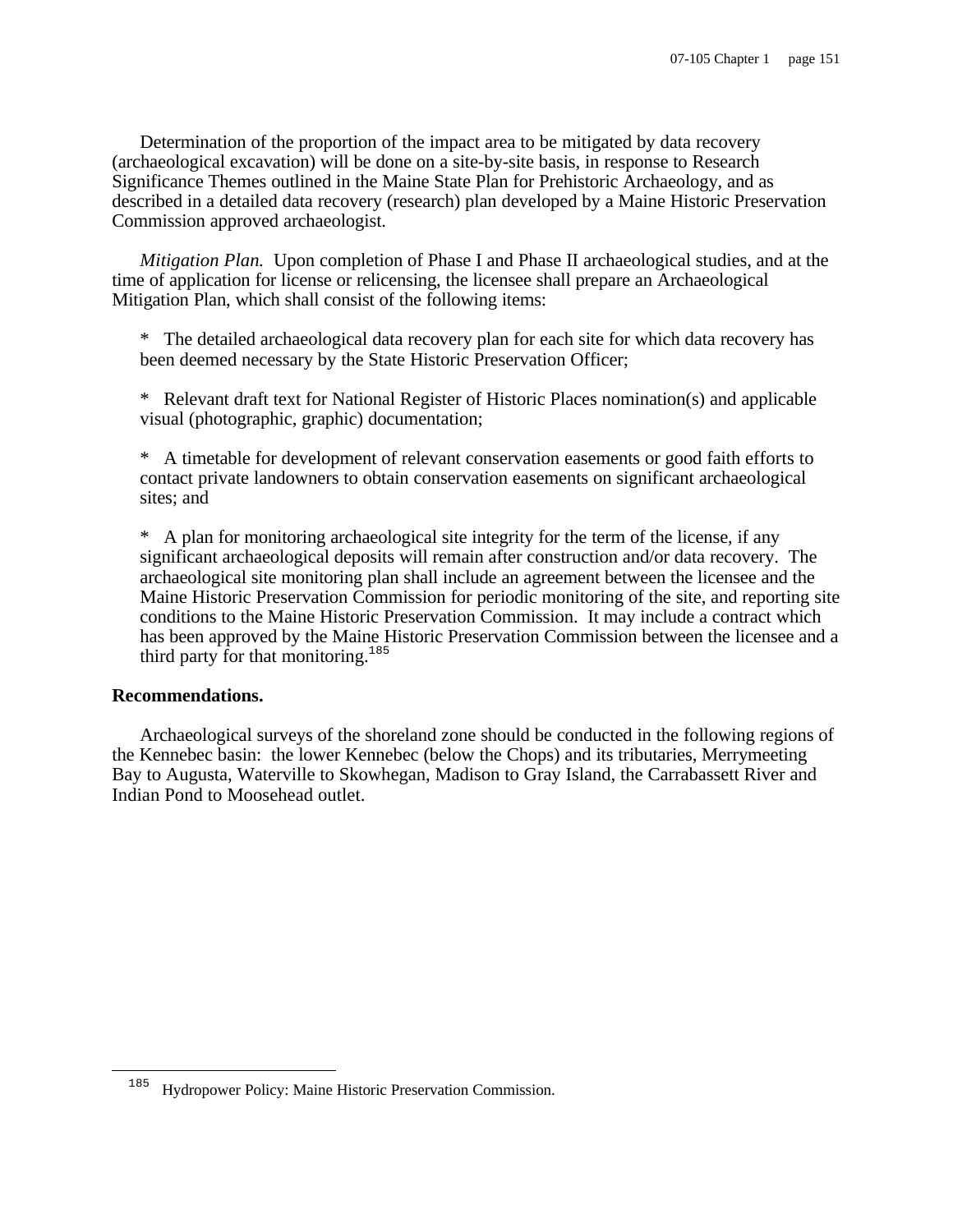Determination of the proportion of the impact area to be mitigated by data recovery (archaeological excavation) will be done on a site-by-site basis, in response to Research Significance Themes outlined in the Maine State Plan for Prehistoric Archaeology, and as described in a detailed data recovery (research) plan developed by a Maine Historic Preservation Commission approved archaeologist.

*Mitigation Plan.* Upon completion of Phase I and Phase II archaeological studies, and at the time of application for license or relicensing, the licensee shall prepare an Archaeological Mitigation Plan, which shall consist of the following items:

* The detailed archaeological data recovery plan for each site for which data recovery has been deemed necessary by the State Historic Preservation Officer;

* Relevant draft text for National Register of Historic Places nomination(s) and applicable visual (photographic, graphic) documentation;

* A timetable for development of relevant conservation easements or good faith efforts to contact private landowners to obtain conservation easements on significant archaeological sites; and

* A plan for monitoring archaeological site integrity for the term of the license, if any significant archaeological deposits will remain after construction and/or data recovery. The archaeological site monitoring plan shall include an agreement between the licensee and the Maine Historic Preservation Commission for periodic monitoring of the site, and reporting site conditions to the Maine Historic Preservation Commission. It may include a contract which has been approved by the Maine Historic Preservation Commission between the licensee and a third party for that monitoring.[185]

**Recommendations.**

Archaeological surveys of the shoreland zone should be conducted in the following regions of the Kennebec basin: the lower Kennebec (below the Chops) and its tributaries, Merrymeeting Bay to Augusta, Waterville to Skowhegan, Madison to Gray Island, the Carrabassett River and Indian Pond to Moosehead outlet.

---

[185] Hydropower Policy: Maine Historic Preservation Commission.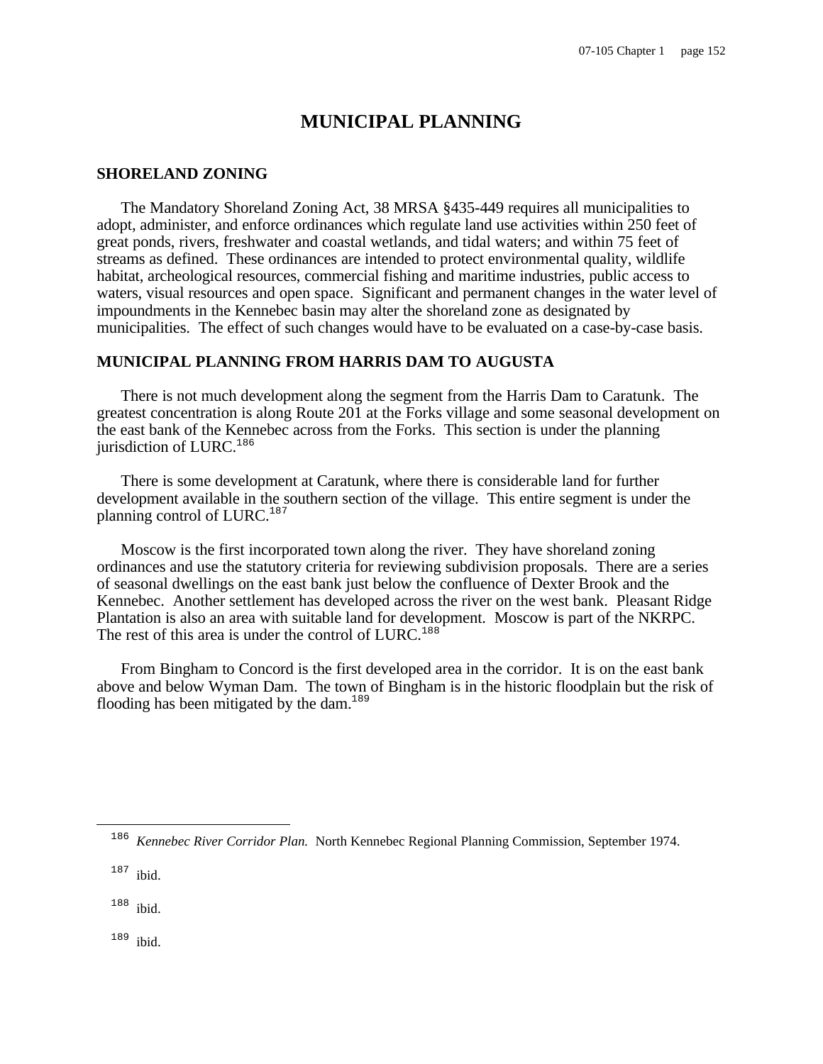# MUNICIPAL PLANNING

## SHORELAND ZONING

The Mandatory Shoreland Zoning Act, 38 MRSA §435-449 requires all municipalities to adopt, administer, and enforce ordinances which regulate land use activities within 250 feet of great ponds, rivers, freshwater and coastal wetlands, and tidal waters; and within 75 feet of streams as defined. These ordinances are intended to protect environmental quality, wildlife habitat, archeological resources, commercial fishing and maritime industries, public access to waters, visual resources and open space. Significant and permanent changes in the water level of impoundments in the Kennebec basin may alter the shoreland zone as designated by municipalities. The effect of such changes would have to be evaluated on a case-by-case basis.

## MUNICIPAL PLANNING FROM HARRIS DAM TO AUGUSTA

There is not much development along the segment from the Harris Dam to Caratunk. The greatest concentration is along Route 201 at the Forks village and some seasonal development on the east bank of the Kennebec across from the Forks. This section is under the planning jurisdiction of LURC.[186]

There is some development at Caratunk, where there is considerable land for further development available in the southern section of the village. This entire segment is under the planning control of LURC.[187]

Moscow is the first incorporated town along the river. They have shoreland zoning ordinances and use the statutory criteria for reviewing subdivision proposals. There are a series of seasonal dwellings on the east bank just below the confluence of Dexter Brook and the Kennebec. Another settlement has developed across the river on the west bank. Pleasant Ridge Plantation is also an area with suitable land for development. Moscow is part of the NKRPC. The rest of this area is under the control of LURC.[188]

From Bingham to Concord is the first developed area in the corridor. It is on the east bank above and below Wyman Dam. The town of Bingham is in the historic floodplain but the risk of flooding has been mitigated by the dam.[189]

---

[186] *Kennebec River Corridor Plan.* North Kennebec Regional Planning Commission, September 1974.

[187] ibid.

[188] ibid.

[189] ibid.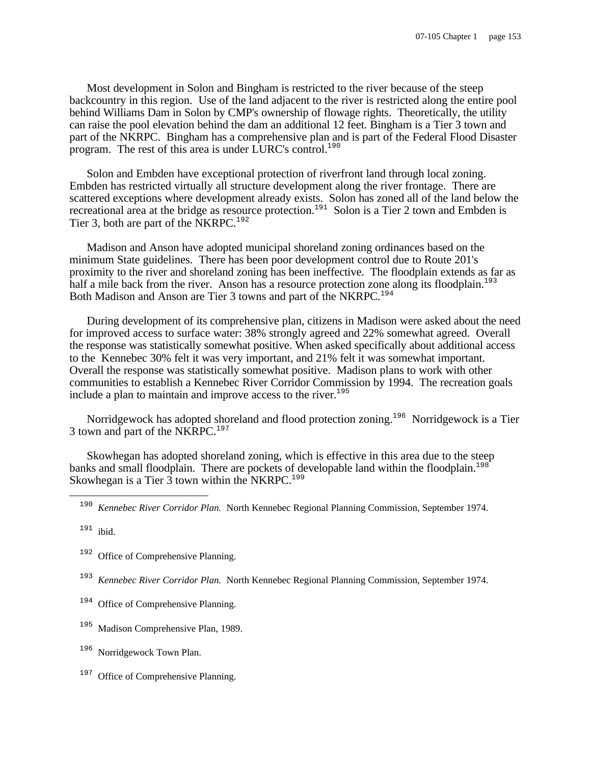Most development in Solon and Bingham is restricted to the river because of the steep backcountry in this region. Use of the land adjacent to the river is restricted along the entire pool behind Williams Dam in Solon by CMP's ownership of flowage rights. Theoretically, the utility can raise the pool elevation behind the dam an additional 12 feet. Bingham is a Tier 3 town and part of the NKRPC. Bingham has a comprehensive plan and is part of the Federal Flood Disaster program. The rest of this area is under LURC's control.[190]

Solon and Embden have exceptional protection of riverfront land through local zoning. Embden has restricted virtually all structure development along the river frontage. There are scattered exceptions where development already exists. Solon has zoned all of the land below the recreational area at the bridge as resource protection.[191] Solon is a Tier 2 town and Embden is Tier 3, both are part of the NKRPC.[192]

Madison and Anson have adopted municipal shoreland zoning ordinances based on the minimum State guidelines. There has been poor development control due to Route 201's proximity to the river and shoreland zoning has been ineffective. The floodplain extends as far as half a mile back from the river. Anson has a resource protection zone along its floodplain.[193] Both Madison and Anson are Tier 3 towns and part of the NKRPC.[194]

During development of its comprehensive plan, citizens in Madison were asked about the need for improved access to surface water: 38% strongly agreed and 22% somewhat agreed. Overall the response was statistically somewhat positive. When asked specifically about additional access to the Kennebec 30% felt it was very important, and 21% felt it was somewhat important. Overall the response was statistically somewhat positive. Madison plans to work with other communities to establish a Kennebec River Corridor Commission by 1994. The recreation goals include a plan to maintain and improve access to the river.[195]

Norridgewock has adopted shoreland and flood protection zoning.[196] Norridgewock is a Tier 3 town and part of the NKRPC.[197]

Skowhegan has adopted shoreland zoning, which is effective in this area due to the steep banks and small floodplain. There are pockets of developable land within the floodplain.[198] Skowhegan is a Tier 3 town within the NKRPC.[199]

---

[190] *Kennebec River Corridor Plan.* North Kennebec Regional Planning Commission, September 1974.

[191] ibid.

[192] Office of Comprehensive Planning.

[193] *Kennebec River Corridor Plan.* North Kennebec Regional Planning Commission, September 1974.

[194] Office of Comprehensive Planning.

[195] Madison Comprehensive Plan, 1989.

[196] Norridgewock Town Plan.

[197] Office of Comprehensive Planning.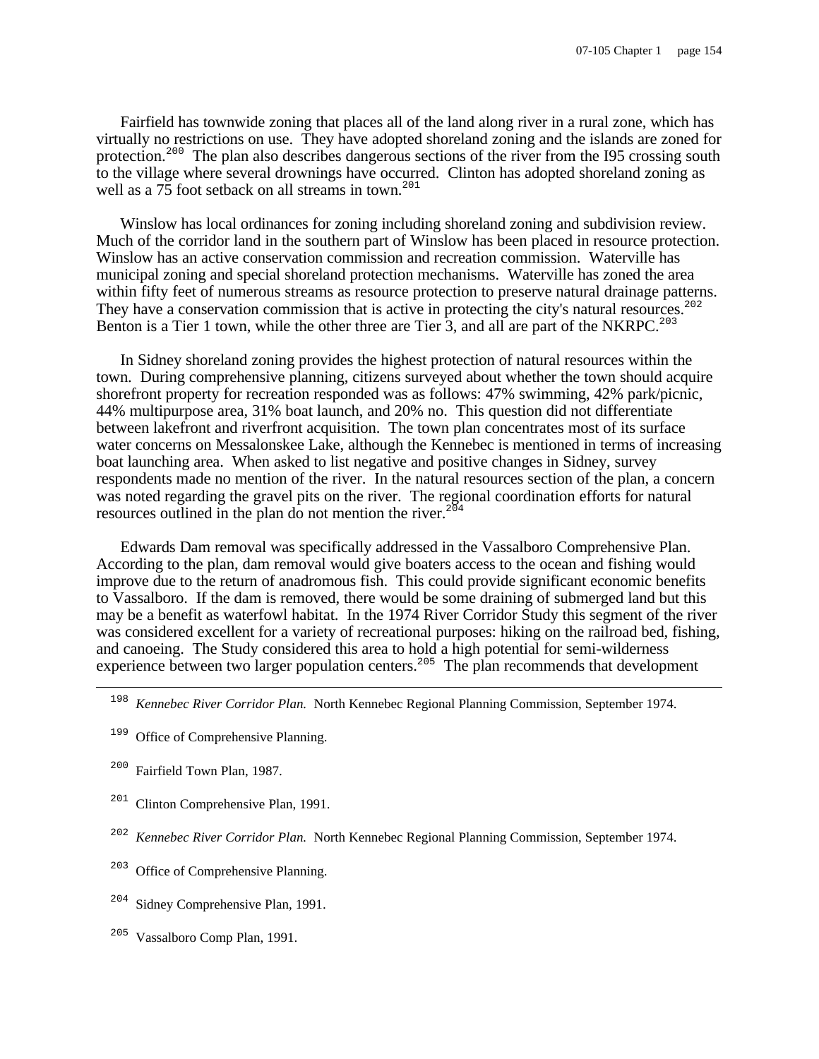Fairfield has townwide zoning that places all of the land along river in a rural zone, which has virtually no restrictions on use. They have adopted shoreland zoning and the islands are zoned for protection.[200] The plan also describes dangerous sections of the river from the I95 crossing south to the village where several drownings have occurred. Clinton has adopted shoreland zoning as well as a 75 foot setback on all streams in town.[201]

Winslow has local ordinances for zoning including shoreland zoning and subdivision review. Much of the corridor land in the southern part of Winslow has been placed in resource protection. Winslow has an active conservation commission and recreation commission. Waterville has municipal zoning and special shoreland protection mechanisms. Waterville has zoned the area within fifty feet of numerous streams as resource protection to preserve natural drainage patterns. They have a conservation commission that is active in protecting the city's natural resources.[202] Benton is a Tier 1 town, while the other three are Tier 3, and all are part of the NKRPC.[203]

In Sidney shoreland zoning provides the highest protection of natural resources within the town. During comprehensive planning, citizens surveyed about whether the town should acquire shorefront property for recreation responded was as follows: 47% swimming, 42% park/picnic, 44% multipurpose area, 31% boat launch, and 20% no. This question did not differentiate between lakefront and riverfront acquisition. The town plan concentrates most of its surface water concerns on Messalonskee Lake, although the Kennebec is mentioned in terms of increasing boat launching area. When asked to list negative and positive changes in Sidney, survey respondents made no mention of the river. In the natural resources section of the plan, a concern was noted regarding the gravel pits on the river. The regional coordination efforts for natural resources outlined in the plan do not mention the river.[204]

Edwards Dam removal was specifically addressed in the Vassalboro Comprehensive Plan. According to the plan, dam removal would give boaters access to the ocean and fishing would improve due to the return of anadromous fish. This could provide significant economic benefits to Vassalboro. If the dam is removed, there would be some draining of submerged land but this may be a benefit as waterfowl habitat. In the 1974 River Corridor Study this segment of the river was considered excellent for a variety of recreational purposes: hiking on the railroad bed, fishing, and canoeing. The Study considered this area to hold a high potential for semi-wilderness experience between two larger population centers.[205] The plan recommends that development

---

[198] *Kennebec River Corridor Plan.* North Kennebec Regional Planning Commission, September 1974.

[199] Office of Comprehensive Planning.

[200] Fairfield Town Plan, 1987.

[201] Clinton Comprehensive Plan, 1991.

[202] *Kennebec River Corridor Plan.* North Kennebec Regional Planning Commission, September 1974.

[203] Office of Comprehensive Planning.

[204] Sidney Comprehensive Plan, 1991.

[205] Vassalboro Comp Plan, 1991.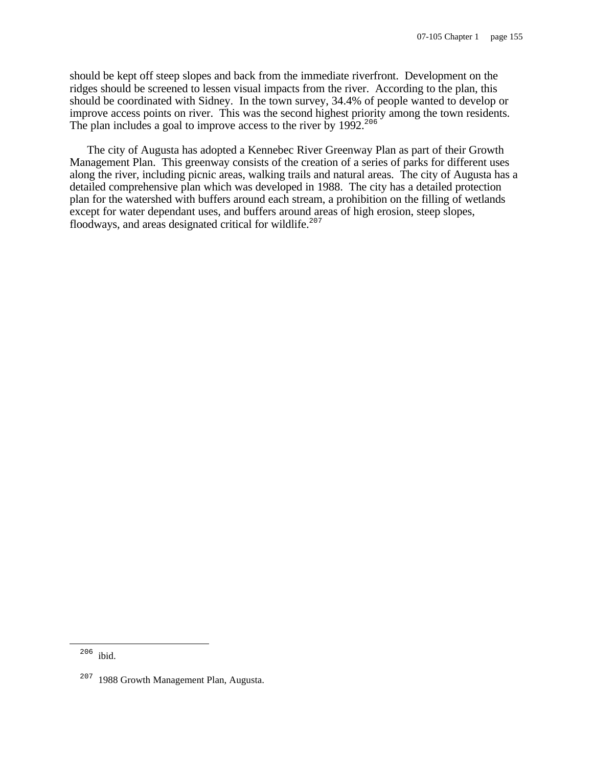should be kept off steep slopes and back from the immediate riverfront. Development on the ridges should be screened to lessen visual impacts from the river. According to the plan, this should be coordinated with Sidney. In the town survey, 34.4% of people wanted to develop or improve access points on river. This was the second highest priority among the town residents. The plan includes a goal to improve access to the river by 1992.[206]

The city of Augusta has adopted a Kennebec River Greenway Plan as part of their Growth Management Plan. This greenway consists of the creation of a series of parks for different uses along the river, including picnic areas, walking trails and natural areas. The city of Augusta has a detailed comprehensive plan which was developed in 1988. The city has a detailed protection plan for the watershed with buffers around each stream, a prohibition on the filling of wetlands except for water dependant uses, and buffers around areas of high erosion, steep slopes, floodways, and areas designated critical for wildlife.[207]

---

[206] ibid.

[207] 1988 Growth Management Plan, Augusta.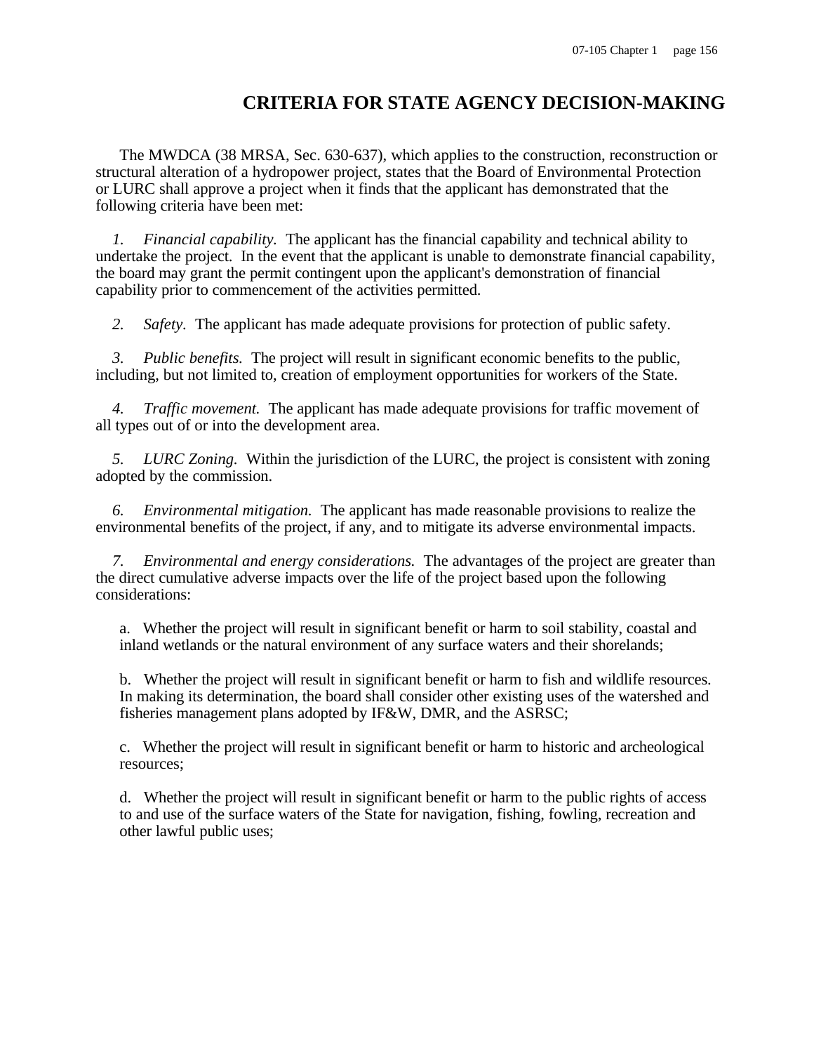# CRITERIA FOR STATE AGENCY DECISION-MAKING

The MWDCA (38 MRSA, Sec. 630-637), which applies to the construction, reconstruction or structural alteration of a hydropower project, states that the Board of Environmental Protection or LURC shall approve a project when it finds that the applicant has demonstrated that the following criteria have been met:

*1. Financial capability.* The applicant has the financial capability and technical ability to undertake the project. In the event that the applicant is unable to demonstrate financial capability, the board may grant the permit contingent upon the applicant's demonstration of financial capability prior to commencement of the activities permitted.

*2. Safety.* The applicant has made adequate provisions for protection of public safety.

*3. Public benefits.* The project will result in significant economic benefits to the public, including, but not limited to, creation of employment opportunities for workers of the State.

*4. Traffic movement.* The applicant has made adequate provisions for traffic movement of all types out of or into the development area.

*5. LURC Zoning.* Within the jurisdiction of the LURC, the project is consistent with zoning adopted by the commission.

*6. Environmental mitigation.* The applicant has made reasonable provisions to realize the environmental benefits of the project, if any, and to mitigate its adverse environmental impacts.

*7. Environmental and energy considerations.* The advantages of the project are greater than the direct cumulative adverse impacts over the life of the project based upon the following considerations:

a. Whether the project will result in significant benefit or harm to soil stability, coastal and inland wetlands or the natural environment of any surface waters and their shorelands;

b. Whether the project will result in significant benefit or harm to fish and wildlife resources. In making its determination, the board shall consider other existing uses of the watershed and fisheries management plans adopted by IF&W, DMR, and the ASRSC;

c. Whether the project will result in significant benefit or harm to historic and archeological resources;

d. Whether the project will result in significant benefit or harm to the public rights of access to and use of the surface waters of the State for navigation, fishing, fowling, recreation and other lawful public uses;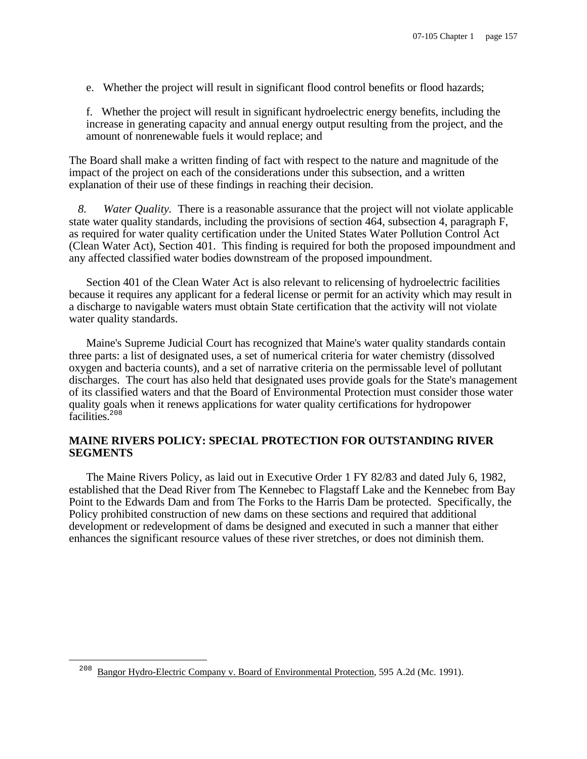e. Whether the project will result in significant flood control benefits or flood hazards;

f. Whether the project will result in significant hydroelectric energy benefits, including the increase in generating capacity and annual energy output resulting from the project, and the amount of nonrenewable fuels it would replace; and

The Board shall make a written finding of fact with respect to the nature and magnitude of the impact of the project on each of the considerations under this subsection, and a written explanation of their use of these findings in reaching their decision.

*8. Water Quality.* There is a reasonable assurance that the project will not violate applicable state water quality standards, including the provisions of section 464, subsection 4, paragraph F, as required for water quality certification under the United States Water Pollution Control Act (Clean Water Act), Section 401. This finding is required for both the proposed impoundment and any affected classified water bodies downstream of the proposed impoundment.

Section 401 of the Clean Water Act is also relevant to relicensing of hydroelectric facilities because it requires any applicant for a federal license or permit for an activity which may result in a discharge to navigable waters must obtain State certification that the activity will not violate water quality standards.

Maine's Supreme Judicial Court has recognized that Maine's water quality standards contain three parts: a list of designated uses, a set of numerical criteria for water chemistry (dissolved oxygen and bacteria counts), and a set of narrative criteria on the permissable level of pollutant discharges. The court has also held that designated uses provide goals for the State's management of its classified waters and that the Board of Environmental Protection must consider those water quality goals when it renews applications for water quality certifications for hydropower facilities.[208]

**MAINE RIVERS POLICY: SPECIAL PROTECTION FOR OUTSTANDING RIVER SEGMENTS**

The Maine Rivers Policy, as laid out in Executive Order 1 FY 82/83 and dated July 6, 1982, established that the Dead River from The Kennebec to Flagstaff Lake and the Kennebec from Bay Point to the Edwards Dam and from The Forks to the Harris Dam be protected. Specifically, the Policy prohibited construction of new dams on these sections and required that additional development or redevelopment of dams be designed and executed in such a manner that either enhances the significant resource values of these river stretches, or does not diminish them.

---

[208] Bangor Hydro-Electric Company v. Board of Environmental Protection, 595 A.2d (Mc. 1991).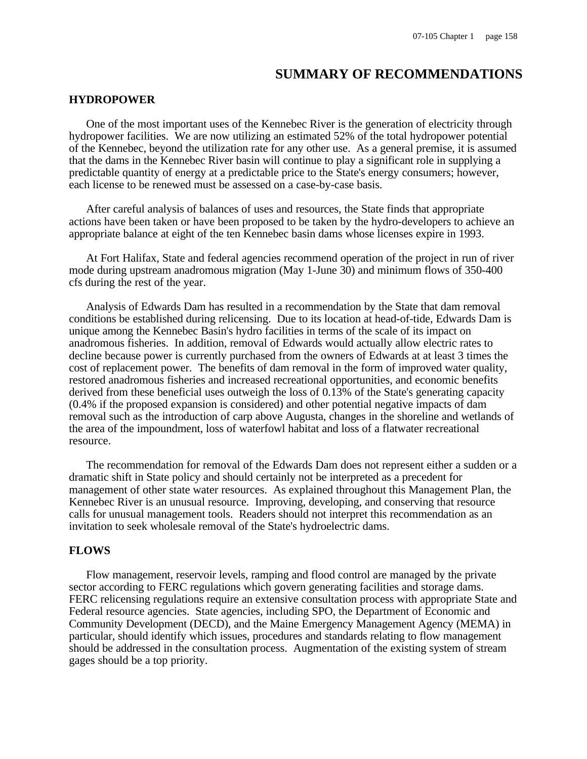# SUMMARY OF RECOMMENDATIONS

## HYDROPOWER

One of the most important uses of the Kennebec River is the generation of electricity through hydropower facilities. We are now utilizing an estimated 52% of the total hydropower potential of the Kennebec, beyond the utilization rate for any other use. As a general premise, it is assumed that the dams in the Kennebec River basin will continue to play a significant role in supplying a predictable quantity of energy at a predictable price to the State's energy consumers; however, each license to be renewed must be assessed on a case-by-case basis.

After careful analysis of balances of uses and resources, the State finds that appropriate actions have been taken or have been proposed to be taken by the hydro-developers to achieve an appropriate balance at eight of the ten Kennebec basin dams whose licenses expire in 1993.

At Fort Halifax, State and federal agencies recommend operation of the project in run of river mode during upstream anadromous migration (May 1-June 30) and minimum flows of 350-400 cfs during the rest of the year.

Analysis of Edwards Dam has resulted in a recommendation by the State that dam removal conditions be established during relicensing. Due to its location at head-of-tide, Edwards Dam is unique among the Kennebec Basin's hydro facilities in terms of the scale of its impact on anadromous fisheries. In addition, removal of Edwards would actually allow electric rates to decline because power is currently purchased from the owners of Edwards at at least 3 times the cost of replacement power. The benefits of dam removal in the form of improved water quality, restored anadromous fisheries and increased recreational opportunities, and economic benefits derived from these beneficial uses outweigh the loss of 0.13% of the State's generating capacity (0.4% if the proposed expansion is considered) and other potential negative impacts of dam removal such as the introduction of carp above Augusta, changes in the shoreline and wetlands of the area of the impoundment, loss of waterfowl habitat and loss of a flatwater recreational resource.

The recommendation for removal of the Edwards Dam does not represent either a sudden or a dramatic shift in State policy and should certainly not be interpreted as a precedent for management of other state water resources. As explained throughout this Management Plan, the Kennebec River is an unusual resource. Improving, developing, and conserving that resource calls for unusual management tools. Readers should not interpret this recommendation as an invitation to seek wholesale removal of the State's hydroelectric dams.

## FLOWS

Flow management, reservoir levels, ramping and flood control are managed by the private sector according to FERC regulations which govern generating facilities and storage dams. FERC relicensing regulations require an extensive consultation process with appropriate State and Federal resource agencies. State agencies, including SPO, the Department of Economic and Community Development (DECD), and the Maine Emergency Management Agency (MEMA) in particular, should identify which issues, procedures and standards relating to flow management should be addressed in the consultation process. Augmentation of the existing system of stream gages should be a top priority.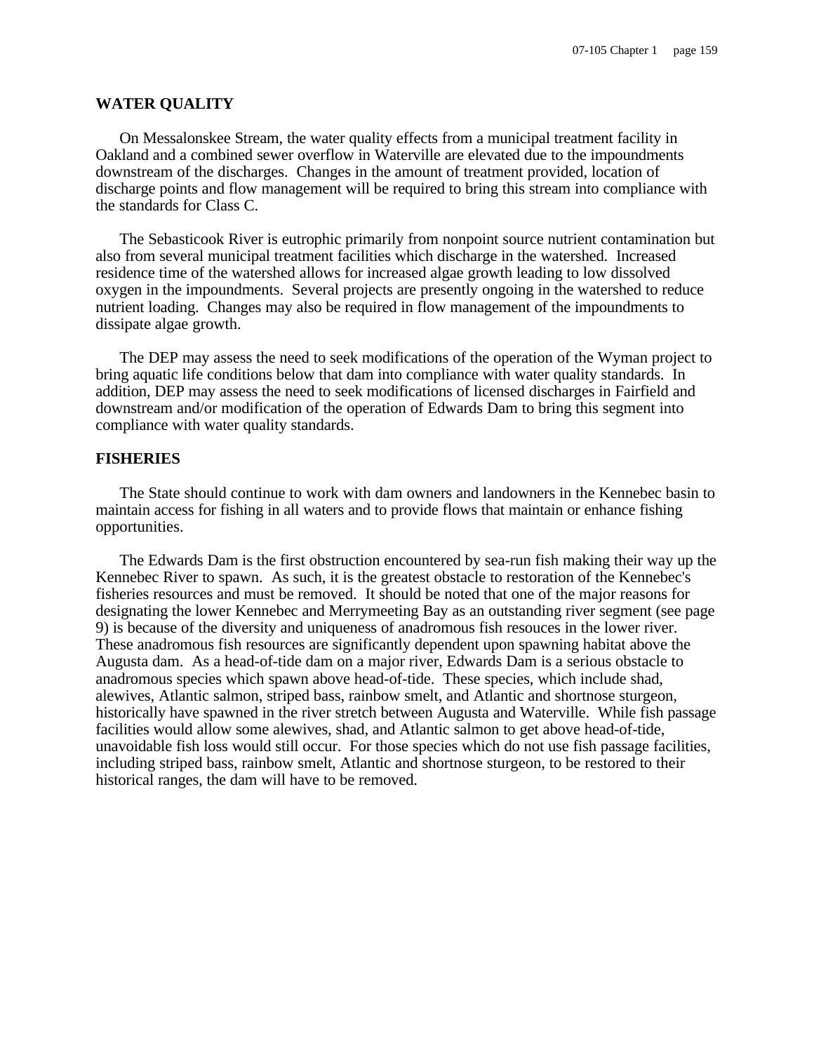## WATER QUALITY

On Messalonskee Stream, the water quality effects from a municipal treatment facility in Oakland and a combined sewer overflow in Waterville are elevated due to the impoundments downstream of the discharges. Changes in the amount of treatment provided, location of discharge points and flow management will be required to bring this stream into compliance with the standards for Class C.

The Sebasticook River is eutrophic primarily from nonpoint source nutrient contamination but also from several municipal treatment facilities which discharge in the watershed. Increased residence time of the watershed allows for increased algae growth leading to low dissolved oxygen in the impoundments. Several projects are presently ongoing in the watershed to reduce nutrient loading. Changes may also be required in flow management of the impoundments to dissipate algae growth.

The DEP may assess the need to seek modifications of the operation of the Wyman project to bring aquatic life conditions below that dam into compliance with water quality standards. In addition, DEP may assess the need to seek modifications of licensed discharges in Fairfield and downstream and/or modification of the operation of Edwards Dam to bring this segment into compliance with water quality standards.

## FISHERIES

The State should continue to work with dam owners and landowners in the Kennebec basin to maintain access for fishing in all waters and to provide flows that maintain or enhance fishing opportunities.

The Edwards Dam is the first obstruction encountered by sea-run fish making their way up the Kennebec River to spawn. As such, it is the greatest obstacle to restoration of the Kennebec's fisheries resources and must be removed. It should be noted that one of the major reasons for designating the lower Kennebec and Merrymeeting Bay as an outstanding river segment (see page 9) is because of the diversity and uniqueness of anadromous fish resouces in the lower river. These anadromous fish resources are significantly dependent upon spawning habitat above the Augusta dam. As a head-of-tide dam on a major river, Edwards Dam is a serious obstacle to anadromous species which spawn above head-of-tide. These species, which include shad, alewives, Atlantic salmon, striped bass, rainbow smelt, and Atlantic and shortnose sturgeon, historically have spawned in the river stretch between Augusta and Waterville. While fish passage facilities would allow some alewives, shad, and Atlantic salmon to get above head-of-tide, unavoidable fish loss would still occur. For those species which do not use fish passage facilities, including striped bass, rainbow smelt, Atlantic and shortnose sturgeon, to be restored to their historical ranges, the dam will have to be removed.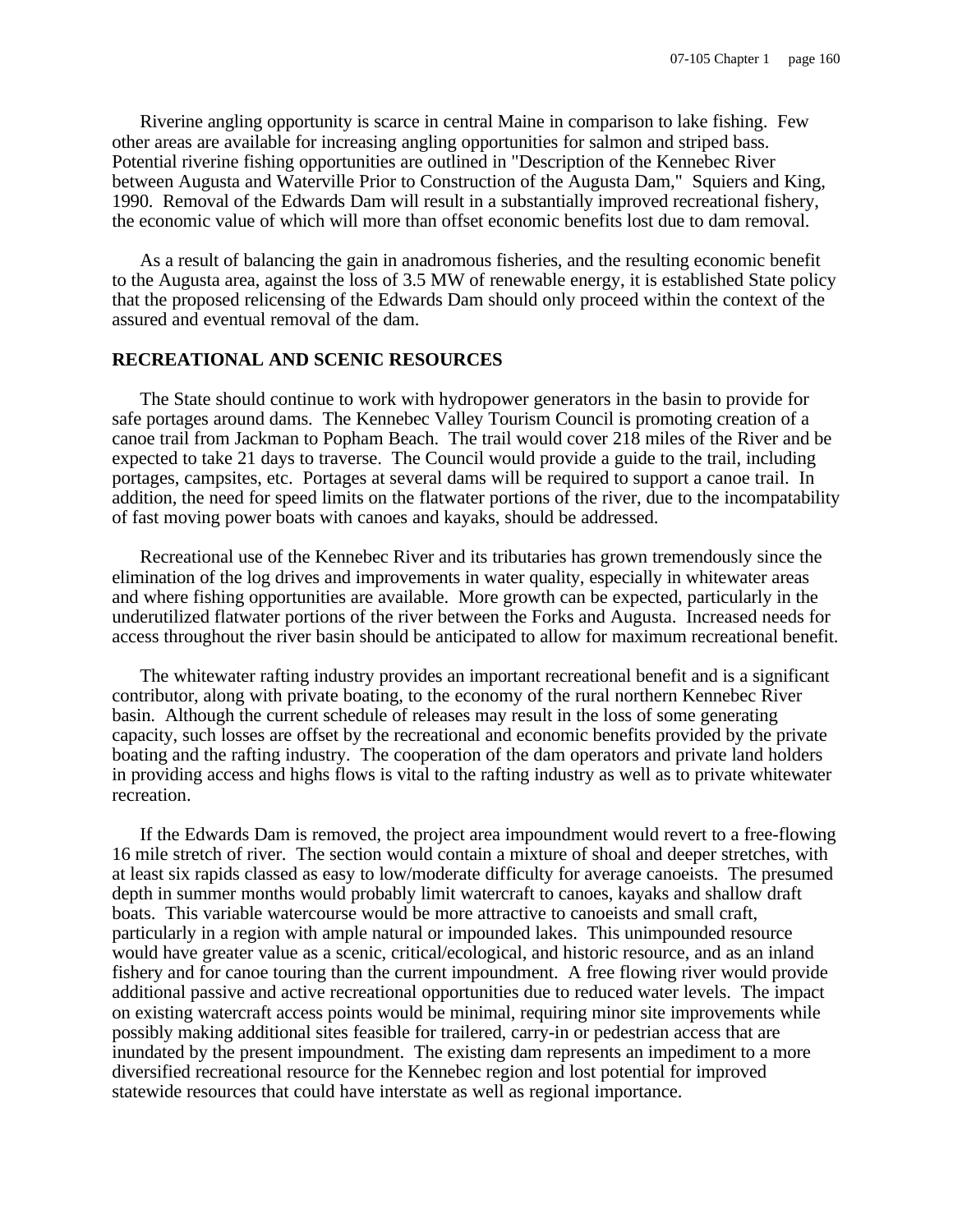Riverine angling opportunity is scarce in central Maine in comparison to lake fishing. Few other areas are available for increasing angling opportunities for salmon and striped bass. Potential riverine fishing opportunities are outlined in "Description of the Kennebec River between Augusta and Waterville Prior to Construction of the Augusta Dam," Squiers and King, 1990. Removal of the Edwards Dam will result in a substantially improved recreational fishery, the economic value of which will more than offset economic benefits lost due to dam removal.

As a result of balancing the gain in anadromous fisheries, and the resulting economic benefit to the Augusta area, against the loss of 3.5 MW of renewable energy, it is established State policy that the proposed relicensing of the Edwards Dam should only proceed within the context of the assured and eventual removal of the dam.

## RECREATIONAL AND SCENIC RESOURCES

The State should continue to work with hydropower generators in the basin to provide for safe portages around dams. The Kennebec Valley Tourism Council is promoting creation of a canoe trail from Jackman to Popham Beach. The trail would cover 218 miles of the River and be expected to take 21 days to traverse. The Council would provide a guide to the trail, including portages, campsites, etc. Portages at several dams will be required to support a canoe trail. In addition, the need for speed limits on the flatwater portions of the river, due to the incompatability of fast moving power boats with canoes and kayaks, should be addressed.

Recreational use of the Kennebec River and its tributaries has grown tremendously since the elimination of the log drives and improvements in water quality, especially in whitewater areas and where fishing opportunities are available. More growth can be expected, particularly in the underutilized flatwater portions of the river between the Forks and Augusta. Increased needs for access throughout the river basin should be anticipated to allow for maximum recreational benefit.

The whitewater rafting industry provides an important recreational benefit and is a significant contributor, along with private boating, to the economy of the rural northern Kennebec River basin. Although the current schedule of releases may result in the loss of some generating capacity, such losses are offset by the recreational and economic benefits provided by the private boating and the rafting industry. The cooperation of the dam operators and private land holders in providing access and highs flows is vital to the rafting industry as well as to private whitewater recreation.

If the Edwards Dam is removed, the project area impoundment would revert to a free-flowing 16 mile stretch of river. The section would contain a mixture of shoal and deeper stretches, with at least six rapids classed as easy to low/moderate difficulty for average canoeists. The presumed depth in summer months would probably limit watercraft to canoes, kayaks and shallow draft boats. This variable watercourse would be more attractive to canoeists and small craft, particularly in a region with ample natural or impounded lakes. This unimpounded resource would have greater value as a scenic, critical/ecological, and historic resource, and as an inland fishery and for canoe touring than the current impoundment. A free flowing river would provide additional passive and active recreational opportunities due to reduced water levels. The impact on existing watercraft access points would be minimal, requiring minor site improvements while possibly making additional sites feasible for trailered, carry-in or pedestrian access that are inundated by the present impoundment. The existing dam represents an impediment to a more diversified recreational resource for the Kennebec region and lost potential for improved statewide resources that could have interstate as well as regional importance.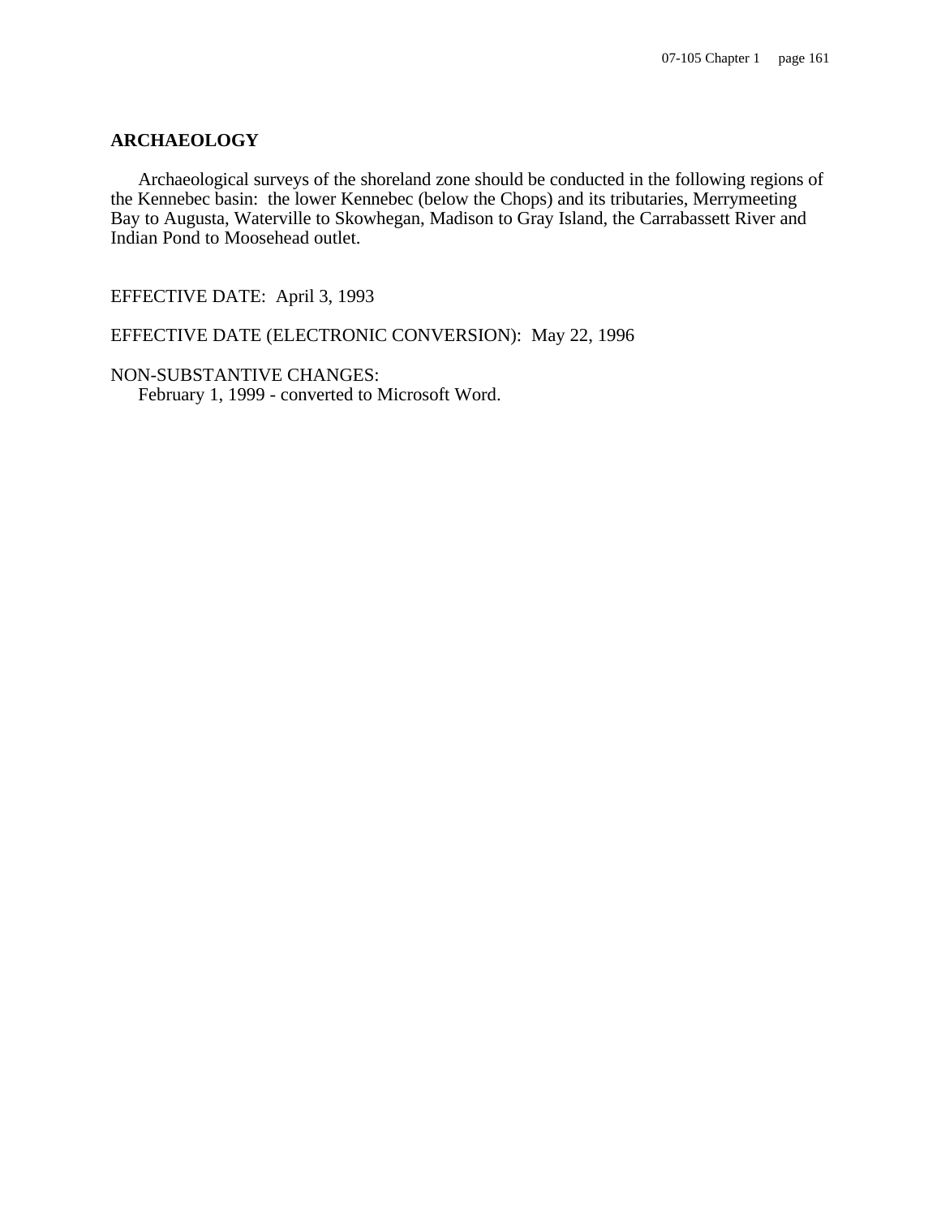## ARCHAEOLOGY

Archaeological surveys of the shoreland zone should be conducted in the following regions of the Kennebec basin: the lower Kennebec (below the Chops) and its tributaries, Merrymeeting Bay to Augusta, Waterville to Skowhegan, Madison to Gray Island, the Carrabassett River and Indian Pond to Moosehead outlet.

EFFECTIVE DATE: April 3, 1993

EFFECTIVE DATE (ELECTRONIC CONVERSION): May 22, 1996

NON-SUBSTANTIVE CHANGES:
February 1, 1999 - converted to Microsoft Word.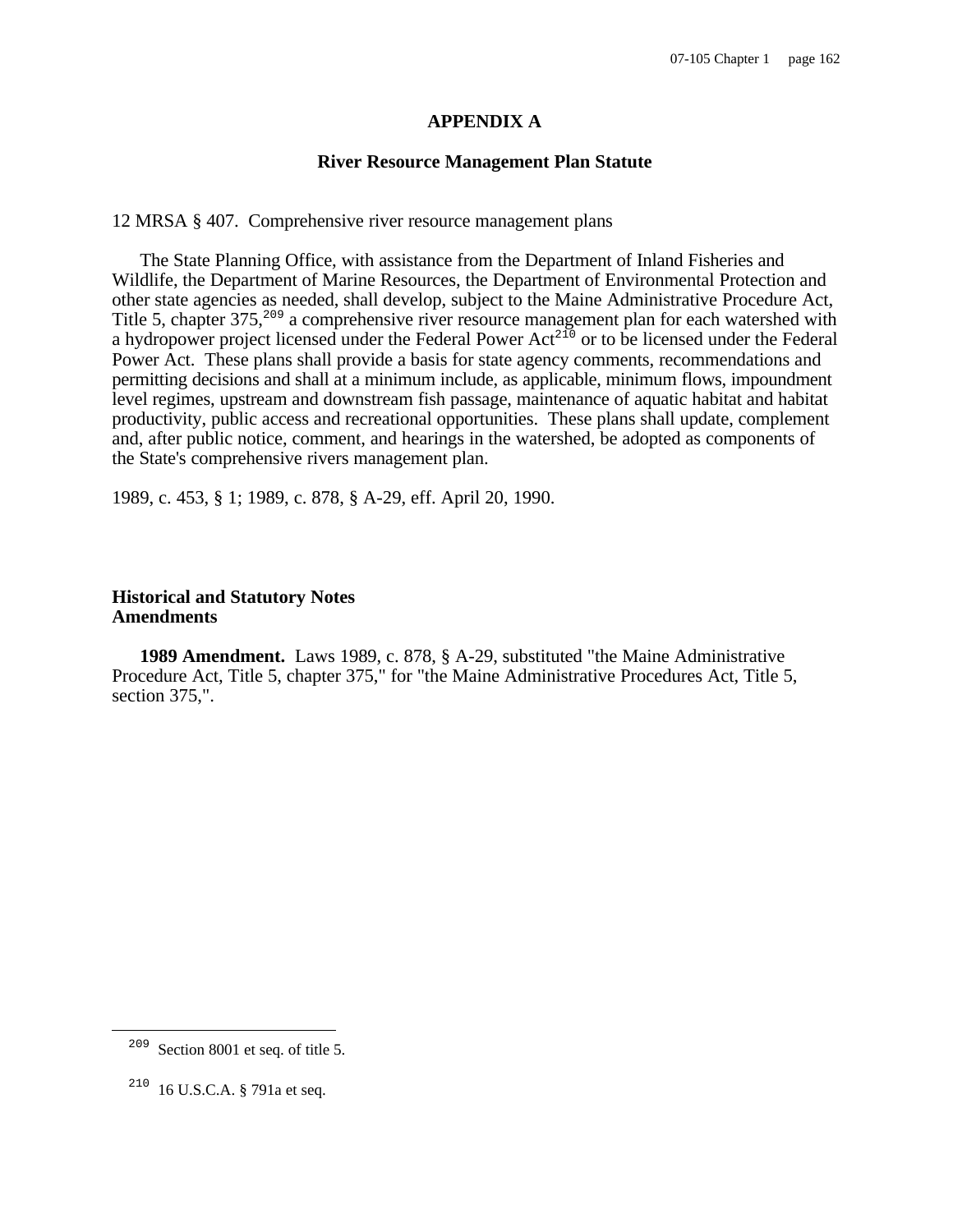# APPENDIX A

## River Resource Management Plan Statute

12 MRSA § 407. Comprehensive river resource management plans

The State Planning Office, with assistance from the Department of Inland Fisheries and Wildlife, the Department of Marine Resources, the Department of Environmental Protection and other state agencies as needed, shall develop, subject to the Maine Administrative Procedure Act, Title 5, chapter 375,[209] a comprehensive river resource management plan for each watershed with a hydropower project licensed under the Federal Power Act[210] or to be licensed under the Federal Power Act. These plans shall provide a basis for state agency comments, recommendations and permitting decisions and shall at a minimum include, as applicable, minimum flows, impoundment level regimes, upstream and downstream fish passage, maintenance of aquatic habitat and habitat productivity, public access and recreational opportunities. These plans shall update, complement and, after public notice, comment, and hearings in the watershed, be adopted as components of the State's comprehensive rivers management plan.

1989, c. 453, § 1; 1989, c. 878, § A-29, eff. April 20, 1990.

**Historical and Statutory Notes**
**Amendments**

**1989 Amendment.** Laws 1989, c. 878, § A-29, substituted "the Maine Administrative Procedure Act, Title 5, chapter 375," for "the Maine Administrative Procedures Act, Title 5, section 375,".

---

[209] Section 8001 et seq. of title 5.

[210] 16 U.S.C.A. § 791a et seq.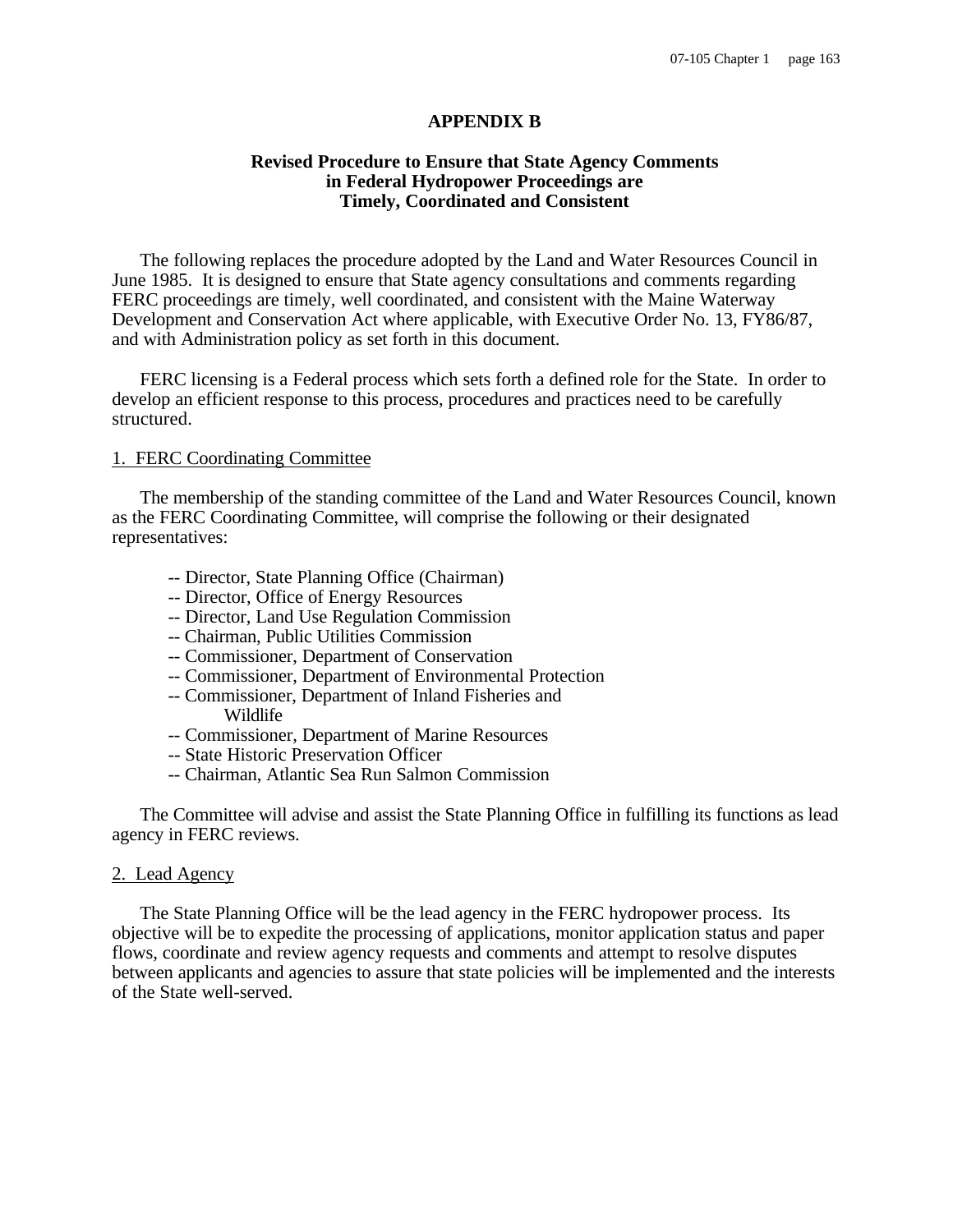# APPENDIX B

## Revised Procedure to Ensure that State Agency Comments in Federal Hydropower Proceedings are Timely, Coordinated and Consistent

The following replaces the procedure adopted by the Land and Water Resources Council in June 1985. It is designed to ensure that State agency consultations and comments regarding FERC proceedings are timely, well coordinated, and consistent with the Maine Waterway Development and Conservation Act where applicable, with Executive Order No. 13, FY86/87, and with Administration policy as set forth in this document.

FERC licensing is a Federal process which sets forth a defined role for the State. In order to develop an efficient response to this process, procedures and practices need to be carefully structured.

1. FERC Coordinating Committee

The membership of the standing committee of the Land and Water Resources Council, known as the FERC Coordinating Committee, will comprise the following or their designated representatives:

-- Director, State Planning Office (Chairman)
-- Director, Office of Energy Resources
-- Director, Land Use Regulation Commission
-- Chairman, Public Utilities Commission
-- Commissioner, Department of Conservation
-- Commissioner, Department of Environmental Protection
-- Commissioner, Department of Inland Fisheries and Wildlife
-- Commissioner, Department of Marine Resources
-- State Historic Preservation Officer
-- Chairman, Atlantic Sea Run Salmon Commission

The Committee will advise and assist the State Planning Office in fulfilling its functions as lead agency in FERC reviews.

2. Lead Agency

The State Planning Office will be the lead agency in the FERC hydropower process. Its objective will be to expedite the processing of applications, monitor application status and paper flows, coordinate and review agency requests and comments and attempt to resolve disputes between applicants and agencies to assure that state policies will be implemented and the interests of the State well-served.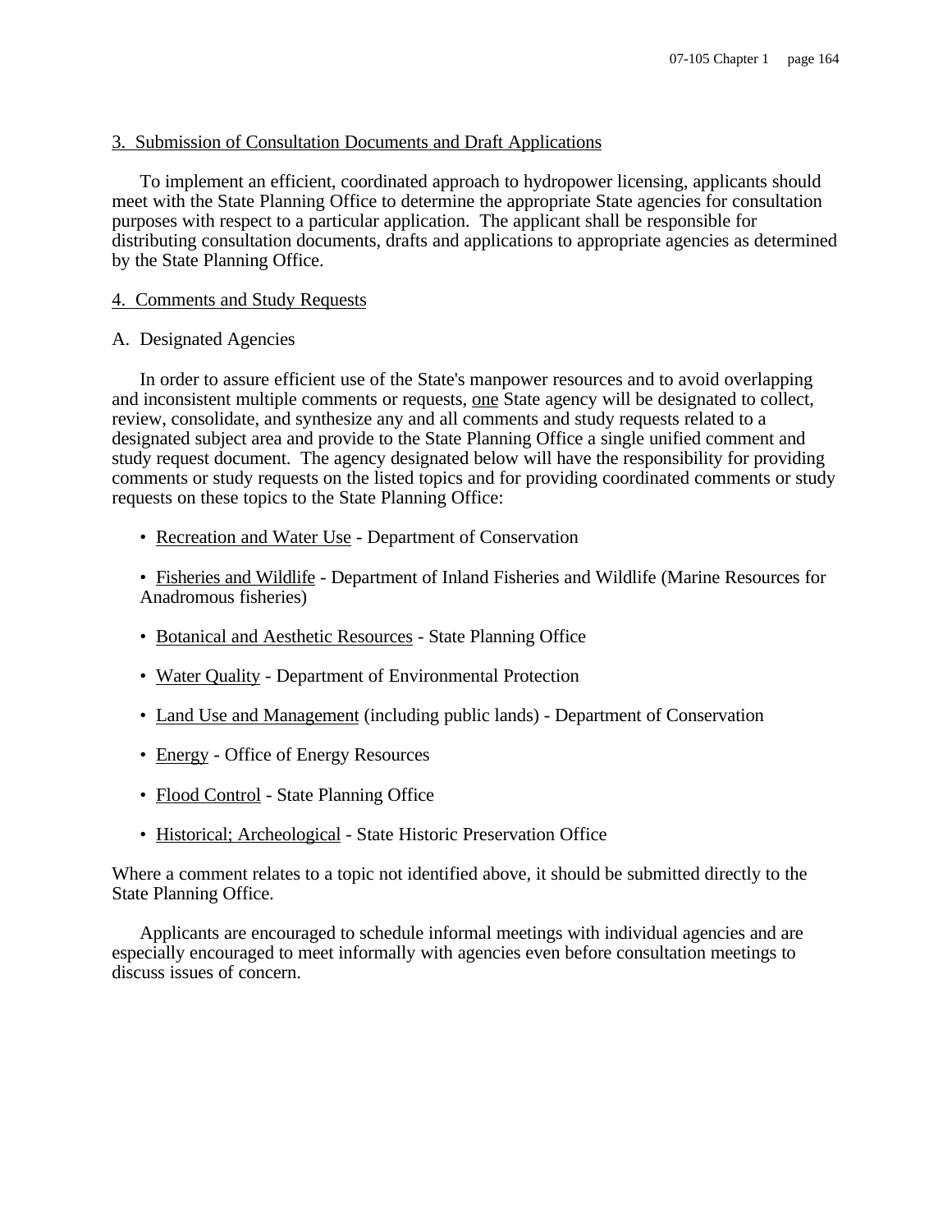3. Submission of Consultation Documents and Draft Applications

To implement an efficient, coordinated approach to hydropower licensing, applicants should meet with the State Planning Office to determine the appropriate State agencies for consultation purposes with respect to a particular application. The applicant shall be responsible for distributing consultation documents, drafts and applications to appropriate agencies as determined by the State Planning Office.

4. Comments and Study Requests

A. Designated Agencies

In order to assure efficient use of the State's manpower resources and to avoid overlapping and inconsistent multiple comments or requests, one State agency will be designated to collect, review, consolidate, and synthesize any and all comments and study requests related to a designated subject area and provide to the State Planning Office a single unified comment and study request document. The agency designated below will have the responsibility for providing comments or study requests on the listed topics and for providing coordinated comments or study requests on these topics to the State Planning Office:

- Recreation and Water Use - Department of Conservation
- Fisheries and Wildlife - Department of Inland Fisheries and Wildlife (Marine Resources for Anadromous fisheries)
- Botanical and Aesthetic Resources - State Planning Office
- Water Quality - Department of Environmental Protection
- Land Use and Management (including public lands) - Department of Conservation
- Energy - Office of Energy Resources
- Flood Control - State Planning Office
- Historical; Archeological - State Historic Preservation Office

Where a comment relates to a topic not identified above, it should be submitted directly to the State Planning Office.

Applicants are encouraged to schedule informal meetings with individual agencies and are especially encouraged to meet informally with agencies even before consultation meetings to discuss issues of concern.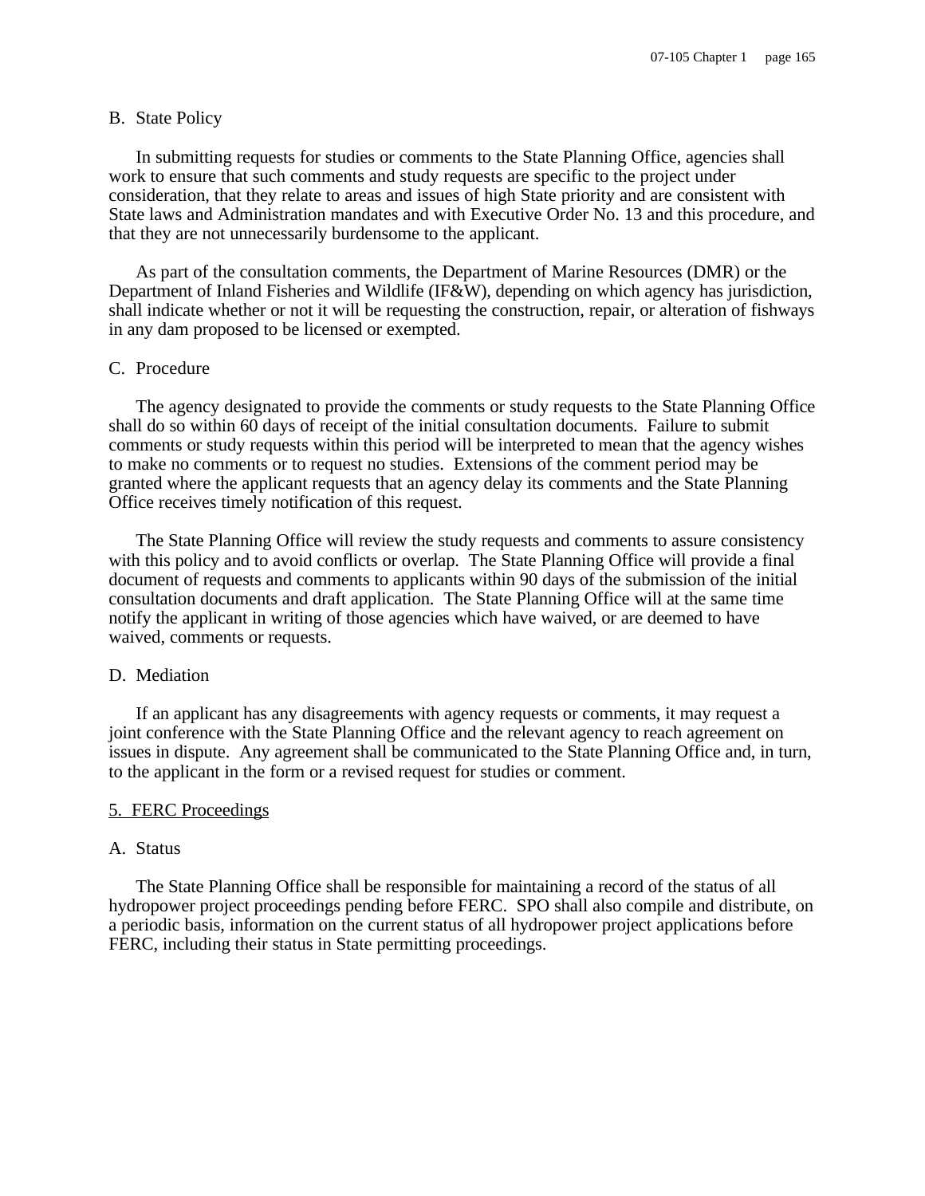B. State Policy

In submitting requests for studies or comments to the State Planning Office, agencies shall work to ensure that such comments and study requests are specific to the project under consideration, that they relate to areas and issues of high State priority and are consistent with State laws and Administration mandates and with Executive Order No. 13 and this procedure, and that they are not unnecessarily burdensome to the applicant.

As part of the consultation comments, the Department of Marine Resources (DMR) or the Department of Inland Fisheries and Wildlife (IF&W), depending on which agency has jurisdiction, shall indicate whether or not it will be requesting the construction, repair, or alteration of fishways in any dam proposed to be licensed or exempted.

C. Procedure

The agency designated to provide the comments or study requests to the State Planning Office shall do so within 60 days of receipt of the initial consultation documents. Failure to submit comments or study requests within this period will be interpreted to mean that the agency wishes to make no comments or to request no studies. Extensions of the comment period may be granted where the applicant requests that an agency delay its comments and the State Planning Office receives timely notification of this request.

The State Planning Office will review the study requests and comments to assure consistency with this policy and to avoid conflicts or overlap. The State Planning Office will provide a final document of requests and comments to applicants within 90 days of the submission of the initial consultation documents and draft application. The State Planning Office will at the same time notify the applicant in writing of those agencies which have waived, or are deemed to have waived, comments or requests.

D. Mediation

If an applicant has any disagreements with agency requests or comments, it may request a joint conference with the State Planning Office and the relevant agency to reach agreement on issues in dispute. Any agreement shall be communicated to the State Planning Office and, in turn, to the applicant in the form or a revised request for studies or comment.

<u>5. FERC Proceedings</u>

A. Status

The State Planning Office shall be responsible for maintaining a record of the status of all hydropower project proceedings pending before FERC. SPO shall also compile and distribute, on a periodic basis, information on the current status of all hydropower project applications before FERC, including their status in State permitting proceedings.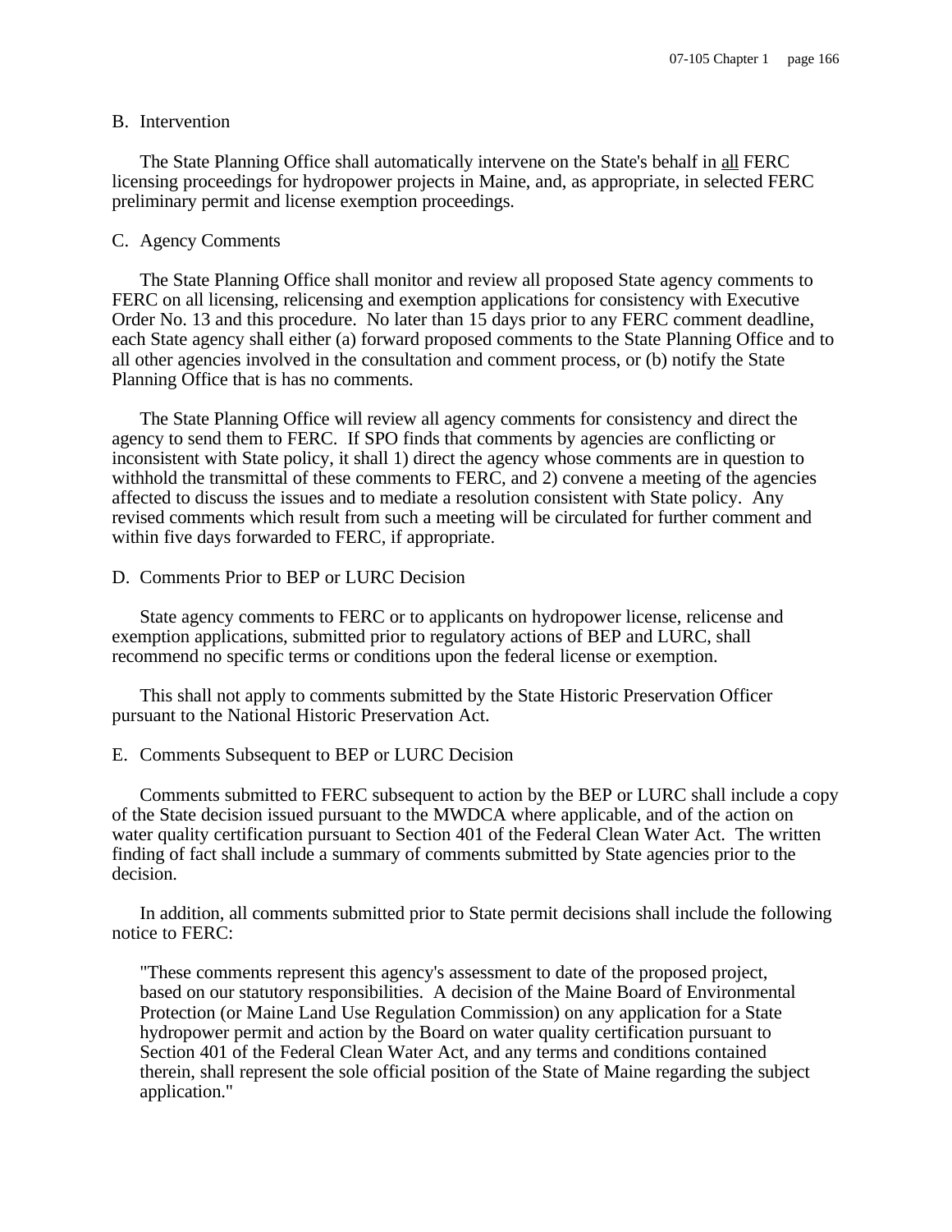B. Intervention

The State Planning Office shall automatically intervene on the State's behalf in all FERC licensing proceedings for hydropower projects in Maine, and, as appropriate, in selected FERC preliminary permit and license exemption proceedings.

C. Agency Comments

The State Planning Office shall monitor and review all proposed State agency comments to FERC on all licensing, relicensing and exemption applications for consistency with Executive Order No. 13 and this procedure. No later than 15 days prior to any FERC comment deadline, each State agency shall either (a) forward proposed comments to the State Planning Office and to all other agencies involved in the consultation and comment process, or (b) notify the State Planning Office that is has no comments.

The State Planning Office will review all agency comments for consistency and direct the agency to send them to FERC. If SPO finds that comments by agencies are conflicting or inconsistent with State policy, it shall 1) direct the agency whose comments are in question to withhold the transmittal of these comments to FERC, and 2) convene a meeting of the agencies affected to discuss the issues and to mediate a resolution consistent with State policy. Any revised comments which result from such a meeting will be circulated for further comment and within five days forwarded to FERC, if appropriate.

D. Comments Prior to BEP or LURC Decision

State agency comments to FERC or to applicants on hydropower license, relicense and exemption applications, submitted prior to regulatory actions of BEP and LURC, shall recommend no specific terms or conditions upon the federal license or exemption.

This shall not apply to comments submitted by the State Historic Preservation Officer pursuant to the National Historic Preservation Act.

E. Comments Subsequent to BEP or LURC Decision

Comments submitted to FERC subsequent to action by the BEP or LURC shall include a copy of the State decision issued pursuant to the MWDCA where applicable, and of the action on water quality certification pursuant to Section 401 of the Federal Clean Water Act. The written finding of fact shall include a summary of comments submitted by State agencies prior to the decision.

In addition, all comments submitted prior to State permit decisions shall include the following notice to FERC:

"These comments represent this agency's assessment to date of the proposed project, based on our statutory responsibilities. A decision of the Maine Board of Environmental Protection (or Maine Land Use Regulation Commission) on any application for a State hydropower permit and action by the Board on water quality certification pursuant to Section 401 of the Federal Clean Water Act, and any terms and conditions contained therein, shall represent the sole official position of the State of Maine regarding the subject application."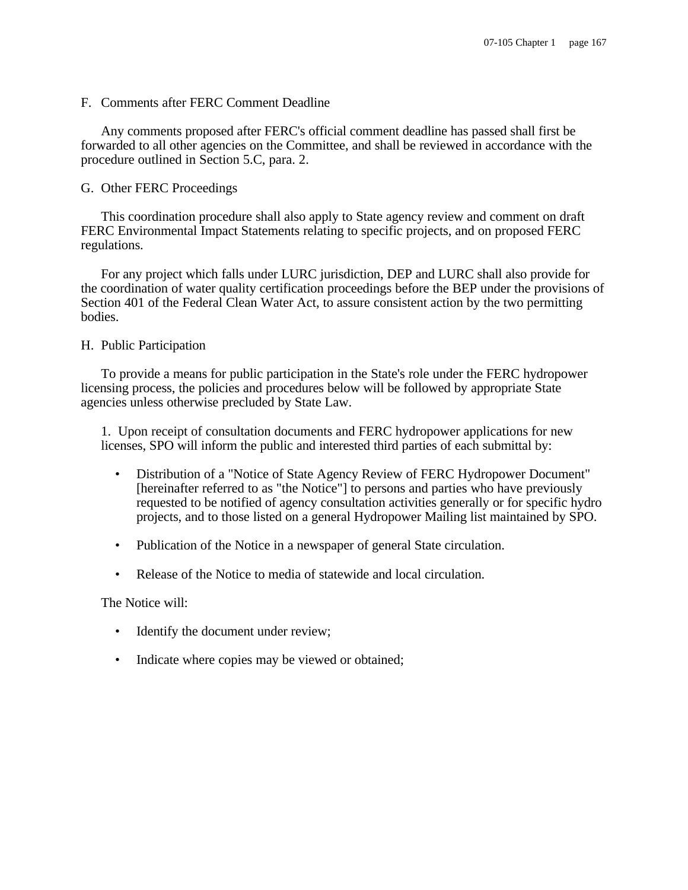F. Comments after FERC Comment Deadline

Any comments proposed after FERC's official comment deadline has passed shall first be forwarded to all other agencies on the Committee, and shall be reviewed in accordance with the procedure outlined in Section 5.C, para. 2.

G. Other FERC Proceedings

This coordination procedure shall also apply to State agency review and comment on draft FERC Environmental Impact Statements relating to specific projects, and on proposed FERC regulations.

For any project which falls under LURC jurisdiction, DEP and LURC shall also provide for the coordination of water quality certification proceedings before the BEP under the provisions of Section 401 of the Federal Clean Water Act, to assure consistent action by the two permitting bodies.

H. Public Participation

To provide a means for public participation in the State's role under the FERC hydropower licensing process, the policies and procedures below will be followed by appropriate State agencies unless otherwise precluded by State Law.

1. Upon receipt of consultation documents and FERC hydropower applications for new licenses, SPO will inform the public and interested third parties of each submittal by:

- Distribution of a "Notice of State Agency Review of FERC Hydropower Document" [hereinafter referred to as "the Notice"] to persons and parties who have previously requested to be notified of agency consultation activities generally or for specific hydro projects, and to those listed on a general Hydropower Mailing list maintained by SPO.

- Publication of the Notice in a newspaper of general State circulation.

- Release of the Notice to media of statewide and local circulation.

The Notice will:

- Identify the document under review;

- Indicate where copies may be viewed or obtained;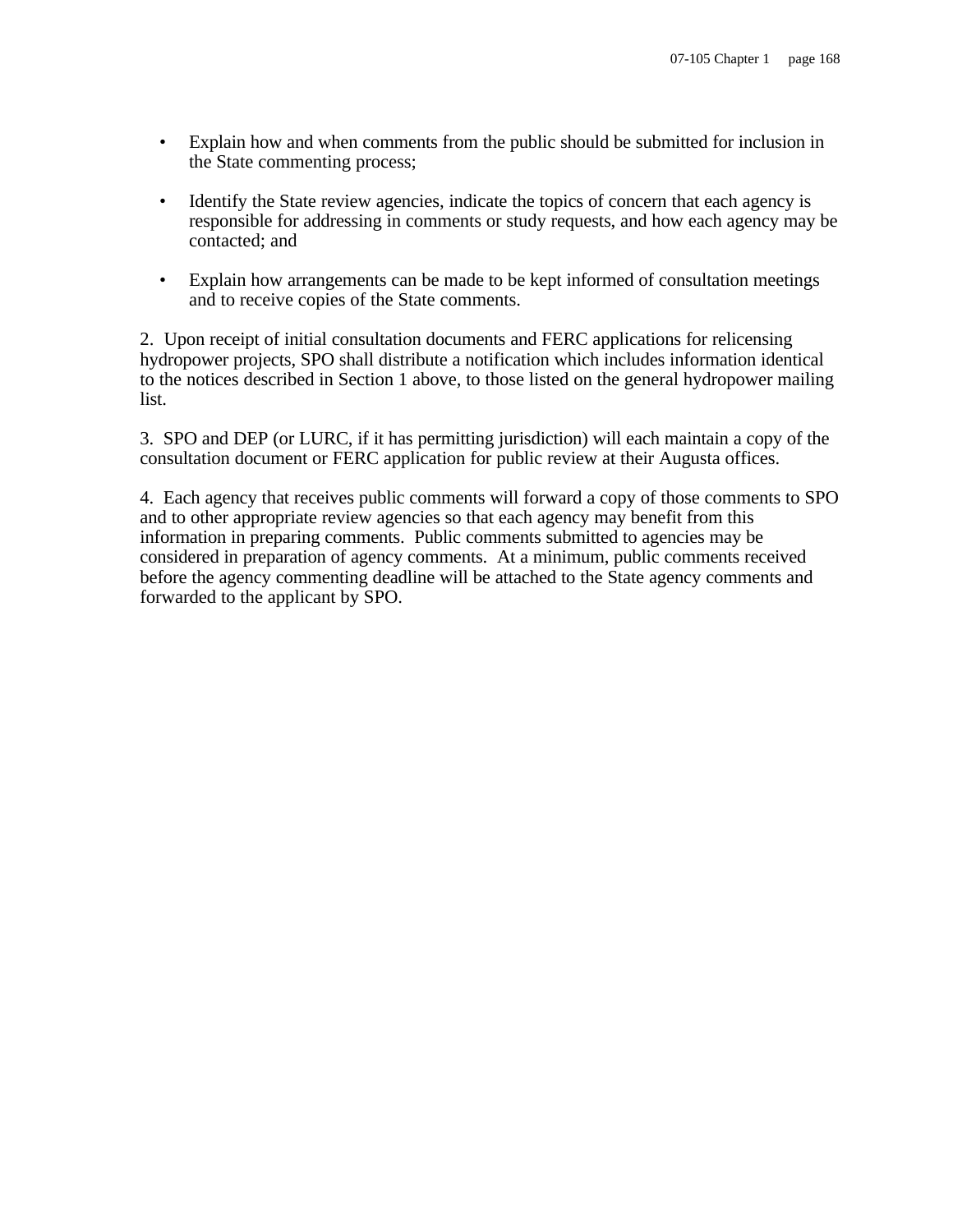- Explain how and when comments from the public should be submitted for inclusion in the State commenting process;

- Identify the State review agencies, indicate the topics of concern that each agency is responsible for addressing in comments or study requests, and how each agency may be contacted; and

- Explain how arrangements can be made to be kept informed of consultation meetings and to receive copies of the State comments.

2. Upon receipt of initial consultation documents and FERC applications for relicensing hydropower projects, SPO shall distribute a notification which includes information identical to the notices described in Section 1 above, to those listed on the general hydropower mailing list.

3. SPO and DEP (or LURC, if it has permitting jurisdiction) will each maintain a copy of the consultation document or FERC application for public review at their Augusta offices.

4. Each agency that receives public comments will forward a copy of those comments to SPO and to other appropriate review agencies so that each agency may benefit from this information in preparing comments. Public comments submitted to agencies may be considered in preparation of agency comments. At a minimum, public comments received before the agency commenting deadline will be attached to the State agency comments and forwarded to the applicant by SPO.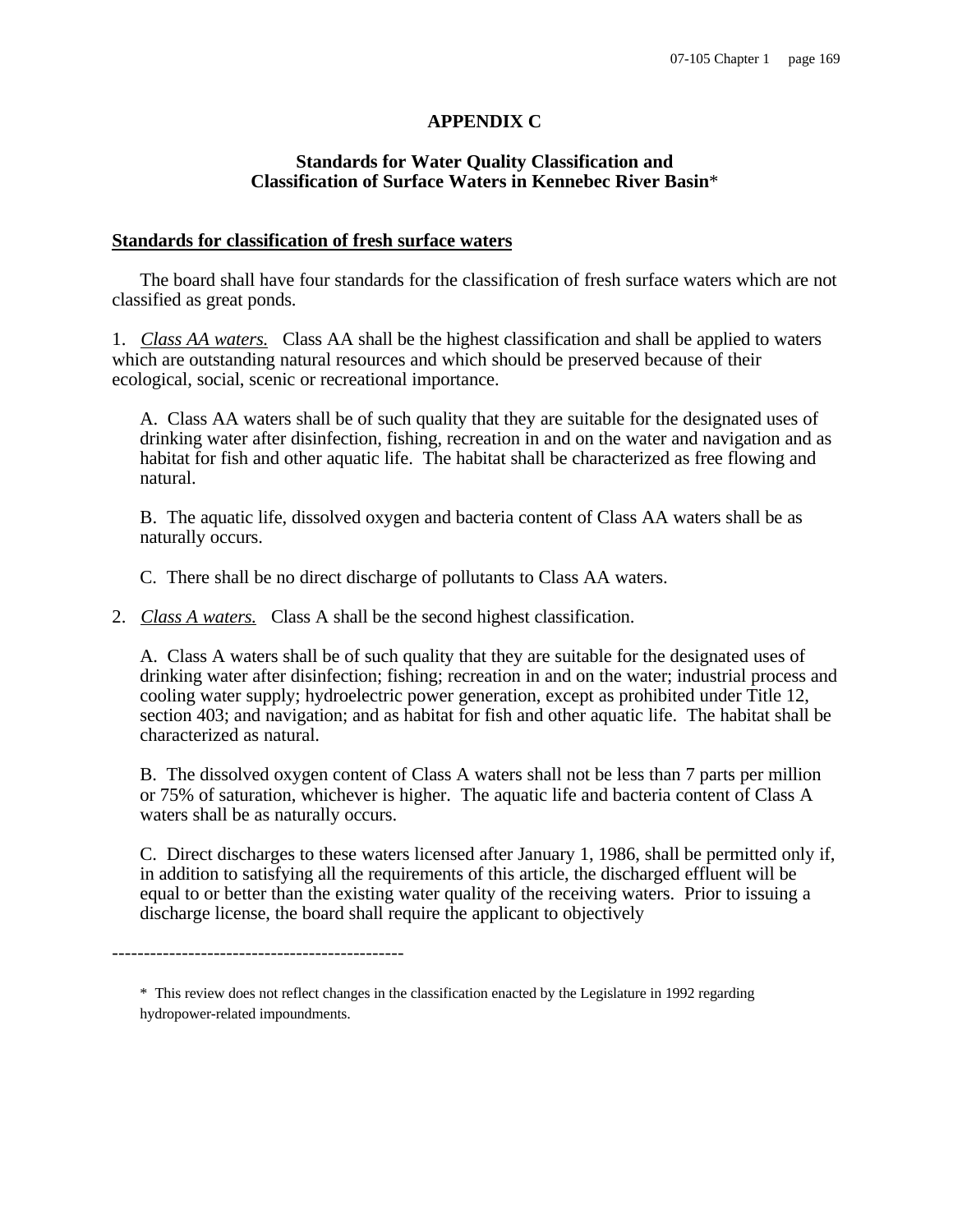## APPENDIX C

### Standards for Water Quality Classification and Classification of Surface Waters in Kennebec River Basin*

**Standards for classification of fresh surface waters**

The board shall have four standards for the classification of fresh surface waters which are not classified as great ponds.

1. *Class AA waters.* Class AA shall be the highest classification and shall be applied to waters which are outstanding natural resources and which should be preserved because of their ecological, social, scenic or recreational importance.

   A. Class AA waters shall be of such quality that they are suitable for the designated uses of drinking water after disinfection, fishing, recreation in and on the water and navigation and as habitat for fish and other aquatic life. The habitat shall be characterized as free flowing and natural.

   B. The aquatic life, dissolved oxygen and bacteria content of Class AA waters shall be as naturally occurs.

   C. There shall be no direct discharge of pollutants to Class AA waters.

2. *Class A waters.* Class A shall be the second highest classification.

   A. Class A waters shall be of such quality that they are suitable for the designated uses of drinking water after disinfection; fishing; recreation in and on the water; industrial process and cooling water supply; hydroelectric power generation, except as prohibited under Title 12, section 403; and navigation; and as habitat for fish and other aquatic life. The habitat shall be characterized as natural.

   B. The dissolved oxygen content of Class A waters shall not be less than 7 parts per million or 75% of saturation, whichever is higher. The aquatic life and bacteria content of Class A waters shall be as naturally occurs.

   C. Direct discharges to these waters licensed after January 1, 1986, shall be permitted only if, in addition to satisfying all the requirements of this article, the discharged effluent will be equal to or better than the existing water quality of the receiving waters. Prior to issuing a discharge license, the board shall require the applicant to objectively

---

* This review does not reflect changes in the classification enacted by the Legislature in 1992 regarding hydropower-related impoundments.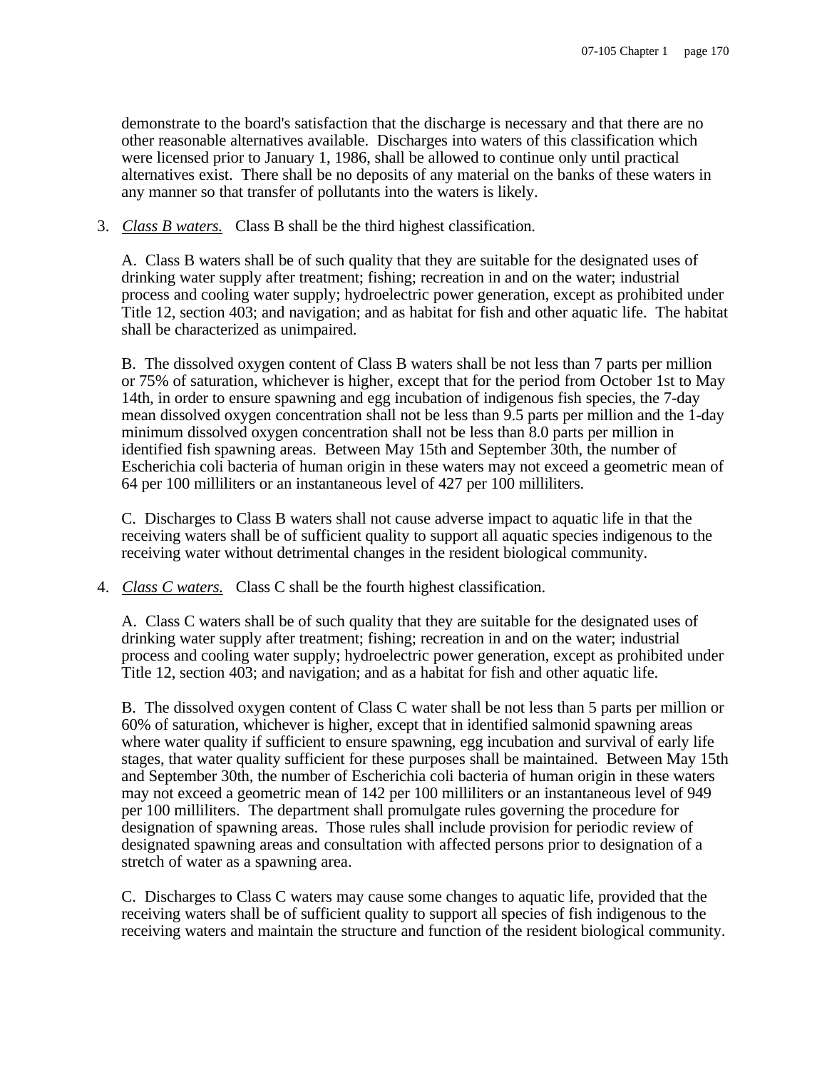demonstrate to the board's satisfaction that the discharge is necessary and that there are no other reasonable alternatives available. Discharges into waters of this classification which were licensed prior to January 1, 1986, shall be allowed to continue only until practical alternatives exist. There shall be no deposits of any material on the banks of these waters in any manner so that transfer of pollutants into the waters is likely.

3. *Class B waters.* Class B shall be the third highest classification.

   A. Class B waters shall be of such quality that they are suitable for the designated uses of drinking water supply after treatment; fishing; recreation in and on the water; industrial process and cooling water supply; hydroelectric power generation, except as prohibited under Title 12, section 403; and navigation; and as habitat for fish and other aquatic life. The habitat shall be characterized as unimpaired.

   B. The dissolved oxygen content of Class B waters shall be not less than 7 parts per million or 75% of saturation, whichever is higher, except that for the period from October 1st to May 14th, in order to ensure spawning and egg incubation of indigenous fish species, the 7-day mean dissolved oxygen concentration shall not be less than 9.5 parts per million and the 1-day minimum dissolved oxygen concentration shall not be less than 8.0 parts per million in identified fish spawning areas. Between May 15th and September 30th, the number of Escherichia coli bacteria of human origin in these waters may not exceed a geometric mean of 64 per 100 milliliters or an instantaneous level of 427 per 100 milliliters.

   C. Discharges to Class B waters shall not cause adverse impact to aquatic life in that the receiving waters shall be of sufficient quality to support all aquatic species indigenous to the receiving water without detrimental changes in the resident biological community.

4. *Class C waters.* Class C shall be the fourth highest classification.

   A. Class C waters shall be of such quality that they are suitable for the designated uses of drinking water supply after treatment; fishing; recreation in and on the water; industrial process and cooling water supply; hydroelectric power generation, except as prohibited under Title 12, section 403; and navigation; and as a habitat for fish and other aquatic life.

   B. The dissolved oxygen content of Class C water shall be not less than 5 parts per million or 60% of saturation, whichever is higher, except that in identified salmonid spawning areas where water quality if sufficient to ensure spawning, egg incubation and survival of early life stages, that water quality sufficient for these purposes shall be maintained. Between May 15th and September 30th, the number of Escherichia coli bacteria of human origin in these waters may not exceed a geometric mean of 142 per 100 milliliters or an instantaneous level of 949 per 100 milliliters. The department shall promulgate rules governing the procedure for designation of spawning areas. Those rules shall include provision for periodic review of designated spawning areas and consultation with affected persons prior to designation of a stretch of water as a spawning area.

   C. Discharges to Class C waters may cause some changes to aquatic life, provided that the receiving waters shall be of sufficient quality to support all species of fish indigenous to the receiving waters and maintain the structure and function of the resident biological community.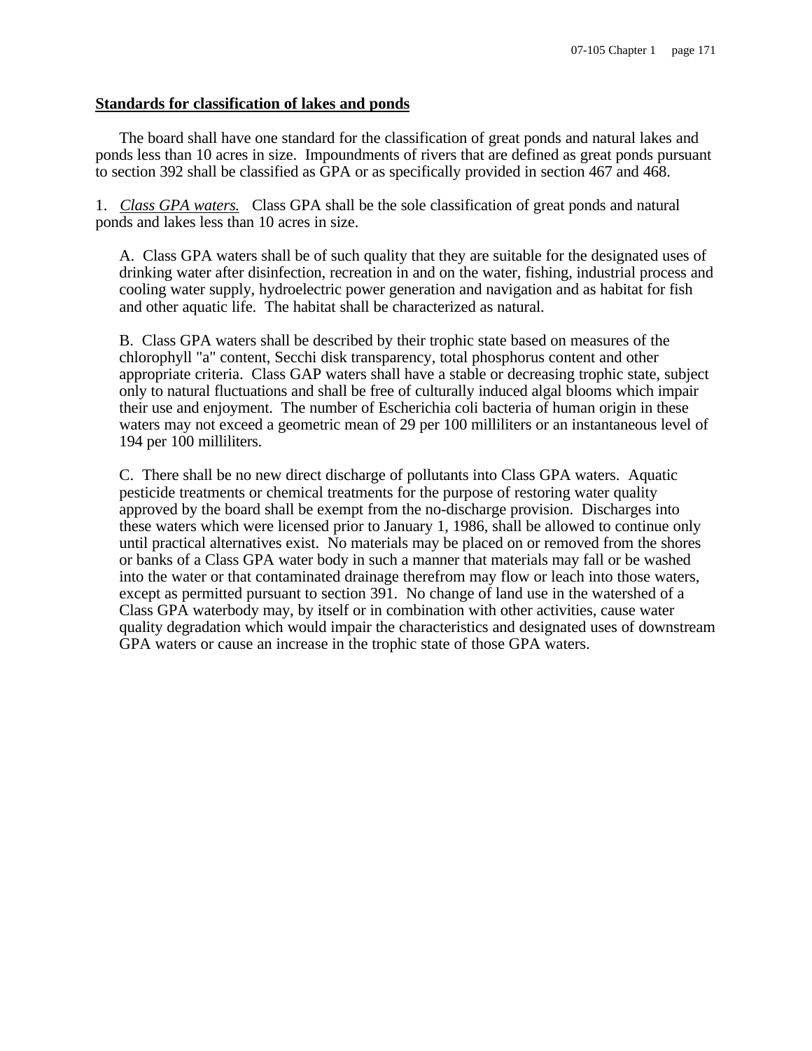**Standards for classification of lakes and ponds**

The board shall have one standard for the classification of great ponds and natural lakes and ponds less than 10 acres in size. Impoundments of rivers that are defined as great ponds pursuant to section 392 shall be classified as GPA or as specifically provided in section 467 and 468.

1. *Class GPA waters.* Class GPA shall be the sole classification of great ponds and natural ponds and lakes less than 10 acres in size.

A. Class GPA waters shall be of such quality that they are suitable for the designated uses of drinking water after disinfection, recreation in and on the water, fishing, industrial process and cooling water supply, hydroelectric power generation and navigation and as habitat for fish and other aquatic life. The habitat shall be characterized as natural.

B. Class GPA waters shall be described by their trophic state based on measures of the chlorophyll "a" content, Secchi disk transparency, total phosphorus content and other appropriate criteria. Class GAP waters shall have a stable or decreasing trophic state, subject only to natural fluctuations and shall be free of culturally induced algal blooms which impair their use and enjoyment. The number of Escherichia coli bacteria of human origin in these waters may not exceed a geometric mean of 29 per 100 milliliters or an instantaneous level of 194 per 100 milliliters.

C. There shall be no new direct discharge of pollutants into Class GPA waters. Aquatic pesticide treatments or chemical treatments for the purpose of restoring water quality approved by the board shall be exempt from the no-discharge provision. Discharges into these waters which were licensed prior to January 1, 1986, shall be allowed to continue only until practical alternatives exist. No materials may be placed on or removed from the shores or banks of a Class GPA water body in such a manner that materials may fall or be washed into the water or that contaminated drainage therefrom may flow or leach into those waters, except as permitted pursuant to section 391. No change of land use in the watershed of a Class GPA waterbody may, by itself or in combination with other activities, cause water quality degradation which would impair the characteristics and designated uses of downstream GPA waters or cause an increase in the trophic state of those GPA waters.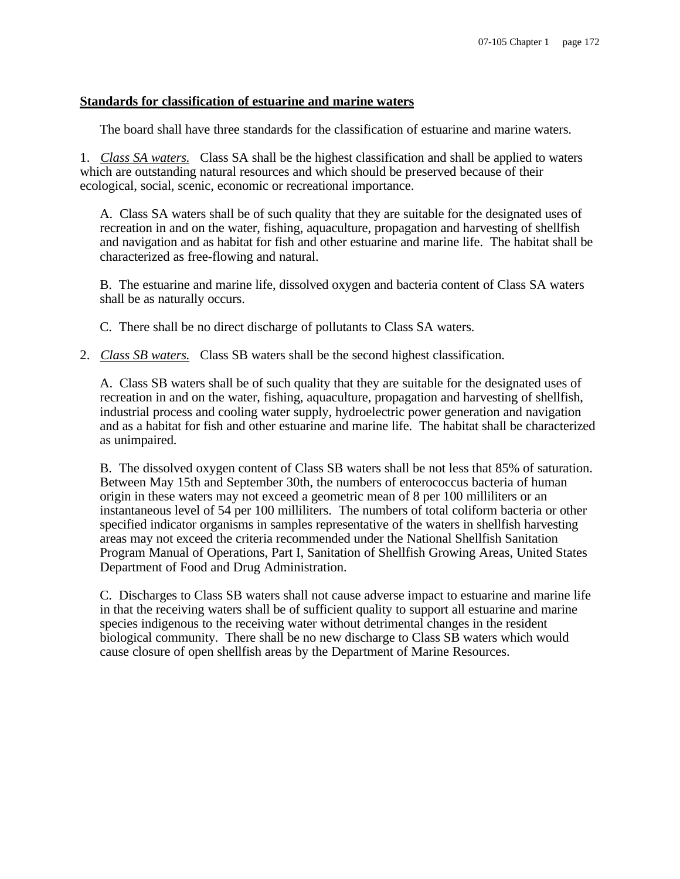**<u>Standards for classification of estuarine and marine waters</u>**

The board shall have three standards for the classification of estuarine and marine waters.

1. *<u>Class SA waters.</u>* Class SA shall be the highest classification and shall be applied to waters which are outstanding natural resources and which should be preserved because of their ecological, social, scenic, economic or recreational importance.

   A. Class SA waters shall be of such quality that they are suitable for the designated uses of recreation in and on the water, fishing, aquaculture, propagation and harvesting of shellfish and navigation and as habitat for fish and other estuarine and marine life. The habitat shall be characterized as free-flowing and natural.

   B. The estuarine and marine life, dissolved oxygen and bacteria content of Class SA waters shall be as naturally occurs.

   C. There shall be no direct discharge of pollutants to Class SA waters.

2. *<u>Class SB waters.</u>* Class SB waters shall be the second highest classification.

   A. Class SB waters shall be of such quality that they are suitable for the designated uses of recreation in and on the water, fishing, aquaculture, propagation and harvesting of shellfish, industrial process and cooling water supply, hydroelectric power generation and navigation and as a habitat for fish and other estuarine and marine life. The habitat shall be characterized as unimpaired.

   B. The dissolved oxygen content of Class SB waters shall be not less that 85% of saturation. Between May 15th and September 30th, the numbers of enterococcus bacteria of human origin in these waters may not exceed a geometric mean of 8 per 100 milliliters or an instantaneous level of 54 per 100 milliliters. The numbers of total coliform bacteria or other specified indicator organisms in samples representative of the waters in shellfish harvesting areas may not exceed the criteria recommended under the National Shellfish Sanitation Program Manual of Operations, Part I, Sanitation of Shellfish Growing Areas, United States Department of Food and Drug Administration.

   C. Discharges to Class SB waters shall not cause adverse impact to estuarine and marine life in that the receiving waters shall be of sufficient quality to support all estuarine and marine species indigenous to the receiving water without detrimental changes in the resident biological community. There shall be no new discharge to Class SB waters which would cause closure of open shellfish areas by the Department of Marine Resources.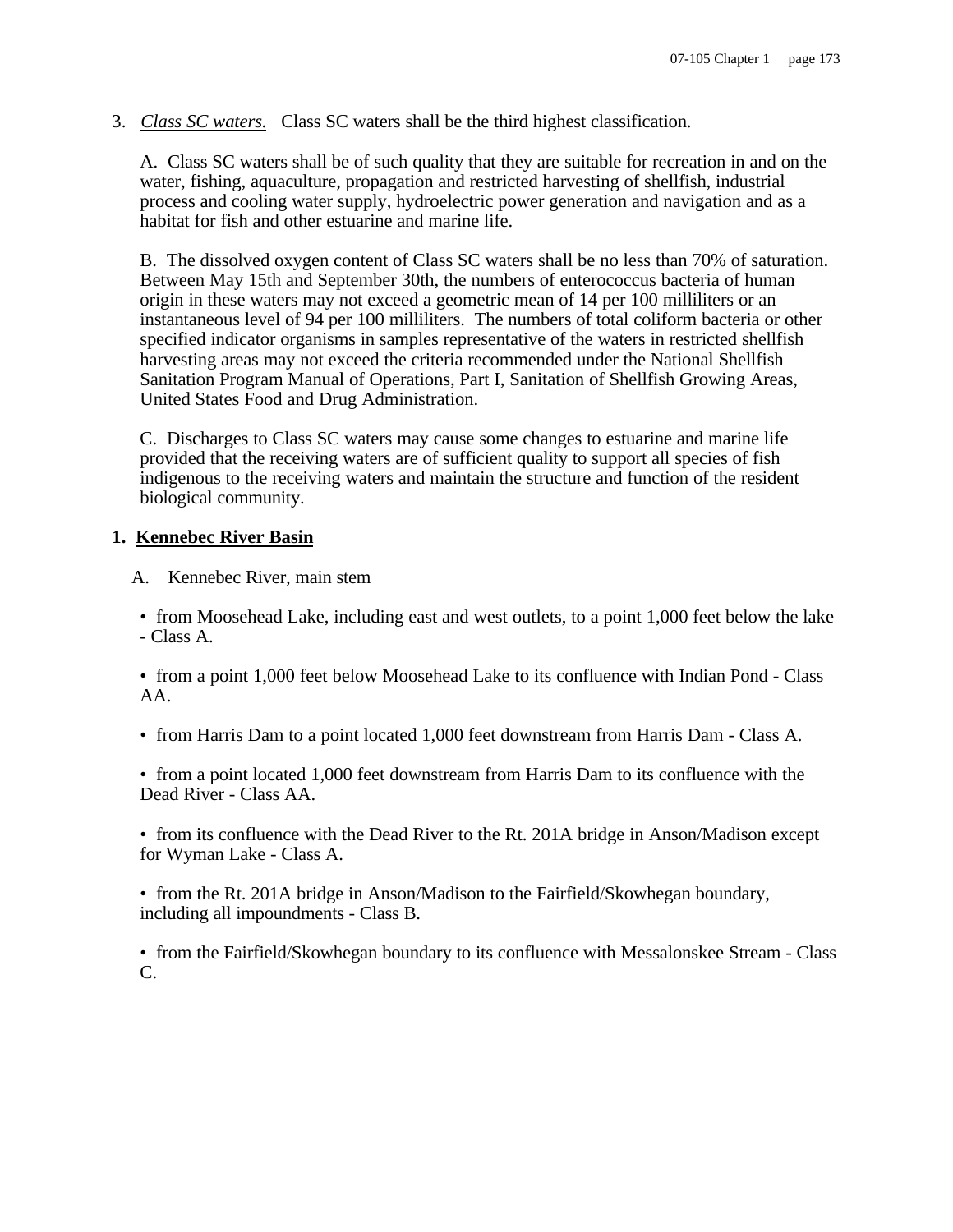3. *Class SC waters.* Class SC waters shall be the third highest classification.

   A. Class SC waters shall be of such quality that they are suitable for recreation in and on the water, fishing, aquaculture, propagation and restricted harvesting of shellfish, industrial process and cooling water supply, hydroelectric power generation and navigation and as a habitat for fish and other estuarine and marine life.

   B. The dissolved oxygen content of Class SC waters shall be no less than 70% of saturation. Between May 15th and September 30th, the numbers of enterococcus bacteria of human origin in these waters may not exceed a geometric mean of 14 per 100 milliliters or an instantaneous level of 94 per 100 milliliters. The numbers of total coliform bacteria or other specified indicator organisms in samples representative of the waters in restricted shellfish harvesting areas may not exceed the criteria recommended under the National Shellfish Sanitation Program Manual of Operations, Part I, Sanitation of Shellfish Growing Areas, United States Food and Drug Administration.

   C. Discharges to Class SC waters may cause some changes to estuarine and marine life provided that the receiving waters are of sufficient quality to support all species of fish indigenous to the receiving waters and maintain the structure and function of the resident biological community.

**1. Kennebec River Basin**

A. Kennebec River, main stem

- from Moosehead Lake, including east and west outlets, to a point 1,000 feet below the lake - Class A.
- from a point 1,000 feet below Moosehead Lake to its confluence with Indian Pond - Class AA.
- from Harris Dam to a point located 1,000 feet downstream from Harris Dam - Class A.
- from a point located 1,000 feet downstream from Harris Dam to its confluence with the Dead River - Class AA.
- from its confluence with the Dead River to the Rt. 201A bridge in Anson/Madison except for Wyman Lake - Class A.
- from the Rt. 201A bridge in Anson/Madison to the Fairfield/Skowhegan boundary, including all impoundments - Class B.
- from the Fairfield/Skowhegan boundary to its confluence with Messalonskee Stream - Class C.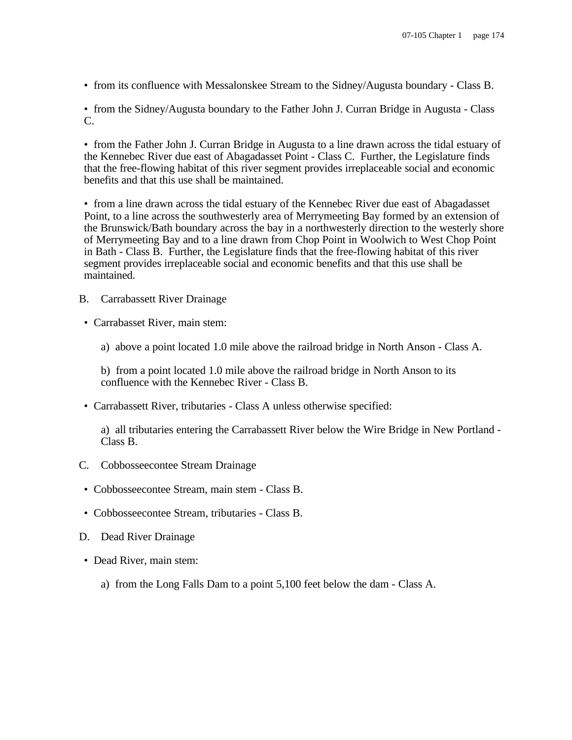- from its confluence with Messalonskee Stream to the Sidney/Augusta boundary - Class B.

- from the Sidney/Augusta boundary to the Father John J. Curran Bridge in Augusta - Class C.

- from the Father John J. Curran Bridge in Augusta to a line drawn across the tidal estuary of the Kennebec River due east of Abagadasset Point - Class C. Further, the Legislature finds that the free-flowing habitat of this river segment provides irreplaceable social and economic benefits and that this use shall be maintained.

- from a line drawn across the tidal estuary of the Kennebec River due east of Abagadasset Point, to a line across the southwesterly area of Merrymeeting Bay formed by an extension of the Brunswick/Bath boundary across the bay in a northwesterly direction to the westerly shore of Merrymeeting Bay and to a line drawn from Chop Point in Woolwich to West Chop Point in Bath - Class B. Further, the Legislature finds that the free-flowing habitat of this river segment provides irreplaceable social and economic benefits and that this use shall be maintained.

B. Carrabassett River Drainage

- Carrabasset River, main stem:

  a) above a point located 1.0 mile above the railroad bridge in North Anson - Class A.

  b) from a point located 1.0 mile above the railroad bridge in North Anson to its confluence with the Kennebec River - Class B.

- Carrabassett River, tributaries - Class A unless otherwise specified:

  a) all tributaries entering the Carrabassett River below the Wire Bridge in New Portland - Class B.

C. Cobbosseecontee Stream Drainage

- Cobbosseecontee Stream, main stem - Class B.

- Cobbosseecontee Stream, tributaries - Class B.

D. Dead River Drainage

- Dead River, main stem:

  a) from the Long Falls Dam to a point 5,100 feet below the dam - Class A.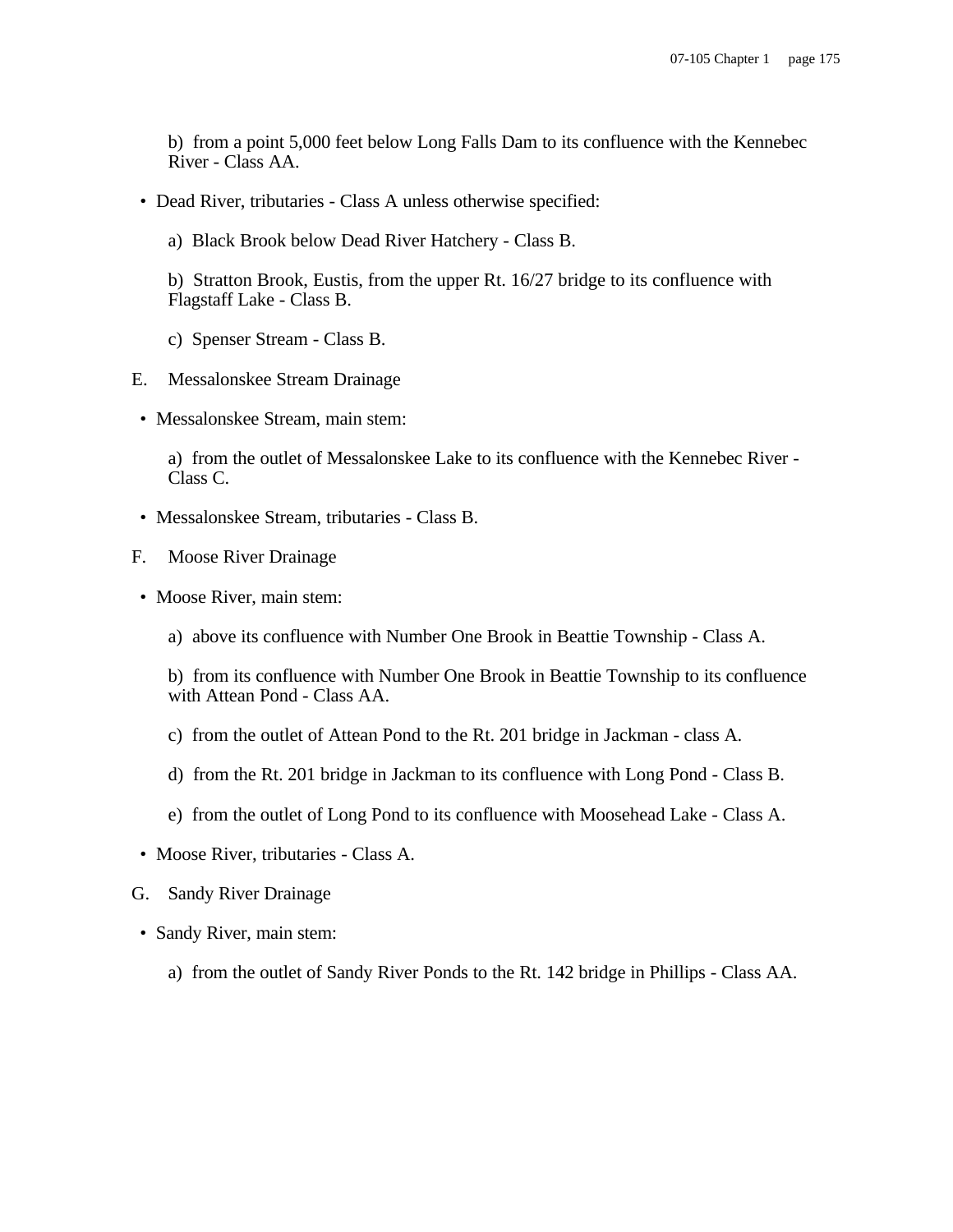b) from a point 5,000 feet below Long Falls Dam to its confluence with the Kennebec River - Class AA.

- Dead River, tributaries - Class A unless otherwise specified:

  a) Black Brook below Dead River Hatchery - Class B.

  b) Stratton Brook, Eustis, from the upper Rt. 16/27 bridge to its confluence with Flagstaff Lake - Class B.

  c) Spenser Stream - Class B.

E. Messalonskee Stream Drainage

- Messalonskee Stream, main stem:

  a) from the outlet of Messalonskee Lake to its confluence with the Kennebec River - Class C.

- Messalonskee Stream, tributaries - Class B.

F. Moose River Drainage

- Moose River, main stem:

  a) above its confluence with Number One Brook in Beattie Township - Class A.

  b) from its confluence with Number One Brook in Beattie Township to its confluence with Attean Pond - Class AA.

  c) from the outlet of Attean Pond to the Rt. 201 bridge in Jackman - class A.

  d) from the Rt. 201 bridge in Jackman to its confluence with Long Pond - Class B.

  e) from the outlet of Long Pond to its confluence with Moosehead Lake - Class A.

- Moose River, tributaries - Class A.

G. Sandy River Drainage

- Sandy River, main stem:

  a) from the outlet of Sandy River Ponds to the Rt. 142 bridge in Phillips - Class AA.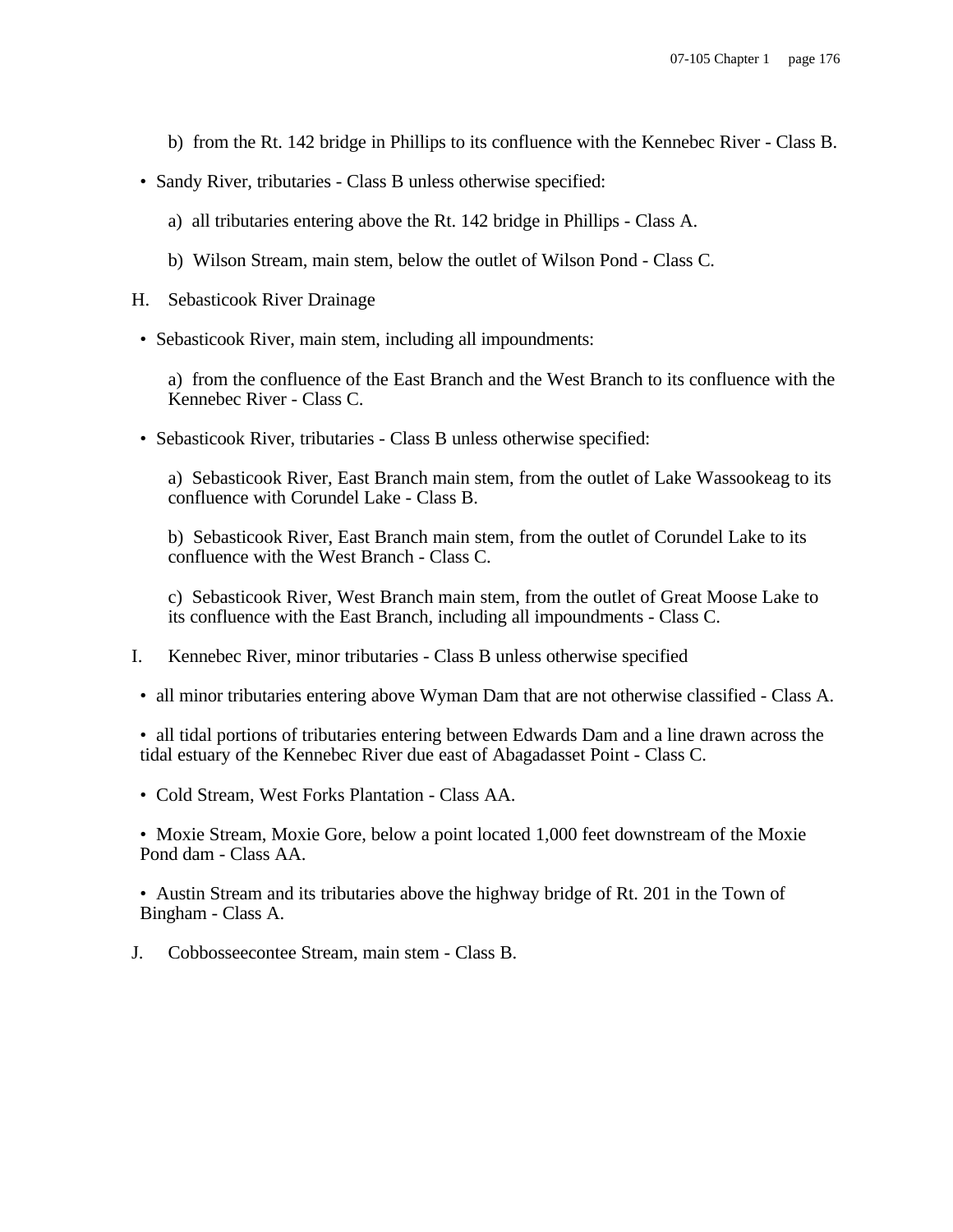b) from the Rt. 142 bridge in Phillips to its confluence with the Kennebec River - Class B.

- Sandy River, tributaries - Class B unless otherwise specified:

  a) all tributaries entering above the Rt. 142 bridge in Phillips - Class A.

  b) Wilson Stream, main stem, below the outlet of Wilson Pond - Class C.

H. Sebasticook River Drainage

- Sebasticook River, main stem, including all impoundments:

  a) from the confluence of the East Branch and the West Branch to its confluence with the Kennebec River - Class C.

- Sebasticook River, tributaries - Class B unless otherwise specified:

  a) Sebasticook River, East Branch main stem, from the outlet of Lake Wassookeag to its confluence with Corundel Lake - Class B.

  b) Sebasticook River, East Branch main stem, from the outlet of Corundel Lake to its confluence with the West Branch - Class C.

  c) Sebasticook River, West Branch main stem, from the outlet of Great Moose Lake to its confluence with the East Branch, including all impoundments - Class C.

I. Kennebec River, minor tributaries - Class B unless otherwise specified

- all minor tributaries entering above Wyman Dam that are not otherwise classified - Class A.

- all tidal portions of tributaries entering between Edwards Dam and a line drawn across the tidal estuary of the Kennebec River due east of Abagadasset Point - Class C.

- Cold Stream, West Forks Plantation - Class AA.

- Moxie Stream, Moxie Gore, below a point located 1,000 feet downstream of the Moxie Pond dam - Class AA.

- Austin Stream and its tributaries above the highway bridge of Rt. 201 in the Town of Bingham - Class A.

J. Cobbosseecontee Stream, main stem - Class B.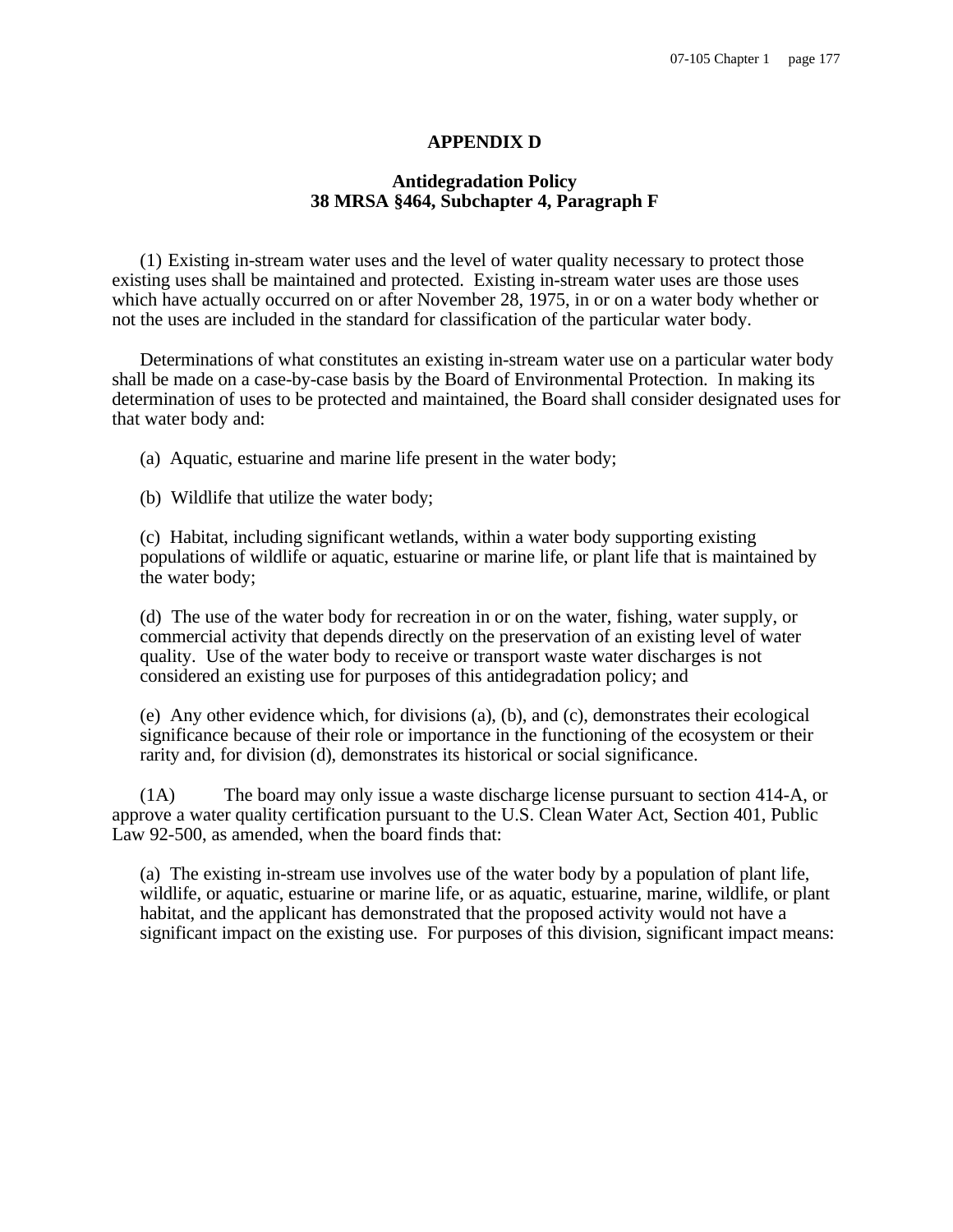# APPENDIX D

## Antidegradation Policy
## 38 MRSA §464, Subchapter 4, Paragraph F

(1) Existing in-stream water uses and the level of water quality necessary to protect those existing uses shall be maintained and protected. Existing in-stream water uses are those uses which have actually occurred on or after November 28, 1975, in or on a water body whether or not the uses are included in the standard for classification of the particular water body.

Determinations of what constitutes an existing in-stream water use on a particular water body shall be made on a case-by-case basis by the Board of Environmental Protection. In making its determination of uses to be protected and maintained, the Board shall consider designated uses for that water body and:

(a) Aquatic, estuarine and marine life present in the water body;

(b) Wildlife that utilize the water body;

(c) Habitat, including significant wetlands, within a water body supporting existing populations of wildlife or aquatic, estuarine or marine life, or plant life that is maintained by the water body;

(d) The use of the water body for recreation in or on the water, fishing, water supply, or commercial activity that depends directly on the preservation of an existing level of water quality. Use of the water body to receive or transport waste water discharges is not considered an existing use for purposes of this antidegradation policy; and

(e) Any other evidence which, for divisions (a), (b), and (c), demonstrates their ecological significance because of their role or importance in the functioning of the ecosystem or their rarity and, for division (d), demonstrates its historical or social significance.

(1A) The board may only issue a waste discharge license pursuant to section 414-A, or approve a water quality certification pursuant to the U.S. Clean Water Act, Section 401, Public Law 92-500, as amended, when the board finds that:

(a) The existing in-stream use involves use of the water body by a population of plant life, wildlife, or aquatic, estuarine or marine life, or as aquatic, estuarine, marine, wildlife, or plant habitat, and the applicant has demonstrated that the proposed activity would not have a significant impact on the existing use. For purposes of this division, significant impact means: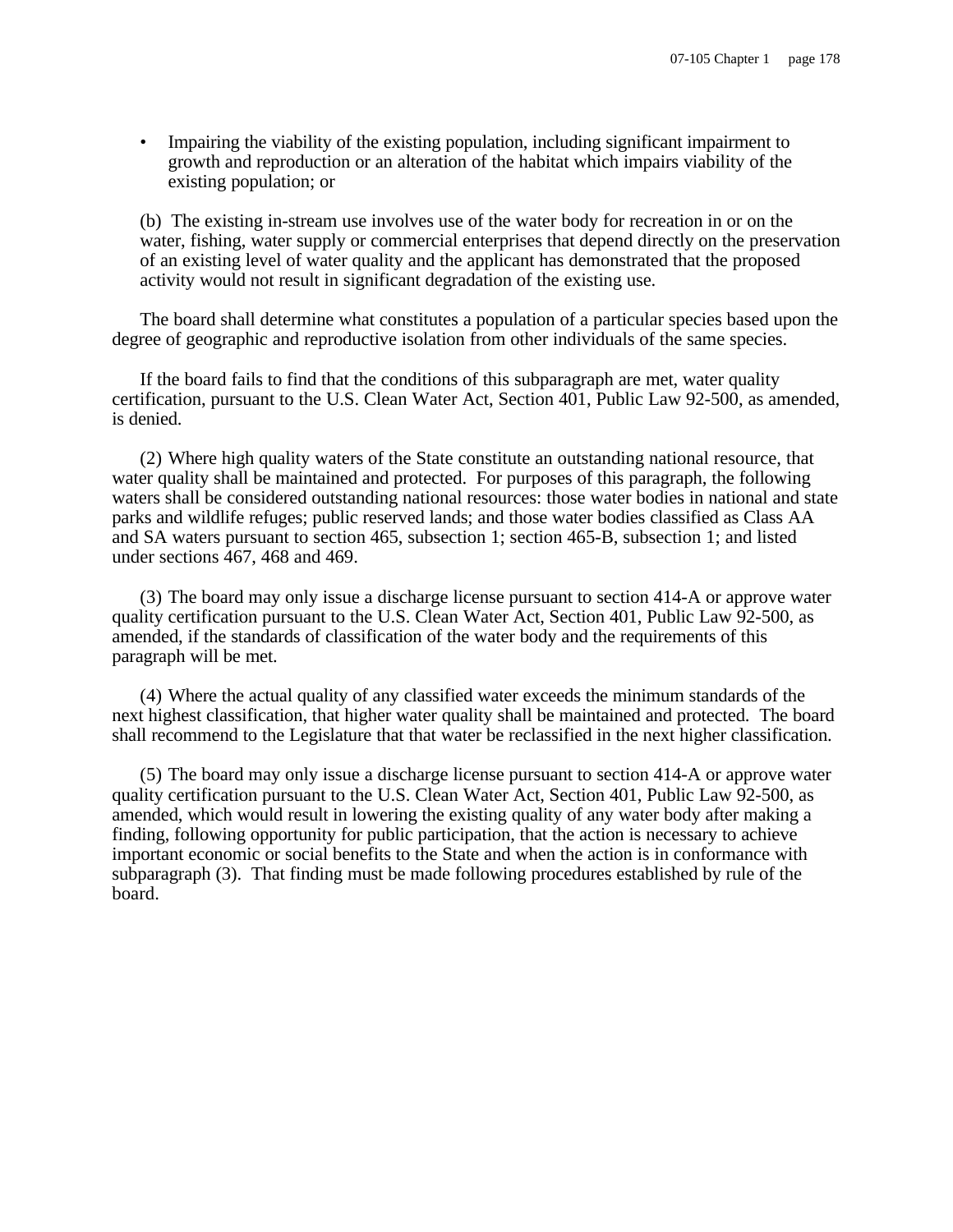- Impairing the viability of the existing population, including significant impairment to growth and reproduction or an alteration of the habitat which impairs viability of the existing population; or

(b) The existing in-stream use involves use of the water body for recreation in or on the water, fishing, water supply or commercial enterprises that depend directly on the preservation of an existing level of water quality and the applicant has demonstrated that the proposed activity would not result in significant degradation of the existing use.

The board shall determine what constitutes a population of a particular species based upon the degree of geographic and reproductive isolation from other individuals of the same species.

If the board fails to find that the conditions of this subparagraph are met, water quality certification, pursuant to the U.S. Clean Water Act, Section 401, Public Law 92-500, as amended, is denied.

(2) Where high quality waters of the State constitute an outstanding national resource, that water quality shall be maintained and protected. For purposes of this paragraph, the following waters shall be considered outstanding national resources: those water bodies in national and state parks and wildlife refuges; public reserved lands; and those water bodies classified as Class AA and SA waters pursuant to section 465, subsection 1; section 465-B, subsection 1; and listed under sections 467, 468 and 469.

(3) The board may only issue a discharge license pursuant to section 414-A or approve water quality certification pursuant to the U.S. Clean Water Act, Section 401, Public Law 92-500, as amended, if the standards of classification of the water body and the requirements of this paragraph will be met.

(4) Where the actual quality of any classified water exceeds the minimum standards of the next highest classification, that higher water quality shall be maintained and protected. The board shall recommend to the Legislature that that water be reclassified in the next higher classification.

(5) The board may only issue a discharge license pursuant to section 414-A or approve water quality certification pursuant to the U.S. Clean Water Act, Section 401, Public Law 92-500, as amended, which would result in lowering the existing quality of any water body after making a finding, following opportunity for public participation, that the action is necessary to achieve important economic or social benefits to the State and when the action is in conformance with subparagraph (3). That finding must be made following procedures established by rule of the board.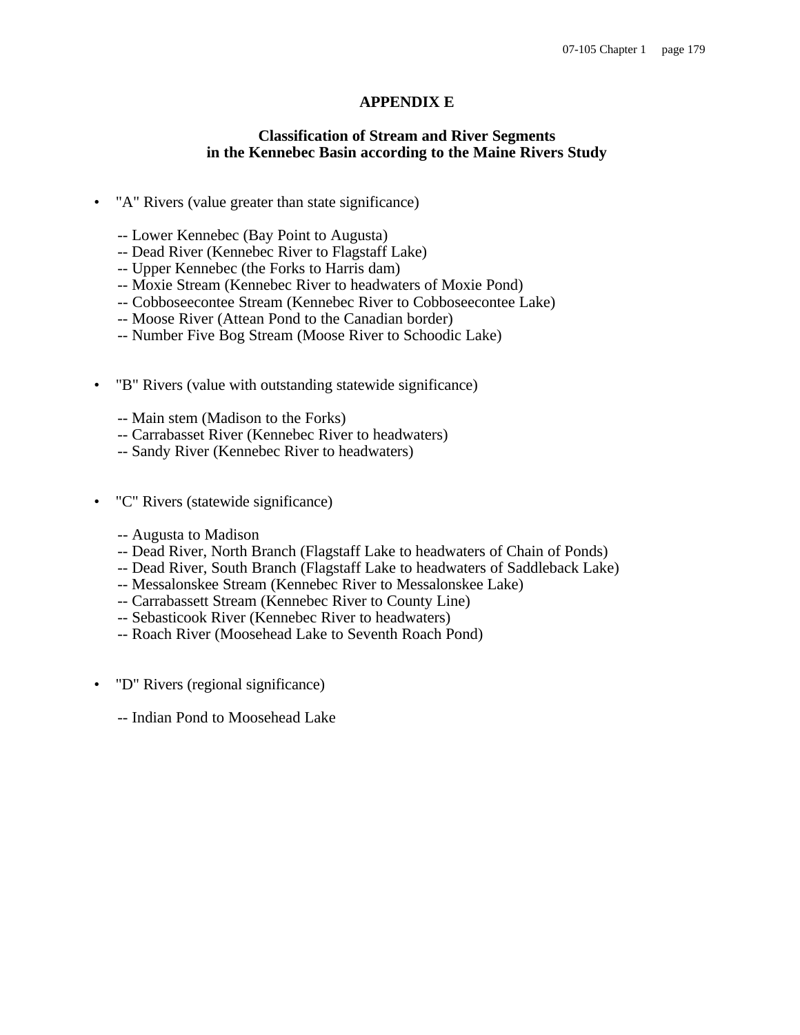# APPENDIX E

## Classification of Stream and River Segments in the Kennebec Basin according to the Maine Rivers Study

- "A" Rivers (value greater than state significance)

  -- Lower Kennebec (Bay Point to Augusta)
  -- Dead River (Kennebec River to Flagstaff Lake)
  -- Upper Kennebec (the Forks to Harris dam)
  -- Moxie Stream (Kennebec River to headwaters of Moxie Pond)
  -- Cobboseecontee Stream (Kennebec River to Cobboseecontee Lake)
  -- Moose River (Attean Pond to the Canadian border)
  -- Number Five Bog Stream (Moose River to Schoodic Lake)

- "B" Rivers (value with outstanding statewide significance)

  -- Main stem (Madison to the Forks)
  -- Carrabasset River (Kennebec River to headwaters)
  -- Sandy River (Kennebec River to headwaters)

- "C" Rivers (statewide significance)

  -- Augusta to Madison
  -- Dead River, North Branch (Flagstaff Lake to headwaters of Chain of Ponds)
  -- Dead River, South Branch (Flagstaff Lake to headwaters of Saddleback Lake)
  -- Messalonskee Stream (Kennebec River to Messalonskee Lake)
  -- Carrabassett Stream (Kennebec River to County Line)
  -- Sebasticook River (Kennebec River to headwaters)
  -- Roach River (Moosehead Lake to Seventh Roach Pond)

- "D" Rivers (regional significance)

  -- Indian Pond to Moosehead Lake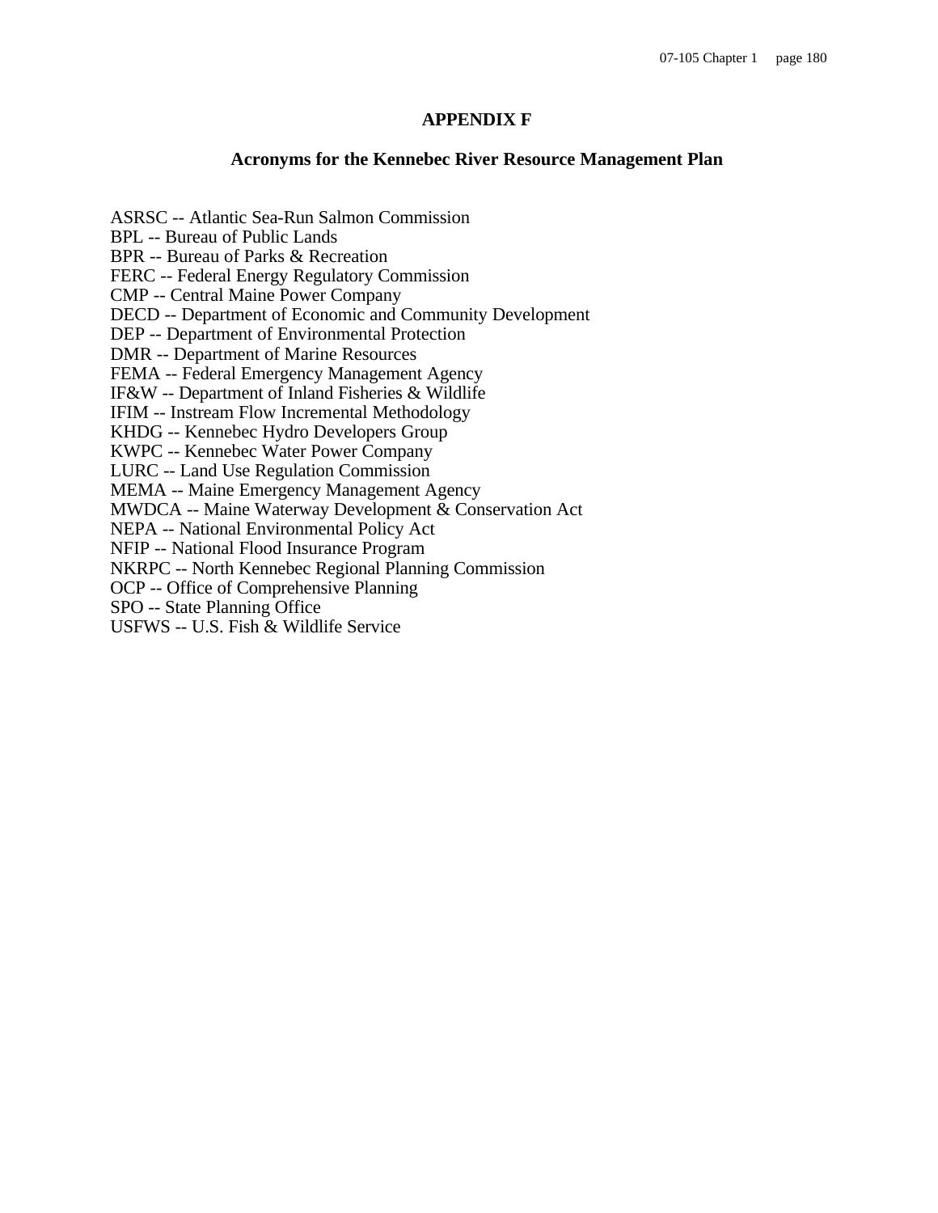# APPENDIX F

## Acronyms for the Kennebec River Resource Management Plan

ASRSC -- Atlantic Sea-Run Salmon Commission
BPL -- Bureau of Public Lands
BPR -- Bureau of Parks & Recreation
FERC -- Federal Energy Regulatory Commission
CMP -- Central Maine Power Company
DECD -- Department of Economic and Community Development
DEP -- Department of Environmental Protection
DMR -- Department of Marine Resources
FEMA -- Federal Emergency Management Agency
IF&W -- Department of Inland Fisheries & Wildlife
IFIM -- Instream Flow Incremental Methodology
KHDG -- Kennebec Hydro Developers Group
KWPC -- Kennebec Water Power Company
LURC -- Land Use Regulation Commission
MEMA -- Maine Emergency Management Agency
MWDCA -- Maine Waterway Development & Conservation Act
NEPA -- National Environmental Policy Act
NFIP -- National Flood Insurance Program
NKRPC -- North Kennebec Regional Planning Commission
OCP -- Office of Comprehensive Planning
SPO -- State Planning Office
USFWS -- U.S. Fish & Wildlife Service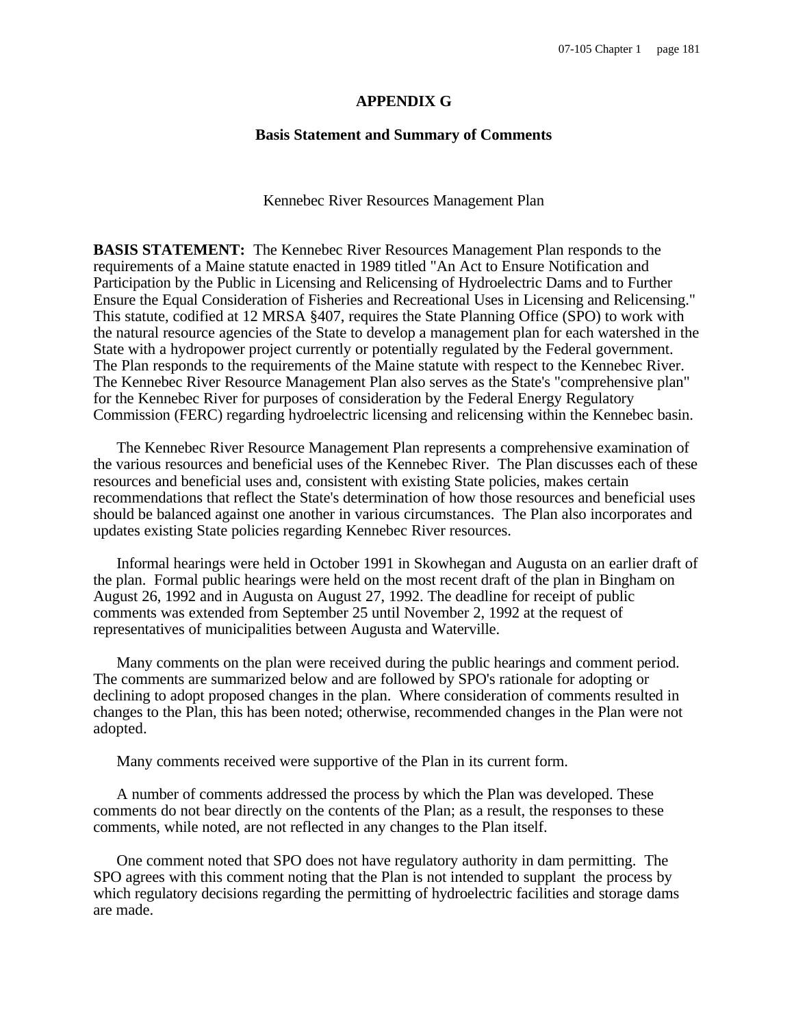# APPENDIX G

## Basis Statement and Summary of Comments

Kennebec River Resources Management Plan

**BASIS STATEMENT:** The Kennebec River Resources Management Plan responds to the requirements of a Maine statute enacted in 1989 titled "An Act to Ensure Notification and Participation by the Public in Licensing and Relicensing of Hydroelectric Dams and to Further Ensure the Equal Consideration of Fisheries and Recreational Uses in Licensing and Relicensing." This statute, codified at 12 MRSA §407, requires the State Planning Office (SPO) to work with the natural resource agencies of the State to develop a management plan for each watershed in the State with a hydropower project currently or potentially regulated by the Federal government. The Plan responds to the requirements of the Maine statute with respect to the Kennebec River. The Kennebec River Resource Management Plan also serves as the State's "comprehensive plan" for the Kennebec River for purposes of consideration by the Federal Energy Regulatory Commission (FERC) regarding hydroelectric licensing and relicensing within the Kennebec basin.

The Kennebec River Resource Management Plan represents a comprehensive examination of the various resources and beneficial uses of the Kennebec River. The Plan discusses each of these resources and beneficial uses and, consistent with existing State policies, makes certain recommendations that reflect the State's determination of how those resources and beneficial uses should be balanced against one another in various circumstances. The Plan also incorporates and updates existing State policies regarding Kennebec River resources.

Informal hearings were held in October 1991 in Skowhegan and Augusta on an earlier draft of the plan. Formal public hearings were held on the most recent draft of the plan in Bingham on August 26, 1992 and in Augusta on August 27, 1992. The deadline for receipt of public comments was extended from September 25 until November 2, 1992 at the request of representatives of municipalities between Augusta and Waterville.

Many comments on the plan were received during the public hearings and comment period. The comments are summarized below and are followed by SPO's rationale for adopting or declining to adopt proposed changes in the plan. Where consideration of comments resulted in changes to the Plan, this has been noted; otherwise, recommended changes in the Plan were not adopted.

Many comments received were supportive of the Plan in its current form.

A number of comments addressed the process by which the Plan was developed. These comments do not bear directly on the contents of the Plan; as a result, the responses to these comments, while noted, are not reflected in any changes to the Plan itself.

One comment noted that SPO does not have regulatory authority in dam permitting. The SPO agrees with this comment noting that the Plan is not intended to supplant the process by which regulatory decisions regarding the permitting of hydroelectric facilities and storage dams are made.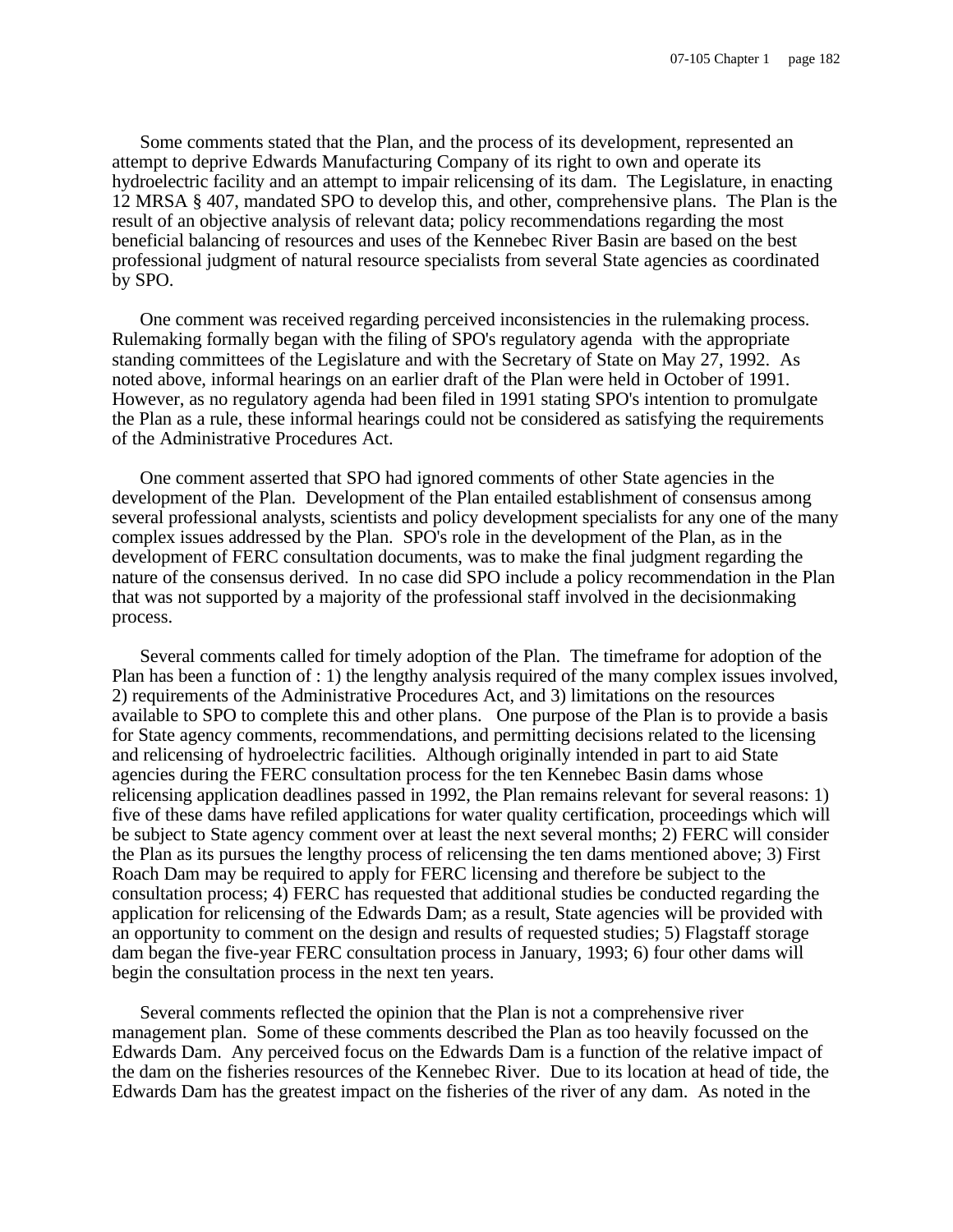Some comments stated that the Plan, and the process of its development, represented an attempt to deprive Edwards Manufacturing Company of its right to own and operate its hydroelectric facility and an attempt to impair relicensing of its dam. The Legislature, in enacting 12 MRSA § 407, mandated SPO to develop this, and other, comprehensive plans. The Plan is the result of an objective analysis of relevant data; policy recommendations regarding the most beneficial balancing of resources and uses of the Kennebec River Basin are based on the best professional judgment of natural resource specialists from several State agencies as coordinated by SPO.

One comment was received regarding perceived inconsistencies in the rulemaking process. Rulemaking formally began with the filing of SPO's regulatory agenda with the appropriate standing committees of the Legislature and with the Secretary of State on May 27, 1992. As noted above, informal hearings on an earlier draft of the Plan were held in October of 1991. However, as no regulatory agenda had been filed in 1991 stating SPO's intention to promulgate the Plan as a rule, these informal hearings could not be considered as satisfying the requirements of the Administrative Procedures Act.

One comment asserted that SPO had ignored comments of other State agencies in the development of the Plan. Development of the Plan entailed establishment of consensus among several professional analysts, scientists and policy development specialists for any one of the many complex issues addressed by the Plan. SPO's role in the development of the Plan, as in the development of FERC consultation documents, was to make the final judgment regarding the nature of the consensus derived. In no case did SPO include a policy recommendation in the Plan that was not supported by a majority of the professional staff involved in the decisionmaking process.

Several comments called for timely adoption of the Plan. The timeframe for adoption of the Plan has been a function of : 1) the lengthy analysis required of the many complex issues involved, 2) requirements of the Administrative Procedures Act, and 3) limitations on the resources available to SPO to complete this and other plans. One purpose of the Plan is to provide a basis for State agency comments, recommendations, and permitting decisions related to the licensing and relicensing of hydroelectric facilities. Although originally intended in part to aid State agencies during the FERC consultation process for the ten Kennebec Basin dams whose relicensing application deadlines passed in 1992, the Plan remains relevant for several reasons: 1) five of these dams have refiled applications for water quality certification, proceedings which will be subject to State agency comment over at least the next several months; 2) FERC will consider the Plan as its pursues the lengthy process of relicensing the ten dams mentioned above; 3) First Roach Dam may be required to apply for FERC licensing and therefore be subject to the consultation process; 4) FERC has requested that additional studies be conducted regarding the application for relicensing of the Edwards Dam; as a result, State agencies will be provided with an opportunity to comment on the design and results of requested studies; 5) Flagstaff storage dam began the five-year FERC consultation process in January, 1993; 6) four other dams will begin the consultation process in the next ten years.

Several comments reflected the opinion that the Plan is not a comprehensive river management plan. Some of these comments described the Plan as too heavily focussed on the Edwards Dam. Any perceived focus on the Edwards Dam is a function of the relative impact of the dam on the fisheries resources of the Kennebec River. Due to its location at head of tide, the Edwards Dam has the greatest impact on the fisheries of the river of any dam. As noted in the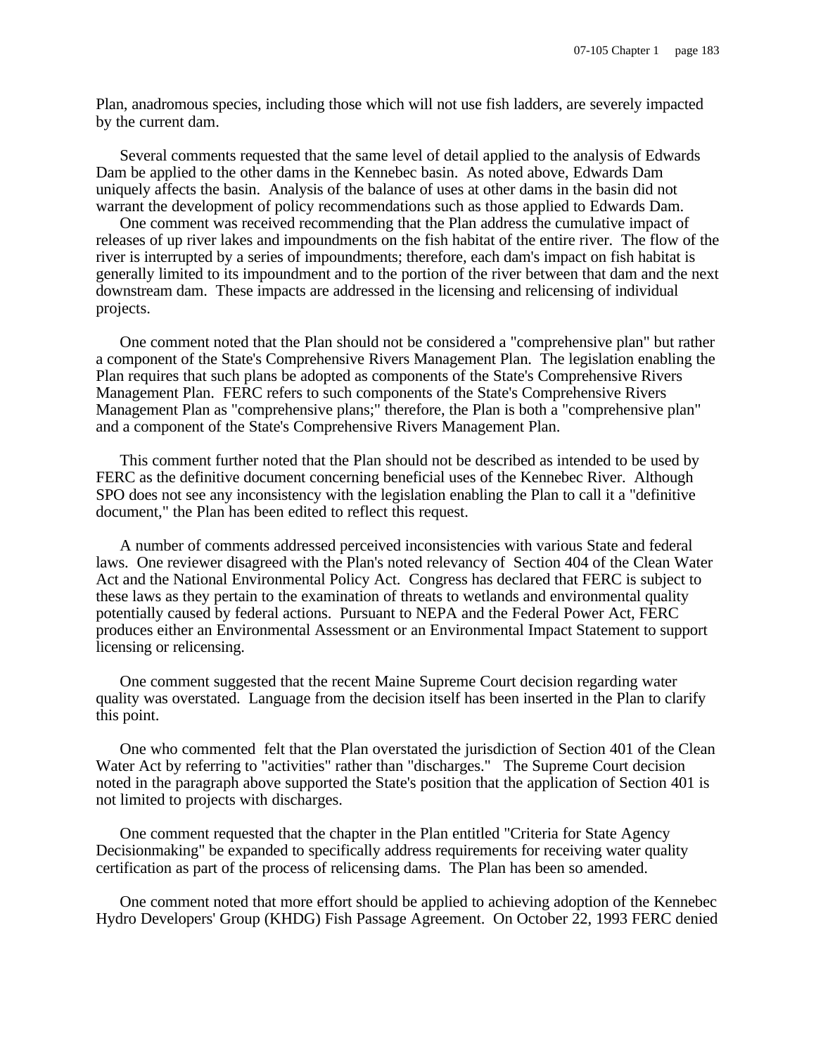Plan, anadromous species, including those which will not use fish ladders, are severely impacted by the current dam.

Several comments requested that the same level of detail applied to the analysis of Edwards Dam be applied to the other dams in the Kennebec basin. As noted above, Edwards Dam uniquely affects the basin. Analysis of the balance of uses at other dams in the basin did not warrant the development of policy recommendations such as those applied to Edwards Dam.

One comment was received recommending that the Plan address the cumulative impact of releases of up river lakes and impoundments on the fish habitat of the entire river. The flow of the river is interrupted by a series of impoundments; therefore, each dam's impact on fish habitat is generally limited to its impoundment and to the portion of the river between that dam and the next downstream dam. These impacts are addressed in the licensing and relicensing of individual projects.

One comment noted that the Plan should not be considered a "comprehensive plan" but rather a component of the State's Comprehensive Rivers Management Plan. The legislation enabling the Plan requires that such plans be adopted as components of the State's Comprehensive Rivers Management Plan. FERC refers to such components of the State's Comprehensive Rivers Management Plan as "comprehensive plans;" therefore, the Plan is both a "comprehensive plan" and a component of the State's Comprehensive Rivers Management Plan.

This comment further noted that the Plan should not be described as intended to be used by FERC as the definitive document concerning beneficial uses of the Kennebec River. Although SPO does not see any inconsistency with the legislation enabling the Plan to call it a "definitive document," the Plan has been edited to reflect this request.

A number of comments addressed perceived inconsistencies with various State and federal laws. One reviewer disagreed with the Plan's noted relevancy of Section 404 of the Clean Water Act and the National Environmental Policy Act. Congress has declared that FERC is subject to these laws as they pertain to the examination of threats to wetlands and environmental quality potentially caused by federal actions. Pursuant to NEPA and the Federal Power Act, FERC produces either an Environmental Assessment or an Environmental Impact Statement to support licensing or relicensing.

One comment suggested that the recent Maine Supreme Court decision regarding water quality was overstated. Language from the decision itself has been inserted in the Plan to clarify this point.

One who commented felt that the Plan overstated the jurisdiction of Section 401 of the Clean Water Act by referring to "activities" rather than "discharges." The Supreme Court decision noted in the paragraph above supported the State's position that the application of Section 401 is not limited to projects with discharges.

One comment requested that the chapter in the Plan entitled "Criteria for State Agency Decisionmaking" be expanded to specifically address requirements for receiving water quality certification as part of the process of relicensing dams. The Plan has been so amended.

One comment noted that more effort should be applied to achieving adoption of the Kennebec Hydro Developers' Group (KHDG) Fish Passage Agreement. On October 22, 1993 FERC denied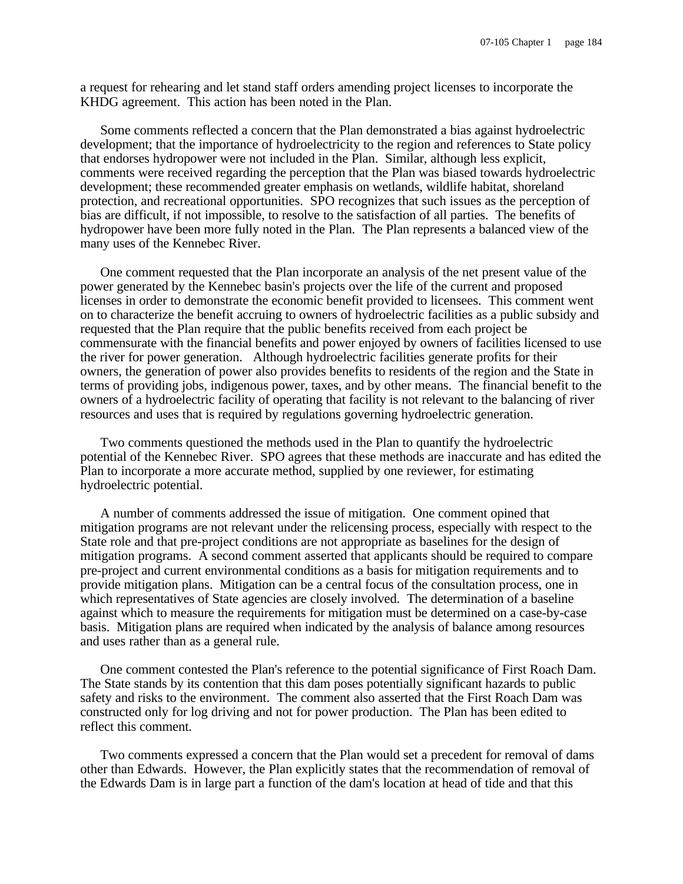a request for rehearing and let stand staff orders amending project licenses to incorporate the KHDG agreement. This action has been noted in the Plan.

Some comments reflected a concern that the Plan demonstrated a bias against hydroelectric development; that the importance of hydroelectricity to the region and references to State policy that endorses hydropower were not included in the Plan. Similar, although less explicit, comments were received regarding the perception that the Plan was biased towards hydroelectric development; these recommended greater emphasis on wetlands, wildlife habitat, shoreland protection, and recreational opportunities. SPO recognizes that such issues as the perception of bias are difficult, if not impossible, to resolve to the satisfaction of all parties. The benefits of hydropower have been more fully noted in the Plan. The Plan represents a balanced view of the many uses of the Kennebec River.

One comment requested that the Plan incorporate an analysis of the net present value of the power generated by the Kennebec basin's projects over the life of the current and proposed licenses in order to demonstrate the economic benefit provided to licensees. This comment went on to characterize the benefit accruing to owners of hydroelectric facilities as a public subsidy and requested that the Plan require that the public benefits received from each project be commensurate with the financial benefits and power enjoyed by owners of facilities licensed to use the river for power generation. Although hydroelectric facilities generate profits for their owners, the generation of power also provides benefits to residents of the region and the State in terms of providing jobs, indigenous power, taxes, and by other means. The financial benefit to the owners of a hydroelectric facility of operating that facility is not relevant to the balancing of river resources and uses that is required by regulations governing hydroelectric generation.

Two comments questioned the methods used in the Plan to quantify the hydroelectric potential of the Kennebec River. SPO agrees that these methods are inaccurate and has edited the Plan to incorporate a more accurate method, supplied by one reviewer, for estimating hydroelectric potential.

A number of comments addressed the issue of mitigation. One comment opined that mitigation programs are not relevant under the relicensing process, especially with respect to the State role and that pre-project conditions are not appropriate as baselines for the design of mitigation programs. A second comment asserted that applicants should be required to compare pre-project and current environmental conditions as a basis for mitigation requirements and to provide mitigation plans. Mitigation can be a central focus of the consultation process, one in which representatives of State agencies are closely involved. The determination of a baseline against which to measure the requirements for mitigation must be determined on a case-by-case basis. Mitigation plans are required when indicated by the analysis of balance among resources and uses rather than as a general rule.

One comment contested the Plan's reference to the potential significance of First Roach Dam. The State stands by its contention that this dam poses potentially significant hazards to public safety and risks to the environment. The comment also asserted that the First Roach Dam was constructed only for log driving and not for power production. The Plan has been edited to reflect this comment.

Two comments expressed a concern that the Plan would set a precedent for removal of dams other than Edwards. However, the Plan explicitly states that the recommendation of removal of the Edwards Dam is in large part a function of the dam's location at head of tide and that this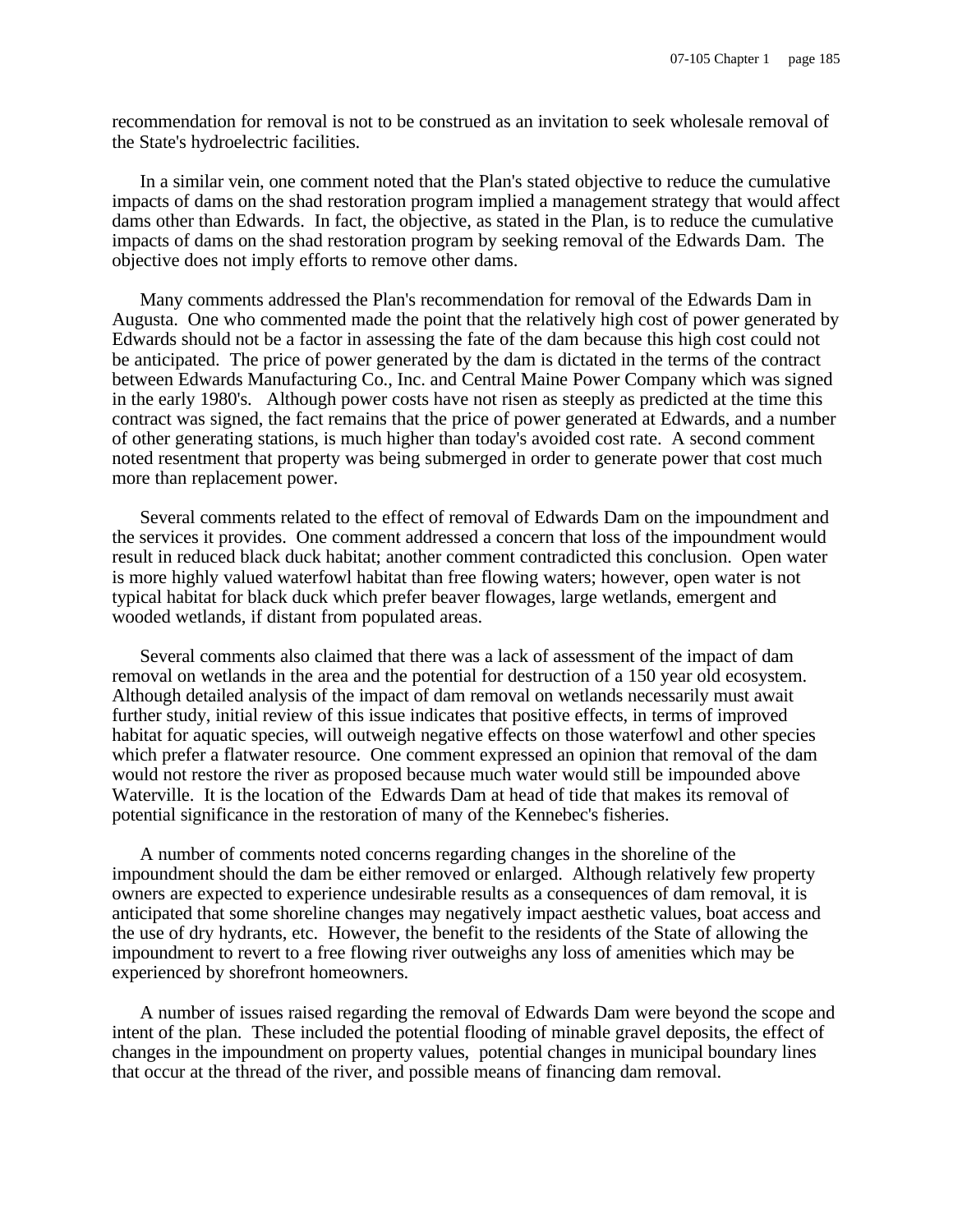recommendation for removal is not to be construed as an invitation to seek wholesale removal of the State's hydroelectric facilities.

In a similar vein, one comment noted that the Plan's stated objective to reduce the cumulative impacts of dams on the shad restoration program implied a management strategy that would affect dams other than Edwards. In fact, the objective, as stated in the Plan, is to reduce the cumulative impacts of dams on the shad restoration program by seeking removal of the Edwards Dam. The objective does not imply efforts to remove other dams.

Many comments addressed the Plan's recommendation for removal of the Edwards Dam in Augusta. One who commented made the point that the relatively high cost of power generated by Edwards should not be a factor in assessing the fate of the dam because this high cost could not be anticipated. The price of power generated by the dam is dictated in the terms of the contract between Edwards Manufacturing Co., Inc. and Central Maine Power Company which was signed in the early 1980's. Although power costs have not risen as steeply as predicted at the time this contract was signed, the fact remains that the price of power generated at Edwards, and a number of other generating stations, is much higher than today's avoided cost rate. A second comment noted resentment that property was being submerged in order to generate power that cost much more than replacement power.

Several comments related to the effect of removal of Edwards Dam on the impoundment and the services it provides. One comment addressed a concern that loss of the impoundment would result in reduced black duck habitat; another comment contradicted this conclusion. Open water is more highly valued waterfowl habitat than free flowing waters; however, open water is not typical habitat for black duck which prefer beaver flowages, large wetlands, emergent and wooded wetlands, if distant from populated areas.

Several comments also claimed that there was a lack of assessment of the impact of dam removal on wetlands in the area and the potential for destruction of a 150 year old ecosystem. Although detailed analysis of the impact of dam removal on wetlands necessarily must await further study, initial review of this issue indicates that positive effects, in terms of improved habitat for aquatic species, will outweigh negative effects on those waterfowl and other species which prefer a flatwater resource. One comment expressed an opinion that removal of the dam would not restore the river as proposed because much water would still be impounded above Waterville. It is the location of the Edwards Dam at head of tide that makes its removal of potential significance in the restoration of many of the Kennebec's fisheries.

A number of comments noted concerns regarding changes in the shoreline of the impoundment should the dam be either removed or enlarged. Although relatively few property owners are expected to experience undesirable results as a consequences of dam removal, it is anticipated that some shoreline changes may negatively impact aesthetic values, boat access and the use of dry hydrants, etc. However, the benefit to the residents of the State of allowing the impoundment to revert to a free flowing river outweighs any loss of amenities which may be experienced by shorefront homeowners.

A number of issues raised regarding the removal of Edwards Dam were beyond the scope and intent of the plan. These included the potential flooding of minable gravel deposits, the effect of changes in the impoundment on property values, potential changes in municipal boundary lines that occur at the thread of the river, and possible means of financing dam removal.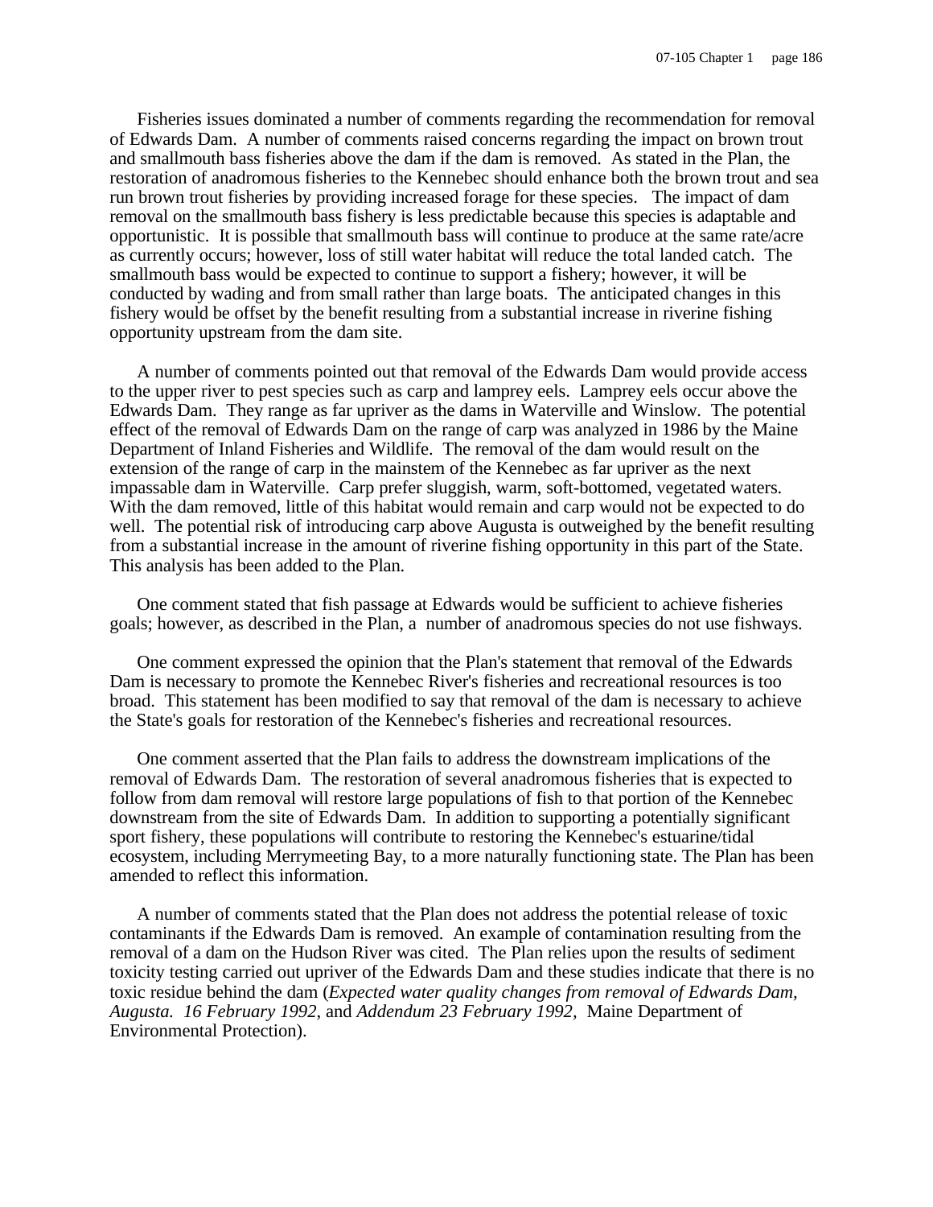Fisheries issues dominated a number of comments regarding the recommendation for removal of Edwards Dam. A number of comments raised concerns regarding the impact on brown trout and smallmouth bass fisheries above the dam if the dam is removed. As stated in the Plan, the restoration of anadromous fisheries to the Kennebec should enhance both the brown trout and sea run brown trout fisheries by providing increased forage for these species. The impact of dam removal on the smallmouth bass fishery is less predictable because this species is adaptable and opportunistic. It is possible that smallmouth bass will continue to produce at the same rate/acre as currently occurs; however, loss of still water habitat will reduce the total landed catch. The smallmouth bass would be expected to continue to support a fishery; however, it will be conducted by wading and from small rather than large boats. The anticipated changes in this fishery would be offset by the benefit resulting from a substantial increase in riverine fishing opportunity upstream from the dam site.

A number of comments pointed out that removal of the Edwards Dam would provide access to the upper river to pest species such as carp and lamprey eels. Lamprey eels occur above the Edwards Dam. They range as far upriver as the dams in Waterville and Winslow. The potential effect of the removal of Edwards Dam on the range of carp was analyzed in 1986 by the Maine Department of Inland Fisheries and Wildlife. The removal of the dam would result on the extension of the range of carp in the mainstem of the Kennebec as far upriver as the next impassable dam in Waterville. Carp prefer sluggish, warm, soft-bottomed, vegetated waters. With the dam removed, little of this habitat would remain and carp would not be expected to do well. The potential risk of introducing carp above Augusta is outweighed by the benefit resulting from a substantial increase in the amount of riverine fishing opportunity in this part of the State. This analysis has been added to the Plan.

One comment stated that fish passage at Edwards would be sufficient to achieve fisheries goals; however, as described in the Plan, a number of anadromous species do not use fishways.

One comment expressed the opinion that the Plan's statement that removal of the Edwards Dam is necessary to promote the Kennebec River's fisheries and recreational resources is too broad. This statement has been modified to say that removal of the dam is necessary to achieve the State's goals for restoration of the Kennebec's fisheries and recreational resources.

One comment asserted that the Plan fails to address the downstream implications of the removal of Edwards Dam. The restoration of several anadromous fisheries that is expected to follow from dam removal will restore large populations of fish to that portion of the Kennebec downstream from the site of Edwards Dam. In addition to supporting a potentially significant sport fishery, these populations will contribute to restoring the Kennebec's estuarine/tidal ecosystem, including Merrymeeting Bay, to a more naturally functioning state. The Plan has been amended to reflect this information.

A number of comments stated that the Plan does not address the potential release of toxic contaminants if the Edwards Dam is removed. An example of contamination resulting from the removal of a dam on the Hudson River was cited. The Plan relies upon the results of sediment toxicity testing carried out upriver of the Edwards Dam and these studies indicate that there is no toxic residue behind the dam (*Expected water quality changes from removal of Edwards Dam, Augusta. 16 February 1992*, and *Addendum 23 February 1992,* Maine Department of Environmental Protection).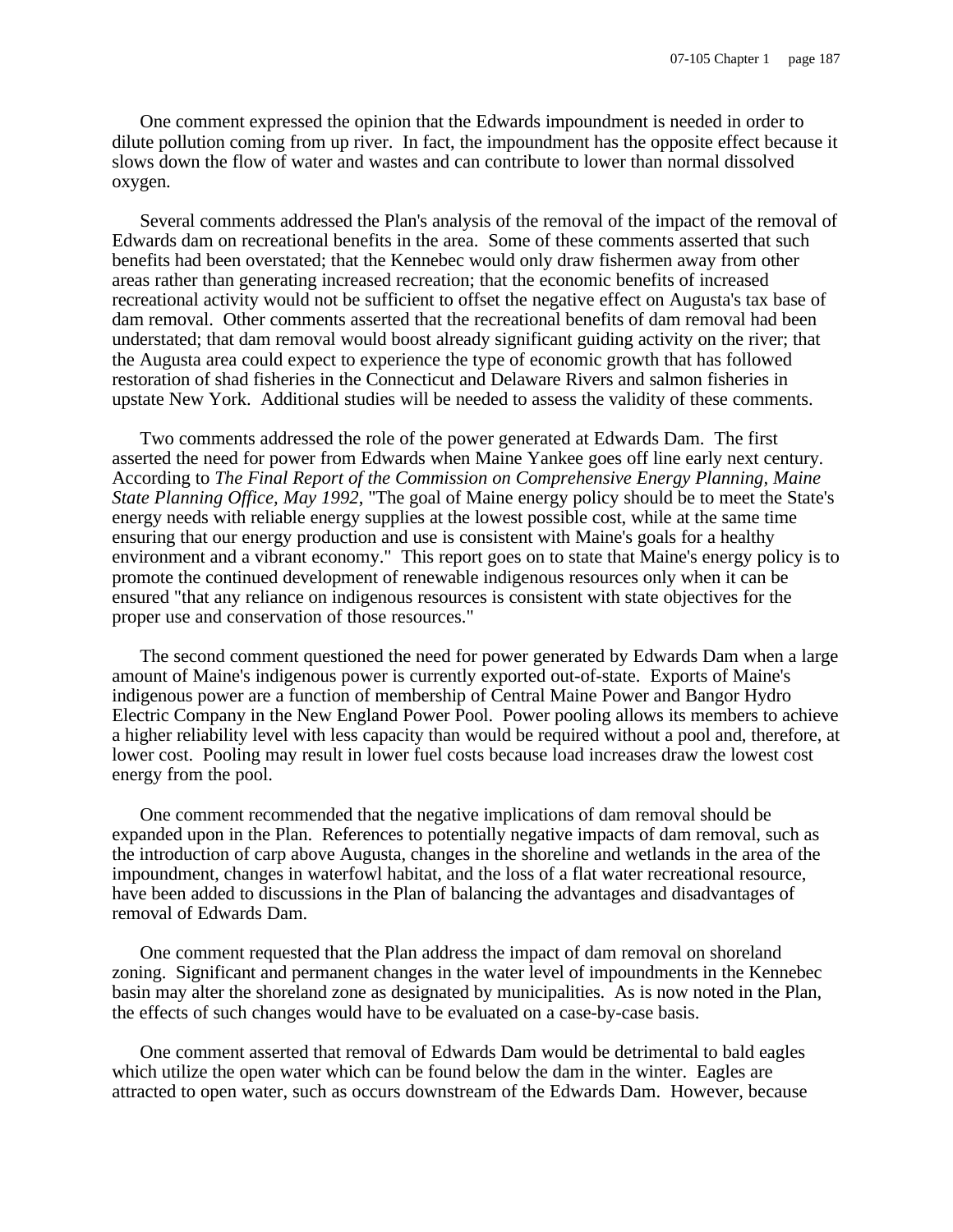One comment expressed the opinion that the Edwards impoundment is needed in order to dilute pollution coming from up river. In fact, the impoundment has the opposite effect because it slows down the flow of water and wastes and can contribute to lower than normal dissolved oxygen.

Several comments addressed the Plan's analysis of the removal of the impact of the removal of Edwards dam on recreational benefits in the area. Some of these comments asserted that such benefits had been overstated; that the Kennebec would only draw fishermen away from other areas rather than generating increased recreation; that the economic benefits of increased recreational activity would not be sufficient to offset the negative effect on Augusta's tax base of dam removal. Other comments asserted that the recreational benefits of dam removal had been understated; that dam removal would boost already significant guiding activity on the river; that the Augusta area could expect to experience the type of economic growth that has followed restoration of shad fisheries in the Connecticut and Delaware Rivers and salmon fisheries in upstate New York. Additional studies will be needed to assess the validity of these comments.

Two comments addressed the role of the power generated at Edwards Dam. The first asserted the need for power from Edwards when Maine Yankee goes off line early next century. According to *The Final Report of the Commission on Comprehensive Energy Planning, Maine State Planning Office, May 1992*, "The goal of Maine energy policy should be to meet the State's energy needs with reliable energy supplies at the lowest possible cost, while at the same time ensuring that our energy production and use is consistent with Maine's goals for a healthy environment and a vibrant economy." This report goes on to state that Maine's energy policy is to promote the continued development of renewable indigenous resources only when it can be ensured "that any reliance on indigenous resources is consistent with state objectives for the proper use and conservation of those resources."

The second comment questioned the need for power generated by Edwards Dam when a large amount of Maine's indigenous power is currently exported out-of-state. Exports of Maine's indigenous power are a function of membership of Central Maine Power and Bangor Hydro Electric Company in the New England Power Pool. Power pooling allows its members to achieve a higher reliability level with less capacity than would be required without a pool and, therefore, at lower cost. Pooling may result in lower fuel costs because load increases draw the lowest cost energy from the pool.

One comment recommended that the negative implications of dam removal should be expanded upon in the Plan. References to potentially negative impacts of dam removal, such as the introduction of carp above Augusta, changes in the shoreline and wetlands in the area of the impoundment, changes in waterfowl habitat, and the loss of a flat water recreational resource, have been added to discussions in the Plan of balancing the advantages and disadvantages of removal of Edwards Dam.

One comment requested that the Plan address the impact of dam removal on shoreland zoning. Significant and permanent changes in the water level of impoundments in the Kennebec basin may alter the shoreland zone as designated by municipalities. As is now noted in the Plan, the effects of such changes would have to be evaluated on a case-by-case basis.

One comment asserted that removal of Edwards Dam would be detrimental to bald eagles which utilize the open water which can be found below the dam in the winter. Eagles are attracted to open water, such as occurs downstream of the Edwards Dam. However, because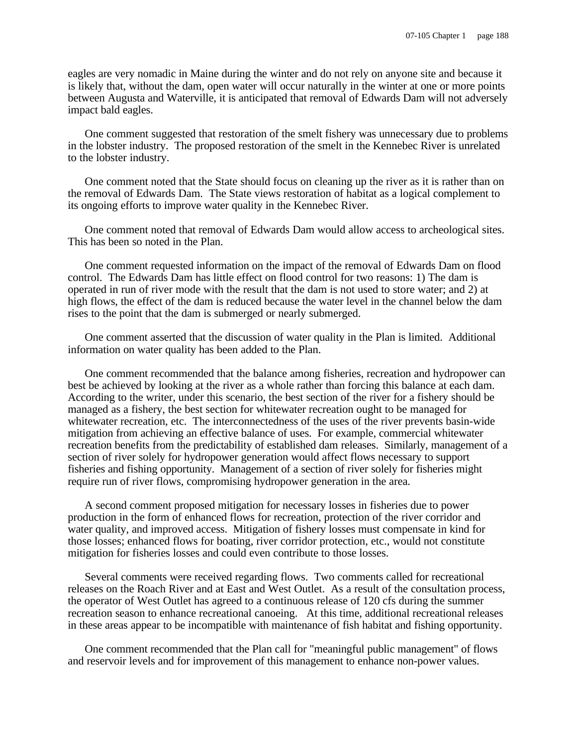eagles are very nomadic in Maine during the winter and do not rely on anyone site and because it is likely that, without the dam, open water will occur naturally in the winter at one or more points between Augusta and Waterville, it is anticipated that removal of Edwards Dam will not adversely impact bald eagles.

One comment suggested that restoration of the smelt fishery was unnecessary due to problems in the lobster industry. The proposed restoration of the smelt in the Kennebec River is unrelated to the lobster industry.

One comment noted that the State should focus on cleaning up the river as it is rather than on the removal of Edwards Dam. The State views restoration of habitat as a logical complement to its ongoing efforts to improve water quality in the Kennebec River.

One comment noted that removal of Edwards Dam would allow access to archeological sites. This has been so noted in the Plan.

One comment requested information on the impact of the removal of Edwards Dam on flood control. The Edwards Dam has little effect on flood control for two reasons: 1) The dam is operated in run of river mode with the result that the dam is not used to store water; and 2) at high flows, the effect of the dam is reduced because the water level in the channel below the dam rises to the point that the dam is submerged or nearly submerged.

One comment asserted that the discussion of water quality in the Plan is limited. Additional information on water quality has been added to the Plan.

One comment recommended that the balance among fisheries, recreation and hydropower can best be achieved by looking at the river as a whole rather than forcing this balance at each dam. According to the writer, under this scenario, the best section of the river for a fishery should be managed as a fishery, the best section for whitewater recreation ought to be managed for whitewater recreation, etc. The interconnectedness of the uses of the river prevents basin-wide mitigation from achieving an effective balance of uses. For example, commercial whitewater recreation benefits from the predictability of established dam releases. Similarly, management of a section of river solely for hydropower generation would affect flows necessary to support fisheries and fishing opportunity. Management of a section of river solely for fisheries might require run of river flows, compromising hydropower generation in the area.

A second comment proposed mitigation for necessary losses in fisheries due to power production in the form of enhanced flows for recreation, protection of the river corridor and water quality, and improved access. Mitigation of fishery losses must compensate in kind for those losses; enhanced flows for boating, river corridor protection, etc., would not constitute mitigation for fisheries losses and could even contribute to those losses.

Several comments were received regarding flows. Two comments called for recreational releases on the Roach River and at East and West Outlet. As a result of the consultation process, the operator of West Outlet has agreed to a continuous release of 120 cfs during the summer recreation season to enhance recreational canoeing. At this time, additional recreational releases in these areas appear to be incompatible with maintenance of fish habitat and fishing opportunity.

One comment recommended that the Plan call for "meaningful public management" of flows and reservoir levels and for improvement of this management to enhance non-power values.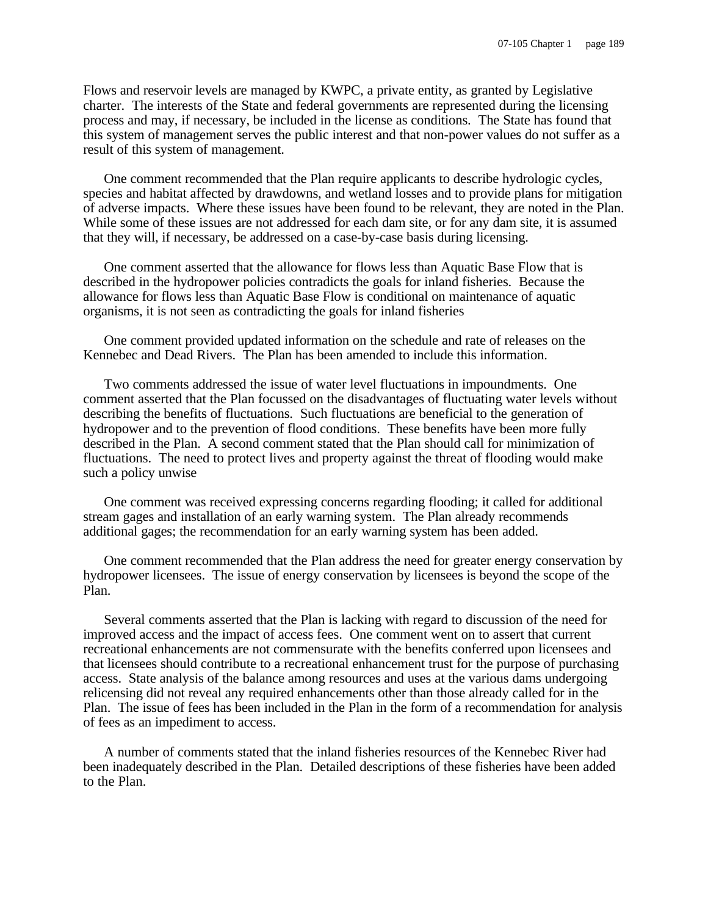Flows and reservoir levels are managed by KWPC, a private entity, as granted by Legislative charter. The interests of the State and federal governments are represented during the licensing process and may, if necessary, be included in the license as conditions. The State has found that this system of management serves the public interest and that non-power values do not suffer as a result of this system of management.

One comment recommended that the Plan require applicants to describe hydrologic cycles, species and habitat affected by drawdowns, and wetland losses and to provide plans for mitigation of adverse impacts. Where these issues have been found to be relevant, they are noted in the Plan. While some of these issues are not addressed for each dam site, or for any dam site, it is assumed that they will, if necessary, be addressed on a case-by-case basis during licensing.

One comment asserted that the allowance for flows less than Aquatic Base Flow that is described in the hydropower policies contradicts the goals for inland fisheries. Because the allowance for flows less than Aquatic Base Flow is conditional on maintenance of aquatic organisms, it is not seen as contradicting the goals for inland fisheries

One comment provided updated information on the schedule and rate of releases on the Kennebec and Dead Rivers. The Plan has been amended to include this information.

Two comments addressed the issue of water level fluctuations in impoundments. One comment asserted that the Plan focussed on the disadvantages of fluctuating water levels without describing the benefits of fluctuations. Such fluctuations are beneficial to the generation of hydropower and to the prevention of flood conditions. These benefits have been more fully described in the Plan. A second comment stated that the Plan should call for minimization of fluctuations. The need to protect lives and property against the threat of flooding would make such a policy unwise

One comment was received expressing concerns regarding flooding; it called for additional stream gages and installation of an early warning system. The Plan already recommends additional gages; the recommendation for an early warning system has been added.

One comment recommended that the Plan address the need for greater energy conservation by hydropower licensees. The issue of energy conservation by licensees is beyond the scope of the Plan.

Several comments asserted that the Plan is lacking with regard to discussion of the need for improved access and the impact of access fees. One comment went on to assert that current recreational enhancements are not commensurate with the benefits conferred upon licensees and that licensees should contribute to a recreational enhancement trust for the purpose of purchasing access. State analysis of the balance among resources and uses at the various dams undergoing relicensing did not reveal any required enhancements other than those already called for in the Plan. The issue of fees has been included in the Plan in the form of a recommendation for analysis of fees as an impediment to access.

A number of comments stated that the inland fisheries resources of the Kennebec River had been inadequately described in the Plan. Detailed descriptions of these fisheries have been added to the Plan.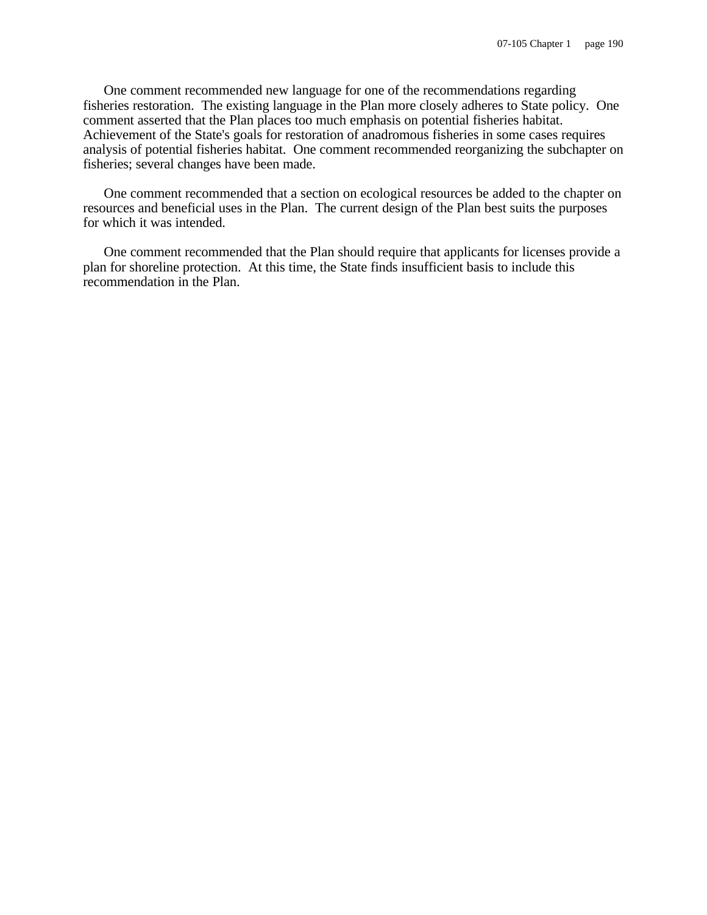One comment recommended new language for one of the recommendations regarding fisheries restoration. The existing language in the Plan more closely adheres to State policy. One comment asserted that the Plan places too much emphasis on potential fisheries habitat. Achievement of the State's goals for restoration of anadromous fisheries in some cases requires analysis of potential fisheries habitat. One comment recommended reorganizing the subchapter on fisheries; several changes have been made.

One comment recommended that a section on ecological resources be added to the chapter on resources and beneficial uses in the Plan. The current design of the Plan best suits the purposes for which it was intended.

One comment recommended that the Plan should require that applicants for licenses provide a plan for shoreline protection. At this time, the State finds insufficient basis to include this recommendation in the Plan.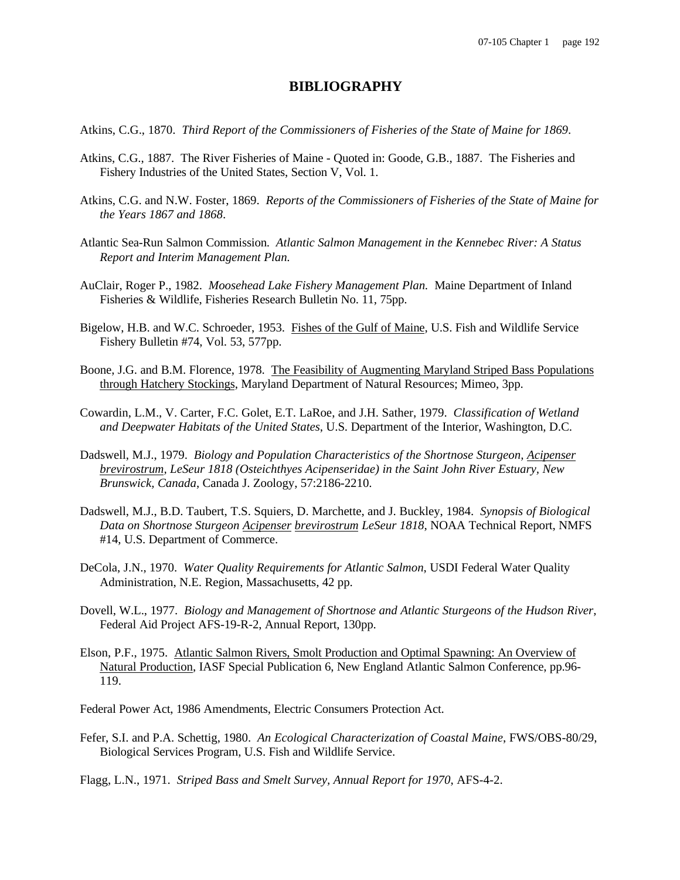# BIBLIOGRAPHY

Atkins, C.G., 1870. *Third Report of the Commissioners of Fisheries of the State of Maine for 1869*.

Atkins, C.G., 1887. The River Fisheries of Maine - Quoted in: Goode, G.B., 1887. The Fisheries and Fishery Industries of the United States, Section V, Vol. 1.

Atkins, C.G. and N.W. Foster, 1869. *Reports of the Commissioners of Fisheries of the State of Maine for the Years 1867 and 1868*.

Atlantic Sea-Run Salmon Commission. *Atlantic Salmon Management in the Kennebec River: A Status Report and Interim Management Plan.*

AuClair, Roger P., 1982. *Moosehead Lake Fishery Management Plan.* Maine Department of Inland Fisheries & Wildlife, Fisheries Research Bulletin No. 11, 75pp.

Bigelow, H.B. and W.C. Schroeder, 1953. <u>Fishes of the Gulf of Maine</u>, U.S. Fish and Wildlife Service Fishery Bulletin #74, Vol. 53, 577pp.

Boone, J.G. and B.M. Florence, 1978. <u>The Feasibility of Augmenting Maryland Striped Bass Populations through Hatchery Stockings</u>, Maryland Department of Natural Resources; Mimeo, 3pp.

Cowardin, L.M., V. Carter, F.C. Golet, E.T. LaRoe, and J.H. Sather, 1979. *Classification of Wetland and Deepwater Habitats of the United States*, U.S. Department of the Interior, Washington, D.C.

Dadswell, M.J., 1979. *Biology and Population Characteristics of the Shortnose Sturgeon, <u>Acipenser brevirostrum</u>, LeSeur 1818 (Osteichthyes Acipenseridae) in the Saint John River Estuary, New Brunswick, Canada*, Canada J. Zoology, 57:2186-2210.

Dadswell, M.J., B.D. Taubert, T.S. Squiers, D. Marchette, and J. Buckley, 1984. *Synopsis of Biological Data on Shortnose Sturgeon <u>Acipenser</u> <u>brevirostrum</u> LeSeur 1818*, NOAA Technical Report, NMFS #14, U.S. Department of Commerce.

DeCola, J.N., 1970. *Water Quality Requirements for Atlantic Salmon*, USDI Federal Water Quality Administration, N.E. Region, Massachusetts, 42 pp.

Dovell, W.L., 1977. *Biology and Management of Shortnose and Atlantic Sturgeons of the Hudson River*, Federal Aid Project AFS-19-R-2, Annual Report, 130pp.

Elson, P.F., 1975. <u>Atlantic Salmon Rivers, Smolt Production and Optimal Spawning: An Overview of Natural Production</u>, IASF Special Publication 6, New England Atlantic Salmon Conference, pp.96-119.

Federal Power Act, 1986 Amendments, Electric Consumers Protection Act.

Fefer, S.I. and P.A. Schettig, 1980. *An Ecological Characterization of Coastal Maine*, FWS/OBS-80/29, Biological Services Program, U.S. Fish and Wildlife Service.

Flagg, L.N., 1971. *Striped Bass and Smelt Survey, Annual Report for 1970*, AFS-4-2.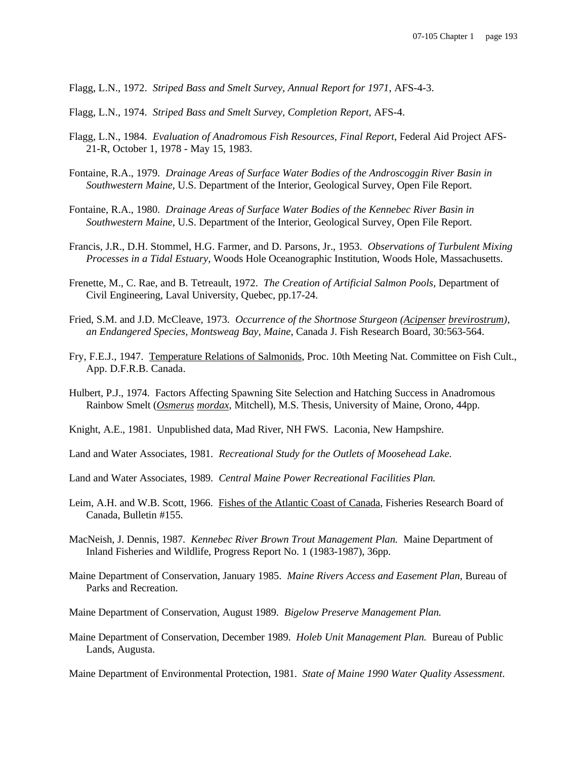Flagg, L.N., 1972. *Striped Bass and Smelt Survey, Annual Report for 1971*, AFS-4-3.

Flagg, L.N., 1974. *Striped Bass and Smelt Survey, Completion Report*, AFS-4.

Flagg, L.N., 1984. *Evaluation of Anadromous Fish Resources, Final Report*, Federal Aid Project AFS-21-R, October 1, 1978 - May 15, 1983.

Fontaine, R.A., 1979. *Drainage Areas of Surface Water Bodies of the Androscoggin River Basin in Southwestern Maine*, U.S. Department of the Interior, Geological Survey, Open File Report.

Fontaine, R.A., 1980. *Drainage Areas of Surface Water Bodies of the Kennebec River Basin in Southwestern Maine*, U.S. Department of the Interior, Geological Survey, Open File Report.

Francis, J.R., D.H. Stommel, H.G. Farmer, and D. Parsons, Jr., 1953. *Observations of Turbulent Mixing Processes in a Tidal Estuary*, Woods Hole Oceanographic Institution, Woods Hole, Massachusetts.

Frenette, M., C. Rae, and B. Tetreault, 1972. *The Creation of Artificial Salmon Pools*, Department of Civil Engineering, Laval University, Quebec, pp.17-24.

Fried, S.M. and J.D. McCleave, 1973. *Occurrence of the Shortnose Sturgeon (Acipenser brevirostrum), an Endangered Species, Montsweag Bay, Maine*, Canada J. Fish Research Board, 30:563-564.

Fry, F.E.J., 1947. Temperature Relations of Salmonids, Proc. 10th Meeting Nat. Committee on Fish Cult., App. D.F.R.B. Canada.

Hulbert, P.J., 1974. Factors Affecting Spawning Site Selection and Hatching Success in Anadromous Rainbow Smelt (Osmerus mordax, Mitchell), M.S. Thesis, University of Maine, Orono, 44pp.

Knight, A.E., 1981. Unpublished data, Mad River, NH FWS. Laconia, New Hampshire.

Land and Water Associates, 1981. *Recreational Study for the Outlets of Moosehead Lake.*

Land and Water Associates, 1989. *Central Maine Power Recreational Facilities Plan.*

Leim, A.H. and W.B. Scott, 1966. Fishes of the Atlantic Coast of Canada, Fisheries Research Board of Canada, Bulletin #155.

MacNeish, J. Dennis, 1987. *Kennebec River Brown Trout Management Plan.* Maine Department of Inland Fisheries and Wildlife, Progress Report No. 1 (1983-1987), 36pp.

Maine Department of Conservation, January 1985. *Maine Rivers Access and Easement Plan*, Bureau of Parks and Recreation.

Maine Department of Conservation, August 1989. *Bigelow Preserve Management Plan.*

Maine Department of Conservation, December 1989. *Holeb Unit Management Plan.* Bureau of Public Lands, Augusta.

Maine Department of Environmental Protection, 1981. *State of Maine 1990 Water Quality Assessment*.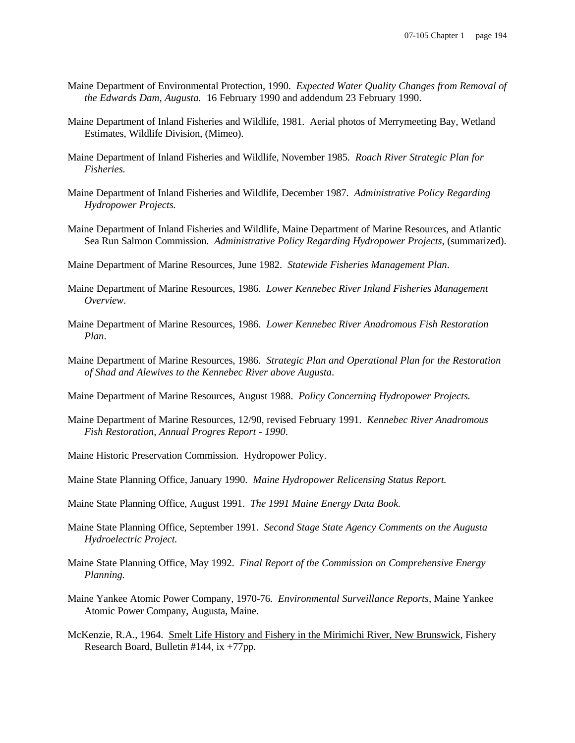Maine Department of Environmental Protection, 1990. *Expected Water Quality Changes from Removal of the Edwards Dam, Augusta.* 16 February 1990 and addendum 23 February 1990.

Maine Department of Inland Fisheries and Wildlife, 1981. Aerial photos of Merrymeeting Bay, Wetland Estimates, Wildlife Division, (Mimeo).

Maine Department of Inland Fisheries and Wildlife, November 1985. *Roach River Strategic Plan for Fisheries.*

Maine Department of Inland Fisheries and Wildlife, December 1987. *Administrative Policy Regarding Hydropower Projects.*

Maine Department of Inland Fisheries and Wildlife, Maine Department of Marine Resources, and Atlantic Sea Run Salmon Commission. *Administrative Policy Regarding Hydropower Projects*, (summarized).

Maine Department of Marine Resources, June 1982. *Statewide Fisheries Management Plan*.

Maine Department of Marine Resources, 1986. *Lower Kennebec River Inland Fisheries Management Overview*.

Maine Department of Marine Resources, 1986. *Lower Kennebec River Anadromous Fish Restoration Plan*.

Maine Department of Marine Resources, 1986. *Strategic Plan and Operational Plan for the Restoration of Shad and Alewives to the Kennebec River above Augusta*.

Maine Department of Marine Resources, August 1988. *Policy Concerning Hydropower Projects.*

Maine Department of Marine Resources, 12/90, revised February 1991. *Kennebec River Anadromous Fish Restoration, Annual Progres Report - 1990*.

Maine Historic Preservation Commission. Hydropower Policy.

Maine State Planning Office, January 1990. *Maine Hydropower Relicensing Status Report.*

Maine State Planning Office, August 1991. *The 1991 Maine Energy Data Book.*

Maine State Planning Office, September 1991. *Second Stage State Agency Comments on the Augusta Hydroelectric Project.*

Maine State Planning Office, May 1992. *Final Report of the Commission on Comprehensive Energy Planning.*

Maine Yankee Atomic Power Company, 1970-76. *Environmental Surveillance Reports*, Maine Yankee Atomic Power Company, Augusta, Maine.

McKenzie, R.A., 1964. Smelt Life History and Fishery in the Mirimichi River, New Brunswick, Fishery Research Board, Bulletin #144, ix +77pp.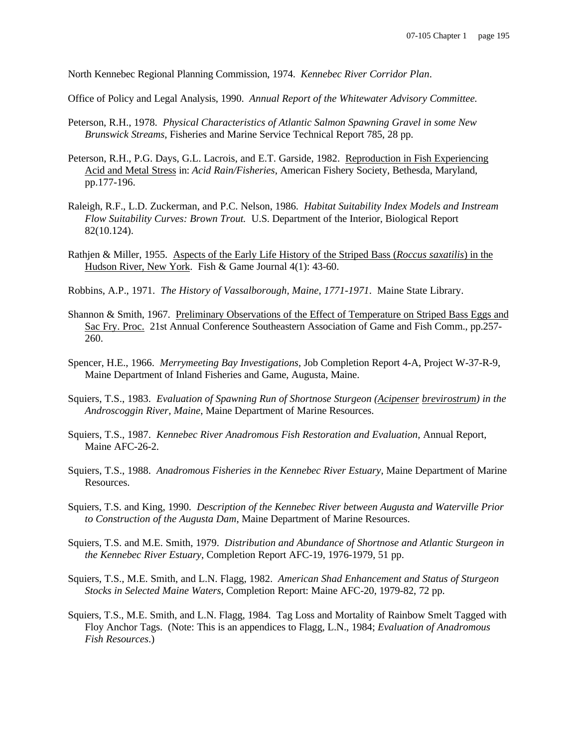North Kennebec Regional Planning Commission, 1974. *Kennebec River Corridor Plan*.

Office of Policy and Legal Analysis, 1990. *Annual Report of the Whitewater Advisory Committee.*

Peterson, R.H., 1978. *Physical Characteristics of Atlantic Salmon Spawning Gravel in some New Brunswick Streams*, Fisheries and Marine Service Technical Report 785, 28 pp.

Peterson, R.H., P.G. Days, G.L. Lacrois, and E.T. Garside, 1982. <u>Reproduction in Fish Experiencing Acid and Metal Stress</u> in: *Acid Rain/Fisheries*, American Fishery Society, Bethesda, Maryland, pp.177-196.

Raleigh, R.F., L.D. Zuckerman, and P.C. Nelson, 1986. *Habitat Suitability Index Models and Instream Flow Suitability Curves: Brown Trout.* U.S. Department of the Interior, Biological Report 82(10.124).

Rathjen & Miller, 1955. <u>Aspects of the Early Life History of the Striped Bass (*Roccus saxatilis*) in the Hudson River, New York</u>. Fish & Game Journal 4(1): 43-60.

Robbins, A.P., 1971. *The History of Vassalborough, Maine, 1771-1971*. Maine State Library.

Shannon & Smith, 1967. <u>Preliminary Observations of the Effect of Temperature on Striped Bass Eggs and Sac Fry. Proc.</u> 21st Annual Conference Southeastern Association of Game and Fish Comm., pp.257-260.

Spencer, H.E., 1966. *Merrymeeting Bay Investigations*, Job Completion Report 4-A, Project W-37-R-9, Maine Department of Inland Fisheries and Game, Augusta, Maine.

Squiers, T.S., 1983. *Evaluation of Spawning Run of Shortnose Sturgeon (<u>Acipenser</u> <u>brevirostrum</u>) in the Androscoggin River, Maine*, Maine Department of Marine Resources.

Squiers, T.S., 1987. *Kennebec River Anadromous Fish Restoration and Evaluation,* Annual Report, Maine AFC-26-2.

Squiers, T.S., 1988. *Anadromous Fisheries in the Kennebec River Estuary*, Maine Department of Marine Resources.

Squiers, T.S. and King, 1990. *Description of the Kennebec River between Augusta and Waterville Prior to Construction of the Augusta Dam*, Maine Department of Marine Resources.

Squiers, T.S. and M.E. Smith, 1979. *Distribution and Abundance of Shortnose and Atlantic Sturgeon in the Kennebec River Estuary*, Completion Report AFC-19, 1976-1979, 51 pp.

Squiers, T.S., M.E. Smith, and L.N. Flagg, 1982. *American Shad Enhancement and Status of Sturgeon Stocks in Selected Maine Waters*, Completion Report: Maine AFC-20, 1979-82, 72 pp.

Squiers, T.S., M.E. Smith, and L.N. Flagg, 1984. Tag Loss and Mortality of Rainbow Smelt Tagged with Floy Anchor Tags. (Note: This is an appendices to Flagg, L.N., 1984; *Evaluation of Anadromous Fish Resources*.)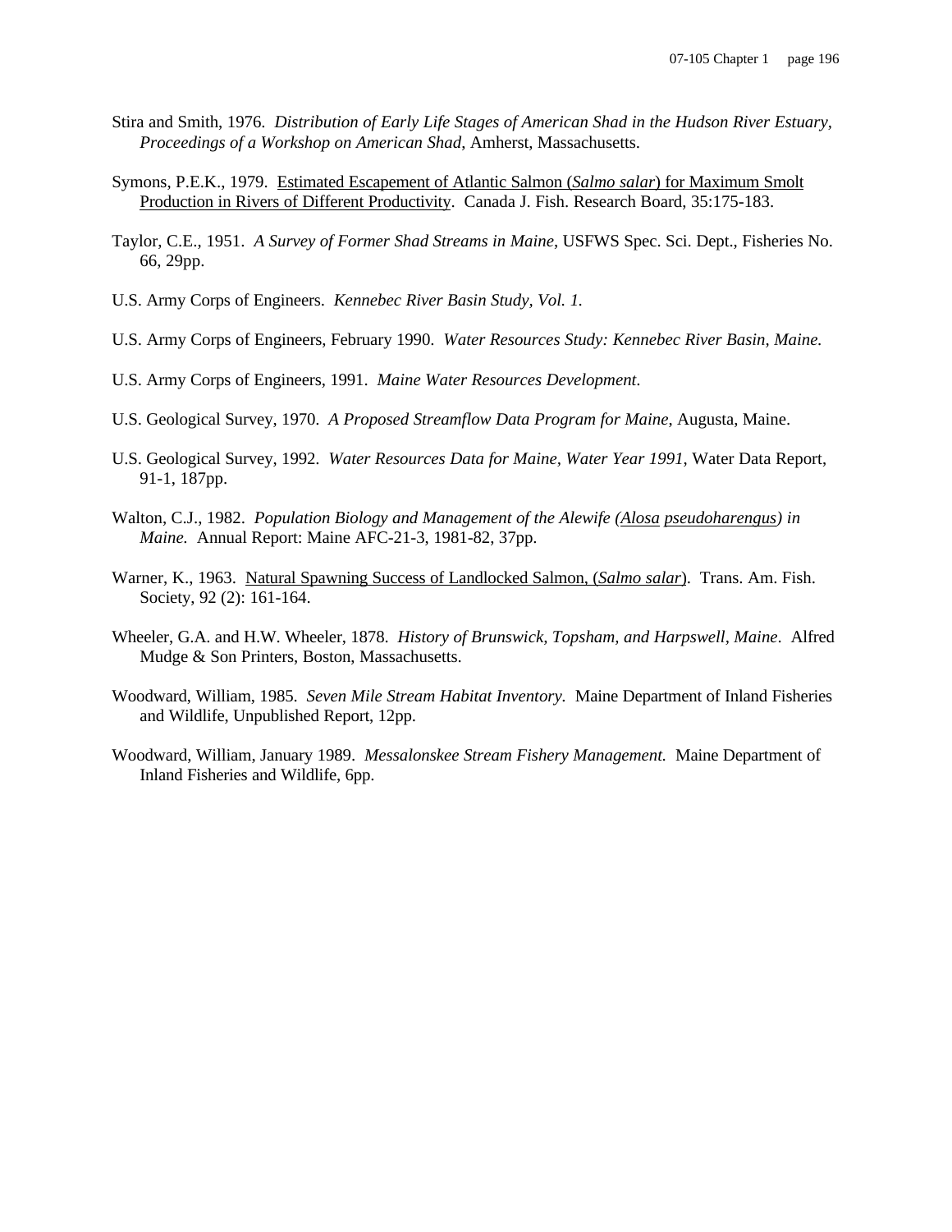Stira and Smith, 1976. *Distribution of Early Life Stages of American Shad in the Hudson River Estuary, Proceedings of a Workshop on American Shad*, Amherst, Massachusetts.

Symons, P.E.K., 1979. Estimated Escapement of Atlantic Salmon (*Salmo salar*) for Maximum Smolt Production in Rivers of Different Productivity. Canada J. Fish. Research Board, 35:175-183.

Taylor, C.E., 1951. *A Survey of Former Shad Streams in Maine*, USFWS Spec. Sci. Dept., Fisheries No. 66, 29pp.

U.S. Army Corps of Engineers. *Kennebec River Basin Study, Vol. 1.*

U.S. Army Corps of Engineers, February 1990. *Water Resources Study: Kennebec River Basin, Maine.*

U.S. Army Corps of Engineers, 1991. *Maine Water Resources Development*.

U.S. Geological Survey, 1970. *A Proposed Streamflow Data Program for Maine*, Augusta, Maine.

U.S. Geological Survey, 1992. *Water Resources Data for Maine, Water Year 1991*, Water Data Report, 91-1, 187pp.

Walton, C.J., 1982. *Population Biology and Management of the Alewife (Alosa pseudoharengus) in Maine.* Annual Report: Maine AFC-21-3, 1981-82, 37pp.

Warner, K., 1963. Natural Spawning Success of Landlocked Salmon, (*Salmo salar*). Trans. Am. Fish. Society, 92 (2): 161-164.

Wheeler, G.A. and H.W. Wheeler, 1878. *History of Brunswick, Topsham, and Harpswell, Maine*. Alfred Mudge & Son Printers, Boston, Massachusetts.

Woodward, William, 1985. *Seven Mile Stream Habitat Inventory.* Maine Department of Inland Fisheries and Wildlife, Unpublished Report, 12pp.

Woodward, William, January 1989. *Messalonskee Stream Fishery Management.* Maine Department of Inland Fisheries and Wildlife, 6pp.